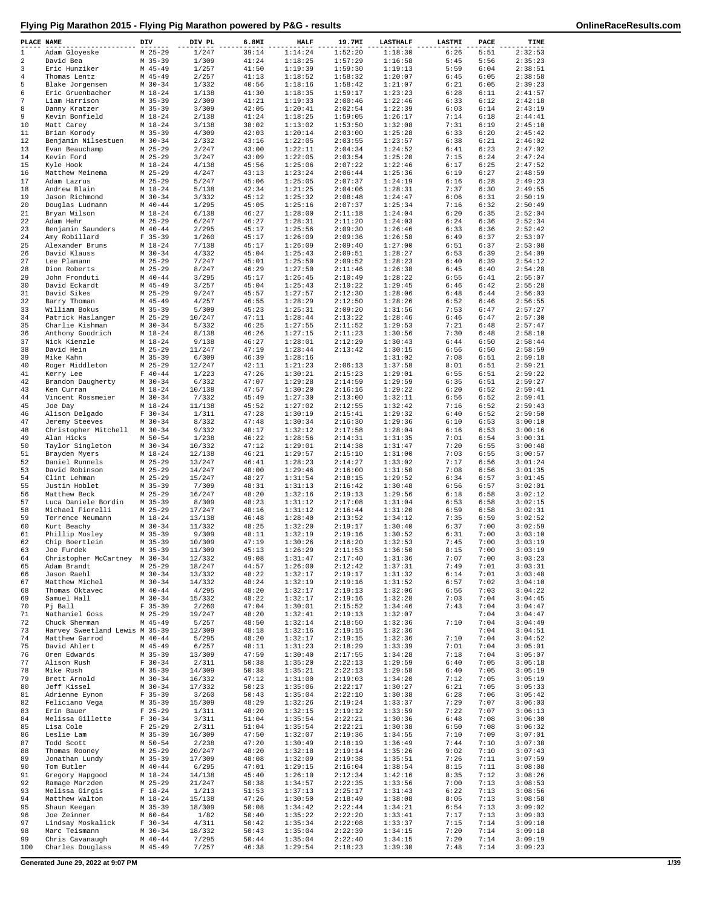# Flying Pig Marathon 2015 - Flying Pig Marathon powered by P&G - results

| PLACE | NAME | DIV | DIV PL | 6.8MI | HALF | 19.7MI | LASTHALF | LASTMI | PACE | TIME |
|---|---|---|---|---|---|---|---|---|---|---|
| 1 | Adam Gloyeske | M 25-29 | 1/247 | 39:14 | 1:14:24 | 1:52:20 | 1:18:30 | 6:26 | 5:51 | 2:32:53 |
| 2 | David Bea | M 35-39 | 1/309 | 41:24 | 1:18:25 | 1:57:29 | 1:16:58 | 5:45 | 5:56 | 2:35:23 |
| 3 | Eric Hunziker | M 45-49 | 1/257 | 41:50 | 1:19:39 | 1:59:30 | 1:19:13 | 5:59 | 6:04 | 2:38:51 |
| 4 | Thomas Lentz | M 45-49 | 2/257 | 41:13 | 1:18:52 | 1:58:32 | 1:20:07 | 6:45 | 6:05 | 2:38:58 |
| 5 | Blake Jorgensen | M 30-34 | 1/332 | 40:56 | 1:18:16 | 1:58:42 | 1:21:07 | 6:21 | 6:05 | 2:39:23 |
| 6 | Eric Gruenbacher | M 18-24 | 1/138 | 41:30 | 1:18:35 | 1:59:17 | 1:23:23 | 6:28 | 6:11 | 2:41:57 |
| 7 | Liam Harrison | M 35-39 | 2/309 | 41:21 | 1:19:33 | 2:00:46 | 1:22:46 | 6:33 | 6:12 | 2:42:18 |
| 8 | Danny Kratzer | M 35-39 | 3/309 | 42:05 | 1:20:41 | 2:02:54 | 1:22:39 | 6:03 | 6:14 | 2:43:19 |
| 9 | Kevin Bonfield | M 18-24 | 2/138 | 41:24 | 1:18:25 | 1:59:05 | 1:26:17 | 7:14 | 6:18 | 2:44:41 |
| 10 | Matt Carey | M 18-24 | 3/138 | 38:02 | 1:13:02 | 1:53:50 | 1:32:08 | 7:31 | 6:19 | 2:45:10 |
| 11 | Brian Korody | M 35-39 | 4/309 | 42:03 | 1:20:14 | 2:03:00 | 1:25:28 | 6:33 | 6:20 | 2:45:42 |
| 12 | Benjamin Nilsestuen | M 30-34 | 2/332 | 43:16 | 1:22:05 | 2:03:55 | 1:23:57 | 6:38 | 6:21 | 2:46:02 |
| 13 | Evan Beauchamp | M 25-29 | 2/247 | 43:00 | 1:22:11 | 2:04:34 | 1:24:52 | 6:41 | 6:23 | 2:47:02 |
| 14 | Kevin Ford | M 25-29 | 3/247 | 43:09 | 1:22:05 | 2:03:54 | 1:25:20 | 7:15 | 6:24 | 2:47:24 |
| 15 | Kyle Hook | M 18-24 | 4/138 | 45:56 | 1:25:06 | 2:07:22 | 1:22:46 | 6:17 | 6:25 | 2:47:52 |
| 16 | Matthew Meinema | M 25-29 | 4/247 | 43:13 | 1:23:24 | 2:06:44 | 1:25:36 | 6:19 | 6:27 | 2:48:59 |
| 17 | Adam Lazrus | M 25-29 | 5/247 | 45:06 | 1:25:05 | 2:07:37 | 1:24:19 | 6:16 | 6:28 | 2:49:23 |
| 18 | Andrew Blain | M 18-24 | 5/138 | 42:34 | 1:21:25 | 2:04:06 | 1:28:31 | 7:37 | 6:30 | 2:49:55 |
| 19 | Jason Richmond | M 30-34 | 3/332 | 45:12 | 1:25:32 | 2:08:48 | 1:24:47 | 6:06 | 6:31 | 2:50:19 |
| 20 | Douglas Ludmann | M 40-44 | 1/295 | 45:05 | 1:25:16 | 2:07:37 | 1:25:34 | 7:16 | 6:32 | 2:50:49 |
| 21 | Bryan Wilson | M 18-24 | 6/138 | 46:27 | 1:28:00 | 2:11:18 | 1:24:04 | 6:20 | 6:35 | 2:52:04 |
| 22 | Adam Hehr | M 25-29 | 6/247 | 46:27 | 1:28:31 | 2:11:20 | 1:24:03 | 6:24 | 6:36 | 2:52:34 |
| 23 | Benjamin Saunders | M 40-44 | 2/295 | 45:17 | 1:25:56 | 2:09:30 | 1:26:46 | 6:33 | 6:36 | 2:52:42 |
| 24 | Amy Robillard | F 35-39 | 1/260 | 45:17 | 1:26:09 | 2:09:36 | 1:26:58 | 6:49 | 6:37 | 2:53:07 |
| 25 | Alexander Bruns | M 18-24 | 7/138 | 45:17 | 1:26:09 | 2:09:40 | 1:27:00 | 6:51 | 6:37 | 2:53:08 |
| 26 | David Klauss | M 30-34 | 4/332 | 45:04 | 1:25:43 | 2:09:51 | 1:28:27 | 6:53 | 6:39 | 2:54:09 |
| 27 | Lee Plamann | M 25-29 | 7/247 | 45:01 | 1:25:50 | 2:09:52 | 1:28:23 | 6:40 | 6:39 | 2:54:12 |
| 28 | Dion Roberts | M 25-29 | 8/247 | 46:29 | 1:27:50 | 2:11:46 | 1:26:38 | 6:45 | 6:40 | 2:54:28 |
| 29 | John Fronduti | M 40-44 | 3/295 | 45:17 | 1:26:45 | 2:10:49 | 1:28:22 | 6:55 | 6:41 | 2:55:07 |
| 30 | David Eckardt | M 45-49 | 3/257 | 45:04 | 1:25:43 | 2:10:22 | 1:29:45 | 6:46 | 6:42 | 2:55:28 |
| 31 | David Sikes | M 25-29 | 9/247 | 45:57 | 1:27:57 | 2:12:30 | 1:28:06 | 6:48 | 6:44 | 2:56:03 |
| 32 | Barry Thoman | M 45-49 | 4/257 | 46:55 | 1:28:29 | 2:12:50 | 1:28:26 | 6:52 | 6:46 | 2:56:55 |
| 33 | William Bokus | M 35-39 | 5/309 | 45:23 | 1:25:31 | 2:09:20 | 1:31:56 | 7:53 | 6:47 | 2:57:27 |
| 34 | Patrick Haslanger | M 25-29 | 10/247 | 47:11 | 1:28:44 | 2:13:22 | 1:28:46 | 6:46 | 6:47 | 2:57:30 |
| 35 | Charlie Kishman | M 30-34 | 5/332 | 46:25 | 1:27:55 | 2:11:52 | 1:29:53 | 7:21 | 6:48 | 2:57:47 |
| 36 | Anthony Goodrich | M 18-24 | 8/138 | 46:26 | 1:27:15 | 2:11:23 | 1:30:56 | 7:30 | 6:48 | 2:58:10 |
| 37 | Nick Kienzle | M 18-24 | 9/138 | 46:27 | 1:28:01 | 2:12:29 | 1:30:43 | 6:44 | 6:50 | 2:58:44 |
| 38 | David Hein | M 25-29 | 11/247 | 47:19 | 1:28:44 | 2:13:42 | 1:30:15 | 6:56 | 6:50 | 2:58:59 |
| 39 | Mike Kahn | M 35-39 | 6/309 | 46:39 | 1:28:16 | | 1:31:02 | 7:08 | 6:51 | 2:59:18 |
| 40 | Roger Middleton | M 25-29 | 12/247 | 42:11 | 1:21:23 | 2:06:13 | 1:37:58 | 8:01 | 6:51 | 2:59:21 |
| 41 | Kerry Lee | F 40-44 | 1/223 | 47:26 | 1:30:21 | 2:15:23 | 1:29:01 | 6:55 | 6:51 | 2:59:22 |
| 42 | Brandon Daugherty | M 30-34 | 6/332 | 47:07 | 1:29:28 | 2:14:59 | 1:29:59 | 6:35 | 6:51 | 2:59:27 |
| 43 | Ken Curran | M 18-24 | 10/138 | 47:57 | 1:30:20 | 2:16:16 | 1:29:22 | 6:20 | 6:52 | 2:59:41 |
| 44 | Vincent Rossmeier | M 30-34 | 7/332 | 45:49 | 1:27:30 | 2:13:00 | 1:32:11 | 6:56 | 6:52 | 2:59:41 |
| 45 | Joe Day | M 18-24 | 11/138 | 45:52 | 1:27:02 | 2:12:55 | 1:32:42 | 7:16 | 6:52 | 2:59:43 |
| 46 | Alison Delgado | F 30-34 | 1/311 | 47:28 | 1:30:19 | 2:15:41 | 1:29:32 | 6:40 | 6:52 | 2:59:50 |
| 47 | Jeremy Steeves | M 30-34 | 8/332 | 47:48 | 1:30:34 | 2:16:30 | 1:29:36 | 6:10 | 6:53 | 3:00:10 |
| 48 | Christopher Mitchell | M 30-34 | 9/332 | 48:17 | 1:32:12 | 2:17:58 | 1:28:04 | 6:16 | 6:53 | 3:00:16 |
| 49 | Alan Hicks | M 50-54 | 1/238 | 46:22 | 1:28:56 | 2:14:31 | 1:31:35 | 7:01 | 6:54 | 3:00:31 |
| 50 | Taylor Singleton | M 30-34 | 10/332 | 47:12 | 1:29:01 | 2:14:38 | 1:31:47 | 7:20 | 6:55 | 3:00:48 |
| 51 | Brayden Myers | M 18-24 | 12/138 | 46:21 | 1:29:57 | 2:15:10 | 1:31:00 | 7:03 | 6:55 | 3:00:57 |
| 52 | Daniel Runnels | M 25-29 | 13/247 | 46:41 | 1:28:23 | 2:14:27 | 1:33:02 | 7:17 | 6:56 | 3:01:24 |
| 53 | David Robinson | M 25-29 | 14/247 | 48:00 | 1:29:46 | 2:16:00 | 1:31:50 | 7:08 | 6:56 | 3:01:35 |
| 54 | Clint Lehman | M 25-29 | 15/247 | 48:27 | 1:31:54 | 2:18:15 | 1:29:52 | 6:34 | 6:57 | 3:01:45 |
| 55 | Justin Hoblet | M 35-39 | 7/309 | 48:31 | 1:31:13 | 2:16:42 | 1:30:48 | 6:56 | 6:57 | 3:02:01 |
| 56 | Matthew Beck | M 25-29 | 16/247 | 48:20 | 1:32:16 | 2:19:13 | 1:29:56 | 6:18 | 6:58 | 3:02:12 |
| 57 | Luca Daniele Bordin | M 35-39 | 8/309 | 48:23 | 1:31:12 | 2:17:08 | 1:31:04 | 6:53 | 6:58 | 3:02:15 |
| 58 | Michael Fiorelli | M 25-29 | 17/247 | 48:16 | 1:31:12 | 2:16:44 | 1:31:20 | 6:59 | 6:58 | 3:02:31 |
| 59 | Terrence Neumann | M 18-24 | 13/138 | 46:48 | 1:28:40 | 2:13:52 | 1:34:12 | 7:35 | 6:59 | 3:02:52 |
| 60 | Kurt Beachy | M 30-34 | 11/332 | 48:25 | 1:32:20 | 2:19:17 | 1:30:40 | 6:37 | 7:00 | 3:02:59 |
| 61 | Phillip Mosley | M 35-39 | 9/309 | 48:11 | 1:32:19 | 2:19:16 | 1:30:52 | 6:31 | 7:00 | 3:03:10 |
| 62 | Chip Boertlein | M 35-39 | 10/309 | 47:19 | 1:30:26 | 2:16:20 | 1:32:53 | 7:45 | 7:00 | 3:03:19 |
| 63 | Joe Furdek | M 35-39 | 11/309 | 45:13 | 1:26:29 | 2:11:53 | 1:36:50 | 8:15 | 7:00 | 3:03:19 |
| 64 | Christopher McCartney | M 30-34 | 12/332 | 49:08 | 1:31:47 | 2:17:40 | 1:31:36 | 7:07 | 7:00 | 3:03:23 |
| 65 | Adam Brandt | M 25-29 | 18/247 | 44:57 | 1:26:00 | 2:12:42 | 1:37:31 | 7:49 | 7:01 | 3:03:31 |
| 66 | Jason Raehl | M 30-34 | 13/332 | 48:22 | 1:32:17 | 2:19:17 | 1:31:32 | 6:14 | 7:01 | 3:03:48 |
| 67 | Matthew Michel | M 30-34 | 14/332 | 48:24 | 1:32:19 | 2:19:16 | 1:31:52 | 6:57 | 7:02 | 3:04:10 |
| 68 | Thomas Oktavec | M 40-44 | 4/295 | 48:20 | 1:32:17 | 2:19:13 | 1:32:06 | 6:56 | 7:03 | 3:04:22 |
| 69 | Samuel Hall | M 30-34 | 15/332 | 48:22 | 1:32:17 | 2:19:16 | 1:32:28 | 7:03 | 7:04 | 3:04:45 |
| 70 | Pj Ball | F 35-39 | 2/260 | 47:04 | 1:30:01 | 2:15:52 | 1:34:46 | 7:43 | 7:04 | 3:04:47 |
| 71 | Nathaniel Goss | M 25-29 | 19/247 | 48:20 | 1:32:41 | 2:19:13 | 1:32:07 | | 7:04 | 3:04:47 |
| 72 | Chuck Sherman | M 45-49 | 5/257 | 48:50 | 1:32:14 | 2:18:50 | 1:32:36 | 7:10 | 7:04 | 3:04:49 |
| 73 | Harvey Sweetland Lewis | M 35-39 | 12/309 | 48:18 | 1:32:16 | 2:19:15 | 1:32:36 | | 7:04 | 3:04:51 |
| 74 | Matthew Garrod | M 40-44 | 5/295 | 48:20 | 1:32:17 | 2:19:15 | 1:32:36 | 7:10 | 7:04 | 3:04:52 |
| 75 | David Ahlert | M 45-49 | 6/257 | 48:11 | 1:31:23 | 2:18:29 | 1:33:39 | 7:01 | 7:04 | 3:05:01 |
| 76 | Oren Edwards | M 35-39 | 13/309 | 47:59 | 1:30:40 | 2:17:55 | 1:34:28 | 7:18 | 7:04 | 3:05:07 |
| 77 | Alison Rush | F 30-34 | 2/311 | 50:38 | 1:35:20 | 2:22:13 | 1:29:59 | 6:40 | 7:05 | 3:05:18 |
| 78 | Mike Rush | M 35-39 | 14/309 | 50:38 | 1:35:21 | 2:22:13 | 1:29:58 | 6:40 | 7:05 | 3:05:19 |
| 79 | Brett Arnold | M 30-34 | 16/332 | 47:12 | 1:31:00 | 2:19:03 | 1:34:20 | 7:12 | 7:05 | 3:05:19 |
| 80 | Jeff Kissel | M 30-34 | 17/332 | 50:23 | 1:35:06 | 2:22:17 | 1:30:27 | 6:21 | 7:05 | 3:05:33 |
| 81 | Adrienne Eynon | F 35-39 | 3/260 | 50:43 | 1:35:04 | 2:22:10 | 1:30:38 | 6:28 | 7:06 | 3:05:42 |
| 82 | Feliciano Vega | M 35-39 | 15/309 | 48:29 | 1:32:26 | 2:19:24 | 1:33:37 | 7:29 | 7:07 | 3:06:03 |
| 83 | Erin Bauer | F 25-29 | 1/311 | 48:20 | 1:32:15 | 2:19:12 | 1:33:59 | 7:22 | 7:07 | 3:06:13 |
| 84 | Melissa Gillette | F 30-34 | 3/311 | 51:04 | 1:35:54 | 2:22:21 | 1:30:36 | 6:48 | 7:08 | 3:06:30 |
| 85 | Lisa Cole | F 25-29 | 2/311 | 51:04 | 1:35:54 | 2:22:21 | 1:30:38 | 6:50 | 7:08 | 3:06:32 |
| 86 | Leslie Lam | M 35-39 | 16/309 | 47:50 | 1:32:07 | 2:19:36 | 1:34:55 | 7:10 | 7:09 | 3:07:01 |
| 87 | Todd Scott | M 50-54 | 2/238 | 47:20 | 1:30:49 | 2:18:19 | 1:36:49 | 7:44 | 7:10 | 3:07:38 |
| 88 | Thomas Rooney | M 25-29 | 20/247 | 48:20 | 1:32:18 | 2:19:14 | 1:35:26 | 9:02 | 7:10 | 3:07:43 |
| 89 | Jonathan Lundy | M 35-39 | 17/309 | 48:08 | 1:32:09 | 2:19:38 | 1:35:51 | 7:26 | 7:11 | 3:07:59 |
| 90 | Tom Butler | M 40-44 | 6/295 | 47:01 | 1:29:15 | 2:16:04 | 1:38:54 | 8:15 | 7:11 | 3:08:08 |
| 91 | Gregory Hapgood | M 18-24 | 14/138 | 45:40 | 1:26:10 | 2:12:34 | 1:42:16 | 8:35 | 7:12 | 3:08:26 |
| 92 | Ramage Marzden | M 25-29 | 21/247 | 50:38 | 1:34:57 | 2:22:35 | 1:33:56 | 7:00 | 7:13 | 3:08:53 |
| 93 | Melissa Girgis | F 18-24 | 1/213 | 51:53 | 1:37:13 | 2:25:17 | 1:31:43 | 6:22 | 7:13 | 3:08:56 |
| 94 | Matthew Walton | M 18-24 | 15/138 | 47:26 | 1:30:50 | 2:18:49 | 1:38:08 | 8:05 | 7:13 | 3:08:58 |
| 95 | Shaun Keegan | M 35-39 | 18/309 | 50:08 | 1:34:42 | 2:22:44 | 1:34:21 | 6:54 | 7:13 | 3:09:02 |
| 96 | Joe Zeinner | M 60-64 | 1/82 | 50:40 | 1:35:22 | 2:22:20 | 1:33:41 | 7:17 | 7:13 | 3:09:03 |
| 97 | Lindsay Moskalick | F 30-34 | 4/311 | 50:42 | 1:35:34 | 2:22:08 | 1:33:37 | 7:15 | 7:14 | 3:09:10 |
| 98 | Marc Teismann | M 30-34 | 18/332 | 50:43 | 1:35:04 | 2:22:39 | 1:34:15 | 7:20 | 7:14 | 3:09:18 |
| 99 | Chris Cavanaugh | M 40-44 | 7/295 | 50:44 | 1:35:04 | 2:22:40 | 1:34:15 | 7:20 | 7:14 | 3:09:19 |
| 100 | Charles Douglass | M 45-49 | 7/257 | 46:38 | 1:29:54 | 2:18:23 | 1:39:30 | 7:48 | 7:14 | 3:09:23 |

Generated June 29, 2022 at 9:07 PM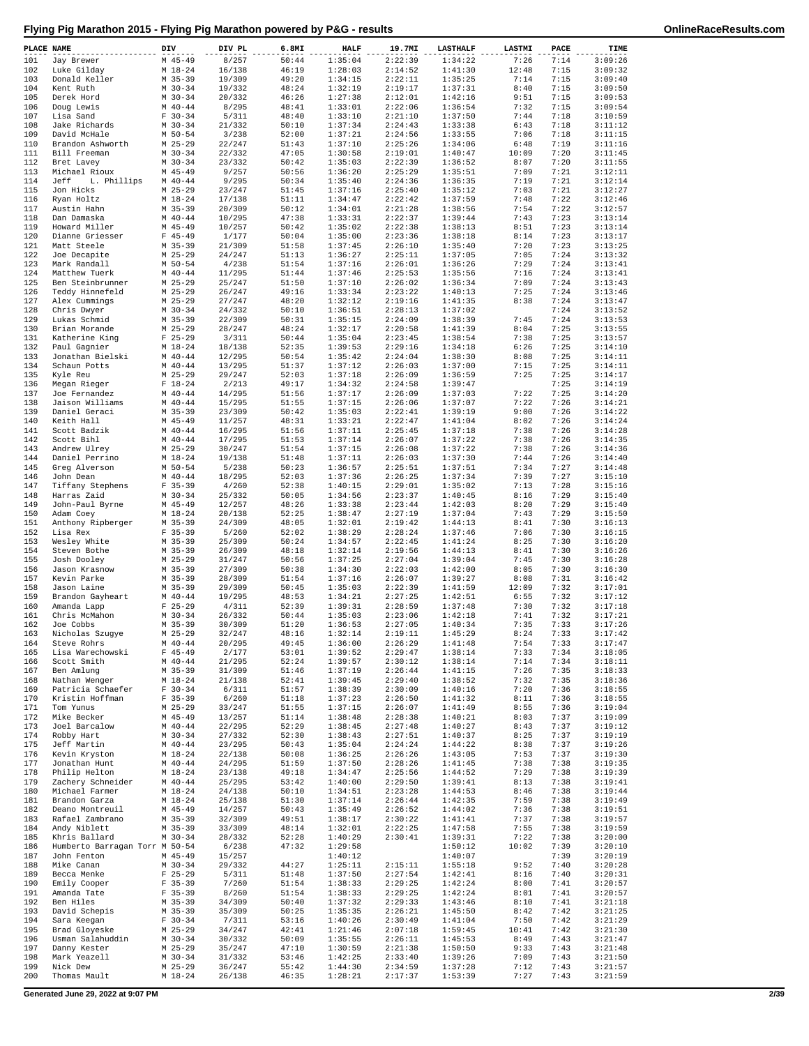# Flying Pig Marathon 2015 - Flying Pig Marathon powered by P&G - results

| PLACE | NAME | DIV | DIV PL | 6.8MI | HALF | 19.7MI | LASTHALF | LASTMI | PACE | TIME |
|---|---|---|---|---|---|---|---|---|---|---|
| 101 | Jay Brewer | M 45-49 | 8/257 | 50:44 | 1:35:04 | 2:22:39 | 1:34:22 | 7:26 | 7:14 | 3:09:26 |
| 102 | Luke Gilday | M 18-24 | 16/138 | 46:19 | 1:28:03 | 2:14:52 | 1:41:30 | 12:48 | 7:15 | 3:09:32 |
| 103 | Donald Keller | M 35-39 | 19/309 | 49:20 | 1:34:15 | 2:22:11 | 1:35:25 | 7:14 | 7:15 | 3:09:40 |
| 104 | Kent Ruth | M 30-34 | 19/332 | 48:24 | 1:32:19 | 2:19:17 | 1:37:31 | 8:40 | 7:15 | 3:09:50 |
| 105 | Derek Hord | M 30-34 | 20/332 | 46:26 | 1:27:38 | 2:12:01 | 1:42:16 | 9:51 | 7:15 | 3:09:53 |
| 106 | Doug Lewis | M 40-44 | 8/295 | 48:41 | 1:33:01 | 2:22:06 | 1:36:54 | 7:32 | 7:15 | 3:09:54 |
| 107 | Lisa Sand | F 30-34 | 5/311 | 48:40 | 1:33:10 | 2:21:10 | 1:37:50 | 7:44 | 7:18 | 3:10:59 |
| 108 | Jake Richards | M 30-34 | 21/332 | 50:10 | 1:37:34 | 2:24:43 | 1:33:38 | 6:43 | 7:18 | 3:11:12 |
| 109 | David McHale | M 50-54 | 3/238 | 52:00 | 1:37:21 | 2:24:56 | 1:33:55 | 7:06 | 7:18 | 3:11:15 |
| 110 | Brandon Ashworth | M 25-29 | 22/247 | 51:43 | 1:37:10 | 2:25:26 | 1:34:06 | 6:48 | 7:19 | 3:11:16 |
| 111 | Bill Freeman | M 30-34 | 22/332 | 47:05 | 1:30:58 | 2:19:01 | 1:40:47 | 10:09 | 7:20 | 3:11:45 |
| 112 | Bret Lavey | M 30-34 | 23/332 | 50:42 | 1:35:03 | 2:22:39 | 1:36:52 | 8:07 | 7:20 | 3:11:55 |
| 113 | Michael Rioux | M 45-49 | 9/257 | 50:56 | 1:36:20 | 2:25:29 | 1:35:51 | 7:09 | 7:21 | 3:12:11 |
| 114 | Jeff L. Phillips | M 40-44 | 9/295 | 50:34 | 1:35:40 | 2:24:36 | 1:36:35 | 7:19 | 7:21 | 3:12:14 |
| 115 | Jon Hicks | M 25-29 | 23/247 | 51:45 | 1:37:16 | 2:25:40 | 1:35:12 | 7:03 | 7:21 | 3:12:27 |
| 116 | Ryan Holtz | M 18-24 | 17/138 | 51:11 | 1:34:47 | 2:22:42 | 1:37:59 | 7:48 | 7:22 | 3:12:46 |
| 117 | Austin Hahn | M 35-39 | 20/309 | 50:12 | 1:34:01 | 2:21:28 | 1:38:56 | 7:54 | 7:22 | 3:12:57 |
| 118 | Dan Damaska | M 40-44 | 10/295 | 47:38 | 1:33:31 | 2:22:37 | 1:39:44 | 7:43 | 7:23 | 3:13:14 |
| 119 | Howard Miller | M 45-49 | 10/257 | 50:42 | 1:35:02 | 2:22:38 | 1:38:13 | 8:51 | 7:23 | 3:13:14 |
| 120 | Dianne Griesser | F 45-49 | 1/177 | 50:04 | 1:35:00 | 2:23:36 | 1:38:18 | 8:14 | 7:23 | 3:13:17 |
| 121 | Matt Steele | M 35-39 | 21/309 | 51:58 | 1:37:45 | 2:26:10 | 1:35:40 | 7:20 | 7:23 | 3:13:25 |
| 122 | Joe Decapite | M 25-29 | 24/247 | 51:13 | 1:36:27 | 2:25:11 | 1:37:05 | 7:05 | 7:24 | 3:13:32 |
| 123 | Mark Randall | M 50-54 | 4/238 | 51:54 | 1:37:16 | 2:26:01 | 1:36:26 | 7:29 | 7:24 | 3:13:41 |
| 124 | Matthew Tuerk | M 40-44 | 11/295 | 51:44 | 1:37:46 | 2:25:53 | 1:35:56 | 7:16 | 7:24 | 3:13:41 |
| 125 | Ben Steinbrunner | M 25-29 | 25/247 | 51:50 | 1:37:10 | 2:26:02 | 1:36:34 | 7:09 | 7:24 | 3:13:43 |
| 126 | Teddy Hinnefeld | M 25-29 | 26/247 | 49:16 | 1:33:34 | 2:23:22 | 1:40:13 | 7:25 | 7:24 | 3:13:46 |
| 127 | Alex Cummings | M 25-29 | 27/247 | 48:20 | 1:32:12 | 2:19:16 | 1:41:35 | 8:38 | 7:24 | 3:13:47 |
| 128 | Chris Dwyer | M 30-34 | 24/332 | 50:10 | 1:36:51 | 2:28:13 | 1:37:02 | | 7:24 | 3:13:52 |
| 129 | Lukas Schmid | M 35-39 | 22/309 | 50:31 | 1:35:15 | 2:24:09 | 1:38:39 | 7:45 | 7:24 | 3:13:53 |
| 130 | Brian Morande | M 25-29 | 28/247 | 48:24 | 1:32:17 | 2:20:58 | 1:41:39 | 8:04 | 7:25 | 3:13:55 |
| 131 | Katherine King | F 25-29 | 3/311 | 50:44 | 1:35:04 | 2:23:45 | 1:38:54 | 7:38 | 7:25 | 3:13:57 |
| 132 | Paul Gagnier | M 18-24 | 18/138 | 52:35 | 1:39:53 | 2:29:16 | 1:34:18 | 6:26 | 7:25 | 3:14:10 |
| 133 | Jonathan Bielski | M 40-44 | 12/295 | 50:54 | 1:35:42 | 2:24:04 | 1:38:30 | 8:08 | 7:25 | 3:14:11 |
| 134 | Schaun Potts | M 40-44 | 13/295 | 51:37 | 1:37:12 | 2:26:03 | 1:37:00 | 7:15 | 7:25 | 3:14:11 |
| 135 | Kyle Reu | M 25-29 | 29/247 | 52:03 | 1:37:18 | 2:26:09 | 1:36:59 | 7:25 | 7:25 | 3:14:17 |
| 136 | Megan Rieger | F 18-24 | 2/213 | 49:17 | 1:34:32 | 2:24:58 | 1:39:47 | | 7:25 | 3:14:19 |
| 137 | Joe Fernandez | M 40-44 | 14/295 | 51:56 | 1:37:17 | 2:26:09 | 1:37:03 | 7:22 | 7:25 | 3:14:20 |
| 138 | Jaison Williams | M 40-44 | 15/295 | 51:55 | 1:37:15 | 2:26:06 | 1:37:07 | 7:22 | 7:26 | 3:14:21 |
| 139 | Daniel Geraci | M 35-39 | 23/309 | 50:42 | 1:35:03 | 2:22:41 | 1:39:19 | 9:00 | 7:26 | 3:14:22 |
| 140 | Keith Hall | M 45-49 | 11/257 | 48:31 | 1:33:21 | 2:22:47 | 1:41:04 | 8:02 | 7:26 | 3:14:24 |
| 141 | Scott Badzik | M 40-44 | 16/295 | 51:56 | 1:37:11 | 2:25:45 | 1:37:18 | 7:38 | 7:26 | 3:14:28 |
| 142 | Scott Bihl | M 40-44 | 17/295 | 51:53 | 1:37:14 | 2:26:07 | 1:37:22 | 7:38 | 7:26 | 3:14:35 |
| 143 | Andrew Ulrey | M 25-29 | 30/247 | 51:54 | 1:37:15 | 2:26:08 | 1:37:22 | 7:38 | 7:26 | 3:14:36 |
| 144 | Daniel Perrino | M 18-24 | 19/138 | 51:48 | 1:37:11 | 2:26:03 | 1:37:30 | 7:44 | 7:26 | 3:14:40 |
| 145 | Greg Alverson | M 50-54 | 5/238 | 50:23 | 1:36:57 | 2:25:51 | 1:37:51 | 7:34 | 7:27 | 3:14:48 |
| 146 | John Dean | M 40-44 | 18/295 | 52:03 | 1:37:36 | 2:26:25 | 1:37:34 | 7:39 | 7:27 | 3:15:10 |
| 147 | Tiffany Stephens | F 35-39 | 4/260 | 52:38 | 1:40:15 | 2:29:01 | 1:35:02 | 7:13 | 7:28 | 3:15:16 |
| 148 | Harras Zaid | M 30-34 | 25/332 | 50:05 | 1:34:56 | 2:23:37 | 1:40:45 | 8:16 | 7:29 | 3:15:40 |
| 149 | John-Paul Byrne | M 45-49 | 12/257 | 48:26 | 1:33:38 | 2:23:44 | 1:42:03 | 8:20 | 7:29 | 3:15:40 |
| 150 | Adam Coey | M 18-24 | 20/138 | 52:25 | 1:38:47 | 2:27:19 | 1:37:04 | 7:43 | 7:29 | 3:15:50 |
| 151 | Anthony Ripberger | M 35-39 | 24/309 | 48:05 | 1:32:01 | 2:19:42 | 1:44:13 | 8:41 | 7:30 | 3:16:13 |
| 152 | Lisa Rex | F 35-39 | 5/260 | 52:02 | 1:38:29 | 2:28:24 | 1:37:46 | 7:06 | 7:30 | 3:16:15 |
| 153 | Wesley White | M 35-39 | 25/309 | 50:24 | 1:34:57 | 2:22:45 | 1:41:24 | 8:25 | 7:30 | 3:16:20 |
| 154 | Steven Bothe | M 35-39 | 26/309 | 48:18 | 1:32:14 | 2:19:56 | 1:44:13 | 8:41 | 7:30 | 3:16:26 |
| 155 | Josh Dooley | M 25-29 | 31/247 | 50:56 | 1:37:25 | 2:27:04 | 1:39:04 | 7:45 | 7:30 | 3:16:28 |
| 156 | Jason Krasnow | M 35-39 | 27/309 | 50:38 | 1:34:30 | 2:22:03 | 1:42:00 | 8:05 | 7:30 | 3:16:30 |
| 157 | Kevin Parke | M 35-39 | 28/309 | 51:54 | 1:37:16 | 2:26:07 | 1:39:27 | 8:08 | 7:31 | 3:16:42 |
| 158 | Jason Laine | M 35-39 | 29/309 | 50:45 | 1:35:03 | 2:22:39 | 1:41:59 | 12:09 | 7:32 | 3:17:01 |
| 159 | Brandon Gayheart | M 40-44 | 19/295 | 48:53 | 1:34:21 | 2:27:25 | 1:42:51 | 6:55 | 7:32 | 3:17:12 |
| 160 | Amanda Lapp | F 25-29 | 4/311 | 52:39 | 1:39:31 | 2:28:59 | 1:37:48 | 7:30 | 7:32 | 3:17:18 |
| 161 | Chris McMahon | M 30-34 | 26/332 | 50:44 | 1:35:03 | 2:23:06 | 1:42:18 | 7:41 | 7:32 | 3:17:21 |
| 162 | Joe Cobbs | M 35-39 | 30/309 | 51:20 | 1:36:53 | 2:27:05 | 1:40:34 | 7:35 | 7:33 | 3:17:26 |
| 163 | Nicholas Szugye | M 25-29 | 32/247 | 48:16 | 1:32:14 | 2:19:11 | 1:45:29 | 8:24 | 7:33 | 3:17:42 |
| 164 | Steve Rohrs | M 40-44 | 20/295 | 49:45 | 1:36:00 | 2:26:29 | 1:41:48 | 7:54 | 7:33 | 3:17:47 |
| 165 | Lisa Warechowski | F 45-49 | 2/177 | 53:01 | 1:39:52 | 2:29:47 | 1:38:14 | 7:33 | 7:34 | 3:18:05 |
| 166 | Scott Smith | M 40-44 | 21/295 | 52:24 | 1:39:57 | 2:30:12 | 1:38:14 | 7:14 | 7:34 | 3:18:11 |
| 167 | Ben Amlung | M 35-39 | 31/309 | 51:46 | 1:37:19 | 2:26:44 | 1:41:15 | 7:26 | 7:35 | 3:18:33 |
| 168 | Nathan Wenger | M 18-24 | 21/138 | 52:41 | 1:39:45 | 2:29:40 | 1:38:52 | 7:32 | 7:35 | 3:18:36 |
| 169 | Patricia Schaefer | F 30-34 | 6/311 | 51:57 | 1:38:39 | 2:30:09 | 1:40:16 | 7:20 | 7:36 | 3:18:55 |
| 170 | Kristin Hoffman | F 35-39 | 6/260 | 51:18 | 1:37:23 | 2:26:50 | 1:41:32 | 8:11 | 7:36 | 3:18:55 |
| 171 | Tom Yunus | M 25-29 | 33/247 | 51:55 | 1:37:15 | 2:26:07 | 1:41:49 | 8:55 | 7:36 | 3:19:04 |
| 172 | Mike Becker | M 45-49 | 13/257 | 51:14 | 1:38:48 | 2:28:38 | 1:40:21 | 8:03 | 7:37 | 3:19:09 |
| 173 | Joel Barcalow | M 40-44 | 22/295 | 52:29 | 1:38:45 | 2:27:48 | 1:40:27 | 8:43 | 7:37 | 3:19:12 |
| 174 | Robby Hart | M 30-34 | 27/332 | 52:30 | 1:38:43 | 2:27:51 | 1:40:37 | 8:25 | 7:37 | 3:19:19 |
| 175 | Jeff Martin | M 40-44 | 23/295 | 50:43 | 1:35:04 | 2:24:24 | 1:44:22 | 8:38 | 7:37 | 3:19:26 |
| 176 | Kevin Kryston | M 18-24 | 22/138 | 50:08 | 1:36:25 | 2:26:26 | 1:43:05 | 7:53 | 7:37 | 3:19:30 |
| 177 | Jonathan Hunt | M 40-44 | 24/295 | 51:59 | 1:37:50 | 2:28:26 | 1:41:45 | 7:38 | 7:38 | 3:19:35 |
| 178 | Philip Helton | M 18-24 | 23/138 | 49:18 | 1:34:47 | 2:25:56 | 1:44:52 | 7:29 | 7:38 | 3:19:39 |
| 179 | Zachery Schneider | M 40-44 | 25/295 | 53:42 | 1:40:00 | 2:29:50 | 1:39:41 | 8:13 | 7:38 | 3:19:41 |
| 180 | Michael Farmer | M 18-24 | 24/138 | 50:10 | 1:34:51 | 2:23:28 | 1:44:53 | 8:46 | 7:38 | 3:19:44 |
| 181 | Brandon Garza | M 18-24 | 25/138 | 51:30 | 1:37:14 | 2:26:44 | 1:42:35 | 7:59 | 7:38 | 3:19:49 |
| 182 | Deano Montreuil | M 45-49 | 14/257 | 50:43 | 1:35:49 | 2:26:52 | 1:44:02 | 7:36 | 7:38 | 3:19:51 |
| 183 | Rafael Zambrano | M 35-39 | 32/309 | 49:51 | 1:38:17 | 2:30:22 | 1:41:41 | 7:37 | 7:38 | 3:19:57 |
| 184 | Andy Niblett | M 35-39 | 33/309 | 48:14 | 1:32:01 | 2:22:25 | 1:47:58 | 7:55 | 7:38 | 3:19:59 |
| 185 | Khris Ballard | M 30-34 | 28/332 | 52:28 | 1:40:29 | 2:30:41 | 1:39:31 | 7:22 | 7:38 | 3:20:00 |
| 186 | Humberto Barragan Torr | M 50-54 | 6/238 | 47:32 | 1:29:58 | | 1:50:12 | 10:02 | 7:39 | 3:20:10 |
| 187 | John Fenton | M 45-49 | 15/257 | | 1:40:12 | | 1:40:07 | | 7:39 | 3:20:19 |
| 188 | Mike Canan | M 30-34 | 29/332 | 44:27 | 1:25:11 | 2:15:11 | 1:55:18 | 9:52 | 7:40 | 3:20:28 |
| 189 | Becca Menke | F 25-29 | 5/311 | 51:48 | 1:37:50 | 2:27:54 | 1:42:41 | 8:16 | 7:40 | 3:20:31 |
| 190 | Emily Cooper | F 35-39 | 7/260 | 51:54 | 1:38:33 | 2:29:25 | 1:42:24 | 8:00 | 7:41 | 3:20:57 |
| 191 | Amanda Tate | F 35-39 | 8/260 | 51:54 | 1:38:33 | 2:29:25 | 1:42:24 | 8:01 | 7:41 | 3:20:57 |
| 192 | Ben Hiles | M 35-39 | 34/309 | 50:40 | 1:37:32 | 2:29:33 | 1:43:46 | 8:10 | 7:41 | 3:21:18 |
| 193 | David Schepis | M 35-39 | 35/309 | 50:25 | 1:35:35 | 2:26:21 | 1:45:50 | 8:42 | 7:42 | 3:21:25 |
| 194 | Sara Keegan | F 30-34 | 7/311 | 53:16 | 1:40:26 | 2:30:49 | 1:41:04 | 7:50 | 7:42 | 3:21:29 |
| 195 | Brad Gloyeske | M 25-29 | 34/247 | 42:41 | 1:21:46 | 2:07:18 | 1:59:45 | 10:41 | 7:42 | 3:21:30 |
| 196 | Usman Salahuddin | M 30-34 | 30/332 | 50:09 | 1:35:55 | 2:26:11 | 1:45:53 | 8:49 | 7:43 | 3:21:47 |
| 197 | Danny Kester | M 25-29 | 35/247 | 47:10 | 1:30:59 | 2:21:38 | 1:50:50 | 9:33 | 7:43 | 3:21:48 |
| 198 | Mark Yeazell | M 30-34 | 31/332 | 53:46 | 1:42:25 | 2:33:40 | 1:39:26 | 7:09 | 7:43 | 3:21:50 |
| 199 | Nick Dew | M 25-29 | 36/247 | 55:42 | 1:44:30 | 2:34:59 | 1:37:28 | 7:12 | 7:43 | 3:21:57 |
| 200 | Thomas Mault | M 18-24 | 26/138 | 46:35 | 1:28:21 | 2:17:37 | 1:53:39 | 7:27 | 7:43 | 3:21:59 |

Generated June 29, 2022 at 9:07 PM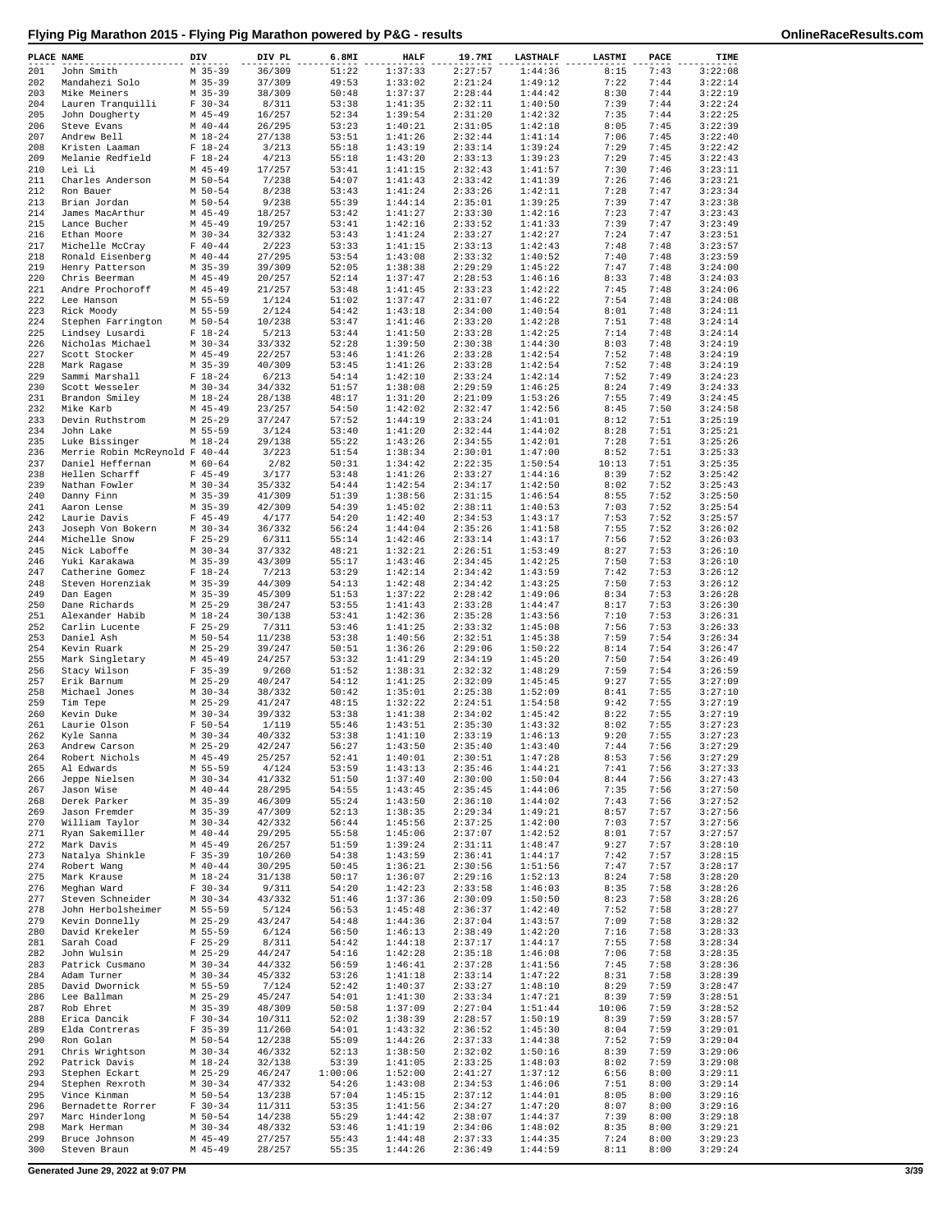# Flying Pig Marathon 2015 - Flying Pig Marathon powered by P&G - results

| PLACE | NAME | DIV | DIV PL | 6.8MI | HALF | 19.7MI | LASTHALF | LASTMI | PACE | TIME |
|---|---|---|---|---|---|---|---|---|---|---|
| 201 | John Smith | M 35-39 | 36/309 | 51:22 | 1:37:33 | 2:27:57 | 1:44:36 | 8:15 | 7:43 | 3:22:08 |
| 202 | Mandahezi Solo | M 35-39 | 37/309 | 49:53 | 1:33:02 | 2:21:24 | 1:49:12 | 7:22 | 7:44 | 3:22:14 |
| 203 | Mike Meiners | M 35-39 | 38/309 | 50:48 | 1:37:37 | 2:28:44 | 1:44:42 | 8:30 | 7:44 | 3:22:19 |
| 204 | Lauren Tranquilli | F 30-34 | 8/311 | 53:38 | 1:41:35 | 2:32:11 | 1:40:50 | 7:39 | 7:44 | 3:22:24 |
| 205 | John Dougherty | M 45-49 | 16/257 | 52:34 | 1:39:54 | 2:31:20 | 1:42:32 | 7:35 | 7:44 | 3:22:25 |
| 206 | Steve Evans | M 40-44 | 26/295 | 53:23 | 1:40:21 | 2:31:05 | 1:42:18 | 8:05 | 7:45 | 3:22:39 |
| 207 | Andrew Bell | M 18-24 | 27/138 | 53:51 | 1:41:26 | 2:32:44 | 1:41:14 | 7:06 | 7:45 | 3:22:40 |
| 208 | Kristen Laaman | F 18-24 | 3/213 | 55:18 | 1:43:19 | 2:33:14 | 1:39:24 | 7:29 | 7:45 | 3:22:42 |
| 209 | Melanie Redfield | F 18-24 | 4/213 | 55:18 | 1:43:20 | 2:33:13 | 1:39:23 | 7:29 | 7:45 | 3:22:43 |
| 210 | Lei Li | M 45-49 | 17/257 | 53:41 | 1:41:15 | 2:32:43 | 1:41:57 | 7:30 | 7:46 | 3:23:11 |
| 211 | Charles Anderson | M 50-54 | 7/238 | 54:07 | 1:41:43 | 2:33:42 | 1:41:39 | 7:26 | 7:46 | 3:23:21 |
| 212 | Ron Bauer | M 50-54 | 8/238 | 53:43 | 1:41:24 | 2:33:26 | 1:42:11 | 7:28 | 7:47 | 3:23:34 |
| 213 | Brian Jordan | M 50-54 | 9/238 | 55:39 | 1:44:14 | 2:35:01 | 1:39:25 | 7:39 | 7:47 | 3:23:38 |
| 214 | James MacArthur | M 45-49 | 18/257 | 53:42 | 1:41:27 | 2:33:30 | 1:42:16 | 7:23 | 7:47 | 3:23:43 |
| 215 | Lance Bucher | M 45-49 | 19/257 | 53:41 | 1:42:16 | 2:33:52 | 1:41:33 | 7:39 | 7:47 | 3:23:49 |
| 216 | Ethan Moore | M 30-34 | 32/332 | 53:43 | 1:41:24 | 2:33:27 | 1:42:27 | 7:24 | 7:47 | 3:23:51 |
| 217 | Michelle McCray | F 40-44 | 2/223 | 53:33 | 1:41:15 | 2:33:13 | 1:42:43 | 7:48 | 7:48 | 3:23:57 |
| 218 | Ronald Eisenberg | M 40-44 | 27/295 | 53:54 | 1:43:08 | 2:33:32 | 1:40:52 | 7:40 | 7:48 | 3:23:59 |
| 219 | Henry Patterson | M 35-39 | 39/309 | 52:05 | 1:38:38 | 2:29:29 | 1:45:22 | 7:47 | 7:48 | 3:24:00 |
| 220 | Chris Beerman | M 45-49 | 20/257 | 52:14 | 1:37:47 | 2:28:53 | 1:46:16 | 8:33 | 7:48 | 3:24:03 |
| 221 | Andre Prochoroff | M 45-49 | 21/257 | 53:48 | 1:41:45 | 2:33:23 | 1:42:22 | 7:45 | 7:48 | 3:24:06 |
| 222 | Lee Hanson | M 55-59 | 1/124 | 51:02 | 1:37:47 | 2:31:07 | 1:46:22 | 7:54 | 7:48 | 3:24:08 |
| 223 | Rick Moody | M 55-59 | 2/124 | 54:42 | 1:43:18 | 2:34:00 | 1:40:54 | 8:01 | 7:48 | 3:24:11 |
| 224 | Stephen Farrington | M 50-54 | 10/238 | 53:47 | 1:41:46 | 2:33:20 | 1:42:28 | 7:51 | 7:48 | 3:24:14 |
| 225 | Lindsey Lusardi | F 18-24 | 5/213 | 53:44 | 1:41:50 | 2:33:28 | 1:42:25 | 7:14 | 7:48 | 3:24:14 |
| 226 | Nicholas Michael | M 30-34 | 33/332 | 52:28 | 1:39:50 | 2:30:38 | 1:44:30 | 8:03 | 7:48 | 3:24:19 |
| 227 | Scott Stocker | M 45-49 | 22/257 | 53:46 | 1:41:26 | 2:33:28 | 1:42:54 | 7:52 | 7:48 | 3:24:19 |
| 228 | Mark Ragase | M 35-39 | 40/309 | 53:45 | 1:41:26 | 2:33:28 | 1:42:54 | 7:52 | 7:48 | 3:24:19 |
| 229 | Sammi Marshall | F 18-24 | 6/213 | 54:14 | 1:42:10 | 2:33:24 | 1:42:14 | 7:52 | 7:49 | 3:24:23 |
| 230 | Scott Wesseler | M 30-34 | 34/332 | 51:57 | 1:38:08 | 2:29:59 | 1:46:25 | 8:24 | 7:49 | 3:24:33 |
| 231 | Brandon Smiley | M 18-24 | 28/138 | 48:17 | 1:31:20 | 2:21:09 | 1:53:26 | 7:55 | 7:49 | 3:24:45 |
| 232 | Mike Karb | M 45-49 | 23/257 | 54:50 | 1:42:02 | 2:32:47 | 1:42:56 | 8:45 | 7:50 | 3:24:58 |
| 233 | Devin Ruthstrom | M 25-29 | 37/247 | 57:52 | 1:44:19 | 2:33:24 | 1:41:01 | 8:12 | 7:51 | 3:25:19 |
| 234 | John Lake | M 55-59 | 3/124 | 53:40 | 1:41:20 | 2:32:44 | 1:44:02 | 8:28 | 7:51 | 3:25:21 |
| 235 | Luke Bissinger | M 18-24 | 29/138 | 55:22 | 1:43:26 | 2:34:55 | 1:42:01 | 7:28 | 7:51 | 3:25:26 |
| 236 | Merrie Robin McReynold | F 40-44 | 3/223 | 51:54 | 1:38:34 | 2:30:01 | 1:47:00 | 8:52 | 7:51 | 3:25:33 |
| 237 | Daniel Heffernan | M 60-64 | 2/82 | 50:31 | 1:34:42 | 2:22:35 | 1:50:54 | 10:13 | 7:51 | 3:25:35 |
| 238 | Hellen Scharff | F 45-49 | 3/177 | 53:48 | 1:41:26 | 2:33:27 | 1:44:16 | 8:39 | 7:52 | 3:25:42 |
| 239 | Nathan Fowler | M 30-34 | 35/332 | 54:44 | 1:42:54 | 2:34:17 | 1:42:50 | 8:02 | 7:52 | 3:25:43 |
| 240 | Danny Finn | M 35-39 | 41/309 | 51:39 | 1:38:56 | 2:31:15 | 1:46:54 | 8:55 | 7:52 | 3:25:50 |
| 241 | Aaron Lense | M 35-39 | 42/309 | 54:39 | 1:45:02 | 2:38:11 | 1:40:53 | 7:03 | 7:52 | 3:25:54 |
| 242 | Laurie Davis | F 45-49 | 4/177 | 54:20 | 1:42:40 | 2:34:53 | 1:43:17 | 7:53 | 7:52 | 3:25:57 |
| 243 | Joseph Von Bokern | M 30-34 | 36/332 | 56:24 | 1:44:04 | 2:35:26 | 1:41:58 | 7:55 | 7:52 | 3:26:02 |
| 244 | Michelle Snow | F 25-29 | 6/311 | 55:14 | 1:42:46 | 2:33:14 | 1:43:17 | 7:56 | 7:52 | 3:26:03 |
| 245 | Nick Laboffe | M 30-34 | 37/332 | 48:21 | 1:32:21 | 2:26:51 | 1:53:49 | 8:27 | 7:53 | 3:26:10 |
| 246 | Yuki Karakawa | M 35-39 | 43/309 | 55:17 | 1:43:46 | 2:34:45 | 1:42:25 | 7:50 | 7:53 | 3:26:10 |
| 247 | Catherine Gomez | F 18-24 | 7/213 | 53:29 | 1:42:14 | 2:34:42 | 1:43:59 | 7:42 | 7:53 | 3:26:12 |
| 248 | Steven Horenziak | M 35-39 | 44/309 | 54:13 | 1:42:48 | 2:34:42 | 1:43:25 | 7:50 | 7:53 | 3:26:12 |
| 249 | Dan Eagen | M 35-39 | 45/309 | 51:53 | 1:37:22 | 2:28:42 | 1:49:06 | 8:34 | 7:53 | 3:26:28 |
| 250 | Dane Richards | M 25-29 | 38/247 | 53:55 | 1:41:43 | 2:33:28 | 1:44:47 | 8:17 | 7:53 | 3:26:30 |
| 251 | Alexander Habib | M 18-24 | 30/138 | 53:41 | 1:42:36 | 2:35:28 | 1:43:56 | 7:10 | 7:53 | 3:26:31 |
| 252 | Carlin Lucente | F 25-29 | 7/311 | 53:46 | 1:41:25 | 2:33:32 | 1:45:08 | 7:56 | 7:53 | 3:26:33 |
| 253 | Daniel Ash | M 50-54 | 11/238 | 53:38 | 1:40:56 | 2:32:51 | 1:45:38 | 7:59 | 7:54 | 3:26:34 |
| 254 | Kevin Ruark | M 25-29 | 39/247 | 50:51 | 1:36:26 | 2:29:06 | 1:50:22 | 8:14 | 7:54 | 3:26:47 |
| 255 | Mark Singletary | M 45-49 | 24/257 | 53:32 | 1:41:29 | 2:34:19 | 1:45:20 | 7:50 | 7:54 | 3:26:49 |
| 256 | Stacy Wilson | F 35-39 | 9/260 | 51:52 | 1:38:31 | 2:32:32 | 1:48:29 | 7:59 | 7:54 | 3:26:59 |
| 257 | Erik Barnum | M 25-29 | 40/247 | 54:12 | 1:41:25 | 2:32:09 | 1:45:45 | 9:27 | 7:55 | 3:27:09 |
| 258 | Michael Jones | M 30-34 | 38/332 | 50:42 | 1:35:01 | 2:25:38 | 1:52:09 | 8:41 | 7:55 | 3:27:10 |
| 259 | Tim Tepe | M 25-29 | 41/247 | 48:15 | 1:32:22 | 2:24:51 | 1:54:58 | 9:42 | 7:55 | 3:27:19 |
| 260 | Kevin Duke | M 30-34 | 39/332 | 53:38 | 1:41:38 | 2:34:02 | 1:45:42 | 8:22 | 7:55 | 3:27:19 |
| 261 | Laurie Olson | F 50-54 | 1/119 | 55:46 | 1:43:51 | 2:35:30 | 1:43:32 | 8:02 | 7:55 | 3:27:23 |
| 262 | Kyle Sanna | M 30-34 | 40/332 | 53:38 | 1:41:10 | 2:33:19 | 1:46:13 | 9:20 | 7:55 | 3:27:23 |
| 263 | Andrew Carson | M 25-29 | 42/247 | 56:27 | 1:43:50 | 2:35:40 | 1:43:40 | 7:44 | 7:56 | 3:27:29 |
| 264 | Robert Nichols | M 45-49 | 25/257 | 52:41 | 1:40:01 | 2:30:51 | 1:47:28 | 8:53 | 7:56 | 3:27:29 |
| 265 | Al Edwards | M 55-59 | 4/124 | 53:59 | 1:43:13 | 2:35:46 | 1:44:21 | 7:41 | 7:56 | 3:27:33 |
| 266 | Jeppe Nielsen | M 30-34 | 41/332 | 51:50 | 1:37:40 | 2:30:00 | 1:50:04 | 8:44 | 7:56 | 3:27:43 |
| 267 | Jason Wise | M 40-44 | 28/295 | 54:55 | 1:43:45 | 2:35:45 | 1:44:06 | 7:35 | 7:56 | 3:27:50 |
| 268 | Derek Parker | M 35-39 | 46/309 | 55:24 | 1:43:50 | 2:36:10 | 1:44:02 | 7:43 | 7:56 | 3:27:52 |
| 269 | Jason Fremder | M 35-39 | 47/309 | 52:13 | 1:38:35 | 2:29:34 | 1:49:21 | 8:57 | 7:57 | 3:27:56 |
| 270 | William Taylor | M 30-34 | 42/332 | 56:44 | 1:45:56 | 2:37:25 | 1:42:00 | 7:03 | 7:57 | 3:27:56 |
| 271 | Ryan Sakemiller | M 40-44 | 29/295 | 55:58 | 1:45:06 | 2:37:07 | 1:42:52 | 8:01 | 7:57 | 3:27:57 |
| 272 | Mark Davis | M 45-49 | 26/257 | 51:59 | 1:39:24 | 2:31:11 | 1:48:47 | 9:27 | 7:57 | 3:28:10 |
| 273 | Natalya Shinkle | F 35-39 | 10/260 | 54:38 | 1:43:59 | 2:36:41 | 1:44:17 | 7:42 | 7:57 | 3:28:15 |
| 274 | Robert Wang | M 40-44 | 30/295 | 50:45 | 1:36:21 | 2:30:56 | 1:51:56 | 7:47 | 7:57 | 3:28:17 |
| 275 | Mark Krause | M 18-24 | 31/138 | 50:17 | 1:36:07 | 2:29:16 | 1:52:13 | 8:24 | 7:58 | 3:28:20 |
| 276 | Meghan Ward | F 30-34 | 9/311 | 54:20 | 1:42:23 | 2:33:58 | 1:46:03 | 8:35 | 7:58 | 3:28:26 |
| 277 | Steven Schneider | M 30-34 | 43/332 | 51:46 | 1:37:36 | 2:30:09 | 1:50:50 | 8:23 | 7:58 | 3:28:26 |
| 278 | John Herbolsheimer | M 55-59 | 5/124 | 56:53 | 1:45:48 | 2:36:37 | 1:42:40 | 7:52 | 7:58 | 3:28:27 |
| 279 | Kevin Donnelly | M 25-29 | 43/247 | 54:48 | 1:44:36 | 2:37:04 | 1:43:57 | 7:09 | 7:58 | 3:28:32 |
| 280 | David Krekeler | M 55-59 | 6/124 | 56:50 | 1:46:13 | 2:38:49 | 1:42:20 | 7:16 | 7:58 | 3:28:33 |
| 281 | Sarah Coad | F 25-29 | 8/311 | 54:42 | 1:44:18 | 2:37:17 | 1:44:17 | 7:55 | 7:58 | 3:28:34 |
| 282 | John Wulsin | M 25-29 | 44/247 | 54:16 | 1:42:28 | 2:35:18 | 1:46:08 | 7:06 | 7:58 | 3:28:35 |
| 283 | Patrick Cusmano | M 30-34 | 44/332 | 56:59 | 1:46:41 | 2:37:28 | 1:41:56 | 7:45 | 7:58 | 3:28:36 |
| 284 | Adam Turner | M 30-34 | 45/332 | 53:26 | 1:41:18 | 2:33:14 | 1:47:22 | 8:31 | 7:58 | 3:28:39 |
| 285 | David Dwornick | M 55-59 | 7/124 | 52:42 | 1:40:37 | 2:33:27 | 1:48:10 | 8:29 | 7:59 | 3:28:47 |
| 286 | Lee Ballman | M 25-29 | 45/247 | 54:01 | 1:41:30 | 2:33:34 | 1:47:21 | 8:39 | 7:59 | 3:28:51 |
| 287 | Rob Ehret | M 35-39 | 48/309 | 50:58 | 1:37:09 | 2:27:04 | 1:51:44 | 10:06 | 7:59 | 3:28:52 |
| 288 | Erica Dancik | F 30-34 | 10/311 | 52:02 | 1:38:39 | 2:28:57 | 1:50:19 | 8:39 | 7:59 | 3:28:57 |
| 289 | Elda Contreras | F 35-39 | 11/260 | 54:01 | 1:43:32 | 2:36:52 | 1:45:30 | 8:04 | 7:59 | 3:29:01 |
| 290 | Ron Golan | M 50-54 | 12/238 | 55:09 | 1:44:26 | 2:37:33 | 1:44:38 | 7:52 | 7:59 | 3:29:04 |
| 291 | Chris Wrightson | M 30-34 | 46/332 | 52:13 | 1:38:50 | 2:32:02 | 1:50:16 | 8:39 | 7:59 | 3:29:06 |
| 292 | Patrick Davis | M 18-24 | 32/138 | 53:39 | 1:41:05 | 2:33:25 | 1:48:03 | 8:02 | 7:59 | 3:29:08 |
| 293 | Stephen Eckart | M 25-29 | 46/247 | 1:00:06 | 1:52:00 | 2:41:27 | 1:37:12 | 6:56 | 8:00 | 3:29:11 |
| 294 | Stephen Rexroth | M 30-34 | 47/332 | 54:26 | 1:43:08 | 2:34:53 | 1:46:06 | 7:51 | 8:00 | 3:29:14 |
| 295 | Vince Kinman | M 50-54 | 13/238 | 57:04 | 1:45:15 | 2:37:12 | 1:44:01 | 8:05 | 8:00 | 3:29:16 |
| 296 | Bernadette Rorrer | F 30-34 | 11/311 | 53:35 | 1:41:56 | 2:34:27 | 1:47:20 | 8:07 | 8:00 | 3:29:16 |
| 297 | Marc Hinderlong | M 50-54 | 14/238 | 55:29 | 1:44:42 | 2:38:07 | 1:44:37 | 7:39 | 8:00 | 3:29:18 |
| 298 | Mark Herman | M 30-34 | 48/332 | 53:46 | 1:41:19 | 2:34:06 | 1:48:02 | 8:35 | 8:00 | 3:29:21 |
| 299 | Bruce Johnson | M 45-49 | 27/257 | 55:43 | 1:44:48 | 2:37:33 | 1:44:35 | 7:24 | 8:00 | 3:29:23 |
| 300 | Steven Braun | M 45-49 | 28/257 | 55:35 | 1:44:26 | 2:36:49 | 1:44:59 | 8:11 | 8:00 | 3:29:24 |

Generated June 29, 2022 at 9:07 PM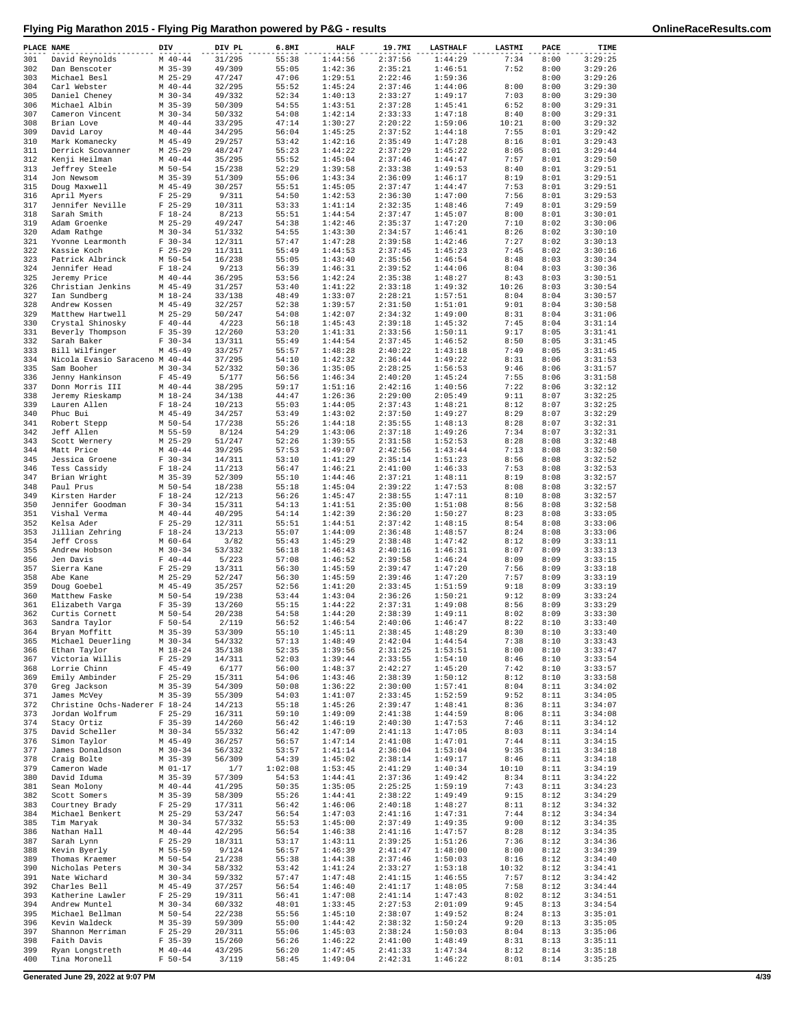# Flying Pig Marathon 2015 - Flying Pig Marathon powered by P&G - results

| PLACE | NAME | DIV | DIV PL | 6.8MI | HALF | 19.7MI | LASTHALF | LASTMI | PACE | TIME |
|---|---|---|---|---|---|---|---|---|---|---|
| 301 | David Reynolds | M 40-44 | 31/295 | 55:38 | 1:44:56 | 2:37:56 | 1:44:29 | 7:34 | 8:00 | 3:29:25 |
| 302 | Dan Benscoter | M 35-39 | 49/309 | 55:05 | 1:42:36 | 2:35:21 | 1:46:51 | 7:52 | 8:00 | 3:29:26 |
| 303 | Michael Besl | M 25-29 | 47/247 | 47:06 | 1:29:51 | 2:22:46 | 1:59:36 | | 8:00 | 3:29:26 |
| 304 | Carl Webster | M 40-44 | 32/295 | 55:52 | 1:45:24 | 2:37:46 | 1:44:06 | 8:00 | 8:00 | 3:29:30 |
| 305 | Daniel Cheney | M 30-34 | 49/332 | 52:34 | 1:40:13 | 2:33:27 | 1:49:17 | 7:03 | 8:00 | 3:29:30 |
| 306 | Michael Albin | M 35-39 | 50/309 | 54:55 | 1:43:51 | 2:37:28 | 1:45:41 | 6:52 | 8:00 | 3:29:31 |
| 307 | Cameron Vincent | M 30-34 | 50/332 | 54:08 | 1:42:14 | 2:33:33 | 1:47:18 | 8:40 | 8:00 | 3:29:31 |
| 308 | Brian Love | M 40-44 | 33/295 | 47:14 | 1:30:27 | 2:20:22 | 1:59:06 | 10:21 | 8:00 | 3:29:32 |
| 309 | David Laroy | M 40-44 | 34/295 | 56:04 | 1:45:25 | 2:37:52 | 1:44:18 | 7:55 | 8:01 | 3:29:42 |
| 310 | Mark Komanecky | M 45-49 | 29/257 | 53:42 | 1:42:16 | 2:35:49 | 1:47:28 | 8:16 | 8:01 | 3:29:43 |
| 311 | Derrick Scovanner | M 25-29 | 48/247 | 55:23 | 1:44:22 | 2:37:29 | 1:45:22 | 8:05 | 8:01 | 3:29:44 |
| 312 | Kenji Heilman | M 40-44 | 35/295 | 55:52 | 1:45:04 | 2:37:46 | 1:44:47 | 7:57 | 8:01 | 3:29:50 |
| 313 | Jeffrey Steele | M 50-54 | 15/238 | 52:29 | 1:39:58 | 2:33:38 | 1:49:53 | 8:40 | 8:01 | 3:29:51 |
| 314 | Jon Newsom | M 35-39 | 51/309 | 55:06 | 1:43:34 | 2:36:09 | 1:46:17 | 8:19 | 8:01 | 3:29:51 |
| 315 | Doug Maxwell | M 45-49 | 30/257 | 55:51 | 1:45:05 | 2:37:47 | 1:44:47 | 7:53 | 8:01 | 3:29:51 |
| 316 | April Myers | F 25-29 | 9/311 | 54:50 | 1:42:53 | 2:36:30 | 1:47:00 | 7:56 | 8:01 | 3:29:53 |
| 317 | Jennifer Neville | F 25-29 | 10/311 | 53:33 | 1:41:14 | 2:32:35 | 1:48:46 | 7:49 | 8:01 | 3:29:59 |
| 318 | Sarah Smith | F 18-24 | 8/213 | 55:51 | 1:44:54 | 2:37:47 | 1:45:07 | 8:00 | 8:01 | 3:30:01 |
| 319 | Adam Groenke | M 25-29 | 49/247 | 54:38 | 1:42:46 | 2:35:37 | 1:47:20 | 7:10 | 8:02 | 3:30:06 |
| 320 | Adam Rathge | M 30-34 | 51/332 | 54:55 | 1:43:30 | 2:34:57 | 1:46:41 | 8:26 | 8:02 | 3:30:10 |
| 321 | Yvonne Learmonth | F 30-34 | 12/311 | 57:47 | 1:47:28 | 2:39:58 | 1:42:46 | 7:27 | 8:02 | 3:30:13 |
| 322 | Kassie Koch | F 25-29 | 11/311 | 55:49 | 1:44:53 | 2:37:45 | 1:45:23 | 7:45 | 8:02 | 3:30:16 |
| 323 | Patrick Albrinck | M 50-54 | 16/238 | 55:05 | 1:43:40 | 2:35:56 | 1:46:54 | 8:48 | 8:03 | 3:30:34 |
| 324 | Jennifer Head | F 18-24 | 9/213 | 56:39 | 1:46:31 | 2:39:52 | 1:44:06 | 8:04 | 8:03 | 3:30:36 |
| 325 | Jeremy Price | M 40-44 | 36/295 | 53:56 | 1:42:24 | 2:35:38 | 1:48:27 | 8:43 | 8:03 | 3:30:51 |
| 326 | Christian Jenkins | M 45-49 | 31/257 | 53:40 | 1:41:22 | 2:33:18 | 1:49:32 | 10:26 | 8:03 | 3:30:54 |
| 327 | Ian Sundberg | M 18-24 | 33/138 | 48:49 | 1:33:07 | 2:28:21 | 1:57:51 | 8:04 | 8:04 | 3:30:57 |
| 328 | Andrew Kossen | M 45-49 | 32/257 | 52:38 | 1:39:57 | 2:31:50 | 1:51:01 | 9:01 | 8:04 | 3:30:58 |
| 329 | Matthew Hartwell | M 25-29 | 50/247 | 54:08 | 1:42:07 | 2:34:32 | 1:49:00 | 8:31 | 8:04 | 3:31:06 |
| 330 | Crystal Shinosky | F 40-44 | 4/223 | 56:18 | 1:45:43 | 2:39:18 | 1:45:32 | 7:45 | 8:04 | 3:31:14 |
| 331 | Beverly Thompson | F 35-39 | 12/260 | 53:20 | 1:41:31 | 2:33:56 | 1:50:11 | 9:17 | 8:05 | 3:31:41 |
| 332 | Sarah Baker | F 30-34 | 13/311 | 55:49 | 1:44:54 | 2:37:45 | 1:46:52 | 8:50 | 8:05 | 3:31:45 |
| 333 | Bill Wilfinger | M 45-49 | 33/257 | 55:57 | 1:48:28 | 2:40:22 | 1:43:18 | 7:49 | 8:05 | 3:31:45 |
| 334 | Nicola Evasio Saraceno | M 40-44 | 37/295 | 54:10 | 1:42:32 | 2:36:44 | 1:49:22 | 8:31 | 8:06 | 3:31:53 |
| 335 | Sam Booher | M 30-34 | 52/332 | 50:36 | 1:35:05 | 2:28:25 | 1:56:53 | 9:46 | 8:06 | 3:31:57 |
| 336 | Jenny Hankinson | F 45-49 | 5/177 | 56:56 | 1:46:34 | 2:40:20 | 1:45:24 | 7:55 | 8:06 | 3:31:58 |
| 337 | Donn Morris III | M 40-44 | 38/295 | 59:17 | 1:51:16 | 2:42:16 | 1:40:56 | 7:22 | 8:06 | 3:32:12 |
| 338 | Jeremy Rieskamp | M 18-24 | 34/138 | 44:47 | 1:26:36 | 2:29:00 | 2:05:49 | 9:11 | 8:07 | 3:32:25 |
| 339 | Lauren Allen | F 18-24 | 10/213 | 55:03 | 1:44:05 | 2:37:43 | 1:48:21 | 8:12 | 8:07 | 3:32:25 |
| 340 | Phuc Bui | M 45-49 | 34/257 | 53:49 | 1:43:02 | 2:37:50 | 1:49:27 | 8:29 | 8:07 | 3:32:29 |
| 341 | Robert Stepp | M 50-54 | 17/238 | 55:26 | 1:44:18 | 2:35:55 | 1:48:13 | 8:28 | 8:07 | 3:32:31 |
| 342 | Jeff Allen | M 55-59 | 8/124 | 54:29 | 1:43:06 | 2:37:18 | 1:49:26 | 7:34 | 8:07 | 3:32:31 |
| 343 | Scott Wernery | M 25-29 | 51/247 | 52:26 | 1:39:55 | 2:31:58 | 1:52:53 | 8:28 | 8:08 | 3:32:48 |
| 344 | Matt Price | M 40-44 | 39/295 | 57:53 | 1:49:07 | 2:42:56 | 1:43:44 | 7:13 | 8:08 | 3:32:50 |
| 345 | Jessica Groene | F 30-34 | 14/311 | 53:10 | 1:41:29 | 2:35:14 | 1:51:23 | 8:56 | 8:08 | 3:32:52 |
| 346 | Tess Cassidy | F 18-24 | 11/213 | 56:47 | 1:46:21 | 2:41:00 | 1:46:33 | 7:53 | 8:08 | 3:32:53 |
| 347 | Brian Wright | M 35-39 | 52/309 | 55:10 | 1:44:46 | 2:37:21 | 1:48:11 | 8:19 | 8:08 | 3:32:57 |
| 348 | Paul Prus | M 50-54 | 18/238 | 55:18 | 1:45:04 | 2:39:22 | 1:47:53 | 8:08 | 8:08 | 3:32:57 |
| 349 | Kirsten Harder | F 18-24 | 12/213 | 56:26 | 1:45:47 | 2:38:55 | 1:47:11 | 8:10 | 8:08 | 3:32:57 |
| 350 | Jennifer Goodman | F 30-34 | 15/311 | 54:13 | 1:41:51 | 2:35:00 | 1:51:08 | 8:56 | 8:08 | 3:32:58 |
| 351 | Vishal Verma | M 40-44 | 40/295 | 54:14 | 1:42:39 | 2:36:20 | 1:50:27 | 8:23 | 8:08 | 3:33:05 |
| 352 | Kelsa Ader | F 25-29 | 12/311 | 55:51 | 1:44:51 | 2:37:42 | 1:48:15 | 8:54 | 8:08 | 3:33:06 |
| 353 | Jillian Zehring | F 18-24 | 13/213 | 55:07 | 1:44:09 | 2:36:48 | 1:48:57 | 8:24 | 8:08 | 3:33:06 |
| 354 | Jeff Cross | M 60-64 | 3/82 | 55:43 | 1:45:29 | 2:38:48 | 1:47:42 | 8:12 | 8:09 | 3:33:11 |
| 355 | Andrew Hobson | M 30-34 | 53/332 | 56:18 | 1:46:43 | 2:40:16 | 1:46:31 | 8:07 | 8:09 | 3:33:13 |
| 356 | Jen Davis | F 40-44 | 5/223 | 57:08 | 1:46:52 | 2:39:58 | 1:46:24 | 8:09 | 8:09 | 3:33:15 |
| 357 | Sierra Kane | F 25-29 | 13/311 | 56:30 | 1:45:59 | 2:39:47 | 1:47:20 | 7:56 | 8:09 | 3:33:18 |
| 358 | Abe Kane | M 25-29 | 52/247 | 56:30 | 1:45:59 | 2:39:46 | 1:47:20 | 7:57 | 8:09 | 3:33:19 |
| 359 | Doug Goebel | M 45-49 | 35/257 | 52:56 | 1:41:20 | 2:33:45 | 1:51:59 | 9:18 | 8:09 | 3:33:19 |
| 360 | Matthew Faske | M 50-54 | 19/238 | 53:44 | 1:43:04 | 2:36:26 | 1:50:21 | 9:12 | 8:09 | 3:33:24 |
| 361 | Elizabeth Varga | F 35-39 | 13/260 | 55:15 | 1:44:22 | 2:37:31 | 1:49:08 | 8:56 | 8:09 | 3:33:29 |
| 362 | Curtis Cornett | M 50-54 | 20/238 | 54:58 | 1:44:20 | 2:38:39 | 1:49:11 | 8:02 | 8:09 | 3:33:30 |
| 363 | Sandra Taylor | F 50-54 | 2/119 | 56:52 | 1:46:54 | 2:40:06 | 1:46:47 | 8:22 | 8:10 | 3:33:40 |
| 364 | Bryan Moffitt | M 35-39 | 53/309 | 55:10 | 1:45:11 | 2:38:45 | 1:48:29 | 8:30 | 8:10 | 3:33:40 |
| 365 | Michael Deuerling | M 30-34 | 54/332 | 57:13 | 1:48:49 | 2:42:04 | 1:44:54 | 7:38 | 8:10 | 3:33:43 |
| 366 | Ethan Taylor | M 18-24 | 35/138 | 52:35 | 1:39:56 | 2:31:25 | 1:53:51 | 8:00 | 8:10 | 3:33:47 |
| 367 | Victoria Willis | F 25-29 | 14/311 | 52:03 | 1:39:44 | 2:33:55 | 1:54:10 | 8:46 | 8:10 | 3:33:54 |
| 368 | Lorrie Chinn | F 45-49 | 6/177 | 56:00 | 1:48:37 | 2:42:27 | 1:45:20 | 7:42 | 8:10 | 3:33:57 |
| 369 | Emily Ambinder | F 25-29 | 15/311 | 54:06 | 1:43:46 | 2:38:39 | 1:50:12 | 8:12 | 8:10 | 3:33:58 |
| 370 | Greg Jackson | M 35-39 | 54/309 | 50:08 | 1:36:22 | 2:30:00 | 1:57:41 | 8:04 | 8:11 | 3:34:02 |
| 371 | James McVey | M 35-39 | 55/309 | 54:03 | 1:41:07 | 2:33:45 | 1:52:59 | 9:52 | 8:11 | 3:34:05 |
| 372 | Christine Ochs-Naderer | F 18-24 | 14/213 | 55:18 | 1:45:26 | 2:39:47 | 1:48:41 | 8:36 | 8:11 | 3:34:07 |
| 373 | Jordan Wolfrum | F 25-29 | 16/311 | 59:10 | 1:49:09 | 2:41:38 | 1:44:59 | 8:06 | 8:11 | 3:34:08 |
| 374 | Stacy Ortiz | F 35-39 | 14/260 | 56:42 | 1:46:19 | 2:40:30 | 1:47:53 | 7:46 | 8:11 | 3:34:12 |
| 375 | David Scheller | M 30-34 | 55/332 | 56:42 | 1:47:09 | 2:41:13 | 1:47:05 | 8:03 | 8:11 | 3:34:14 |
| 376 | Simon Taylor | M 45-49 | 36/257 | 56:57 | 1:47:14 | 2:41:08 | 1:47:01 | 7:44 | 8:11 | 3:34:15 |
| 377 | James Donaldson | M 30-34 | 56/332 | 53:57 | 1:41:14 | 2:36:04 | 1:53:04 | 9:35 | 8:11 | 3:34:18 |
| 378 | Craig Bolte | M 35-39 | 56/309 | 54:39 | 1:45:02 | 2:38:14 | 1:49:17 | 8:46 | 8:11 | 3:34:18 |
| 379 | Cameron Wade | M 01-17 | 1/7 | 1:02:08 | 1:53:45 | 2:41:29 | 1:40:34 | 10:10 | 8:11 | 3:34:19 |
| 380 | David Iduma | M 35-39 | 57/309 | 54:53 | 1:44:41 | 2:37:36 | 1:49:42 | 8:34 | 8:11 | 3:34:22 |
| 381 | Sean Molony | M 40-44 | 41/295 | 50:35 | 1:35:05 | 2:25:25 | 1:59:19 | 7:43 | 8:11 | 3:34:23 |
| 382 | Scott Somers | M 35-39 | 58/309 | 55:26 | 1:44:41 | 2:38:22 | 1:49:49 | 9:15 | 8:12 | 3:34:29 |
| 383 | Courtney Brady | F 25-29 | 17/311 | 56:42 | 1:46:06 | 2:40:18 | 1:48:27 | 8:11 | 8:12 | 3:34:32 |
| 384 | Michael Benkert | M 25-29 | 53/247 | 56:54 | 1:47:03 | 2:41:16 | 1:47:31 | 7:44 | 8:12 | 3:34:34 |
| 385 | Tim Maryak | M 30-34 | 57/332 | 55:53 | 1:45:00 | 2:37:49 | 1:49:35 | 9:00 | 8:12 | 3:34:35 |
| 386 | Nathan Hall | M 40-44 | 42/295 | 56:54 | 1:46:38 | 2:41:16 | 1:47:57 | 8:28 | 8:12 | 3:34:35 |
| 387 | Sarah Lynn | F 25-29 | 18/311 | 53:17 | 1:43:11 | 2:39:25 | 1:51:26 | 7:36 | 8:12 | 3:34:36 |
| 388 | Kevin Byerly | M 55-59 | 9/124 | 56:57 | 1:46:39 | 2:41:47 | 1:48:00 | 8:00 | 8:12 | 3:34:39 |
| 389 | Thomas Kraemer | M 50-54 | 21/238 | 55:38 | 1:44:38 | 2:37:46 | 1:50:03 | 8:16 | 8:12 | 3:34:40 |
| 390 | Nicholas Peters | M 30-34 | 58/332 | 53:42 | 1:41:24 | 2:33:27 | 1:53:18 | 10:32 | 8:12 | 3:34:41 |
| 391 | Nate Wichard | M 30-34 | 59/332 | 57:47 | 1:47:48 | 2:41:15 | 1:46:55 | 7:57 | 8:12 | 3:34:42 |
| 392 | Charles Bell | M 45-49 | 37/257 | 56:54 | 1:46:40 | 2:41:17 | 1:48:05 | 7:58 | 8:12 | 3:34:44 |
| 393 | Katherine Lawler | F 25-29 | 19/311 | 56:41 | 1:47:08 | 2:41:14 | 1:47:43 | 8:02 | 8:12 | 3:34:51 |
| 394 | Andrew Muntel | M 30-34 | 60/332 | 48:01 | 1:33:45 | 2:27:53 | 2:01:09 | 9:45 | 8:13 | 3:34:54 |
| 395 | Michael Bellman | M 50-54 | 22/238 | 55:56 | 1:45:10 | 2:38:07 | 1:49:52 | 8:24 | 8:13 | 3:35:01 |
| 396 | Kevin Waldeck | M 35-39 | 59/309 | 55:00 | 1:44:42 | 2:38:32 | 1:50:24 | 9:20 | 8:13 | 3:35:05 |
| 397 | Shannon Merriman | F 25-29 | 20/311 | 55:06 | 1:45:03 | 2:38:24 | 1:50:03 | 8:04 | 8:13 | 3:35:06 |
| 398 | Faith Davis | F 35-39 | 15/260 | 56:26 | 1:46:22 | 2:41:00 | 1:48:49 | 8:31 | 8:13 | 3:35:11 |
| 399 | Ryan Longstreth | M 40-44 | 43/295 | 56:20 | 1:47:45 | 2:41:33 | 1:47:34 | 8:12 | 8:14 | 3:35:18 |
| 400 | Tina Moronell | F 50-54 | 3/119 | 58:45 | 1:49:04 | 2:42:31 | 1:46:22 | 8:01 | 8:14 | 3:35:25 |

Generated June 29, 2022 at 9:07 PM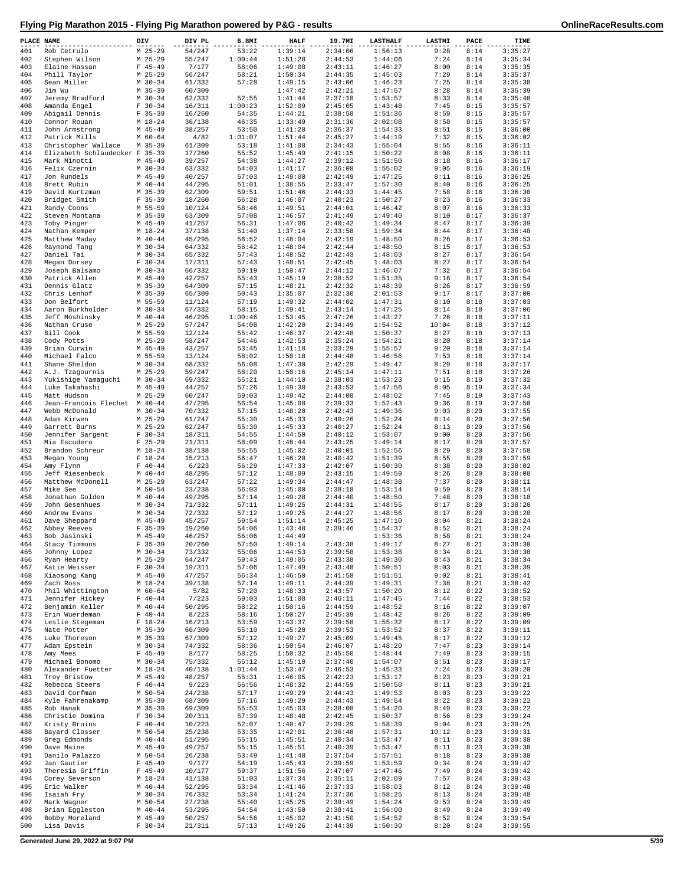# Flying Pig Marathon 2015 - Flying Pig Marathon powered by P&G - results

| PLACE | NAME | DIV | DIV PL | 6.8MI | HALF | 19.7MI | LASTHALF | LASTMI | PACE | TIME |
|---|---|---|---|---|---|---|---|---|---|---|
| 401 | Rob Cetrulo | M 25-29 | 54/247 | 53:22 | 1:39:14 | 2:34:06 | 1:56:13 | 9:28 | 8:14 | 3:35:27 |
| 402 | Stephen Wilson | M 25-29 | 55/247 | 1:00:44 | 1:51:28 | 2:44:53 | 1:44:06 | 7:24 | 8:14 | 3:35:34 |
| 403 | Elaine Hassan | F 45-49 | 7/177 | 58:06 | 1:49:08 | 2:43:11 | 1:46:27 | 8:00 | 8:14 | 3:35:35 |
| 404 | Phill Taylor | M 25-29 | 56/247 | 58:21 | 1:50:34 | 2:44:35 | 1:45:03 | 7:29 | 8:14 | 3:35:37 |
| 405 | Sean Miller | M 30-34 | 61/332 | 57:28 | 1:49:15 | 2:43:06 | 1:46:23 | 7:25 | 8:14 | 3:35:38 |
| 406 | Jim Wu | M 35-39 | 60/309 | | 1:47:42 | 2:42:21 | 1:47:57 | 8:28 | 8:14 | 3:35:39 |
| 407 | Jeremy Bradford | M 30-34 | 62/332 | 52:55 | 1:41:44 | 2:37:18 | 1:53:57 | 8:33 | 8:14 | 3:35:40 |
| 408 | Amanda Engel | F 30-34 | 16/311 | 1:00:23 | 1:52:09 | 2:45:05 | 1:43:48 | 7:45 | 8:15 | 3:35:57 |
| 409 | Abigail Dennis | F 35-39 | 16/260 | 54:35 | 1:44:21 | 2:38:58 | 1:51:36 | 8:59 | 8:15 | 3:35:57 |
| 410 | Connor Rouan | M 18-24 | 36/138 | 46:35 | 1:33:49 | 2:31:36 | 2:02:08 | 8:58 | 8:15 | 3:35:57 |
| 411 | John Armstrong | M 45-49 | 38/257 | 53:50 | 1:41:28 | 2:36:37 | 1:54:33 | 8:51 | 8:15 | 3:36:00 |
| 412 | Patrick Mills | M 60-64 | 4/82 | 1:01:07 | 1:51:44 | 2:45:27 | 1:44:19 | 7:32 | 8:15 | 3:36:02 |
| 413 | Christopher Wallace | M 35-39 | 61/309 | 53:18 | 1:41:08 | 2:34:43 | 1:55:04 | 8:55 | 8:16 | 3:36:11 |
| 414 | Elizabeth Schlaudecker | F 35-39 | 17/260 | 55:52 | 1:45:49 | 2:41:15 | 1:50:22 | 8:08 | 8:16 | 3:36:11 |
| 415 | Mark Minotti | M 45-49 | 39/257 | 54:38 | 1:44:27 | 2:39:12 | 1:51:50 | 8:18 | 8:16 | 3:36:17 |
| 416 | Felix Czernin | M 30-34 | 63/332 | 54:03 | 1:41:17 | 2:36:08 | 1:55:02 | 9:05 | 8:16 | 3:36:19 |
| 417 | Jon Rundels | M 45-49 | 40/257 | 57:03 | 1:49:00 | 2:42:49 | 1:47:25 | 8:11 | 8:16 | 3:36:25 |
| 418 | Brett Rubin | M 40-44 | 44/295 | 51:01 | 1:38:55 | 2:33:47 | 1:57:30 | 8:40 | 8:16 | 3:36:25 |
| 419 | David Kurtzman | M 35-39 | 62/309 | 59:51 | 1:51:46 | 2:44:33 | 1:44:45 | 7:58 | 8:16 | 3:36:30 |
| 420 | Bridget Smith | F 35-39 | 18/260 | 56:28 | 1:46:07 | 2:40:23 | 1:50:27 | 8:23 | 8:16 | 3:36:33 |
| 421 | Randy Coons | M 55-59 | 10/124 | 58:46 | 1:49:51 | 2:44:01 | 1:46:42 | 8:07 | 8:16 | 3:36:33 |
| 422 | Steven Montana | M 35-39 | 63/309 | 57:08 | 1:46:57 | 2:41:49 | 1:49:40 | 8:10 | 8:17 | 3:36:37 |
| 423 | Toby Pinger | M 45-49 | 41/257 | 56:31 | 1:47:06 | 2:40:42 | 1:49:34 | 8:47 | 8:17 | 3:36:39 |
| 424 | Nathan Kemper | M 18-24 | 37/138 | 51:40 | 1:37:14 | 2:33:58 | 1:59:34 | 8:44 | 8:17 | 3:36:48 |
| 425 | Matthew Maday | M 40-44 | 45/295 | 56:52 | 1:48:04 | 2:42:19 | 1:48:50 | 8:26 | 8:17 | 3:36:53 |
| 426 | Raymond Tang | M 30-34 | 64/332 | 56:42 | 1:48:04 | 2:42:44 | 1:48:50 | 8:15 | 8:17 | 3:36:53 |
| 427 | Daniel Tai | M 30-34 | 65/332 | 57:43 | 1:48:52 | 2:42:43 | 1:48:03 | 8:27 | 8:17 | 3:36:54 |
| 428 | Megan Dorsey | F 30-34 | 17/311 | 57:43 | 1:48:51 | 2:42:45 | 1:48:03 | 8:27 | 8:17 | 3:36:54 |
| 429 | Joseph Balsamo | M 30-34 | 66/332 | 59:19 | 1:50:47 | 2:44:12 | 1:46:07 | 7:32 | 8:17 | 3:36:54 |
| 430 | Patrick Allen | M 45-49 | 42/257 | 55:43 | 1:45:19 | 2:38:52 | 1:51:35 | 9:16 | 8:17 | 3:36:54 |
| 431 | Dennis Glatz | M 35-39 | 64/309 | 57:15 | 1:48:21 | 2:42:32 | 1:48:39 | 8:26 | 8:17 | 3:36:59 |
| 432 | Chris Lenhof | M 35-39 | 65/309 | 50:43 | 1:35:07 | 2:32:30 | 2:01:53 | 9:17 | 8:17 | 3:37:00 |
| 433 | Don Belfort | M 55-59 | 11/124 | 57:19 | 1:49:32 | 2:44:02 | 1:47:31 | 8:10 | 8:18 | 3:37:03 |
| 434 | Aaron Burkholder | M 30-34 | 67/332 | 58:15 | 1:49:41 | 2:43:14 | 1:47:25 | 8:14 | 8:18 | 3:37:06 |
| 435 | Jeff Moshinsky | M 40-44 | 46/295 | 1:00:46 | 1:53:45 | 2:47:26 | 1:43:27 | 7:26 | 8:18 | 3:37:11 |
| 436 | Nathan Cruse | M 25-29 | 57/247 | 54:08 | 1:42:20 | 2:34:49 | 1:54:52 | 10:04 | 8:18 | 3:37:12 |
| 437 | Bill Cook | M 55-59 | 12/124 | 55:42 | 1:46:37 | 2:42:48 | 1:50:37 | 8:27 | 8:18 | 3:37:13 |
| 438 | Cody Potts | M 25-29 | 58/247 | 54:46 | 1:42:53 | 2:35:24 | 1:54:21 | 8:20 | 8:18 | 3:37:14 |
| 439 | Brian Curwin | M 45-49 | 43/257 | 53:45 | 1:41:18 | 2:33:29 | 1:55:57 | 9:20 | 8:18 | 3:37:14 |
| 440 | Michael Falco | M 55-59 | 13/124 | 58:02 | 1:50:18 | 2:44:48 | 1:46:56 | 7:53 | 8:18 | 3:37:14 |
| 441 | Shane Sheldon | M 30-34 | 68/332 | 56:08 | 1:47:30 | 2:42:29 | 1:49:47 | 8:29 | 8:18 | 3:37:17 |
| 442 | A.J. Tzagournis | M 25-29 | 59/247 | 58:20 | 1:50:16 | 2:45:14 | 1:47:11 | 7:51 | 8:18 | 3:37:26 |
| 443 | Yukishige Yamaguchi | M 30-34 | 69/332 | 55:21 | 1:44:10 | 2:38:03 | 1:53:23 | 9:15 | 8:19 | 3:37:32 |
| 444 | Luke Takahashi | M 45-49 | 44/257 | 57:26 | 1:49:38 | 2:43:53 | 1:47:56 | 8:05 | 8:19 | 3:37:34 |
| 445 | Matt Hudson | M 25-29 | 60/247 | 59:03 | 1:49:42 | 2:44:08 | 1:48:02 | 7:45 | 8:19 | 3:37:43 |
| 446 | Jean-Francois Flechet | M 40-44 | 47/295 | 56:54 | 1:45:08 | 2:39:33 | 1:52:43 | 9:36 | 8:19 | 3:37:50 |
| 447 | Webb McDonald | M 30-34 | 70/332 | 57:15 | 1:48:20 | 2:42:43 | 1:49:36 | 9:03 | 8:20 | 3:37:55 |
| 448 | Adam Kirwen | M 25-29 | 61/247 | 55:30 | 1:45:33 | 2:40:26 | 1:52:24 | 8:14 | 8:20 | 3:37:56 |
| 449 | Garrett Burns | M 25-29 | 62/247 | 55:30 | 1:45:33 | 2:40:27 | 1:52:24 | 8:13 | 8:20 | 3:37:56 |
| 450 | Jennifer Sargent | F 30-34 | 18/311 | 54:55 | 1:44:50 | 2:40:12 | 1:53:07 | 9:00 | 8:20 | 3:37:56 |
| 451 | Mia Escudero | F 25-29 | 21/311 | 58:09 | 1:48:44 | 2:43:25 | 1:49:14 | 8:17 | 8:20 | 3:37:57 |
| 452 | Brandon Schreur | M 18-24 | 38/138 | 55:55 | 1:45:02 | 2:40:01 | 1:52:56 | 8:29 | 8:20 | 3:37:58 |
| 453 | Megan Young | F 18-24 | 15/213 | 56:47 | 1:46:20 | 2:40:42 | 1:51:39 | 8:55 | 8:20 | 3:37:59 |
| 454 | Amy Flynn | F 40-44 | 6/223 | 56:29 | 1:47:33 | 2:42:07 | 1:50:30 | 8:38 | 8:20 | 3:38:02 |
| 455 | Jeff Riesenbeck | M 40-44 | 48/295 | 57:12 | 1:48:09 | 2:43:15 | 1:49:59 | 8:26 | 8:20 | 3:38:08 |
| 456 | Matthew McDonell | M 25-29 | 63/247 | 57:22 | 1:49:34 | 2:44:47 | 1:48:38 | 7:37 | 8:20 | 3:38:11 |
| 457 | Mike See | M 50-54 | 23/238 | 56:03 | 1:45:00 | 2:38:18 | 1:53:14 | 9:59 | 8:20 | 3:38:14 |
| 458 | Jonathan Golden | M 40-44 | 49/295 | 57:14 | 1:49:28 | 2:44:40 | 1:48:50 | 7:48 | 8:20 | 3:38:18 |
| 459 | John Gesenhues | M 30-34 | 71/332 | 57:11 | 1:49:25 | 2:44:31 | 1:48:55 | 8:17 | 8:20 | 3:38:20 |
| 460 | Andrew Evans | M 30-34 | 72/332 | 57:12 | 1:49:25 | 2:44:27 | 1:48:56 | 8:17 | 8:20 | 3:38:20 |
| 461 | Dave Sheppard | M 45-49 | 45/257 | 59:54 | 1:51:14 | 2:45:25 | 1:47:10 | 8:04 | 8:21 | 3:38:24 |
| 462 | Abbey Reeves | F 35-39 | 19/260 | 55:43 | 1:43:48 | 2:39:46 | 1:54:37 | 8:52 | 8:21 | 3:38:24 |
| 463 | Bob Jasinski | M 45-49 | 46/257 | 56:06 | 1:44:49 | | 1:53:36 | 8:58 | 8:21 | 3:38:24 |
| 464 | Stacy Timmons | F 35-39 | 20/260 | 57:50 | 1:49:14 | 2:43:38 | 1:49:17 | 8:27 | 8:21 | 3:38:30 |
| 465 | Johnny Lopez | M 30-34 | 73/332 | 55:06 | 1:44:53 | 2:39:58 | 1:53:38 | 8:34 | 8:21 | 3:38:30 |
| 466 | Ryan Hearty | M 25-29 | 64/247 | 59:43 | 1:49:05 | 2:43:38 | 1:49:30 | 8:43 | 8:21 | 3:38:34 |
| 467 | Katie Weisser | F 30-34 | 19/311 | 57:06 | 1:47:49 | 2:43:48 | 1:50:51 | 8:03 | 8:21 | 3:38:39 |
| 468 | Xiaosong Kang | M 45-49 | 47/257 | 56:34 | 1:46:50 | 2:41:58 | 1:51:51 | 9:02 | 8:21 | 3:38:41 |
| 469 | Zach Ross | M 18-24 | 39/138 | 57:14 | 1:49:11 | 2:44:39 | 1:49:31 | 7:38 | 8:21 | 3:38:42 |
| 470 | Phil Whittington | M 60-64 | 5/82 | 57:20 | 1:48:33 | 2:43:57 | 1:50:20 | 8:12 | 8:22 | 3:38:52 |
| 471 | Jennifer Hickey | F 40-44 | 7/223 | 59:03 | 1:51:08 | 2:46:11 | 1:47:45 | 7:44 | 8:22 | 3:38:53 |
| 472 | Benjamin Keller | M 40-44 | 50/295 | 58:22 | 1:50:16 | 2:44:59 | 1:48:52 | 8:16 | 8:22 | 3:39:07 |
| 473 | Erin Wuerdeman | F 40-44 | 8/223 | 58:16 | 1:50:27 | 2:45:39 | 1:48:42 | 8:26 | 8:22 | 3:39:09 |
| 474 | Leslie Stegeman | F 18-24 | 16/213 | 53:59 | 1:43:37 | 2:39:58 | 1:55:32 | 8:17 | 8:22 | 3:39:09 |
| 475 | Nate Potter | M 35-39 | 66/309 | 55:10 | 1:45:20 | 2:39:53 | 1:53:52 | 8:37 | 8:22 | 3:39:11 |
| 476 | Luke Thoreson | M 35-39 | 67/309 | 57:12 | 1:49:27 | 2:45:09 | 1:49:45 | 8:17 | 8:22 | 3:39:12 |
| 477 | Adam Epstein | M 30-34 | 74/332 | 58:36 | 1:50:54 | 2:46:07 | 1:48:20 | 7:47 | 8:23 | 3:39:14 |
| 478 | Amy Mees | F 45-49 | 8/177 | 58:25 | 1:50:32 | 2:45:50 | 1:48:44 | 7:49 | 8:23 | 3:39:15 |
| 479 | Michael Bonomo | M 30-34 | 75/332 | 55:12 | 1:45:10 | 2:37:40 | 1:54:07 | 8:51 | 8:23 | 3:39:17 |
| 480 | Alexander Fuetter | M 18-24 | 40/138 | 1:01:44 | 1:53:47 | 2:46:53 | 1:45:33 | 7:24 | 8:23 | 3:39:20 |
| 481 | Troy Bristow | M 45-49 | 48/257 | 55:31 | 1:46:05 | 2:42:23 | 1:53:17 | 8:23 | 8:23 | 3:39:21 |
| 482 | Rebecca Steers | F 40-44 | 9/223 | 56:56 | 1:48:32 | 2:44:59 | 1:50:50 | 8:11 | 8:23 | 3:39:21 |
| 483 | David Corfman | M 50-54 | 24/238 | 57:17 | 1:49:29 | 2:44:43 | 1:49:53 | 8:03 | 8:23 | 3:39:22 |
| 484 | Kyle Fahrenakamp | M 35-39 | 68/309 | 57:16 | 1:49:29 | 2:44:43 | 1:49:54 | 8:22 | 8:23 | 3:39:22 |
| 485 | Rob Hanak | M 35-39 | 69/309 | 55:53 | 1:45:03 | 2:38:08 | 1:54:20 | 8:49 | 8:23 | 3:39:22 |
| 486 | Christie Domina | F 30-34 | 20/311 | 57:39 | 1:48:48 | 2:42:45 | 1:50:37 | 8:56 | 8:23 | 3:39:24 |
| 487 | Kristy Bruins | F 40-44 | 10/223 | 52:07 | 1:40:47 | 2:39:29 | 1:58:39 | 9:04 | 8:23 | 3:39:25 |
| 488 | Bayard Closser | M 50-54 | 25/238 | 53:35 | 1:42:01 | 2:36:48 | 1:57:31 | 10:12 | 8:23 | 3:39:31 |
| 489 | Greg Edmonds | M 40-44 | 51/295 | 55:15 | 1:45:51 | 2:40:34 | 1:53:47 | 8:11 | 8:23 | 3:39:38 |
| 490 | Dave Maine | M 45-49 | 49/257 | 55:15 | 1:45:51 | 2:40:39 | 1:53:47 | 8:11 | 8:23 | 3:39:38 |
| 491 | Danilo Palazzo | M 50-54 | 26/238 | 53:49 | 1:41:48 | 2:37:54 | 1:57:51 | 8:18 | 8:23 | 3:39:38 |
| 492 | Jan Gautier | F 45-49 | 9/177 | 54:19 | 1:45:43 | 2:39:59 | 1:53:59 | 9:34 | 8:24 | 3:39:42 |
| 493 | Theresia Griffin | F 45-49 | 10/177 | 59:37 | 1:51:56 | 2:47:07 | 1:47:46 | 7:49 | 8:24 | 3:39:42 |
| 494 | Corey Severson | M 18-24 | 41/138 | 51:03 | 1:37:34 | 2:35:11 | 2:02:09 | 7:57 | 8:24 | 3:39:43 |
| 495 | Eric Walker | M 40-44 | 52/295 | 53:34 | 1:41:46 | 2:37:33 | 1:58:03 | 8:12 | 8:24 | 3:39:48 |
| 496 | Isaiah Fry | M 30-34 | 76/332 | 53:34 | 1:41:24 | 2:37:36 | 1:58:25 | 8:13 | 8:24 | 3:39:48 |
| 497 | Mark Wagner | M 50-54 | 27/238 | 55:40 | 1:45:25 | 2:38:49 | 1:54:24 | 9:53 | 8:24 | 3:39:49 |
| 498 | Brian Eggleston | M 40-44 | 53/295 | 54:54 | 1:43:50 | 2:38:41 | 1:56:00 | 8:49 | 8:24 | 3:39:49 |
| 499 | Bobby Moreland | M 45-49 | 50/257 | 54:56 | 1:45:02 | 2:41:50 | 1:54:52 | 8:52 | 8:24 | 3:39:54 |
| 500 | Lisa Davis | F 30-34 | 21/311 | 57:13 | 1:49:26 | 2:44:39 | 1:50:30 | 8:20 | 8:24 | 3:39:55 |

Generated June 29, 2022 at 9:07 PM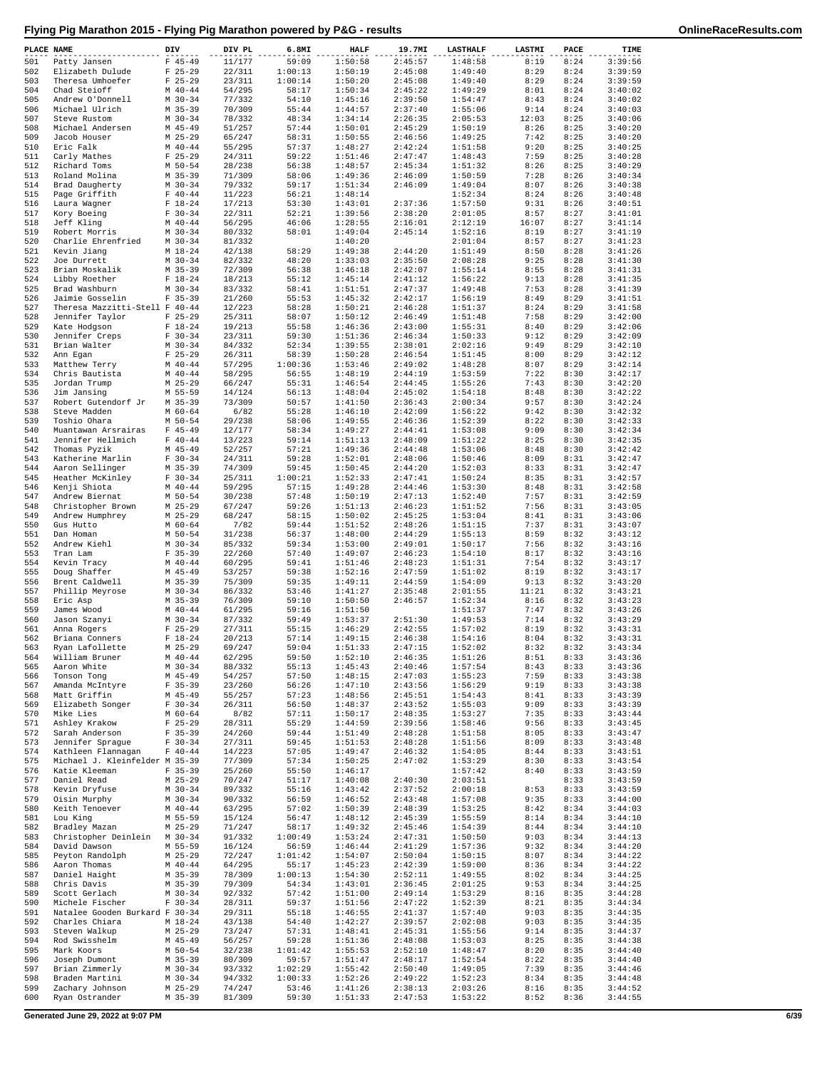# Flying Pig Marathon 2015 - Flying Pig Marathon powered by P&G - results

| PLACE | NAME | DIV | DIV PL | 6.8MI | HALF | 19.7MI | LASTHALF | LASTMI | PACE | TIME |
|---|---|---|---|---|---|---|---|---|---|---|
| 501 | Patty Jansen | F 45-49 | 11/177 | 59:09 | 1:50:58 | 2:45:57 | 1:48:58 | 8:19 | 8:24 | 3:39:56 |
| 502 | Elizabeth Dulude | F 25-29 | 22/311 | 1:00:13 | 1:50:19 | 2:45:08 | 1:49:40 | 8:29 | 8:24 | 3:39:59 |
| 503 | Theresa Umhoefer | F 25-29 | 23/311 | 1:00:14 | 1:50:20 | 2:45:08 | 1:49:40 | 8:29 | 8:24 | 3:39:59 |
| 504 | Chad Steioff | M 40-44 | 54/295 | 58:17 | 1:50:34 | 2:45:22 | 1:49:29 | 8:01 | 8:24 | 3:40:02 |
| 505 | Andrew O'Donnell | M 30-34 | 77/332 | 54:10 | 1:45:16 | 2:39:50 | 1:54:47 | 8:43 | 8:24 | 3:40:02 |
| 506 | Michael Ulrich | M 35-39 | 70/309 | 55:44 | 1:44:57 | 2:37:40 | 1:55:06 | 9:14 | 8:24 | 3:40:03 |
| 507 | Steve Rustom | M 30-34 | 78/332 | 48:34 | 1:34:14 | 2:26:35 | 2:05:53 | 12:03 | 8:25 | 3:40:06 |
| 508 | Michael Andersen | M 45-49 | 51/257 | 57:44 | 1:50:01 | 2:45:29 | 1:50:19 | 8:26 | 8:25 | 3:40:20 |
| 509 | Jacob Houser | M 25-29 | 65/247 | 58:31 | 1:50:55 | 2:46:56 | 1:49:25 | 7:42 | 8:25 | 3:40:20 |
| 510 | Eric Falk | M 40-44 | 55/295 | 57:37 | 1:48:27 | 2:42:24 | 1:51:58 | 9:20 | 8:25 | 3:40:25 |
| 511 | Carly Mathes | F 25-29 | 24/311 | 59:22 | 1:51:46 | 2:47:47 | 1:48:43 | 7:59 | 8:25 | 3:40:28 |
| 512 | Richard Toms | M 50-54 | 28/238 | 56:38 | 1:48:57 | 2:45:34 | 1:51:32 | 8:26 | 8:25 | 3:40:29 |
| 513 | Roland Molina | M 35-39 | 71/309 | 58:06 | 1:49:36 | 2:46:09 | 1:50:59 | 7:28 | 8:26 | 3:40:34 |
| 514 | Brad Daugherty | M 30-34 | 79/332 | 59:17 | 1:51:34 | 2:46:09 | 1:49:04 | 8:07 | 8:26 | 3:40:38 |
| 515 | Page Griffith | F 40-44 | 11/223 | 56:21 | 1:48:14 | | 1:52:34 | 8:24 | 8:26 | 3:40:48 |
| 516 | Laura Wagner | F 18-24 | 17/213 | 53:30 | 1:43:01 | 2:37:36 | 1:57:50 | 9:31 | 8:26 | 3:40:51 |
| 517 | Kory Boeing | F 30-34 | 22/311 | 52:21 | 1:39:56 | 2:38:20 | 2:01:05 | 8:57 | 8:27 | 3:41:01 |
| 518 | Jeff Kling | M 40-44 | 56/295 | 46:06 | 1:28:55 | 2:16:01 | 2:12:19 | 16:07 | 8:27 | 3:41:14 |
| 519 | Robert Morris | M 30-34 | 80/332 | 58:01 | 1:49:04 | 2:45:14 | 1:52:16 | 8:19 | 8:27 | 3:41:19 |
| 520 | Charlie Ehrenfried | M 30-34 | 81/332 | | 1:40:20 | | 2:01:04 | 8:57 | 8:27 | 3:41:23 |
| 521 | Kevin Jiang | M 18-24 | 42/138 | 58:29 | 1:49:38 | 2:44:20 | 1:51:49 | 8:50 | 8:28 | 3:41:26 |
| 522 | Joe Durrett | M 30-34 | 82/332 | 48:20 | 1:33:03 | 2:35:50 | 2:08:28 | 9:25 | 8:28 | 3:41:30 |
| 523 | Brian Moskalik | M 35-39 | 72/309 | 56:38 | 1:46:18 | 2:42:07 | 1:55:14 | 8:55 | 8:28 | 3:41:31 |
| 524 | Libby Roether | F 18-24 | 18/213 | 55:12 | 1:45:14 | 2:41:12 | 1:56:22 | 9:13 | 8:28 | 3:41:35 |
| 525 | Brad Washburn | M 30-34 | 83/332 | 58:41 | 1:51:51 | 2:47:37 | 1:49:48 | 7:53 | 8:28 | 3:41:39 |
| 526 | Jaimie Gosselin | F 35-39 | 21/260 | 55:53 | 1:45:32 | 2:42:17 | 1:56:19 | 8:49 | 8:29 | 3:41:51 |
| 527 | Theresa Mazzitti-Stell | F 40-44 | 12/223 | 58:28 | 1:50:21 | 2:46:28 | 1:51:37 | 8:24 | 8:29 | 3:41:58 |
| 528 | Jennifer Taylor | F 25-29 | 25/311 | 58:07 | 1:50:12 | 2:46:49 | 1:51:48 | 7:58 | 8:29 | 3:42:00 |
| 529 | Kate Hodgson | F 18-24 | 19/213 | 55:58 | 1:46:36 | 2:43:00 | 1:55:31 | 8:40 | 8:29 | 3:42:06 |
| 530 | Jennifer Creps | F 30-34 | 23/311 | 59:30 | 1:51:36 | 2:46:34 | 1:50:33 | 9:12 | 8:29 | 3:42:09 |
| 531 | Brian Walter | M 30-34 | 84/332 | 52:34 | 1:39:55 | 2:38:01 | 2:02:16 | 9:49 | 8:29 | 3:42:10 |
| 532 | Ann Egan | F 25-29 | 26/311 | 58:39 | 1:50:28 | 2:46:54 | 1:51:45 | 8:00 | 8:29 | 3:42:12 |
| 533 | Matthew Terry | M 40-44 | 57/295 | 1:00:36 | 1:53:46 | 2:49:02 | 1:48:28 | 8:07 | 8:29 | 3:42:14 |
| 534 | Chris Bautista | M 40-44 | 58/295 | 56:55 | 1:48:19 | 2:44:19 | 1:53:59 | 7:22 | 8:30 | 3:42:17 |
| 535 | Jordan Trump | M 25-29 | 66/247 | 55:31 | 1:46:54 | 2:44:45 | 1:55:26 | 7:43 | 8:30 | 3:42:20 |
| 536 | Jim Jansing | M 55-59 | 14/124 | 56:13 | 1:48:04 | 2:45:02 | 1:54:18 | 8:48 | 8:30 | 3:42:22 |
| 537 | Robert Gutendorf Jr | M 35-39 | 73/309 | 50:57 | 1:41:50 | 2:36:43 | 2:00:34 | 9:57 | 8:30 | 3:42:24 |
| 538 | Steve Madden | M 60-64 | 6/82 | 55:28 | 1:46:10 | 2:42:09 | 1:56:22 | 9:42 | 8:30 | 3:42:32 |
| 539 | Toshio Ohara | M 50-54 | 29/238 | 58:06 | 1:49:55 | 2:46:36 | 1:52:39 | 8:22 | 8:30 | 3:42:33 |
| 540 | Muantawan Arsrairas | F 45-49 | 12/177 | 58:34 | 1:49:27 | 2:44:41 | 1:53:08 | 9:09 | 8:30 | 3:42:34 |
| 541 | Jennifer Hellmich | F 40-44 | 13/223 | 59:14 | 1:51:13 | 2:48:09 | 1:51:22 | 8:25 | 8:30 | 3:42:35 |
| 542 | Thomas Pyzik | M 45-49 | 52/257 | 57:21 | 1:49:36 | 2:44:48 | 1:53:06 | 8:48 | 8:30 | 3:42:42 |
| 543 | Katherine Marlin | F 30-34 | 24/311 | 59:28 | 1:52:01 | 2:48:06 | 1:50:46 | 8:09 | 8:31 | 3:42:47 |
| 544 | Aaron Sellinger | M 35-39 | 74/309 | 59:45 | 1:50:45 | 2:44:20 | 1:52:03 | 8:33 | 8:31 | 3:42:47 |
| 545 | Heather McKinley | F 30-34 | 25/311 | 1:00:21 | 1:52:33 | 2:47:41 | 1:50:24 | 8:35 | 8:31 | 3:42:57 |
| 546 | Kenji Shiota | M 40-44 | 59/295 | 57:15 | 1:49:28 | 2:44:46 | 1:53:30 | 8:48 | 8:31 | 3:42:58 |
| 547 | Andrew Biernat | M 50-54 | 30/238 | 57:48 | 1:50:19 | 2:47:13 | 1:52:40 | 7:57 | 8:31 | 3:42:59 |
| 548 | Christopher Brown | M 25-29 | 67/247 | 59:26 | 1:51:13 | 2:46:23 | 1:51:52 | 7:56 | 8:31 | 3:43:05 |
| 549 | Andrew Humphrey | M 25-29 | 68/247 | 58:15 | 1:50:02 | 2:45:25 | 1:53:04 | 8:41 | 8:31 | 3:43:06 |
| 550 | Gus Hutto | M 60-64 | 7/82 | 59:44 | 1:51:52 | 2:48:26 | 1:51:15 | 7:37 | 8:31 | 3:43:07 |
| 551 | Dan Homan | M 50-54 | 31/238 | 56:37 | 1:48:00 | 2:44:29 | 1:55:13 | 8:59 | 8:32 | 3:43:12 |
| 552 | Andrew Kiehl | M 30-34 | 85/332 | 59:34 | 1:53:00 | 2:49:01 | 1:50:17 | 7:56 | 8:32 | 3:43:16 |
| 553 | Tran Lam | F 35-39 | 22/260 | 57:40 | 1:49:07 | 2:46:23 | 1:54:10 | 8:17 | 8:32 | 3:43:16 |
| 554 | Kevin Tracy | M 40-44 | 60/295 | 59:41 | 1:51:46 | 2:48:23 | 1:51:31 | 7:54 | 8:32 | 3:43:17 |
| 555 | Doug Shaffer | M 45-49 | 53/257 | 59:38 | 1:52:16 | 2:47:59 | 1:51:02 | 8:19 | 8:32 | 3:43:17 |
| 556 | Brent Caldwell | M 35-39 | 75/309 | 59:35 | 1:49:11 | 2:44:59 | 1:54:09 | 9:13 | 8:32 | 3:43:20 |
| 557 | Phillip Meyrose | M 30-34 | 86/332 | 53:46 | 1:41:27 | 2:35:48 | 2:01:55 | 11:21 | 8:32 | 3:43:21 |
| 558 | Eric Asp | M 35-39 | 76/309 | 59:10 | 1:50:50 | 2:46:57 | 1:52:34 | 8:16 | 8:32 | 3:43:23 |
| 559 | James Wood | M 40-44 | 61/295 | 59:16 | 1:51:50 | | 1:51:37 | 7:47 | 8:32 | 3:43:26 |
| 560 | Jason Szanyi | M 30-34 | 87/332 | 59:49 | 1:53:37 | 2:51:30 | 1:49:53 | 7:14 | 8:32 | 3:43:29 |
| 561 | Anna Rogers | F 25-29 | 27/311 | 55:15 | 1:46:29 | 2:42:55 | 1:57:02 | 8:19 | 8:32 | 3:43:31 |
| 562 | Briana Conners | F 18-24 | 20/213 | 57:14 | 1:49:15 | 2:46:38 | 1:54:16 | 8:04 | 8:32 | 3:43:31 |
| 563 | Ryan LaFollette | M 25-29 | 69/247 | 59:04 | 1:51:33 | 2:47:15 | 1:52:02 | 8:32 | 8:32 | 3:43:34 |
| 564 | William Bruner | M 40-44 | 62/295 | 59:50 | 1:52:10 | 2:46:35 | 1:51:26 | 8:51 | 8:33 | 3:43:36 |
| 565 | Aaron White | M 30-34 | 88/332 | 55:13 | 1:45:43 | 2:40:46 | 1:57:54 | 8:43 | 8:33 | 3:43:36 |
| 566 | Tonson Tong | M 45-49 | 54/257 | 57:50 | 1:48:15 | 2:47:03 | 1:55:23 | 7:59 | 8:33 | 3:43:38 |
| 567 | Amanda McIntyre | F 35-39 | 23/260 | 56:26 | 1:47:10 | 2:43:56 | 1:56:29 | 9:19 | 8:33 | 3:43:38 |
| 568 | Matt Griffin | M 45-49 | 55/257 | 57:23 | 1:48:56 | 2:45:51 | 1:54:43 | 8:41 | 8:33 | 3:43:39 |
| 569 | Elizabeth Songer | F 30-34 | 26/311 | 56:50 | 1:48:37 | 2:43:52 | 1:55:03 | 9:09 | 8:33 | 3:43:39 |
| 570 | Mike Lies | M 60-64 | 8/82 | 57:11 | 1:50:17 | 2:48:35 | 1:53:27 | 7:35 | 8:33 | 3:43:44 |
| 571 | Ashley Krakow | F 25-29 | 28/311 | 55:29 | 1:44:59 | 2:39:56 | 1:58:46 | 9:56 | 8:33 | 3:43:45 |
| 572 | Sarah Anderson | F 35-39 | 24/260 | 59:44 | 1:51:49 | 2:48:28 | 1:51:58 | 8:05 | 8:33 | 3:43:47 |
| 573 | Jennifer Sprague | F 30-34 | 27/311 | 59:45 | 1:51:53 | 2:48:28 | 1:51:56 | 8:09 | 8:33 | 3:43:48 |
| 574 | Kathleen Flannagan | F 40-44 | 14/223 | 57:05 | 1:49:47 | 2:46:32 | 1:54:05 | 8:44 | 8:33 | 3:43:51 |
| 575 | Michael J. Kleinfelder | M 35-39 | 77/309 | 57:34 | 1:50:25 | 2:47:02 | 1:53:29 | 8:30 | 8:33 | 3:43:54 |
| 576 | Katie Kleeman | F 35-39 | 25/260 | 55:50 | 1:46:17 | | 1:57:42 | 8:40 | 8:33 | 3:43:59 |
| 577 | Daniel Read | M 25-29 | 70/247 | 51:17 | 1:40:08 | 2:40:30 | 2:03:51 | | 8:33 | 3:43:59 |
| 578 | Kevin Dryfuse | M 30-34 | 89/332 | 55:16 | 1:43:42 | 2:37:52 | 2:00:18 | 8:53 | 8:33 | 3:43:59 |
| 579 | Oisin Murphy | M 30-34 | 90/332 | 56:59 | 1:46:52 | 2:43:48 | 1:57:08 | 9:35 | 8:33 | 3:44:00 |
| 580 | Keith Tenoever | M 40-44 | 63/295 | 57:02 | 1:50:39 | 2:48:39 | 1:53:25 | 8:42 | 8:34 | 3:44:03 |
| 581 | Lou King | M 55-59 | 15/124 | 56:47 | 1:48:12 | 2:45:39 | 1:55:59 | 8:14 | 8:34 | 3:44:10 |
| 582 | Bradley Mazan | M 25-29 | 71/247 | 58:17 | 1:49:32 | 2:45:46 | 1:54:39 | 8:44 | 8:34 | 3:44:10 |
| 583 | Christopher Deinlein | M 30-34 | 91/332 | 1:00:49 | 1:53:24 | 2:47:31 | 1:50:50 | 9:03 | 8:34 | 3:44:13 |
| 584 | David Dawson | M 55-59 | 16/124 | 56:59 | 1:46:44 | 2:41:29 | 1:57:36 | 9:32 | 8:34 | 3:44:20 |
| 585 | Peyton Randolph | M 25-29 | 72/247 | 1:01:42 | 1:54:07 | 2:50:04 | 1:50:15 | 8:07 | 8:34 | 3:44:22 |
| 586 | Aaron Thomas | M 40-44 | 64/295 | 55:17 | 1:45:23 | 2:42:39 | 1:59:00 | 8:36 | 8:34 | 3:44:22 |
| 587 | Daniel Haight | M 35-39 | 78/309 | 1:00:13 | 1:54:30 | 2:52:11 | 1:49:55 | 8:02 | 8:34 | 3:44:25 |
| 588 | Chris Davis | M 35-39 | 79/309 | 54:34 | 1:43:01 | 2:36:45 | 2:01:25 | 9:53 | 8:34 | 3:44:25 |
| 589 | Scott Gerlach | M 30-34 | 92/332 | 57:42 | 1:51:00 | 2:49:14 | 1:53:29 | 8:16 | 8:35 | 3:44:28 |
| 590 | Michele Fischer | F 30-34 | 28/311 | 59:37 | 1:51:56 | 2:47:22 | 1:52:39 | 8:21 | 8:35 | 3:44:34 |
| 591 | Natalee Gooden Burkard | F 30-34 | 29/311 | 55:18 | 1:46:55 | 2:41:37 | 1:57:40 | 9:03 | 8:35 | 3:44:35 |
| 592 | Charles Chiara | M 18-24 | 43/138 | 54:40 | 1:42:27 | 2:39:57 | 2:02:08 | 9:03 | 8:35 | 3:44:35 |
| 593 | Steven Walkup | M 25-29 | 73/247 | 57:31 | 1:48:41 | 2:45:31 | 1:55:56 | 9:14 | 8:35 | 3:44:37 |
| 594 | Rod Swisshelm | M 45-49 | 56/257 | 59:28 | 1:51:36 | 2:48:08 | 1:53:03 | 8:25 | 8:35 | 3:44:38 |
| 595 | Mark Koors | M 50-54 | 32/238 | 1:01:42 | 1:55:53 | 2:52:10 | 1:48:47 | 8:20 | 8:35 | 3:44:40 |
| 596 | Joseph Dumont | M 35-39 | 80/309 | 59:57 | 1:51:47 | 2:48:17 | 1:52:54 | 8:22 | 8:35 | 3:44:40 |
| 597 | Brian Zimmerly | M 30-34 | 93/332 | 1:02:29 | 1:55:42 | 2:50:40 | 1:49:05 | 7:39 | 8:35 | 3:44:46 |
| 598 | Braden Martini | M 30-34 | 94/332 | 1:00:33 | 1:52:26 | 2:49:22 | 1:52:23 | 8:34 | 8:35 | 3:44:48 |
| 599 | Zachary Johnson | M 25-29 | 74/247 | 53:46 | 1:41:26 | 2:38:13 | 2:03:26 | 8:16 | 8:35 | 3:44:52 |
| 600 | Ryan Ostrander | M 35-39 | 81/309 | 59:30 | 1:51:33 | 2:47:53 | 1:53:22 | 8:52 | 8:36 | 3:44:55 |

Generated June 29, 2022 at 9:07 PM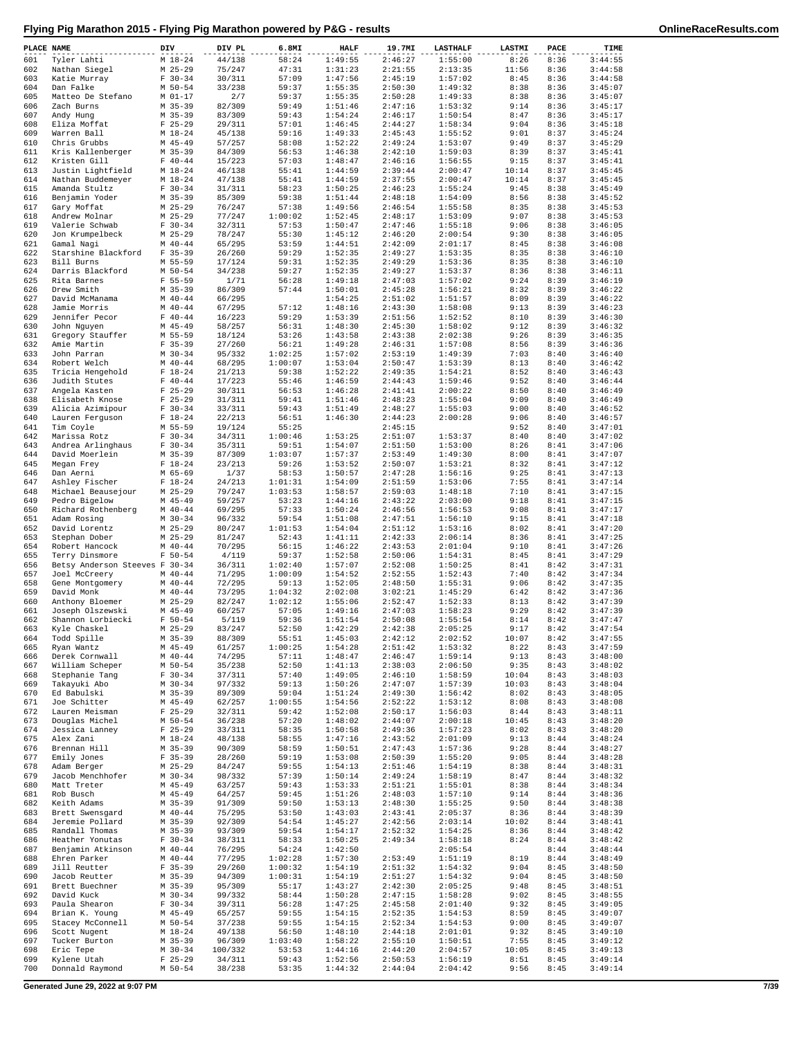# Flying Pig Marathon 2015 - Flying Pig Marathon powered by P&G - results

| PLACE | NAME | DIV | DIV PL | 6.8MI | HALF | 19.7MI | LASTHALF | LASTMI | PACE | TIME |
|---|---|---|---|---|---|---|---|---|---|---|
| 601 | Tyler Lahti | M 18-24 | 44/138 | 58:24 | 1:49:55 | 2:46:27 | 1:55:00 | 8:26 | 8:36 | 3:44:55 |
| 602 | Nathan Siegel | M 25-29 | 75/247 | 47:31 | 1:31:23 | 2:21:55 | 2:13:35 | 11:56 | 8:36 | 3:44:58 |
| 603 | Katie Murray | F 30-34 | 30/311 | 57:09 | 1:47:56 | 2:45:19 | 1:57:02 | 8:45 | 8:36 | 3:44:58 |
| 604 | Dan Falke | M 50-54 | 33/238 | 59:37 | 1:55:35 | 2:50:30 | 1:49:32 | 8:38 | 8:36 | 3:45:07 |
| 605 | Matteo De Stefano | M 01-17 | 2/7 | 59:37 | 1:55:35 | 2:50:28 | 1:49:33 | 8:38 | 8:36 | 3:45:07 |
| 606 | Zach Burns | M 35-39 | 82/309 | 59:49 | 1:51:46 | 2:47:16 | 1:53:32 | 9:14 | 8:36 | 3:45:17 |
| 607 | Andy Hung | M 35-39 | 83/309 | 59:43 | 1:54:24 | 2:46:17 | 1:50:54 | 8:47 | 8:36 | 3:45:17 |
| 608 | Eliza Moffat | F 25-29 | 29/311 | 57:01 | 1:46:45 | 2:44:27 | 1:58:34 | 9:04 | 8:36 | 3:45:18 |
| 609 | Warren Ball | M 18-24 | 45/138 | 59:16 | 1:49:33 | 2:45:43 | 1:55:52 | 9:01 | 8:37 | 3:45:24 |
| 610 | Chris Grubbs | M 45-49 | 57/257 | 58:08 | 1:52:22 | 2:49:24 | 1:53:07 | 9:49 | 8:37 | 3:45:29 |
| 611 | Kris Kallenberger | M 35-39 | 84/309 | 56:53 | 1:46:38 | 2:42:10 | 1:59:03 | 8:39 | 8:37 | 3:45:41 |
| 612 | Kristen Gill | F 40-44 | 15/223 | 57:03 | 1:48:47 | 2:46:16 | 1:56:55 | 9:15 | 8:37 | 3:45:41 |
| 613 | Justin Lightfield | M 18-24 | 46/138 | 55:41 | 1:44:59 | 2:39:44 | 2:00:47 | 10:14 | 8:37 | 3:45:45 |
| 614 | Nathan Buddemeyer | M 18-24 | 47/138 | 55:41 | 1:44:59 | 2:37:55 | 2:00:47 | 10:14 | 8:37 | 3:45:45 |
| 615 | Amanda Stultz | F 30-34 | 31/311 | 58:23 | 1:50:25 | 2:46:23 | 1:55:24 | 9:45 | 8:38 | 3:45:49 |
| 616 | Benjamin Yoder | M 35-39 | 85/309 | 59:38 | 1:51:44 | 2:48:18 | 1:54:09 | 8:56 | 8:38 | 3:45:52 |
| 617 | Gary Moffat | M 25-29 | 76/247 | 57:38 | 1:49:56 | 2:46:54 | 1:55:58 | 8:35 | 8:38 | 3:45:53 |
| 618 | Andrew Molnar | M 25-29 | 77/247 | 1:00:02 | 1:52:45 | 2:48:17 | 1:53:09 | 9:07 | 8:38 | 3:45:53 |
| 619 | Valerie Schwab | F 30-34 | 32/311 | 57:53 | 1:50:47 | 2:47:46 | 1:55:18 | 9:06 | 8:38 | 3:46:05 |
| 620 | Jon Krumpelbeck | M 25-29 | 78/247 | 55:30 | 1:45:12 | 2:46:20 | 2:00:54 | 9:30 | 8:38 | 3:46:05 |
| 621 | Gamal Nagi | M 40-44 | 65/295 | 53:59 | 1:44:51 | 2:42:09 | 2:01:17 | 8:45 | 8:38 | 3:46:08 |
| 622 | Starshine Blackford | F 35-39 | 26/260 | 59:29 | 1:52:35 | 2:49:27 | 1:53:35 | 8:35 | 8:38 | 3:46:10 |
| 623 | Bill Burns | M 55-59 | 17/124 | 59:31 | 1:52:35 | 2:49:29 | 1:53:36 | 8:35 | 8:38 | 3:46:10 |
| 624 | Darris Blackford | M 50-54 | 34/238 | 59:27 | 1:52:35 | 2:49:27 | 1:53:37 | 8:36 | 8:38 | 3:46:11 |
| 625 | Rita Barnes | F 55-59 | 1/71 | 56:28 | 1:49:18 | 2:47:03 | 1:57:02 | 9:24 | 8:39 | 3:46:19 |
| 626 | Drew Smith | M 35-39 | 86/309 | 57:44 | 1:50:01 | 2:45:28 | 1:56:21 | 8:32 | 8:39 | 3:46:22 |
| 627 | David McManama | M 40-44 | 66/295 | | 1:54:25 | 2:51:02 | 1:51:57 | 8:09 | 8:39 | 3:46:22 |
| 628 | Jamie Morris | M 40-44 | 67/295 | 57:12 | 1:48:16 | 2:43:30 | 1:58:08 | 9:13 | 8:39 | 3:46:23 |
| 629 | Jennifer Pecor | F 40-44 | 16/223 | 59:29 | 1:53:39 | 2:51:56 | 1:52:52 | 8:10 | 8:39 | 3:46:30 |
| 630 | John Nguyen | M 45-49 | 58/257 | 56:31 | 1:48:30 | 2:45:30 | 1:58:02 | 9:12 | 8:39 | 3:46:32 |
| 631 | Gregory Stauffer | M 55-59 | 18/124 | 53:26 | 1:43:58 | 2:43:38 | 2:02:38 | 9:26 | 8:39 | 3:46:35 |
| 632 | Amie Martin | F 35-39 | 27/260 | 56:21 | 1:49:28 | 2:46:31 | 1:57:08 | 8:56 | 8:39 | 3:46:36 |
| 633 | John Parran | M 30-34 | 95/332 | 1:02:25 | 1:57:02 | 2:53:19 | 1:49:39 | 7:03 | 8:40 | 3:46:40 |
| 634 | Robert Welch | M 40-44 | 68/295 | 1:00:07 | 1:53:04 | 2:50:47 | 1:53:39 | 8:13 | 8:40 | 3:46:42 |
| 635 | Tricia Hengehold | F 18-24 | 21/213 | 59:38 | 1:52:22 | 2:49:35 | 1:54:21 | 8:52 | 8:40 | 3:46:43 |
| 636 | Judith Stutes | F 40-44 | 17/223 | 55:46 | 1:46:59 | 2:44:43 | 1:59:46 | 9:52 | 8:40 | 3:46:44 |
| 637 | Angela Kasten | F 25-29 | 30/311 | 56:53 | 1:46:28 | 2:41:41 | 2:00:22 | 8:50 | 8:40 | 3:46:49 |
| 638 | Elisabeth Knose | F 25-29 | 31/311 | 59:41 | 1:51:46 | 2:48:23 | 1:55:04 | 9:09 | 8:40 | 3:46:49 |
| 639 | Alicia Azimipour | F 30-34 | 33/311 | 59:43 | 1:51:49 | 2:48:27 | 1:55:03 | 9:00 | 8:40 | 3:46:52 |
| 640 | Lauren Ferguson | F 18-24 | 22/213 | 56:51 | 1:46:30 | 2:44:23 | 2:00:28 | 9:06 | 8:40 | 3:46:57 |
| 641 | Tim Coyle | M 55-59 | 19/124 | 55:25 | | 2:45:15 | | 9:52 | 8:40 | 3:47:01 |
| 642 | Marissa Rotz | F 30-34 | 34/311 | 1:00:46 | 1:53:25 | 2:51:07 | 1:53:37 | 8:40 | 8:40 | 3:47:02 |
| 643 | Andrea Arlinghaus | F 30-34 | 35/311 | 59:51 | 1:54:07 | 2:51:50 | 1:53:00 | 8:26 | 8:41 | 3:47:06 |
| 644 | David Moerlein | M 35-39 | 87/309 | 1:03:07 | 1:57:37 | 2:53:49 | 1:49:30 | 8:00 | 8:41 | 3:47:07 |
| 645 | Megan Frey | F 18-24 | 23/213 | 59:26 | 1:53:52 | 2:50:07 | 1:53:21 | 8:32 | 8:41 | 3:47:12 |
| 646 | Dan Aerni | M 65-69 | 1/37 | 58:53 | 1:50:57 | 2:47:28 | 1:56:16 | 9:25 | 8:41 | 3:47:13 |
| 647 | Ashley Fischer | F 18-24 | 24/213 | 1:01:31 | 1:54:09 | 2:51:59 | 1:53:06 | 7:55 | 8:41 | 3:47:14 |
| 648 | Michael Beausejour | M 25-29 | 79/247 | 1:03:53 | 1:58:57 | 2:59:03 | 1:48:18 | 7:10 | 8:41 | 3:47:15 |
| 649 | Pedro Bigelow | M 45-49 | 59/257 | 53:23 | 1:44:16 | 2:43:22 | 2:03:00 | 9:18 | 8:41 | 3:47:15 |
| 650 | Richard Rothenberg | M 40-44 | 69/295 | 57:33 | 1:50:24 | 2:46:56 | 1:56:53 | 9:08 | 8:41 | 3:47:17 |
| 651 | Adam Rosing | M 30-34 | 96/332 | 59:54 | 1:51:08 | 2:47:51 | 1:56:10 | 9:15 | 8:41 | 3:47:18 |
| 652 | David Lorentz | M 25-29 | 80/247 | 1:01:53 | 1:54:04 | 2:51:12 | 1:53:16 | 8:02 | 8:41 | 3:47:20 |
| 653 | Stephan Dober | M 25-29 | 81/247 | 52:43 | 1:41:11 | 2:42:33 | 2:06:14 | 8:36 | 8:41 | 3:47:25 |
| 654 | Robert Hancock | M 40-44 | 70/295 | 56:15 | 1:46:22 | 2:43:53 | 2:01:04 | 9:10 | 8:41 | 3:47:26 |
| 655 | Terry Dinsmore | F 50-54 | 4/119 | 59:37 | 1:52:58 | 2:50:06 | 1:54:31 | 8:45 | 8:41 | 3:47:29 |
| 656 | Betsy Anderson Steeves | F 30-34 | 36/311 | 1:02:40 | 1:57:07 | 2:52:08 | 1:50:25 | 8:41 | 8:42 | 3:47:31 |
| 657 | Joel McCreery | M 40-44 | 71/295 | 1:00:09 | 1:54:52 | 2:52:55 | 1:52:43 | 7:40 | 8:42 | 3:47:34 |
| 658 | Gene Montgomery | M 40-44 | 72/295 | 59:13 | 1:52:05 | 2:48:50 | 1:55:31 | 9:06 | 8:42 | 3:47:35 |
| 659 | David Monk | M 40-44 | 73/295 | 1:04:32 | 2:02:08 | 3:02:21 | 1:45:29 | 6:42 | 8:42 | 3:47:36 |
| 660 | Anthony Bloemer | M 25-29 | 82/247 | 1:02:12 | 1:55:06 | 2:52:47 | 1:52:33 | 8:13 | 8:42 | 3:47:39 |
| 661 | Joseph Olszewski | M 45-49 | 60/257 | 57:05 | 1:49:16 | 2:47:03 | 1:58:23 | 9:29 | 8:42 | 3:47:39 |
| 662 | Shannon Lorbiecki | F 50-54 | 5/119 | 59:36 | 1:51:54 | 2:50:08 | 1:55:54 | 8:14 | 8:42 | 3:47:47 |
| 663 | Kyle Chaskel | M 25-29 | 83/247 | 52:50 | 1:42:29 | 2:42:38 | 2:05:25 | 9:17 | 8:42 | 3:47:54 |
| 664 | Todd Spille | M 35-39 | 88/309 | 55:51 | 1:45:03 | 2:42:12 | 2:02:52 | 10:07 | 8:42 | 3:47:55 |
| 665 | Ryan Wantz | M 45-49 | 61/257 | 1:00:25 | 1:54:28 | 2:51:42 | 1:53:32 | 8:22 | 8:43 | 3:47:59 |
| 666 | Derek Cornwall | M 40-44 | 74/295 | 57:11 | 1:48:47 | 2:46:47 | 1:59:14 | 9:13 | 8:43 | 3:48:00 |
| 667 | William Scheper | M 50-54 | 35/238 | 52:50 | 1:41:13 | 2:38:03 | 2:06:50 | 9:35 | 8:43 | 3:48:02 |
| 668 | Stephanie Tang | F 30-34 | 37/311 | 57:40 | 1:49:05 | 2:46:10 | 1:58:59 | 10:04 | 8:43 | 3:48:03 |
| 669 | Takayuki Abo | M 30-34 | 97/332 | 59:13 | 1:50:26 | 2:47:07 | 1:57:39 | 10:03 | 8:43 | 3:48:04 |
| 670 | Ed Babulski | M 35-39 | 89/309 | 59:04 | 1:51:24 | 2:49:30 | 1:56:42 | 8:02 | 8:43 | 3:48:05 |
| 671 | Joe Schitter | M 45-49 | 62/257 | 1:00:55 | 1:54:56 | 2:52:22 | 1:53:12 | 8:08 | 8:43 | 3:48:08 |
| 672 | Lauren Meisman | F 25-29 | 32/311 | 59:42 | 1:52:08 | 2:50:17 | 1:56:03 | 8:44 | 8:43 | 3:48:11 |
| 673 | Douglas Michel | M 50-54 | 36/238 | 57:20 | 1:48:02 | 2:44:07 | 2:00:18 | 10:45 | 8:43 | 3:48:20 |
| 674 | Jessica Lanney | F 25-29 | 33/311 | 58:35 | 1:50:58 | 2:49:36 | 1:57:23 | 8:02 | 8:43 | 3:48:20 |
| 675 | Alex Zani | M 18-24 | 48/138 | 58:55 | 1:47:16 | 2:43:52 | 2:01:09 | 9:13 | 8:44 | 3:48:24 |
| 676 | Brennan Hill | M 35-39 | 90/309 | 58:59 | 1:50:51 | 2:47:43 | 1:57:36 | 9:28 | 8:44 | 3:48:27 |
| 677 | Emily Jones | F 35-39 | 28/260 | 59:19 | 1:53:08 | 2:50:39 | 1:55:20 | 9:05 | 8:44 | 3:48:28 |
| 678 | Adam Berger | M 25-29 | 84/247 | 59:55 | 1:54:13 | 2:51:46 | 1:54:19 | 8:38 | 8:44 | 3:48:31 |
| 679 | Jacob Menchhofer | M 30-34 | 98/332 | 57:39 | 1:50:14 | 2:49:24 | 1:58:19 | 8:47 | 8:44 | 3:48:32 |
| 680 | Matt Treter | M 45-49 | 63/257 | 59:43 | 1:53:33 | 2:51:21 | 1:55:01 | 8:38 | 8:44 | 3:48:34 |
| 681 | Rob Busch | M 45-49 | 64/257 | 59:45 | 1:51:26 | 2:48:03 | 1:57:10 | 9:14 | 8:44 | 3:48:36 |
| 682 | Keith Adams | M 35-39 | 91/309 | 59:50 | 1:53:13 | 2:48:30 | 1:55:25 | 9:50 | 8:44 | 3:48:38 |
| 683 | Brett Swensgard | M 40-44 | 75/295 | 53:50 | 1:43:03 | 2:43:41 | 2:05:37 | 8:36 | 8:44 | 3:48:39 |
| 684 | Jeremie Pollard | M 35-39 | 92/309 | 54:54 | 1:45:27 | 2:42:56 | 2:03:14 | 10:02 | 8:44 | 3:48:41 |
| 685 | Randall Thomas | M 35-39 | 93/309 | 59:54 | 1:54:17 | 2:52:32 | 1:54:25 | 8:36 | 8:44 | 3:48:42 |
| 686 | Heather Yonutas | F 30-34 | 38/311 | 58:33 | 1:50:25 | 2:49:34 | 1:58:18 | 8:24 | 8:44 | 3:48:42 |
| 687 | Benjamin Atkinson | M 40-44 | 76/295 | 54:24 | 1:42:50 | | 2:05:54 | | 8:44 | 3:48:44 |
| 688 | Ehren Parker | M 40-44 | 77/295 | 1:02:28 | 1:57:30 | 2:53:49 | 1:51:19 | 8:19 | 8:44 | 3:48:49 |
| 689 | Jill Reutter | F 35-39 | 29/260 | 1:00:32 | 1:54:19 | 2:51:32 | 1:54:32 | 9:04 | 8:45 | 3:48:50 |
| 690 | Jacob Reutter | M 35-39 | 94/309 | 1:00:31 | 1:54:19 | 2:51:27 | 1:54:32 | 9:04 | 8:45 | 3:48:50 |
| 691 | Brett Buechner | M 35-39 | 95/309 | 55:17 | 1:43:27 | 2:42:30 | 2:05:25 | 9:48 | 8:45 | 3:48:51 |
| 692 | David Kuck | M 30-34 | 99/332 | 58:44 | 1:50:28 | 2:47:15 | 1:58:28 | 9:02 | 8:45 | 3:48:55 |
| 693 | Paula Shearon | F 30-34 | 39/311 | 56:28 | 1:47:25 | 2:45:58 | 2:01:40 | 9:32 | 8:45 | 3:49:05 |
| 694 | Brian K. Young | M 45-49 | 65/257 | 59:55 | 1:54:15 | 2:52:35 | 1:54:53 | 8:59 | 8:45 | 3:49:07 |
| 695 | Stacey McConnell | M 50-54 | 37/238 | 59:55 | 1:54:15 | 2:52:34 | 1:54:53 | 9:00 | 8:45 | 3:49:07 |
| 696 | Scott Nugent | M 18-24 | 49/138 | 56:50 | 1:48:10 | 2:44:18 | 2:01:01 | 9:32 | 8:45 | 3:49:10 |
| 697 | Tucker Burton | M 35-39 | 96/309 | 1:03:40 | 1:58:22 | 2:55:10 | 1:50:51 | 7:55 | 8:45 | 3:49:12 |
| 698 | Eric Tepe | M 30-34 | 100/332 | 53:53 | 1:44:16 | 2:44:20 | 2:04:57 | 10:05 | 8:45 | 3:49:13 |
| 699 | Kylene Utah | F 25-29 | 34/311 | 59:43 | 1:52:56 | 2:50:53 | 1:56:19 | 8:51 | 8:45 | 3:49:14 |
| 700 | Donnald Raymond | M 50-54 | 38/238 | 53:35 | 1:44:32 | 2:44:04 | 2:04:42 | 9:56 | 8:45 | 3:49:14 |

Generated June 29, 2022 at 9:07 PM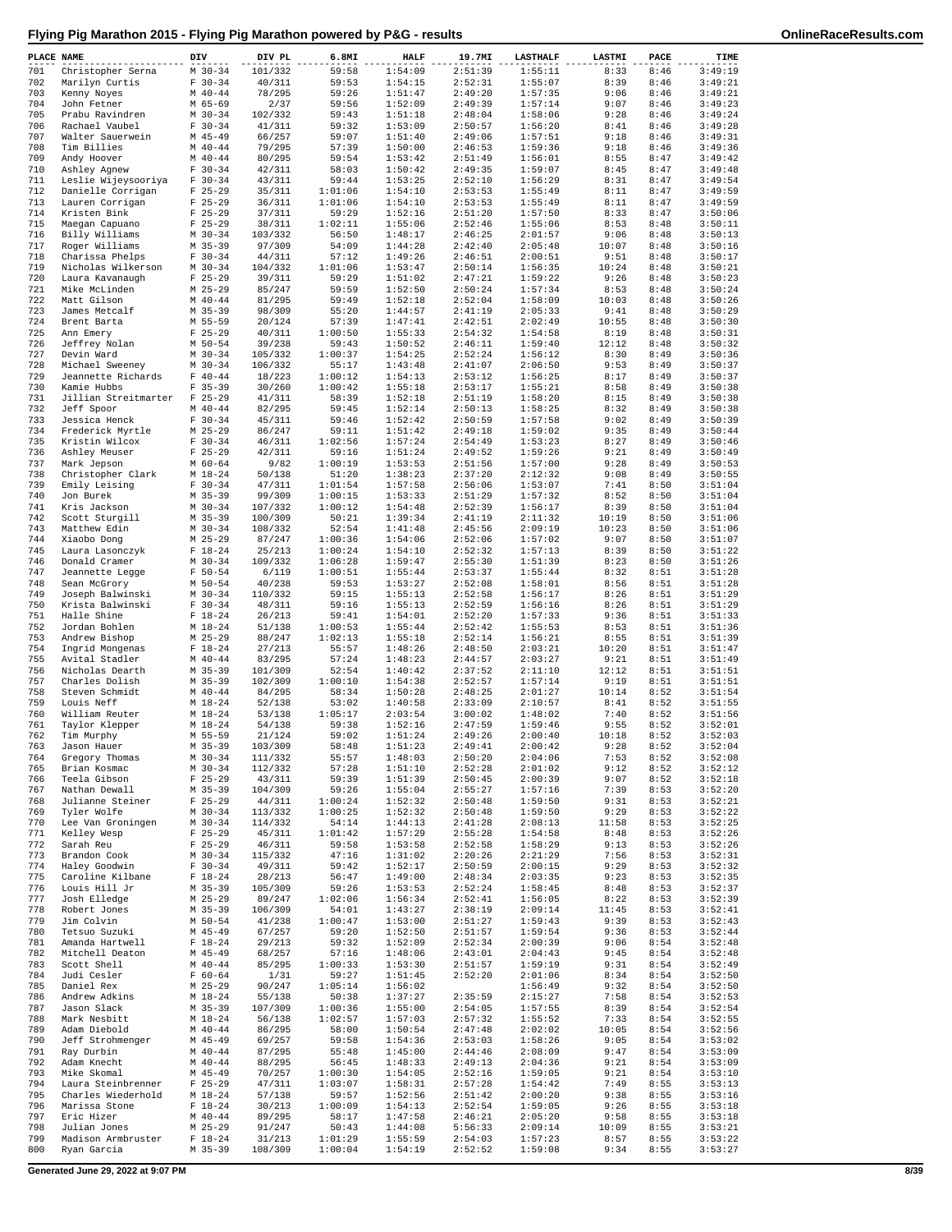# Flying Pig Marathon 2015 - Flying Pig Marathon powered by P&G - results

| PLACE | NAME | DIV | DIV PL | 6.8MI | HALF | 19.7MI | LASTHALF | LASTMI | PACE | TIME |
|---|---|---|---|---|---|---|---|---|---|---|
| 701 | Christopher Serna | M 30-34 | 101/332 | 59:58 | 1:54:09 | 2:51:39 | 1:55:11 | 8:33 | 8:46 | 3:49:19 |
| 702 | Marilyn Curtis | F 30-34 | 40/311 | 59:53 | 1:54:15 | 2:52:31 | 1:55:07 | 8:39 | 8:46 | 3:49:21 |
| 703 | Kenny Noyes | M 40-44 | 78/295 | 59:26 | 1:51:47 | 2:49:20 | 1:57:35 | 9:06 | 8:46 | 3:49:21 |
| 704 | John Fetner | M 65-69 | 2/37 | 59:56 | 1:52:09 | 2:49:39 | 1:57:14 | 9:07 | 8:46 | 3:49:23 |
| 705 | Prabu Ravindren | M 30-34 | 102/332 | 59:43 | 1:51:18 | 2:48:04 | 1:58:06 | 9:28 | 8:46 | 3:49:24 |
| 706 | Rachael Vaubel | F 30-34 | 41/311 | 59:32 | 1:53:09 | 2:50:57 | 1:56:20 | 8:41 | 8:46 | 3:49:28 |
| 707 | Walter Sauerwein | M 45-49 | 66/257 | 59:07 | 1:51:40 | 2:49:06 | 1:57:51 | 9:18 | 8:46 | 3:49:31 |
| 708 | Tim Billies | M 40-44 | 79/295 | 57:39 | 1:50:00 | 2:46:53 | 1:59:36 | 9:18 | 8:46 | 3:49:36 |
| 709 | Andy Hoover | M 40-44 | 80/295 | 59:54 | 1:53:42 | 2:51:49 | 1:56:01 | 8:55 | 8:47 | 3:49:42 |
| 710 | Ashley Agnew | F 30-34 | 42/311 | 58:03 | 1:50:42 | 2:49:35 | 1:59:07 | 8:45 | 8:47 | 3:49:48 |
| 711 | Leslie Wijeysooriya | F 30-34 | 43/311 | 59:44 | 1:53:25 | 2:52:10 | 1:56:29 | 8:31 | 8:47 | 3:49:54 |
| 712 | Danielle Corrigan | F 25-29 | 35/311 | 1:01:06 | 1:54:10 | 2:53:53 | 1:55:49 | 8:11 | 8:47 | 3:49:59 |
| 713 | Lauren Corrigan | F 25-29 | 36/311 | 1:01:06 | 1:54:10 | 2:53:53 | 1:55:49 | 8:11 | 8:47 | 3:49:59 |
| 714 | Kristen Bink | F 25-29 | 37/311 | 59:29 | 1:52:16 | 2:51:20 | 1:57:50 | 8:33 | 8:47 | 3:50:06 |
| 715 | Maegan Capuano | F 25-29 | 38/311 | 1:02:11 | 1:55:06 | 2:52:46 | 1:55:06 | 8:53 | 8:48 | 3:50:11 |
| 716 | Billy Williams | M 30-34 | 103/332 | 56:50 | 1:48:17 | 2:46:25 | 2:01:57 | 9:06 | 8:48 | 3:50:13 |
| 717 | Roger Williams | M 35-39 | 97/309 | 54:09 | 1:44:28 | 2:42:40 | 2:05:48 | 10:07 | 8:48 | 3:50:16 |
| 718 | Charissa Phelps | F 30-34 | 44/311 | 57:12 | 1:49:26 | 2:46:51 | 2:00:51 | 9:51 | 8:48 | 3:50:17 |
| 719 | Nicholas Wilkerson | M 30-34 | 104/332 | 1:01:06 | 1:53:47 | 2:50:14 | 1:56:35 | 10:24 | 8:48 | 3:50:21 |
| 720 | Laura Kavanaugh | F 25-29 | 39/311 | 59:29 | 1:51:02 | 2:47:21 | 1:59:22 | 9:26 | 8:48 | 3:50:23 |
| 721 | Mike McLinden | M 25-29 | 85/247 | 59:59 | 1:52:50 | 2:50:24 | 1:57:34 | 8:53 | 8:48 | 3:50:24 |
| 722 | Matt Gilson | M 40-44 | 81/295 | 59:49 | 1:52:18 | 2:52:04 | 1:58:09 | 10:03 | 8:48 | 3:50:26 |
| 723 | James Metcalf | M 35-39 | 98/309 | 55:20 | 1:44:57 | 2:41:19 | 2:05:33 | 9:41 | 8:48 | 3:50:29 |
| 724 | Brent Barta | M 55-59 | 20/124 | 57:39 | 1:47:41 | 2:42:51 | 2:02:49 | 10:55 | 8:48 | 3:50:30 |
| 725 | Ann Emery | F 25-29 | 40/311 | 1:00:50 | 1:55:33 | 2:54:32 | 1:54:58 | 8:19 | 8:48 | 3:50:31 |
| 726 | Jeffrey Nolan | M 50-54 | 39/238 | 59:43 | 1:50:52 | 2:46:11 | 1:59:40 | 12:12 | 8:48 | 3:50:32 |
| 727 | Devin Ward | M 30-34 | 105/332 | 1:00:37 | 1:54:25 | 2:52:24 | 1:56:12 | 8:30 | 8:49 | 3:50:36 |
| 728 | Michael Sweeney | M 30-34 | 106/332 | 55:17 | 1:43:48 | 2:41:07 | 2:06:50 | 9:53 | 8:49 | 3:50:37 |
| 729 | Jeannette Richards | F 40-44 | 18/223 | 1:00:12 | 1:54:13 | 2:53:12 | 1:56:25 | 8:17 | 8:49 | 3:50:37 |
| 730 | Kamie Hubbs | F 35-39 | 30/260 | 1:00:42 | 1:55:18 | 2:53:17 | 1:55:21 | 8:58 | 8:49 | 3:50:38 |
| 731 | Jillian Streitmarter | F 25-29 | 41/311 | 58:39 | 1:52:18 | 2:51:19 | 1:58:20 | 8:15 | 8:49 | 3:50:38 |
| 732 | Jeff Spoor | M 40-44 | 82/295 | 59:45 | 1:52:14 | 2:50:13 | 1:58:25 | 8:32 | 8:49 | 3:50:38 |
| 733 | Jessica Henck | F 30-34 | 45/311 | 59:46 | 1:52:42 | 2:50:59 | 1:57:58 | 9:02 | 8:49 | 3:50:39 |
| 734 | Frederick Myrtle | M 25-29 | 86/247 | 59:11 | 1:51:42 | 2:49:18 | 1:59:02 | 9:35 | 8:49 | 3:50:44 |
| 735 | Kristin Wilcox | F 30-34 | 46/311 | 1:02:56 | 1:57:24 | 2:54:49 | 1:53:23 | 8:27 | 8:49 | 3:50:46 |
| 736 | Ashley Meuser | F 25-29 | 42/311 | 59:16 | 1:51:24 | 2:49:52 | 1:59:26 | 9:21 | 8:49 | 3:50:49 |
| 737 | Mark Jepson | M 60-64 | 9/82 | 1:00:19 | 1:53:53 | 2:51:56 | 1:57:00 | 9:28 | 8:49 | 3:50:53 |
| 738 | Christopher Clark | M 18-24 | 50/138 | 51:20 | 1:38:23 | 2:37:20 | 2:12:32 | 9:08 | 8:49 | 3:50:55 |
| 739 | Emily Leising | F 30-34 | 47/311 | 1:01:54 | 1:57:58 | 2:56:06 | 1:53:07 | 7:41 | 8:50 | 3:51:04 |
| 740 | Jon Burek | M 35-39 | 99/309 | 1:00:15 | 1:53:33 | 2:51:29 | 1:57:32 | 8:52 | 8:50 | 3:51:04 |
| 741 | Kris Jackson | M 30-34 | 107/332 | 1:00:12 | 1:54:48 | 2:52:39 | 1:56:17 | 8:39 | 8:50 | 3:51:04 |
| 742 | Scott Sturgill | M 35-39 | 100/309 | 50:21 | 1:39:34 | 2:41:19 | 2:11:32 | 10:19 | 8:50 | 3:51:06 |
| 743 | Matthew Edin | M 30-34 | 108/332 | 52:54 | 1:41:48 | 2:45:56 | 2:09:19 | 10:23 | 8:50 | 3:51:06 |
| 744 | Xiaobo Dong | M 25-29 | 87/247 | 1:00:36 | 1:54:06 | 2:52:06 | 1:57:02 | 9:07 | 8:50 | 3:51:07 |
| 745 | Laura Lasonczyk | F 18-24 | 25/213 | 1:00:24 | 1:54:10 | 2:52:32 | 1:57:13 | 8:39 | 8:50 | 3:51:22 |
| 746 | Donald Cramer | M 30-34 | 109/332 | 1:06:28 | 1:59:47 | 2:55:30 | 1:51:39 | 8:23 | 8:50 | 3:51:26 |
| 747 | Jeannette Legge | F 50-54 | 6/119 | 1:00:51 | 1:55:44 | 2:53:37 | 1:55:44 | 8:32 | 8:51 | 3:51:28 |
| 748 | Sean McGrory | M 50-54 | 40/238 | 59:53 | 1:53:27 | 2:52:08 | 1:58:01 | 8:56 | 8:51 | 3:51:28 |
| 749 | Joseph Balwinski | M 30-34 | 110/332 | 59:15 | 1:55:13 | 2:52:58 | 1:56:17 | 8:26 | 8:51 | 3:51:29 |
| 750 | Krista Balwinski | F 30-34 | 48/311 | 59:16 | 1:55:13 | 2:52:59 | 1:56:16 | 8:26 | 8:51 | 3:51:29 |
| 751 | Halle Shine | F 18-24 | 26/213 | 59:41 | 1:54:01 | 2:52:20 | 1:57:33 | 9:36 | 8:51 | 3:51:33 |
| 752 | Jordan Bohlen | M 18-24 | 51/138 | 1:00:53 | 1:55:44 | 2:52:42 | 1:55:53 | 8:53 | 8:51 | 3:51:36 |
| 753 | Andrew Bishop | M 25-29 | 88/247 | 1:02:13 | 1:55:18 | 2:52:14 | 1:56:21 | 8:55 | 8:51 | 3:51:39 |
| 754 | Ingrid Mongenas | F 18-24 | 27/213 | 55:57 | 1:48:26 | 2:48:50 | 2:03:21 | 10:20 | 8:51 | 3:51:47 |
| 755 | Avital Stadler | M 40-44 | 83/295 | 57:24 | 1:48:23 | 2:44:57 | 2:03:27 | 9:21 | 8:51 | 3:51:49 |
| 756 | Nicholas Dearth | M 35-39 | 101/309 | 52:54 | 1:40:42 | 2:37:52 | 2:11:10 | 12:12 | 8:51 | 3:51:51 |
| 757 | Charles Dolish | M 35-39 | 102/309 | 1:00:10 | 1:54:38 | 2:52:57 | 1:57:14 | 9:19 | 8:51 | 3:51:51 |
| 758 | Steven Schmidt | M 40-44 | 84/295 | 58:34 | 1:50:28 | 2:48:25 | 2:01:27 | 10:14 | 8:52 | 3:51:54 |
| 759 | Louis Neff | M 18-24 | 52/138 | 53:02 | 1:40:58 | 2:33:09 | 2:10:57 | 8:41 | 8:52 | 3:51:55 |
| 760 | William Reuter | M 18-24 | 53/138 | 1:05:17 | 2:03:54 | 3:00:02 | 1:48:02 | 7:40 | 8:52 | 3:51:56 |
| 761 | Taylor Klepper | M 18-24 | 54/138 | 59:38 | 1:52:16 | 2:47:59 | 1:59:46 | 9:55 | 8:52 | 3:52:01 |
| 762 | Tim Murphy | M 55-59 | 21/124 | 59:02 | 1:51:24 | 2:49:26 | 2:00:40 | 10:18 | 8:52 | 3:52:03 |
| 763 | Jason Hauer | M 35-39 | 103/309 | 58:48 | 1:51:23 | 2:49:41 | 2:00:42 | 9:28 | 8:52 | 3:52:04 |
| 764 | Gregory Thomas | M 30-34 | 111/332 | 55:57 | 1:48:03 | 2:50:20 | 2:04:06 | 7:53 | 8:52 | 3:52:08 |
| 765 | Brian Kosmac | M 30-34 | 112/332 | 57:28 | 1:51:10 | 2:52:28 | 2:01:02 | 9:12 | 8:52 | 3:52:12 |
| 766 | Teela Gibson | F 25-29 | 43/311 | 59:39 | 1:51:39 | 2:50:45 | 2:00:39 | 9:07 | 8:52 | 3:52:18 |
| 767 | Nathan Dewall | M 35-39 | 104/309 | 59:26 | 1:55:04 | 2:55:27 | 1:57:16 | 7:39 | 8:53 | 3:52:20 |
| 768 | Julianne Steiner | F 25-29 | 44/311 | 1:00:24 | 1:52:32 | 2:50:48 | 1:59:50 | 9:31 | 8:53 | 3:52:21 |
| 769 | Tyler Wolfe | M 30-34 | 113/332 | 1:00:25 | 1:52:32 | 2:50:48 | 1:59:50 | 9:29 | 8:53 | 3:52:22 |
| 770 | Lee Van Groningen | M 30-34 | 114/332 | 54:14 | 1:44:13 | 2:41:28 | 2:08:13 | 11:58 | 8:53 | 3:52:25 |
| 771 | Kelley Wesp | F 25-29 | 45/311 | 1:01:42 | 1:57:29 | 2:55:28 | 1:54:58 | 8:48 | 8:53 | 3:52:26 |
| 772 | Sarah Reu | F 25-29 | 46/311 | 59:58 | 1:53:58 | 2:52:58 | 1:58:29 | 9:13 | 8:53 | 3:52:26 |
| 773 | Brandon Cook | M 30-34 | 115/332 | 47:16 | 1:31:02 | 2:20:26 | 2:21:29 | 7:56 | 8:53 | 3:52:31 |
| 774 | Haley Goodwin | F 30-34 | 49/311 | 59:42 | 1:52:17 | 2:50:59 | 2:00:15 | 9:29 | 8:53 | 3:52:32 |
| 775 | Caroline Kilbane | F 18-24 | 28/213 | 56:47 | 1:49:00 | 2:48:34 | 2:03:35 | 9:23 | 8:53 | 3:52:35 |
| 776 | Louis Hill Jr | M 35-39 | 105/309 | 59:26 | 1:53:53 | 2:52:24 | 1:58:45 | 8:48 | 8:53 | 3:52:37 |
| 777 | Josh Elledge | M 25-29 | 89/247 | 1:02:06 | 1:56:34 | 2:52:41 | 1:56:05 | 8:22 | 8:53 | 3:52:39 |
| 778 | Robert Jones | M 35-39 | 106/309 | 54:01 | 1:43:27 | 2:38:19 | 2:09:14 | 11:45 | 8:53 | 3:52:41 |
| 779 | Jim Colvin | M 50-54 | 41/238 | 1:00:47 | 1:53:00 | 2:51:27 | 1:59:43 | 9:39 | 8:53 | 3:52:43 |
| 780 | Tetsuo Suzuki | M 45-49 | 67/257 | 59:20 | 1:52:50 | 2:51:57 | 1:59:54 | 9:36 | 8:53 | 3:52:44 |
| 781 | Amanda Hartwell | F 18-24 | 29/213 | 59:32 | 1:52:09 | 2:52:34 | 2:00:39 | 9:06 | 8:54 | 3:52:48 |
| 782 | Mitchell Deaton | M 45-49 | 68/257 | 57:16 | 1:48:06 | 2:43:01 | 2:04:43 | 9:45 | 8:54 | 3:52:48 |
| 783 | Scott Shell | M 40-44 | 85/295 | 1:00:33 | 1:53:30 | 2:51:57 | 1:59:19 | 9:31 | 8:54 | 3:52:49 |
| 784 | Judi Cesler | F 60-64 | 1/31 | 59:27 | 1:51:45 | 2:52:20 | 2:01:06 | 8:34 | 8:54 | 3:52:50 |
| 785 | Daniel Rex | M 25-29 | 90/247 | 1:05:14 | 1:56:02 | | 1:56:49 | 9:32 | 8:54 | 3:52:50 |
| 786 | Andrew Adkins | M 18-24 | 55/138 | 50:38 | 1:37:27 | 2:35:59 | 2:15:27 | 7:58 | 8:54 | 3:52:53 |
| 787 | Jason Slack | M 35-39 | 107/309 | 1:00:36 | 1:55:00 | 2:54:05 | 1:57:55 | 8:39 | 8:54 | 3:52:54 |
| 788 | Mark Nesbitt | M 18-24 | 56/138 | 1:02:57 | 1:57:03 | 2:57:32 | 1:55:52 | 7:33 | 8:54 | 3:52:55 |
| 789 | Adam Diebold | M 40-44 | 86/295 | 58:00 | 1:50:54 | 2:47:48 | 2:02:02 | 10:05 | 8:54 | 3:52:56 |
| 790 | Jeff Strohmenger | M 45-49 | 69/257 | 59:58 | 1:54:36 | 2:53:03 | 1:58:26 | 9:05 | 8:54 | 3:53:02 |
| 791 | Ray Durbin | M 40-44 | 87/295 | 55:48 | 1:45:00 | 2:44:46 | 2:08:09 | 9:47 | 8:54 | 3:53:09 |
| 792 | Adam Knecht | M 40-44 | 88/295 | 56:45 | 1:48:33 | 2:49:13 | 2:04:36 | 9:21 | 8:54 | 3:53:09 |
| 793 | Mike Skomal | M 45-49 | 70/257 | 1:00:30 | 1:54:05 | 2:52:16 | 1:59:05 | 9:21 | 8:54 | 3:53:10 |
| 794 | Laura Steinbrenner | F 25-29 | 47/311 | 1:03:07 | 1:58:31 | 2:57:28 | 1:54:42 | 7:49 | 8:55 | 3:53:13 |
| 795 | Charles Wiederhold | M 18-24 | 57/138 | 59:57 | 1:52:56 | 2:51:42 | 2:00:20 | 9:38 | 8:55 | 3:53:16 |
| 796 | Marissa Stone | F 18-24 | 30/213 | 1:00:09 | 1:54:13 | 2:52:54 | 1:59:05 | 9:26 | 8:55 | 3:53:18 |
| 797 | Eric Hizer | M 40-44 | 89/295 | 58:17 | 1:47:58 | 2:46:21 | 2:05:20 | 9:58 | 8:55 | 3:53:18 |
| 798 | Julian Jones | M 25-29 | 91/247 | 50:43 | 1:44:08 | 5:56:33 | 2:09:14 | 10:09 | 8:55 | 3:53:21 |
| 799 | Madison Armbruster | F 18-24 | 31/213 | 1:01:29 | 1:55:59 | 2:54:03 | 1:57:23 | 8:57 | 8:55 | 3:53:22 |
| 800 | Ryan Garcia | M 35-39 | 108/309 | 1:00:04 | 1:54:19 | 2:52:52 | 1:59:08 | 9:34 | 8:55 | 3:53:27 |

Generated June 29, 2022 at 9:07 PM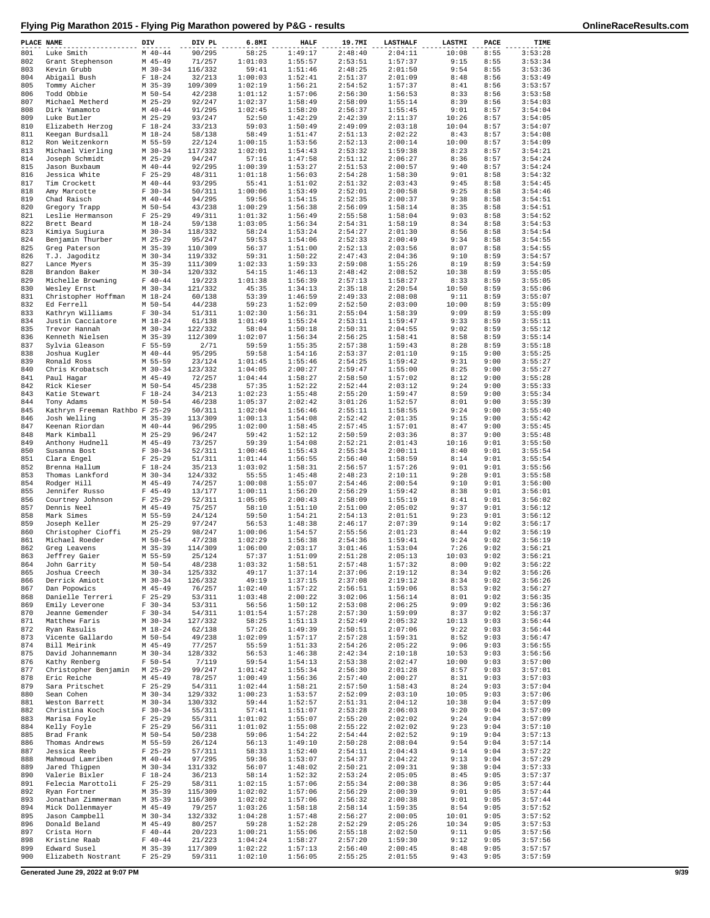# Flying Pig Marathon 2015 - Flying Pig Marathon powered by P&G - results

OnlineRaceResults.com

| PLACE | NAME | DIV | DIV PL | 6.8MI | HALF | 19.7MI | LASTHALF | LASTMI | PACE | TIME |
|---|---|---|---|---|---|---|---|---|---|---|
| 801 | Luke Smith | M 40-44 | 90/295 | 58:25 | 1:49:17 | 2:48:40 | 2:04:11 | 10:08 | 8:55 | 3:53:28 |
| 802 | Grant Stephenson | M 45-49 | 71/257 | 1:01:03 | 1:55:57 | 2:53:51 | 1:57:37 | 9:15 | 8:55 | 3:53:34 |
| 803 | Kevin Grubb | M 30-34 | 116/332 | 59:41 | 1:51:46 | 2:48:25 | 2:01:50 | 9:54 | 8:55 | 3:53:36 |
| 804 | Abigail Bush | F 18-24 | 32/213 | 1:00:03 | 1:52:41 | 2:51:37 | 2:01:09 | 8:48 | 8:56 | 3:53:49 |
| 805 | Tommy Aicher | M 35-39 | 109/309 | 1:02:19 | 1:56:21 | 2:54:52 | 1:57:37 | 8:41 | 8:56 | 3:53:57 |
| 806 | Todd Obbie | M 50-54 | 42/238 | 1:01:12 | 1:57:06 | 2:56:30 | 1:56:53 | 8:33 | 8:56 | 3:53:58 |
| 807 | Michael Metherd | M 25-29 | 92/247 | 1:02:37 | 1:58:49 | 2:58:09 | 1:55:14 | 8:39 | 8:56 | 3:54:03 |
| 808 | Dirk Yamamoto | M 40-44 | 91/295 | 1:02:45 | 1:58:20 | 2:56:37 | 1:55:45 | 9:01 | 8:57 | 3:54:04 |
| 809 | Luke Butler | M 25-29 | 93/247 | 52:50 | 1:42:29 | 2:42:39 | 2:11:37 | 10:26 | 8:57 | 3:54:05 |
| 810 | Elizabeth Herzog | F 18-24 | 33/213 | 59:03 | 1:50:49 | 2:49:09 | 2:03:18 | 10:04 | 8:57 | 3:54:07 |
| 811 | Keegan Burdsall | M 18-24 | 58/138 | 58:49 | 1:51:47 | 2:51:13 | 2:02:22 | 8:43 | 8:57 | 3:54:08 |
| 812 | Ron Weitzenkorn | M 55-59 | 22/124 | 1:00:15 | 1:53:56 | 2:52:13 | 2:00:14 | 10:00 | 8:57 | 3:54:09 |
| 813 | Michael Vierling | M 30-34 | 117/332 | 1:02:01 | 1:54:43 | 2:53:32 | 1:59:38 | 8:23 | 8:57 | 3:54:21 |
| 814 | Joseph Schmidt | M 25-29 | 94/247 | 57:16 | 1:47:58 | 2:51:12 | 2:06:27 | 8:36 | 8:57 | 3:54:24 |
| 815 | Jason Buxbaum | M 40-44 | 92/295 | 1:00:39 | 1:53:27 | 2:51:53 | 2:00:57 | 9:40 | 8:57 | 3:54:24 |
| 816 | Jessica White | F 25-29 | 48/311 | 1:01:18 | 1:56:03 | 2:54:28 | 1:58:30 | 9:01 | 8:58 | 3:54:32 |
| 817 | Tim Crockett | M 40-44 | 93/295 | 55:41 | 1:51:02 | 2:51:32 | 2:03:43 | 9:45 | 8:58 | 3:54:45 |
| 818 | Amy Marcotte | F 30-34 | 50/311 | 1:00:06 | 1:53:49 | 2:52:01 | 2:00:58 | 9:25 | 8:58 | 3:54:46 |
| 819 | Chad Raisch | M 40-44 | 94/295 | 59:56 | 1:54:15 | 2:52:35 | 2:00:37 | 9:38 | 8:58 | 3:54:51 |
| 820 | Gregory Trapp | M 50-54 | 43/238 | 1:00:29 | 1:56:38 | 2:56:09 | 1:58:14 | 8:35 | 8:58 | 3:54:51 |
| 821 | Leslie Hermanson | F 25-29 | 49/311 | 1:01:32 | 1:56:49 | 2:55:58 | 1:58:04 | 9:03 | 8:58 | 3:54:52 |
| 822 | Brett Beard | M 18-24 | 59/138 | 1:03:05 | 1:56:34 | 2:54:31 | 1:58:19 | 8:34 | 8:58 | 3:54:53 |
| 823 | Kimiya Sugiura | M 30-34 | 118/332 | 58:24 | 1:53:24 | 2:54:27 | 2:01:30 | 8:56 | 8:58 | 3:54:54 |
| 824 | Benjamin Thurber | M 25-29 | 95/247 | 59:53 | 1:54:06 | 2:52:33 | 2:00:49 | 9:34 | 8:58 | 3:54:55 |
| 825 | Greg Paterson | M 35-39 | 110/309 | 56:37 | 1:51:00 | 2:52:13 | 2:03:56 | 8:07 | 8:58 | 3:54:55 |
| 826 | T.J. Jagoditz | M 30-34 | 119/332 | 59:31 | 1:50:22 | 2:47:43 | 2:04:36 | 9:10 | 8:59 | 3:54:57 |
| 827 | Lance Myers | M 35-39 | 111/309 | 1:02:33 | 1:59:33 | 2:59:08 | 1:55:26 | 8:19 | 8:59 | 3:54:59 |
| 828 | Brandon Baker | M 30-34 | 120/332 | 54:15 | 1:46:13 | 2:48:42 | 2:08:52 | 10:38 | 8:59 | 3:55:05 |
| 829 | Michelle Browning | F 40-44 | 19/223 | 1:01:38 | 1:56:39 | 2:57:13 | 1:58:27 | 8:33 | 8:59 | 3:55:05 |
| 830 | Wesley Ernst | M 30-34 | 121/332 | 45:35 | 1:34:13 | 2:35:18 | 2:20:54 | 10:50 | 8:59 | 3:55:06 |
| 831 | Christopher Hoffman | M 18-24 | 60/138 | 53:39 | 1:46:59 | 2:49:33 | 2:08:08 | 9:11 | 8:59 | 3:55:07 |
| 832 | Ed Ferrell | M 50-54 | 44/238 | 59:23 | 1:52:09 | 2:52:50 | 2:03:00 | 10:00 | 8:59 | 3:55:09 |
| 833 | Kathryn Williams | F 30-34 | 51/311 | 1:02:30 | 1:56:31 | 2:55:04 | 1:58:39 | 9:09 | 8:59 | 3:55:09 |
| 834 | Justin Cacciatore | M 18-24 | 61/138 | 1:01:49 | 1:55:24 | 2:53:11 | 1:59:47 | 9:33 | 8:59 | 3:55:11 |
| 835 | Trevor Hannah | M 30-34 | 122/332 | 58:04 | 1:50:18 | 2:50:31 | 2:04:55 | 9:02 | 8:59 | 3:55:12 |
| 836 | Kenneth Nielsen | M 35-39 | 112/309 | 1:02:07 | 1:56:34 | 2:56:25 | 1:58:41 | 8:58 | 8:59 | 3:55:14 |
| 837 | Sylvia Gleason | F 55-59 | 2/71 | 59:59 | 1:55:35 | 2:57:38 | 1:59:43 | 8:28 | 8:59 | 3:55:18 |
| 838 | Joshua Kugler | M 40-44 | 95/295 | 59:58 | 1:54:16 | 2:53:37 | 2:01:10 | 9:15 | 9:00 | 3:55:25 |
| 839 | Ronald Ross | M 55-59 | 23/124 | 1:01:45 | 1:55:46 | 2:54:25 | 1:59:42 | 9:31 | 9:00 | 3:55:27 |
| 840 | Chris Krobatsch | M 30-34 | 123/332 | 1:04:05 | 2:00:27 | 2:59:47 | 1:55:00 | 8:25 | 9:00 | 3:55:27 |
| 841 | Paul Hagar | M 45-49 | 72/257 | 1:04:44 | 1:58:27 | 2:58:50 | 1:57:02 | 8:12 | 9:00 | 3:55:28 |
| 842 | Rick Kieser | M 50-54 | 45/238 | 57:35 | 1:52:22 | 2:52:44 | 2:03:12 | 9:24 | 9:00 | 3:55:33 |
| 843 | Katie Stewart | F 18-24 | 34/213 | 1:02:23 | 1:55:48 | 2:55:20 | 1:59:47 | 8:59 | 9:00 | 3:55:34 |
| 844 | Tony Adams | M 50-54 | 46/238 | 1:05:37 | 2:02:42 | 3:01:26 | 1:52:57 | 8:01 | 9:00 | 3:55:39 |
| 845 | Kathryn Freeman Rathbo | F 25-29 | 50/311 | 1:02:04 | 1:56:46 | 2:55:11 | 1:58:55 | 9:24 | 9:00 | 3:55:40 |
| 846 | Josh Welling | M 35-39 | 113/309 | 1:00:13 | 1:54:08 | 2:52:42 | 2:01:35 | 9:15 | 9:00 | 3:55:42 |
| 847 | Keenan Riordan | M 40-44 | 96/295 | 1:02:00 | 1:58:45 | 2:57:45 | 1:57:01 | 8:47 | 9:00 | 3:55:45 |
| 848 | Mark Kimball | M 25-29 | 96/247 | 59:42 | 1:52:12 | 2:50:59 | 2:03:36 | 8:37 | 9:00 | 3:55:48 |
| 849 | Anthony Hudnell | M 45-49 | 73/257 | 59:39 | 1:54:08 | 2:52:21 | 2:01:43 | 10:16 | 9:01 | 3:55:50 |
| 850 | Susanna Bost | F 30-34 | 52/311 | 1:00:46 | 1:55:43 | 2:55:34 | 2:00:11 | 8:40 | 9:01 | 3:55:54 |
| 851 | Clara Engel | F 25-29 | 51/311 | 1:01:44 | 1:56:55 | 2:56:40 | 1:58:59 | 8:14 | 9:01 | 3:55:54 |
| 852 | Brenna Hallum | F 18-24 | 35/213 | 1:03:02 | 1:58:31 | 2:56:57 | 1:57:26 | 9:01 | 9:01 | 3:55:56 |
| 853 | Thomas Lankford | M 30-34 | 124/332 | 55:55 | 1:45:48 | 2:48:23 | 2:10:11 | 9:28 | 9:01 | 3:55:58 |
| 854 | Rodger Hill | M 45-49 | 74/257 | 1:00:08 | 1:55:07 | 2:54:46 | 2:00:54 | 9:10 | 9:01 | 3:56:00 |
| 855 | Jennifer Russo | F 45-49 | 13/177 | 1:00:11 | 1:56:20 | 2:56:29 | 1:59:42 | 8:38 | 9:01 | 3:56:01 |
| 856 | Courtney Johnson | F 25-29 | 52/311 | 1:05:05 | 2:00:43 | 2:58:09 | 1:55:19 | 8:41 | 9:01 | 3:56:02 |
| 857 | Dennis Neel | M 45-49 | 75/257 | 58:10 | 1:51:10 | 2:51:00 | 2:05:02 | 9:37 | 9:01 | 3:56:12 |
| 858 | Mark Simes | M 55-59 | 24/124 | 59:50 | 1:54:21 | 2:54:13 | 2:01:51 | 9:23 | 9:01 | 3:56:12 |
| 859 | Joseph Keller | M 25-29 | 97/247 | 56:53 | 1:48:38 | 2:46:17 | 2:07:39 | 9:14 | 9:02 | 3:56:17 |
| 860 | Christopher Cioffi | M 25-29 | 98/247 | 1:00:06 | 1:54:57 | 2:55:56 | 2:01:23 | 8:44 | 9:02 | 3:56:19 |
| 861 | Michael Roeder | M 50-54 | 47/238 | 1:02:29 | 1:56:38 | 2:54:36 | 1:59:41 | 9:24 | 9:02 | 3:56:19 |
| 862 | Greg Leavens | M 35-39 | 114/309 | 1:06:00 | 2:03:17 | 3:01:46 | 1:53:04 | 7:26 | 9:02 | 3:56:21 |
| 863 | Jeffrey Gaier | M 55-59 | 25/124 | 57:37 | 1:51:09 | 2:53:28 | 2:05:13 | 10:03 | 9:02 | 3:56:21 |
| 864 | John Garrity | M 50-54 | 48/238 | 1:03:32 | 1:58:51 | 2:57:48 | 1:57:32 | 8:00 | 9:02 | 3:56:22 |
| 865 | Joshua Creech | M 30-34 | 125/332 | 49:17 | 1:37:14 | 2:37:06 | 2:19:12 | 8:34 | 9:02 | 3:56:26 |
| 866 | Derrick Amiott | M 30-34 | 126/332 | 49:19 | 1:37:15 | 2:37:08 | 2:19:12 | 8:34 | 9:02 | 3:56:26 |
| 867 | Dan Popowics | M 45-49 | 76/257 | 1:02:40 | 1:57:22 | 2:56:51 | 1:59:06 | 8:53 | 9:02 | 3:56:27 |
| 868 | Danielle Terreri | F 25-29 | 53/311 | 1:03:48 | 2:00:22 | 3:02:06 | 1:56:14 | 8:01 | 9:02 | 3:56:35 |
| 869 | Emily Leverone | F 30-34 | 53/311 | 56:56 | 1:50:12 | 2:53:08 | 2:06:25 | 9:09 | 9:02 | 3:56:36 |
| 870 | Jeanne Gemender | F 30-34 | 54/311 | 1:01:54 | 1:57:28 | 2:57:30 | 1:59:09 | 8:37 | 9:02 | 3:56:37 |
| 871 | Matthew Faris | M 30-34 | 127/332 | 58:25 | 1:51:13 | 2:52:49 | 2:05:32 | 10:13 | 9:03 | 3:56:44 |
| 872 | Ryan Rasulis | M 18-24 | 62/138 | 57:26 | 1:49:39 | 2:50:51 | 2:07:06 | 9:22 | 9:03 | 3:56:44 |
| 873 | Vicente Gallardo | M 50-54 | 49/238 | 1:02:09 | 1:57:17 | 2:57:28 | 1:59:31 | 8:52 | 9:03 | 3:56:47 |
| 874 | Bill Meirink | M 45-49 | 77/257 | 55:59 | 1:51:33 | 2:54:26 | 2:05:22 | 9:06 | 9:03 | 3:56:55 |
| 875 | David Johannemann | M 30-34 | 128/332 | 56:53 | 1:46:38 | 2:42:34 | 2:10:18 | 10:53 | 9:03 | 3:56:56 |
| 876 | Kathy Renberg | F 50-54 | 7/119 | 59:54 | 1:54:13 | 2:53:38 | 2:02:47 | 10:00 | 9:03 | 3:57:00 |
| 877 | Christopher Benjamin | M 25-29 | 99/247 | 1:01:42 | 1:55:34 | 2:56:30 | 2:01:28 | 8:57 | 9:03 | 3:57:01 |
| 878 | Eric Reiche | M 45-49 | 78/257 | 1:00:49 | 1:56:36 | 2:57:40 | 2:00:27 | 8:31 | 9:03 | 3:57:03 |
| 879 | Sara Pritschet | F 25-29 | 54/311 | 1:02:44 | 1:58:21 | 2:57:50 | 1:58:43 | 8:24 | 9:03 | 3:57:04 |
| 880 | Sean Cohen | M 30-34 | 129/332 | 1:00:23 | 1:53:57 | 2:52:09 | 2:03:10 | 10:05 | 9:03 | 3:57:06 |
| 881 | Weston Barrett | M 30-34 | 130/332 | 59:44 | 1:52:57 | 2:51:31 | 2:04:12 | 10:38 | 9:04 | 3:57:09 |
| 882 | Christina Koch | F 30-34 | 55/311 | 57:41 | 1:51:07 | 2:53:28 | 2:06:03 | 9:20 | 9:04 | 3:57:09 |
| 883 | Marisa Foyle | F 25-29 | 55/311 | 1:01:02 | 1:55:07 | 2:55:20 | 2:02:02 | 9:24 | 9:04 | 3:57:09 |
| 884 | Kelly Foyle | F 25-29 | 56/311 | 1:01:02 | 1:55:08 | 2:55:22 | 2:02:02 | 9:23 | 9:04 | 3:57:10 |
| 885 | Brad Frank | M 50-54 | 50/238 | 59:06 | 1:54:22 | 2:54:44 | 2:02:52 | 9:19 | 9:04 | 3:57:13 |
| 886 | Thomas Andrews | M 55-59 | 26/124 | 56:13 | 1:49:10 | 2:50:28 | 2:08:04 | 9:54 | 9:04 | 3:57:14 |
| 887 | Jessica Reeb | F 25-29 | 57/311 | 58:33 | 1:52:40 | 2:54:11 | 2:04:43 | 9:14 | 9:04 | 3:57:22 |
| 888 | Mahmoud Lamriben | M 40-44 | 97/295 | 59:36 | 1:53:07 | 2:54:37 | 2:04:22 | 9:13 | 9:04 | 3:57:29 |
| 889 | Jared Thigpen | M 30-34 | 131/332 | 56:07 | 1:48:02 | 2:50:21 | 2:09:31 | 9:38 | 9:04 | 3:57:33 |
| 890 | Valerie Bixler | F 18-24 | 36/213 | 58:14 | 1:52:32 | 2:53:24 | 2:05:05 | 8:45 | 9:05 | 3:57:37 |
| 891 | Felecia Marottoli | F 25-29 | 58/311 | 1:02:15 | 1:57:06 | 2:55:34 | 2:00:38 | 8:36 | 9:05 | 3:57:44 |
| 892 | Ryan Fortner | M 35-39 | 115/309 | 1:02:02 | 1:57:06 | 2:56:29 | 2:00:39 | 9:01 | 9:05 | 3:57:44 |
| 893 | Jonathan Zimmerman | M 35-39 | 116/309 | 1:02:02 | 1:57:06 | 2:56:32 | 2:00:38 | 9:01 | 9:05 | 3:57:44 |
| 894 | Mick Dollenmayer | M 45-49 | 79/257 | 1:03:26 | 1:58:18 | 2:58:14 | 1:59:35 | 8:54 | 9:05 | 3:57:52 |
| 895 | Jason Campbell | M 30-34 | 132/332 | 1:04:28 | 1:57:48 | 2:56:27 | 2:00:05 | 10:01 | 9:05 | 3:57:52 |
| 896 | Donald Beland | M 45-49 | 80/257 | 59:28 | 1:52:28 | 2:52:29 | 2:05:26 | 10:34 | 9:05 | 3:57:53 |
| 897 | Crista Horn | F 40-44 | 20/223 | 1:00:21 | 1:55:06 | 2:55:18 | 2:02:50 | 9:11 | 9:05 | 3:57:56 |
| 898 | Kristine Raab | F 40-44 | 21/223 | 1:04:24 | 1:58:27 | 2:57:20 | 1:59:30 | 9:12 | 9:05 | 3:57:56 |
| 899 | Edward Susel | M 35-39 | 117/309 | 1:02:22 | 1:57:13 | 2:56:40 | 2:00:45 | 8:48 | 9:05 | 3:57:57 |
| 900 | Elizabeth Nostrant | F 25-29 | 59/311 | 1:02:10 | 1:56:05 | 2:55:25 | 2:01:55 | 9:43 | 9:05 | 3:57:59 |

Generated June 29, 2022 at 9:07 PM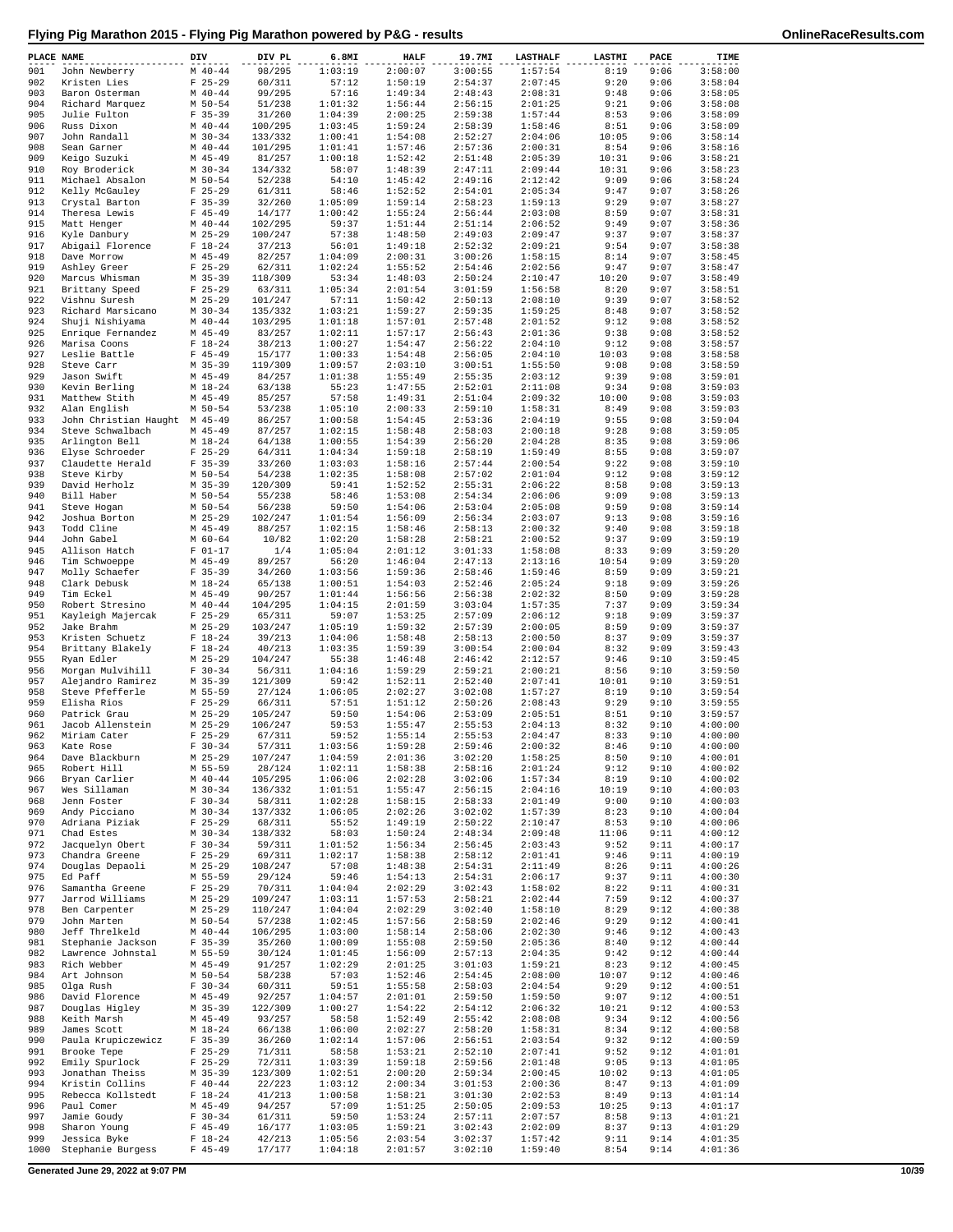# Flying Pig Marathon 2015 - Flying Pig Marathon powered by P&G - results

| PLACE | NAME | DIV | DIV PL | 6.8MI | HALF | 19.7MI | LASTHALF | LASTMI | PACE | TIME |
|---|---|---|---|---|---|---|---|---|---|---|
| 901 | John Newberry | M 40-44 | 98/295 | 1:03:19 | 2:00:07 | 3:00:55 | 1:57:54 | 8:19 | 9:06 | 3:58:00 |
| 902 | Kristen Lies | F 25-29 | 60/311 | 57:12 | 1:50:19 | 2:54:37 | 2:07:45 | 9:20 | 9:06 | 3:58:04 |
| 903 | Baron Osterman | M 40-44 | 99/295 | 57:16 | 1:49:34 | 2:48:43 | 2:08:31 | 9:48 | 9:06 | 3:58:05 |
| 904 | Richard Marquez | M 50-54 | 51/238 | 1:01:32 | 1:56:44 | 2:56:15 | 2:01:25 | 9:21 | 9:06 | 3:58:08 |
| 905 | Julie Fulton | F 35-39 | 31/260 | 1:04:39 | 2:00:25 | 2:59:38 | 1:57:44 | 8:53 | 9:06 | 3:58:09 |
| 906 | Russ Dixon | M 40-44 | 100/295 | 1:03:45 | 1:59:24 | 2:58:39 | 1:58:46 | 8:51 | 9:06 | 3:58:09 |
| 907 | John Randall | M 30-34 | 133/332 | 1:00:41 | 1:54:08 | 2:52:27 | 2:04:06 | 10:05 | 9:06 | 3:58:14 |
| 908 | Sean Garner | M 40-44 | 101/295 | 1:01:41 | 1:57:46 | 2:57:36 | 2:00:31 | 8:54 | 9:06 | 3:58:16 |
| 909 | Keigo Suzuki | M 45-49 | 81/257 | 1:00:18 | 1:52:42 | 2:51:48 | 2:05:39 | 10:31 | 9:06 | 3:58:21 |
| 910 | Roy Broderick | M 30-34 | 134/332 | 58:07 | 1:48:39 | 2:47:11 | 2:09:44 | 10:31 | 9:06 | 3:58:23 |
| 911 | Michael Absalon | M 50-54 | 52/238 | 54:10 | 1:45:42 | 2:49:16 | 2:12:42 | 9:09 | 9:06 | 3:58:24 |
| 912 | Kelly McGauley | F 25-29 | 61/311 | 58:46 | 1:52:52 | 2:54:01 | 2:05:34 | 9:47 | 9:07 | 3:58:26 |
| 913 | Crystal Barton | F 35-39 | 32/260 | 1:05:09 | 1:59:14 | 2:58:23 | 1:59:13 | 9:29 | 9:07 | 3:58:27 |
| 914 | Theresa Lewis | F 45-49 | 14/177 | 1:00:42 | 1:55:24 | 2:56:44 | 2:03:08 | 8:59 | 9:07 | 3:58:31 |
| 915 | Matt Henger | M 40-44 | 102/295 | 59:37 | 1:51:44 | 2:51:14 | 2:06:52 | 9:49 | 9:07 | 3:58:36 |
| 916 | Kyle Danbury | M 25-29 | 100/247 | 57:38 | 1:48:50 | 2:49:03 | 2:09:47 | 9:37 | 9:07 | 3:58:37 |
| 917 | Abigail Florence | F 18-24 | 37/213 | 56:01 | 1:49:18 | 2:52:32 | 2:09:21 | 9:54 | 9:07 | 3:58:38 |
| 918 | Dave Morrow | M 45-49 | 82/257 | 1:04:09 | 2:00:31 | 3:00:26 | 1:58:15 | 8:14 | 9:07 | 3:58:45 |
| 919 | Ashley Greer | F 25-29 | 62/311 | 1:02:24 | 1:55:52 | 2:54:46 | 2:02:56 | 9:47 | 9:07 | 3:58:47 |
| 920 | Marcus Whisman | M 35-39 | 118/309 | 53:34 | 1:48:03 | 2:50:24 | 2:10:47 | 10:20 | 9:07 | 3:58:49 |
| 921 | Brittany Speed | F 25-29 | 63/311 | 1:05:34 | 2:01:54 | 3:01:59 | 1:56:58 | 8:20 | 9:07 | 3:58:51 |
| 922 | Vishnu Suresh | M 25-29 | 101/247 | 57:11 | 1:50:42 | 2:50:13 | 2:08:10 | 9:39 | 9:07 | 3:58:52 |
| 923 | Richard Marsicano | M 30-34 | 135/332 | 1:03:21 | 1:59:27 | 2:59:35 | 1:59:25 | 8:48 | 9:07 | 3:58:52 |
| 924 | Shuji Nishiyama | M 40-44 | 103/295 | 1:01:18 | 1:57:01 | 2:57:48 | 2:01:52 | 9:12 | 9:08 | 3:58:52 |
| 925 | Enrique Fernandez | M 45-49 | 83/257 | 1:02:11 | 1:57:17 | 2:56:43 | 2:01:36 | 9:38 | 9:08 | 3:58:52 |
| 926 | Marisa Coons | F 18-24 | 38/213 | 1:00:27 | 1:54:47 | 2:56:22 | 2:04:10 | 9:12 | 9:08 | 3:58:57 |
| 927 | Leslie Battle | F 45-49 | 15/177 | 1:00:33 | 1:54:48 | 2:56:05 | 2:04:10 | 10:03 | 9:08 | 3:58:58 |
| 928 | Steve Carr | M 35-39 | 119/309 | 1:09:57 | 2:03:10 | 3:00:51 | 1:55:50 | 9:08 | 9:08 | 3:58:59 |
| 929 | Jason Swift | M 45-49 | 84/257 | 1:01:38 | 1:55:49 | 2:55:35 | 2:03:12 | 9:39 | 9:08 | 3:59:01 |
| 930 | Kevin Berling | M 18-24 | 63/138 | 55:23 | 1:47:55 | 2:52:01 | 2:11:08 | 9:34 | 9:08 | 3:59:03 |
| 931 | Matthew Stith | M 45-49 | 85/257 | 57:58 | 1:49:31 | 2:51:04 | 2:09:32 | 10:00 | 9:08 | 3:59:03 |
| 932 | Alan English | M 50-54 | 53/238 | 1:05:10 | 2:00:33 | 2:59:10 | 1:58:31 | 8:49 | 9:08 | 3:59:03 |
| 933 | John Christian Haught | M 45-49 | 86/257 | 1:00:58 | 1:54:45 | 2:53:36 | 2:04:19 | 9:55 | 9:08 | 3:59:04 |
| 934 | Steve Schwalbach | M 45-49 | 87/257 | 1:02:15 | 1:58:48 | 2:58:03 | 2:00:18 | 9:28 | 9:08 | 3:59:05 |
| 935 | Arlington Bell | M 18-24 | 64/138 | 1:00:55 | 1:54:39 | 2:56:20 | 2:04:28 | 8:35 | 9:08 | 3:59:06 |
| 936 | Elyse Schroeder | F 25-29 | 64/311 | 1:04:34 | 1:59:18 | 2:58:19 | 1:59:49 | 8:55 | 9:08 | 3:59:07 |
| 937 | Claudette Herald | F 35-39 | 33/260 | 1:03:03 | 1:58:16 | 2:57:44 | 2:00:54 | 9:22 | 9:08 | 3:59:10 |
| 938 | Steve Kirby | M 50-54 | 54/238 | 1:02:35 | 1:58:08 | 2:57:02 | 2:01:04 | 9:12 | 9:08 | 3:59:12 |
| 939 | David Herholz | M 35-39 | 120/309 | 59:41 | 1:52:52 | 2:55:31 | 2:06:22 | 8:58 | 9:08 | 3:59:13 |
| 940 | Bill Haber | M 50-54 | 55/238 | 58:46 | 1:53:08 | 2:54:34 | 2:06:06 | 9:09 | 9:08 | 3:59:13 |
| 941 | Steve Hogan | M 50-54 | 56/238 | 59:50 | 1:54:06 | 2:53:04 | 2:05:08 | 9:59 | 9:08 | 3:59:14 |
| 942 | Joshua Borton | M 25-29 | 102/247 | 1:01:54 | 1:56:09 | 2:56:34 | 2:03:07 | 9:13 | 9:08 | 3:59:16 |
| 943 | Todd Cline | M 45-49 | 88/257 | 1:02:15 | 1:58:46 | 2:58:13 | 2:00:32 | 9:40 | 9:08 | 3:59:18 |
| 944 | John Gabel | M 60-64 | 10/82 | 1:02:20 | 1:58:28 | 2:58:21 | 2:00:52 | 9:37 | 9:09 | 3:59:19 |
| 945 | Allison Hatch | F 01-17 | 1/4 | 1:05:04 | 2:01:12 | 3:01:33 | 1:58:08 | 8:33 | 9:09 | 3:59:20 |
| 946 | Tim Schwoeppe | M 45-49 | 89/257 | 56:20 | 1:46:04 | 2:47:13 | 2:13:16 | 10:54 | 9:09 | 3:59:20 |
| 947 | Molly Schaefer | F 35-39 | 34/260 | 1:03:56 | 1:59:36 | 2:58:46 | 1:59:46 | 8:59 | 9:09 | 3:59:21 |
| 948 | Clark Debusk | M 18-24 | 65/138 | 1:00:51 | 1:54:03 | 2:52:46 | 2:05:24 | 9:18 | 9:09 | 3:59:26 |
| 949 | Tim Eckel | M 45-49 | 90/257 | 1:01:44 | 1:56:56 | 2:56:38 | 2:02:32 | 8:50 | 9:09 | 3:59:28 |
| 950 | Robert Stresino | M 40-44 | 104/295 | 1:04:15 | 2:01:59 | 3:03:04 | 1:57:35 | 7:37 | 9:09 | 3:59:34 |
| 951 | Kayleigh Majercak | F 25-29 | 65/311 | 59:07 | 1:53:25 | 2:57:09 | 2:06:12 | 9:18 | 9:09 | 3:59:37 |
| 952 | Jake Brahm | M 25-29 | 103/247 | 1:05:19 | 1:59:32 | 2:57:39 | 2:00:05 | 8:59 | 9:09 | 3:59:37 |
| 953 | Kristen Schuetz | F 18-24 | 39/213 | 1:04:06 | 1:58:48 | 2:58:13 | 2:00:50 | 8:37 | 9:09 | 3:59:37 |
| 954 | Brittany Blakely | F 18-24 | 40/213 | 1:03:35 | 1:59:39 | 3:00:54 | 2:00:04 | 8:32 | 9:09 | 3:59:43 |
| 955 | Ryan Edler | M 25-29 | 104/247 | 55:38 | 1:46:48 | 2:46:42 | 2:12:57 | 9:46 | 9:10 | 3:59:45 |
| 956 | Morgan Mulvihill | F 30-34 | 56/311 | 1:04:16 | 1:59:29 | 2:59:21 | 2:00:21 | 8:56 | 9:10 | 3:59:50 |
| 957 | Alejandro Ramirez | M 35-39 | 121/309 | 59:42 | 1:52:11 | 2:52:40 | 2:07:41 | 10:01 | 9:10 | 3:59:51 |
| 958 | Steve Pfefferle | M 55-59 | 27/124 | 1:06:05 | 2:02:27 | 3:02:08 | 1:57:27 | 8:19 | 9:10 | 3:59:54 |
| 959 | Elisha Rios | F 25-29 | 66/311 | 57:51 | 1:51:12 | 2:50:26 | 2:08:43 | 9:29 | 9:10 | 3:59:55 |
| 960 | Patrick Grau | M 25-29 | 105/247 | 59:50 | 1:54:06 | 2:53:09 | 2:05:51 | 8:51 | 9:10 | 3:59:57 |
| 961 | Jacob Allenstein | M 25-29 | 106/247 | 59:53 | 1:55:47 | 2:55:53 | 2:04:13 | 8:32 | 9:10 | 4:00:00 |
| 962 | Miriam Cater | F 25-29 | 67/311 | 59:52 | 1:55:14 | 2:55:53 | 2:04:47 | 8:33 | 9:10 | 4:00:00 |
| 963 | Kate Rose | F 30-34 | 57/311 | 1:03:56 | 1:59:28 | 2:59:46 | 2:00:32 | 8:46 | 9:10 | 4:00:00 |
| 964 | Dave Blackburn | M 25-29 | 107/247 | 1:04:59 | 2:01:36 | 3:02:20 | 1:58:25 | 8:50 | 9:10 | 4:00:01 |
| 965 | Robert Hill | M 55-59 | 28/124 | 1:02:11 | 1:58:38 | 2:58:16 | 2:01:24 | 9:12 | 9:10 | 4:00:02 |
| 966 | Bryan Carlier | M 40-44 | 105/295 | 1:06:06 | 2:02:28 | 3:02:06 | 1:57:34 | 8:19 | 9:10 | 4:00:02 |
| 967 | Wes Sillaman | M 30-34 | 136/332 | 1:01:51 | 1:55:47 | 2:56:15 | 2:04:16 | 10:19 | 9:10 | 4:00:03 |
| 968 | Jenn Foster | F 30-34 | 58/311 | 1:02:28 | 1:58:15 | 2:58:33 | 2:01:49 | 9:00 | 9:10 | 4:00:03 |
| 969 | Andy Picciano | M 30-34 | 137/332 | 1:06:05 | 2:02:26 | 3:02:02 | 1:57:39 | 8:23 | 9:10 | 4:00:04 |
| 970 | Adriana Piziak | F 25-29 | 68/311 | 55:52 | 1:49:19 | 2:50:22 | 2:10:47 | 8:53 | 9:10 | 4:00:06 |
| 971 | Chad Estes | M 30-34 | 138/332 | 58:03 | 1:50:24 | 2:48:34 | 2:09:48 | 11:06 | 9:11 | 4:00:12 |
| 972 | Jacquelyn Obert | F 30-34 | 59/311 | 1:01:52 | 1:56:34 | 2:56:45 | 2:03:43 | 9:52 | 9:11 | 4:00:17 |
| 973 | Chandra Greene | F 25-29 | 69/311 | 1:02:17 | 1:58:38 | 2:58:12 | 2:01:41 | 9:46 | 9:11 | 4:00:19 |
| 974 | Douglas Depaoli | M 25-29 | 108/247 | 57:08 | 1:48:38 | 2:54:31 | 2:11:49 | 8:26 | 9:11 | 4:00:26 |
| 975 | Ed Paff | M 55-59 | 29/124 | 59:46 | 1:54:13 | 2:54:31 | 2:06:17 | 9:37 | 9:11 | 4:00:30 |
| 976 | Samantha Greene | F 25-29 | 70/311 | 1:04:04 | 2:02:29 | 3:02:43 | 1:58:02 | 8:22 | 9:11 | 4:00:31 |
| 977 | Jarrod Williams | M 25-29 | 109/247 | 1:03:11 | 1:57:53 | 2:58:21 | 2:02:44 | 7:59 | 9:12 | 4:00:37 |
| 978 | Ben Carpenter | M 25-29 | 110/247 | 1:04:04 | 2:02:29 | 3:02:40 | 1:58:10 | 8:29 | 9:12 | 4:00:38 |
| 979 | John Marten | M 50-54 | 57/238 | 1:02:45 | 1:57:56 | 2:58:59 | 2:02:46 | 9:29 | 9:12 | 4:00:41 |
| 980 | Jeff Threlkeld | M 40-44 | 106/295 | 1:03:00 | 1:58:14 | 2:58:06 | 2:02:30 | 9:46 | 9:12 | 4:00:43 |
| 981 | Stephanie Jackson | F 35-39 | 35/260 | 1:00:09 | 1:55:08 | 2:59:50 | 2:05:36 | 8:40 | 9:12 | 4:00:44 |
| 982 | Lawrence Johnstal | M 55-59 | 30/124 | 1:01:45 | 1:56:09 | 2:57:13 | 2:04:35 | 9:42 | 9:12 | 4:00:44 |
| 983 | Rich Webber | M 45-49 | 91/257 | 1:02:29 | 2:01:25 | 3:01:03 | 1:59:21 | 8:23 | 9:12 | 4:00:45 |
| 984 | Art Johnson | M 50-54 | 58/238 | 57:03 | 1:52:46 | 2:54:45 | 2:08:00 | 10:07 | 9:12 | 4:00:46 |
| 985 | Olga Rush | F 30-34 | 60/311 | 59:51 | 1:55:58 | 2:58:03 | 2:04:54 | 9:29 | 9:12 | 4:00:51 |
| 986 | David Florence | M 45-49 | 92/257 | 1:04:57 | 2:01:01 | 2:59:50 | 1:59:50 | 9:07 | 9:12 | 4:00:51 |
| 987 | Douglas Higley | M 35-39 | 122/309 | 1:00:27 | 1:54:22 | 2:54:12 | 2:06:32 | 10:21 | 9:12 | 4:00:53 |
| 988 | Keith Marsh | M 45-49 | 93/257 | 58:58 | 1:52:49 | 2:55:42 | 2:08:08 | 9:34 | 9:12 | 4:00:56 |
| 989 | James Scott | M 18-24 | 66/138 | 1:06:00 | 2:02:27 | 2:58:20 | 1:58:31 | 8:34 | 9:12 | 4:00:58 |
| 990 | Paula Krupiczewicz | F 35-39 | 36/260 | 1:02:14 | 1:57:06 | 2:56:51 | 2:03:54 | 9:32 | 9:12 | 4:00:59 |
| 991 | Brooke Tepe | F 25-29 | 71/311 | 58:58 | 1:53:21 | 2:52:10 | 2:07:41 | 9:52 | 9:12 | 4:01:01 |
| 992 | Emily Spurlock | F 25-29 | 72/311 | 1:03:39 | 1:59:18 | 2:59:56 | 2:01:48 | 9:05 | 9:13 | 4:01:05 |
| 993 | Jonathan Theiss | M 35-39 | 123/309 | 1:02:51 | 2:00:20 | 2:59:34 | 2:00:45 | 10:02 | 9:13 | 4:01:05 |
| 994 | Kristin Collins | F 40-44 | 22/223 | 1:03:12 | 2:00:34 | 3:01:53 | 2:00:36 | 8:47 | 9:13 | 4:01:09 |
| 995 | Rebecca Kollstedt | F 18-24 | 41/213 | 1:00:58 | 1:58:21 | 3:01:30 | 2:02:53 | 8:49 | 9:13 | 4:01:14 |
| 996 | Paul Comer | M 45-49 | 94/257 | 57:09 | 1:51:25 | 2:50:05 | 2:09:53 | 10:25 | 9:13 | 4:01:17 |
| 997 | Jamie Goudy | F 30-34 | 61/311 | 59:50 | 1:53:24 | 2:57:11 | 2:07:57 | 8:58 | 9:13 | 4:01:21 |
| 998 | Sharon Young | F 45-49 | 16/177 | 1:03:05 | 1:59:21 | 3:02:43 | 2:02:09 | 8:37 | 9:13 | 4:01:29 |
| 999 | Jessica Byke | F 18-24 | 42/213 | 1:05:56 | 2:03:54 | 3:02:37 | 1:57:42 | 9:11 | 9:14 | 4:01:35 |
| 1000 | Stephanie Burgess | F 45-49 | 17/177 | 1:04:18 | 2:01:57 | 3:02:10 | 1:59:40 | 8:54 | 9:14 | 4:01:36 |

Generated June 29, 2022 at 9:07 PM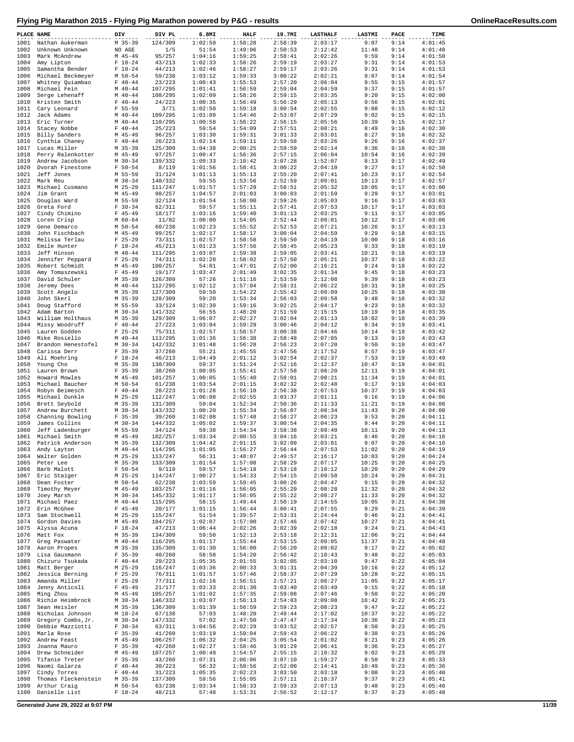# Flying Pig Marathon 2015 - Flying Pig Marathon powered by P&G - results

| PLACE | NAME | DIV | DIV PL | 6.8MI | HALF | 19.7MI | LASTHALF | LASTMI | PACE | TIME |
|---|---|---|---|---|---|---|---|---|---|---|
| 1001 | Nathan Aukerman | M 35-39 | 124/309 | 1:02:50 | 1:58:28 | 2:58:39 | 2:03:17 | 9:07 | 9:14 | 4:01:45 |
| 1002 | Unknown Unknown | NO AGE | 1/5 | 51:54 | 1:49:06 | 2:50:53 | 2:12:42 | 11:48 | 9:14 | 4:01:48 |
| 1003 | Mark McAndrew | M 45-49 | 95/257 | 1:04:16 | 1:59:25 | 2:58:41 | 2:02:26 | 9:59 | 9:14 | 4:01:50 |
| 1004 | Amy Lipton | F 18-24 | 43/213 | 1:02:33 | 1:58:26 | 2:59:19 | 2:03:27 | 9:31 | 9:14 | 4:01:53 |
| 1005 | Samantha Bender | F 18-24 | 44/213 | 1:02:46 | 1:58:27 | 2:59:17 | 2:03:26 | 9:31 | 9:14 | 4:01:53 |
| 1006 | Michael Beckmeyer | M 50-54 | 59/238 | 1:03:12 | 1:59:33 | 3:00:22 | 2:02:21 | 9:07 | 9:14 | 4:01:54 |
| 1007 | Whitney Quiambao | F 40-44 | 23/223 | 1:00:43 | 1:55:53 | 2:57:20 | 2:06:04 | 9:55 | 9:15 | 4:01:57 |
| 1008 | Michael Fein | M 40-44 | 107/295 | 1:01:41 | 1:56:59 | 2:59:04 | 2:04:59 | 9:37 | 9:15 | 4:01:57 |
| 1009 | Serge Lehenaff | M 40-44 | 108/295 | 1:02:09 | 1:58:26 | 2:59:15 | 2:03:35 | 9:20 | 9:15 | 4:02:00 |
| 1010 | Kristen Smith | F 40-44 | 24/223 | 1:00:35 | 1:56:49 | 5:56:29 | 2:05:13 | 9:56 | 9:15 | 4:02:01 |
| 1011 | Cary Leonard | F 55-59 | 3/71 | 1:02:50 | 1:59:18 | 3:00:54 | 2:02:55 | 9:08 | 9:15 | 4:02:12 |
| 1012 | Jack Adams | M 40-44 | 109/295 | 1:01:09 | 1:54:46 | 2:53:07 | 2:07:29 | 9:02 | 9:15 | 4:02:15 |
| 1013 | Eric Turner | M 40-44 | 110/295 | 1:00:58 | 1:56:22 | 2:56:15 | 2:05:56 | 10:39 | 9:15 | 4:02:17 |
| 1014 | Stacey Nobbe | F 40-44 | 25/223 | 59:54 | 1:54:09 | 2:57:51 | 2:08:21 | 8:49 | 9:16 | 4:02:30 |
| 1015 | Billy Sanders | M 45-49 | 96/257 | 1:03:30 | 1:59:31 | 3:01:33 | 2:03:01 | 8:27 | 9:16 | 4:02:32 |
| 1016 | Cynthia Chaney | F 40-44 | 26/223 | 1:02:14 | 1:59:11 | 2:59:58 | 2:03:26 | 9:26 | 9:16 | 4:02:37 |
| 1017 | Lucas Miller | M 35-39 | 125/309 | 1:04:38 | 2:00:25 | 2:59:59 | 2:02:14 | 9:36 | 9:16 | 4:02:38 |
| 1018 | Perry Ralenkotter | M 45-49 | 97/257 | 1:00:47 | 1:56:36 | 2:57:15 | 2:06:04 | 10:54 | 9:16 | 4:02:39 |
| 1019 | Andrew Jacobson | M 30-34 | 139/332 | 1:09:33 | 2:10:42 | 3:07:28 | 1:52:07 | 8:13 | 9:17 | 4:02:49 |
| 1020 | Dvorah Finestone | F 50-54 | 8/119 | 1:01:56 | 1:58:41 | 3:00:22 | 2:04:10 | 9:27 | 9:17 | 4:02:50 |
| 1021 | Jeff Jones | M 55-59 | 31/124 | 1:01:13 | 1:55:13 | 2:55:20 | 2:07:41 | 10:23 | 9:17 | 4:02:54 |
| 1022 | Mark Reu | M 30-34 | 140/332 | 59:55 | 1:53:56 | 2:52:59 | 2:09:01 | 10:13 | 9:17 | 4:02:57 |
| 1023 | Michael Cusmano | M 25-29 | 111/247 | 1:01:57 | 1:57:29 | 2:58:51 | 2:05:32 | 10:05 | 9:17 | 4:03:00 |
| 1024 | Jim Grant | M 45-49 | 98/257 | 1:04:57 | 2:01:03 | 3:00:03 | 2:01:59 | 9:29 | 9:17 | 4:03:01 |
| 1025 | Douglas Ward | M 55-59 | 32/124 | 1:01:54 | 1:58:00 | 2:59:26 | 2:05:03 | 9:16 | 9:17 | 4:03:03 |
| 1026 | Greta Ford | F 30-34 | 62/311 | 59:57 | 1:55:11 | 2:57:41 | 2:07:53 | 10:17 | 9:17 | 4:03:03 |
| 1027 | Cindy Chimino | F 45-49 | 18/177 | 1:03:16 | 1:59:40 | 3:01:13 | 2:03:25 | 9:11 | 9:17 | 4:03:05 |
| 1028 | Loren Crisp | M 60-64 | 11/82 | 1:00:00 | 1:54:05 | 2:52:44 | 2:09:01 | 10:12 | 9:17 | 4:03:06 |
| 1029 | Gene Demarco | M 50-54 | 60/238 | 1:02:23 | 1:55:52 | 2:52:53 | 2:07:21 | 10:26 | 9:17 | 4:03:13 |
| 1030 | John Fischbach | M 45-49 | 99/257 | 1:02:17 | 1:58:17 | 3:00:04 | 2:04:59 | 9:29 | 9:18 | 4:03:15 |
| 1031 | Melissa Terlau | F 25-29 | 73/311 | 1:02:57 | 1:58:58 | 2:59:50 | 2:04:19 | 10:00 | 9:18 | 4:03:16 |
| 1032 | Emile Hunter | F 18-24 | 45/213 | 1:01:23 | 1:57:56 | 2:58:45 | 2:05:23 | 9:33 | 9:18 | 4:03:19 |
| 1033 | Jeff Hinson | M 40-44 | 111/295 | 1:03:07 | 1:59:38 | 2:59:05 | 2:03:41 | 10:21 | 9:18 | 4:03:19 |
| 1034 | Jennifer Peppard | F 25-29 | 74/311 | 1:02:28 | 1:58:02 | 2:57:50 | 2:05:21 | 10:37 | 9:18 | 4:03:22 |
| 1035 | Robert Schmidt | M 45-49 | 100/257 | 54:01 | 1:47:01 | 2:52:00 | 2:16:21 | 9:24 | 9:18 | 4:03:22 |
| 1036 | Amy Tomaszewski | F 45-49 | 19/177 | 1:03:47 | 2:01:49 | 3:02:35 | 2:01:34 | 9:45 | 9:18 | 4:03:23 |
| 1037 | David Schuler | M 35-39 | 126/309 | 57:26 | 1:51:16 | 2:53:59 | 2:12:08 | 9:39 | 9:18 | 4:03:23 |
| 1038 | Jeremy Dees | M 40-44 | 112/295 | 1:02:12 | 1:57:04 | 2:58:31 | 2:06:22 | 10:31 | 9:18 | 4:03:25 |
| 1039 | Scott Angelo | M 35-39 | 127/309 | 59:50 | 1:54:22 | 2:55:42 | 2:09:09 | 10:25 | 9:18 | 4:03:30 |
| 1040 | John Skerl | M 35-39 | 128/309 | 59:20 | 1:53:34 | 2:56:03 | 2:09:58 | 9:48 | 9:18 | 4:03:32 |
| 1041 | Doug Stafford | M 55-59 | 33/124 | 1:02:39 | 1:59:16 | 3:02:25 | 2:04:17 | 9:23 | 9:18 | 4:03:32 |
| 1042 | Adam Barton | M 30-34 | 141/332 | 56:55 | 1:48:20 | 2:51:59 | 2:15:15 | 10:19 | 9:18 | 4:03:35 |
| 1043 | William Holthaus | M 35-39 | 129/309 | 1:06:07 | 2:02:27 | 3:02:04 | 2:01:13 | 10:02 | 9:18 | 4:03:39 |
| 1044 | Missy Woodruff | F 40-44 | 27/223 | 1:03:04 | 1:59:29 | 3:00:46 | 2:04:12 | 9:34 | 9:19 | 4:03:41 |
| 1045 | Lauren Godden | F 25-29 | 75/311 | 1:02:57 | 1:58:57 | 3:00:38 | 2:04:46 | 10:14 | 9:19 | 4:03:42 |
| 1046 | Mike Rosiello | M 40-44 | 113/295 | 1:01:36 | 1:56:38 | 2:58:48 | 2:07:05 | 9:13 | 9:19 | 4:03:43 |
| 1047 | Brandon Henestofel | M 30-34 | 142/332 | 1:01:48 | 1:56:28 | 2:56:23 | 2:07:20 | 9:50 | 9:19 | 4:03:47 |
| 1048 | Carissa Derr | F 35-39 | 37/260 | 55:21 | 1:45:55 | 2:47:56 | 2:17:52 | 8:57 | 9:19 | 4:03:47 |
| 1049 | Ali Moehring | F 18-24 | 46/213 | 1:04:49 | 2:01:12 | 3:02:54 | 2:02:37 | 7:53 | 9:19 | 4:03:49 |
| 1050 | Young Cho | M 35-39 | 130/309 | 59:37 | 1:51:24 | 2:52:16 | 2:12:37 | 10:47 | 9:19 | 4:04:01 |
| 1051 | Lauren Brown | F 35-39 | 38/260 | 1:00:05 | 1:55:41 | 2:57:58 | 2:08:20 | 12:11 | 9:19 | 4:04:01 |
| 1052 | Howard Mowles | M 45-49 | 101/257 | 1:00:05 | 1:55:40 | 2:58:01 | 2:08:21 | 11:34 | 9:19 | 4:04:01 |
| 1053 | Michael Baucher | M 50-54 | 61/238 | 1:03:54 | 2:01:15 | 3:02:32 | 2:02:48 | 9:17 | 9:19 | 4:04:03 |
| 1054 | Robyn Beimesch | F 40-44 | 28/223 | 1:01:28 | 1:56:10 | 2:56:38 | 2:07:53 | 10:37 | 9:19 | 4:04:03 |
| 1055 | Michael Dunkle | M 25-29 | 112/247 | 1:06:08 | 2:02:55 | 3:03:37 | 2:01:11 | 9:16 | 9:19 | 4:04:06 |
| 1056 | Brett Seybold | M 35-39 | 131/309 | 59:04 | 1:52:34 | 2:50:36 | 2:11:33 | 11:21 | 9:19 | 4:04:06 |
| 1057 | Andrew Burchett | M 30-34 | 143/332 | 1:00:20 | 1:55:34 | 2:56:07 | 2:08:34 | 11:43 | 9:20 | 4:04:08 |
| 1058 | Channing Bowling | F 35-39 | 39/260 | 1:02:08 | 1:57:48 | 2:58:27 | 2:06:23 | 9:53 | 9:20 | 4:04:11 |
| 1059 | James Collins | M 30-34 | 144/332 | 1:05:02 | 1:59:37 | 3:00:54 | 2:04:35 | 9:44 | 9:20 | 4:04:11 |
| 1060 | Jeff Ladenburger | M 55-59 | 34/124 | 59:38 | 1:54:34 | 2:58:38 | 2:09:40 | 10:11 | 9:20 | 4:04:13 |
| 1061 | Michael Smith | M 45-49 | 102/257 | 1:03:34 | 2:00:55 | 3:04:16 | 2:03:21 | 8:46 | 9:20 | 4:04:16 |
| 1062 | Patrick Anderson | M 35-39 | 132/309 | 1:04:42 | 2:01:15 | 3:02:09 | 2:03:01 | 9:07 | 9:20 | 4:04:16 |
| 1063 | Andy Layton | M 40-44 | 114/295 | 1:01:05 | 1:56:27 | 2:56:44 | 2:07:53 | 11:02 | 9:20 | 4:04:19 |
| 1064 | Walter Golden | M 25-29 | 113/247 | 56:31 | 1:48:07 | 2:49:57 | 2:16:17 | 10:03 | 9:20 | 4:04:24 |
| 1065 | Peter Lee | M 35-39 | 133/309 | 1:01:54 | 1:57:08 | 2:58:29 | 2:07:17 | 10:25 | 9:20 | 4:04:25 |
| 1066 | Barb Malott | F 50-54 | 9/119 | 59:57 | 1:54:18 | 2:53:18 | 2:10:12 | 10:20 | 9:20 | 4:04:29 |
| 1067 | Eric Staiger | M 25-29 | 114/247 | 1:00:27 | 1:54:33 | 2:54:15 | 2:09:58 | 10:24 | 9:20 | 4:04:31 |
| 1068 | Dean Foster | M 50-54 | 62/238 | 1:03:59 | 1:59:45 | 3:00:26 | 2:04:47 | 9:15 | 9:20 | 4:04:32 |
| 1069 | Timothy Meyer | M 45-49 | 103/257 | 1:01:16 | 1:56:05 | 2:55:20 | 2:08:28 | 11:32 | 9:20 | 4:04:32 |
| 1070 | Joey Marsh | M 30-34 | 145/332 | 1:01:17 | 1:56:05 | 2:55:22 | 2:08:27 | 11:33 | 9:20 | 4:04:32 |
| 1071 | Michael Paez | M 40-44 | 115/295 | 58:15 | 1:49:44 | 2:50:19 | 2:14:55 | 10:05 | 9:21 | 4:04:38 |
| 1072 | Erin McGhee | F 45-49 | 20/177 | 1:01:15 | 1:56:44 | 3:00:41 | 2:07:55 | 9:29 | 9:21 | 4:04:39 |
| 1073 | Sam Stockwell | M 25-29 | 115/247 | 51:54 | 1:39:57 | 2:53:31 | 2:24:44 | 9:46 | 9:21 | 4:04:41 |
| 1074 | Gordon Davies | M 45-49 | 104/257 | 1:02:07 | 1:57:00 | 2:57:46 | 2:07:42 | 10:27 | 9:21 | 4:04:41 |
| 1075 | Alyssa Acuna | F 18-24 | 47/213 | 1:06:44 | 2:02:26 | 3:02:39 | 2:02:18 | 9:24 | 9:21 | 4:04:43 |
| 1076 | Matt Fox | M 35-39 | 134/309 | 59:50 | 1:52:13 | 2:53:18 | 2:12:31 | 12:06 | 9:21 | 4:04:44 |
| 1077 | Greg Paswater | M 40-44 | 116/295 | 1:01:17 | 1:55:44 | 2:53:15 | 2:09:05 | 11:37 | 9:21 | 4:04:48 |
| 1078 | Aaron Propes | M 35-39 | 135/309 | 1:01:30 | 1:56:00 | 2:56:20 | 2:09:02 | 9:17 | 9:22 | 4:05:02 |
| 1079 | Lisa Gausmann | F 35-39 | 40/260 | 58:58 | 1:54:20 | 2:56:42 | 2:10:43 | 9:48 | 9:22 | 4:05:03 |
| 1080 | Chizuru Tsukada | F 40-44 | 29/223 | 1:05:35 | 2:01:55 | 3:02:05 | 2:03:10 | 9:47 | 9:22 | 4:05:04 |
| 1081 | Matt Berger | M 25-29 | 116/247 | 1:03:36 | 2:00:33 | 3:01:31 | 2:04:39 | 10:16 | 9:22 | 4:05:12 |
| 1082 | Jessica Berning | F 25-29 | 76/311 | 1:01:57 | 1:57:46 | 2:58:37 | 2:07:29 | 10:28 | 9:22 | 4:05:15 |
| 1083 | Amanda Miller | F 25-29 | 77/311 | 1:02:16 | 1:56:51 | 2:57:21 | 2:08:27 | 11:05 | 9:22 | 4:05:17 |
| 1084 | Jenny Anticoli | F 45-49 | 21/177 | 1:03:33 | 2:01:30 | 3:03:40 | 2:03:49 | 9:15 | 9:22 | 4:05:18 |
| 1085 | Ming Zhou | M 45-49 | 105/257 | 1:01:02 | 1:57:35 | 2:59:08 | 2:07:46 | 9:50 | 9:22 | 4:05:20 |
| 1086 | Richie Heimbrock | M 30-34 | 146/332 | 1:03:07 | 1:56:13 | 2:54:03 | 2:09:08 | 18:42 | 9:22 | 4:05:21 |
| 1087 | Sean Heisler | M 35-39 | 136/309 | 1:01:39 | 1:56:59 | 2:59:23 | 2:08:23 | 9:47 | 9:22 | 4:05:22 |
| 1088 | Nicholas Johnson | M 18-24 | 67/138 | 57:03 | 1:48:20 | 2:49:44 | 2:17:02 | 10:37 | 9:22 | 4:05:22 |
| 1089 | Gregory Combs,Jr. | M 30-34 | 147/332 | 57:02 | 1:47:50 | 2:47:47 | 2:17:34 | 10:36 | 9:22 | 4:05:23 |
| 1090 | Debbie Mazziotti | F 30-34 | 63/311 | 1:04:56 | 2:02:29 | 3:03:52 | 2:02:57 | 8:50 | 9:23 | 4:05:25 |
| 1091 | Marla Rose | F 35-39 | 41/260 | 1:03:19 | 1:59:04 | 2:59:43 | 2:06:22 | 9:38 | 9:23 | 4:05:26 |
| 1092 | Andrew Feast | M 45-49 | 106/257 | 1:06:32 | 2:04:25 | 3:05:54 | 2:01:02 | 8:21 | 9:23 | 4:05:26 |
| 1093 | Joanna Mauro | F 35-39 | 42/260 | 1:02:27 | 1:58:46 | 3:01:29 | 2:06:41 | 9:36 | 9:23 | 4:05:27 |
| 1094 | Drew Schneider | M 45-49 | 107/257 | 1:00:49 | 1:54:57 | 2:55:15 | 2:10:32 | 9:02 | 9:23 | 4:05:29 |
| 1095 | Tifanie Treter | F 35-39 | 43/260 | 1:07:31 | 2:06:06 | 3:07:10 | 1:59:27 | 8:50 | 9:23 | 4:05:33 |
| 1096 | Naomi Galarza | F 40-44 | 30/223 | 58:32 | 1:50:56 | 2:52:00 | 2:14:41 | 10:49 | 9:23 | 4:05:36 |
| 1097 | Cindy Torres | F 40-44 | 31/223 | 1:05:35 | 2:02:23 | 3:03:50 | 2:03:18 | 9:08 | 9:23 | 4:05:40 |
| 1098 | Thomas Fleckenstein | M 35-39 | 137/309 | 59:56 | 1:55:05 | 2:57:11 | 2:10:37 | 9:37 | 9:23 | 4:05:41 |
| 1099 | Arthur Craig | M 50-54 | 63/238 | 1:03:34 | 1:58:33 | 2:59:33 | 2:07:13 | 9:48 | 9:23 | 4:05:46 |
| 1100 | Danielle List | F 18-24 | 48/213 | 57:48 | 1:53:31 | 2:56:52 | 2:12:17 | 9:37 | 9:23 | 4:05:48 |

Generated June 29, 2022 at 9:07 PM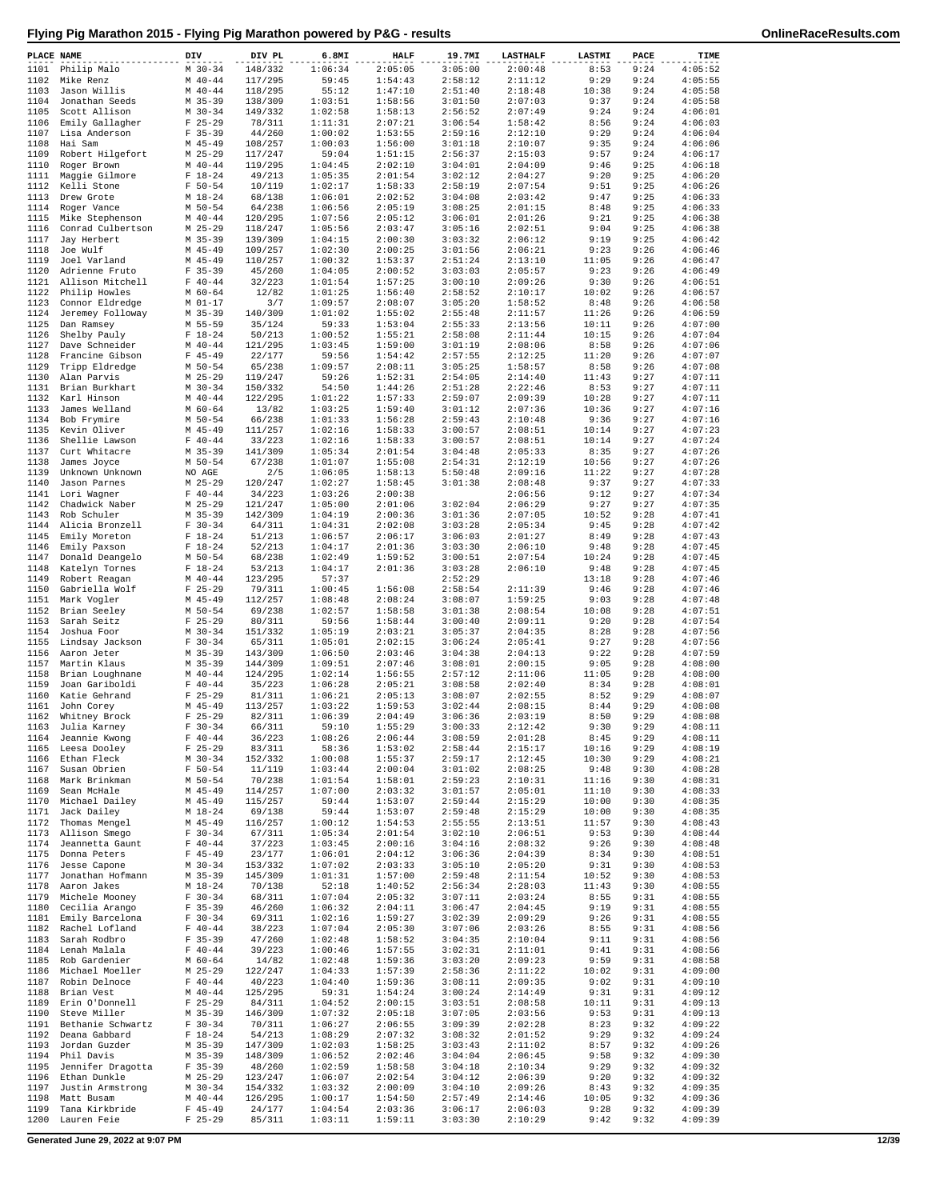# Flying Pig Marathon 2015 - Flying Pig Marathon powered by P&G - results

| PLACE | NAME | DIV | DIV PL | 6.8MI | HALF | 19.7MI | LASTHALF | LASTMI | PACE | TIME |
|---|---|---|---|---|---|---|---|---|---|---|
| 1101 | Philip Malo | M 30-34 | 148/332 | 1:06:34 | 2:05:05 | 3:05:00 | 2:00:48 | 8:53 | 9:24 | 4:05:52 |
| 1102 | Mike Renz | M 40-44 | 117/295 | 59:45 | 1:54:43 | 2:58:12 | 2:11:12 | 9:29 | 9:24 | 4:05:55 |
| 1103 | Jason Willis | M 40-44 | 118/295 | 55:12 | 1:47:10 | 2:51:40 | 2:18:48 | 10:38 | 9:24 | 4:05:58 |
| 1104 | Jonathan Seeds | M 35-39 | 138/309 | 1:03:51 | 1:58:56 | 3:01:50 | 2:07:03 | 9:37 | 9:24 | 4:05:58 |
| 1105 | Scott Allison | M 30-34 | 149/332 | 1:02:58 | 1:58:13 | 2:56:52 | 2:07:49 | 9:24 | 9:24 | 4:06:01 |
| 1106 | Emily Gallagher | F 25-29 | 78/311 | 1:11:31 | 2:07:21 | 3:06:54 | 1:58:42 | 8:56 | 9:24 | 4:06:03 |
| 1107 | Lisa Anderson | F 35-39 | 44/260 | 1:00:02 | 1:53:55 | 2:59:16 | 2:12:10 | 9:29 | 9:24 | 4:06:04 |
| 1108 | Hai Sam | M 45-49 | 108/257 | 1:00:03 | 1:56:00 | 3:01:18 | 2:10:07 | 9:35 | 9:24 | 4:06:06 |
| 1109 | Robert Hilgefort | M 25-29 | 117/247 | 59:04 | 1:51:15 | 2:56:37 | 2:15:03 | 9:57 | 9:24 | 4:06:17 |
| 1110 | Roger Brown | M 40-44 | 119/295 | 1:04:45 | 2:02:10 | 3:04:01 | 2:04:09 | 9:46 | 9:25 | 4:06:18 |
| 1111 | Maggie Gilmore | F 18-24 | 49/213 | 1:05:35 | 2:01:54 | 3:02:12 | 2:04:27 | 9:20 | 9:25 | 4:06:20 |
| 1112 | Kelli Stone | F 50-54 | 10/119 | 1:02:17 | 1:58:33 | 2:58:19 | 2:07:54 | 9:51 | 9:25 | 4:06:26 |
| 1113 | Drew Grote | M 18-24 | 68/138 | 1:06:01 | 2:02:52 | 3:04:08 | 2:03:42 | 9:47 | 9:25 | 4:06:33 |
| 1114 | Roger Vance | M 50-54 | 64/238 | 1:06:56 | 2:05:19 | 3:08:25 | 2:01:15 | 8:48 | 9:25 | 4:06:33 |
| 1115 | Mike Stephenson | M 40-44 | 120/295 | 1:07:56 | 2:05:12 | 3:06:01 | 2:01:26 | 9:21 | 9:25 | 4:06:38 |
| 1116 | Conrad Culbertson | M 25-29 | 118/247 | 1:05:56 | 2:03:47 | 3:05:16 | 2:02:51 | 9:04 | 9:25 | 4:06:38 |
| 1117 | Jay Herbert | M 35-39 | 139/309 | 1:04:15 | 2:00:30 | 3:03:32 | 2:06:12 | 9:19 | 9:25 | 4:06:42 |
| 1118 | Joe Wulf | M 45-49 | 109/257 | 1:02:30 | 2:00:25 | 3:01:56 | 2:06:21 | 9:23 | 9:26 | 4:06:46 |
| 1119 | Joel Varland | M 45-49 | 110/257 | 1:00:32 | 1:53:37 | 2:51:24 | 2:13:10 | 11:05 | 9:26 | 4:06:47 |
| 1120 | Adrienne Fruto | F 35-39 | 45/260 | 1:04:05 | 2:00:52 | 3:03:03 | 2:05:57 | 9:23 | 9:26 | 4:06:49 |
| 1121 | Allison Mitchell | F 40-44 | 32/223 | 1:01:54 | 1:57:25 | 3:00:10 | 2:09:26 | 9:30 | 9:26 | 4:06:51 |
| 1122 | Philip Howles | M 60-64 | 12/82 | 1:01:25 | 1:56:40 | 2:58:52 | 2:10:17 | 10:02 | 9:26 | 4:06:57 |
| 1123 | Connor Eldredge | M 01-17 | 3/7 | 1:09:57 | 2:08:07 | 3:05:20 | 1:58:52 | 8:48 | 9:26 | 4:06:58 |
| 1124 | Jeremey Followay | M 35-39 | 140/309 | 1:01:02 | 1:55:02 | 2:55:48 | 2:11:57 | 11:26 | 9:26 | 4:06:59 |
| 1125 | Dan Ramsey | M 55-59 | 35/124 | 59:33 | 1:53:04 | 2:55:33 | 2:13:56 | 10:11 | 9:26 | 4:07:00 |
| 1126 | Shelby Pauly | F 18-24 | 50/213 | 1:00:52 | 1:55:21 | 2:58:08 | 2:11:44 | 10:15 | 9:26 | 4:07:04 |
| 1127 | Dave Schneider | M 40-44 | 121/295 | 1:03:45 | 1:59:00 | 3:01:19 | 2:08:06 | 8:58 | 9:26 | 4:07:06 |
| 1128 | Francine Gibson | F 45-49 | 22/177 | 59:56 | 1:54:42 | 2:57:55 | 2:12:25 | 11:20 | 9:26 | 4:07:07 |
| 1129 | Tripp Eldredge | M 50-54 | 65/238 | 1:09:57 | 2:08:11 | 3:05:25 | 1:58:57 | 8:58 | 9:26 | 4:07:08 |
| 1130 | Alan Parvis | M 25-29 | 119/247 | 59:26 | 1:52:31 | 2:54:05 | 2:14:40 | 11:43 | 9:27 | 4:07:11 |
| 1131 | Brian Burkhart | M 30-34 | 150/332 | 54:50 | 1:44:26 | 2:51:28 | 2:22:46 | 8:53 | 9:27 | 4:07:11 |
| 1132 | Karl Hinson | M 40-44 | 122/295 | 1:01:22 | 1:57:33 | 2:59:07 | 2:09:39 | 10:28 | 9:27 | 4:07:11 |
| 1133 | James Welland | M 60-64 | 13/82 | 1:03:25 | 1:59:40 | 3:01:12 | 2:07:36 | 10:36 | 9:27 | 4:07:16 |
| 1134 | Bob Frymire | M 50-54 | 66/238 | 1:01:33 | 1:56:28 | 2:59:43 | 2:10:48 | 9:36 | 9:27 | 4:07:16 |
| 1135 | Kevin Oliver | M 45-49 | 111/257 | 1:02:16 | 1:58:33 | 3:00:57 | 2:08:51 | 10:14 | 9:27 | 4:07:23 |
| 1136 | Shellie Lawson | F 40-44 | 33/223 | 1:02:16 | 1:58:33 | 3:00:57 | 2:08:51 | 10:14 | 9:27 | 4:07:24 |
| 1137 | Curt Whitacre | M 35-39 | 141/309 | 1:05:34 | 2:01:54 | 3:04:48 | 2:05:33 | 8:35 | 9:27 | 4:07:26 |
| 1138 | James Joyce | M 50-54 | 67/238 | 1:01:07 | 1:55:08 | 2:54:31 | 2:12:19 | 10:56 | 9:27 | 4:07:26 |
| 1139 | Unknown Unknown | NO AGE | 2/5 | 1:06:05 | 1:58:13 | 5:50:48 | 2:09:16 | 11:22 | 9:27 | 4:07:28 |
| 1140 | Jason Parnes | M 25-29 | 120/247 | 1:02:27 | 1:58:45 | 3:01:38 | 2:08:48 | 9:37 | 9:27 | 4:07:33 |
| 1141 | Lori Wagner | F 40-44 | 34/223 | 1:03:26 | 2:00:38 | | 2:06:56 | 9:12 | 9:27 | 4:07:34 |
| 1142 | Chadwick Naber | M 25-29 | 121/247 | 1:05:00 | 2:01:06 | 3:02:04 | 2:06:29 | 9:27 | 9:27 | 4:07:35 |
| 1143 | Rob Schuler | M 35-39 | 142/309 | 1:04:19 | 2:00:36 | 3:01:36 | 2:07:05 | 10:52 | 9:28 | 4:07:41 |
| 1144 | Alicia Bronzell | F 30-34 | 64/311 | 1:04:31 | 2:02:08 | 3:03:28 | 2:05:34 | 9:45 | 9:28 | 4:07:42 |
| 1145 | Emily Moreton | F 18-24 | 51/213 | 1:06:57 | 2:06:17 | 3:06:03 | 2:01:27 | 8:49 | 9:28 | 4:07:43 |
| 1146 | Emily Paxson | F 18-24 | 52/213 | 1:04:17 | 2:01:36 | 3:03:30 | 2:06:10 | 9:48 | 9:28 | 4:07:45 |
| 1147 | Donald Deangelo | M 50-54 | 68/238 | 1:02:49 | 1:59:52 | 3:00:51 | 2:07:54 | 10:24 | 9:28 | 4:07:45 |
| 1148 | Katelyn Tornes | F 18-24 | 53/213 | 1:04:17 | 2:01:36 | 3:03:28 | 2:06:10 | 9:48 | 9:28 | 4:07:45 |
| 1149 | Robert Reagan | M 40-44 | 123/295 | 57:37 | | 2:52:29 | | 13:18 | 9:28 | 4:07:46 |
| 1150 | Gabriella Wolf | F 25-29 | 79/311 | 1:00:45 | 1:56:08 | 2:58:54 | 2:11:39 | 9:46 | 9:28 | 4:07:46 |
| 1151 | Mark Vogler | M 45-49 | 112/257 | 1:08:48 | 2:08:24 | 3:08:07 | 1:59:25 | 9:03 | 9:28 | 4:07:48 |
| 1152 | Brian Seeley | M 50-54 | 69/238 | 1:02:57 | 1:58:58 | 3:01:38 | 2:08:54 | 10:08 | 9:28 | 4:07:51 |
| 1153 | Sarah Seitz | F 25-29 | 80/311 | 59:56 | 1:58:44 | 3:00:40 | 2:09:11 | 9:20 | 9:28 | 4:07:54 |
| 1154 | Joshua Foor | M 30-34 | 151/332 | 1:05:19 | 2:03:21 | 3:05:37 | 2:04:35 | 8:28 | 9:28 | 4:07:56 |
| 1155 | Lindsay Jackson | F 30-34 | 65/311 | 1:05:01 | 2:02:15 | 3:06:24 | 2:05:41 | 9:27 | 9:28 | 4:07:56 |
| 1156 | Aaron Jeter | M 35-39 | 143/309 | 1:06:50 | 2:03:46 | 3:04:38 | 2:04:13 | 9:22 | 9:28 | 4:07:59 |
| 1157 | Martin Klaus | M 35-39 | 144/309 | 1:09:51 | 2:07:46 | 3:08:01 | 2:00:15 | 9:05 | 9:28 | 4:08:00 |
| 1158 | Brian Loughnane | M 40-44 | 124/295 | 1:02:14 | 1:56:55 | 2:57:12 | 2:11:06 | 11:05 | 9:28 | 4:08:00 |
| 1159 | Joan Gariboldi | F 40-44 | 35/223 | 1:06:28 | 2:05:21 | 3:08:58 | 2:02:40 | 8:34 | 9:28 | 4:08:01 |
| 1160 | Katie Gehrand | F 25-29 | 81/311 | 1:06:21 | 2:05:13 | 3:08:07 | 2:02:55 | 8:52 | 9:29 | 4:08:07 |
| 1161 | John Corey | M 45-49 | 113/257 | 1:03:22 | 1:59:53 | 3:02:44 | 2:08:15 | 8:44 | 9:29 | 4:08:08 |
| 1162 | Whitney Brock | F 25-29 | 82/311 | 1:06:39 | 2:04:49 | 3:06:36 | 2:03:19 | 8:50 | 9:29 | 4:08:08 |
| 1163 | Julia Karney | F 30-34 | 66/311 | 59:10 | 1:55:29 | 3:00:33 | 2:12:42 | 9:30 | 9:29 | 4:08:11 |
| 1164 | Jeannie Kwong | F 40-44 | 36/223 | 1:08:26 | 2:06:44 | 3:08:59 | 2:01:28 | 8:45 | 9:29 | 4:08:11 |
| 1165 | Leesa Dooley | F 25-29 | 83/311 | 58:36 | 1:53:02 | 2:58:44 | 2:15:17 | 10:16 | 9:29 | 4:08:19 |
| 1166 | Ethan Fleck | M 30-34 | 152/332 | 1:00:08 | 1:55:37 | 2:59:17 | 2:12:45 | 10:30 | 9:29 | 4:08:21 |
| 1167 | Susan Obrien | F 50-54 | 11/119 | 1:03:44 | 2:00:04 | 3:01:02 | 2:08:25 | 9:48 | 9:30 | 4:08:28 |
| 1168 | Mark Brinkman | M 50-54 | 70/238 | 1:01:54 | 1:58:01 | 2:59:23 | 2:10:31 | 11:16 | 9:30 | 4:08:31 |
| 1169 | Sean McHale | M 45-49 | 114/257 | 1:07:00 | 2:03:32 | 3:01:57 | 2:05:01 | 11:10 | 9:30 | 4:08:33 |
| 1170 | Michael Dailey | M 45-49 | 115/257 | 59:44 | 1:53:07 | 2:59:44 | 2:15:29 | 10:00 | 9:30 | 4:08:35 |
| 1171 | Jack Dailey | M 18-24 | 69/138 | 59:44 | 1:53:07 | 2:59:48 | 2:15:29 | 10:00 | 9:30 | 4:08:35 |
| 1172 | Thomas Mengel | M 45-49 | 116/257 | 1:00:12 | 1:54:53 | 2:55:55 | 2:13:51 | 11:57 | 9:30 | 4:08:43 |
| 1173 | Allison Smego | F 30-34 | 67/311 | 1:05:34 | 2:01:54 | 3:02:10 | 2:06:51 | 9:53 | 9:30 | 4:08:44 |
| 1174 | Jeannetta Gaunt | F 40-44 | 37/223 | 1:03:45 | 2:00:16 | 3:04:16 | 2:08:32 | 9:26 | 9:30 | 4:08:48 |
| 1175 | Donna Peters | F 45-49 | 23/177 | 1:06:01 | 2:04:12 | 3:06:36 | 2:04:39 | 8:34 | 9:30 | 4:08:51 |
| 1176 | Jesse Capone | M 30-34 | 153/332 | 1:07:02 | 2:03:33 | 3:05:10 | 2:05:20 | 9:31 | 9:30 | 4:08:53 |
| 1177 | Jonathan Hofmann | M 35-39 | 145/309 | 1:01:31 | 1:57:00 | 2:59:48 | 2:11:54 | 10:52 | 9:30 | 4:08:53 |
| 1178 | Aaron Jakes | M 18-24 | 70/138 | 52:18 | 1:40:52 | 2:56:34 | 2:28:03 | 11:43 | 9:30 | 4:08:55 |
| 1179 | Michele Mooney | F 30-34 | 68/311 | 1:07:04 | 2:05:32 | 3:07:11 | 2:03:24 | 8:55 | 9:31 | 4:08:55 |
| 1180 | Cecilia Arango | F 35-39 | 46/260 | 1:06:32 | 2:04:11 | 3:06:47 | 2:04:45 | 9:19 | 9:31 | 4:08:55 |
| 1181 | Emily Barcelona | F 30-34 | 69/311 | 1:02:16 | 1:59:27 | 3:02:39 | 2:09:29 | 9:26 | 9:31 | 4:08:55 |
| 1182 | Rachel Lofland | F 40-44 | 38/223 | 1:07:04 | 2:05:30 | 3:07:06 | 2:03:26 | 8:55 | 9:31 | 4:08:56 |
| 1183 | Sarah Rodbro | F 35-39 | 47/260 | 1:02:48 | 1:58:52 | 3:04:35 | 2:10:04 | 9:11 | 9:31 | 4:08:56 |
| 1184 | Lenah Malala | F 40-44 | 39/223 | 1:00:46 | 1:57:55 | 3:02:31 | 2:11:01 | 9:41 | 9:31 | 4:08:56 |
| 1185 | Rob Gardenier | M 60-64 | 14/82 | 1:02:48 | 1:59:36 | 3:03:20 | 2:09:23 | 9:59 | 9:31 | 4:08:58 |
| 1186 | Michael Moeller | M 25-29 | 122/247 | 1:04:33 | 1:57:39 | 2:58:36 | 2:11:22 | 10:02 | 9:31 | 4:09:00 |
| 1187 | Robin Delnoce | F 40-44 | 40/223 | 1:04:40 | 1:59:36 | 3:08:11 | 2:09:35 | 9:02 | 9:31 | 4:09:10 |
| 1188 | Brian Vest | M 40-44 | 125/295 | 59:31 | 1:54:24 | 3:00:24 | 2:14:49 | 9:31 | 9:31 | 4:09:12 |
| 1189 | Erin O'Donnell | F 25-29 | 84/311 | 1:04:52 | 2:00:15 | 3:03:51 | 2:08:58 | 10:11 | 9:31 | 4:09:13 |
| 1190 | Steve Miller | M 35-39 | 146/309 | 1:07:32 | 2:05:18 | 3:07:05 | 2:03:56 | 9:53 | 9:31 | 4:09:13 |
| 1191 | Bethanie Schwartz | F 30-34 | 70/311 | 1:06:27 | 2:06:55 | 3:09:39 | 2:02:28 | 8:23 | 9:32 | 4:09:22 |
| 1192 | Deana Gabbard | F 18-24 | 54/213 | 1:08:29 | 2:07:32 | 3:08:32 | 2:01:52 | 9:29 | 9:32 | 4:09:24 |
| 1193 | Jordan Guzder | M 35-39 | 147/309 | 1:02:03 | 1:58:25 | 3:03:43 | 2:11:02 | 8:57 | 9:32 | 4:09:26 |
| 1194 | Phil Davis | M 35-39 | 148/309 | 1:06:52 | 2:02:46 | 3:04:04 | 2:06:45 | 9:58 | 9:32 | 4:09:30 |
| 1195 | Jennifer Dragotta | F 35-39 | 48/260 | 1:02:59 | 1:58:58 | 3:04:18 | 2:10:34 | 9:29 | 9:32 | 4:09:32 |
| 1196 | Ethan Dunkle | M 25-29 | 123/247 | 1:06:07 | 2:02:54 | 3:04:12 | 2:06:39 | 9:20 | 9:32 | 4:09:32 |
| 1197 | Justin Armstrong | M 30-34 | 154/332 | 1:03:32 | 2:00:09 | 3:04:10 | 2:09:26 | 8:43 | 9:32 | 4:09:35 |
| 1198 | Matt Busam | M 40-44 | 126/295 | 1:00:17 | 1:54:50 | 2:57:49 | 2:14:46 | 10:05 | 9:32 | 4:09:36 |
| 1199 | Tana Kirkbride | F 45-49 | 24/177 | 1:04:54 | 2:03:36 | 3:06:17 | 2:06:03 | 9:28 | 9:32 | 4:09:39 |
| 1200 | Lauren Feie | F 25-29 | 85/311 | 1:03:11 | 1:59:11 | 3:03:30 | 2:10:29 | 9:42 | 9:32 | 4:09:39 |

Generated June 29, 2022 at 9:07 PM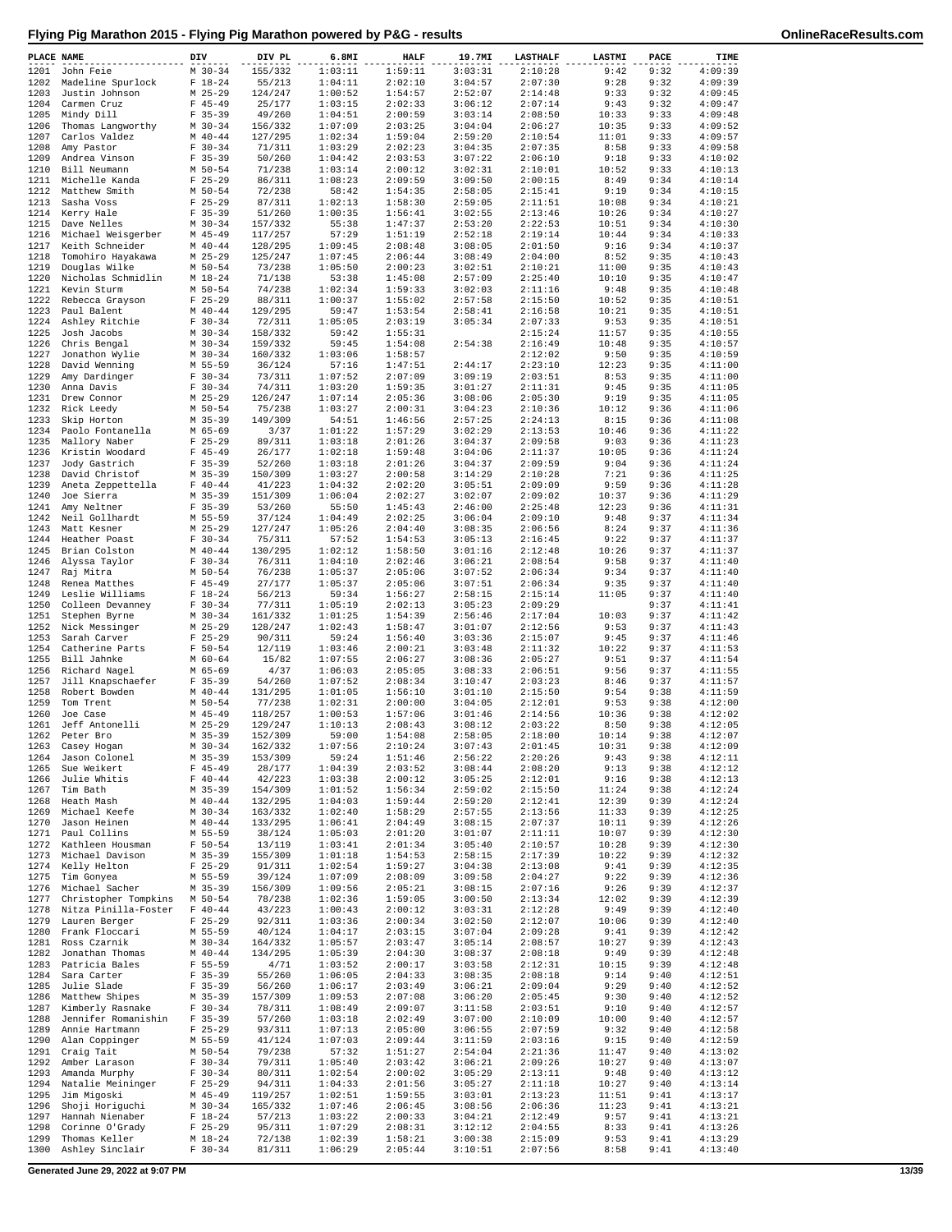# Flying Pig Marathon 2015 - Flying Pig Marathon powered by P&G - results

| PLACE | NAME | DIV | DIV PL | 6.8MI | HALF | 19.7MI | LASTHALF | LASTMI | PACE | TIME |
|---|---|---|---|---|---|---|---|---|---|---|
| 1201 | John Feie | M 30-34 | 155/332 | 1:03:11 | 1:59:11 | 3:03:31 | 2:10:28 | 9:42 | 9:32 | 4:09:39 |
| 1202 | Madeline Spurlock | F 18-24 | 55/213 | 1:04:11 | 2:02:10 | 3:04:57 | 2:07:30 | 9:28 | 9:32 | 4:09:39 |
| 1203 | Justin Johnson | M 25-29 | 124/247 | 1:00:52 | 1:54:57 | 2:52:07 | 2:14:48 | 9:33 | 9:32 | 4:09:45 |
| 1204 | Carmen Cruz | F 45-49 | 25/177 | 1:03:15 | 2:02:33 | 3:06:12 | 2:07:14 | 9:43 | 9:32 | 4:09:47 |
| 1205 | Mindy Dill | F 35-39 | 49/260 | 1:04:51 | 2:00:59 | 3:03:14 | 2:08:50 | 10:33 | 9:33 | 4:09:48 |
| 1206 | Thomas Langworthy | M 30-34 | 156/332 | 1:07:09 | 2:03:25 | 3:04:04 | 2:06:27 | 10:35 | 9:33 | 4:09:52 |
| 1207 | Carlos Valdez | M 40-44 | 127/295 | 1:02:34 | 1:59:04 | 2:59:20 | 2:10:54 | 11:01 | 9:33 | 4:09:57 |
| 1208 | Amy Pastor | F 30-34 | 71/311 | 1:03:29 | 2:02:23 | 3:04:35 | 2:07:35 | 8:58 | 9:33 | 4:09:58 |
| 1209 | Andrea Vinson | F 35-39 | 50/260 | 1:04:42 | 2:03:53 | 3:07:22 | 2:06:10 | 9:18 | 9:33 | 4:10:02 |
| 1210 | Bill Neumann | M 50-54 | 71/238 | 1:03:14 | 2:00:12 | 3:02:31 | 2:10:01 | 10:52 | 9:33 | 4:10:13 |
| 1211 | Michelle Kanda | F 25-29 | 86/311 | 1:08:23 | 2:09:59 | 3:09:50 | 2:00:15 | 8:49 | 9:34 | 4:10:14 |
| 1212 | Matthew Smith | M 50-54 | 72/238 | 58:42 | 1:54:35 | 2:58:05 | 2:15:41 | 9:19 | 9:34 | 4:10:15 |
| 1213 | Sasha Voss | F 25-29 | 87/311 | 1:02:13 | 1:58:30 | 2:59:05 | 2:11:51 | 10:08 | 9:34 | 4:10:21 |
| 1214 | Kerry Hale | F 35-39 | 51/260 | 1:00:35 | 1:56:41 | 3:02:55 | 2:13:46 | 10:26 | 9:34 | 4:10:27 |
| 1215 | Dave Nelles | M 30-34 | 157/332 | 55:38 | 1:47:37 | 2:53:20 | 2:22:53 | 10:51 | 9:34 | 4:10:30 |
| 1216 | Michael Weisgerber | M 45-49 | 117/257 | 57:29 | 1:51:19 | 2:52:18 | 2:19:14 | 10:44 | 9:34 | 4:10:33 |
| 1217 | Keith Schneider | M 40-44 | 128/295 | 1:09:45 | 2:08:48 | 3:08:05 | 2:01:50 | 9:16 | 9:34 | 4:10:37 |
| 1218 | Tomohiro Hayakawa | M 25-29 | 125/247 | 1:07:45 | 2:06:44 | 3:08:49 | 2:04:00 | 8:52 | 9:35 | 4:10:43 |
| 1219 | Douglas Wilke | M 50-54 | 73/238 | 1:05:50 | 2:00:23 | 3:02:51 | 2:10:21 | 11:00 | 9:35 | 4:10:43 |
| 1220 | Nicholas Schmidlin | M 18-24 | 71/138 | 53:38 | 1:45:08 | 2:57:09 | 2:25:40 | 10:10 | 9:35 | 4:10:47 |
| 1221 | Kevin Sturm | M 50-54 | 74/238 | 1:02:34 | 1:59:33 | 3:02:03 | 2:11:16 | 9:48 | 9:35 | 4:10:48 |
| 1222 | Rebecca Grayson | F 25-29 | 88/311 | 1:00:37 | 1:55:02 | 2:57:58 | 2:15:50 | 10:52 | 9:35 | 4:10:51 |
| 1223 | Paul Balent | M 40-44 | 129/295 | 59:47 | 1:53:54 | 2:58:41 | 2:16:58 | 10:21 | 9:35 | 4:10:51 |
| 1224 | Ashley Ritchie | F 30-34 | 72/311 | 1:05:05 | 2:03:19 | 3:05:34 | 2:07:33 | 9:53 | 9:35 | 4:10:51 |
| 1225 | Josh Jacobs | M 30-34 | 158/332 | 59:42 | 1:55:31 | | 2:15:24 | 11:57 | 9:35 | 4:10:55 |
| 1226 | Chris Bengal | M 30-34 | 159/332 | 59:45 | 1:54:08 | 2:54:38 | 2:16:49 | 10:48 | 9:35 | 4:10:57 |
| 1227 | Jonathon Wylie | M 30-34 | 160/332 | 1:03:06 | 1:58:57 | | 2:12:02 | 9:50 | 9:35 | 4:10:59 |
| 1228 | David Wenning | M 55-59 | 36/124 | 57:16 | 1:47:51 | 2:44:17 | 2:23:10 | 12:23 | 9:35 | 4:11:00 |
| 1229 | Amy Dardinger | F 30-34 | 73/311 | 1:07:52 | 2:07:09 | 3:09:19 | 2:03:51 | 8:53 | 9:35 | 4:11:00 |
| 1230 | Anna Davis | F 30-34 | 74/311 | 1:03:20 | 1:59:35 | 3:01:27 | 2:11:31 | 9:45 | 9:35 | 4:11:05 |
| 1231 | Drew Connor | M 25-29 | 126/247 | 1:07:14 | 2:05:36 | 3:08:06 | 2:05:30 | 9:19 | 9:35 | 4:11:05 |
| 1232 | Rick Leedy | M 50-54 | 75/238 | 1:03:27 | 2:00:31 | 3:04:23 | 2:10:36 | 10:12 | 9:36 | 4:11:06 |
| 1233 | Skip Horton | M 35-39 | 149/309 | 54:51 | 1:46:56 | 2:57:25 | 2:24:13 | 8:15 | 9:36 | 4:11:08 |
| 1234 | Paolo Fontanella | M 65-69 | 3/37 | 1:01:22 | 1:57:29 | 3:02:29 | 2:13:53 | 10:46 | 9:36 | 4:11:22 |
| 1235 | Mallory Naber | F 25-29 | 89/311 | 1:03:18 | 2:01:26 | 3:04:37 | 2:09:58 | 9:03 | 9:36 | 4:11:23 |
| 1236 | Kristin Woodard | F 45-49 | 26/177 | 1:02:18 | 1:59:48 | 3:04:06 | 2:11:37 | 10:05 | 9:36 | 4:11:24 |
| 1237 | Jody Gastrich | F 35-39 | 52/260 | 1:03:18 | 2:01:26 | 3:04:37 | 2:09:59 | 9:04 | 9:36 | 4:11:24 |
| 1238 | David Christof | M 35-39 | 150/309 | 1:03:27 | 2:00:58 | 3:14:29 | 2:10:28 | 7:21 | 9:36 | 4:11:25 |
| 1239 | Aneta Zeppettella | F 40-44 | 41/223 | 1:04:32 | 2:02:20 | 3:05:51 | 2:09:09 | 9:59 | 9:36 | 4:11:28 |
| 1240 | Joe Sierra | M 35-39 | 151/309 | 1:06:04 | 2:02:27 | 3:02:07 | 2:09:02 | 10:37 | 9:36 | 4:11:29 |
| 1241 | Amy Neltner | F 35-39 | 53/260 | 55:50 | 1:45:43 | 2:46:00 | 2:25:48 | 12:23 | 9:36 | 4:11:31 |
| 1242 | Neil Gollhardt | M 55-59 | 37/124 | 1:04:49 | 2:02:25 | 3:06:04 | 2:09:10 | 9:48 | 9:37 | 4:11:34 |
| 1243 | Matt Kesner | M 25-29 | 127/247 | 1:05:26 | 2:04:40 | 3:08:35 | 2:06:56 | 8:24 | 9:37 | 4:11:36 |
| 1244 | Heather Poast | F 30-34 | 75/311 | 57:52 | 1:54:53 | 3:05:13 | 2:16:45 | 9:22 | 9:37 | 4:11:37 |
| 1245 | Brian Colston | M 40-44 | 130/295 | 1:02:12 | 1:58:50 | 3:01:16 | 2:12:48 | 10:26 | 9:37 | 4:11:37 |
| 1246 | Alyssa Taylor | F 30-34 | 76/311 | 1:04:10 | 2:02:46 | 3:06:21 | 2:08:54 | 9:58 | 9:37 | 4:11:40 |
| 1247 | Raj Mitra | M 50-54 | 76/238 | 1:05:37 | 2:05:06 | 3:07:52 | 2:06:34 | 9:34 | 9:37 | 4:11:40 |
| 1248 | Renea Matthes | F 45-49 | 27/177 | 1:05:37 | 2:05:06 | 3:07:51 | 2:06:34 | 9:35 | 9:37 | 4:11:40 |
| 1249 | Leslie Williams | F 18-24 | 56/213 | 59:34 | 1:56:27 | 2:58:15 | 2:15:14 | 11:05 | 9:37 | 4:11:40 |
| 1250 | Colleen Devanney | F 30-34 | 77/311 | 1:05:19 | 2:02:13 | 3:05:23 | 2:09:29 | | 9:37 | 4:11:41 |
| 1251 | Stephen Byrne | M 30-34 | 161/332 | 1:01:25 | 1:54:39 | 2:56:46 | 2:17:04 | 10:03 | 9:37 | 4:11:42 |
| 1252 | Nick Messinger | M 25-29 | 128/247 | 1:02:43 | 1:58:47 | 3:01:07 | 2:12:56 | 9:53 | 9:37 | 4:11:43 |
| 1253 | Sarah Carver | F 25-29 | 90/311 | 59:24 | 1:56:40 | 3:03:36 | 2:15:07 | 9:45 | 9:37 | 4:11:46 |
| 1254 | Catherine Parts | F 50-54 | 12/119 | 1:03:46 | 2:00:21 | 3:03:48 | 2:11:32 | 10:22 | 9:37 | 4:11:53 |
| 1255 | Bill Jahnke | M 60-64 | 15/82 | 1:07:55 | 2:06:27 | 3:08:36 | 2:05:27 | 9:51 | 9:37 | 4:11:54 |
| 1256 | Richard Nagel | M 65-69 | 4/37 | 1:06:03 | 2:05:05 | 3:08:33 | 2:06:51 | 9:56 | 9:37 | 4:11:55 |
| 1257 | Jill Knapschaefer | F 35-39 | 54/260 | 1:07:52 | 2:08:34 | 3:10:47 | 2:03:23 | 8:46 | 9:37 | 4:11:57 |
| 1258 | Robert Bowden | M 40-44 | 131/295 | 1:01:05 | 1:56:10 | 3:01:10 | 2:15:50 | 9:54 | 9:38 | 4:11:59 |
| 1259 | Tom Trent | M 50-54 | 77/238 | 1:02:31 | 2:00:00 | 3:04:05 | 2:12:01 | 9:53 | 9:38 | 4:12:00 |
| 1260 | Joe Case | M 45-49 | 118/257 | 1:00:53 | 1:57:06 | 3:01:46 | 2:14:56 | 10:36 | 9:38 | 4:12:02 |
| 1261 | Jeff Antonelli | M 25-29 | 129/247 | 1:10:13 | 2:08:43 | 3:08:12 | 2:03:22 | 8:50 | 9:38 | 4:12:05 |
| 1262 | Peter Bro | M 35-39 | 152/309 | 59:00 | 1:54:08 | 2:59:05 | 2:18:00 | 10:14 | 9:38 | 4:12:07 |
| 1263 | Casey Hogan | M 30-34 | 162/332 | 1:07:56 | 2:10:24 | 3:07:43 | 2:01:45 | 10:31 | 9:38 | 4:12:09 |
| 1264 | Jason Colonel | M 35-39 | 153/309 | 59:24 | 1:51:46 | 2:56:22 | 2:20:26 | 9:43 | 9:38 | 4:12:11 |
| 1265 | Sue Weikert | F 45-49 | 28/177 | 1:04:39 | 2:03:52 | 3:08:44 | 2:08:20 | 9:13 | 9:38 | 4:12:12 |
| 1266 | Julie Whitis | F 40-44 | 42/223 | 1:03:38 | 2:00:12 | 3:05:25 | 2:12:01 | 9:16 | 9:38 | 4:12:13 |
| 1267 | Tim Bath | M 35-39 | 154/309 | 1:01:52 | 1:56:34 | 2:59:02 | 2:15:50 | 11:24 | 9:38 | 4:12:24 |
| 1268 | Heath Mash | M 40-44 | 132/295 | 1:04:03 | 1:59:44 | 2:59:20 | 2:12:41 | 12:39 | 9:39 | 4:12:24 |
| 1269 | Michael Keefe | M 30-34 | 163/332 | 1:02:40 | 1:58:29 | 2:57:55 | 2:13:56 | 11:33 | 9:39 | 4:12:25 |
| 1270 | Jason Heinen | M 40-44 | 133/295 | 1:06:41 | 2:04:49 | 3:08:15 | 2:07:37 | 10:11 | 9:39 | 4:12:26 |
| 1271 | Paul Collins | M 55-59 | 38/124 | 1:05:03 | 2:01:20 | 3:01:07 | 2:11:11 | 10:07 | 9:39 | 4:12:30 |
| 1272 | Kathleen Housman | F 50-54 | 13/119 | 1:03:41 | 2:01:34 | 3:05:40 | 2:10:57 | 10:28 | 9:39 | 4:12:30 |
| 1273 | Michael Davison | M 35-39 | 155/309 | 1:01:18 | 1:54:53 | 2:58:15 | 2:17:39 | 10:22 | 9:39 | 4:12:32 |
| 1274 | Kelly Helton | F 25-29 | 91/311 | 1:02:54 | 1:59:27 | 3:04:38 | 2:13:08 | 9:41 | 9:39 | 4:12:35 |
| 1275 | Tim Gonyea | M 55-59 | 39/124 | 1:07:09 | 2:08:09 | 3:09:58 | 2:04:27 | 9:22 | 9:39 | 4:12:36 |
| 1276 | Michael Sacher | M 35-39 | 156/309 | 1:09:56 | 2:05:21 | 3:08:15 | 2:07:16 | 9:26 | 9:39 | 4:12:37 |
| 1277 | Christopher Tompkins | M 50-54 | 78/238 | 1:02:36 | 1:59:05 | 3:00:50 | 2:13:34 | 12:02 | 9:39 | 4:12:39 |
| 1278 | Nitza Pinilla-Foster | F 40-44 | 43/223 | 1:00:43 | 2:00:12 | 3:03:31 | 2:12:28 | 9:49 | 9:39 | 4:12:40 |
| 1279 | Lauren Berger | F 25-29 | 92/311 | 1:03:36 | 2:00:34 | 3:02:50 | 2:12:07 | 10:06 | 9:39 | 4:12:40 |
| 1280 | Frank Floccari | M 55-59 | 40/124 | 1:04:17 | 2:03:15 | 3:07:04 | 2:09:28 | 9:41 | 9:39 | 4:12:42 |
| 1281 | Ross Czarnik | M 30-34 | 164/332 | 1:05:57 | 2:03:47 | 3:05:14 | 2:08:57 | 10:27 | 9:39 | 4:12:43 |
| 1282 | Jonathan Thomas | M 40-44 | 134/295 | 1:05:39 | 2:04:30 | 3:08:37 | 2:08:18 | 9:49 | 9:39 | 4:12:48 |
| 1283 | Patricia Bales | F 55-59 | 4/71 | 1:03:52 | 2:00:17 | 3:03:58 | 2:12:31 | 10:15 | 9:39 | 4:12:48 |
| 1284 | Sara Carter | F 35-39 | 55/260 | 1:06:05 | 2:04:33 | 3:08:35 | 2:08:18 | 9:14 | 9:40 | 4:12:51 |
| 1285 | Julie Slade | F 35-39 | 56/260 | 1:06:17 | 2:03:49 | 3:06:21 | 2:09:04 | 9:29 | 9:40 | 4:12:52 |
| 1286 | Matthew Shipes | M 35-39 | 157/309 | 1:09:53 | 2:07:08 | 3:06:20 | 2:05:45 | 9:30 | 9:40 | 4:12:52 |
| 1287 | Kimberly Rasnake | F 30-34 | 78/311 | 1:08:49 | 2:09:07 | 3:11:58 | 2:03:51 | 9:10 | 9:40 | 4:12:57 |
| 1288 | Jennifer Romanishin | F 35-39 | 57/260 | 1:03:18 | 2:02:49 | 3:07:00 | 2:10:09 | 10:00 | 9:40 | 4:12:57 |
| 1289 | Annie Hartmann | F 25-29 | 93/311 | 1:07:13 | 2:05:00 | 3:06:55 | 2:07:59 | 9:32 | 9:40 | 4:12:58 |
| 1290 | Alan Coppinger | M 55-59 | 41/124 | 1:07:03 | 2:09:44 | 3:11:59 | 2:03:16 | 9:15 | 9:40 | 4:12:59 |
| 1291 | Craig Tait | M 50-54 | 79/238 | 57:32 | 1:51:27 | 2:54:04 | 2:21:36 | 11:47 | 9:40 | 4:13:02 |
| 1292 | Amber Larason | F 30-34 | 79/311 | 1:05:40 | 2:03:42 | 3:06:21 | 2:09:26 | 10:27 | 9:40 | 4:13:07 |
| 1293 | Amanda Murphy | F 30-34 | 80/311 | 1:02:54 | 2:00:02 | 3:05:29 | 2:13:11 | 9:48 | 9:40 | 4:13:12 |
| 1294 | Natalie Meininger | F 25-29 | 94/311 | 1:04:33 | 2:01:56 | 3:05:27 | 2:11:18 | 10:27 | 9:40 | 4:13:14 |
| 1295 | Jim Migoski | M 45-49 | 119/257 | 1:02:51 | 1:59:55 | 3:03:01 | 2:13:23 | 11:51 | 9:41 | 4:13:17 |
| 1296 | Shoji Horiguchi | M 30-34 | 165/332 | 1:07:46 | 2:06:45 | 3:08:56 | 2:06:36 | 11:23 | 9:41 | 4:13:21 |
| 1297 | Hannah Nienaber | F 18-24 | 57/213 | 1:03:22 | 2:00:33 | 3:04:21 | 2:12:49 | 9:57 | 9:41 | 4:13:21 |
| 1298 | Corinne O'Grady | F 25-29 | 95/311 | 1:07:29 | 2:08:31 | 3:12:12 | 2:04:55 | 8:33 | 9:41 | 4:13:26 |
| 1299 | Thomas Keller | M 18-24 | 72/138 | 1:02:39 | 1:58:21 | 3:00:38 | 2:15:09 | 9:53 | 9:41 | 4:13:29 |
| 1300 | Ashley Sinclair | F 30-34 | 81/311 | 1:06:29 | 2:05:44 | 3:10:51 | 2:07:56 | 8:58 | 9:41 | 4:13:40 |

Generated June 29, 2022 at 9:07 PM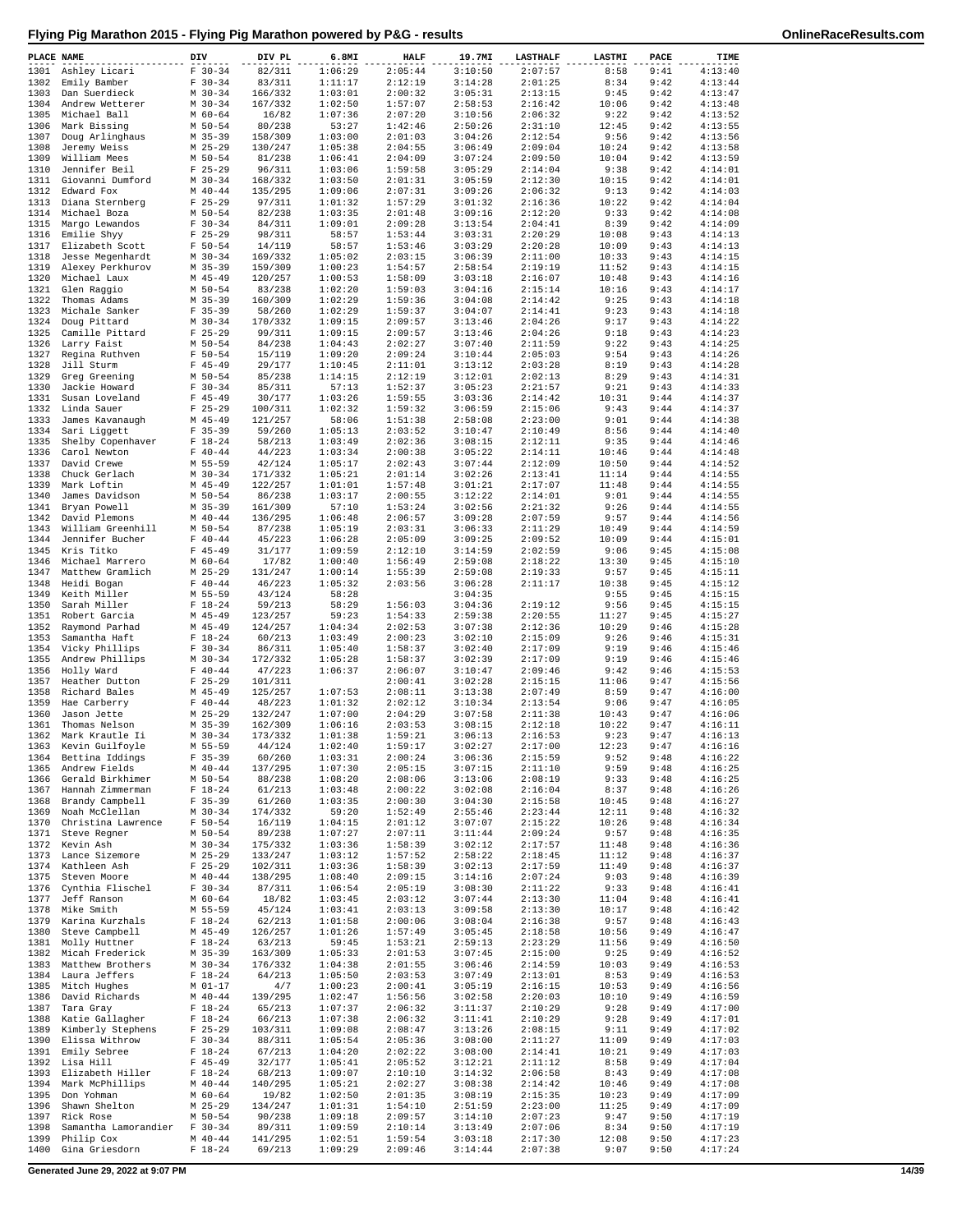# Flying Pig Marathon 2015 - Flying Pig Marathon powered by P&G - results

| PLACE | NAME | DIV | DIV PL | 6.8MI | HALF | 19.7MI | LASTHALF | LASTMI | PACE | TIME |
|---|---|---|---|---|---|---|---|---|---|---|
| 1301 | Ashley Licari | F 30-34 | 82/311 | 1:06:29 | 2:05:44 | 3:10:50 | 2:07:57 | 8:58 | 9:41 | 4:13:40 |
| 1302 | Emily Bamber | F 30-34 | 83/311 | 1:11:17 | 2:12:19 | 3:14:28 | 2:01:25 | 8:34 | 9:42 | 4:13:44 |
| 1303 | Dan Suerdieck | M 30-34 | 166/332 | 1:03:01 | 2:00:32 | 3:05:31 | 2:13:15 | 9:45 | 9:42 | 4:13:47 |
| 1304 | Andrew Wetterer | M 30-34 | 167/332 | 1:02:50 | 1:57:07 | 2:58:53 | 2:16:42 | 10:06 | 9:42 | 4:13:48 |
| 1305 | Michael Ball | M 60-64 | 16/82 | 1:07:36 | 2:07:20 | 3:10:56 | 2:06:32 | 9:22 | 9:42 | 4:13:52 |
| 1306 | Mark Bissing | M 50-54 | 80/238 | 53:27 | 1:42:46 | 2:50:26 | 2:31:10 | 12:45 | 9:42 | 4:13:55 |
| 1307 | Doug Arlinghaus | M 35-39 | 158/309 | 1:03:00 | 2:01:03 | 3:04:26 | 2:12:54 | 9:56 | 9:42 | 4:13:56 |
| 1308 | Jeremy Weiss | M 25-29 | 130/247 | 1:05:38 | 2:04:55 | 3:06:49 | 2:09:04 | 10:24 | 9:42 | 4:13:58 |
| 1309 | William Mees | M 50-54 | 81/238 | 1:06:41 | 2:04:09 | 3:07:24 | 2:09:50 | 10:04 | 9:42 | 4:13:59 |
| 1310 | Jennifer Beil | F 25-29 | 96/311 | 1:03:06 | 1:59:58 | 3:05:29 | 2:14:04 | 9:38 | 9:42 | 4:14:01 |
| 1311 | Giovanni Dumford | M 30-34 | 168/332 | 1:03:50 | 2:01:31 | 3:05:59 | 2:12:30 | 10:15 | 9:42 | 4:14:01 |
| 1312 | Edward Fox | M 40-44 | 135/295 | 1:09:06 | 2:07:31 | 3:09:26 | 2:06:32 | 9:13 | 9:42 | 4:14:03 |
| 1313 | Diana Sternberg | F 25-29 | 97/311 | 1:01:32 | 1:57:29 | 3:01:32 | 2:16:36 | 10:22 | 9:42 | 4:14:04 |
| 1314 | Michael Boza | M 50-54 | 82/238 | 1:03:35 | 2:01:48 | 3:09:16 | 2:12:20 | 9:33 | 9:42 | 4:14:08 |
| 1315 | Margo Lewandos | F 30-34 | 84/311 | 1:09:01 | 2:09:28 | 3:13:54 | 2:04:41 | 8:39 | 9:42 | 4:14:09 |
| 1316 | Emilie Shyy | F 25-29 | 98/311 | 58:57 | 1:53:44 | 3:03:31 | 2:20:29 | 10:08 | 9:43 | 4:14:13 |
| 1317 | Elizabeth Scott | F 50-54 | 14/119 | 58:57 | 1:53:46 | 3:03:29 | 2:20:28 | 10:09 | 9:43 | 4:14:13 |
| 1318 | Jesse Megenhardt | M 30-34 | 169/332 | 1:05:02 | 2:03:15 | 3:06:39 | 2:11:00 | 10:33 | 9:43 | 4:14:15 |
| 1319 | Alexey Perkhurov | M 35-39 | 159/309 | 1:00:23 | 1:54:57 | 2:58:54 | 2:19:19 | 11:52 | 9:43 | 4:14:15 |
| 1320 | Michael Laux | M 45-49 | 120/257 | 1:00:53 | 1:58:09 | 3:03:18 | 2:16:07 | 10:48 | 9:43 | 4:14:16 |
| 1321 | Glen Raggio | M 50-54 | 83/238 | 1:02:20 | 1:59:03 | 3:04:16 | 2:15:14 | 10:16 | 9:43 | 4:14:17 |
| 1322 | Thomas Adams | M 35-39 | 160/309 | 1:02:29 | 1:59:36 | 3:04:08 | 2:14:42 | 9:25 | 9:43 | 4:14:18 |
| 1323 | Michale Sanker | F 35-39 | 58/260 | 1:02:29 | 1:59:37 | 3:04:07 | 2:14:41 | 9:23 | 9:43 | 4:14:18 |
| 1324 | Doug Pittard | M 30-34 | 170/332 | 1:09:15 | 2:09:57 | 3:13:46 | 2:04:26 | 9:17 | 9:43 | 4:14:22 |
| 1325 | Camille Pittard | F 25-29 | 99/311 | 1:09:15 | 2:09:57 | 3:13:46 | 2:04:26 | 9:18 | 9:43 | 4:14:23 |
| 1326 | Larry Faist | M 50-54 | 84/238 | 1:04:43 | 2:02:27 | 3:07:40 | 2:11:59 | 9:22 | 9:43 | 4:14:25 |
| 1327 | Regina Ruthven | F 50-54 | 15/119 | 1:09:20 | 2:09:24 | 3:10:44 | 2:05:03 | 9:54 | 9:43 | 4:14:26 |
| 1328 | Jill Sturm | F 45-49 | 29/177 | 1:10:45 | 2:11:01 | 3:13:12 | 2:03:28 | 8:19 | 9:43 | 4:14:28 |
| 1329 | Greg Greening | M 50-54 | 85/238 | 1:14:15 | 2:12:19 | 3:12:01 | 2:02:13 | 8:29 | 9:43 | 4:14:31 |
| 1330 | Jackie Howard | F 30-34 | 85/311 | 57:13 | 1:52:37 | 3:05:23 | 2:21:57 | 9:21 | 9:43 | 4:14:33 |
| 1331 | Susan Loveland | F 45-49 | 30/177 | 1:03:26 | 1:59:55 | 3:03:36 | 2:14:42 | 10:31 | 9:44 | 4:14:37 |
| 1332 | Linda Sauer | F 25-29 | 100/311 | 1:02:32 | 1:59:32 | 3:06:59 | 2:15:06 | 9:43 | 9:44 | 4:14:37 |
| 1333 | James Kavanaugh | M 45-49 | 121/257 | 58:06 | 1:51:38 | 2:58:08 | 2:23:00 | 9:01 | 9:44 | 4:14:38 |
| 1334 | Sari Liggett | F 35-39 | 59/260 | 1:05:13 | 2:03:52 | 3:10:47 | 2:10:49 | 8:56 | 9:44 | 4:14:40 |
| 1335 | Shelby Copenhaver | F 18-24 | 58/213 | 1:03:49 | 2:02:36 | 3:08:15 | 2:12:11 | 9:35 | 9:44 | 4:14:46 |
| 1336 | Carol Newton | F 40-44 | 44/223 | 1:03:34 | 2:00:38 | 3:05:22 | 2:14:11 | 10:46 | 9:44 | 4:14:48 |
| 1337 | David Crewe | M 55-59 | 42/124 | 1:05:17 | 2:02:43 | 3:07:44 | 2:12:09 | 10:50 | 9:44 | 4:14:52 |
| 1338 | Chuck Gerlach | M 30-34 | 171/332 | 1:05:21 | 2:01:14 | 3:02:26 | 2:13:41 | 11:14 | 9:44 | 4:14:55 |
| 1339 | Mark Loftin | M 45-49 | 122/257 | 1:01:01 | 1:57:48 | 3:01:21 | 2:17:07 | 11:48 | 9:44 | 4:14:55 |
| 1340 | James Davidson | M 50-54 | 86/238 | 1:03:17 | 2:00:55 | 3:12:22 | 2:14:01 | 9:01 | 9:44 | 4:14:55 |
| 1341 | Bryan Powell | M 35-39 | 161/309 | 57:10 | 1:53:24 | 3:02:56 | 2:21:32 | 9:26 | 9:44 | 4:14:55 |
| 1342 | David Plemons | M 40-44 | 136/295 | 1:06:48 | 2:06:57 | 3:09:28 | 2:07:59 | 9:57 | 9:44 | 4:14:56 |
| 1343 | William Greenhill | M 50-54 | 87/238 | 1:05:19 | 2:03:31 | 3:06:33 | 2:11:29 | 10:49 | 9:44 | 4:14:59 |
| 1344 | Jennifer Bucher | F 40-44 | 45/223 | 1:06:28 | 2:05:09 | 3:09:25 | 2:09:52 | 10:09 | 9:44 | 4:15:01 |
| 1345 | Kris Titko | F 45-49 | 31/177 | 1:09:59 | 2:12:10 | 3:14:59 | 2:02:59 | 9:06 | 9:45 | 4:15:08 |
| 1346 | Michael Marrero | M 60-64 | 17/82 | 1:00:40 | 1:56:49 | 2:59:08 | 2:18:22 | 13:30 | 9:45 | 4:15:10 |
| 1347 | Matthew Gramlich | M 25-29 | 131/247 | 1:00:14 | 1:55:39 | 2:59:08 | 2:19:33 | 9:57 | 9:45 | 4:15:11 |
| 1348 | Heidi Bogan | F 40-44 | 46/223 | 1:05:32 | 2:03:56 | 3:06:28 | 2:11:17 | 10:38 | 9:45 | 4:15:12 |
| 1349 | Keith Miller | M 55-59 | 43/124 | 58:28 | | 3:04:35 | | 9:55 | 9:45 | 4:15:15 |
| 1350 | Sarah Miller | F 18-24 | 59/213 | 58:29 | 1:56:03 | 3:04:36 | 2:19:12 | 9:56 | 9:45 | 4:15:15 |
| 1351 | Robert Garcia | M 45-49 | 123/257 | 59:23 | 1:54:33 | 2:59:38 | 2:20:55 | 11:27 | 9:45 | 4:15:27 |
| 1352 | Raymond Parhad | M 45-49 | 124/257 | 1:04:34 | 2:02:53 | 3:07:38 | 2:12:36 | 10:29 | 9:46 | 4:15:28 |
| 1353 | Samantha Haft | F 18-24 | 60/213 | 1:03:49 | 2:00:23 | 3:02:10 | 2:15:09 | 9:26 | 9:46 | 4:15:31 |
| 1354 | Vicky Phillips | F 30-34 | 86/311 | 1:05:40 | 1:58:37 | 3:02:40 | 2:17:09 | 9:19 | 9:46 | 4:15:46 |
| 1355 | Andrew Phillips | M 30-34 | 172/332 | 1:05:28 | 1:58:37 | 3:02:39 | 2:17:09 | 9:19 | 9:46 | 4:15:46 |
| 1356 | Holly Ward | F 40-44 | 47/223 | 1:06:37 | 2:06:07 | 3:10:47 | 2:09:46 | 9:42 | 9:46 | 4:15:53 |
| 1357 | Heather Dutton | F 25-29 | 101/311 | | 2:00:41 | 3:02:28 | 2:15:15 | 11:06 | 9:47 | 4:15:56 |
| 1358 | Richard Bales | M 45-49 | 125/257 | 1:07:53 | 2:08:11 | 3:13:38 | 2:07:49 | 8:59 | 9:47 | 4:16:00 |
| 1359 | Hae Carberry | F 40-44 | 48/223 | 1:01:32 | 2:02:12 | 3:10:34 | 2:13:54 | 9:06 | 9:47 | 4:16:05 |
| 1360 | Jason Jette | M 25-29 | 132/247 | 1:07:00 | 2:04:29 | 3:07:58 | 2:11:38 | 10:43 | 9:47 | 4:16:06 |
| 1361 | Thomas Nelson | M 35-39 | 162/309 | 1:06:16 | 2:03:53 | 3:08:15 | 2:12:18 | 10:22 | 9:47 | 4:16:11 |
| 1362 | Mark Krautle Ii | M 30-34 | 173/332 | 1:01:38 | 1:59:21 | 3:06:13 | 2:16:53 | 9:23 | 9:47 | 4:16:13 |
| 1363 | Kevin Guilfoyle | M 55-59 | 44/124 | 1:02:40 | 1:59:17 | 3:02:27 | 2:17:00 | 12:23 | 9:47 | 4:16:16 |
| 1364 | Bettina Iddings | F 35-39 | 60/260 | 1:03:31 | 2:00:24 | 3:06:36 | 2:15:59 | 9:52 | 9:48 | 4:16:22 |
| 1365 | Andrew Fields | M 40-44 | 137/295 | 1:07:30 | 2:05:15 | 3:07:15 | 2:11:10 | 9:59 | 9:48 | 4:16:25 |
| 1366 | Gerald Birkhimer | M 50-54 | 88/238 | 1:08:20 | 2:08:06 | 3:13:06 | 2:08:19 | 9:33 | 9:48 | 4:16:25 |
| 1367 | Hannah Zimmerman | F 18-24 | 61/213 | 1:03:48 | 2:00:22 | 3:02:08 | 2:16:04 | 8:37 | 9:48 | 4:16:26 |
| 1368 | Brandy Campbell | F 35-39 | 61/260 | 1:03:35 | 2:00:30 | 3:04:30 | 2:15:58 | 10:45 | 9:48 | 4:16:27 |
| 1369 | Noah McClellan | M 30-34 | 174/332 | 59:20 | 1:52:49 | 2:55:46 | 2:23:44 | 12:11 | 9:48 | 4:16:32 |
| 1370 | Christina Lawrence | F 50-54 | 16/119 | 1:04:15 | 2:01:12 | 3:07:07 | 2:15:22 | 10:26 | 9:48 | 4:16:34 |
| 1371 | Steve Regner | M 50-54 | 89/238 | 1:07:27 | 2:07:11 | 3:11:44 | 2:09:24 | 9:57 | 9:48 | 4:16:35 |
| 1372 | Kevin Ash | M 30-34 | 175/332 | 1:03:36 | 1:58:39 | 3:02:12 | 2:17:57 | 11:48 | 9:48 | 4:16:36 |
| 1373 | Lance Sizemore | M 25-29 | 133/247 | 1:03:12 | 1:57:52 | 2:58:22 | 2:18:45 | 11:12 | 9:48 | 4:16:37 |
| 1374 | Kathleen Ash | F 25-29 | 102/311 | 1:03:36 | 1:58:39 | 3:02:13 | 2:17:59 | 11:49 | 9:48 | 4:16:37 |
| 1375 | Steven Moore | M 40-44 | 138/295 | 1:08:40 | 2:09:15 | 3:14:16 | 2:07:24 | 9:03 | 9:48 | 4:16:39 |
| 1376 | Cynthia Flischel | F 30-34 | 87/311 | 1:06:54 | 2:05:19 | 3:08:30 | 2:11:22 | 9:33 | 9:48 | 4:16:41 |
| 1377 | Jeff Ranson | M 60-64 | 18/82 | 1:03:45 | 2:03:12 | 3:07:44 | 2:13:30 | 11:04 | 9:48 | 4:16:41 |
| 1378 | Mike Smith | M 55-59 | 45/124 | 1:03:41 | 2:03:13 | 3:09:58 | 2:13:30 | 10:17 | 9:48 | 4:16:42 |
| 1379 | Karina Kurzhals | F 18-24 | 62/213 | 1:01:58 | 2:00:06 | 3:08:04 | 2:16:38 | 9:57 | 9:48 | 4:16:43 |
| 1380 | Steve Campbell | M 45-49 | 126/257 | 1:01:26 | 1:57:49 | 3:05:45 | 2:18:58 | 10:56 | 9:49 | 4:16:47 |
| 1381 | Molly Huttner | F 18-24 | 63/213 | 59:45 | 1:53:21 | 2:59:13 | 2:23:29 | 11:56 | 9:49 | 4:16:50 |
| 1382 | Micah Frederick | M 35-39 | 163/309 | 1:05:33 | 2:01:53 | 3:07:45 | 2:15:00 | 9:25 | 9:49 | 4:16:52 |
| 1383 | Matthew Brothers | M 30-34 | 176/332 | 1:04:38 | 2:01:55 | 3:06:46 | 2:14:59 | 10:03 | 9:49 | 4:16:53 |
| 1384 | Laura Jeffers | F 18-24 | 64/213 | 1:05:50 | 2:03:53 | 3:07:49 | 2:13:01 | 8:53 | 9:49 | 4:16:53 |
| 1385 | Mitch Hughes | M 01-17 | 4/7 | 1:00:23 | 2:00:41 | 3:05:19 | 2:16:15 | 10:53 | 9:49 | 4:16:56 |
| 1386 | David Richards | M 40-44 | 139/295 | 1:02:47 | 1:56:56 | 3:02:58 | 2:20:03 | 10:10 | 9:49 | 4:16:59 |
| 1387 | Tara Gray | F 18-24 | 65/213 | 1:07:37 | 2:06:32 | 3:11:37 | 2:10:29 | 9:28 | 9:49 | 4:17:00 |
| 1388 | Katie Gallagher | F 18-24 | 66/213 | 1:07:38 | 2:06:32 | 3:11:41 | 2:10:29 | 9:28 | 9:49 | 4:17:01 |
| 1389 | Kimberly Stephens | F 25-29 | 103/311 | 1:09:08 | 2:08:47 | 3:13:26 | 2:08:15 | 9:11 | 9:49 | 4:17:02 |
| 1390 | Elissa Withrow | F 30-34 | 88/311 | 1:05:54 | 2:05:36 | 3:08:00 | 2:11:27 | 11:09 | 9:49 | 4:17:03 |
| 1391 | Emily Sebree | F 18-24 | 67/213 | 1:04:20 | 2:02:22 | 3:08:00 | 2:14:41 | 10:21 | 9:49 | 4:17:03 |
| 1392 | Lisa Hill | F 45-49 | 32/177 | 1:05:41 | 2:05:52 | 3:12:21 | 2:11:12 | 8:58 | 9:49 | 4:17:04 |
| 1393 | Elizabeth Hiller | F 18-24 | 68/213 | 1:09:07 | 2:10:10 | 3:14:32 | 2:06:58 | 8:43 | 9:49 | 4:17:08 |
| 1394 | Mark McPhillips | M 40-44 | 140/295 | 1:05:21 | 2:02:27 | 3:08:38 | 2:14:42 | 10:46 | 9:49 | 4:17:08 |
| 1395 | Don Yohman | M 60-64 | 19/82 | 1:02:50 | 2:01:35 | 3:08:19 | 2:15:35 | 10:23 | 9:49 | 4:17:09 |
| 1396 | Shawn Shelton | M 25-29 | 134/247 | 1:01:31 | 1:54:10 | 2:51:59 | 2:23:00 | 11:25 | 9:49 | 4:17:09 |
| 1397 | Rick Rose | M 50-54 | 90/238 | 1:09:18 | 2:09:57 | 3:14:10 | 2:07:23 | 9:47 | 9:50 | 4:17:19 |
| 1398 | Samantha Lamorandier | F 30-34 | 89/311 | 1:09:59 | 2:10:14 | 3:13:49 | 2:07:06 | 8:34 | 9:50 | 4:17:19 |
| 1399 | Philip Cox | M 40-44 | 141/295 | 1:02:51 | 1:59:54 | 3:03:18 | 2:17:30 | 12:08 | 9:50 | 4:17:23 |
| 1400 | Gina Griesdorn | F 18-24 | 69/213 | 1:09:29 | 2:09:46 | 3:14:44 | 2:07:38 | 9:07 | 9:50 | 4:17:24 |

Generated June 29, 2022 at 9:07 PM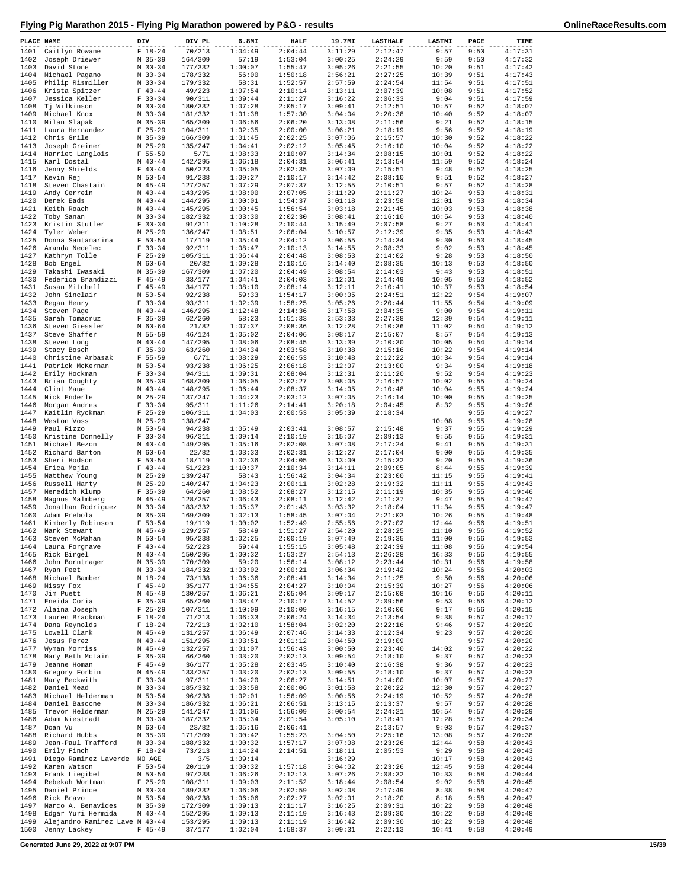# Flying Pig Marathon 2015 - Flying Pig Marathon powered by P&G - results

| PLACE | NAME | DIV | DIV PL | 6.8MI | HALF | 19.7MI | LASTHALF | LASTMI | PACE | TIME |
|---|---|---|---|---|---|---|---|---|---|---|
| 1401 | Caitlyn Rowane | F 18-24 | 70/213 | 1:04:49 | 2:04:44 | 3:11:29 | 2:12:47 | 9:57 | 9:50 | 4:17:31 |
| 1402 | Joseph Driewer | M 35-39 | 164/309 | 57:19 | 1:53:04 | 3:00:25 | 2:24:29 | 9:59 | 9:50 | 4:17:32 |
| 1403 | David Stone | M 30-34 | 177/332 | 1:00:07 | 1:55:47 | 3:05:26 | 2:21:55 | 10:20 | 9:51 | 4:17:42 |
| 1404 | Michael Pagano | M 30-34 | 178/332 | 56:00 | 1:50:18 | 2:56:21 | 2:27:25 | 10:39 | 9:51 | 4:17:43 |
| 1405 | Philip Rismiller | M 30-34 | 179/332 | 58:31 | 1:52:57 | 2:57:59 | 2:24:54 | 11:54 | 9:51 | 4:17:51 |
| 1406 | Krista Spitzer | F 40-44 | 49/223 | 1:07:54 | 2:10:14 | 3:13:11 | 2:07:39 | 10:08 | 9:51 | 4:17:52 |
| 1407 | Jessica Keller | F 30-34 | 90/311 | 1:09:44 | 2:11:27 | 3:16:22 | 2:06:33 | 9:04 | 9:51 | 4:17:59 |
| 1408 | Tj Wilkinson | M 30-34 | 180/332 | 1:07:28 | 2:05:17 | 3:09:41 | 2:12:51 | 10:57 | 9:52 | 4:18:07 |
| 1409 | Michael Knox | M 30-34 | 181/332 | 1:01:38 | 1:57:30 | 3:04:04 | 2:20:38 | 10:40 | 9:52 | 4:18:07 |
| 1410 | Milan Slapak | M 35-39 | 165/309 | 1:06:56 | 2:06:20 | 3:13:08 | 2:11:56 | 9:21 | 9:52 | 4:18:15 |
| 1411 | Laura Hernandez | F 25-29 | 104/311 | 1:02:35 | 2:00:00 | 3:06:21 | 2:18:19 | 9:56 | 9:52 | 4:18:19 |
| 1412 | Chris Grile | M 35-39 | 166/309 | 1:01:45 | 2:02:25 | 3:07:06 | 2:15:57 | 10:30 | 9:52 | 4:18:22 |
| 1413 | Joseph Greiner | M 25-29 | 135/247 | 1:04:41 | 2:02:12 | 3:05:45 | 2:16:10 | 10:04 | 9:52 | 4:18:22 |
| 1414 | Harriet Langlois | F 55-59 | 5/71 | 1:08:33 | 2:10:07 | 3:14:34 | 2:08:15 | 10:01 | 9:52 | 4:18:22 |
| 1415 | Karl Dostal | M 40-44 | 142/295 | 1:06:18 | 2:04:31 | 3:06:41 | 2:13:54 | 11:59 | 9:52 | 4:18:24 |
| 1416 | Jenny Shields | F 40-44 | 50/223 | 1:05:05 | 2:02:35 | 3:07:09 | 2:15:51 | 9:48 | 9:52 | 4:18:25 |
| 1417 | Kevin Rej | M 50-54 | 91/238 | 1:09:27 | 2:10:17 | 3:14:42 | 2:08:10 | 9:51 | 9:52 | 4:18:27 |
| 1418 | Steven Chastain | M 45-49 | 127/257 | 1:07:29 | 2:07:37 | 3:12:55 | 2:10:51 | 9:57 | 9:52 | 4:18:28 |
| 1419 | Andy Gerrein | M 40-44 | 143/295 | 1:08:00 | 2:07:05 | 3:11:29 | 2:11:27 | 10:24 | 9:53 | 4:18:31 |
| 1420 | Derek Eads | M 40-44 | 144/295 | 1:00:01 | 1:54:37 | 3:01:18 | 2:23:58 | 12:01 | 9:53 | 4:18:34 |
| 1421 | Keith Roach | M 40-44 | 145/295 | 1:00:45 | 1:56:54 | 3:03:18 | 2:21:45 | 10:03 | 9:53 | 4:18:38 |
| 1422 | Toby Sanan | M 30-34 | 182/332 | 1:03:30 | 2:02:30 | 3:08:41 | 2:16:10 | 10:54 | 9:53 | 4:18:40 |
| 1423 | Kristin Stutler | F 30-34 | 91/311 | 1:10:28 | 2:10:44 | 3:15:49 | 2:07:58 | 9:27 | 9:53 | 4:18:41 |
| 1424 | Tyler Weber | M 25-29 | 136/247 | 1:08:51 | 2:06:04 | 3:10:57 | 2:12:39 | 9:35 | 9:53 | 4:18:43 |
| 1425 | Donna Santamarina | F 50-54 | 17/119 | 1:05:44 | 2:04:12 | 3:06:55 | 2:14:34 | 9:30 | 9:53 | 4:18:45 |
| 1426 | Amanda Nedelec | F 30-34 | 92/311 | 1:08:47 | 2:10:13 | 3:14:55 | 2:08:33 | 9:02 | 9:53 | 4:18:45 |
| 1427 | Kathryn Tolle | F 25-29 | 105/311 | 1:06:44 | 2:04:48 | 3:08:53 | 2:14:02 | 9:28 | 9:53 | 4:18:50 |
| 1428 | Bob Engel | M 60-64 | 20/82 | 1:09:28 | 2:10:16 | 3:14:40 | 2:08:35 | 10:13 | 9:53 | 4:18:50 |
| 1429 | Takashi Iwasaki | M 35-39 | 167/309 | 1:07:20 | 2:04:49 | 3:08:54 | 2:14:03 | 9:43 | 9:53 | 4:18:51 |
| 1430 | Federica Brandizzi | F 45-49 | 33/177 | 1:04:41 | 2:04:03 | 3:12:01 | 2:14:49 | 10:05 | 9:53 | 4:18:52 |
| 1431 | Susan Mitchell | F 45-49 | 34/177 | 1:08:10 | 2:08:14 | 3:12:11 | 2:10:41 | 10:37 | 9:53 | 4:18:54 |
| 1432 | John Sinclair | M 50-54 | 92/238 | 59:33 | 1:54:17 | 3:00:05 | 2:24:51 | 12:22 | 9:54 | 4:19:07 |
| 1433 | Regan Henry | F 30-34 | 93/311 | 1:02:39 | 1:58:25 | 3:05:26 | 2:20:44 | 11:55 | 9:54 | 4:19:09 |
| 1434 | Steven Page | M 40-44 | 146/295 | 1:12:48 | 2:14:36 | 3:17:58 | 2:04:35 | 9:00 | 9:54 | 4:19:11 |
| 1435 | Sarah Tomacruz | F 35-39 | 62/260 | 58:23 | 1:51:33 | 2:53:33 | 2:27:38 | 12:39 | 9:54 | 4:19:11 |
| 1436 | Steven Giessler | M 60-64 | 21/82 | 1:07:37 | 2:08:36 | 3:12:28 | 2:10:36 | 11:02 | 9:54 | 4:19:12 |
| 1437 | Steve Shaffer | M 55-59 | 46/124 | 1:05:02 | 2:04:06 | 3:08:17 | 2:15:07 | 8:57 | 9:54 | 4:19:13 |
| 1438 | Steven Long | M 40-44 | 147/295 | 1:08:06 | 2:08:45 | 3:13:39 | 2:10:30 | 10:05 | 9:54 | 4:19:14 |
| 1439 | Stacy Bosch | F 35-39 | 63/260 | 1:04:34 | 2:03:58 | 3:10:38 | 2:15:16 | 10:22 | 9:54 | 4:19:14 |
| 1440 | Christine Arbasak | F 55-59 | 6/71 | 1:08:29 | 2:06:53 | 3:10:48 | 2:12:22 | 10:34 | 9:54 | 4:19:14 |
| 1441 | Patrick McKernan | M 50-54 | 93/238 | 1:06:25 | 2:06:18 | 3:12:07 | 2:13:00 | 9:34 | 9:54 | 4:19:18 |
| 1442 | Emily Hockman | F 30-34 | 94/311 | 1:09:31 | 2:08:04 | 3:12:31 | 2:11:20 | 9:52 | 9:54 | 4:19:23 |
| 1443 | Brian Doughty | M 35-39 | 168/309 | 1:06:05 | 2:02:27 | 3:08:05 | 2:16:57 | 10:02 | 9:55 | 4:19:24 |
| 1444 | Clint Maue | M 40-44 | 148/295 | 1:06:44 | 2:08:37 | 3:14:05 | 2:10:48 | 10:04 | 9:55 | 4:19:24 |
| 1445 | Nick Enderle | M 25-29 | 137/247 | 1:04:23 | 2:03:12 | 3:07:05 | 2:16:14 | 10:00 | 9:55 | 4:19:25 |
| 1446 | Morgan Andres | F 30-34 | 95/311 | 1:11:26 | 2:14:41 | 3:20:18 | 2:04:45 | 8:32 | 9:55 | 4:19:26 |
| 1447 | Kaitlin Ryckman | F 25-29 | 106/311 | 1:04:03 | 2:00:53 | 3:05:39 | 2:18:34 | | 9:55 | 4:19:27 |
| 1448 | Weston Voss | M 25-29 | 138/247 | | | | | 10:08 | 9:55 | 4:19:28 |
| 1449 | Paul Rizzo | M 50-54 | 94/238 | 1:05:49 | 2:03:41 | 3:08:57 | 2:15:48 | 9:37 | 9:55 | 4:19:29 |
| 1450 | Kristine Donnelly | F 30-34 | 96/311 | 1:09:14 | 2:10:19 | 3:15:07 | 2:09:13 | 9:55 | 9:55 | 4:19:31 |
| 1451 | Michael Bezon | M 40-44 | 149/295 | 1:05:16 | 2:02:08 | 3:07:08 | 2:17:24 | 9:41 | 9:55 | 4:19:31 |
| 1452 | Richard Barton | M 60-64 | 22/82 | 1:03:33 | 2:02:31 | 3:12:27 | 2:17:04 | 9:00 | 9:55 | 4:19:35 |
| 1453 | Sheri Hodson | F 50-54 | 18/119 | 1:02:36 | 2:04:05 | 3:13:00 | 2:15:32 | 9:20 | 9:55 | 4:19:36 |
| 1454 | Erica Mejia | F 40-44 | 51/223 | 1:10:37 | 2:10:34 | 3:14:11 | 2:09:05 | 8:44 | 9:55 | 4:19:39 |
| 1455 | Matthew Young | M 25-29 | 139/247 | 58:43 | 1:56:42 | 3:04:34 | 2:23:00 | 11:15 | 9:55 | 4:19:41 |
| 1456 | Russell Harty | M 25-29 | 140/247 | 1:04:23 | 2:00:11 | 3:02:28 | 2:19:32 | 11:11 | 9:55 | 4:19:43 |
| 1457 | Meredith Klump | F 35-39 | 64/260 | 1:08:52 | 2:08:27 | 3:12:15 | 2:11:19 | 10:35 | 9:55 | 4:19:46 |
| 1458 | Magnus Malmberg | M 45-49 | 128/257 | 1:06:43 | 2:08:11 | 3:12:42 | 2:11:37 | 9:47 | 9:55 | 4:19:47 |
| 1459 | Jonathan Rodriguez | M 30-34 | 183/332 | 1:05:37 | 2:01:43 | 3:03:32 | 2:18:04 | 11:34 | 9:55 | 4:19:47 |
| 1460 | Adam Prebola | M 35-39 | 169/309 | 1:02:13 | 1:58:45 | 3:07:04 | 2:21:03 | 10:26 | 9:55 | 4:19:48 |
| 1461 | Kimberly Robinson | F 50-54 | 19/119 | 1:00:02 | 1:52:49 | 2:55:56 | 2:27:02 | 12:44 | 9:56 | 4:19:51 |
| 1462 | Mark Stewart | M 45-49 | 129/257 | 58:49 | 1:51:27 | 2:54:20 | 2:28:25 | 11:10 | 9:56 | 4:19:52 |
| 1463 | Steven McMahan | M 50-54 | 95/238 | 1:02:25 | 2:00:19 | 3:07:49 | 2:19:35 | 11:00 | 9:56 | 4:19:53 |
| 1464 | Laura Forgrave | F 40-44 | 52/223 | 59:44 | 1:55:15 | 3:05:48 | 2:24:39 | 11:08 | 9:56 | 4:19:54 |
| 1465 | Rick Birgel | M 40-44 | 150/295 | 1:00:32 | 1:53:27 | 2:54:13 | 2:26:28 | 16:33 | 9:56 | 4:19:55 |
| 1466 | John Borntrager | M 35-39 | 170/309 | 59:20 | 1:56:14 | 3:08:12 | 2:23:44 | 10:31 | 9:56 | 4:19:58 |
| 1467 | Ryan Peet | M 30-34 | 184/332 | 1:03:02 | 2:00:21 | 3:06:34 | 2:19:42 | 10:24 | 9:56 | 4:20:03 |
| 1468 | Michael Bamber | M 18-24 | 73/138 | 1:06:36 | 2:08:41 | 3:14:34 | 2:11:25 | 9:50 | 9:56 | 4:20:06 |
| 1469 | Missy Fox | F 45-49 | 35/177 | 1:04:55 | 2:04:27 | 3:10:04 | 2:15:39 | 10:27 | 9:56 | 4:20:06 |
| 1470 | Jim Puett | M 45-49 | 130/257 | 1:06:21 | 2:05:04 | 3:09:17 | 2:15:08 | 10:16 | 9:56 | 4:20:11 |
| 1471 | Eneida Coria | F 35-39 | 65/260 | 1:08:47 | 2:10:17 | 3:14:52 | 2:09:56 | 9:53 | 9:56 | 4:20:12 |
| 1472 | Alaina Joseph | F 25-29 | 107/311 | 1:10:09 | 2:10:09 | 3:16:15 | 2:10:06 | 9:17 | 9:56 | 4:20:15 |
| 1473 | Lauren Brackman | F 18-24 | 71/213 | 1:06:33 | 2:06:24 | 3:14:34 | 2:13:54 | 9:38 | 9:57 | 4:20:17 |
| 1474 | Dana Reynolds | F 18-24 | 72/213 | 1:02:10 | 1:58:04 | 3:02:20 | 2:22:16 | 9:46 | 9:57 | 4:20:20 |
| 1475 | Lowell Clark | M 45-49 | 131/257 | 1:06:49 | 2:07:46 | 3:14:33 | 2:12:34 | 9:23 | 9:57 | 4:20:20 |
| 1476 | Jesus Perez | M 40-44 | 151/295 | 1:03:51 | 2:01:12 | 3:04:50 | 2:19:09 | | 9:57 | 4:20:20 |
| 1477 | Wyman Morriss | M 45-49 | 132/257 | 1:01:07 | 1:56:43 | 3:00:50 | 2:23:40 | 14:02 | 9:57 | 4:20:22 |
| 1478 | Mary Beth McLain | F 35-39 | 66/260 | 1:03:20 | 2:02:13 | 3:09:54 | 2:18:10 | 9:37 | 9:57 | 4:20:23 |
| 1479 | Jeanne Homan | F 45-49 | 36/177 | 1:05:28 | 2:03:45 | 3:10:40 | 2:16:38 | 9:36 | 9:57 | 4:20:23 |
| 1480 | Gregory Forbin | M 45-49 | 133/257 | 1:03:20 | 2:02:13 | 3:09:55 | 2:18:10 | 9:37 | 9:57 | 4:20:23 |
| 1481 | Mary Beckwith | F 30-34 | 97/311 | 1:04:20 | 2:06:27 | 3:14:51 | 2:14:00 | 10:07 | 9:57 | 4:20:27 |
| 1482 | Daniel Mead | M 30-34 | 185/332 | 1:03:58 | 2:00:06 | 3:01:58 | 2:20:22 | 12:30 | 9:57 | 4:20:27 |
| 1483 | Michael Helderman | M 50-54 | 96/238 | 1:02:01 | 1:56:09 | 3:00:56 | 2:24:19 | 10:52 | 9:57 | 4:20:28 |
| 1484 | Daniel Bascone | M 30-34 | 186/332 | 1:06:21 | 2:06:51 | 3:13:15 | 2:13:37 | 9:57 | 9:57 | 4:20:28 |
| 1485 | Trevor Helderman | M 25-29 | 141/247 | 1:01:06 | 1:56:09 | 3:00:54 | 2:24:21 | 10:54 | 9:57 | 4:20:29 |
| 1486 | Adam Niestradt | M 30-34 | 187/332 | 1:05:34 | 2:01:54 | 3:05:10 | 2:18:41 | 12:28 | 9:57 | 4:20:34 |
| 1487 | Doan Vu | M 60-64 | 23/82 | 1:05:16 | 2:06:41 | | 2:13:57 | 9:03 | 9:57 | 4:20:37 |
| 1488 | Richard Hubbs | M 35-39 | 171/309 | 1:00:42 | 1:55:23 | 3:04:50 | 2:25:16 | 13:08 | 9:57 | 4:20:38 |
| 1489 | Jean-Paul Trafford | M 30-34 | 188/332 | 1:00:32 | 1:57:17 | 3:07:08 | 2:23:26 | 12:44 | 9:58 | 4:20:43 |
| 1490 | Emily Finch | F 18-24 | 73/213 | 1:14:24 | 2:14:51 | 3:18:11 | 2:05:53 | 9:29 | 9:58 | 4:20:43 |
| 1491 | Diego Ramirez Laverde | NO AGE | 3/5 | 1:09:14 | | 3:16:29 | | 10:17 | 9:58 | 4:20:43 |
| 1492 | Karen Watson | F 50-54 | 20/119 | 1:00:32 | 1:57:18 | 3:04:02 | 2:23:26 | 12:45 | 9:58 | 4:20:44 |
| 1493 | Frank Liegibel | M 50-54 | 97/238 | 1:06:26 | 2:12:13 | 3:07:26 | 2:08:32 | 10:33 | 9:58 | 4:20:44 |
| 1494 | Rebekah Wortman | F 25-29 | 108/311 | 1:09:03 | 2:11:52 | 3:18:44 | 2:08:54 | 9:02 | 9:58 | 4:20:45 |
| 1495 | Daniel Prince | M 30-34 | 189/332 | 1:06:06 | 2:02:59 | 3:02:08 | 2:17:49 | 8:38 | 9:58 | 4:20:47 |
| 1496 | Rick Bravo | M 50-54 | 98/238 | 1:06:06 | 2:02:27 | 3:02:01 | 2:18:20 | 8:18 | 9:58 | 4:20:47 |
| 1497 | Marco A. Benavides | M 35-39 | 172/309 | 1:09:13 | 2:11:17 | 3:16:25 | 2:09:31 | 10:22 | 9:58 | 4:20:48 |
| 1498 | Edgar Yuri Hermida | M 40-44 | 152/295 | 1:09:13 | 2:11:19 | 3:16:43 | 2:09:30 | 10:22 | 9:58 | 4:20:48 |
| 1499 | Alejandro Ramirez Lave | M 40-44 | 153/295 | 1:09:13 | 2:11:19 | 3:16:42 | 2:09:30 | 10:22 | 9:58 | 4:20:48 |
| 1500 | Jenny Lackey | F 45-49 | 37/177 | 1:02:04 | 1:58:37 | 3:09:31 | 2:22:13 | 10:41 | 9:58 | 4:20:49 |

Generated June 29, 2022 at 9:07 PM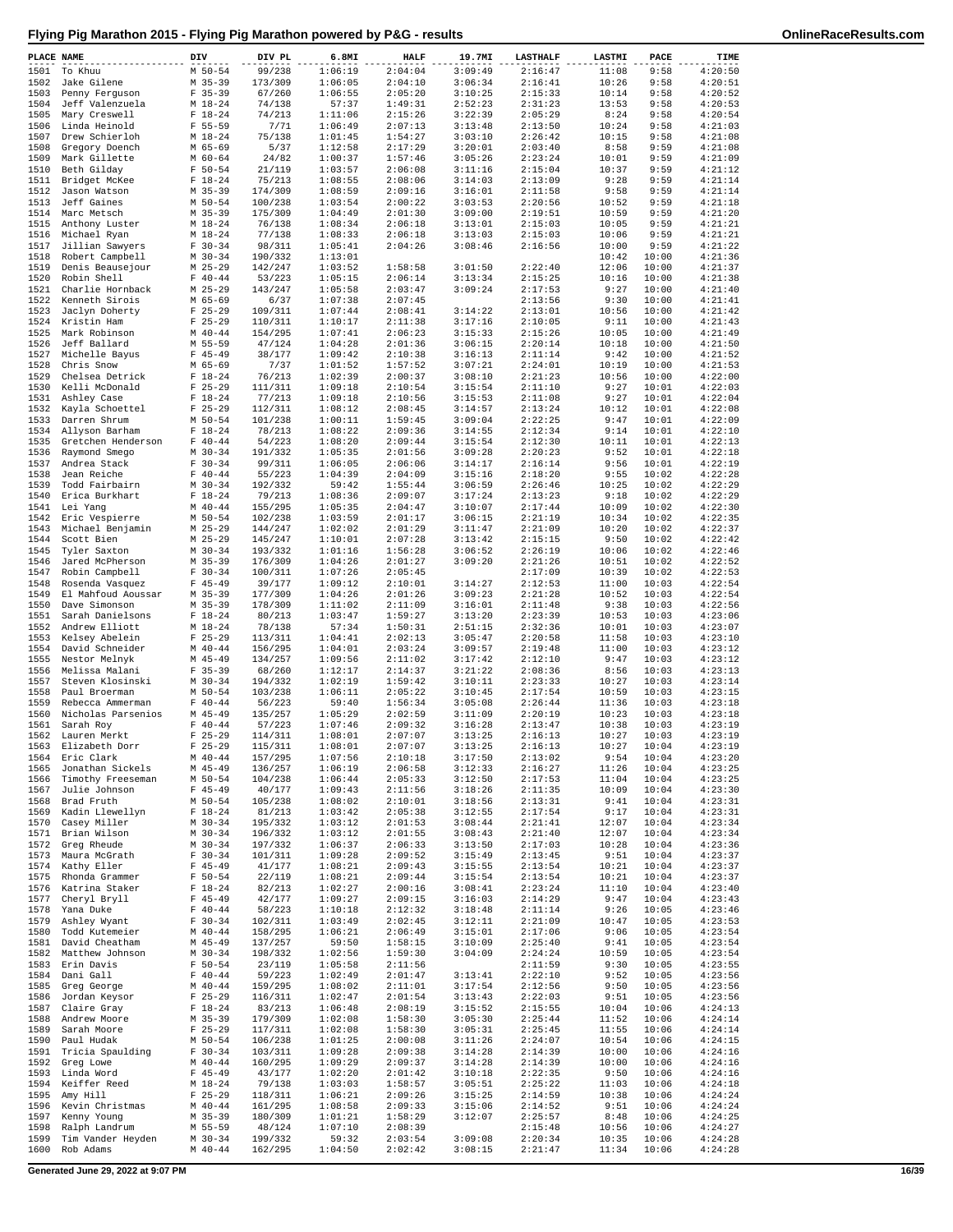# Flying Pig Marathon 2015 - Flying Pig Marathon powered by P&G - results

OnlineRaceResults.com

| PLACE | NAME | DIV | DIV PL | 6.8MI | HALF | 19.7MI | LASTHALF | LASTMI | PACE | TIME |
|---|---|---|---|---|---|---|---|---|---|---|
| 1501 | To Khuu | M 50-54 | 99/238 | 1:06:19 | 2:04:04 | 3:09:49 | 2:16:47 | 11:08 | 9:58 | 4:20:50 |
| 1502 | Jake Gilene | M 35-39 | 173/309 | 1:06:05 | 2:04:10 | 3:06:34 | 2:16:41 | 10:26 | 9:58 | 4:20:51 |
| 1503 | Penny Ferguson | F 35-39 | 67/260 | 1:06:55 | 2:05:20 | 3:10:25 | 2:15:33 | 10:14 | 9:58 | 4:20:52 |
| 1504 | Jeff Valenzuela | M 18-24 | 74/138 | 57:37 | 1:49:31 | 2:52:23 | 2:31:23 | 13:53 | 9:58 | 4:20:53 |
| 1505 | Mary Creswell | F 18-24 | 74/213 | 1:11:06 | 2:15:26 | 3:22:39 | 2:05:29 | 8:24 | 9:58 | 4:20:54 |
| 1506 | Linda Heinold | F 55-59 | 7/71 | 1:06:49 | 2:07:13 | 3:13:48 | 2:13:50 | 10:24 | 9:58 | 4:21:03 |
| 1507 | Drew Schierloh | M 18-24 | 75/138 | 1:01:45 | 1:54:27 | 3:03:10 | 2:26:42 | 10:15 | 9:58 | 4:21:08 |
| 1508 | Gregory Doench | M 65-69 | 5/37 | 1:12:58 | 2:17:29 | 3:20:01 | 2:03:40 | 8:58 | 9:59 | 4:21:08 |
| 1509 | Mark Gillette | M 60-64 | 24/82 | 1:00:37 | 1:57:46 | 3:05:26 | 2:23:24 | 10:01 | 9:59 | 4:21:09 |
| 1510 | Beth Gilday | F 50-54 | 21/119 | 1:03:57 | 2:06:08 | 3:11:16 | 2:15:04 | 10:37 | 9:59 | 4:21:12 |
| 1511 | Bridget McKee | F 18-24 | 75/213 | 1:08:55 | 2:08:06 | 3:14:03 | 2:13:09 | 9:28 | 9:59 | 4:21:14 |
| 1512 | Jason Watson | M 35-39 | 174/309 | 1:08:59 | 2:09:16 | 3:16:01 | 2:11:58 | 9:58 | 9:59 | 4:21:14 |
| 1513 | Jeff Gaines | M 50-54 | 100/238 | 1:03:54 | 2:00:22 | 3:03:53 | 2:20:56 | 10:52 | 9:59 | 4:21:18 |
| 1514 | Marc Metsch | M 35-39 | 175/309 | 1:04:49 | 2:01:30 | 3:09:00 | 2:19:51 | 10:59 | 9:59 | 4:21:20 |
| 1515 | Anthony Luster | M 18-24 | 76/138 | 1:08:34 | 2:06:18 | 3:13:01 | 2:15:03 | 10:05 | 9:59 | 4:21:21 |
| 1516 | Michael Ryan | M 18-24 | 77/138 | 1:08:33 | 2:06:18 | 3:13:03 | 2:15:03 | 10:06 | 9:59 | 4:21:21 |
| 1517 | Jillian Sawyers | F 30-34 | 98/311 | 1:05:41 | 2:04:26 | 3:08:46 | 2:16:56 | 10:00 | 9:59 | 4:21:22 |
| 1518 | Robert Campbell | M 30-34 | 190/332 | 1:13:01 | | | | 10:42 | 10:00 | 4:21:36 |
| 1519 | Denis Beausejour | M 25-29 | 142/247 | 1:03:52 | 1:58:58 | 3:01:50 | 2:22:40 | 12:06 | 10:00 | 4:21:37 |
| 1520 | Robin Shell | F 40-44 | 53/223 | 1:05:15 | 2:06:14 | 3:13:34 | 2:15:25 | 10:16 | 10:00 | 4:21:38 |
| 1521 | Charlie Hornback | M 25-29 | 143/247 | 1:05:58 | 2:03:47 | 3:09:24 | 2:17:53 | 9:27 | 10:00 | 4:21:40 |
| 1522 | Kenneth Sirois | M 65-69 | 6/37 | 1:07:38 | 2:07:45 | | 2:13:56 | 9:30 | 10:00 | 4:21:41 |
| 1523 | Jaclyn Doherty | F 25-29 | 109/311 | 1:07:44 | 2:08:41 | 3:14:22 | 2:13:01 | 10:56 | 10:00 | 4:21:42 |
| 1524 | Kristin Ham | F 25-29 | 110/311 | 1:10:17 | 2:11:38 | 3:17:16 | 2:10:05 | 9:11 | 10:00 | 4:21:43 |
| 1525 | Mark Robinson | M 40-44 | 154/295 | 1:07:41 | 2:06:23 | 3:13:33 | 2:15:26 | 10:05 | 10:00 | 4:21:49 |
| 1526 | Jeff Ballard | M 55-59 | 47/124 | 1:04:28 | 2:01:36 | 3:06:15 | 2:20:14 | 10:18 | 10:00 | 4:21:50 |
| 1527 | Michelle Bayus | F 45-49 | 38/177 | 1:09:42 | 2:10:38 | 3:16:13 | 2:11:14 | 9:42 | 10:00 | 4:21:52 |
| 1528 | Chris Snow | M 65-69 | 7/37 | 1:01:52 | 1:57:52 | 3:07:21 | 2:24:01 | 10:19 | 10:00 | 4:21:53 |
| 1529 | Chelsea Detrick | F 18-24 | 76/213 | 1:02:39 | 2:00:37 | 3:08:10 | 2:21:23 | 10:56 | 10:00 | 4:22:00 |
| 1530 | Kelli McDonald | F 25-29 | 111/311 | 1:09:18 | 2:10:54 | 3:15:54 | 2:11:10 | 9:27 | 10:01 | 4:22:03 |
| 1531 | Ashley Case | F 18-24 | 77/213 | 1:09:18 | 2:10:56 | 3:15:53 | 2:11:08 | 9:27 | 10:01 | 4:22:04 |
| 1532 | Kayla Schoettel | F 25-29 | 112/311 | 1:08:12 | 2:08:45 | 3:14:57 | 2:13:24 | 10:12 | 10:01 | 4:22:08 |
| 1533 | Darren Shrum | M 50-54 | 101/238 | 1:00:11 | 1:59:45 | 3:09:04 | 2:22:25 | 9:47 | 10:01 | 4:22:09 |
| 1534 | Allyson Barham | F 18-24 | 78/213 | 1:08:22 | 2:09:36 | 3:14:55 | 2:12:34 | 9:14 | 10:01 | 4:22:10 |
| 1535 | Gretchen Henderson | F 40-44 | 54/223 | 1:08:20 | 2:09:44 | 3:15:54 | 2:12:30 | 10:11 | 10:01 | 4:22:13 |
| 1536 | Raymond Smego | M 30-34 | 191/332 | 1:05:35 | 2:01:56 | 3:09:28 | 2:20:23 | 9:52 | 10:01 | 4:22:18 |
| 1537 | Andrea Stack | F 30-34 | 99/311 | 1:06:05 | 2:06:06 | 3:14:17 | 2:16:14 | 9:56 | 10:01 | 4:22:19 |
| 1538 | Jean Reiche | F 40-44 | 55/223 | 1:04:39 | 2:04:09 | 3:15:16 | 2:18:20 | 9:55 | 10:02 | 4:22:28 |
| 1539 | Todd Fairbairn | M 30-34 | 192/332 | 59:42 | 1:55:44 | 3:06:59 | 2:26:46 | 10:25 | 10:02 | 4:22:29 |
| 1540 | Erica Burkhart | F 18-24 | 79/213 | 1:08:36 | 2:09:07 | 3:17:24 | 2:13:23 | 9:18 | 10:02 | 4:22:29 |
| 1541 | Lei Yang | M 40-44 | 155/295 | 1:05:35 | 2:04:47 | 3:10:07 | 2:17:44 | 10:09 | 10:02 | 4:22:30 |
| 1542 | Eric Vespierre | M 50-54 | 102/238 | 1:03:59 | 2:01:17 | 3:06:15 | 2:21:19 | 10:34 | 10:02 | 4:22:35 |
| 1543 | Michael Benjamin | M 25-29 | 144/247 | 1:02:02 | 2:01:29 | 3:11:47 | 2:21:09 | 10:20 | 10:02 | 4:22:37 |
| 1544 | Scott Bien | M 25-29 | 145/247 | 1:10:01 | 2:07:28 | 3:13:42 | 2:15:15 | 9:50 | 10:02 | 4:22:42 |
| 1545 | Tyler Saxton | M 30-34 | 193/332 | 1:01:16 | 1:56:28 | 3:06:52 | 2:26:19 | 10:06 | 10:02 | 4:22:46 |
| 1546 | Jared McPherson | M 35-39 | 176/309 | 1:04:26 | 2:01:27 | 3:09:20 | 2:21:26 | 10:51 | 10:02 | 4:22:52 |
| 1547 | Robin Campbell | F 30-34 | 100/311 | 1:07:26 | 2:05:45 | | 2:17:09 | 10:39 | 10:02 | 4:22:53 |
| 1548 | Rosenda Vasquez | F 45-49 | 39/177 | 1:09:12 | 2:10:01 | 3:14:27 | 2:12:53 | 11:00 | 10:03 | 4:22:54 |
| 1549 | El Mahfoud Aoussar | M 35-39 | 177/309 | 1:04:26 | 2:01:26 | 3:09:23 | 2:21:28 | 10:52 | 10:03 | 4:22:54 |
| 1550 | Dave Simonson | M 35-39 | 178/309 | 1:11:02 | 2:11:09 | 3:16:01 | 2:11:48 | 9:38 | 10:03 | 4:22:56 |
| 1551 | Sarah Danielsons | F 18-24 | 80/213 | 1:03:47 | 1:59:27 | 3:13:20 | 2:23:39 | 10:53 | 10:03 | 4:23:06 |
| 1552 | Andrew Elliott | M 18-24 | 78/138 | 57:34 | 1:50:31 | 2:51:15 | 2:32:36 | 10:01 | 10:03 | 4:23:07 |
| 1553 | Kelsey Abelein | F 25-29 | 113/311 | 1:04:41 | 2:02:13 | 3:05:47 | 2:20:58 | 11:58 | 10:03 | 4:23:10 |
| 1554 | David Schneider | M 40-44 | 156/295 | 1:04:01 | 2:03:24 | 3:09:57 | 2:19:48 | 11:00 | 10:03 | 4:23:12 |
| 1555 | Nestor Melnyk | M 45-49 | 134/257 | 1:09:56 | 2:11:02 | 3:17:42 | 2:12:10 | 9:47 | 10:03 | 4:23:12 |
| 1556 | Melissa Malani | F 35-39 | 68/260 | 1:12:17 | 2:14:37 | 3:21:22 | 2:08:36 | 8:56 | 10:03 | 4:23:13 |
| 1557 | Steven Klosinski | M 30-34 | 194/332 | 1:02:19 | 1:59:42 | 3:10:11 | 2:23:33 | 10:27 | 10:03 | 4:23:14 |
| 1558 | Paul Broerman | M 50-54 | 103/238 | 1:06:11 | 2:05:22 | 3:10:45 | 2:17:54 | 10:59 | 10:03 | 4:23:15 |
| 1559 | Rebecca Ammerman | F 40-44 | 56/223 | 59:40 | 1:56:34 | 3:05:08 | 2:26:44 | 11:36 | 10:03 | 4:23:18 |
| 1560 | Nicholas Parsenios | M 45-49 | 135/257 | 1:05:29 | 2:02:59 | 3:11:09 | 2:20:19 | 10:23 | 10:03 | 4:23:18 |
| 1561 | Sarah Roy | F 40-44 | 57/223 | 1:07:46 | 2:09:32 | 3:16:28 | 2:13:47 | 10:38 | 10:03 | 4:23:19 |
| 1562 | Lauren Merkt | F 25-29 | 114/311 | 1:08:01 | 2:07:07 | 3:13:25 | 2:16:13 | 10:27 | 10:03 | 4:23:19 |
| 1563 | Elizabeth Dorr | F 25-29 | 115/311 | 1:08:01 | 2:07:07 | 3:13:25 | 2:16:13 | 10:27 | 10:04 | 4:23:19 |
| 1564 | Eric Clark | M 40-44 | 157/295 | 1:07:56 | 2:10:18 | 3:17:50 | 2:13:02 | 9:54 | 10:04 | 4:23:20 |
| 1565 | Jonathan Sickels | M 45-49 | 136/257 | 1:06:19 | 2:06:58 | 3:12:33 | 2:16:27 | 11:26 | 10:04 | 4:23:25 |
| 1566 | Timothy Freeseman | M 50-54 | 104/238 | 1:06:44 | 2:05:33 | 3:12:50 | 2:17:53 | 11:04 | 10:04 | 4:23:25 |
| 1567 | Julie Johnson | F 45-49 | 40/177 | 1:09:43 | 2:11:56 | 3:18:26 | 2:11:35 | 10:09 | 10:04 | 4:23:30 |
| 1568 | Brad Fruth | M 50-54 | 105/238 | 1:08:02 | 2:10:01 | 3:18:56 | 2:13:31 | 9:41 | 10:04 | 4:23:31 |
| 1569 | Kadin Llewellyn | F 18-24 | 81/213 | 1:03:42 | 2:05:38 | 3:12:55 | 2:17:54 | 9:17 | 10:04 | 4:23:31 |
| 1570 | Casey Miller | M 30-34 | 195/332 | 1:03:12 | 2:01:53 | 3:08:44 | 2:21:41 | 12:07 | 10:04 | 4:23:34 |
| 1571 | Brian Wilson | M 30-34 | 196/332 | 1:03:12 | 2:01:55 | 3:08:43 | 2:21:40 | 12:07 | 10:04 | 4:23:34 |
| 1572 | Greg Rheude | M 30-34 | 197/332 | 1:06:37 | 2:06:33 | 3:13:50 | 2:17:03 | 10:28 | 10:04 | 4:23:36 |
| 1573 | Maura McGrath | F 30-34 | 101/311 | 1:09:28 | 2:09:52 | 3:15:49 | 2:13:45 | 9:51 | 10:04 | 4:23:37 |
| 1574 | Kathy Eller | F 45-49 | 41/177 | 1:08:21 | 2:09:43 | 3:15:55 | 2:13:54 | 10:21 | 10:04 | 4:23:37 |
| 1575 | Rhonda Grammer | F 50-54 | 22/119 | 1:08:21 | 2:09:44 | 3:15:54 | 2:13:54 | 10:21 | 10:04 | 4:23:37 |
| 1576 | Katrina Staker | F 18-24 | 82/213 | 1:02:27 | 2:00:16 | 3:08:41 | 2:23:24 | 11:10 | 10:04 | 4:23:40 |
| 1577 | Cheryl Bryll | F 45-49 | 42/177 | 1:09:27 | 2:09:15 | 3:16:03 | 2:14:29 | 9:47 | 10:04 | 4:23:43 |
| 1578 | Yana Duke | F 40-44 | 58/223 | 1:10:18 | 2:12:32 | 3:18:48 | 2:11:14 | 9:26 | 10:05 | 4:23:46 |
| 1579 | Ashley Wyant | F 30-34 | 102/311 | 1:03:49 | 2:02:45 | 3:12:11 | 2:21:09 | 10:47 | 10:05 | 4:23:53 |
| 1580 | Todd Kutemeier | M 40-44 | 158/295 | 1:06:21 | 2:06:49 | 3:15:01 | 2:17:06 | 9:06 | 10:05 | 4:23:54 |
| 1581 | David Cheatham | M 45-49 | 137/257 | 59:50 | 1:58:15 | 3:10:09 | 2:25:40 | 9:41 | 10:05 | 4:23:54 |
| 1582 | Matthew Johnson | M 30-34 | 198/332 | 1:02:56 | 1:59:30 | 3:04:09 | 2:24:24 | 10:59 | 10:05 | 4:23:54 |
| 1583 | Erin Davis | F 50-54 | 23/119 | 1:05:58 | 2:11:56 | | 2:11:59 | 9:30 | 10:05 | 4:23:55 |
| 1584 | Dani Gall | F 40-44 | 59/223 | 1:02:49 | 2:01:47 | 3:13:41 | 2:22:10 | 9:52 | 10:05 | 4:23:56 |
| 1585 | Greg George | M 40-44 | 159/295 | 1:08:02 | 2:11:01 | 3:17:54 | 2:12:56 | 9:50 | 10:05 | 4:23:56 |
| 1586 | Jordan Keysor | F 25-29 | 116/311 | 1:02:47 | 2:01:54 | 3:13:43 | 2:22:03 | 9:51 | 10:05 | 4:23:56 |
| 1587 | Claire Gray | F 18-24 | 83/213 | 1:06:48 | 2:08:19 | 3:15:52 | 2:15:55 | 10:04 | 10:06 | 4:24:13 |
| 1588 | Andrew Moore | M 35-39 | 179/309 | 1:02:08 | 1:58:30 | 3:05:30 | 2:25:44 | 11:52 | 10:06 | 4:24:14 |
| 1589 | Sarah Moore | F 25-29 | 117/311 | 1:02:08 | 1:58:30 | 3:05:31 | 2:25:45 | 11:55 | 10:06 | 4:24:14 |
| 1590 | Paul Hudak | M 50-54 | 106/238 | 1:01:25 | 2:00:08 | 3:11:26 | 2:24:07 | 10:54 | 10:06 | 4:24:15 |
| 1591 | Tricia Spaulding | F 30-34 | 103/311 | 1:09:28 | 2:09:38 | 3:14:28 | 2:14:39 | 10:00 | 10:06 | 4:24:16 |
| 1592 | Greg Lowe | M 40-44 | 160/295 | 1:09:29 | 2:09:37 | 3:14:28 | 2:14:39 | 10:00 | 10:06 | 4:24:16 |
| 1593 | Linda Word | F 45-49 | 43/177 | 1:02:20 | 2:01:42 | 3:10:18 | 2:22:35 | 9:50 | 10:06 | 4:24:16 |
| 1594 | Keiffer Reed | M 18-24 | 79/138 | 1:03:03 | 1:58:57 | 3:05:51 | 2:25:22 | 11:03 | 10:06 | 4:24:18 |
| 1595 | Amy Hill | F 25-29 | 118/311 | 1:06:21 | 2:09:26 | 3:15:25 | 2:14:59 | 10:38 | 10:06 | 4:24:24 |
| 1596 | Kevin Christmas | M 40-44 | 161/295 | 1:08:58 | 2:09:33 | 3:15:06 | 2:14:52 | 9:51 | 10:06 | 4:24:24 |
| 1597 | Kenny Young | M 35-39 | 180/309 | 1:01:21 | 1:58:29 | 3:12:07 | 2:25:57 | 8:48 | 10:06 | 4:24:25 |
| 1598 | Ralph Landrum | M 55-59 | 48/124 | 1:07:10 | 2:08:39 | | 2:15:48 | 10:56 | 10:06 | 4:24:27 |
| 1599 | Tim Vander Heyden | M 30-34 | 199/332 | 59:32 | 2:03:54 | 3:09:08 | 2:20:34 | 10:35 | 10:06 | 4:24:28 |
| 1600 | Rob Adams | M 40-44 | 162/295 | 1:04:50 | 2:02:42 | 3:08:15 | 2:21:47 | 11:34 | 10:06 | 4:24:28 |

Generated June 29, 2022 at 9:07 PM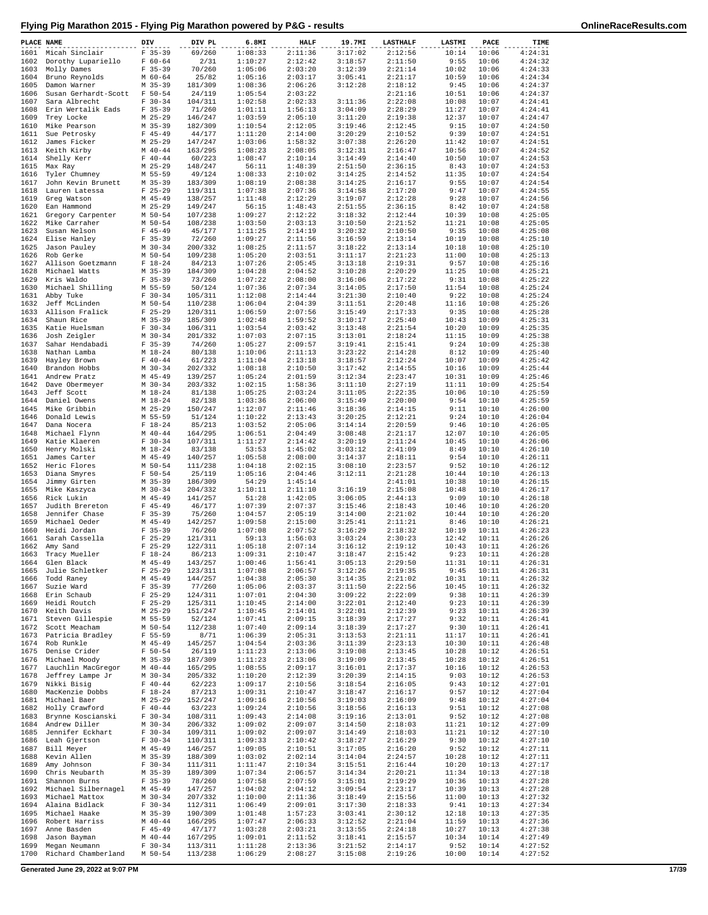# Flying Pig Marathon 2015 - Flying Pig Marathon powered by P&G - results

| PLACE | NAME | DIV | DIV PL | 6.8MI | HALF | 19.7MI | LASTHALF | LASTMI | PACE | TIME |
|---|---|---|---|---|---|---|---|---|---|---|
| 1601 | Micah Sinclair | F 35-39 | 69/260 | 1:08:33 | 2:11:36 | 3:17:02 | 2:12:56 | 10:14 | 10:06 | 4:24:31 |
| 1602 | Dorothy Lupariello | F 60-64 | 2/31 | 1:10:27 | 2:12:42 | 3:18:57 | 2:11:50 | 9:55 | 10:06 | 4:24:32 |
| 1603 | Molly Dames | F 35-39 | 70/260 | 1:05:06 | 2:03:20 | 3:12:39 | 2:21:14 | 10:02 | 10:06 | 4:24:33 |
| 1604 | Bruno Reynolds | M 60-64 | 25/82 | 1:05:16 | 2:03:17 | 3:05:41 | 2:21:17 | 10:59 | 10:06 | 4:24:34 |
| 1605 | Damon Warner | M 35-39 | 181/309 | 1:08:36 | 2:06:26 | 3:12:28 | 2:18:12 | 9:45 | 10:06 | 4:24:37 |
| 1606 | Susan Gerhardt-Scott | F 50-54 | 24/119 | 1:05:54 | 2:03:22 | | 2:21:16 | 10:51 | 10:06 | 4:24:37 |
| 1607 | Sara Albrecht | F 30-34 | 104/311 | 1:02:58 | 2:02:33 | 3:11:36 | 2:22:08 | 10:08 | 10:07 | 4:24:41 |
| 1608 | Erin Wertalik Eads | F 35-39 | 71/260 | 1:01:11 | 1:56:13 | 3:04:09 | 2:28:29 | 11:27 | 10:07 | 4:24:41 |
| 1609 | Trey Locke | M 25-29 | 146/247 | 1:03:59 | 2:05:10 | 3:11:20 | 2:19:38 | 12:37 | 10:07 | 4:24:47 |
| 1610 | Mike Pearson | M 35-39 | 182/309 | 1:10:54 | 2:12:05 | 3:19:46 | 2:12:45 | 9:15 | 10:07 | 4:24:50 |
| 1611 | Sue Petrosky | F 45-49 | 44/177 | 1:11:20 | 2:14:00 | 3:20:29 | 2:10:52 | 9:39 | 10:07 | 4:24:51 |
| 1612 | James Ficker | M 25-29 | 147/247 | 1:03:06 | 1:58:32 | 3:07:38 | 2:26:20 | 11:42 | 10:07 | 4:24:51 |
| 1613 | Keith Kirby | M 40-44 | 163/295 | 1:08:23 | 2:08:05 | 3:12:31 | 2:16:47 | 10:56 | 10:07 | 4:24:52 |
| 1614 | Shelly Kerr | F 40-44 | 60/223 | 1:08:47 | 2:10:14 | 3:14:49 | 2:14:40 | 10:50 | 10:07 | 4:24:53 |
| 1615 | Max Ray | M 25-29 | 148/247 | 56:11 | 1:48:39 | 2:51:50 | 2:36:15 | 8:43 | 10:07 | 4:24:53 |
| 1616 | Tyler Chumney | M 55-59 | 49/124 | 1:08:33 | 2:10:02 | 3:14:25 | 2:14:52 | 11:35 | 10:07 | 4:24:54 |
| 1617 | John Kevin Brunett | M 35-39 | 183/309 | 1:08:19 | 2:08:38 | 3:14:25 | 2:16:17 | 9:55 | 10:07 | 4:24:54 |
| 1618 | Lauren Latessa | F 25-29 | 119/311 | 1:07:38 | 2:07:36 | 3:14:58 | 2:17:20 | 9:47 | 10:07 | 4:24:55 |
| 1619 | Greg Watson | M 45-49 | 138/257 | 1:11:48 | 2:12:29 | 3:19:07 | 2:12:28 | 9:28 | 10:07 | 4:24:56 |
| 1620 | Ean Hammond | M 25-29 | 149/247 | 56:15 | 1:48:43 | 2:51:55 | 2:36:15 | 8:42 | 10:07 | 4:24:58 |
| 1621 | Gregory Carpenter | M 50-54 | 107/238 | 1:09:27 | 2:12:22 | 3:18:32 | 2:12:44 | 10:39 | 10:08 | 4:25:05 |
| 1622 | Mike Carraher | M 50-54 | 108/238 | 1:03:50 | 2:03:13 | 3:10:50 | 2:21:52 | 11:21 | 10:08 | 4:25:05 |
| 1623 | Susan Nelson | F 45-49 | 45/177 | 1:11:25 | 2:14:19 | 3:20:32 | 2:10:50 | 9:35 | 10:08 | 4:25:08 |
| 1624 | Elise Hanley | F 35-39 | 72/260 | 1:09:27 | 2:11:56 | 3:16:59 | 2:13:14 | 10:19 | 10:08 | 4:25:10 |
| 1625 | Jason Pauley | M 30-34 | 200/332 | 1:08:25 | 2:11:57 | 3:18:22 | 2:13:14 | 10:18 | 10:08 | 4:25:10 |
| 1626 | Rob Gerke | M 50-54 | 109/238 | 1:05:20 | 2:03:51 | 3:11:17 | 2:21:23 | 11:00 | 10:08 | 4:25:13 |
| 1627 | Allison Goetzmann | F 18-24 | 84/213 | 1:07:26 | 2:05:45 | 3:13:18 | 2:19:31 | 9:57 | 10:08 | 4:25:16 |
| 1628 | Michael Watts | M 35-39 | 184/309 | 1:04:28 | 2:04:52 | 3:10:28 | 2:20:29 | 11:25 | 10:08 | 4:25:21 |
| 1629 | Kris Waldo | F 35-39 | 73/260 | 1:07:22 | 2:08:00 | 3:16:06 | 2:17:22 | 9:31 | 10:08 | 4:25:22 |
| 1630 | Michael Shilling | M 55-59 | 50/124 | 1:07:36 | 2:07:34 | 3:14:05 | 2:17:50 | 11:54 | 10:08 | 4:25:24 |
| 1631 | Abby Tuke | F 30-34 | 105/311 | 1:12:08 | 2:14:44 | 3:21:30 | 2:10:40 | 9:22 | 10:08 | 4:25:24 |
| 1632 | Jeff McLinden | M 50-54 | 110/238 | 1:06:04 | 2:04:39 | 3:11:51 | 2:20:48 | 11:16 | 10:08 | 4:25:26 |
| 1633 | Allison Fralick | F 25-29 | 120/311 | 1:06:59 | 2:07:56 | 3:15:49 | 2:17:33 | 9:35 | 10:08 | 4:25:28 |
| 1634 | Shaun Rice | M 35-39 | 185/309 | 1:02:48 | 1:59:52 | 3:10:17 | 2:25:40 | 10:43 | 10:09 | 4:25:31 |
| 1635 | Katie Huelsman | F 30-34 | 106/311 | 1:03:54 | 2:03:42 | 3:13:48 | 2:21:54 | 10:20 | 10:09 | 4:25:35 |
| 1636 | Josh Zeigler | M 30-34 | 201/332 | 1:07:03 | 2:07:15 | 3:13:01 | 2:18:24 | 11:15 | 10:09 | 4:25:38 |
| 1637 | Sahar Hendabadi | F 35-39 | 74/260 | 1:05:27 | 2:09:57 | 3:19:41 | 2:15:41 | 9:24 | 10:09 | 4:25:38 |
| 1638 | Nathan Lamba | M 18-24 | 80/138 | 1:10:06 | 2:11:13 | 3:23:22 | 2:14:28 | 8:12 | 10:09 | 4:25:40 |
| 1639 | Hayley Brown | F 40-44 | 61/223 | 1:11:04 | 2:13:18 | 3:18:57 | 2:12:24 | 10:07 | 10:09 | 4:25:42 |
| 1640 | Brandon Hobbs | M 30-34 | 202/332 | 1:08:18 | 2:10:50 | 3:17:42 | 2:14:55 | 10:16 | 10:09 | 4:25:44 |
| 1641 | Andrew Pratz | M 45-49 | 139/257 | 1:05:24 | 2:01:59 | 3:12:34 | 2:23:47 | 10:31 | 10:09 | 4:25:46 |
| 1642 | Dave Obermeyer | M 30-34 | 203/332 | 1:02:15 | 1:58:36 | 3:11:10 | 2:27:19 | 11:11 | 10:09 | 4:25:54 |
| 1643 | Jeff Scott | M 18-24 | 81/138 | 1:05:25 | 2:03:24 | 3:11:05 | 2:22:35 | 10:06 | 10:10 | 4:25:59 |
| 1644 | Daniel Owens | M 18-24 | 82/138 | 1:03:36 | 2:06:00 | 3:15:49 | 2:20:00 | 9:54 | 10:10 | 4:25:59 |
| 1645 | Mike Gribbin | M 25-29 | 150/247 | 1:12:07 | 2:11:46 | 3:18:36 | 2:14:15 | 9:11 | 10:10 | 4:26:00 |
| 1646 | Donald Lewis | M 55-59 | 51/124 | 1:10:22 | 2:13:43 | 3:20:25 | 2:12:21 | 9:24 | 10:10 | 4:26:04 |
| 1647 | Dana Nocera | F 18-24 | 85/213 | 1:03:52 | 2:05:06 | 3:14:14 | 2:20:59 | 9:46 | 10:10 | 4:26:05 |
| 1648 | Michael Flynn | M 40-44 | 164/295 | 1:06:51 | 2:04:49 | 3:08:48 | 2:21:17 | 12:07 | 10:10 | 4:26:05 |
| 1649 | Katie Klaeren | F 30-34 | 107/311 | 1:11:27 | 2:14:42 | 3:20:19 | 2:11:24 | 10:45 | 10:10 | 4:26:06 |
| 1650 | Henry Molski | M 18-24 | 83/138 | 53:53 | 1:45:02 | 3:03:12 | 2:41:09 | 8:49 | 10:10 | 4:26:10 |
| 1651 | James Carter | M 45-49 | 140/257 | 1:05:58 | 2:08:00 | 3:14:37 | 2:18:11 | 9:54 | 10:10 | 4:26:11 |
| 1652 | Heric Flores | M 50-54 | 111/238 | 1:04:18 | 2:02:15 | 3:08:10 | 2:23:57 | 9:52 | 10:10 | 4:26:12 |
| 1653 | Diana Smyres | F 50-54 | 25/119 | 1:05:16 | 2:04:46 | 3:12:11 | 2:21:28 | 10:44 | 10:10 | 4:26:13 |
| 1654 | Jimmy Girten | M 35-39 | 186/309 | 54:29 | 1:45:14 | | 2:41:01 | 10:38 | 10:10 | 4:26:15 |
| 1655 | Mike Kaszyca | M 30-34 | 204/332 | 1:10:11 | 2:11:10 | 3:16:19 | 2:15:08 | 10:48 | 10:10 | 4:26:17 |
| 1656 | Rick Lukin | M 45-49 | 141/257 | 51:28 | 1:42:05 | 3:06:05 | 2:44:13 | 9:09 | 10:10 | 4:26:18 |
| 1657 | Judith Brereton | F 45-49 | 46/177 | 1:07:39 | 2:07:37 | 3:15:46 | 2:18:43 | 10:46 | 10:10 | 4:26:20 |
| 1658 | Jennifer Chase | F 35-39 | 75/260 | 1:04:57 | 2:05:19 | 3:14:00 | 2:21:02 | 10:44 | 10:10 | 4:26:20 |
| 1659 | Michael Oeder | M 45-49 | 142/257 | 1:09:58 | 2:15:00 | 3:25:41 | 2:11:21 | 8:46 | 10:10 | 4:26:21 |
| 1660 | Heidi Jordan | F 35-39 | 76/260 | 1:07:08 | 2:07:52 | 3:16:29 | 2:18:32 | 10:19 | 10:11 | 4:26:23 |
| 1661 | Sarah Cassella | F 25-29 | 121/311 | 59:13 | 1:56:03 | 3:03:24 | 2:30:23 | 12:42 | 10:11 | 4:26:26 |
| 1662 | Amy Sand | F 25-29 | 122/311 | 1:05:18 | 2:07:14 | 3:16:12 | 2:19:12 | 10:43 | 10:11 | 4:26:26 |
| 1663 | Tracy Mueller | F 18-24 | 86/213 | 1:09:31 | 2:10:47 | 3:18:47 | 2:15:42 | 9:23 | 10:11 | 4:26:28 |
| 1664 | Glen Black | M 45-49 | 143/257 | 1:00:46 | 1:56:41 | 3:05:13 | 2:29:50 | 11:31 | 10:11 | 4:26:31 |
| 1665 | Julie Schletker | F 25-29 | 123/311 | 1:07:08 | 2:06:57 | 3:12:26 | 2:19:35 | 9:45 | 10:11 | 4:26:31 |
| 1666 | Todd Raney | M 45-49 | 144/257 | 1:04:38 | 2:05:30 | 3:14:35 | 2:21:02 | 10:31 | 10:11 | 4:26:32 |
| 1667 | Suzie Ward | F 35-39 | 77/260 | 1:05:06 | 2:03:37 | 3:11:50 | 2:22:56 | 10:45 | 10:11 | 4:26:32 |
| 1668 | Erin Schaub | F 25-29 | 124/311 | 1:07:01 | 2:04:30 | 3:09:22 | 2:22:09 | 9:38 | 10:11 | 4:26:39 |
| 1669 | Heidi Routch | F 25-29 | 125/311 | 1:10:45 | 2:14:00 | 3:22:01 | 2:12:40 | 9:23 | 10:11 | 4:26:39 |
| 1670 | Keith Davis | M 25-29 | 151/247 | 1:10:45 | 2:14:01 | 3:22:01 | 2:12:39 | 9:23 | 10:11 | 4:26:39 |
| 1671 | Steven Gillespie | M 55-59 | 52/124 | 1:07:41 | 2:09:15 | 3:18:39 | 2:17:27 | 9:32 | 10:11 | 4:26:41 |
| 1672 | Scott Meacham | M 50-54 | 112/238 | 1:07:40 | 2:09:14 | 3:18:39 | 2:17:27 | 9:30 | 10:11 | 4:26:41 |
| 1673 | Patricia Bradley | F 55-59 | 8/71 | 1:06:39 | 2:05:31 | 3:13:53 | 2:21:11 | 11:17 | 10:11 | 4:26:41 |
| 1674 | Rob Runkle | M 45-49 | 145/257 | 1:04:54 | 2:03:36 | 3:11:39 | 2:23:13 | 10:30 | 10:11 | 4:26:48 |
| 1675 | Denise Crider | F 50-54 | 26/119 | 1:11:23 | 2:13:06 | 3:19:08 | 2:13:45 | 10:28 | 10:11 | 4:26:51 |
| 1676 | Michael Moody | M 35-39 | 187/309 | 1:11:23 | 2:13:06 | 3:19:09 | 2:13:45 | 10:28 | 10:12 | 4:26:51 |
| 1677 | Lauchlin MacGregor | M 40-44 | 165/295 | 1:08:55 | 2:09:17 | 3:16:01 | 2:17:37 | 10:16 | 10:12 | 4:26:53 |
| 1678 | Jeffrey Lampe Jr | M 30-34 | 205/332 | 1:10:20 | 2:12:39 | 3:20:39 | 2:14:15 | 9:03 | 10:12 | 4:26:53 |
| 1679 | Nikki Bisig | F 40-44 | 62/223 | 1:09:17 | 2:10:56 | 3:18:54 | 2:16:05 | 9:43 | 10:12 | 4:27:01 |
| 1680 | MacKenzie Dobbs | F 18-24 | 87/213 | 1:09:31 | 2:10:47 | 3:18:47 | 2:16:17 | 9:57 | 10:12 | 4:27:04 |
| 1681 | Michael Baer | M 25-29 | 152/247 | 1:09:16 | 2:10:56 | 3:19:03 | 2:16:09 | 9:48 | 10:12 | 4:27:04 |
| 1682 | Holly Crawford | F 40-44 | 63/223 | 1:09:24 | 2:10:56 | 3:18:56 | 2:16:13 | 9:51 | 10:12 | 4:27:08 |
| 1683 | Brynne Koscianski | F 30-34 | 108/311 | 1:09:43 | 2:14:08 | 3:19:16 | 2:13:01 | 9:52 | 10:12 | 4:27:08 |
| 1684 | Andrew Diller | M 30-34 | 206/332 | 1:09:02 | 2:09:07 | 3:14:50 | 2:18:03 | 11:21 | 10:12 | 4:27:09 |
| 1685 | Jennifer Eckhart | F 30-34 | 109/311 | 1:09:02 | 2:09:07 | 3:14:49 | 2:18:03 | 11:21 | 10:12 | 4:27:10 |
| 1686 | Leah Gjertson | F 30-34 | 110/311 | 1:09:33 | 2:10:42 | 3:18:27 | 2:16:29 | 9:30 | 10:12 | 4:27:10 |
| 1687 | Bill Meyer | M 45-49 | 146/257 | 1:09:05 | 2:10:51 | 3:17:05 | 2:16:20 | 9:52 | 10:12 | 4:27:11 |
| 1688 | Kevin Allen | M 35-39 | 188/309 | 1:03:02 | 2:02:14 | 3:14:04 | 2:24:57 | 10:28 | 10:12 | 4:27:11 |
| 1689 | Amy Johnson | F 30-34 | 111/311 | 1:11:47 | 2:10:34 | 3:15:51 | 2:16:44 | 10:20 | 10:13 | 4:27:17 |
| 1690 | Chris Neubarth | M 35-39 | 189/309 | 1:07:34 | 2:06:57 | 3:14:34 | 2:20:21 | 11:34 | 10:13 | 4:27:18 |
| 1691 | Shannon Burns | F 35-39 | 78/260 | 1:07:58 | 2:07:59 | 3:15:01 | 2:19:29 | 10:36 | 10:13 | 4:27:28 |
| 1692 | Michael Silbernagel | M 45-49 | 147/257 | 1:04:02 | 2:04:12 | 3:09:54 | 2:23:17 | 10:39 | 10:13 | 4:27:28 |
| 1693 | Michael Mattox | M 30-34 | 207/332 | 1:10:00 | 2:11:36 | 3:18:49 | 2:15:56 | 11:00 | 10:13 | 4:27:32 |
| 1694 | Alaina Bidlack | F 30-34 | 112/311 | 1:06:49 | 2:09:01 | 3:17:30 | 2:18:33 | 9:41 | 10:13 | 4:27:34 |
| 1695 | Michael Haake | M 35-39 | 190/309 | 1:01:48 | 1:57:23 | 3:03:41 | 2:30:12 | 12:18 | 10:13 | 4:27:35 |
| 1696 | Robert Harriss | M 40-44 | 166/295 | 1:07:47 | 2:06:33 | 3:12:52 | 2:21:04 | 11:59 | 10:13 | 4:27:36 |
| 1697 | Anne Basden | F 45-49 | 47/177 | 1:03:28 | 2:03:21 | 3:13:55 | 2:24:18 | 10:27 | 10:13 | 4:27:38 |
| 1698 | Jason Bayman | M 40-44 | 167/295 | 1:09:01 | 2:11:52 | 3:18:41 | 2:15:57 | 10:34 | 10:14 | 4:27:49 |
| 1699 | Megan Neumann | F 30-34 | 113/311 | 1:11:28 | 2:13:36 | 3:21:52 | 2:14:17 | 9:52 | 10:14 | 4:27:52 |
| 1700 | Richard Chamberland | M 50-54 | 113/238 | 1:06:29 | 2:08:27 | 3:15:08 | 2:19:26 | 10:00 | 10:14 | 4:27:52 |

Generated June 29, 2022 at 9:07 PM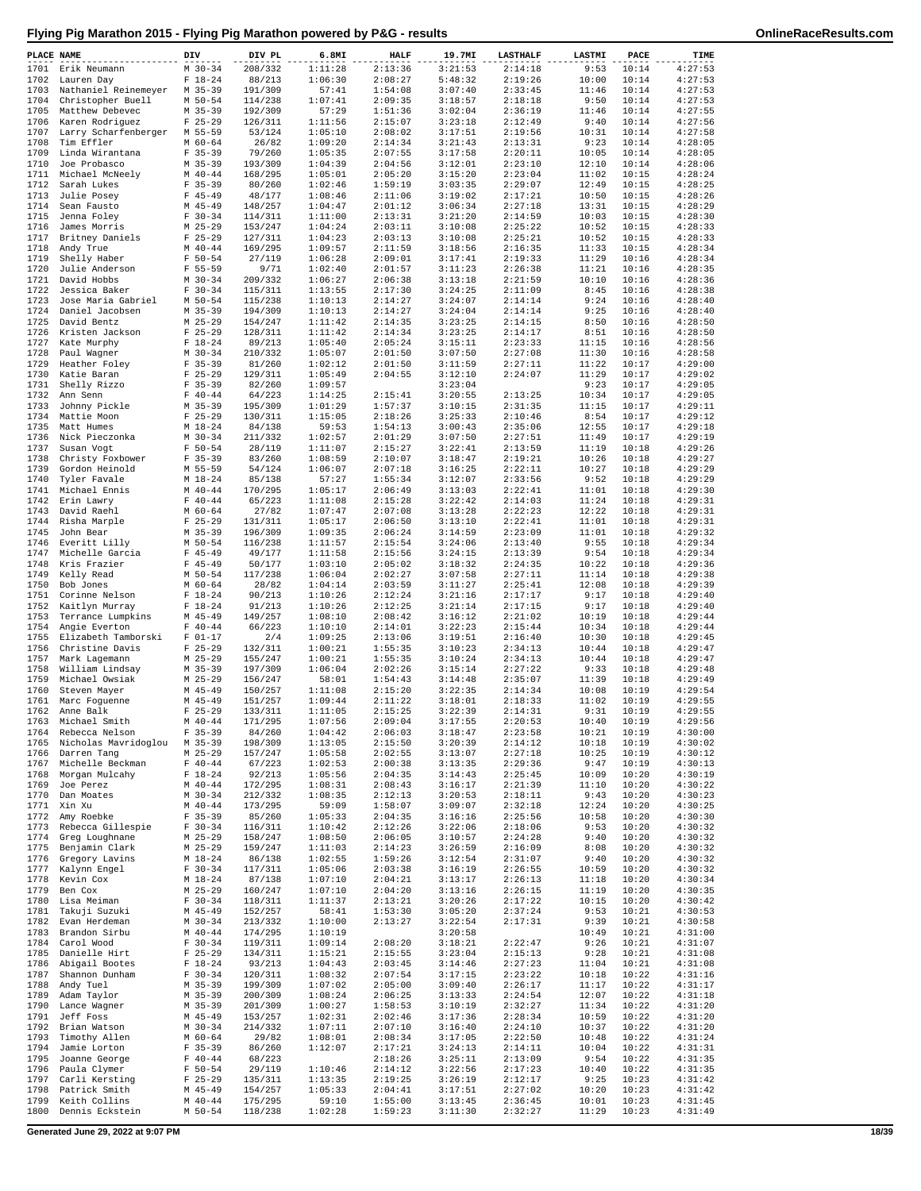# Flying Pig Marathon 2015 - Flying Pig Marathon powered by P&G - results

| PLACE | NAME | DIV | DIV PL | 6.8MI | HALF | 19.7MI | LASTHALF | LASTMI | PACE | TIME |
|---|---|---|---|---|---|---|---|---|---|---|
| 1701 | Erik Neumann | M 30-34 | 208/332 | 1:11:28 | 2:13:36 | 3:21:53 | 2:14:18 | 9:53 | 10:14 | 4:27:53 |
| 1702 | Lauren Day | F 18-24 | 88/213 | 1:06:30 | 2:08:27 | 5:48:32 | 2:19:26 | 10:00 | 10:14 | 4:27:53 |
| 1703 | Nathaniel Reinemeyer | M 35-39 | 191/309 | 57:41 | 1:54:08 | 3:07:40 | 2:33:45 | 11:46 | 10:14 | 4:27:53 |
| 1704 | Christopher Buell | M 50-54 | 114/238 | 1:07:41 | 2:09:35 | 3:18:57 | 2:18:18 | 9:50 | 10:14 | 4:27:53 |
| 1705 | Matthew Debevec | M 35-39 | 192/309 | 57:29 | 1:51:36 | 3:02:04 | 2:36:19 | 11:46 | 10:14 | 4:27:55 |
| 1706 | Karen Rodriguez | F 25-29 | 126/311 | 1:11:56 | 2:15:07 | 3:23:18 | 2:12:49 | 9:40 | 10:14 | 4:27:56 |
| 1707 | Larry Scharfenberger | M 55-59 | 53/124 | 1:05:10 | 2:08:02 | 3:17:51 | 2:19:56 | 10:31 | 10:14 | 4:27:58 |
| 1708 | Tim Effler | M 60-64 | 26/82 | 1:09:20 | 2:14:34 | 3:21:43 | 2:13:31 | 9:23 | 10:14 | 4:28:05 |
| 1709 | Linda Wirantana | F 35-39 | 79/260 | 1:05:35 | 2:07:55 | 3:17:58 | 2:20:11 | 10:05 | 10:14 | 4:28:05 |
| 1710 | Joe Probasco | M 35-39 | 193/309 | 1:04:39 | 2:04:56 | 3:12:01 | 2:23:10 | 12:10 | 10:14 | 4:28:06 |
| 1711 | Michael McNeely | M 40-44 | 168/295 | 1:05:01 | 2:05:20 | 3:15:20 | 2:23:04 | 11:02 | 10:15 | 4:28:24 |
| 1712 | Sarah Lukes | F 35-39 | 80/260 | 1:02:46 | 1:59:19 | 3:03:35 | 2:29:07 | 12:49 | 10:15 | 4:28:25 |
| 1713 | Julie Posey | F 45-49 | 48/177 | 1:08:46 | 2:11:06 | 3:19:02 | 2:17:21 | 10:50 | 10:15 | 4:28:26 |
| 1714 | Sean Fausto | M 45-49 | 148/257 | 1:04:47 | 2:01:12 | 3:06:34 | 2:27:18 | 13:31 | 10:15 | 4:28:29 |
| 1715 | Jenna Foley | F 30-34 | 114/311 | 1:11:00 | 2:13:31 | 3:21:20 | 2:14:59 | 10:03 | 10:15 | 4:28:30 |
| 1716 | James Morris | M 25-29 | 153/247 | 1:04:24 | 2:03:11 | 3:10:08 | 2:25:22 | 10:52 | 10:15 | 4:28:33 |
| 1717 | Britney Daniels | F 25-29 | 127/311 | 1:04:23 | 2:03:13 | 3:10:08 | 2:25:21 | 10:52 | 10:15 | 4:28:33 |
| 1718 | Andy True | M 40-44 | 169/295 | 1:09:57 | 2:11:59 | 3:18:56 | 2:16:35 | 11:33 | 10:15 | 4:28:34 |
| 1719 | Shelly Haber | F 50-54 | 27/119 | 1:06:28 | 2:09:01 | 3:17:41 | 2:19:33 | 11:29 | 10:16 | 4:28:34 |
| 1720 | Julie Anderson | F 55-59 | 9/71 | 1:02:40 | 2:01:57 | 3:11:23 | 2:26:38 | 11:21 | 10:16 | 4:28:35 |
| 1721 | David Hobbs | M 30-34 | 209/332 | 1:06:27 | 2:06:38 | 3:13:18 | 2:21:59 | 10:10 | 10:16 | 4:28:36 |
| 1722 | Jessica Baker | F 30-34 | 115/311 | 1:13:55 | 2:17:30 | 3:24:25 | 2:11:09 | 8:45 | 10:16 | 4:28:38 |
| 1723 | Jose Maria Gabriel | M 50-54 | 115/238 | 1:10:13 | 2:14:27 | 3:24:07 | 2:14:14 | 9:24 | 10:16 | 4:28:40 |
| 1724 | Daniel Jacobsen | M 35-39 | 194/309 | 1:10:13 | 2:14:27 | 3:24:04 | 2:14:14 | 9:25 | 10:16 | 4:28:40 |
| 1725 | David Bentz | M 25-29 | 154/247 | 1:11:42 | 2:14:35 | 3:23:25 | 2:14:15 | 8:50 | 10:16 | 4:28:50 |
| 1726 | Kristen Jackson | F 25-29 | 128/311 | 1:11:42 | 2:14:34 | 3:23:25 | 2:14:17 | 8:51 | 10:16 | 4:28:50 |
| 1727 | Kate Murphy | F 18-24 | 89/213 | 1:05:40 | 2:05:24 | 3:15:11 | 2:23:33 | 11:15 | 10:16 | 4:28:56 |
| 1728 | Paul Wagner | M 30-34 | 210/332 | 1:05:07 | 2:01:50 | 3:07:50 | 2:27:08 | 11:30 | 10:16 | 4:28:58 |
| 1729 | Heather Foley | F 35-39 | 81/260 | 1:02:12 | 2:01:50 | 3:11:59 | 2:27:11 | 11:22 | 10:17 | 4:29:00 |
| 1730 | Katie Baran | F 25-29 | 129/311 | 1:05:49 | 2:04:55 | 3:12:10 | 2:24:07 | 11:29 | 10:17 | 4:29:02 |
| 1731 | Shelly Rizzo | F 35-39 | 82/260 | 1:09:57 | | 3:23:04 | | 9:23 | 10:17 | 4:29:05 |
| 1732 | Ann Senn | F 40-44 | 64/223 | 1:14:25 | 2:15:41 | 3:20:55 | 2:13:25 | 10:34 | 10:17 | 4:29:05 |
| 1733 | Johnny Pickle | M 35-39 | 195/309 | 1:01:29 | 1:57:37 | 3:10:15 | 2:31:35 | 11:15 | 10:17 | 4:29:11 |
| 1734 | Mattie Moon | F 25-29 | 130/311 | 1:15:05 | 2:18:26 | 3:25:33 | 2:10:46 | 8:54 | 10:17 | 4:29:12 |
| 1735 | Matt Humes | M 18-24 | 84/138 | 59:53 | 1:54:13 | 3:00:43 | 2:35:06 | 12:55 | 10:17 | 4:29:18 |
| 1736 | Nick Pieczonka | M 30-34 | 211/332 | 1:02:57 | 2:01:29 | 3:07:50 | 2:27:51 | 11:49 | 10:17 | 4:29:19 |
| 1737 | Susan Vogt | F 50-54 | 28/119 | 1:11:07 | 2:15:27 | 3:22:41 | 2:13:59 | 11:19 | 10:18 | 4:29:26 |
| 1738 | Christy Foxbower | F 35-39 | 83/260 | 1:08:59 | 2:10:07 | 3:18:47 | 2:19:21 | 10:26 | 10:18 | 4:29:27 |
| 1739 | Gordon Heinold | M 55-59 | 54/124 | 1:06:07 | 2:07:18 | 3:16:25 | 2:22:11 | 10:27 | 10:18 | 4:29:29 |
| 1740 | Tyler Favale | M 18-24 | 85/138 | 57:27 | 1:55:34 | 3:12:07 | 2:33:56 | 9:52 | 10:18 | 4:29:29 |
| 1741 | Michael Ennis | M 40-44 | 170/295 | 1:05:17 | 2:06:49 | 3:13:03 | 2:22:41 | 11:01 | 10:18 | 4:29:30 |
| 1742 | Erin Lawry | F 40-44 | 65/223 | 1:11:08 | 2:15:28 | 3:22:42 | 2:14:03 | 11:24 | 10:18 | 4:29:31 |
| 1743 | David Raehl | M 60-64 | 27/82 | 1:07:47 | 2:07:08 | 3:13:28 | 2:22:23 | 12:22 | 10:18 | 4:29:31 |
| 1744 | Risha Marple | F 25-29 | 131/311 | 1:05:17 | 2:06:50 | 3:13:10 | 2:22:41 | 11:01 | 10:18 | 4:29:31 |
| 1745 | John Bear | M 35-39 | 196/309 | 1:09:35 | 2:06:24 | 3:14:59 | 2:23:09 | 11:01 | 10:18 | 4:29:32 |
| 1746 | Everitt Lilly | M 50-54 | 116/238 | 1:11:57 | 2:15:54 | 3:24:06 | 2:13:40 | 9:55 | 10:18 | 4:29:34 |
| 1747 | Michelle Garcia | F 45-49 | 49/177 | 1:11:58 | 2:15:56 | 3:24:15 | 2:13:39 | 9:54 | 10:18 | 4:29:34 |
| 1748 | Kris Frazier | F 45-49 | 50/177 | 1:03:10 | 2:05:02 | 3:18:32 | 2:24:35 | 10:22 | 10:18 | 4:29:36 |
| 1749 | Kelly Read | M 50-54 | 117/238 | 1:06:04 | 2:02:27 | 3:07:58 | 2:27:11 | 11:14 | 10:18 | 4:29:38 |
| 1750 | Bob Jones | M 60-64 | 28/82 | 1:04:14 | 2:03:59 | 3:11:27 | 2:25:41 | 12:08 | 10:18 | 4:29:39 |
| 1751 | Corinne Nelson | F 18-24 | 90/213 | 1:10:26 | 2:12:24 | 3:21:16 | 2:17:17 | 9:17 | 10:18 | 4:29:40 |
| 1752 | Kaitlyn Murray | F 18-24 | 91/213 | 1:10:26 | 2:12:25 | 3:21:14 | 2:17:15 | 9:17 | 10:18 | 4:29:40 |
| 1753 | Terrance Lumpkins | M 45-49 | 149/257 | 1:08:10 | 2:08:42 | 3:16:12 | 2:21:02 | 10:19 | 10:18 | 4:29:44 |
| 1754 | Angie Everton | F 40-44 | 66/223 | 1:10:10 | 2:14:01 | 3:22:23 | 2:15:44 | 10:34 | 10:18 | 4:29:44 |
| 1755 | Elizabeth Tamborski | F 01-17 | 2/4 | 1:09:25 | 2:13:06 | 3:19:51 | 2:16:40 | 10:30 | 10:18 | 4:29:45 |
| 1756 | Christine Davis | F 25-29 | 132/311 | 1:00:21 | 1:55:35 | 3:10:23 | 2:34:13 | 10:44 | 10:18 | 4:29:47 |
| 1757 | Mark Lagemann | M 25-29 | 155/247 | 1:00:21 | 1:55:35 | 3:10:24 | 2:34:13 | 10:44 | 10:18 | 4:29:47 |
| 1758 | William Lindsay | M 35-39 | 197/309 | 1:06:04 | 2:02:26 | 3:15:14 | 2:27:22 | 9:33 | 10:18 | 4:29:48 |
| 1759 | Michael Owsiak | M 25-29 | 156/247 | 58:01 | 1:54:43 | 3:14:48 | 2:35:07 | 11:39 | 10:18 | 4:29:49 |
| 1760 | Steven Mayer | M 45-49 | 150/257 | 1:11:08 | 2:15:20 | 3:22:35 | 2:14:34 | 10:08 | 10:19 | 4:29:54 |
| 1761 | Marc Foguenne | M 45-49 | 151/257 | 1:09:44 | 2:11:22 | 3:18:01 | 2:18:33 | 11:02 | 10:19 | 4:29:55 |
| 1762 | Anne Balk | F 25-29 | 133/311 | 1:11:05 | 2:15:25 | 3:22:39 | 2:14:31 | 9:31 | 10:19 | 4:29:55 |
| 1763 | Michael Smith | M 40-44 | 171/295 | 1:07:56 | 2:09:04 | 3:17:55 | 2:20:53 | 10:40 | 10:19 | 4:29:56 |
| 1764 | Rebecca Nelson | F 35-39 | 84/260 | 1:04:42 | 2:06:03 | 3:18:47 | 2:23:58 | 10:21 | 10:19 | 4:30:00 |
| 1765 | Nicholas Mavridoglou | M 35-39 | 198/309 | 1:13:05 | 2:15:50 | 3:20:39 | 2:14:12 | 10:18 | 10:19 | 4:30:02 |
| 1766 | Darren Tang | M 25-29 | 157/247 | 1:05:58 | 2:02:55 | 3:13:07 | 2:27:18 | 10:25 | 10:19 | 4:30:12 |
| 1767 | Michelle Beckman | F 40-44 | 67/223 | 1:02:53 | 2:00:38 | 3:13:35 | 2:29:36 | 9:47 | 10:19 | 4:30:13 |
| 1768 | Morgan Mulcahy | F 18-24 | 92/213 | 1:05:56 | 2:04:35 | 3:14:43 | 2:25:45 | 10:09 | 10:20 | 4:30:19 |
| 1769 | Joe Perez | M 40-44 | 172/295 | 1:08:31 | 2:08:43 | 3:16:17 | 2:21:39 | 11:10 | 10:20 | 4:30:22 |
| 1770 | Dan Moates | M 30-34 | 212/332 | 1:08:35 | 2:12:13 | 3:20:53 | 2:18:11 | 9:43 | 10:20 | 4:30:23 |
| 1771 | Xin Xu | M 40-44 | 173/295 | 59:09 | 1:58:07 | 3:09:07 | 2:32:18 | 12:24 | 10:20 | 4:30:25 |
| 1772 | Amy Roebke | F 35-39 | 85/260 | 1:05:33 | 2:04:35 | 3:16:16 | 2:25:56 | 10:58 | 10:20 | 4:30:30 |
| 1773 | Rebecca Gillespie | F 30-34 | 116/311 | 1:10:42 | 2:12:26 | 3:22:06 | 2:18:06 | 9:53 | 10:20 | 4:30:32 |
| 1774 | Greg Loughnane | M 25-29 | 158/247 | 1:08:50 | 2:06:05 | 3:10:57 | 2:24:28 | 9:40 | 10:20 | 4:30:32 |
| 1775 | Benjamin Clark | M 25-29 | 159/247 | 1:11:03 | 2:14:23 | 3:26:59 | 2:16:09 | 8:08 | 10:20 | 4:30:32 |
| 1776 | Gregory Lavins | M 18-24 | 86/138 | 1:02:55 | 1:59:26 | 3:12:54 | 2:31:07 | 9:40 | 10:20 | 4:30:32 |
| 1777 | Kalynn Engel | F 30-34 | 117/311 | 1:05:06 | 2:03:38 | 3:16:19 | 2:26:55 | 10:59 | 10:20 | 4:30:32 |
| 1778 | Kevin Cox | M 18-24 | 87/138 | 1:07:10 | 2:04:21 | 3:13:17 | 2:26:13 | 11:18 | 10:20 | 4:30:34 |
| 1779 | Ben Cox | M 25-29 | 160/247 | 1:07:10 | 2:04:20 | 3:13:16 | 2:26:15 | 11:19 | 10:20 | 4:30:35 |
| 1780 | Lisa Meiman | F 30-34 | 118/311 | 1:11:37 | 2:13:21 | 3:20:26 | 2:17:22 | 10:15 | 10:20 | 4:30:42 |
| 1781 | Takuji Suzuki | M 45-49 | 152/257 | 58:41 | 1:53:30 | 3:05:20 | 2:37:24 | 9:53 | 10:21 | 4:30:53 |
| 1782 | Evan Herdeman | M 30-34 | 213/332 | 1:10:00 | 2:13:27 | 3:22:54 | 2:17:31 | 9:39 | 10:21 | 4:30:58 |
| 1783 | Brandon Sirbu | M 40-44 | 174/295 | 1:10:19 | | 3:20:58 | | 10:49 | 10:21 | 4:31:00 |
| 1784 | Carol Wood | F 30-34 | 119/311 | 1:09:14 | 2:08:20 | 3:18:21 | 2:22:47 | 9:26 | 10:21 | 4:31:07 |
| 1785 | Danielle Hirt | F 25-29 | 134/311 | 1:15:21 | 2:15:55 | 3:23:04 | 2:15:13 | 9:28 | 10:21 | 4:31:08 |
| 1786 | Abigail Bootes | F 18-24 | 93/213 | 1:04:43 | 2:03:45 | 3:14:46 | 2:27:23 | 11:04 | 10:21 | 4:31:08 |
| 1787 | Shannon Dunham | F 30-34 | 120/311 | 1:08:32 | 2:07:54 | 3:17:15 | 2:23:22 | 10:18 | 10:22 | 4:31:16 |
| 1788 | Andy Tuel | M 35-39 | 199/309 | 1:07:02 | 2:05:00 | 3:09:40 | 2:26:17 | 11:17 | 10:22 | 4:31:17 |
| 1789 | Adam Taylor | M 35-39 | 200/309 | 1:08:24 | 2:06:25 | 3:13:33 | 2:24:54 | 12:07 | 10:22 | 4:31:18 |
| 1790 | Lance Wagner | M 35-39 | 201/309 | 1:00:27 | 1:58:53 | 3:10:19 | 2:32:27 | 11:34 | 10:22 | 4:31:20 |
| 1791 | Jeff Foss | M 45-49 | 153/257 | 1:02:31 | 2:02:46 | 3:17:36 | 2:28:34 | 10:59 | 10:22 | 4:31:20 |
| 1792 | Brian Watson | M 30-34 | 214/332 | 1:07:11 | 2:07:10 | 3:16:40 | 2:24:10 | 10:37 | 10:22 | 4:31:20 |
| 1793 | Timothy Allen | M 60-64 | 29/82 | 1:08:01 | 2:08:34 | 3:17:05 | 2:22:50 | 10:48 | 10:22 | 4:31:24 |
| 1794 | Jamie Lorton | F 35-39 | 86/260 | 1:12:07 | 2:17:21 | 3:24:13 | 2:14:11 | 10:04 | 10:22 | 4:31:31 |
| 1795 | Joanne George | F 40-44 | 68/223 | | 2:18:26 | 3:25:11 | 2:13:09 | 9:54 | 10:22 | 4:31:35 |
| 1796 | Paula Clymer | F 50-54 | 29/119 | 1:10:46 | 2:14:12 | 3:22:56 | 2:17:23 | 10:40 | 10:22 | 4:31:35 |
| 1797 | Carli Kersting | F 25-29 | 135/311 | 1:13:35 | 2:19:25 | 3:26:19 | 2:12:17 | 9:25 | 10:23 | 4:31:42 |
| 1798 | Patrick Smith | M 45-49 | 154/257 | 1:05:33 | 2:04:41 | 3:17:51 | 2:27:02 | 10:20 | 10:23 | 4:31:42 |
| 1799 | Keith Collins | M 40-44 | 175/295 | 59:10 | 1:55:00 | 3:13:45 | 2:36:45 | 10:01 | 10:23 | 4:31:45 |
| 1800 | Dennis Eckstein | M 50-54 | 118/238 | 1:02:28 | 1:59:23 | 3:11:30 | 2:32:27 | 11:29 | 10:23 | 4:31:49 |

Generated June 29, 2022 at 9:07 PM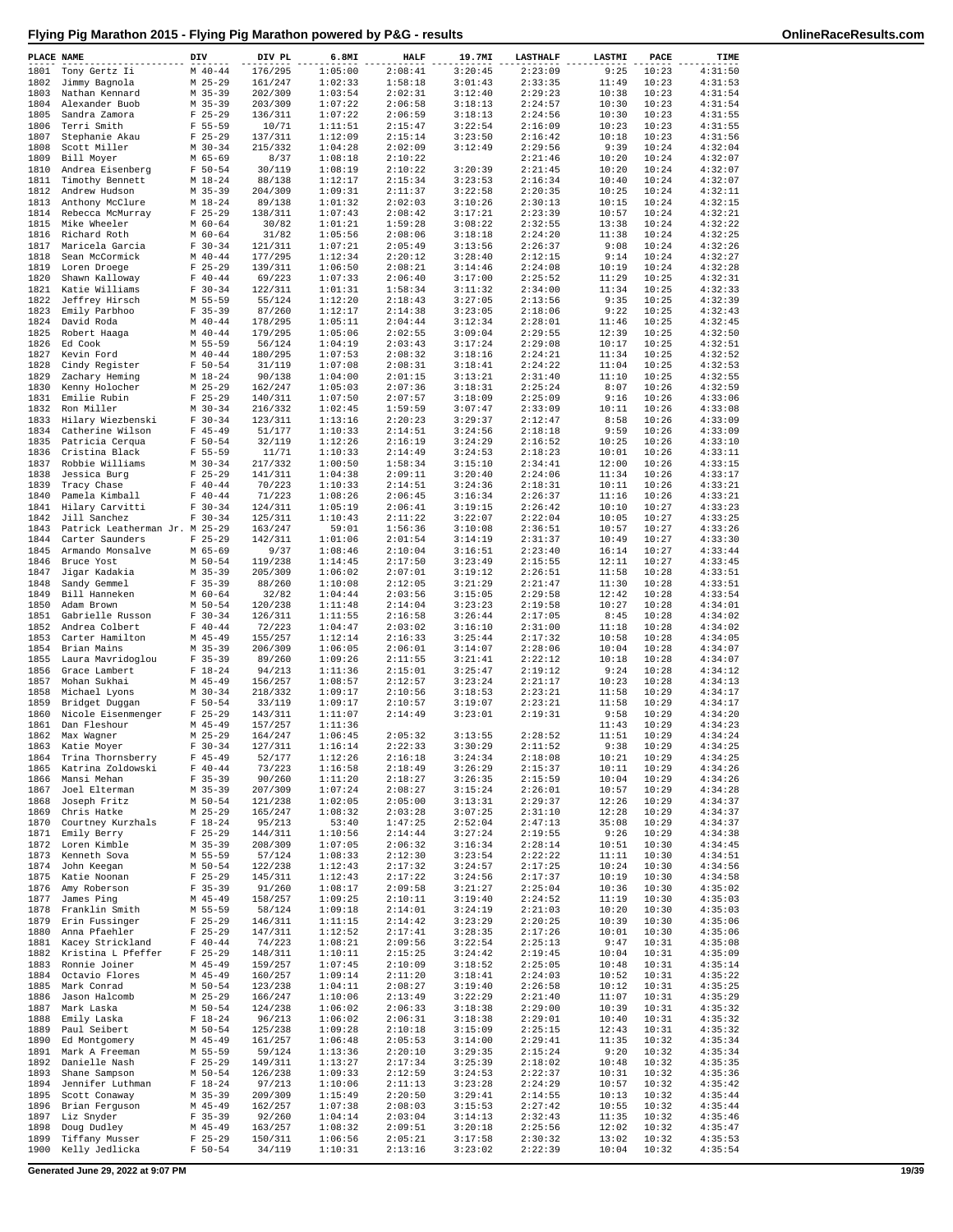# Flying Pig Marathon 2015 - Flying Pig Marathon powered by P&G - results

| PLACE | NAME | DIV | DIV PL | 6.8MI | HALF | 19.7MI | LASTHALF | LASTMI | PACE | TIME |
|---|---|---|---|---|---|---|---|---|---|---|
| 1801 | Tony Gertz Ii | M 40-44 | 176/295 | 1:05:00 | 2:08:41 | 3:20:45 | 2:23:09 | 9:25 | 10:23 | 4:31:50 |
| 1802 | Jimmy Bagnola | M 25-29 | 161/247 | 1:02:33 | 1:58:18 | 3:01:43 | 2:33:35 | 11:49 | 10:23 | 4:31:53 |
| 1803 | Nathan Kennard | M 35-39 | 202/309 | 1:03:54 | 2:02:31 | 3:12:40 | 2:29:23 | 10:38 | 10:23 | 4:31:54 |
| 1804 | Alexander Buob | M 35-39 | 203/309 | 1:07:22 | 2:06:58 | 3:18:13 | 2:24:57 | 10:30 | 10:23 | 4:31:54 |
| 1805 | Sandra Zamora | F 25-29 | 136/311 | 1:07:22 | 2:06:59 | 3:18:13 | 2:24:56 | 10:30 | 10:23 | 4:31:55 |
| 1806 | Terri Smith | F 55-59 | 10/71 | 1:11:51 | 2:15:47 | 3:22:54 | 2:16:09 | 10:23 | 10:23 | 4:31:55 |
| 1807 | Stephanie Akau | F 25-29 | 137/311 | 1:12:09 | 2:15:14 | 3:23:50 | 2:16:42 | 10:18 | 10:23 | 4:31:56 |
| 1808 | Scott Miller | M 30-34 | 215/332 | 1:04:28 | 2:02:09 | 3:12:49 | 2:29:56 | 9:39 | 10:24 | 4:32:04 |
| 1809 | Bill Moyer | M 65-69 | 8/37 | 1:08:18 | 2:10:22 | | 2:21:46 | 10:20 | 10:24 | 4:32:07 |
| 1810 | Andrea Eisenberg | F 50-54 | 30/119 | 1:08:19 | 2:10:22 | 3:20:39 | 2:21:45 | 10:20 | 10:24 | 4:32:07 |
| 1811 | Timothy Bennett | M 18-24 | 88/138 | 1:12:17 | 2:15:34 | 3:23:53 | 2:16:34 | 10:40 | 10:24 | 4:32:07 |
| 1812 | Andrew Hudson | M 35-39 | 204/309 | 1:09:31 | 2:11:37 | 3:22:58 | 2:20:35 | 10:25 | 10:24 | 4:32:11 |
| 1813 | Anthony McClure | M 18-24 | 89/138 | 1:01:32 | 2:02:03 | 3:10:26 | 2:30:13 | 10:15 | 10:24 | 4:32:15 |
| 1814 | Rebecca McMurray | F 25-29 | 138/311 | 1:07:43 | 2:08:42 | 3:17:21 | 2:23:39 | 10:57 | 10:24 | 4:32:21 |
| 1815 | Mike Wheeler | M 60-64 | 30/82 | 1:01:21 | 1:59:28 | 3:08:22 | 2:32:55 | 13:38 | 10:24 | 4:32:22 |
| 1816 | Richard Roth | M 60-64 | 31/82 | 1:05:56 | 2:08:06 | 3:18:18 | 2:24:20 | 11:38 | 10:24 | 4:32:25 |
| 1817 | Maricela Garcia | F 30-34 | 121/311 | 1:07:21 | 2:05:49 | 3:13:56 | 2:26:37 | 9:08 | 10:24 | 4:32:26 |
| 1818 | Sean McCormick | M 40-44 | 177/295 | 1:12:34 | 2:20:12 | 3:28:40 | 2:12:15 | 9:14 | 10:24 | 4:32:27 |
| 1819 | Loren Droege | F 25-29 | 139/311 | 1:06:50 | 2:08:21 | 3:14:46 | 2:24:08 | 10:19 | 10:24 | 4:32:28 |
| 1820 | Shawn Kalloway | F 40-44 | 69/223 | 1:07:33 | 2:06:40 | 3:17:00 | 2:25:52 | 11:29 | 10:25 | 4:32:31 |
| 1821 | Katie Williams | F 30-34 | 122/311 | 1:01:31 | 1:58:34 | 3:11:32 | 2:34:00 | 11:34 | 10:25 | 4:32:33 |
| 1822 | Jeffrey Hirsch | M 55-59 | 55/124 | 1:12:20 | 2:18:43 | 3:27:05 | 2:13:56 | 9:35 | 10:25 | 4:32:39 |
| 1823 | Emily Parbhoo | F 35-39 | 87/260 | 1:12:17 | 2:14:38 | 3:23:05 | 2:18:06 | 9:22 | 10:25 | 4:32:43 |
| 1824 | David Roda | M 40-44 | 178/295 | 1:05:11 | 2:04:44 | 3:12:34 | 2:28:01 | 11:46 | 10:25 | 4:32:45 |
| 1825 | Robert Haaga | M 40-44 | 179/295 | 1:05:06 | 2:02:55 | 3:09:04 | 2:29:55 | 12:39 | 10:25 | 4:32:50 |
| 1826 | Ed Cook | M 55-59 | 56/124 | 1:04:19 | 2:03:43 | 3:17:24 | 2:29:08 | 10:17 | 10:25 | 4:32:51 |
| 1827 | Kevin Ford | M 40-44 | 180/295 | 1:07:53 | 2:08:32 | 3:18:16 | 2:24:21 | 11:34 | 10:25 | 4:32:52 |
| 1828 | Cindy Register | F 50-54 | 31/119 | 1:07:08 | 2:08:31 | 3:18:41 | 2:24:22 | 11:04 | 10:25 | 4:32:53 |
| 1829 | Zachary Heming | M 18-24 | 90/138 | 1:04:00 | 2:01:15 | 3:13:21 | 2:31:40 | 11:10 | 10:25 | 4:32:55 |
| 1830 | Kenny Holocher | M 25-29 | 162/247 | 1:05:03 | 2:07:36 | 3:18:31 | 2:25:24 | 8:07 | 10:26 | 4:32:59 |
| 1831 | Emilie Rubin | F 25-29 | 140/311 | 1:07:50 | 2:07:57 | 3:18:09 | 2:25:09 | 9:16 | 10:26 | 4:33:06 |
| 1832 | Ron Miller | M 30-34 | 216/332 | 1:02:45 | 1:59:59 | 3:07:47 | 2:33:09 | 10:11 | 10:26 | 4:33:08 |
| 1833 | Hilary Wiezbenski | F 30-34 | 123/311 | 1:13:16 | 2:20:23 | 3:29:37 | 2:12:47 | 8:58 | 10:26 | 4:33:09 |
| 1834 | Catherine Wilson | F 45-49 | 51/177 | 1:10:33 | 2:14:51 | 3:24:56 | 2:18:18 | 9:59 | 10:26 | 4:33:09 |
| 1835 | Patricia Cerqua | F 50-54 | 32/119 | 1:12:26 | 2:16:19 | 3:24:29 | 2:16:52 | 10:25 | 10:26 | 4:33:10 |
| 1836 | Cristina Black | F 55-59 | 11/71 | 1:10:33 | 2:14:49 | 3:24:53 | 2:18:23 | 10:01 | 10:26 | 4:33:11 |
| 1837 | Robbie Williams | M 30-34 | 217/332 | 1:00:50 | 1:58:34 | 3:15:10 | 2:34:41 | 12:00 | 10:26 | 4:33:15 |
| 1838 | Jessica Burg | F 25-29 | 141/311 | 1:04:38 | 2:09:11 | 3:20:40 | 2:24:06 | 11:34 | 10:26 | 4:33:17 |
| 1839 | Tracy Chase | F 40-44 | 70/223 | 1:10:33 | 2:14:51 | 3:24:36 | 2:18:31 | 10:11 | 10:26 | 4:33:21 |
| 1840 | Pamela Kimball | F 40-44 | 71/223 | 1:08:26 | 2:06:45 | 3:16:34 | 2:26:37 | 11:16 | 10:26 | 4:33:21 |
| 1841 | Hilary Carvitti | F 30-34 | 124/311 | 1:05:19 | 2:06:41 | 3:19:15 | 2:26:42 | 10:10 | 10:27 | 4:33:23 |
| 1842 | Jill Sanchez | F 30-34 | 125/311 | 1:10:43 | 2:11:22 | 3:22:07 | 2:22:04 | 10:05 | 10:27 | 4:33:25 |
| 1843 | Patrick Leatherman Jr. | M 25-29 | 163/247 | 59:01 | 1:56:36 | 3:10:08 | 2:36:51 | 10:57 | 10:27 | 4:33:26 |
| 1844 | Carter Saunders | F 25-29 | 142/311 | 1:01:06 | 2:01:54 | 3:14:19 | 2:31:37 | 10:49 | 10:27 | 4:33:30 |
| 1845 | Armando Monsalve | M 65-69 | 9/37 | 1:08:46 | 2:10:04 | 3:16:51 | 2:23:40 | 16:14 | 10:27 | 4:33:44 |
| 1846 | Bruce Yost | M 50-54 | 119/238 | 1:14:45 | 2:17:50 | 3:23:49 | 2:15:55 | 12:11 | 10:27 | 4:33:45 |
| 1847 | Jigar Kadakia | M 35-39 | 205/309 | 1:06:02 | 2:07:01 | 3:19:12 | 2:26:51 | 11:58 | 10:28 | 4:33:51 |
| 1848 | Sandy Gemmel | F 35-39 | 88/260 | 1:10:08 | 2:12:05 | 3:21:29 | 2:21:47 | 11:30 | 10:28 | 4:33:51 |
| 1849 | Bill Hanneken | M 60-64 | 32/82 | 1:04:44 | 2:03:56 | 3:15:05 | 2:29:58 | 12:42 | 10:28 | 4:33:54 |
| 1850 | Adam Brown | M 50-54 | 120/238 | 1:11:48 | 2:14:04 | 3:23:23 | 2:19:58 | 10:27 | 10:28 | 4:34:01 |
| 1851 | Gabrielle Russon | F 30-34 | 126/311 | 1:11:55 | 2:16:58 | 3:26:44 | 2:17:05 | 8:45 | 10:28 | 4:34:02 |
| 1852 | Andrea Colbert | F 40-44 | 72/223 | 1:04:47 | 2:03:02 | 3:16:10 | 2:31:00 | 11:18 | 10:28 | 4:34:02 |
| 1853 | Carter Hamilton | M 45-49 | 155/257 | 1:12:14 | 2:16:33 | 3:25:44 | 2:17:32 | 10:58 | 10:28 | 4:34:05 |
| 1854 | Brian Mains | M 35-39 | 206/309 | 1:06:05 | 2:06:01 | 3:14:07 | 2:28:06 | 10:04 | 10:28 | 4:34:07 |
| 1855 | Laura Mavridoglou | F 35-39 | 89/260 | 1:09:26 | 2:11:55 | 3:21:41 | 2:22:12 | 10:18 | 10:28 | 4:34:07 |
| 1856 | Grace Lambert | F 18-24 | 94/213 | 1:11:36 | 2:15:01 | 3:25:47 | 2:19:12 | 9:24 | 10:28 | 4:34:12 |
| 1857 | Mohan Sukhai | M 45-49 | 156/257 | 1:08:57 | 2:12:57 | 3:23:24 | 2:21:17 | 10:23 | 10:28 | 4:34:13 |
| 1858 | Michael Lyons | M 30-34 | 218/332 | 1:09:17 | 2:10:56 | 3:18:53 | 2:23:21 | 11:58 | 10:29 | 4:34:17 |
| 1859 | Bridget Duggan | F 50-54 | 33/119 | 1:09:17 | 2:10:57 | 3:19:07 | 2:23:21 | 11:58 | 10:29 | 4:34:17 |
| 1860 | Nicole Eisenmenger | F 25-29 | 143/311 | 1:11:07 | 2:14:49 | 3:23:01 | 2:19:31 | 9:58 | 10:29 | 4:34:20 |
| 1861 | Dan Fleshour | M 45-49 | 157/257 | 1:11:36 | | | | 11:43 | 10:29 | 4:34:23 |
| 1862 | Max Wagner | M 25-29 | 164/247 | 1:06:45 | 2:05:32 | 3:13:55 | 2:28:52 | 11:51 | 10:29 | 4:34:24 |
| 1863 | Katie Moyer | F 30-34 | 127/311 | 1:16:14 | 2:22:33 | 3:30:29 | 2:11:52 | 9:38 | 10:29 | 4:34:25 |
| 1864 | Trina Thornsberry | F 45-49 | 52/177 | 1:12:26 | 2:16:18 | 3:24:34 | 2:18:08 | 10:21 | 10:29 | 4:34:25 |
| 1865 | Katrina Zoldowski | F 40-44 | 73/223 | 1:16:58 | 2:18:49 | 3:26:29 | 2:15:37 | 10:11 | 10:29 | 4:34:26 |
| 1866 | Mansi Mehan | F 35-39 | 90/260 | 1:11:20 | 2:18:27 | 3:26:35 | 2:15:59 | 10:04 | 10:29 | 4:34:26 |
| 1867 | Joel Elterman | M 35-39 | 207/309 | 1:07:24 | 2:08:27 | 3:15:24 | 2:26:01 | 10:57 | 10:29 | 4:34:28 |
| 1868 | Joseph Fritz | M 50-54 | 121/238 | 1:02:05 | 2:05:00 | 3:13:31 | 2:29:37 | 12:26 | 10:29 | 4:34:37 |
| 1869 | Chris Hatke | M 25-29 | 165/247 | 1:08:32 | 2:03:28 | 3:07:25 | 2:31:10 | 12:28 | 10:29 | 4:34:37 |
| 1870 | Courtney Kurzhals | F 18-24 | 95/213 | 53:40 | 1:47:25 | 2:52:04 | 2:47:13 | 35:08 | 10:29 | 4:34:37 |
| 1871 | Emily Berry | F 25-29 | 144/311 | 1:10:56 | 2:14:44 | 3:27:24 | 2:19:55 | 9:26 | 10:29 | 4:34:38 |
| 1872 | Loren Kimble | M 35-39 | 208/309 | 1:07:05 | 2:06:32 | 3:16:34 | 2:28:14 | 10:51 | 10:30 | 4:34:45 |
| 1873 | Kenneth Sova | M 55-59 | 57/124 | 1:08:33 | 2:12:30 | 3:23:54 | 2:22:22 | 11:11 | 10:30 | 4:34:51 |
| 1874 | John Keegan | M 50-54 | 122/238 | 1:12:43 | 2:17:32 | 3:24:57 | 2:17:25 | 10:24 | 10:30 | 4:34:56 |
| 1875 | Katie Noonan | F 25-29 | 145/311 | 1:12:43 | 2:17:22 | 3:24:56 | 2:17:37 | 10:19 | 10:30 | 4:34:58 |
| 1876 | Amy Roberson | F 35-39 | 91/260 | 1:08:17 | 2:09:58 | 3:21:27 | 2:25:04 | 10:36 | 10:30 | 4:35:02 |
| 1877 | James Ping | M 45-49 | 158/257 | 1:09:25 | 2:10:11 | 3:19:40 | 2:24:52 | 11:19 | 10:30 | 4:35:03 |
| 1878 | Franklin Smith | M 55-59 | 58/124 | 1:09:18 | 2:14:01 | 3:24:19 | 2:21:03 | 10:20 | 10:30 | 4:35:03 |
| 1879 | Erin Fussinger | F 25-29 | 146/311 | 1:11:15 | 2:14:42 | 3:23:29 | 2:20:25 | 10:39 | 10:30 | 4:35:06 |
| 1880 | Anna Pfaehler | F 25-29 | 147/311 | 1:12:52 | 2:17:41 | 3:28:35 | 2:17:26 | 10:01 | 10:30 | 4:35:06 |
| 1881 | Kacey Strickland | F 40-44 | 74/223 | 1:08:21 | 2:09:56 | 3:22:54 | 2:25:13 | 9:47 | 10:31 | 4:35:08 |
| 1882 | Kristina L Pfeffer | F 25-29 | 148/311 | 1:10:11 | 2:15:25 | 3:24:42 | 2:19:45 | 10:04 | 10:31 | 4:35:09 |
| 1883 | Ronnie Joiner | M 45-49 | 159/257 | 1:07:45 | 2:10:09 | 3:18:52 | 2:25:05 | 10:48 | 10:31 | 4:35:14 |
| 1884 | Octavio Flores | M 45-49 | 160/257 | 1:09:14 | 2:11:20 | 3:18:41 | 2:24:03 | 10:52 | 10:31 | 4:35:22 |
| 1885 | Mark Conrad | M 50-54 | 123/238 | 1:04:11 | 2:08:27 | 3:19:40 | 2:26:58 | 10:12 | 10:31 | 4:35:25 |
| 1886 | Jason Halcomb | M 25-29 | 166/247 | 1:10:06 | 2:13:49 | 3:22:29 | 2:21:40 | 11:07 | 10:31 | 4:35:29 |
| 1887 | Mark Laska | M 50-54 | 124/238 | 1:06:02 | 2:06:33 | 3:18:38 | 2:29:00 | 10:39 | 10:31 | 4:35:32 |
| 1888 | Emily Laska | F 18-24 | 96/213 | 1:06:02 | 2:06:31 | 3:18:38 | 2:29:01 | 10:40 | 10:31 | 4:35:32 |
| 1889 | Paul Seibert | M 50-54 | 125/238 | 1:09:28 | 2:10:18 | 3:15:09 | 2:25:15 | 12:43 | 10:31 | 4:35:32 |
| 1890 | Ed Montgomery | M 45-49 | 161/257 | 1:06:48 | 2:05:53 | 3:14:00 | 2:29:41 | 11:35 | 10:32 | 4:35:34 |
| 1891 | Mark A Freeman | M 55-59 | 59/124 | 1:13:36 | 2:20:10 | 3:29:35 | 2:15:24 | 9:20 | 10:32 | 4:35:34 |
| 1892 | Danielle Nash | F 25-29 | 149/311 | 1:13:27 | 2:17:34 | 3:25:39 | 2:18:02 | 10:48 | 10:32 | 4:35:35 |
| 1893 | Shane Sampson | M 50-54 | 126/238 | 1:09:33 | 2:12:59 | 3:24:53 | 2:22:37 | 10:31 | 10:32 | 4:35:36 |
| 1894 | Jennifer Luthman | F 18-24 | 97/213 | 1:10:06 | 2:11:13 | 3:23:28 | 2:24:29 | 10:57 | 10:32 | 4:35:42 |
| 1895 | Scott Conaway | M 35-39 | 209/309 | 1:15:49 | 2:20:50 | 3:29:41 | 2:14:55 | 10:13 | 10:32 | 4:35:44 |
| 1896 | Brian Ferguson | M 45-49 | 162/257 | 1:07:38 | 2:08:03 | 3:15:53 | 2:27:42 | 10:55 | 10:32 | 4:35:44 |
| 1897 | Liz Snyder | F 35-39 | 92/260 | 1:04:14 | 2:03:04 | 3:14:13 | 2:32:43 | 11:35 | 10:32 | 4:35:46 |
| 1898 | Doug Dudley | M 45-49 | 163/257 | 1:08:32 | 2:09:51 | 3:20:18 | 2:25:56 | 12:02 | 10:32 | 4:35:47 |
| 1899 | Tiffany Musser | F 25-29 | 150/311 | 1:06:56 | 2:05:21 | 3:17:58 | 2:30:32 | 13:02 | 10:32 | 4:35:53 |
| 1900 | Kelly Jedlicka | F 50-54 | 34/119 | 1:10:31 | 2:13:16 | 3:23:02 | 2:22:39 | 10:04 | 10:32 | 4:35:54 |

Generated June 29, 2022 at 9:07 PM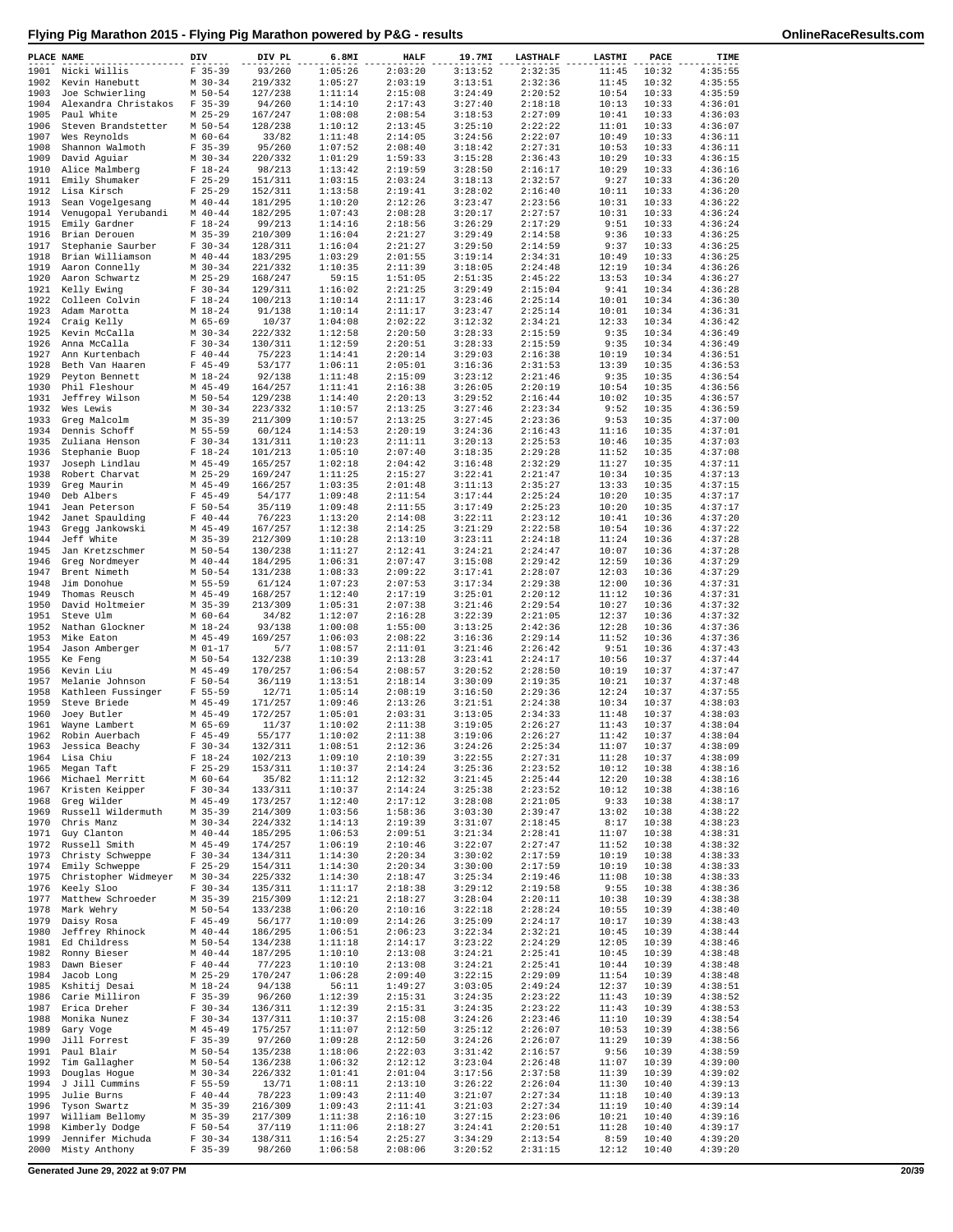# Flying Pig Marathon 2015 - Flying Pig Marathon powered by P&G - results

| PLACE | NAME | DIV | DIV PL | 6.8MI | HALF | 19.7MI | LASTHALF | LASTMI | PACE | TIME |
|---|---|---|---|---|---|---|---|---|---|---|
| 1901 | Nicki Willis | F 35-39 | 93/260 | 1:05:26 | 2:03:20 | 3:13:52 | 2:32:35 | 11:45 | 10:32 | 4:35:55 |
| 1902 | Kevin Hanebutt | M 30-34 | 219/332 | 1:05:27 | 2:03:19 | 3:13:51 | 2:32:36 | 11:45 | 10:32 | 4:35:55 |
| 1903 | Joe Schwierling | M 50-54 | 127/238 | 1:11:14 | 2:15:08 | 3:24:49 | 2:20:52 | 10:54 | 10:33 | 4:35:59 |
| 1904 | Alexandra Christakos | F 35-39 | 94/260 | 1:14:10 | 2:17:43 | 3:27:40 | 2:18:18 | 10:13 | 10:33 | 4:36:01 |
| 1905 | Paul White | M 25-29 | 167/247 | 1:08:08 | 2:08:54 | 3:18:53 | 2:27:09 | 10:41 | 10:33 | 4:36:03 |
| 1906 | Steven Brandstetter | M 50-54 | 128/238 | 1:10:12 | 2:13:45 | 3:25:10 | 2:22:22 | 11:01 | 10:33 | 4:36:07 |
| 1907 | Wes Reynolds | M 60-64 | 33/82 | 1:11:48 | 2:14:05 | 3:24:56 | 2:22:07 | 10:49 | 10:33 | 4:36:11 |
| 1908 | Shannon Walmoth | F 35-39 | 95/260 | 1:07:52 | 2:08:40 | 3:18:42 | 2:27:31 | 10:53 | 10:33 | 4:36:11 |
| 1909 | David Aguiar | M 30-34 | 220/332 | 1:01:29 | 1:59:33 | 3:15:28 | 2:36:43 | 10:29 | 10:33 | 4:36:15 |
| 1910 | Alice Malmberg | F 18-24 | 98/213 | 1:13:42 | 2:19:59 | 3:28:50 | 2:16:17 | 10:29 | 10:33 | 4:36:16 |
| 1911 | Emily Shumaker | F 25-29 | 151/311 | 1:03:15 | 2:03:24 | 3:18:13 | 2:32:57 | 9:27 | 10:33 | 4:36:20 |
| 1912 | Lisa Kirsch | F 25-29 | 152/311 | 1:13:58 | 2:19:41 | 3:28:02 | 2:16:40 | 10:11 | 10:33 | 4:36:20 |
| 1913 | Sean Vogelgesang | M 40-44 | 181/295 | 1:10:20 | 2:12:26 | 3:23:47 | 2:23:56 | 10:31 | 10:33 | 4:36:22 |
| 1914 | Venugopal Yerubandi | M 40-44 | 182/295 | 1:07:43 | 2:08:28 | 3:20:17 | 2:27:57 | 10:31 | 10:33 | 4:36:24 |
| 1915 | Emily Gardner | F 18-24 | 99/213 | 1:14:16 | 2:18:56 | 3:26:29 | 2:17:29 | 9:51 | 10:33 | 4:36:24 |
| 1916 | Brian Derouen | M 35-39 | 210/309 | 1:16:04 | 2:21:27 | 3:29:49 | 2:14:58 | 9:36 | 10:33 | 4:36:25 |
| 1917 | Stephanie Saurber | F 30-34 | 128/311 | 1:16:04 | 2:21:27 | 3:29:50 | 2:14:59 | 9:37 | 10:33 | 4:36:25 |
| 1918 | Brian Williamson | M 40-44 | 183/295 | 1:03:29 | 2:01:55 | 3:19:14 | 2:34:31 | 10:49 | 10:33 | 4:36:25 |
| 1919 | Aaron Connelly | M 30-34 | 221/332 | 1:10:35 | 2:11:39 | 3:18:05 | 2:24:48 | 12:19 | 10:34 | 4:36:26 |
| 1920 | Aaron Schwartz | M 25-29 | 168/247 | 59:15 | 1:51:05 | 2:51:35 | 2:45:22 | 13:53 | 10:34 | 4:36:27 |
| 1921 | Kelly Ewing | F 30-34 | 129/311 | 1:16:02 | 2:21:25 | 3:29:49 | 2:15:04 | 9:41 | 10:34 | 4:36:28 |
| 1922 | Colleen Colvin | F 18-24 | 100/213 | 1:10:14 | 2:11:17 | 3:23:46 | 2:25:14 | 10:01 | 10:34 | 4:36:30 |
| 1923 | Adam Marotta | M 18-24 | 91/138 | 1:10:14 | 2:11:17 | 3:23:47 | 2:25:14 | 10:01 | 10:34 | 4:36:31 |
| 1924 | Craig Kelly | M 65-69 | 10/37 | 1:04:08 | 2:02:22 | 3:12:32 | 2:34:21 | 12:33 | 10:34 | 4:36:42 |
| 1925 | Kevin McCalla | M 30-34 | 222/332 | 1:12:58 | 2:20:50 | 3:28:33 | 2:15:59 | 9:35 | 10:34 | 4:36:49 |
| 1926 | Anna McCalla | F 30-34 | 130/311 | 1:12:59 | 2:20:51 | 3:28:33 | 2:15:59 | 9:35 | 10:34 | 4:36:49 |
| 1927 | Ann Kurtenbach | F 40-44 | 75/223 | 1:14:41 | 2:20:14 | 3:29:03 | 2:16:38 | 10:19 | 10:34 | 4:36:51 |
| 1928 | Beth Van Haaren | F 45-49 | 53/177 | 1:06:11 | 2:05:01 | 3:16:36 | 2:31:53 | 13:39 | 10:35 | 4:36:53 |
| 1929 | Peyton Bennett | M 18-24 | 92/138 | 1:11:48 | 2:15:09 | 3:23:12 | 2:21:46 | 9:35 | 10:35 | 4:36:54 |
| 1930 | Phil Fleshour | M 45-49 | 164/257 | 1:11:41 | 2:16:38 | 3:26:05 | 2:20:19 | 10:54 | 10:35 | 4:36:56 |
| 1931 | Jeffrey Wilson | M 50-54 | 129/238 | 1:14:40 | 2:20:13 | 3:29:52 | 2:16:44 | 10:02 | 10:35 | 4:36:57 |
| 1932 | Wes Lewis | M 30-34 | 223/332 | 1:10:57 | 2:13:25 | 3:27:46 | 2:23:34 | 9:52 | 10:35 | 4:36:59 |
| 1933 | Greg Malcolm | M 35-39 | 211/309 | 1:10:57 | 2:13:25 | 3:27:45 | 2:23:36 | 9:53 | 10:35 | 4:37:00 |
| 1934 | Dennis Schoff | M 55-59 | 60/124 | 1:14:53 | 2:20:19 | 3:24:36 | 2:16:43 | 11:16 | 10:35 | 4:37:01 |
| 1935 | Zuliana Henson | F 30-34 | 131/311 | 1:10:23 | 2:11:11 | 3:20:13 | 2:25:53 | 10:46 | 10:35 | 4:37:03 |
| 1936 | Stephanie Buop | F 18-24 | 101/213 | 1:05:10 | 2:07:40 | 3:18:35 | 2:29:28 | 11:52 | 10:35 | 4:37:08 |
| 1937 | Joseph Lindlau | M 45-49 | 165/257 | 1:02:18 | 2:04:42 | 3:16:48 | 2:32:29 | 11:27 | 10:35 | 4:37:11 |
| 1938 | Robert Charvat | M 25-29 | 169/247 | 1:11:25 | 2:15:27 | 3:22:41 | 2:21:47 | 10:34 | 10:35 | 4:37:13 |
| 1939 | Greg Maurin | M 45-49 | 166/257 | 1:03:35 | 2:01:48 | 3:11:13 | 2:35:27 | 13:33 | 10:35 | 4:37:15 |
| 1940 | Deb Albers | F 45-49 | 54/177 | 1:09:48 | 2:11:54 | 3:17:44 | 2:25:24 | 10:20 | 10:35 | 4:37:17 |
| 1941 | Jean Peterson | F 50-54 | 35/119 | 1:09:48 | 2:11:55 | 3:17:49 | 2:25:23 | 10:20 | 10:35 | 4:37:17 |
| 1942 | Janet Spaulding | F 40-44 | 76/223 | 1:13:20 | 2:14:08 | 3:22:11 | 2:23:12 | 10:41 | 10:36 | 4:37:20 |
| 1943 | Gregg Jankowski | M 45-49 | 167/257 | 1:12:38 | 2:14:25 | 3:21:29 | 2:22:58 | 10:54 | 10:36 | 4:37:22 |
| 1944 | Jeff White | M 35-39 | 212/309 | 1:10:28 | 2:13:10 | 3:23:11 | 2:24:18 | 11:24 | 10:36 | 4:37:28 |
| 1945 | Jan Kretzschmer | M 50-54 | 130/238 | 1:11:27 | 2:12:41 | 3:24:21 | 2:24:47 | 10:07 | 10:36 | 4:37:28 |
| 1946 | Greg Nordmeyer | M 40-44 | 184/295 | 1:06:31 | 2:07:47 | 3:15:08 | 2:29:42 | 12:59 | 10:36 | 4:37:29 |
| 1947 | Brent Nimeth | M 50-54 | 131/238 | 1:08:33 | 2:09:22 | 3:17:41 | 2:28:07 | 12:03 | 10:36 | 4:37:29 |
| 1948 | Jim Donohue | M 55-59 | 61/124 | 1:07:23 | 2:07:53 | 3:17:34 | 2:29:38 | 12:00 | 10:36 | 4:37:31 |
| 1949 | Thomas Reusch | M 45-49 | 168/257 | 1:12:40 | 2:17:19 | 3:25:01 | 2:20:12 | 11:12 | 10:36 | 4:37:31 |
| 1950 | David Holtmeier | M 35-39 | 213/309 | 1:05:31 | 2:07:38 | 3:21:46 | 2:29:54 | 10:27 | 10:36 | 4:37:32 |
| 1951 | Steve Ulm | M 60-64 | 34/82 | 1:12:07 | 2:16:28 | 3:22:39 | 2:21:05 | 12:37 | 10:36 | 4:37:32 |
| 1952 | Nathan Glockner | M 18-24 | 93/138 | 1:00:08 | 1:55:00 | 3:13:25 | 2:42:36 | 12:28 | 10:36 | 4:37:36 |
| 1953 | Mike Eaton | M 45-49 | 169/257 | 1:06:03 | 2:08:22 | 3:16:36 | 2:29:14 | 11:52 | 10:36 | 4:37:36 |
| 1954 | Jason Amberger | M 01-17 | 5/7 | 1:08:57 | 2:11:01 | 3:21:46 | 2:26:42 | 9:51 | 10:36 | 4:37:43 |
| 1955 | Ke Feng | M 50-54 | 132/238 | 1:10:39 | 2:13:28 | 3:23:41 | 2:24:17 | 10:56 | 10:37 | 4:37:44 |
| 1956 | Kevin Liu | M 45-49 | 170/257 | 1:06:54 | 2:08:57 | 3:20:52 | 2:28:50 | 10:19 | 10:37 | 4:37:47 |
| 1957 | Melanie Johnson | F 50-54 | 36/119 | 1:13:51 | 2:18:14 | 3:30:09 | 2:19:35 | 10:21 | 10:37 | 4:37:48 |
| 1958 | Kathleen Fussinger | F 55-59 | 12/71 | 1:05:14 | 2:08:19 | 3:16:50 | 2:29:36 | 12:24 | 10:37 | 4:37:55 |
| 1959 | Steve Briede | M 45-49 | 171/257 | 1:09:46 | 2:13:26 | 3:21:51 | 2:24:38 | 10:34 | 10:37 | 4:38:03 |
| 1960 | Joey Butler | M 45-49 | 172/257 | 1:05:01 | 2:03:31 | 3:13:05 | 2:34:33 | 11:48 | 10:37 | 4:38:03 |
| 1961 | Wayne Lambert | M 65-69 | 11/37 | 1:10:02 | 2:11:38 | 3:19:05 | 2:26:27 | 11:43 | 10:37 | 4:38:04 |
| 1962 | Robin Auerbach | F 45-49 | 55/177 | 1:10:02 | 2:11:38 | 3:19:06 | 2:26:27 | 11:42 | 10:37 | 4:38:04 |
| 1963 | Jessica Beachy | F 30-34 | 132/311 | 1:08:51 | 2:12:36 | 3:24:26 | 2:25:34 | 11:07 | 10:37 | 4:38:09 |
| 1964 | Lisa Chiu | F 18-24 | 102/213 | 1:09:10 | 2:10:39 | 3:22:55 | 2:27:31 | 11:28 | 10:37 | 4:38:09 |
| 1965 | Megan Taft | F 25-29 | 153/311 | 1:10:37 | 2:14:24 | 3:25:36 | 2:23:52 | 10:12 | 10:38 | 4:38:16 |
| 1966 | Michael Merritt | M 60-64 | 35/82 | 1:11:12 | 2:12:32 | 3:21:45 | 2:25:44 | 12:20 | 10:38 | 4:38:16 |
| 1967 | Kristen Keipper | F 30-34 | 133/311 | 1:10:37 | 2:14:24 | 3:25:38 | 2:23:52 | 10:12 | 10:38 | 4:38:16 |
| 1968 | Greg Wilder | M 45-49 | 173/257 | 1:12:40 | 2:17:12 | 3:28:08 | 2:21:05 | 9:33 | 10:38 | 4:38:17 |
| 1969 | Russell Wildermuth | M 35-39 | 214/309 | 1:03:56 | 1:58:36 | 3:03:30 | 2:39:47 | 13:02 | 10:38 | 4:38:22 |
| 1970 | Chris Manz | M 30-34 | 224/332 | 1:14:13 | 2:19:39 | 3:31:07 | 2:18:45 | 8:17 | 10:38 | 4:38:23 |
| 1971 | Guy Clanton | M 40-44 | 185/295 | 1:06:53 | 2:09:51 | 3:21:34 | 2:28:41 | 11:07 | 10:38 | 4:38:31 |
| 1972 | Russell Smith | M 45-49 | 174/257 | 1:06:19 | 2:10:46 | 3:22:07 | 2:27:47 | 11:52 | 10:38 | 4:38:32 |
| 1973 | Christy Schweppe | F 30-34 | 134/311 | 1:14:30 | 2:20:34 | 3:30:02 | 2:17:59 | 10:19 | 10:38 | 4:38:33 |
| 1974 | Emily Schweppe | F 25-29 | 154/311 | 1:14:30 | 2:20:34 | 3:30:00 | 2:17:59 | 10:19 | 10:38 | 4:38:33 |
| 1975 | Christopher Widmeyer | M 30-34 | 225/332 | 1:14:30 | 2:18:47 | 3:25:34 | 2:19:46 | 11:08 | 10:38 | 4:38:33 |
| 1976 | Keely Sloo | F 30-34 | 135/311 | 1:11:17 | 2:18:38 | 3:29:12 | 2:19:58 | 9:55 | 10:38 | 4:38:36 |
| 1977 | Matthew Schroeder | M 35-39 | 215/309 | 1:12:21 | 2:18:27 | 3:28:04 | 2:20:11 | 10:38 | 10:39 | 4:38:38 |
| 1978 | Mark Wehry | M 50-54 | 133/238 | 1:06:20 | 2:10:16 | 3:22:18 | 2:28:24 | 10:55 | 10:39 | 4:38:40 |
| 1979 | Daisy Rosa | F 45-49 | 56/177 | 1:10:09 | 2:14:26 | 3:25:09 | 2:24:17 | 10:17 | 10:39 | 4:38:43 |
| 1980 | Jeffrey Rhinock | M 40-44 | 186/295 | 1:06:51 | 2:06:23 | 3:22:34 | 2:32:21 | 10:45 | 10:39 | 4:38:44 |
| 1981 | Ed Childress | M 50-54 | 134/238 | 1:11:18 | 2:14:17 | 3:23:22 | 2:24:29 | 12:05 | 10:39 | 4:38:46 |
| 1982 | Ronny Bieser | M 40-44 | 187/295 | 1:10:10 | 2:13:08 | 3:24:21 | 2:25:41 | 10:45 | 10:39 | 4:38:48 |
| 1983 | Dawn Bieser | F 40-44 | 77/223 | 1:10:10 | 2:13:08 | 3:24:21 | 2:25:41 | 10:44 | 10:39 | 4:38:48 |
| 1984 | Jacob Long | M 25-29 | 170/247 | 1:06:28 | 2:09:40 | 3:22:15 | 2:29:09 | 11:54 | 10:39 | 4:38:48 |
| 1985 | Kshitij Desai | M 18-24 | 94/138 | 56:11 | 1:49:27 | 3:03:05 | 2:49:24 | 12:37 | 10:39 | 4:38:51 |
| 1986 | Carie Milliron | F 35-39 | 96/260 | 1:12:39 | 2:15:31 | 3:24:35 | 2:23:22 | 11:43 | 10:39 | 4:38:52 |
| 1987 | Erica Dreher | F 30-34 | 136/311 | 1:12:39 | 2:15:31 | 3:24:35 | 2:23:22 | 11:43 | 10:39 | 4:38:53 |
| 1988 | Monika Nunez | F 30-34 | 137/311 | 1:10:37 | 2:15:08 | 3:24:26 | 2:23:46 | 11:10 | 10:39 | 4:38:54 |
| 1989 | Gary Voge | M 45-49 | 175/257 | 1:11:07 | 2:12:50 | 3:25:12 | 2:26:07 | 10:53 | 10:39 | 4:38:56 |
| 1990 | Jill Forrest | F 35-39 | 97/260 | 1:09:28 | 2:12:50 | 3:24:26 | 2:26:07 | 11:29 | 10:39 | 4:38:56 |
| 1991 | Paul Blair | M 50-54 | 135/238 | 1:18:06 | 2:22:03 | 3:31:42 | 2:16:57 | 9:56 | 10:39 | 4:38:59 |
| 1992 | Tim Gallagher | M 50-54 | 136/238 | 1:06:32 | 2:12:12 | 3:23:04 | 2:26:48 | 11:07 | 10:39 | 4:39:00 |
| 1993 | Douglas Hogue | M 30-34 | 226/332 | 1:01:41 | 2:01:04 | 3:17:56 | 2:37:58 | 11:39 | 10:39 | 4:39:02 |
| 1994 | J Jill Cummins | F 55-59 | 13/71 | 1:08:11 | 2:13:10 | 3:26:22 | 2:26:04 | 11:30 | 10:40 | 4:39:13 |
| 1995 | Julie Burns | F 40-44 | 78/223 | 1:09:43 | 2:11:40 | 3:21:07 | 2:27:34 | 11:18 | 10:40 | 4:39:13 |
| 1996 | Tyson Swartz | M 35-39 | 216/309 | 1:09:43 | 2:11:41 | 3:21:03 | 2:27:34 | 11:19 | 10:40 | 4:39:14 |
| 1997 | William Bellomy | M 35-39 | 217/309 | 1:11:38 | 2:16:10 | 3:27:15 | 2:23:06 | 10:21 | 10:40 | 4:39:16 |
| 1998 | Kimberly Dodge | F 50-54 | 37/119 | 1:11:06 | 2:18:27 | 3:24:41 | 2:20:51 | 11:28 | 10:40 | 4:39:17 |
| 1999 | Jennifer Michuda | F 30-34 | 138/311 | 1:16:54 | 2:25:27 | 3:34:29 | 2:13:54 | 8:59 | 10:40 | 4:39:20 |
| 2000 | Misty Anthony | F 35-39 | 98/260 | 1:06:58 | 2:08:06 | 3:20:52 | 2:31:15 | 12:12 | 10:40 | 4:39:20 |

Generated June 29, 2022 at 9:07 PM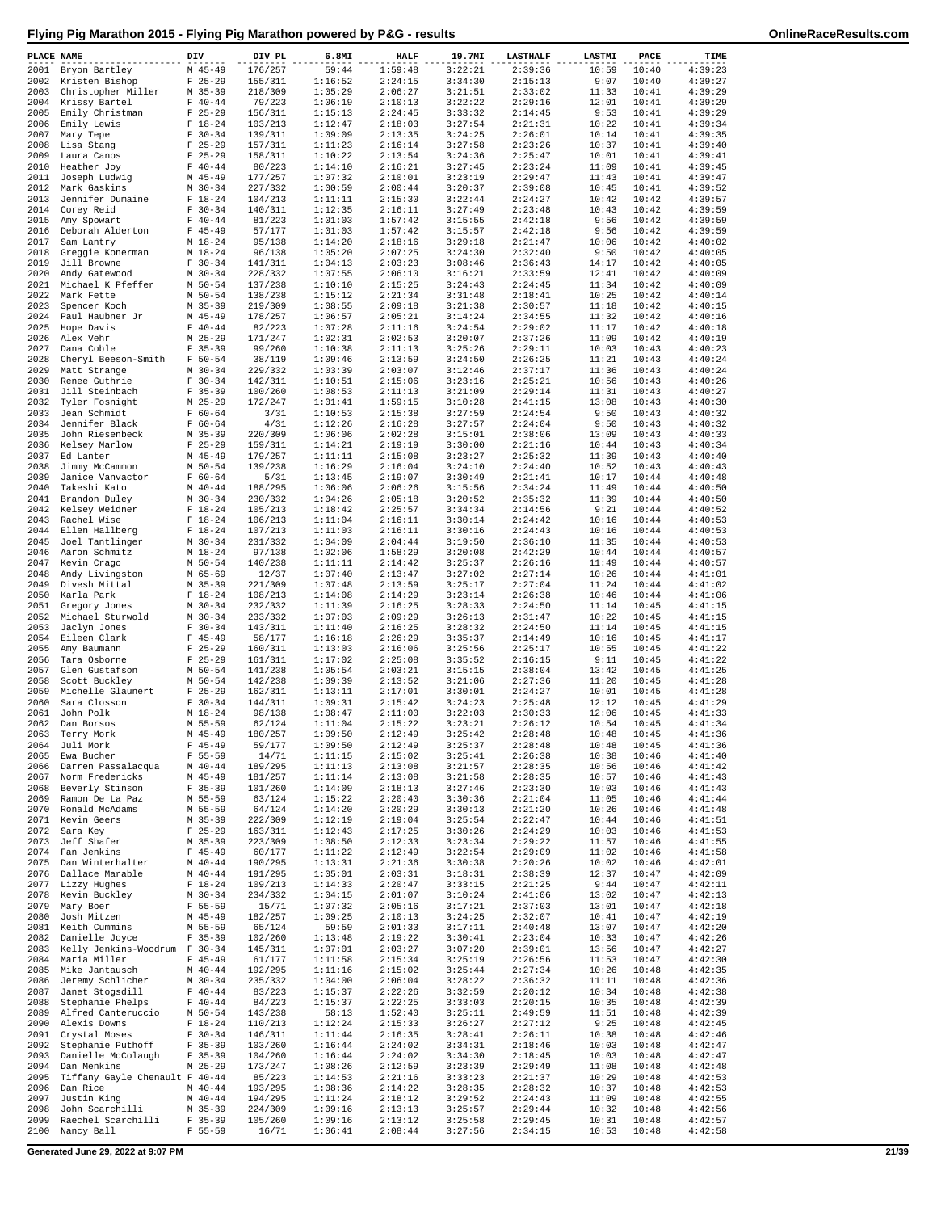# Flying Pig Marathon 2015 - Flying Pig Marathon powered by P&G - results

| PLACE | NAME | DIV | DIV PL | 6.8MI | HALF | 19.7MI | LASTHALF | LASTMI | PACE | TIME |
|---|---|---|---|---|---|---|---|---|---|---|
| 2001 | Bryon Bartley | M 45-49 | 176/257 | 59:44 | 1:59:48 | 3:22:21 | 2:39:36 | 10:59 | 10:40 | 4:39:23 |
| 2002 | Kristen Bishop | F 25-29 | 155/311 | 1:16:52 | 2:24:15 | 3:34:30 | 2:15:13 | 9:07 | 10:40 | 4:39:27 |
| 2003 | Christopher Miller | M 35-39 | 218/309 | 1:05:29 | 2:06:27 | 3:21:51 | 2:33:02 | 11:33 | 10:41 | 4:39:29 |
| 2004 | Krissy Bartel | F 40-44 | 79/223 | 1:06:19 | 2:10:13 | 3:22:22 | 2:29:16 | 12:01 | 10:41 | 4:39:29 |
| 2005 | Emily Christman | F 25-29 | 156/311 | 1:15:13 | 2:24:45 | 3:33:32 | 2:14:45 | 9:53 | 10:41 | 4:39:29 |
| 2006 | Emily Lewis | F 18-24 | 103/213 | 1:12:47 | 2:18:03 | 3:27:54 | 2:21:31 | 10:22 | 10:41 | 4:39:34 |
| 2007 | Mary Tepe | F 30-34 | 139/311 | 1:09:09 | 2:13:35 | 3:24:25 | 2:26:01 | 10:14 | 10:41 | 4:39:35 |
| 2008 | Lisa Stang | F 25-29 | 157/311 | 1:11:23 | 2:16:14 | 3:27:58 | 2:23:26 | 10:37 | 10:41 | 4:39:40 |
| 2009 | Laura Canos | F 25-29 | 158/311 | 1:10:22 | 2:13:54 | 3:24:36 | 2:25:47 | 10:01 | 10:41 | 4:39:41 |
| 2010 | Heather Joy | F 40-44 | 80/223 | 1:14:10 | 2:16:21 | 3:27:45 | 2:23:24 | 11:09 | 10:41 | 4:39:45 |
| 2011 | Joseph Ludwig | M 45-49 | 177/257 | 1:07:32 | 2:10:01 | 3:23:19 | 2:29:47 | 11:43 | 10:41 | 4:39:47 |
| 2012 | Mark Gaskins | M 30-34 | 227/332 | 1:00:59 | 2:00:44 | 3:20:37 | 2:39:08 | 10:45 | 10:41 | 4:39:52 |
| 2013 | Jennifer Dumaine | F 18-24 | 104/213 | 1:11:11 | 2:15:30 | 3:22:44 | 2:24:27 | 10:42 | 10:42 | 4:39:57 |
| 2014 | Corey Reid | F 30-34 | 140/311 | 1:12:35 | 2:16:11 | 3:27:49 | 2:23:48 | 10:43 | 10:42 | 4:39:59 |
| 2015 | Amy Spowart | F 40-44 | 81/223 | 1:01:03 | 1:57:42 | 3:15:55 | 2:42:18 | 9:56 | 10:42 | 4:39:59 |
| 2016 | Deborah Alderton | F 45-49 | 57/177 | 1:01:03 | 1:57:42 | 3:15:57 | 2:42:18 | 9:56 | 10:42 | 4:39:59 |
| 2017 | Sam Lantry | M 18-24 | 95/138 | 1:14:20 | 2:18:16 | 3:29:18 | 2:21:47 | 10:06 | 10:42 | 4:40:02 |
| 2018 | Greggie Konerman | M 18-24 | 96/138 | 1:05:20 | 2:07:25 | 3:24:30 | 2:32:40 | 9:50 | 10:42 | 4:40:05 |
| 2019 | Jill Browne | F 30-34 | 141/311 | 1:04:13 | 2:03:23 | 3:08:46 | 2:36:43 | 14:17 | 10:42 | 4:40:05 |
| 2020 | Andy Gatewood | M 30-34 | 228/332 | 1:07:55 | 2:06:10 | 3:16:21 | 2:33:59 | 12:41 | 10:42 | 4:40:09 |
| 2021 | Michael K Pfeffer | M 50-54 | 137/238 | 1:10:10 | 2:15:25 | 3:24:43 | 2:24:45 | 11:34 | 10:42 | 4:40:09 |
| 2022 | Mark Fette | M 50-54 | 138/238 | 1:15:12 | 2:21:34 | 3:31:48 | 2:18:41 | 10:25 | 10:42 | 4:40:14 |
| 2023 | Spencer Koch | M 35-39 | 219/309 | 1:08:55 | 2:09:18 | 3:21:38 | 2:30:57 | 11:18 | 10:42 | 4:40:15 |
| 2024 | Paul Haubner Jr | M 45-49 | 178/257 | 1:06:57 | 2:05:21 | 3:14:24 | 2:34:55 | 11:32 | 10:42 | 4:40:16 |
| 2025 | Hope Davis | F 40-44 | 82/223 | 1:07:28 | 2:11:16 | 3:24:54 | 2:29:02 | 11:17 | 10:42 | 4:40:18 |
| 2026 | Alex Vehr | M 25-29 | 171/247 | 1:02:31 | 2:02:53 | 3:20:07 | 2:37:26 | 11:09 | 10:42 | 4:40:19 |
| 2027 | Dana Coble | F 35-39 | 99/260 | 1:10:38 | 2:11:13 | 3:25:26 | 2:29:11 | 10:03 | 10:43 | 4:40:23 |
| 2028 | Cheryl Beeson-Smith | F 50-54 | 38/119 | 1:09:46 | 2:13:59 | 3:24:50 | 2:26:25 | 11:21 | 10:43 | 4:40:24 |
| 2029 | Matt Strange | M 30-34 | 229/332 | 1:03:39 | 2:03:07 | 3:12:46 | 2:37:17 | 11:36 | 10:43 | 4:40:24 |
| 2030 | Renee Guthrie | F 30-34 | 142/311 | 1:10:51 | 2:15:06 | 3:23:16 | 2:25:21 | 10:56 | 10:43 | 4:40:26 |
| 2031 | Jill Steinbach | F 35-39 | 100/260 | 1:08:53 | 2:11:13 | 3:21:09 | 2:29:14 | 11:31 | 10:43 | 4:40:27 |
| 2032 | Tyler Fosnight | M 25-29 | 172/247 | 1:01:41 | 1:59:15 | 3:10:28 | 2:41:15 | 13:08 | 10:43 | 4:40:30 |
| 2033 | Jean Schmidt | F 60-64 | 3/31 | 1:10:53 | 2:15:38 | 3:27:59 | 2:24:54 | 9:50 | 10:43 | 4:40:32 |
| 2034 | Jennifer Black | F 60-64 | 4/31 | 1:12:26 | 2:16:28 | 3:27:57 | 2:24:04 | 9:50 | 10:43 | 4:40:32 |
| 2035 | John Riesenbeck | M 35-39 | 220/309 | 1:06:06 | 2:02:28 | 3:15:01 | 2:38:06 | 13:09 | 10:43 | 4:40:33 |
| 2036 | Kelsey Marlow | F 25-29 | 159/311 | 1:14:21 | 2:19:19 | 3:30:00 | 2:21:16 | 10:44 | 10:43 | 4:40:34 |
| 2037 | Ed Lanter | M 45-49 | 179/257 | 1:11:11 | 2:15:08 | 3:23:27 | 2:25:32 | 11:39 | 10:43 | 4:40:40 |
| 2038 | Jimmy McCammon | M 50-54 | 139/238 | 1:16:29 | 2:16:04 | 3:24:10 | 2:24:40 | 10:52 | 10:43 | 4:40:43 |
| 2039 | Janice Vanvactor | F 60-64 | 5/31 | 1:13:45 | 2:19:07 | 3:30:49 | 2:21:41 | 10:17 | 10:44 | 4:40:48 |
| 2040 | Takeshi Kato | M 40-44 | 188/295 | 1:06:06 | 2:06:26 | 3:15:56 | 2:34:24 | 11:49 | 10:44 | 4:40:50 |
| 2041 | Brandon Duley | M 30-34 | 230/332 | 1:04:26 | 2:05:18 | 3:20:52 | 2:35:32 | 11:39 | 10:44 | 4:40:50 |
| 2042 | Kelsey Weidner | F 18-24 | 105/213 | 1:18:42 | 2:25:57 | 3:34:34 | 2:14:56 | 9:21 | 10:44 | 4:40:52 |
| 2043 | Rachel Wise | F 18-24 | 106/213 | 1:11:04 | 2:16:11 | 3:30:14 | 2:24:42 | 10:16 | 10:44 | 4:40:53 |
| 2044 | Ellen Hallberg | F 18-24 | 107/213 | 1:11:03 | 2:16:11 | 3:30:16 | 2:24:43 | 10:16 | 10:44 | 4:40:53 |
| 2045 | Joel Tantlinger | M 30-34 | 231/332 | 1:04:09 | 2:04:44 | 3:19:50 | 2:36:10 | 11:35 | 10:44 | 4:40:53 |
| 2046 | Aaron Schmitz | M 18-24 | 97/138 | 1:02:06 | 1:58:29 | 3:20:08 | 2:42:29 | 10:44 | 10:44 | 4:40:57 |
| 2047 | Kevin Crago | M 50-54 | 140/238 | 1:11:11 | 2:14:42 | 3:25:37 | 2:26:16 | 11:49 | 10:44 | 4:40:57 |
| 2048 | Andy Livingston | M 65-69 | 12/37 | 1:07:40 | 2:13:47 | 3:27:02 | 2:27:14 | 10:26 | 10:44 | 4:41:01 |
| 2049 | Divesh Mittal | M 35-39 | 221/309 | 1:07:48 | 2:13:59 | 3:25:17 | 2:27:04 | 11:24 | 10:44 | 4:41:02 |
| 2050 | Karla Park | F 18-24 | 108/213 | 1:14:08 | 2:14:29 | 3:23:14 | 2:26:38 | 10:46 | 10:44 | 4:41:06 |
| 2051 | Gregory Jones | M 30-34 | 232/332 | 1:11:39 | 2:16:25 | 3:28:33 | 2:24:50 | 11:14 | 10:45 | 4:41:15 |
| 2052 | Michael Sturwold | M 30-34 | 233/332 | 1:07:03 | 2:09:29 | 3:26:13 | 2:31:47 | 10:22 | 10:45 | 4:41:15 |
| 2053 | Jaclyn Jones | F 30-34 | 143/311 | 1:11:40 | 2:16:25 | 3:28:32 | 2:24:50 | 11:14 | 10:45 | 4:41:15 |
| 2054 | Eileen Clark | F 45-49 | 58/177 | 1:16:18 | 2:26:29 | 3:35:37 | 2:14:49 | 10:16 | 10:45 | 4:41:17 |
| 2055 | Amy Baumann | F 25-29 | 160/311 | 1:13:03 | 2:16:06 | 3:25:56 | 2:25:17 | 10:55 | 10:45 | 4:41:22 |
| 2056 | Tara Osborne | F 25-29 | 161/311 | 1:17:02 | 2:25:08 | 3:35:52 | 2:16:15 | 9:11 | 10:45 | 4:41:22 |
| 2057 | Glen Gustafson | M 50-54 | 141/238 | 1:05:54 | 2:03:21 | 3:15:15 | 2:38:04 | 13:42 | 10:45 | 4:41:25 |
| 2058 | Scott Buckley | M 50-54 | 142/238 | 1:09:39 | 2:13:52 | 3:21:06 | 2:27:36 | 11:20 | 10:45 | 4:41:28 |
| 2059 | Michelle Glaunert | F 25-29 | 162/311 | 1:13:11 | 2:17:01 | 3:30:01 | 2:24:27 | 10:01 | 10:45 | 4:41:28 |
| 2060 | Sara Closson | F 30-34 | 144/311 | 1:09:31 | 2:15:42 | 3:24:23 | 2:25:48 | 12:12 | 10:45 | 4:41:29 |
| 2061 | John Polk | M 18-24 | 98/138 | 1:08:47 | 2:11:00 | 3:22:03 | 2:30:33 | 12:06 | 10:45 | 4:41:33 |
| 2062 | Dan Borsos | M 55-59 | 62/124 | 1:11:04 | 2:15:22 | 3:23:21 | 2:26:12 | 10:54 | 10:45 | 4:41:34 |
| 2063 | Terry Mork | M 45-49 | 180/257 | 1:09:50 | 2:12:49 | 3:25:42 | 2:28:48 | 10:48 | 10:45 | 4:41:36 |
| 2064 | Juli Mork | F 45-49 | 59/177 | 1:09:50 | 2:12:49 | 3:25:37 | 2:28:48 | 10:48 | 10:45 | 4:41:36 |
| 2065 | Ewa Bucher | F 55-59 | 14/71 | 1:11:15 | 2:15:02 | 3:25:41 | 2:26:38 | 10:38 | 10:46 | 4:41:40 |
| 2066 | Darren Passalacqua | M 40-44 | 189/295 | 1:11:13 | 2:13:08 | 3:21:57 | 2:28:35 | 10:56 | 10:46 | 4:41:42 |
| 2067 | Norm Fredericks | M 45-49 | 181/257 | 1:11:14 | 2:13:08 | 3:21:58 | 2:28:35 | 10:57 | 10:46 | 4:41:43 |
| 2068 | Beverly Stinson | F 35-39 | 101/260 | 1:14:09 | 2:18:13 | 3:27:46 | 2:23:30 | 10:03 | 10:46 | 4:41:43 |
| 2069 | Ramon De La Paz | M 55-59 | 63/124 | 1:15:22 | 2:20:40 | 3:30:36 | 2:21:04 | 11:05 | 10:46 | 4:41:44 |
| 2070 | Ronald McAdams | M 55-59 | 64/124 | 1:14:20 | 2:20:29 | 3:30:13 | 2:21:20 | 10:26 | 10:46 | 4:41:48 |
| 2071 | Kevin Geers | M 35-39 | 222/309 | 1:12:19 | 2:19:04 | 3:25:54 | 2:22:47 | 10:44 | 10:46 | 4:41:51 |
| 2072 | Sara Key | F 25-29 | 163/311 | 1:12:43 | 2:17:25 | 3:30:26 | 2:24:29 | 10:03 | 10:46 | 4:41:53 |
| 2073 | Jeff Shafer | M 35-39 | 223/309 | 1:08:50 | 2:12:33 | 3:23:34 | 2:29:22 | 11:57 | 10:46 | 4:41:55 |
| 2074 | Fan Jenkins | F 45-49 | 60/177 | 1:11:22 | 2:12:49 | 3:22:54 | 2:29:09 | 11:02 | 10:46 | 4:41:58 |
| 2075 | Dan Winterhalter | M 40-44 | 190/295 | 1:13:31 | 2:21:36 | 3:30:38 | 2:20:26 | 10:02 | 10:46 | 4:42:01 |
| 2076 | Dallace Marable | M 40-44 | 191/295 | 1:05:01 | 2:03:31 | 3:18:31 | 2:38:39 | 12:37 | 10:47 | 4:42:09 |
| 2077 | Lizzy Hughes | F 18-24 | 109/213 | 1:14:33 | 2:20:47 | 3:33:15 | 2:21:25 | 9:44 | 10:47 | 4:42:11 |
| 2078 | Kevin Buckley | M 30-34 | 234/332 | 1:04:15 | 2:01:07 | 3:10:24 | 2:41:06 | 13:02 | 10:47 | 4:42:13 |
| 2079 | Mary Boer | F 55-59 | 15/71 | 1:07:32 | 2:05:16 | 3:17:21 | 2:37:03 | 13:01 | 10:47 | 4:42:18 |
| 2080 | Josh Mitzen | M 45-49 | 182/257 | 1:09:25 | 2:10:13 | 3:24:25 | 2:32:07 | 10:41 | 10:47 | 4:42:19 |
| 2081 | Keith Cummins | M 55-59 | 65/124 | 59:59 | 2:01:33 | 3:17:11 | 2:40:48 | 13:07 | 10:47 | 4:42:20 |
| 2082 | Danielle Joyce | F 35-39 | 102/260 | 1:13:48 | 2:19:22 | 3:30:41 | 2:23:04 | 10:33 | 10:47 | 4:42:26 |
| 2083 | Kelly Jenkins-Woodrum | F 30-34 | 145/311 | 1:07:01 | 2:03:27 | 3:07:20 | 2:39:01 | 13:56 | 10:47 | 4:42:27 |
| 2084 | Maria Miller | F 45-49 | 61/177 | 1:11:58 | 2:15:34 | 3:25:19 | 2:26:56 | 11:53 | 10:47 | 4:42:30 |
| 2085 | Mike Jantausch | M 40-44 | 192/295 | 1:11:16 | 2:15:02 | 3:25:44 | 2:27:34 | 10:26 | 10:48 | 4:42:35 |
| 2086 | Jeremy Schlicher | M 30-34 | 235/332 | 1:04:00 | 2:06:04 | 3:28:22 | 2:36:32 | 11:11 | 10:48 | 4:42:36 |
| 2087 | Janet Stogsdill | F 40-44 | 83/223 | 1:15:37 | 2:22:26 | 3:32:59 | 2:20:12 | 10:34 | 10:48 | 4:42:38 |
| 2088 | Stephanie Phelps | F 40-44 | 84/223 | 1:15:37 | 2:22:25 | 3:33:03 | 2:20:15 | 10:35 | 10:48 | 4:42:39 |
| 2089 | Alfred Canteruccio | M 50-54 | 143/238 | 58:13 | 1:52:40 | 3:25:11 | 2:49:59 | 11:51 | 10:48 | 4:42:39 |
| 2090 | Alexis Downs | F 18-24 | 110/213 | 1:12:24 | 2:15:33 | 3:26:27 | 2:27:12 | 9:25 | 10:48 | 4:42:45 |
| 2091 | Crystal Moses | F 30-34 | 146/311 | 1:11:44 | 2:16:35 | 3:28:41 | 2:26:11 | 10:38 | 10:48 | 4:42:46 |
| 2092 | Stephanie Puthoff | F 35-39 | 103/260 | 1:16:44 | 2:24:02 | 3:34:31 | 2:18:46 | 10:03 | 10:48 | 4:42:47 |
| 2093 | Danielle McColaugh | F 35-39 | 104/260 | 1:16:44 | 2:24:02 | 3:34:30 | 2:18:45 | 10:03 | 10:48 | 4:42:47 |
| 2094 | Dan Menkins | M 25-29 | 173/247 | 1:08:26 | 2:12:59 | 3:23:39 | 2:29:49 | 11:08 | 10:48 | 4:42:48 |
| 2095 | Tiffany Gayle Chenault | F 40-44 | 85/223 | 1:14:53 | 2:21:16 | 3:33:23 | 2:21:37 | 10:29 | 10:48 | 4:42:53 |
| 2096 | Dan Rice | M 40-44 | 193/295 | 1:08:36 | 2:14:22 | 3:28:35 | 2:28:32 | 10:37 | 10:48 | 4:42:53 |
| 2097 | Justin King | M 40-44 | 194/295 | 1:11:24 | 2:18:12 | 3:29:52 | 2:24:43 | 11:09 | 10:48 | 4:42:55 |
| 2098 | John Scarchilli | M 35-39 | 224/309 | 1:09:16 | 2:13:13 | 3:25:57 | 2:29:44 | 10:32 | 10:48 | 4:42:56 |
| 2099 | Raechel Scarchilli | F 35-39 | 105/260 | 1:09:16 | 2:13:12 | 3:25:58 | 2:29:45 | 10:31 | 10:48 | 4:42:57 |
| 2100 | Nancy Ball | F 55-59 | 16/71 | 1:06:41 | 2:08:44 | 3:27:56 | 2:34:15 | 10:53 | 10:48 | 4:42:58 |

Generated June 29, 2022 at 9:07 PM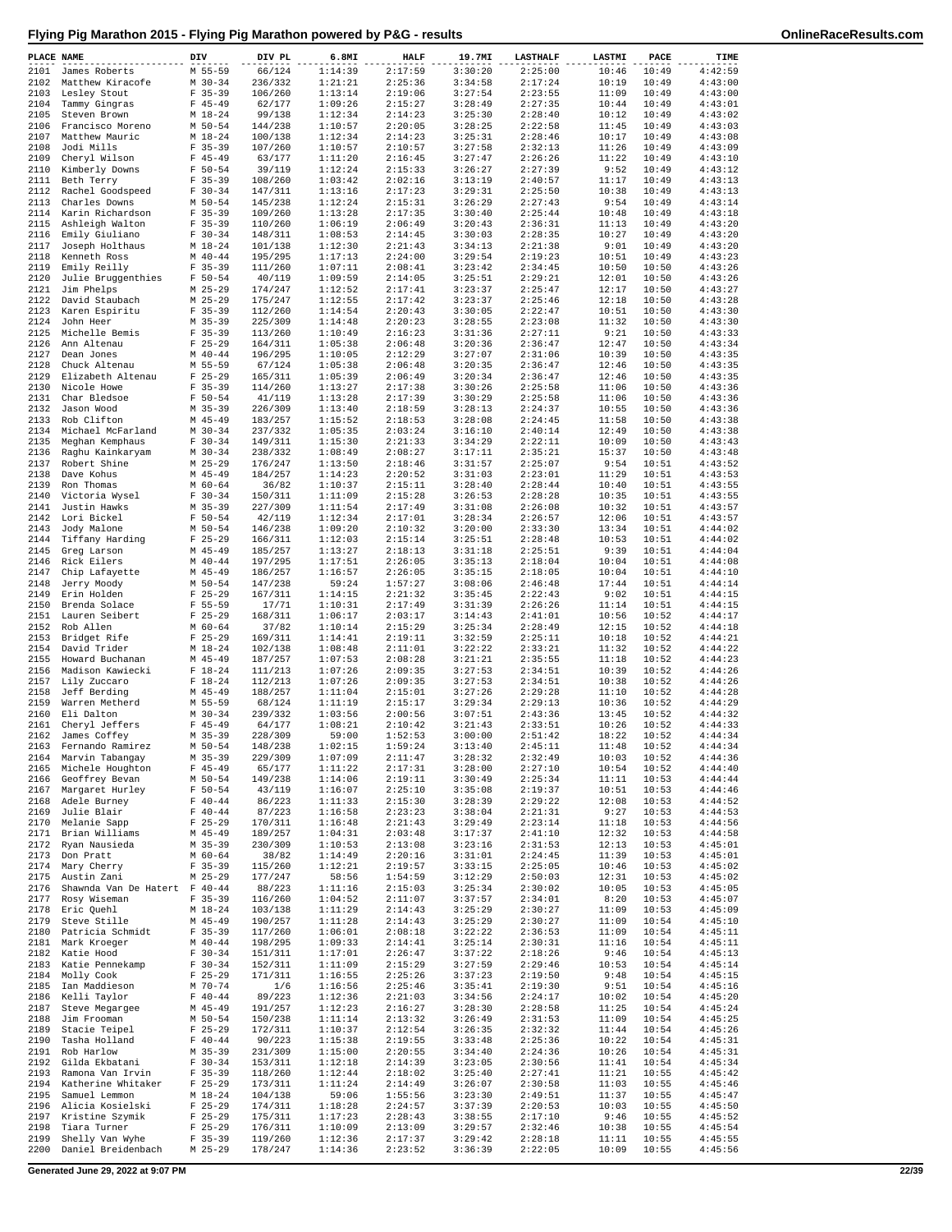# Flying Pig Marathon 2015 - Flying Pig Marathon powered by P&G - results

OnlineRaceResults.com

| PLACE | NAME | DIV | DIV PL | 6.8MI | HALF | 19.7MI | LASTHALF | LASTMI | PACE | TIME |
|---|---|---|---|---|---|---|---|---|---|---|
| 2101 | James Roberts | M 55-59 | 66/124 | 1:14:39 | 2:17:59 | 3:30:20 | 2:25:00 | 10:46 | 10:49 | 4:42:59 |
| 2102 | Matthew Kiracofe | M 30-34 | 236/332 | 1:21:21 | 2:25:36 | 3:34:58 | 2:17:24 | 10:19 | 10:49 | 4:43:00 |
| 2103 | Lesley Stout | F 35-39 | 106/260 | 1:13:14 | 2:19:06 | 3:27:54 | 2:23:55 | 11:09 | 10:49 | 4:43:00 |
| 2104 | Tammy Gingras | F 45-49 | 62/177 | 1:09:26 | 2:15:27 | 3:28:49 | 2:27:35 | 10:44 | 10:49 | 4:43:01 |
| 2105 | Steven Brown | M 18-24 | 99/138 | 1:12:34 | 2:14:23 | 3:25:30 | 2:28:40 | 10:12 | 10:49 | 4:43:02 |
| 2106 | Francisco Moreno | M 50-54 | 144/238 | 1:10:57 | 2:20:05 | 3:28:25 | 2:22:58 | 11:45 | 10:49 | 4:43:03 |
| 2107 | Matthew Mauric | M 18-24 | 100/138 | 1:12:34 | 2:14:23 | 3:25:31 | 2:28:46 | 10:17 | 10:49 | 4:43:08 |
| 2108 | Jodi Mills | F 35-39 | 107/260 | 1:10:57 | 2:10:57 | 3:27:58 | 2:32:13 | 11:26 | 10:49 | 4:43:09 |
| 2109 | Cheryl Wilson | F 45-49 | 63/177 | 1:11:20 | 2:16:45 | 3:27:47 | 2:26:26 | 11:22 | 10:49 | 4:43:10 |
| 2110 | Kimberly Downs | F 50-54 | 39/119 | 1:12:24 | 2:15:33 | 3:26:27 | 2:27:39 | 9:52 | 10:49 | 4:43:12 |
| 2111 | Beth Terry | F 35-39 | 108/260 | 1:03:42 | 2:02:16 | 3:13:19 | 2:40:57 | 11:17 | 10:49 | 4:43:13 |
| 2112 | Rachel Goodspeed | F 30-34 | 147/311 | 1:13:16 | 2:17:23 | 3:29:31 | 2:25:50 | 10:38 | 10:49 | 4:43:13 |
| 2113 | Charles Downs | M 50-54 | 145/238 | 1:12:24 | 2:15:31 | 3:26:29 | 2:27:43 | 9:54 | 10:49 | 4:43:14 |
| 2114 | Karin Richardson | F 35-39 | 109/260 | 1:13:28 | 2:17:35 | 3:30:40 | 2:25:44 | 10:48 | 10:49 | 4:43:18 |
| 2115 | Ashleigh Walton | F 35-39 | 110/260 | 1:06:19 | 2:06:49 | 3:20:43 | 2:36:31 | 11:13 | 10:49 | 4:43:20 |
| 2116 | Emily Giuliano | F 30-34 | 148/311 | 1:08:53 | 2:14:45 | 3:30:03 | 2:28:35 | 10:27 | 10:49 | 4:43:20 |
| 2117 | Joseph Holthaus | M 18-24 | 101/138 | 1:12:30 | 2:21:43 | 3:34:13 | 2:21:38 | 9:01 | 10:49 | 4:43:20 |
| 2118 | Kenneth Ross | M 40-44 | 195/295 | 1:17:13 | 2:24:00 | 3:29:54 | 2:19:23 | 10:51 | 10:49 | 4:43:23 |
| 2119 | Emily Reilly | F 35-39 | 111/260 | 1:07:11 | 2:08:41 | 3:23:42 | 2:34:45 | 10:50 | 10:50 | 4:43:26 |
| 2120 | Julie Bruggenthies | F 50-54 | 40/119 | 1:09:59 | 2:14:05 | 3:25:51 | 2:29:21 | 12:01 | 10:50 | 4:43:26 |
| 2121 | Jim Phelps | M 25-29 | 174/247 | 1:12:52 | 2:17:41 | 3:23:37 | 2:25:47 | 12:17 | 10:50 | 4:43:27 |
| 2122 | David Staubach | M 25-29 | 175/247 | 1:12:55 | 2:17:42 | 3:23:37 | 2:25:46 | 12:18 | 10:50 | 4:43:28 |
| 2123 | Karen Espiritu | F 35-39 | 112/260 | 1:14:54 | 2:20:43 | 3:30:05 | 2:22:47 | 10:51 | 10:50 | 4:43:30 |
| 2124 | John Heer | M 35-39 | 225/309 | 1:14:48 | 2:20:23 | 3:28:55 | 2:23:08 | 11:32 | 10:50 | 4:43:30 |
| 2125 | Michelle Bemis | F 35-39 | 113/260 | 1:10:49 | 2:16:23 | 3:31:36 | 2:27:11 | 9:21 | 10:50 | 4:43:33 |
| 2126 | Ann Altenau | F 25-29 | 164/311 | 1:05:38 | 2:06:48 | 3:20:36 | 2:36:47 | 12:47 | 10:50 | 4:43:34 |
| 2127 | Dean Jones | M 40-44 | 196/295 | 1:10:05 | 2:12:29 | 3:27:07 | 2:31:06 | 10:39 | 10:50 | 4:43:35 |
| 2128 | Chuck Altenau | M 55-59 | 67/124 | 1:05:38 | 2:06:48 | 3:20:35 | 2:36:47 | 12:46 | 10:50 | 4:43:35 |
| 2129 | Elizabeth Altenau | F 25-29 | 165/311 | 1:05:39 | 2:06:49 | 3:20:34 | 2:36:47 | 12:46 | 10:50 | 4:43:35 |
| 2130 | Nicole Howe | F 35-39 | 114/260 | 1:13:27 | 2:17:38 | 3:30:26 | 2:25:58 | 11:06 | 10:50 | 4:43:36 |
| 2131 | Char Bledsoe | F 50-54 | 41/119 | 1:13:28 | 2:17:39 | 3:30:29 | 2:25:58 | 11:06 | 10:50 | 4:43:36 |
| 2132 | Jason Wood | M 35-39 | 226/309 | 1:13:40 | 2:18:59 | 3:28:13 | 2:24:37 | 10:55 | 10:50 | 4:43:36 |
| 2133 | Rob Clifton | M 45-49 | 183/257 | 1:15:52 | 2:18:53 | 3:28:08 | 2:24:45 | 11:58 | 10:50 | 4:43:38 |
| 2134 | Michael McFarland | M 30-34 | 237/332 | 1:05:35 | 2:03:24 | 3:16:10 | 2:40:14 | 12:49 | 10:50 | 4:43:38 |
| 2135 | Meghan Kemphaus | F 30-34 | 149/311 | 1:15:30 | 2:21:33 | 3:34:29 | 2:22:11 | 10:09 | 10:50 | 4:43:43 |
| 2136 | Raghu Kainkaryam | M 30-34 | 238/332 | 1:08:49 | 2:08:27 | 3:17:11 | 2:35:21 | 15:37 | 10:50 | 4:43:48 |
| 2137 | Robert Shine | M 25-29 | 176/247 | 1:13:50 | 2:18:46 | 3:31:57 | 2:25:07 | 9:54 | 10:51 | 4:43:52 |
| 2138 | Dave Kohus | M 45-49 | 184/257 | 1:14:23 | 2:20:52 | 3:31:03 | 2:23:01 | 11:29 | 10:51 | 4:43:53 |
| 2139 | Ron Thomas | M 60-64 | 36/82 | 1:10:37 | 2:15:11 | 3:28:40 | 2:28:44 | 10:40 | 10:51 | 4:43:55 |
| 2140 | Victoria Wysel | F 30-34 | 150/311 | 1:11:09 | 2:15:28 | 3:26:53 | 2:28:28 | 10:35 | 10:51 | 4:43:55 |
| 2141 | Justin Hawks | M 35-39 | 227/309 | 1:11:54 | 2:17:49 | 3:31:08 | 2:26:08 | 10:32 | 10:51 | 4:43:57 |
| 2142 | Lori Bickel | F 50-54 | 42/119 | 1:12:34 | 2:17:01 | 3:28:34 | 2:26:57 | 12:06 | 10:51 | 4:43:57 |
| 2143 | Jody Malone | M 50-54 | 146/238 | 1:09:20 | 2:10:32 | 3:20:00 | 2:33:30 | 13:34 | 10:51 | 4:44:02 |
| 2144 | Tiffany Harding | F 25-29 | 166/311 | 1:12:03 | 2:15:14 | 3:25:51 | 2:28:48 | 10:53 | 10:51 | 4:44:02 |
| 2145 | Greg Larson | M 45-49 | 185/257 | 1:13:27 | 2:18:13 | 3:31:18 | 2:25:51 | 9:39 | 10:51 | 4:44:04 |
| 2146 | Rick Eilers | M 40-44 | 197/295 | 1:17:51 | 2:26:05 | 3:35:13 | 2:18:04 | 10:04 | 10:51 | 4:44:08 |
| 2147 | Chip Lafayette | M 45-49 | 186/257 | 1:16:57 | 2:26:05 | 3:35:15 | 2:18:05 | 10:04 | 10:51 | 4:44:10 |
| 2148 | Jerry Moody | M 50-54 | 147/238 | 59:24 | 1:57:27 | 3:08:06 | 2:46:48 | 17:44 | 10:51 | 4:44:14 |
| 2149 | Erin Holden | F 25-29 | 167/311 | 1:14:15 | 2:21:32 | 3:35:45 | 2:22:43 | 9:02 | 10:51 | 4:44:15 |
| 2150 | Brenda Solace | F 55-59 | 17/71 | 1:10:31 | 2:17:49 | 3:31:39 | 2:26:26 | 11:14 | 10:51 | 4:44:15 |
| 2151 | Lauren Seibert | F 25-29 | 168/311 | 1:06:17 | 2:03:17 | 3:14:43 | 2:41:01 | 10:56 | 10:52 | 4:44:17 |
| 2152 | Rob Allen | M 60-64 | 37/82 | 1:10:14 | 2:15:29 | 3:25:34 | 2:28:49 | 12:15 | 10:52 | 4:44:18 |
| 2153 | Bridget Rife | F 25-29 | 169/311 | 1:14:41 | 2:19:11 | 3:32:59 | 2:25:11 | 10:18 | 10:52 | 4:44:21 |
| 2154 | David Trider | M 18-24 | 102/138 | 1:08:48 | 2:11:01 | 3:22:22 | 2:33:21 | 11:32 | 10:52 | 4:44:22 |
| 2155 | Howard Buchanan | M 45-49 | 187/257 | 1:07:53 | 2:08:28 | 3:21:21 | 2:35:55 | 11:18 | 10:52 | 4:44:23 |
| 2156 | Madison Kawiecki | F 18-24 | 111/213 | 1:07:26 | 2:09:35 | 3:27:53 | 2:34:51 | 10:39 | 10:52 | 4:44:26 |
| 2157 | Lily Zuccaro | F 18-24 | 112/213 | 1:07:26 | 2:09:35 | 3:27:53 | 2:34:51 | 10:38 | 10:52 | 4:44:26 |
| 2158 | Jeff Berding | M 45-49 | 188/257 | 1:11:04 | 2:15:01 | 3:27:26 | 2:29:28 | 11:10 | 10:52 | 4:44:28 |
| 2159 | Warren Metherd | M 55-59 | 68/124 | 1:11:19 | 2:15:17 | 3:29:34 | 2:29:13 | 10:36 | 10:52 | 4:44:29 |
| 2160 | Eli Dalton | M 30-34 | 239/332 | 1:03:56 | 2:00:56 | 3:07:51 | 2:43:36 | 13:45 | 10:52 | 4:44:32 |
| 2161 | Cheryl Jeffers | F 45-49 | 64/177 | 1:08:21 | 2:10:42 | 3:21:43 | 2:33:51 | 10:26 | 10:52 | 4:44:33 |
| 2162 | James Coffey | M 35-39 | 228/309 | 59:00 | 1:52:53 | 3:00:00 | 2:51:42 | 18:22 | 10:52 | 4:44:34 |
| 2163 | Fernando Ramirez | M 50-54 | 148/238 | 1:02:15 | 1:59:24 | 3:13:40 | 2:45:11 | 11:48 | 10:52 | 4:44:34 |
| 2164 | Marvin Tabangay | M 35-39 | 229/309 | 1:07:09 | 2:11:47 | 3:28:32 | 2:32:49 | 10:03 | 10:52 | 4:44:36 |
| 2165 | Michele Houghton | F 45-49 | 65/177 | 1:11:22 | 2:17:31 | 3:28:00 | 2:27:10 | 10:54 | 10:52 | 4:44:40 |
| 2166 | Geoffrey Bevan | M 50-54 | 149/238 | 1:14:06 | 2:19:11 | 3:30:49 | 2:25:34 | 11:11 | 10:53 | 4:44:44 |
| 2167 | Margaret Hurley | F 50-54 | 43/119 | 1:16:07 | 2:25:10 | 3:35:08 | 2:19:37 | 10:51 | 10:53 | 4:44:46 |
| 2168 | Adele Burney | F 40-44 | 86/223 | 1:11:33 | 2:15:30 | 3:28:39 | 2:29:22 | 12:08 | 10:53 | 4:44:52 |
| 2169 | Julie Blair | F 40-44 | 87/223 | 1:16:58 | 2:23:23 | 3:38:04 | 2:21:31 | 9:27 | 10:53 | 4:44:53 |
| 2170 | Melanie Sapp | F 25-29 | 170/311 | 1:16:48 | 2:21:43 | 3:29:49 | 2:23:14 | 11:18 | 10:53 | 4:44:56 |
| 2171 | Brian Williams | M 45-49 | 189/257 | 1:04:31 | 2:03:48 | 3:17:37 | 2:41:10 | 12:32 | 10:53 | 4:44:58 |
| 2172 | Ryan Nausieda | M 35-39 | 230/309 | 1:10:53 | 2:13:08 | 3:23:16 | 2:31:53 | 12:13 | 10:53 | 4:45:01 |
| 2173 | Don Pratt | M 60-64 | 38/82 | 1:14:49 | 2:20:16 | 3:31:01 | 2:24:45 | 11:39 | 10:53 | 4:45:01 |
| 2174 | Mary Cherry | F 35-39 | 115/260 | 1:12:21 | 2:19:57 | 3:33:15 | 2:25:05 | 10:46 | 10:53 | 4:45:02 |
| 2175 | Austin Zani | M 25-29 | 177/247 | 58:56 | 1:54:59 | 3:12:29 | 2:50:03 | 12:31 | 10:53 | 4:45:02 |
| 2176 | Shawnda Van De Hatert | F 40-44 | 88/223 | 1:11:16 | 2:15:03 | 3:25:34 | 2:30:02 | 10:05 | 10:53 | 4:45:05 |
| 2177 | Rosy Wiseman | F 35-39 | 116/260 | 1:04:52 | 2:11:07 | 3:37:57 | 2:34:01 | 8:20 | 10:53 | 4:45:07 |
| 2178 | Eric Quehl | M 18-24 | 103/138 | 1:11:29 | 2:14:43 | 3:25:29 | 2:30:27 | 11:09 | 10:53 | 4:45:09 |
| 2179 | Steve Stille | M 45-49 | 190/257 | 1:11:28 | 2:14:43 | 3:25:29 | 2:30:27 | 11:09 | 10:54 | 4:45:10 |
| 2180 | Patricia Schmidt | F 35-39 | 117/260 | 1:06:01 | 2:08:18 | 3:22:22 | 2:36:53 | 11:09 | 10:54 | 4:45:11 |
| 2181 | Mark Kroeger | M 40-44 | 198/295 | 1:09:33 | 2:14:41 | 3:25:14 | 2:30:31 | 11:16 | 10:54 | 4:45:11 |
| 2182 | Katie Hood | F 30-34 | 151/311 | 1:17:01 | 2:26:47 | 3:37:22 | 2:18:26 | 9:46 | 10:54 | 4:45:13 |
| 2183 | Katie Pennekamp | F 30-34 | 152/311 | 1:11:09 | 2:15:29 | 3:27:59 | 2:29:46 | 10:53 | 10:54 | 4:45:14 |
| 2184 | Molly Cook | F 25-29 | 171/311 | 1:16:55 | 2:25:26 | 3:37:23 | 2:19:50 | 9:48 | 10:54 | 4:45:15 |
| 2185 | Ian Maddieson | M 70-74 | 1/6 | 1:16:56 | 2:25:46 | 3:35:41 | 2:19:30 | 9:51 | 10:54 | 4:45:16 |
| 2186 | Kelli Taylor | F 40-44 | 89/223 | 1:12:36 | 2:21:03 | 3:34:56 | 2:24:17 | 10:02 | 10:54 | 4:45:20 |
| 2187 | Steve Megargee | M 45-49 | 191/257 | 1:12:23 | 2:16:27 | 3:28:30 | 2:28:58 | 11:25 | 10:54 | 4:45:24 |
| 2188 | Jim Frooman | M 50-54 | 150/238 | 1:11:14 | 2:13:32 | 3:26:49 | 2:31:53 | 11:09 | 10:54 | 4:45:25 |
| 2189 | Stacie Teipel | F 25-29 | 172/311 | 1:10:37 | 2:12:54 | 3:26:35 | 2:32:32 | 11:44 | 10:54 | 4:45:26 |
| 2190 | Tasha Holland | F 40-44 | 90/223 | 1:15:38 | 2:19:55 | 3:33:48 | 2:25:36 | 10:22 | 10:54 | 4:45:31 |
| 2191 | Rob Harlow | M 35-39 | 231/309 | 1:15:00 | 2:20:55 | 3:34:40 | 2:24:36 | 10:26 | 10:54 | 4:45:31 |
| 2192 | Gilda Ekbatani | F 30-34 | 153/311 | 1:12:18 | 2:14:39 | 3:23:05 | 2:30:56 | 11:41 | 10:54 | 4:45:34 |
| 2193 | Ramona Van Irvin | F 35-39 | 118/260 | 1:12:44 | 2:18:02 | 3:25:40 | 2:27:41 | 11:21 | 10:55 | 4:45:42 |
| 2194 | Katherine Whitaker | F 25-29 | 173/311 | 1:11:24 | 2:14:49 | 3:26:07 | 2:30:58 | 11:03 | 10:55 | 4:45:46 |
| 2195 | Samuel Lemmon | M 18-24 | 104/138 | 59:06 | 1:55:56 | 3:23:30 | 2:49:51 | 11:37 | 10:55 | 4:45:47 |
| 2196 | Alicia Kosielski | F 25-29 | 174/311 | 1:18:28 | 2:24:57 | 3:37:39 | 2:20:53 | 10:03 | 10:55 | 4:45:50 |
| 2197 | Kristine Szymik | F 25-29 | 175/311 | 1:17:23 | 2:28:43 | 3:38:55 | 2:17:10 | 9:46 | 10:55 | 4:45:52 |
| 2198 | Tiara Turner | F 25-29 | 176/311 | 1:10:09 | 2:13:09 | 3:29:57 | 2:32:46 | 10:38 | 10:55 | 4:45:54 |
| 2199 | Shelly Van Wyhe | F 35-39 | 119/260 | 1:12:36 | 2:17:37 | 3:29:42 | 2:28:18 | 11:11 | 10:55 | 4:45:55 |
| 2200 | Daniel Breidenbach | M 25-29 | 178/247 | 1:14:36 | 2:23:52 | 3:36:39 | 2:22:05 | 10:09 | 10:55 | 4:45:56 |

Generated June 29, 2022 at 9:07 PM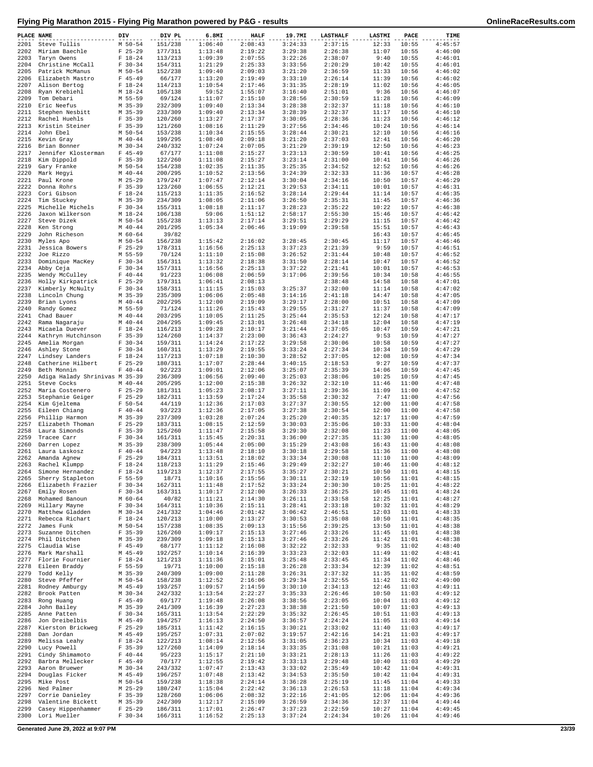# Flying Pig Marathon 2015 - Flying Pig Marathon powered by P&G - results

| PLACE | NAME | DIV | DIV PL | 6.8MI | HALF | 19.7MI | LASTHALF | LASTMI | PACE | TIME |
|---|---|---|---|---|---|---|---|---|---|---|
| 2201 | Steve Tullis | M 50-54 | 151/238 | 1:06:40 | 2:08:43 | 3:24:33 | 2:37:15 | 12:33 | 10:55 | 4:45:57 |
| 2202 | Miriam Baechle | F 25-29 | 177/311 | 1:13:48 | 2:19:22 | 3:29:38 | 2:26:38 | 11:07 | 10:55 | 4:46:00 |
| 2203 | Taryn Owens | F 18-24 | 113/213 | 1:09:39 | 2:07:55 | 3:22:26 | 2:38:07 | 9:40 | 10:55 | 4:46:01 |
| 2204 | Christine McCall | F 30-34 | 154/311 | 1:21:29 | 2:25:33 | 3:33:56 | 2:20:29 | 10:42 | 10:55 | 4:46:01 |
| 2205 | Patrick McManus | M 50-54 | 152/238 | 1:09:40 | 2:09:03 | 3:21:20 | 2:36:59 | 11:33 | 10:56 | 4:46:02 |
| 2206 | Elizabeth Mastro | F 45-49 | 66/177 | 1:13:20 | 2:19:49 | 3:33:10 | 2:26:14 | 11:39 | 10:56 | 4:46:02 |
| 2207 | Alison Bertog | F 18-24 | 114/213 | 1:10:54 | 2:17:46 | 3:31:35 | 2:28:19 | 11:02 | 10:56 | 4:46:05 |
| 2208 | Ryan Krebiehl | M 18-24 | 105/138 | 59:52 | 1:55:07 | 3:16:40 | 2:51:01 | 9:36 | 10:56 | 4:46:07 |
| 2209 | Tom Debari | M 55-59 | 69/124 | 1:11:07 | 2:15:10 | 3:28:56 | 2:30:59 | 11:28 | 10:56 | 4:46:09 |
| 2210 | Eric Neefus | M 35-39 | 232/309 | 1:09:40 | 2:13:34 | 3:28:38 | 2:32:37 | 11:18 | 10:56 | 4:46:10 |
| 2211 | Stephen Nesbitt | M 35-39 | 233/309 | 1:09:40 | 2:13:34 | 3:28:39 | 2:32:37 | 11:17 | 10:56 | 4:46:10 |
| 2212 | Rachel Huehls | F 35-39 | 120/260 | 1:13:27 | 2:17:37 | 3:30:05 | 2:28:36 | 11:23 | 10:56 | 4:46:12 |
| 2213 | Kristin Steiner | F 35-39 | 121/260 | 1:08:16 | 2:11:29 | 3:27:56 | 2:34:46 | 10:24 | 10:56 | 4:46:14 |
| 2214 | John Ebel | M 50-54 | 153/238 | 1:10:34 | 2:15:55 | 3:28:44 | 2:30:21 | 12:10 | 10:56 | 4:46:16 |
| 2215 | Kevin Gray | M 40-44 | 199/295 | 1:08:40 | 2:09:18 | 3:21:20 | 2:37:03 | 12:41 | 10:56 | 4:46:20 |
| 2216 | Brian Bonner | M 30-34 | 240/332 | 1:07:24 | 2:07:05 | 3:21:29 | 2:39:19 | 12:50 | 10:56 | 4:46:23 |
| 2217 | Jennifer Klosterman | F 45-49 | 67/177 | 1:11:08 | 2:15:27 | 3:23:13 | 2:30:59 | 10:41 | 10:56 | 4:46:25 |
| 2218 | Kim Dippold | F 35-39 | 122/260 | 1:11:08 | 2:15:27 | 3:23:14 | 2:31:00 | 10:41 | 10:56 | 4:46:26 |
| 2219 | Gary Franke | M 50-54 | 154/238 | 1:02:35 | 2:11:35 | 3:25:35 | 2:34:52 | 12:52 | 10:56 | 4:46:26 |
| 2220 | Mark Hegyi | M 40-44 | 200/295 | 1:10:52 | 2:13:56 | 3:24:39 | 2:32:33 | 11:36 | 10:57 | 4:46:28 |
| 2221 | Paul Krone | M 25-29 | 179/247 | 1:07:47 | 2:12:14 | 3:30:04 | 2:34:16 | 10:50 | 10:57 | 4:46:29 |
| 2222 | Donna Rohrs | F 35-39 | 123/260 | 1:06:55 | 2:12:21 | 3:29:53 | 2:34:11 | 10:01 | 10:57 | 4:46:31 |
| 2223 | Cori Gibson | F 18-24 | 115/213 | 1:11:35 | 2:16:52 | 3:28:14 | 2:29:44 | 11:14 | 10:57 | 4:46:35 |
| 2224 | Tim Stuckey | M 35-39 | 234/309 | 1:08:05 | 2:11:06 | 3:26:50 | 2:35:31 | 11:45 | 10:57 | 4:46:36 |
| 2225 | Michelle Michels | F 30-34 | 155/311 | 1:08:18 | 2:11:17 | 3:28:23 | 2:35:22 | 10:22 | 10:57 | 4:46:38 |
| 2226 | Jaxon Wilkerson | M 18-24 | 106/138 | 59:06 | 1:51:12 | 2:58:17 | 2:55:30 | 15:46 | 10:57 | 4:46:42 |
| 2227 | Steve Dizek | M 50-54 | 155/238 | 1:13:13 | 2:17:14 | 3:29:51 | 2:29:29 | 11:15 | 10:57 | 4:46:42 |
| 2228 | Ken Strong | M 40-44 | 201/295 | 1:05:34 | 2:06:46 | 3:19:09 | 2:39:58 | 15:51 | 10:57 | 4:46:43 |
| 2229 | John Richeson | M 60-64 | 39/82 | | | | | 16:43 | 10:57 | 4:46:45 |
| 2230 | Myles Apo | M 50-54 | 156/238 | 1:15:42 | 2:16:02 | 3:28:45 | 2:30:45 | 11:17 | 10:57 | 4:46:46 |
| 2231 | Jessica Bowers | F 25-29 | 178/311 | 1:16:56 | 2:25:13 | 3:37:23 | 2:21:39 | 9:59 | 10:57 | 4:46:51 |
| 2232 | Joe Rizzo | M 55-59 | 70/124 | 1:11:10 | 2:15:08 | 3:26:52 | 2:31:44 | 10:48 | 10:57 | 4:46:52 |
| 2233 | Dominique MacKey | F 30-34 | 156/311 | 1:13:32 | 2:18:38 | 3:31:50 | 2:28:14 | 10:47 | 10:57 | 4:46:52 |
| 2234 | Abby Ceja | F 30-34 | 157/311 | 1:16:56 | 2:25:13 | 3:37:22 | 2:21:41 | 10:01 | 10:57 | 4:46:53 |
| 2235 | Wendy McCulley | F 40-44 | 91/223 | 1:06:08 | 2:06:59 | 3:17:06 | 2:39:56 | 10:34 | 10:58 | 4:46:55 |
| 2236 | Holly Kirkpatrick | F 25-29 | 179/311 | 1:06:41 | 2:08:13 | | 2:38:48 | 14:58 | 10:58 | 4:47:01 |
| 2237 | Kimberly McNulty | F 30-34 | 158/311 | 1:11:15 | 2:15:03 | 3:25:37 | 2:32:00 | 11:14 | 10:58 | 4:47:02 |
| 2238 | Lincoln Chung | M 35-39 | 235/309 | 1:06:06 | 2:05:48 | 3:14:16 | 2:41:18 | 14:47 | 10:58 | 4:47:05 |
| 2239 | Brian Lyons | M 40-44 | 202/295 | 1:12:00 | 2:19:09 | 3:29:17 | 2:28:00 | 10:51 | 10:58 | 4:47:09 |
| 2240 | Randy Gomez | M 55-59 | 71/124 | 1:11:26 | 2:15:43 | 3:29:55 | 2:31:27 | 11:37 | 10:58 | 4:47:09 |
| 2241 | Chad Bauer | M 40-44 | 203/295 | 1:10:05 | 2:11:25 | 3:25:44 | 2:35:53 | 12:24 | 10:58 | 4:47:17 |
| 2242 | Rama Nagaraju | M 40-44 | 204/295 | 1:09:45 | 2:13:01 | 3:26:48 | 2:34:18 | 12:04 | 10:58 | 4:47:19 |
| 2243 | Micaela Duever | F 18-24 | 116/213 | 1:09:28 | 2:10:17 | 3:21:44 | 2:37:05 | 10:47 | 10:59 | 4:47:21 |
| 2244 | Kathryn Hutchinson | F 35-39 | 124/260 | 1:14:37 | 2:23:00 | 3:36:43 | 2:24:27 | 9:53 | 10:59 | 4:47:27 |
| 2245 | Amelia Morgan | F 30-34 | 159/311 | 1:14:24 | 2:17:22 | 3:29:58 | 2:30:06 | 10:58 | 10:59 | 4:47:27 |
| 2246 | Ashley Stone | F 30-34 | 160/311 | 1:13:29 | 2:19:55 | 3:33:24 | 2:27:34 | 10:34 | 10:59 | 4:47:29 |
| 2247 | Lindsey Landers | F 18-24 | 117/213 | 1:07:18 | 2:10:30 | 3:28:52 | 2:37:05 | 12:08 | 10:59 | 4:47:34 |
| 2248 | Catherine Hilbert | F 25-29 | 180/311 | 1:17:07 | 2:28:44 | 3:40:15 | 2:18:53 | 9:27 | 10:59 | 4:47:37 |
| 2249 | Beth Monnin | F 40-44 | 92/223 | 1:09:01 | 2:12:06 | 3:25:07 | 2:35:39 | 14:06 | 10:59 | 4:47:45 |
| 2250 | Adiga Halady Shrinivas | M 35-39 | 236/309 | 1:06:56 | 2:09:40 | 3:25:03 | 2:38:06 | 10:25 | 10:59 | 4:47:45 |
| 2251 | Steve Cocks | M 40-44 | 205/295 | 1:12:00 | 2:15:38 | 3:26:32 | 2:32:10 | 11:46 | 11:00 | 4:47:48 |
| 2252 | Maria Costenero | F 25-29 | 181/311 | 1:05:23 | 2:08:17 | 3:27:11 | 2:39:36 | 11:09 | 11:00 | 4:47:52 |
| 2253 | Stephanie Geiger | F 25-29 | 182/311 | 1:13:59 | 2:17:24 | 3:35:58 | 2:30:32 | 7:47 | 11:00 | 4:47:56 |
| 2254 | Kim Gjeltema | F 50-54 | 44/119 | 1:12:36 | 2:17:03 | 3:27:37 | 2:30:55 | 12:00 | 11:00 | 4:47:58 |
| 2255 | Eileen Chiang | F 40-44 | 93/223 | 1:12:36 | 2:17:05 | 3:27:38 | 2:30:54 | 12:00 | 11:00 | 4:47:58 |
| 2256 | Phillip Harmon | M 35-39 | 237/309 | 1:03:28 | 2:07:24 | 3:25:20 | 2:40:35 | 12:17 | 11:00 | 4:47:59 |
| 2257 | Elizabeth Thoman | F 25-29 | 183/311 | 1:08:15 | 2:12:59 | 3:30:03 | 2:35:06 | 10:33 | 11:00 | 4:48:04 |
| 2258 | Laura Simonds | F 35-39 | 125/260 | 1:11:47 | 2:15:58 | 3:29:30 | 2:32:08 | 11:23 | 11:00 | 4:48:05 |
| 2259 | Tracee Carr | F 30-34 | 161/311 | 1:15:45 | 2:20:31 | 3:36:00 | 2:27:35 | 11:30 | 11:00 | 4:48:05 |
| 2260 | Darren Lopez | M 35-39 | 238/309 | 1:05:44 | 2:05:00 | 3:15:29 | 2:43:08 | 16:43 | 11:00 | 4:48:08 |
| 2261 | Laura Laskosz | F 40-44 | 94/223 | 1:13:48 | 2:18:10 | 3:30:18 | 2:29:58 | 11:36 | 11:00 | 4:48:08 |
| 2262 | Amanda Agnew | F 25-29 | 184/311 | 1:13:51 | 2:18:02 | 3:33:34 | 2:30:08 | 11:10 | 11:00 | 4:48:09 |
| 2263 | Rachel Klumpp | F 18-24 | 118/213 | 1:11:29 | 2:15:46 | 3:29:49 | 2:32:27 | 10:46 | 11:00 | 4:48:12 |
| 2264 | Simone Hernandez | F 18-24 | 119/213 | 1:12:37 | 2:17:55 | 3:35:27 | 2:30:21 | 10:50 | 11:01 | 4:48:15 |
| 2265 | Sherry Stapleton | F 55-59 | 18/71 | 1:10:16 | 2:15:56 | 3:30:11 | 2:32:19 | 10:56 | 11:01 | 4:48:15 |
| 2266 | Elizabeth Frazier | F 30-34 | 162/311 | 1:11:48 | 2:17:52 | 3:33:24 | 2:30:30 | 10:25 | 11:01 | 4:48:22 |
| 2267 | Emily Rosen | F 30-34 | 163/311 | 1:10:17 | 2:12:00 | 3:26:33 | 2:36:25 | 10:45 | 11:01 | 4:48:24 |
| 2268 | Mohamed Banoun | M 60-64 | 40/82 | 1:11:21 | 2:14:30 | 3:26:11 | 2:33:58 | 12:25 | 11:01 | 4:48:27 |
| 2269 | Hillary Mayne | F 30-34 | 164/311 | 1:10:36 | 2:15:11 | 3:28:41 | 2:33:18 | 10:32 | 11:01 | 4:48:29 |
| 2270 | Matthew Gladden | M 30-34 | 241/332 | 1:04:46 | 2:01:42 | 3:06:42 | 2:46:51 | 12:03 | 11:01 | 4:48:33 |
| 2271 | Rebecca Richart | F 18-24 | 120/213 | 1:10:00 | 2:13:27 | 3:30:53 | 2:35:08 | 10:50 | 11:01 | 4:48:35 |
| 2272 | James Funk | M 50-54 | 157/238 | 1:08:35 | 2:09:13 | 3:15:56 | 2:39:25 | 13:50 | 11:01 | 4:48:38 |
| 2273 | Suzanne Ditchen | F 35-39 | 126/260 | 1:09:17 | 2:15:13 | 3:27:46 | 2:33:26 | 11:45 | 11:01 | 4:48:38 |
| 2274 | Phil Ditchen | M 35-39 | 239/309 | 1:09:18 | 2:15:13 | 3:27:46 | 2:33:26 | 11:42 | 11:01 | 4:48:38 |
| 2275 | Claudia Wise | F 45-49 | 68/177 | 1:11:12 | 2:16:08 | 3:32:22 | 2:32:33 | 9:35 | 11:02 | 4:48:40 |
| 2276 | Mark Marshall | M 45-49 | 192/257 | 1:10:14 | 2:16:39 | 3:33:23 | 2:32:03 | 11:49 | 11:02 | 4:48:41 |
| 2277 | Florie Fournier | F 18-24 | 121/213 | 1:11:36 | 2:15:01 | 3:25:48 | 2:33:45 | 11:34 | 11:02 | 4:48:46 |
| 2278 | Eileen Braddy | F 55-59 | 19/71 | 1:10:00 | 2:15:18 | 3:26:28 | 2:33:34 | 12:39 | 11:02 | 4:48:51 |
| 2279 | Todd Kelly | M 35-39 | 240/309 | 1:09:00 | 2:11:28 | 3:26:31 | 2:37:32 | 11:35 | 11:02 | 4:48:59 |
| 2280 | Steve Pfeffer | M 50-54 | 158/238 | 1:12:52 | 2:16:06 | 3:29:34 | 2:32:55 | 11:42 | 11:02 | 4:49:00 |
| 2281 | Rodney Amburgy | M 45-49 | 193/257 | 1:09:57 | 2:14:59 | 3:30:10 | 2:34:13 | 12:46 | 11:03 | 4:49:11 |
| 2282 | Brook Patten | M 30-34 | 242/332 | 1:13:54 | 2:22:27 | 3:35:33 | 2:26:46 | 10:50 | 11:03 | 4:49:12 |
| 2283 | Rong Huang | F 45-49 | 69/177 | 1:19:48 | 2:26:08 | 3:38:56 | 2:23:05 | 10:04 | 11:03 | 4:49:12 |
| 2284 | John Bailey | M 35-39 | 241/309 | 1:16:39 | 2:27:23 | 3:38:38 | 2:21:50 | 10:07 | 11:03 | 4:49:13 |
| 2285 | Anne Patten | F 30-34 | 165/311 | 1:13:54 | 2:22:29 | 3:35:32 | 2:26:45 | 10:51 | 11:03 | 4:49:13 |
| 2286 | Jon Dreibelbis | M 45-49 | 194/257 | 1:16:13 | 2:24:50 | 3:36:57 | 2:24:24 | 11:05 | 11:03 | 4:49:14 |
| 2287 | Kierston Brickweg | F 25-29 | 185/311 | 1:11:42 | 2:16:15 | 3:30:21 | 2:33:02 | 11:40 | 11:03 | 4:49:17 |
| 2288 | Dan Jordan | M 45-49 | 195/257 | 1:07:31 | 2:07:02 | 3:19:57 | 2:42:16 | 14:21 | 11:03 | 4:49:17 |
| 2289 | Melissa Leahy | F 18-24 | 122/213 | 1:08:14 | 2:12:56 | 3:31:05 | 2:36:23 | 10:34 | 11:03 | 4:49:18 |
| 2290 | Lucy Powell | F 35-39 | 127/260 | 1:14:09 | 2:18:14 | 3:33:35 | 2:31:08 | 10:21 | 11:03 | 4:49:21 |
| 2291 | Cindy Shimamoto | F 40-44 | 95/223 | 1:15:17 | 2:21:10 | 3:33:21 | 2:28:13 | 11:26 | 11:03 | 4:49:22 |
| 2292 | Barbra Mellecker | F 45-49 | 70/177 | 1:12:55 | 2:19:42 | 3:33:13 | 2:29:48 | 10:40 | 11:03 | 4:49:29 |
| 2293 | Aaron Bruewer | M 30-34 | 243/332 | 1:07:47 | 2:13:43 | 3:33:02 | 2:35:49 | 10:42 | 11:04 | 4:49:31 |
| 2294 | Douglas Ficker | M 45-49 | 196/257 | 1:07:48 | 2:13:42 | 3:34:53 | 2:35:50 | 10:42 | 11:04 | 4:49:31 |
| 2295 | Mike Post | M 50-54 | 159/238 | 1:18:38 | 2:24:14 | 3:36:28 | 2:25:19 | 11:45 | 11:04 | 4:49:33 |
| 2296 | Ned Palmer | M 25-29 | 180/247 | 1:15:04 | 2:22:42 | 3:36:13 | 2:26:53 | 11:18 | 11:04 | 4:49:34 |
| 2297 | Corrie Danieley | F 35-39 | 128/260 | 1:06:06 | 2:08:32 | 3:22:16 | 2:41:05 | 12:06 | 11:04 | 4:49:36 |
| 2298 | Valentine Bickett | M 35-39 | 242/309 | 1:12:17 | 2:15:09 | 3:26:59 | 2:34:36 | 12:37 | 11:04 | 4:49:44 |
| 2299 | Casey Hippenhammer | F 25-29 | 186/311 | 1:17:01 | 2:26:47 | 3:37:23 | 2:22:59 | 10:27 | 11:04 | 4:49:45 |
| 2300 | Lori Mueller | F 30-34 | 166/311 | 1:16:52 | 2:25:13 | 3:37:24 | 2:24:34 | 10:26 | 11:04 | 4:49:46 |

Generated June 29, 2022 at 9:07 PM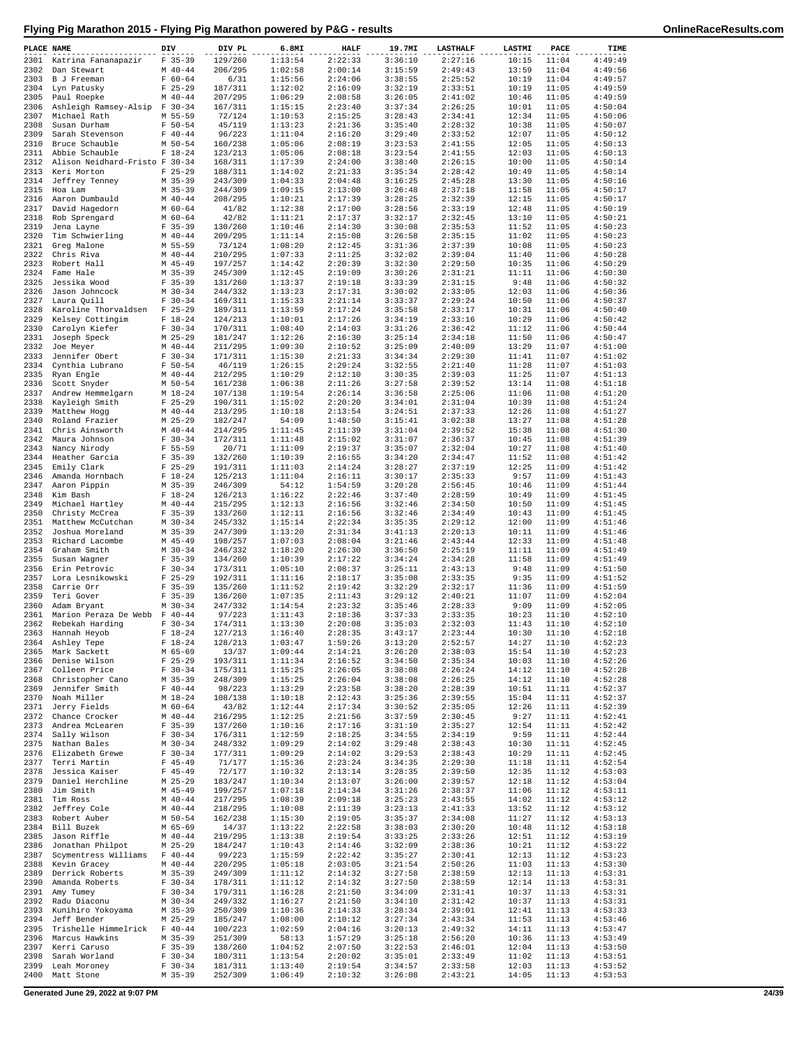# Flying Pig Marathon 2015 - Flying Pig Marathon powered by P&G - results

| PLACE | NAME | DIV | DIV PL | 6.8MI | HALF | 19.7MI | LASTHALF | LASTMI | PACE | TIME |
|---|---|---|---|---|---|---|---|---|---|---|
| 2301 | Katrina Fananapazir | F 35-39 | 129/260 | 1:13:54 | 2:22:33 | 3:36:10 | 2:27:16 | 10:15 | 11:04 | 4:49:49 |
| 2302 | Dan Stewart | M 40-44 | 206/295 | 1:02:58 | 2:00:14 | 3:15:59 | 2:49:43 | 13:59 | 11:04 | 4:49:56 |
| 2303 | B J Freeman | F 60-64 | 6/31 | 1:15:56 | 2:24:06 | 3:38:55 | 2:25:52 | 10:19 | 11:04 | 4:49:57 |
| 2304 | Lyn Patusky | F 25-29 | 187/311 | 1:12:02 | 2:16:09 | 3:32:19 | 2:33:51 | 10:19 | 11:05 | 4:49:59 |
| 2305 | Paul Roepke | M 40-44 | 207/295 | 1:06:29 | 2:08:58 | 3:26:05 | 2:41:02 | 10:46 | 11:05 | 4:49:59 |
| 2306 | Ashleigh Ramsey-Alsip | F 30-34 | 167/311 | 1:15:15 | 2:23:40 | 3:37:34 | 2:26:25 | 10:01 | 11:05 | 4:50:04 |
| 2307 | Michael Rath | M 55-59 | 72/124 | 1:10:53 | 2:15:25 | 3:28:43 | 2:34:41 | 12:34 | 11:05 | 4:50:06 |
| 2308 | Susan Durham | F 50-54 | 45/119 | 1:13:23 | 2:21:36 | 3:35:40 | 2:28:32 | 10:38 | 11:05 | 4:50:07 |
| 2309 | Sarah Stevenson | F 40-44 | 96/223 | 1:11:04 | 2:16:20 | 3:29:40 | 2:33:52 | 12:07 | 11:05 | 4:50:12 |
| 2310 | Bruce Schauble | M 50-54 | 160/238 | 1:05:06 | 2:08:19 | 3:23:53 | 2:41:55 | 12:05 | 11:05 | 4:50:13 |
| 2311 | Abbie Schauble | F 18-24 | 123/213 | 1:05:06 | 2:08:18 | 3:23:54 | 2:41:55 | 12:03 | 11:05 | 4:50:13 |
| 2312 | Alison Neidhard-Fristo | F 30-34 | 168/311 | 1:17:39 | 2:24:00 | 3:38:40 | 2:26:15 | 10:00 | 11:05 | 4:50:14 |
| 2313 | Keri Morton | F 25-29 | 188/311 | 1:14:02 | 2:21:33 | 3:35:34 | 2:28:42 | 10:49 | 11:05 | 4:50:14 |
| 2314 | Jeffrey Tenney | M 35-39 | 243/309 | 1:04:33 | 2:04:48 | 3:16:25 | 2:45:28 | 13:30 | 11:05 | 4:50:16 |
| 2315 | Hoa Lam | M 35-39 | 244/309 | 1:09:15 | 2:13:00 | 3:26:48 | 2:37:18 | 11:58 | 11:05 | 4:50:17 |
| 2316 | Aaron Dumbauld | M 40-44 | 208/295 | 1:10:21 | 2:17:39 | 3:28:25 | 2:32:39 | 12:15 | 11:05 | 4:50:17 |
| 2317 | David Hagedorn | M 60-64 | 41/82 | 1:12:38 | 2:17:00 | 3:28:56 | 2:33:19 | 12:48 | 11:05 | 4:50:19 |
| 2318 | Rob Sprengard | M 60-64 | 42/82 | 1:11:21 | 2:17:37 | 3:32:17 | 2:32:45 | 13:10 | 11:05 | 4:50:21 |
| 2319 | Jena Layne | F 35-39 | 130/260 | 1:10:46 | 2:14:30 | 3:30:08 | 2:35:53 | 11:52 | 11:05 | 4:50:23 |
| 2320 | Tim Schwierling | M 40-44 | 209/295 | 1:11:14 | 2:15:08 | 3:26:58 | 2:35:15 | 11:02 | 11:05 | 4:50:23 |
| 2321 | Greg Malone | M 55-59 | 73/124 | 1:08:20 | 2:12:45 | 3:31:36 | 2:37:39 | 10:08 | 11:05 | 4:50:23 |
| 2322 | Chris Riva | M 40-44 | 210/295 | 1:07:33 | 2:11:25 | 3:32:02 | 2:39:04 | 11:40 | 11:06 | 4:50:28 |
| 2323 | Robert Hall | M 45-49 | 197/257 | 1:14:42 | 2:20:39 | 3:32:30 | 2:29:50 | 10:35 | 11:06 | 4:50:29 |
| 2324 | Fame Hale | M 35-39 | 245/309 | 1:12:45 | 2:19:09 | 3:30:26 | 2:31:21 | 11:11 | 11:06 | 4:50:30 |
| 2325 | Jessika Wood | F 35-39 | 131/260 | 1:13:37 | 2:19:18 | 3:33:39 | 2:31:15 | 9:48 | 11:06 | 4:50:32 |
| 2326 | Jason Johncock | M 30-34 | 244/332 | 1:13:23 | 2:17:31 | 3:30:02 | 2:33:05 | 12:03 | 11:06 | 4:50:36 |
| 2327 | Laura Quill | F 30-34 | 169/311 | 1:15:33 | 2:21:14 | 3:33:37 | 2:29:24 | 10:50 | 11:06 | 4:50:37 |
| 2328 | Karoline Thorvaldsen | F 25-29 | 189/311 | 1:13:59 | 2:17:24 | 3:35:58 | 2:33:17 | 10:31 | 11:06 | 4:50:40 |
| 2329 | Kelsey Cottingim | F 18-24 | 124/213 | 1:10:01 | 2:17:26 | 3:34:19 | 2:33:16 | 10:29 | 11:06 | 4:50:42 |
| 2330 | Carolyn Kiefer | F 30-34 | 170/311 | 1:08:40 | 2:14:03 | 3:31:26 | 2:36:42 | 11:12 | 11:06 | 4:50:44 |
| 2331 | Joseph Speck | M 25-29 | 181/247 | 1:12:26 | 2:16:30 | 3:25:14 | 2:34:18 | 11:50 | 11:06 | 4:50:47 |
| 2332 | Joe Meyer | M 40-44 | 211/295 | 1:09:30 | 2:10:52 | 3:25:09 | 2:40:09 | 13:29 | 11:07 | 4:51:00 |
| 2333 | Jennifer Obert | F 30-34 | 171/311 | 1:15:30 | 2:21:33 | 3:34:34 | 2:29:30 | 11:41 | 11:07 | 4:51:02 |
| 2334 | Cynthia Lubrano | F 50-54 | 46/119 | 1:26:15 | 2:29:24 | 3:32:55 | 2:21:40 | 11:28 | 11:07 | 4:51:03 |
| 2335 | Ryan Engle | M 40-44 | 212/295 | 1:10:29 | 2:12:10 | 3:30:35 | 2:39:03 | 11:25 | 11:07 | 4:51:13 |
| 2336 | Scott Snyder | M 50-54 | 161/238 | 1:06:38 | 2:11:26 | 3:27:58 | 2:39:52 | 13:14 | 11:08 | 4:51:18 |
| 2337 | Andrew Hemmelgarn | M 18-24 | 107/138 | 1:19:54 | 2:26:14 | 3:36:58 | 2:25:06 | 11:06 | 11:08 | 4:51:20 |
| 2338 | Kayleigh Smith | F 25-29 | 190/311 | 1:15:02 | 2:20:20 | 3:34:01 | 2:31:04 | 10:39 | 11:08 | 4:51:24 |
| 2339 | Matthew Hogg | M 40-44 | 213/295 | 1:10:18 | 2:13:54 | 3:24:51 | 2:37:33 | 12:26 | 11:08 | 4:51:27 |
| 2340 | Roland Frazier | M 25-29 | 182/247 | 54:09 | 1:48:50 | 3:15:41 | 3:02:38 | 13:27 | 11:08 | 4:51:28 |
| 2341 | Chris Ainsworth | M 40-44 | 214/295 | 1:11:45 | 2:11:39 | 3:31:04 | 2:39:52 | 15:38 | 11:08 | 4:51:30 |
| 2342 | Maura Johnson | F 30-34 | 172/311 | 1:11:48 | 2:15:02 | 3:31:07 | 2:36:37 | 10:45 | 11:08 | 4:51:39 |
| 2343 | Nancy Nirody | F 55-59 | 20/71 | 1:13:09 | 2:19:37 | 3:35:37 | 2:32:04 | 10:27 | 11:08 | 4:51:40 |
| 2344 | Heather Garcia | F 35-39 | 132/260 | 1:10:39 | 2:16:55 | 3:34:20 | 2:34:47 | 11:52 | 11:08 | 4:51:42 |
| 2345 | Emily Clark | F 25-29 | 191/311 | 1:11:03 | 2:14:24 | 3:28:27 | 2:37:19 | 12:25 | 11:09 | 4:51:42 |
| 2346 | Amanda Hornbach | F 18-24 | 125/213 | 1:11:04 | 2:16:11 | 3:30:17 | 2:35:33 | 9:57 | 11:09 | 4:51:43 |
| 2347 | Aaron Pippin | M 35-39 | 246/309 | 54:12 | 1:54:59 | 3:20:28 | 2:56:45 | 10:46 | 11:09 | 4:51:44 |
| 2348 | Kim Bash | F 18-24 | 126/213 | 1:16:22 | 2:22:46 | 3:37:40 | 2:28:59 | 10:49 | 11:09 | 4:51:45 |
| 2349 | Michael Hartley | M 40-44 | 215/295 | 1:12:13 | 2:16:56 | 3:32:46 | 2:34:50 | 10:50 | 11:09 | 4:51:45 |
| 2350 | Christy McCrea | F 35-39 | 133/260 | 1:12:11 | 2:16:56 | 3:32:46 | 2:34:49 | 10:43 | 11:09 | 4:51:45 |
| 2351 | Matthew McCutchan | M 30-34 | 245/332 | 1:15:14 | 2:22:34 | 3:35:35 | 2:29:12 | 12:00 | 11:09 | 4:51:46 |
| 2352 | Joshua Moreland | M 35-39 | 247/309 | 1:13:20 | 2:31:34 | 3:41:13 | 2:20:13 | 10:11 | 11:09 | 4:51:46 |
| 2353 | Richard Lacombe | M 45-49 | 198/257 | 1:07:03 | 2:08:04 | 3:21:46 | 2:43:44 | 12:33 | 11:09 | 4:51:48 |
| 2354 | Graham Smith | M 30-34 | 246/332 | 1:18:20 | 2:26:30 | 3:36:50 | 2:25:19 | 11:11 | 11:09 | 4:51:49 |
| 2355 | Susan Wagner | F 35-39 | 134/260 | 1:10:39 | 2:17:22 | 3:34:24 | 2:34:28 | 11:58 | 11:09 | 4:51:49 |
| 2356 | Erin Petrovic | F 30-34 | 173/311 | 1:05:10 | 2:08:37 | 3:25:11 | 2:43:13 | 9:48 | 11:09 | 4:51:50 |
| 2357 | Lora Lesnikowski | F 25-29 | 192/311 | 1:11:16 | 2:18:17 | 3:35:08 | 2:33:35 | 9:35 | 11:09 | 4:51:52 |
| 2358 | Carrie Orr | F 35-39 | 135/260 | 1:11:52 | 2:19:42 | 3:32:29 | 2:32:17 | 11:36 | 11:09 | 4:51:59 |
| 2359 | Teri Gover | F 35-39 | 136/260 | 1:07:35 | 2:11:43 | 3:29:12 | 2:40:21 | 11:07 | 11:09 | 4:52:04 |
| 2360 | Adam Bryant | M 30-34 | 247/332 | 1:14:54 | 2:23:32 | 3:35:46 | 2:28:33 | 9:09 | 11:09 | 4:52:05 |
| 2361 | Marion Peraza De Webb | F 40-44 | 97/223 | 1:11:43 | 2:18:36 | 3:37:33 | 2:33:35 | 10:23 | 11:10 | 4:52:10 |
| 2362 | Rebekah Harding | F 30-34 | 174/311 | 1:15:30 | 2:20:08 | 3:35:03 | 2:32:03 | 11:43 | 11:10 | 4:52:10 |
| 2363 | Hannah Heyob | F 18-24 | 127/213 | 1:16:40 | 2:28:35 | 3:43:17 | 2:23:44 | 10:30 | 11:10 | 4:52:18 |
| 2364 | Ashley Tepe | F 18-24 | 128/213 | 1:03:47 | 1:59:26 | 3:13:20 | 2:52:57 | 14:27 | 11:10 | 4:52:23 |
| 2365 | Mark Sackett | M 65-69 | 13/37 | 1:09:44 | 2:14:21 | 3:26:20 | 2:38:03 | 15:54 | 11:10 | 4:52:23 |
| 2366 | Denise Wilson | F 25-29 | 193/311 | 1:11:34 | 2:16:52 | 3:34:50 | 2:35:34 | 10:03 | 11:10 | 4:52:26 |
| 2367 | Colleen Price | F 30-34 | 175/311 | 1:15:25 | 2:26:05 | 3:38:08 | 2:26:24 | 14:12 | 11:10 | 4:52:28 |
| 2368 | Christopher Cano | M 35-39 | 248/309 | 1:15:25 | 2:26:04 | 3:38:08 | 2:26:25 | 14:12 | 11:10 | 4:52:28 |
| 2369 | Jennifer Smith | F 40-44 | 98/223 | 1:13:29 | 2:23:58 | 3:38:20 | 2:28:39 | 10:51 | 11:11 | 4:52:37 |
| 2370 | Noah Miller | M 18-24 | 108/138 | 1:10:18 | 2:12:43 | 3:25:36 | 2:39:55 | 15:04 | 11:11 | 4:52:37 |
| 2371 | Jerry Fields | M 60-64 | 43/82 | 1:12:44 | 2:17:34 | 3:30:52 | 2:35:05 | 12:26 | 11:11 | 4:52:39 |
| 2372 | Chance Crocker | M 40-44 | 216/295 | 1:12:25 | 2:21:56 | 3:37:59 | 2:30:45 | 9:27 | 11:11 | 4:52:41 |
| 2373 | Andrea McLearen | F 35-39 | 137/260 | 1:10:16 | 2:17:16 | 3:31:10 | 2:35:27 | 12:54 | 11:11 | 4:52:42 |
| 2374 | Sally Wilson | F 30-34 | 176/311 | 1:12:59 | 2:18:25 | 3:34:55 | 2:34:19 | 9:59 | 11:11 | 4:52:44 |
| 2375 | Nathan Bales | M 30-34 | 248/332 | 1:09:29 | 2:14:02 | 3:29:48 | 2:38:43 | 10:30 | 11:11 | 4:52:45 |
| 2376 | Elizabeth Grewe | F 30-34 | 177/311 | 1:09:29 | 2:14:02 | 3:29:53 | 2:38:43 | 10:29 | 11:11 | 4:52:45 |
| 2377 | Terri Martin | F 45-49 | 71/177 | 1:15:36 | 2:23:24 | 3:34:35 | 2:29:30 | 11:18 | 11:11 | 4:52:54 |
| 2378 | Jessica Kaiser | F 45-49 | 72/177 | 1:10:32 | 2:13:14 | 3:28:35 | 2:39:50 | 12:35 | 11:12 | 4:53:03 |
| 2379 | Daniel Herchline | M 25-29 | 183/247 | 1:10:34 | 2:13:07 | 3:26:00 | 2:39:57 | 12:18 | 11:12 | 4:53:04 |
| 2380 | Jim Smith | M 45-49 | 199/257 | 1:07:18 | 2:14:34 | 3:31:26 | 2:38:37 | 11:06 | 11:12 | 4:53:11 |
| 2381 | Tim Ross | M 40-44 | 217/295 | 1:08:39 | 2:09:18 | 3:25:23 | 2:43:55 | 14:02 | 11:12 | 4:53:12 |
| 2382 | Jeffrey Cole | M 40-44 | 218/295 | 1:10:08 | 2:11:39 | 3:23:13 | 2:41:33 | 13:52 | 11:12 | 4:53:12 |
| 2383 | Robert Auber | M 50-54 | 162/238 | 1:15:30 | 2:19:05 | 3:35:37 | 2:34:08 | 11:27 | 11:12 | 4:53:13 |
| 2384 | Bill Buzek | M 65-69 | 14/37 | 1:13:22 | 2:22:58 | 3:38:03 | 2:30:20 | 10:48 | 11:12 | 4:53:18 |
| 2385 | Jason Riffle | M 40-44 | 219/295 | 1:13:38 | 2:19:54 | 3:33:25 | 2:33:26 | 12:51 | 11:12 | 4:53:19 |
| 2386 | Jonathan Philpot | M 25-29 | 184/247 | 1:10:43 | 2:14:46 | 3:32:09 | 2:38:36 | 10:21 | 11:12 | 4:53:22 |
| 2387 | Scymentress Williams | F 40-44 | 99/223 | 1:15:59 | 2:22:42 | 3:35:27 | 2:30:41 | 12:13 | 11:12 | 4:53:23 |
| 2388 | Kevin Gracey | M 40-44 | 220/295 | 1:05:18 | 2:03:05 | 3:21:54 | 2:50:26 | 11:03 | 11:13 | 4:53:30 |
| 2389 | Derrick Roberts | M 35-39 | 249/309 | 1:11:12 | 2:14:32 | 3:27:58 | 2:38:59 | 12:13 | 11:13 | 4:53:31 |
| 2390 | Amanda Roberts | F 30-34 | 178/311 | 1:11:12 | 2:14:32 | 3:27:50 | 2:38:59 | 12:14 | 11:13 | 4:53:31 |
| 2391 | Amy Tumey | F 30-34 | 179/311 | 1:16:28 | 2:21:50 | 3:34:09 | 2:31:41 | 10:37 | 11:13 | 4:53:31 |
| 2392 | Radu Diaconu | M 30-34 | 249/332 | 1:16:27 | 2:21:50 | 3:34:10 | 2:31:42 | 10:37 | 11:13 | 4:53:31 |
| 2393 | Kunihiro Yokoyama | M 35-39 | 250/309 | 1:10:36 | 2:14:33 | 3:28:34 | 2:39:01 | 12:41 | 11:13 | 4:53:33 |
| 2394 | Jeff Bender | M 25-29 | 185/247 | 1:08:00 | 2:10:12 | 3:27:34 | 2:43:34 | 11:53 | 11:13 | 4:53:46 |
| 2395 | Trishelle Himmelrick | F 40-44 | 100/223 | 1:02:59 | 2:04:16 | 3:20:13 | 2:49:32 | 14:11 | 11:13 | 4:53:47 |
| 2396 | Marcus Hawkins | M 35-39 | 251/309 | 58:13 | 1:57:29 | 3:25:18 | 2:56:20 | 10:36 | 11:13 | 4:53:49 |
| 2397 | Kerri Caruso | F 35-39 | 138/260 | 1:04:52 | 2:07:50 | 3:22:53 | 2:46:01 | 12:04 | 11:13 | 4:53:50 |
| 2398 | Sarah Worland | F 30-34 | 180/311 | 1:13:54 | 2:20:02 | 3:35:01 | 2:33:49 | 11:02 | 11:13 | 4:53:51 |
| 2399 | Leah Moroney | F 30-34 | 181/311 | 1:13:40 | 2:19:54 | 3:34:57 | 2:33:58 | 12:03 | 11:13 | 4:53:52 |
| 2400 | Matt Stone | M 35-39 | 252/309 | 1:06:49 | 2:10:32 | 3:26:08 | 2:43:21 | 14:05 | 11:13 | 4:53:53 |

Generated June 29, 2022 at 9:07 PM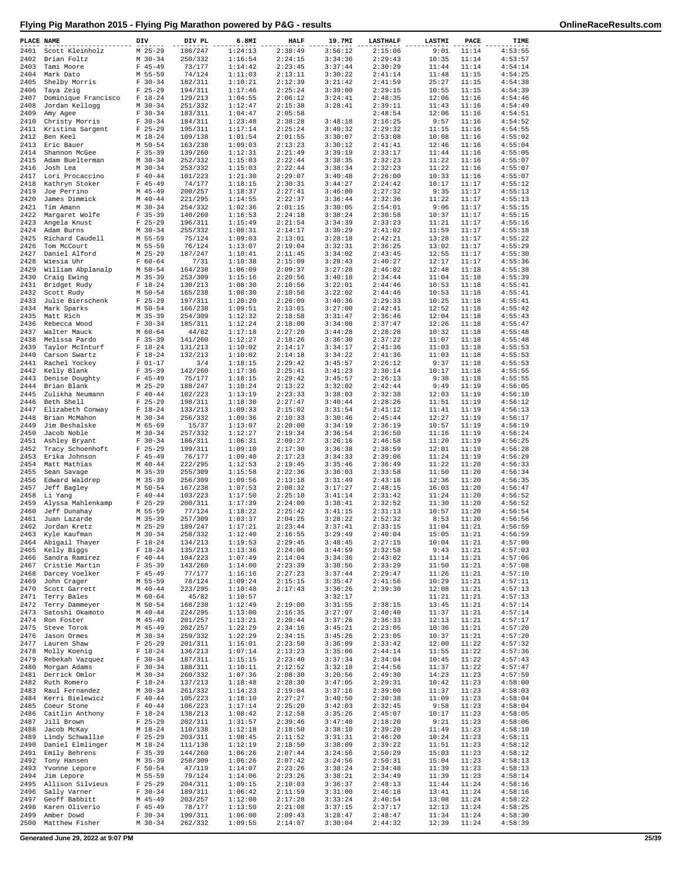# Flying Pig Marathon 2015 - Flying Pig Marathon powered by P&G - results

| PLACE | NAME | DIV | DIV PL | 6.8MI | HALF | 19.7MI | LASTHALF | LASTMI | PACE | TIME |
|---|---|---|---|---|---|---|---|---|---|---|
| 2401 | Scott Kleinholz | M 25-29 | 186/247 | 1:24:13 | 2:38:49 | 3:56:12 | 2:15:06 | 9:01 | 11:14 | 4:53:55 |
| 2402 | Brian Foltz | M 30-34 | 250/332 | 1:16:54 | 2:24:15 | 3:34:36 | 2:29:43 | 10:35 | 11:14 | 4:53:57 |
| 2403 | Tami Moore | F 45-49 | 73/177 | 1:14:42 | 2:23:45 | 3:37:44 | 2:30:29 | 11:44 | 11:14 | 4:54:14 |
| 2404 | Mark Dato | M 55-59 | 74/124 | 1:11:03 | 2:13:11 | 3:30:22 | 2:41:14 | 11:48 | 11:15 | 4:54:25 |
| 2405 | Shelby Morris | F 30-34 | 182/311 | 1:10:21 | 2:12:39 | 3:21:42 | 2:41:59 | 25:27 | 11:15 | 4:54:38 |
| 2406 | Taya Zeig | F 25-29 | 194/311 | 1:17:46 | 2:25:24 | 3:39:00 | 2:29:15 | 10:55 | 11:15 | 4:54:39 |
| 2407 | Dominique Francisco | F 18-24 | 129/213 | 1:04:55 | 2:06:12 | 3:24:41 | 2:48:35 | 12:06 | 11:16 | 4:54:46 |
| 2408 | Jordan Kellogg | M 30-34 | 251/332 | 1:12:47 | 2:15:38 | 3:28:41 | 2:39:11 | 11:43 | 11:16 | 4:54:49 |
| 2409 | Amy Agee | F 30-34 | 183/311 | 1:04:47 | 2:05:58 | | 2:48:54 | 12:06 | 11:16 | 4:54:51 |
| 2410 | Christy Morris | F 30-34 | 184/311 | 1:23:48 | 2:38:28 | 3:48:18 | 2:16:25 | 9:57 | 11:16 | 4:54:52 |
| 2411 | Kristina Sargent | F 25-29 | 195/311 | 1:17:14 | 2:25:24 | 3:40:32 | 2:29:32 | 11:15 | 11:16 | 4:54:55 |
| 2412 | Ben Keel | M 18-24 | 109/138 | 1:01:54 | 2:01:55 | 3:30:07 | 2:53:08 | 10:08 | 11:16 | 4:55:02 |
| 2413 | Eric Bauer | M 50-54 | 163/238 | 1:09:03 | 2:13:23 | 3:30:12 | 2:41:41 | 12:46 | 11:16 | 4:55:04 |
| 2414 | Shannon McGee | F 35-39 | 139/260 | 1:12:31 | 2:21:49 | 3:39:19 | 2:33:17 | 11:44 | 11:16 | 4:55:05 |
| 2415 | Adam Buelterman | M 30-34 | 252/332 | 1:15:03 | 2:22:44 | 3:38:35 | 2:32:23 | 11:22 | 11:16 | 4:55:07 |
| 2416 | Josh Lea | M 30-34 | 253/332 | 1:15:03 | 2:22:44 | 3:38:34 | 2:32:23 | 11:22 | 11:16 | 4:55:07 |
| 2417 | Lori Procaccino | F 40-44 | 101/223 | 1:21:30 | 2:29:07 | 3:40:48 | 2:26:00 | 10:33 | 11:16 | 4:55:07 |
| 2418 | Kathryn Stoker | F 45-49 | 74/177 | 1:18:15 | 2:30:31 | 3:44:27 | 2:24:42 | 10:17 | 11:17 | 4:55:12 |
| 2419 | Joe Perrino | M 45-49 | 200/257 | 1:18:37 | 2:27:41 | 3:46:00 | 2:27:32 | 9:35 | 11:17 | 4:55:13 |
| 2420 | James Dimmick | M 40-44 | 221/295 | 1:14:55 | 2:22:37 | 3:36:44 | 2:32:36 | 11:22 | 11:17 | 4:55:13 |
| 2421 | Tim Amann | M 30-34 | 254/332 | 1:02:36 | 2:01:15 | 3:30:05 | 2:54:01 | 9:06 | 11:17 | 4:55:15 |
| 2422 | Margaret Wolfe | F 35-39 | 140/260 | 1:16:53 | 2:24:18 | 3:38:24 | 2:30:58 | 10:37 | 11:17 | 4:55:15 |
| 2423 | Angela Knust | F 25-29 | 196/311 | 1:15:49 | 2:21:54 | 3:34:39 | 2:33:23 | 11:21 | 11:17 | 4:55:16 |
| 2424 | Adam Burns | M 30-34 | 255/332 | 1:08:31 | 2:14:17 | 3:30:29 | 2:41:02 | 11:59 | 11:17 | 4:55:18 |
| 2425 | Richard Caudell | M 55-59 | 75/124 | 1:09:03 | 2:13:01 | 3:28:18 | 2:42:21 | 13:28 | 11:17 | 4:55:22 |
| 2426 | Tom McCourt | M 55-59 | 76/124 | 1:13:07 | 2:19:04 | 3:32:31 | 2:36:25 | 13:02 | 11:17 | 4:55:29 |
| 2427 | Daniel Alford | M 25-29 | 187/247 | 1:10:41 | 2:11:45 | 3:34:02 | 2:43:45 | 12:55 | 11:17 | 4:55:30 |
| 2428 | Wiesia Uhr | F 60-64 | 7/31 | 1:10:38 | 2:15:09 | 3:28:43 | 2:40:27 | 12:17 | 11:17 | 4:55:36 |
| 2429 | William Abplanalp | M 50-54 | 164/238 | 1:06:09 | 2:09:37 | 3:27:28 | 2:46:02 | 12:48 | 11:18 | 4:55:38 |
| 2430 | Craig Ewing | M 35-39 | 253/309 | 1:15:16 | 2:20:56 | 3:40:18 | 2:34:44 | 11:04 | 11:18 | 4:55:39 |
| 2431 | Bridget Rudy | F 18-24 | 130/213 | 1:08:30 | 2:10:56 | 3:22:01 | 2:44:46 | 10:53 | 11:18 | 4:55:41 |
| 2432 | Scott Rudy | M 50-54 | 165/238 | 1:08:30 | 2:10:56 | 3:22:02 | 2:44:46 | 10:53 | 11:18 | 4:55:41 |
| 2433 | Julie Bierschenk | F 25-29 | 197/311 | 1:20:20 | 2:26:09 | 3:40:36 | 2:29:33 | 10:25 | 11:18 | 4:55:41 |
| 2434 | Mark Sparks | M 50-54 | 166/238 | 1:09:51 | 2:13:01 | 3:27:00 | 2:42:41 | 12:52 | 11:18 | 4:55:42 |
| 2435 | Matt Rich | M 35-39 | 254/309 | 1:12:32 | 2:18:58 | 3:31:47 | 2:36:46 | 12:04 | 11:18 | 4:55:43 |
| 2436 | Rebecca Wood | F 30-34 | 185/311 | 1:12:24 | 2:18:00 | 3:34:08 | 2:37:47 | 12:26 | 11:18 | 4:55:47 |
| 2437 | Walter Mauck | M 60-64 | 44/82 | 1:17:18 | 2:27:20 | 3:44:28 | 2:28:28 | 10:32 | 11:18 | 4:55:48 |
| 2438 | Melissa Pardo | F 35-39 | 141/260 | 1:12:27 | 2:18:26 | 3:36:30 | 2:37:22 | 11:07 | 11:18 | 4:55:48 |
| 2439 | Taylor McInturf | F 18-24 | 131/213 | 1:10:02 | 2:14:17 | 3:34:17 | 2:41:36 | 11:03 | 11:18 | 4:55:53 |
| 2440 | Carson Swartz | F 18-24 | 132/213 | 1:10:02 | 2:14:18 | 3:34:22 | 2:41:36 | 11:03 | 11:18 | 4:55:53 |
| 2441 | Rachel Yockey | F 01-17 | 3/4 | 1:18:15 | 2:29:42 | 3:45:57 | 2:26:12 | 9:37 | 11:18 | 4:55:53 |
| 2442 | Kelly Blank | F 35-39 | 142/260 | 1:17:36 | 2:25:41 | 3:41:23 | 2:30:14 | 10:17 | 11:18 | 4:55:55 |
| 2443 | Denise Doughty | F 45-49 | 75/177 | 1:18:15 | 2:29:42 | 3:45:57 | 2:26:13 | 9:38 | 11:18 | 4:55:55 |
| 2444 | Brian Blank | M 25-29 | 188/247 | 1:10:24 | 2:13:22 | 3:32:02 | 2:42:44 | 9:49 | 11:19 | 4:56:05 |
| 2445 | Zulikha Neumann | F 40-44 | 102/223 | 1:13:19 | 2:23:33 | 3:38:03 | 2:32:38 | 12:03 | 11:19 | 4:56:10 |
| 2446 | Beth Shell | F 25-29 | 198/311 | 1:18:30 | 2:27:47 | 3:40:44 | 2:28:26 | 11:51 | 11:19 | 4:56:12 |
| 2447 | Elizabeth Conway | F 18-24 | 133/213 | 1:09:33 | 2:15:02 | 3:31:54 | 2:41:12 | 11:41 | 11:19 | 4:56:13 |
| 2448 | Brian McMahon | M 30-34 | 256/332 | 1:09:36 | 2:10:33 | 3:30:46 | 2:45:44 | 12:27 | 11:19 | 4:56:17 |
| 2449 | Jim Beshalske | M 65-69 | 15/37 | 1:13:07 | 2:20:00 | 3:34:19 | 2:36:19 | 10:57 | 11:19 | 4:56:19 |
| 2450 | Jacob Noble | M 30-34 | 257/332 | 1:12:27 | 2:19:34 | 3:36:54 | 2:36:50 | 11:16 | 11:19 | 4:56:24 |
| 2451 | Ashley Bryant | F 30-34 | 186/311 | 1:06:31 | 2:09:27 | 3:26:16 | 2:46:58 | 11:20 | 11:19 | 4:56:25 |
| 2452 | Tracy Schoenhoft | F 25-29 | 199/311 | 1:09:10 | 2:17:30 | 3:36:38 | 2:38:59 | 12:01 | 11:19 | 4:56:28 |
| 2453 | Erika Johnson | F 45-49 | 76/177 | 1:09:40 | 2:17:23 | 3:34:33 | 2:39:06 | 11:24 | 11:19 | 4:56:29 |
| 2454 | Matt Mathias | M 40-44 | 222/295 | 1:12:53 | 2:19:45 | 3:35:46 | 2:36:49 | 11:22 | 11:20 | 4:56:33 |
| 2455 | Sean Savage | M 35-39 | 255/309 | 1:15:58 | 2:22:36 | 3:36:03 | 2:33:58 | 11:50 | 11:20 | 4:56:34 |
| 2456 | Edward Waldrep | M 35-39 | 256/309 | 1:09:56 | 2:13:18 | 3:31:49 | 2:43:18 | 12:36 | 11:20 | 4:56:35 |
| 2457 | Jeff Bagley | M 50-54 | 167/238 | 1:07:53 | 2:08:32 | 3:17:27 | 2:48:15 | 16:03 | 11:20 | 4:56:47 |
| 2458 | Li Yang | F 40-44 | 103/223 | 1:17:50 | 2:25:10 | 3:41:14 | 2:31:42 | 11:24 | 11:20 | 4:56:52 |
| 2459 | Alyssa Mahlenkamp | F 25-29 | 200/311 | 1:17:39 | 2:24:00 | 3:38:41 | 2:32:52 | 11:30 | 11:20 | 4:56:52 |
| 2460 | Jeff Dunahay | M 55-59 | 77/124 | 1:18:22 | 2:25:42 | 3:41:15 | 2:31:13 | 10:57 | 11:20 | 4:56:54 |
| 2461 | Juan Lazarde | M 35-39 | 257/309 | 1:03:37 | 2:04:25 | 3:28:22 | 2:52:32 | 8:53 | 11:20 | 4:56:56 |
| 2462 | Jordan Kretz | M 25-29 | 189/247 | 1:17:21 | 2:23:44 | 3:37:41 | 2:33:15 | 11:04 | 11:21 | 4:56:59 |
| 2463 | Kyle Kaufman | M 30-34 | 258/332 | 1:12:40 | 2:16:55 | 3:29:49 | 2:40:04 | 15:05 | 11:21 | 4:56:59 |
| 2464 | Abigail Thayer | F 18-24 | 134/213 | 1:19:53 | 2:29:45 | 3:48:45 | 2:27:15 | 10:04 | 11:21 | 4:57:00 |
| 2465 | Kelly Biggs | F 18-24 | 135/213 | 1:13:36 | 2:24:06 | 3:44:59 | 2:32:58 | 9:43 | 11:21 | 4:57:03 |
| 2466 | Sandra Ramirez | F 40-44 | 104/223 | 1:07:49 | 2:14:04 | 3:34:36 | 2:43:02 | 11:14 | 11:21 | 4:57:06 |
| 2467 | Cristie Martin | F 35-39 | 143/260 | 1:14:00 | 2:23:39 | 3:38:56 | 2:33:29 | 11:50 | 11:21 | 4:57:08 |
| 2468 | Darcey Voelker | F 45-49 | 77/177 | 1:16:16 | 2:27:23 | 3:37:44 | 2:29:47 | 11:26 | 11:21 | 4:57:10 |
| 2469 | John Crager | M 55-59 | 78/124 | 1:09:24 | 2:15:15 | 3:35:47 | 2:41:56 | 10:29 | 11:21 | 4:57:11 |
| 2470 | Scott Garrett | M 40-44 | 223/295 | 1:10:48 | 2:17:43 | 3:36:26 | 2:39:30 | 12:08 | 11:21 | 4:57:13 |
| 2471 | Terry Bales | M 60-64 | 45/82 | 1:10:57 | | 3:32:17 | | 11:21 | 11:21 | 4:57:13 |
| 2472 | Terry Dammeyer | M 50-54 | 168/238 | 1:12:49 | 2:19:00 | 3:31:55 | 2:38:15 | 13:45 | 11:21 | 4:57:14 |
| 2473 | Satoshi Okamoto | M 40-44 | 224/295 | 1:13:00 | 2:16:35 | 3:27:07 | 2:40:40 | 11:37 | 11:21 | 4:57:14 |
| 2474 | Ron Foster | M 45-49 | 201/257 | 1:13:21 | 2:20:44 | 3:37:26 | 2:36:33 | 12:13 | 11:21 | 4:57:17 |
| 2475 | Steve Torok | M 45-49 | 202/257 | 1:22:29 | 2:34:16 | 3:45:21 | 2:23:05 | 10:36 | 11:21 | 4:57:20 |
| 2476 | Jason Ormes | M 30-34 | 259/332 | 1:22:29 | 2:34:15 | 3:45:26 | 2:23:05 | 10:37 | 11:21 | 4:57:20 |
| 2477 | Lauren Shaw | F 25-29 | 201/311 | 1:16:01 | 2:23:50 | 3:36:09 | 2:33:42 | 12:00 | 11:22 | 4:57:32 |
| 2478 | Molly Koenig | F 18-24 | 136/213 | 1:07:14 | 2:13:23 | 3:35:06 | 2:44:14 | 11:55 | 11:22 | 4:57:36 |
| 2479 | Rebekah Vazquez | F 30-34 | 187/311 | 1:15:15 | 2:23:40 | 3:37:34 | 2:34:04 | 10:45 | 11:22 | 4:57:43 |
| 2480 | Morgan Adams | F 30-34 | 188/311 | 1:10:11 | 2:12:52 | 3:32:18 | 2:44:56 | 11:37 | 11:22 | 4:57:47 |
| 2481 | Derrick Omlor | M 30-34 | 260/332 | 1:07:36 | 2:08:30 | 3:20:56 | 2:49:30 | 14:23 | 11:23 | 4:57:59 |
| 2482 | Ruth Romero | F 18-24 | 137/213 | 1:18:48 | 2:28:30 | 3:47:05 | 2:29:31 | 10:42 | 11:23 | 4:58:00 |
| 2483 | Raul Fernandez | M 30-34 | 261/332 | 1:14:23 | 2:19:04 | 3:37:16 | 2:39:00 | 11:37 | 11:23 | 4:58:03 |
| 2484 | Kerri Bielewicz | F 40-44 | 105/223 | 1:18:10 | 2:27:27 | 3:40:50 | 2:30:38 | 11:09 | 11:23 | 4:58:04 |
| 2485 | Coeur Stone | F 40-44 | 106/223 | 1:17:14 | 2:25:20 | 3:42:03 | 2:32:45 | 9:58 | 11:23 | 4:58:04 |
| 2486 | Caitlin Anthony | F 18-24 | 138/213 | 1:08:42 | 2:12:58 | 3:35:26 | 2:45:07 | 10:17 | 11:23 | 4:58:05 |
| 2487 | Jill Brown | F 25-29 | 202/311 | 1:31:57 | 2:39:46 | 3:47:40 | 2:18:20 | 9:21 | 11:23 | 4:58:06 |
| 2488 | Jacob McKay | M 18-24 | 110/138 | 1:12:18 | 2:18:50 | 3:38:10 | 2:39:20 | 11:49 | 11:23 | 4:58:10 |
| 2489 | Lindy Schwallie | F 25-29 | 203/311 | 1:08:45 | 2:11:52 | 3:31:31 | 2:46:20 | 10:24 | 11:23 | 4:58:11 |
| 2490 | Daniel Elmlinger | M 18-24 | 111/138 | 1:12:19 | 2:18:50 | 3:38:09 | 2:39:22 | 11:51 | 11:23 | 4:58:12 |
| 2491 | Emily Behrens | F 35-39 | 144/260 | 1:06:26 | 2:07:44 | 3:24:56 | 2:50:29 | 15:03 | 11:23 | 4:58:12 |
| 2492 | Tony Hansen | M 35-39 | 258/309 | 1:06:26 | 2:07:42 | 3:24:56 | 2:50:31 | 15:04 | 11:23 | 4:58:13 |
| 2493 | Yvonne Lepore | F 50-54 | 47/119 | 1:14:07 | 2:23:26 | 3:38:24 | 2:34:48 | 11:39 | 11:23 | 4:58:13 |
| 2494 | Jim Lepore | M 55-59 | 79/124 | 1:14:06 | 2:23:26 | 3:38:21 | 2:34:49 | 11:39 | 11:23 | 4:58:14 |
| 2495 | Allison Silvieus | F 25-29 | 204/311 | 1:09:15 | 2:10:03 | 3:36:37 | 2:48:13 | 11:44 | 11:24 | 4:58:16 |
| 2496 | Sally Varner | F 30-34 | 189/311 | 1:06:42 | 2:11:59 | 3:31:00 | 2:46:18 | 13:41 | 11:24 | 4:58:16 |
| 2497 | Geoff Babbitt | M 45-49 | 203/257 | 1:12:00 | 2:17:28 | 3:33:24 | 2:40:54 | 13:08 | 11:24 | 4:58:22 |
| 2498 | Karen Oliverio | F 45-49 | 78/177 | 1:13:50 | 2:21:08 | 3:37:15 | 2:37:17 | 12:13 | 11:24 | 4:58:25 |
| 2499 | Amber Dowd | F 30-34 | 190/311 | 1:06:00 | 2:09:43 | 3:28:47 | 2:48:47 | 11:34 | 11:24 | 4:58:30 |
| 2500 | Matthew Fisher | M 30-34 | 262/332 | 1:09:55 | 2:14:07 | 3:30:04 | 2:44:32 | 12:39 | 11:24 | 4:58:39 |

Generated June 29, 2022 at 9:07 PM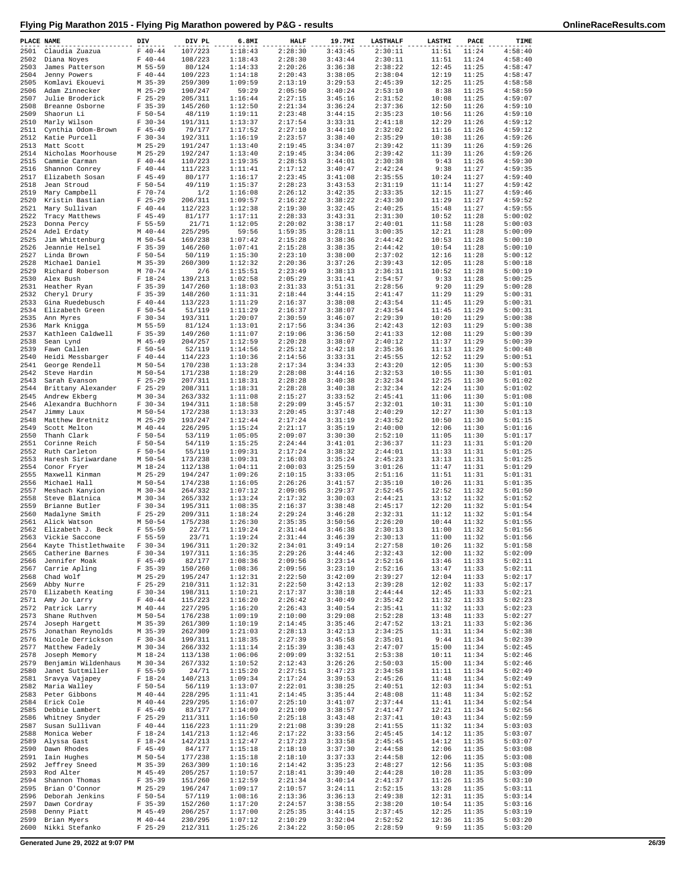# Flying Pig Marathon 2015 - Flying Pig Marathon powered by P&G - results

| PLACE | NAME | DIV | DIV PL | 6.8MI | HALF | 19.7MI | LASTHALF | LASTMI | PACE | TIME |
|---|---|---|---|---|---|---|---|---|---|---|
| 2501 | Claudia Zuazua | F 40-44 | 107/223 | 1:18:43 | 2:28:30 | 3:43:45 | 2:30:11 | 11:51 | 11:24 | 4:58:40 |
| 2502 | Diana Noyes | F 40-44 | 108/223 | 1:18:43 | 2:28:30 | 3:43:44 | 2:30:11 | 11:51 | 11:24 | 4:58:40 |
| 2503 | James Patterson | M 55-59 | 80/124 | 1:14:33 | 2:20:26 | 3:36:38 | 2:38:22 | 12:45 | 11:25 | 4:58:47 |
| 2504 | Jenny Powers | F 40-44 | 109/223 | 1:14:18 | 2:20:43 | 3:38:05 | 2:38:04 | 12:19 | 11:25 | 4:58:47 |
| 2505 | Komlavi Ekouevi | M 35-39 | 259/309 | 1:09:59 | 2:13:19 | 3:29:53 | 2:45:39 | 12:25 | 11:25 | 4:58:58 |
| 2506 | Adam Zinnecker | M 25-29 | 190/247 | 59:29 | 2:05:50 | 3:40:24 | 2:53:10 | 8:38 | 11:25 | 4:58:59 |
| 2507 | Julie Broderick | F 25-29 | 205/311 | 1:16:44 | 2:27:15 | 3:45:16 | 2:31:52 | 10:08 | 11:25 | 4:59:07 |
| 2508 | Breanne Osborne | F 35-39 | 145/260 | 1:12:50 | 2:21:34 | 3:36:24 | 2:37:36 | 12:50 | 11:26 | 4:59:10 |
| 2509 | Shaorun Li | F 50-54 | 48/119 | 1:19:11 | 2:23:48 | 3:44:15 | 2:35:23 | 10:56 | 11:26 | 4:59:10 |
| 2510 | Marly Wilson | F 30-34 | 191/311 | 1:13:37 | 2:17:54 | 3:33:31 | 2:41:18 | 12:29 | 11:26 | 4:59:12 |
| 2511 | Cynthia Odom-Brown | F 45-49 | 79/177 | 1:17:52 | 2:27:10 | 3:44:10 | 2:32:02 | 11:16 | 11:26 | 4:59:12 |
| 2512 | Katie Purcell | F 30-34 | 192/311 | 1:16:19 | 2:23:57 | 3:38:40 | 2:35:29 | 10:38 | 11:26 | 4:59:26 |
| 2513 | Matt Scott | M 25-29 | 191/247 | 1:13:40 | 2:19:45 | 3:34:07 | 2:39:42 | 11:39 | 11:26 | 4:59:26 |
| 2514 | Nicholas Moorhouse | M 25-29 | 192/247 | 1:13:40 | 2:19:45 | 3:34:06 | 2:39:42 | 11:39 | 11:26 | 4:59:26 |
| 2515 | Cammie Carman | F 40-44 | 110/223 | 1:19:35 | 2:28:53 | 3:44:01 | 2:30:38 | 9:43 | 11:26 | 4:59:30 |
| 2516 | Shannon Conrey | F 40-44 | 111/223 | 1:11:41 | 2:17:12 | 3:40:47 | 2:42:24 | 9:38 | 11:27 | 4:59:35 |
| 2517 | Elizabeth Sosan | F 45-49 | 80/177 | 1:16:17 | 2:23:45 | 3:41:08 | 2:35:55 | 10:24 | 11:27 | 4:59:40 |
| 2518 | Jean Stroud | F 50-54 | 49/119 | 1:15:37 | 2:28:23 | 3:43:53 | 2:31:19 | 11:14 | 11:27 | 4:59:42 |
| 2519 | Mary Campbell | F 70-74 | 1/2 | 1:16:08 | 2:26:12 | 3:42:35 | 2:33:35 | 12:15 | 11:27 | 4:59:46 |
| 2520 | Kristin Bastian | F 25-29 | 206/311 | 1:09:57 | 2:16:22 | 3:38:22 | 2:43:30 | 11:29 | 11:27 | 4:59:52 |
| 2521 | Mary Sullivan | F 40-44 | 112/223 | 1:12:38 | 2:19:30 | 3:32:45 | 2:40:25 | 15:48 | 11:27 | 4:59:55 |
| 2522 | Tracy Matthews | F 45-49 | 81/177 | 1:17:11 | 2:28:33 | 3:43:31 | 2:31:30 | 10:52 | 11:28 | 5:00:02 |
| 2523 | Donna Percy | F 55-59 | 21/71 | 1:12:05 | 2:20:02 | 3:38:17 | 2:40:01 | 11:58 | 11:28 | 5:00:03 |
| 2524 | Adel Erdaty | M 40-44 | 225/295 | 59:56 | 1:59:35 | 3:28:11 | 3:00:35 | 12:21 | 11:28 | 5:00:09 |
| 2525 | Jim Whittenburg | M 50-54 | 169/238 | 1:07:42 | 2:15:28 | 3:38:36 | 2:44:42 | 10:53 | 11:28 | 5:00:10 |
| 2526 | Jeannie Helsel | F 35-39 | 146/260 | 1:07:41 | 2:15:28 | 3:38:35 | 2:44:42 | 10:54 | 11:28 | 5:00:10 |
| 2527 | Linda Brown | F 50-54 | 50/119 | 1:15:30 | 2:23:10 | 3:38:00 | 2:37:02 | 12:16 | 11:28 | 5:00:12 |
| 2528 | Michael Daniel | M 35-39 | 260/309 | 1:12:32 | 2:20:36 | 3:37:26 | 2:39:43 | 12:05 | 11:28 | 5:00:18 |
| 2529 | Richard Roberson | M 70-74 | 2/6 | 1:15:51 | 2:23:49 | 3:38:13 | 2:36:31 | 10:52 | 11:28 | 5:00:19 |
| 2530 | Alex Bush | F 18-24 | 139/213 | 1:02:58 | 2:05:29 | 3:31:41 | 2:54:57 | 9:33 | 11:28 | 5:00:25 |
| 2531 | Heather Ryan | F 35-39 | 147/260 | 1:18:03 | 2:31:33 | 3:51:31 | 2:28:56 | 9:20 | 11:29 | 5:00:28 |
| 2532 | Cheryl Drury | F 35-39 | 148/260 | 1:11:31 | 2:18:44 | 3:44:15 | 2:41:47 | 11:29 | 11:29 | 5:00:31 |
| 2533 | Gina Ruedebusch | F 40-44 | 113/223 | 1:11:29 | 2:16:37 | 3:38:08 | 2:43:54 | 11:45 | 11:29 | 5:00:31 |
| 2534 | Elizabeth Green | F 50-54 | 51/119 | 1:11:29 | 2:16:37 | 3:38:07 | 2:43:54 | 11:45 | 11:29 | 5:00:31 |
| 2535 | Ann Myres | F 30-34 | 193/311 | 1:20:07 | 2:30:59 | 3:46:07 | 2:29:39 | 10:20 | 11:29 | 5:00:38 |
| 2536 | Mark Knigga | M 55-59 | 81/124 | 1:13:01 | 2:17:56 | 3:34:36 | 2:42:43 | 12:03 | 11:29 | 5:00:38 |
| 2537 | Kathleen Caldwell | F 35-39 | 149/260 | 1:11:07 | 2:19:06 | 3:36:50 | 2:41:33 | 12:08 | 11:29 | 5:00:39 |
| 2538 | Sean Lynd | M 45-49 | 204/257 | 1:12:59 | 2:20:28 | 3:38:07 | 2:40:12 | 11:37 | 11:29 | 5:00:39 |
| 2539 | Fawn Callen | F 50-54 | 52/119 | 1:14:56 | 2:25:12 | 3:42:18 | 2:35:36 | 11:13 | 11:29 | 5:00:48 |
| 2540 | Heidi Messbarger | F 40-44 | 114/223 | 1:10:36 | 2:14:56 | 3:33:31 | 2:45:55 | 12:52 | 11:29 | 5:00:51 |
| 2541 | George Rendell | M 50-54 | 170/238 | 1:13:28 | 2:17:34 | 3:34:33 | 2:43:20 | 12:05 | 11:30 | 5:00:53 |
| 2542 | Steve Hardin | M 50-54 | 171/238 | 1:18:29 | 2:28:08 | 3:44:16 | 2:32:53 | 10:55 | 11:30 | 5:01:01 |
| 2543 | Sarah Evanson | F 25-29 | 207/311 | 1:18:31 | 2:28:28 | 3:40:38 | 2:32:34 | 12:25 | 11:30 | 5:01:02 |
| 2544 | Brittany Alexander | F 25-29 | 208/311 | 1:18:31 | 2:28:28 | 3:40:38 | 2:32:34 | 12:24 | 11:30 | 5:01:02 |
| 2545 | Andrew Ekberg | M 30-34 | 263/332 | 1:11:08 | 2:15:27 | 3:33:52 | 2:45:41 | 11:06 | 11:30 | 5:01:08 |
| 2546 | Alexandra Buchhorn | F 30-34 | 194/311 | 1:18:58 | 2:29:09 | 3:45:57 | 2:32:01 | 10:31 | 11:30 | 5:01:10 |
| 2547 | Jimmy Laux | M 50-54 | 172/238 | 1:13:33 | 2:20:45 | 3:37:48 | 2:40:29 | 12:27 | 11:30 | 5:01:13 |
| 2548 | Matthew Bretnitz | M 25-29 | 193/247 | 1:12:44 | 2:17:24 | 3:31:19 | 2:43:52 | 10:50 | 11:30 | 5:01:15 |
| 2549 | Scott Melton | M 40-44 | 226/295 | 1:15:24 | 2:21:17 | 3:35:19 | 2:40:00 | 12:06 | 11:30 | 5:01:16 |
| 2550 | Thanh Clark | F 50-54 | 53/119 | 1:05:05 | 2:09:07 | 3:30:30 | 2:52:10 | 11:05 | 11:30 | 5:01:17 |
| 2551 | Corinne Reich | F 50-54 | 54/119 | 1:15:25 | 2:24:44 | 3:41:01 | 2:36:37 | 11:23 | 11:31 | 5:01:20 |
| 2552 | Ruth Carleton | F 50-54 | 55/119 | 1:09:31 | 2:17:24 | 3:38:32 | 2:44:01 | 11:33 | 11:31 | 5:01:25 |
| 2553 | Haresh Siriwardane | M 50-54 | 173/238 | 1:09:31 | 2:16:03 | 3:35:24 | 2:45:23 | 13:13 | 11:31 | 5:01:25 |
| 2554 | Conor Fryer | M 18-24 | 112/138 | 1:04:11 | 2:00:03 | 3:25:59 | 3:01:26 | 11:47 | 11:31 | 5:01:29 |
| 2555 | Maxwell Kinman | M 25-29 | 194/247 | 1:09:26 | 2:10:15 | 3:33:05 | 2:51:16 | 11:51 | 11:31 | 5:01:31 |
| 2556 | Michael Hall | M 50-54 | 174/238 | 1:16:05 | 2:26:26 | 3:41:57 | 2:35:10 | 10:26 | 11:31 | 5:01:35 |
| 2557 | Meshach Kanyion | M 30-34 | 264/332 | 1:07:12 | 2:09:05 | 3:29:37 | 2:52:45 | 12:52 | 11:32 | 5:01:50 |
| 2558 | Steve Blatnica | M 30-34 | 265/332 | 1:13:24 | 2:17:32 | 3:30:03 | 2:44:21 | 13:12 | 11:32 | 5:01:52 |
| 2559 | Brianne Butler | F 30-34 | 195/311 | 1:08:35 | 2:16:37 | 3:38:48 | 2:45:17 | 12:20 | 11:32 | 5:01:54 |
| 2560 | Madalyne Smith | F 25-29 | 209/311 | 1:18:24 | 2:29:24 | 3:46:28 | 2:32:31 | 11:12 | 11:32 | 5:01:54 |
| 2561 | Alick Watson | M 50-54 | 175/238 | 1:26:30 | 2:35:35 | 3:50:56 | 2:26:20 | 10:44 | 11:32 | 5:01:55 |
| 2562 | Elizabeth J. Beck | F 55-59 | 22/71 | 1:19:24 | 2:31:44 | 3:46:38 | 2:30:13 | 11:00 | 11:32 | 5:01:56 |
| 2563 | Vickie Saccone | F 55-59 | 23/71 | 1:19:24 | 2:31:44 | 3:46:39 | 2:30:13 | 11:00 | 11:32 | 5:01:56 |
| 2564 | Kayte Thistlethwaite | F 30-34 | 196/311 | 1:20:32 | 2:34:01 | 3:49:14 | 2:27:58 | 10:26 | 11:32 | 5:01:58 |
| 2565 | Catherine Barnes | F 30-34 | 197/311 | 1:16:35 | 2:29:26 | 3:44:46 | 2:32:43 | 12:00 | 11:32 | 5:02:09 |
| 2566 | Jennifer Moak | F 45-49 | 82/177 | 1:08:36 | 2:09:56 | 3:23:14 | 2:52:16 | 13:46 | 11:33 | 5:02:11 |
| 2567 | Carrie Apling | F 35-39 | 150/260 | 1:08:36 | 2:09:56 | 3:23:10 | 2:52:16 | 13:47 | 11:33 | 5:02:11 |
| 2568 | Chad Wolf | M 25-29 | 195/247 | 1:12:31 | 2:22:50 | 3:42:09 | 2:39:27 | 12:04 | 11:33 | 5:02:17 |
| 2569 | Abby Nurre | F 25-29 | 210/311 | 1:12:31 | 2:22:50 | 3:42:13 | 2:39:28 | 12:02 | 11:33 | 5:02:17 |
| 2570 | Elizabeth Keating | F 30-34 | 198/311 | 1:10:21 | 2:17:37 | 3:38:18 | 2:44:44 | 12:45 | 11:33 | 5:02:21 |
| 2571 | Amy Jo Larry | F 40-44 | 115/223 | 1:16:20 | 2:26:42 | 3:40:49 | 2:35:42 | 11:32 | 11:33 | 5:02:23 |
| 2572 | Patrick Larry | M 40-44 | 227/295 | 1:16:20 | 2:26:43 | 3:40:54 | 2:35:41 | 11:32 | 11:33 | 5:02:23 |
| 2573 | Shane Ruthven | M 50-54 | 176/238 | 1:09:19 | 2:10:00 | 3:29:08 | 2:52:28 | 13:48 | 11:33 | 5:02:27 |
| 2574 | Joseph Hargett | M 35-39 | 261/309 | 1:10:19 | 2:14:45 | 3:35:46 | 2:47:52 | 13:21 | 11:33 | 5:02:36 |
| 2575 | Jonathan Reynolds | M 35-39 | 262/309 | 1:21:03 | 2:28:13 | 3:42:13 | 2:34:25 | 11:31 | 11:34 | 5:02:38 |
| 2576 | Nicole Derrickson | F 30-34 | 199/311 | 1:18:35 | 2:27:39 | 3:45:58 | 2:35:01 | 9:44 | 11:34 | 5:02:39 |
| 2577 | Matthew Fadely | M 30-34 | 266/332 | 1:11:14 | 2:15:39 | 3:38:43 | 2:47:07 | 15:00 | 11:34 | 5:02:45 |
| 2578 | Joseph Memory | M 18-24 | 113/138 | 1:06:06 | 2:09:09 | 3:32:51 | 2:53:38 | 10:11 | 11:34 | 5:02:46 |
| 2579 | Benjamin Wildenhaus | M 30-34 | 267/332 | 1:10:52 | 2:12:43 | 3:26:26 | 2:50:03 | 15:00 | 11:34 | 5:02:46 |
| 2580 | Janet Suttmiller | F 55-59 | 24/71 | 1:15:20 | 2:27:51 | 3:47:23 | 2:34:58 | 11:11 | 11:34 | 5:02:49 |
| 2581 | Sravya Vajapey | F 18-24 | 140/213 | 1:09:34 | 2:17:24 | 3:39:53 | 2:45:26 | 11:48 | 11:34 | 5:02:49 |
| 2582 | Maria Walley | F 50-54 | 56/119 | 1:13:07 | 2:22:01 | 3:38:25 | 2:40:51 | 12:03 | 11:34 | 5:02:51 |
| 2583 | Peter Gibbons | M 40-44 | 228/295 | 1:11:41 | 2:14:45 | 3:35:44 | 2:48:08 | 11:48 | 11:34 | 5:02:52 |
| 2584 | Erick Cole | M 40-44 | 229/295 | 1:16:07 | 2:25:10 | 3:41:07 | 2:37:44 | 11:41 | 11:34 | 5:02:54 |
| 2585 | Debbie Lambert | F 45-49 | 83/177 | 1:14:09 | 2:21:09 | 3:38:57 | 2:41:47 | 12:21 | 11:34 | 5:02:56 |
| 2586 | Whitney Snyder | F 25-29 | 211/311 | 1:16:50 | 2:25:18 | 3:43:48 | 2:37:41 | 10:43 | 11:34 | 5:02:59 |
| 2587 | Susan Sullivan | F 40-44 | 116/223 | 1:11:29 | 2:21:08 | 3:39:28 | 2:41:55 | 11:32 | 11:34 | 5:03:03 |
| 2588 | Monica Weber | F 18-24 | 141/213 | 1:12:46 | 2:17:22 | 3:33:56 | 2:45:45 | 14:12 | 11:35 | 5:03:07 |
| 2589 | Alyssa Gast | F 18-24 | 142/213 | 1:12:47 | 2:17:23 | 3:33:58 | 2:45:45 | 14:12 | 11:35 | 5:03:07 |
| 2590 | Dawn Rhodes | F 45-49 | 84/177 | 1:15:18 | 2:18:10 | 3:37:30 | 2:44:58 | 12:06 | 11:35 | 5:03:08 |
| 2591 | Iain Hughes | M 50-54 | 177/238 | 1:15:18 | 2:18:10 | 3:37:33 | 2:44:58 | 12:06 | 11:35 | 5:03:08 |
| 2592 | Jeffrey Sneed | M 35-39 | 263/309 | 1:10:16 | 2:14:42 | 3:35:23 | 2:48:27 | 12:56 | 11:35 | 5:03:08 |
| 2593 | Rod Alter | M 45-49 | 205/257 | 1:10:57 | 2:18:41 | 3:39:40 | 2:44:28 | 10:28 | 11:35 | 5:03:09 |
| 2594 | Shannon Thomas | F 35-39 | 151/260 | 1:12:59 | 2:21:34 | 3:40:14 | 2:41:37 | 11:26 | 11:35 | 5:03:10 |
| 2595 | Brian O'Connor | M 25-29 | 196/247 | 1:09:17 | 2:10:57 | 3:24:11 | 2:52:15 | 13:28 | 11:35 | 5:03:11 |
| 2596 | Deborah Jenkins | F 50-54 | 57/119 | 1:08:16 | 2:13:36 | 3:36:13 | 2:49:38 | 12:31 | 11:35 | 5:03:14 |
| 2597 | Dawn Cordray | F 35-39 | 152/260 | 1:17:20 | 2:24:57 | 3:38:55 | 2:38:20 | 10:54 | 11:35 | 5:03:16 |
| 2598 | Denny Piatt | M 45-49 | 206/257 | 1:17:00 | 2:25:35 | 3:44:15 | 2:37:45 | 12:25 | 11:35 | 5:03:19 |
| 2599 | Brian Myers | M 40-44 | 230/295 | 1:07:12 | 2:10:29 | 3:32:04 | 2:52:52 | 12:36 | 11:35 | 5:03:20 |
| 2600 | Nikki Stefanko | F 25-29 | 212/311 | 1:25:26 | 2:34:22 | 3:50:05 | 2:28:59 | 9:59 | 11:35 | 5:03:20 |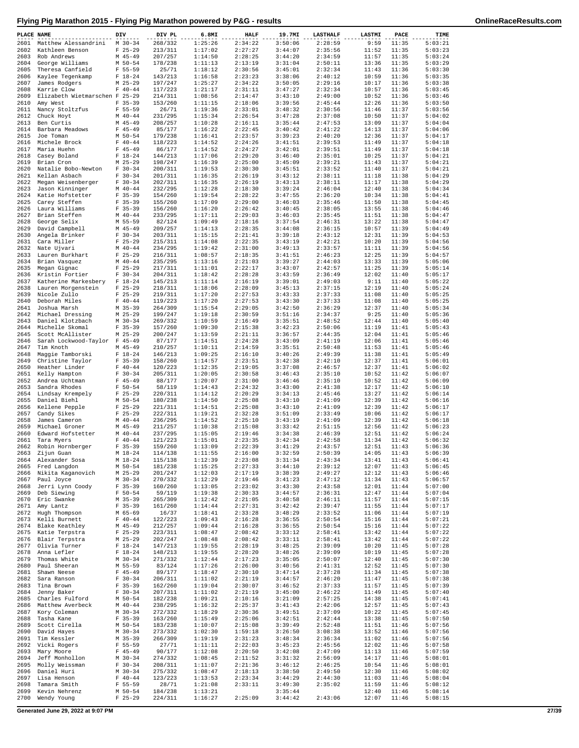# Flying Pig Marathon 2015 - Flying Pig Marathon powered by P&G - results

| PLACE | NAME | DIV | DIV PL | 6.8MI | HALF | 19.7MI | LASTHALF | LASTMI | PACE | TIME |
|---|---|---|---|---|---|---|---|---|---|---|
| 2601 | Matthew Alessandrini | M 30-34 | 268/332 | 1:25:26 | 2:34:22 | 3:50:06 | 2:28:59 | 9:59 | 11:35 | 5:03:21 |
| 2602 | Kathleen Benson | F 25-29 | 213/311 | 1:17:02 | 2:27:27 | 3:44:07 | 2:35:56 | 11:52 | 11:35 | 5:03:23 |
| 2603 | Rob Andrews | M 45-49 | 207/257 | 1:14:50 | 2:28:25 | 3:44:20 | 2:34:59 | 11:57 | 11:35 | 5:03:24 |
| 2604 | George Williams | M 50-54 | 178/238 | 1:11:13 | 2:13:19 | 3:31:04 | 2:50:11 | 13:36 | 11:35 | 5:03:29 |
| 2605 | Theresa Canfield | F 55-59 | 25/71 | 1:18:12 | 2:30:56 | 3:45:01 | 2:32:34 | 11:43 | 11:36 | 5:03:30 |
| 2606 | Kaylee Tegenkamp | F 18-24 | 143/213 | 1:16:58 | 2:23:23 | 3:38:06 | 2:40:12 | 10:59 | 11:36 | 5:03:35 |
| 2607 | James Rodgers | M 25-29 | 197/247 | 1:25:27 | 2:34:22 | 3:50:05 | 2:29:16 | 10:17 | 11:36 | 5:03:38 |
| 2608 | Karrie Clow | F 40-44 | 117/223 | 1:21:17 | 2:31:11 | 3:47:27 | 2:32:34 | 10:57 | 11:36 | 5:03:45 |
| 2609 | Elizabeth Wietmarschen | F 25-29 | 214/311 | 1:08:56 | 2:14:47 | 3:43:10 | 2:49:00 | 10:52 | 11:36 | 5:03:46 |
| 2610 | Amy West | F 35-39 | 153/260 | 1:11:15 | 2:18:06 | 3:39:56 | 2:45:44 | 12:26 | 11:36 | 5:03:50 |
| 2611 | Nancy Stoltzfus | F 55-59 | 26/71 | 1:19:36 | 2:33:01 | 3:48:32 | 2:30:56 | 11:46 | 11:37 | 5:03:56 |
| 2612 | Chuck Hoyt | M 40-44 | 231/295 | 1:15:34 | 2:26:54 | 3:47:28 | 2:37:08 | 10:50 | 11:37 | 5:04:02 |
| 2613 | Ben Curtis | M 45-49 | 208/257 | 1:10:28 | 2:16:11 | 3:35:44 | 2:47:53 | 13:09 | 11:37 | 5:04:04 |
| 2614 | Barbara Meadows | F 45-49 | 85/177 | 1:16:22 | 2:22:45 | 3:40:42 | 2:41:22 | 14:13 | 11:37 | 5:04:06 |
| 2615 | Joe Toman | M 50-54 | 179/238 | 1:16:41 | 2:23:57 | 3:39:23 | 2:40:20 | 12:36 | 11:37 | 5:04:17 |
| 2616 | Michele Brock | F 40-44 | 118/223 | 1:14:52 | 2:24:26 | 3:41:51 | 2:39:53 | 11:49 | 11:37 | 5:04:18 |
| 2617 | Maria Huehn | F 45-49 | 86/177 | 1:14:52 | 2:24:27 | 3:42:01 | 2:39:51 | 11:49 | 11:37 | 5:04:18 |
| 2618 | Casey Boland | F 18-24 | 144/213 | 1:17:06 | 2:29:20 | 3:46:40 | 2:35:01 | 10:25 | 11:37 | 5:04:21 |
| 2619 | Brian Cron | M 25-29 | 198/247 | 1:16:39 | 2:25:00 | 3:45:09 | 2:39:21 | 11:43 | 11:37 | 5:04:21 |
| 2620 | Natalie Bobo-Newton | F 30-34 | 200/311 | 1:19:53 | 2:30:30 | 3:45:51 | 2:33:52 | 11:40 | 11:37 | 5:04:21 |
| 2621 | Kellan Asbach | F 30-34 | 201/311 | 1:16:35 | 2:26:19 | 3:43:12 | 2:38:11 | 11:18 | 11:38 | 5:04:29 |
| 2622 | Megan Weisenberger | F 30-34 | 202/311 | 1:16:35 | 2:26:19 | 3:43:13 | 2:38:11 | 11:17 | 11:38 | 5:04:29 |
| 2623 | Jason Kinninger | M 40-44 | 232/295 | 1:12:28 | 2:18:30 | 3:39:24 | 2:46:04 | 12:40 | 11:38 | 5:04:34 |
| 2624 | Katie Hofstetter | F 35-39 | 154/260 | 1:19:54 | 2:28:22 | 3:47:55 | 2:36:20 | 10:34 | 11:38 | 5:04:41 |
| 2625 | Carey Steffen | F 35-39 | 155/260 | 1:17:09 | 2:29:00 | 3:46:03 | 2:35:46 | 11:50 | 11:38 | 5:04:45 |
| 2626 | Laura Williams | F 35-39 | 156/260 | 1:16:20 | 2:26:42 | 3:40:45 | 2:38:05 | 13:55 | 11:38 | 5:04:46 |
| 2627 | Brian Steffen | M 40-44 | 233/295 | 1:17:11 | 2:29:03 | 3:46:03 | 2:35:45 | 11:51 | 11:38 | 5:04:47 |
| 2628 | George Selix | M 55-59 | 82/124 | 1:09:49 | 2:18:16 | 3:37:54 | 2:46:31 | 13:22 | 11:38 | 5:04:47 |
| 2629 | David Campbell | M 45-49 | 209/257 | 1:14:13 | 2:28:35 | 3:44:08 | 2:36:15 | 10:57 | 11:39 | 5:04:49 |
| 2630 | Angela Brinker | F 30-34 | 203/311 | 1:15:15 | 2:21:41 | 3:39:18 | 2:43:12 | 12:31 | 11:39 | 5:04:53 |
| 2631 | Cara Miller | F 25-29 | 215/311 | 1:14:08 | 2:22:35 | 3:43:19 | 2:42:21 | 10:20 | 11:39 | 5:04:56 |
| 2632 | Nate Ujvari | M 40-44 | 234/295 | 1:19:42 | 2:31:00 | 3:49:13 | 2:33:57 | 11:11 | 11:39 | 5:04:56 |
| 2633 | Lauren Burkhart | F 25-29 | 216/311 | 1:08:57 | 2:18:35 | 3:41:51 | 2:46:23 | 12:25 | 11:39 | 5:04:57 |
| 2634 | Brian Vasquez | M 40-44 | 235/295 | 1:13:16 | 2:21:03 | 3:39:27 | 2:44:03 | 13:33 | 11:39 | 5:05:06 |
| 2635 | Megan Gignac | F 25-29 | 217/311 | 1:11:01 | 2:22:17 | 3:43:07 | 2:42:57 | 11:25 | 11:39 | 5:05:14 |
| 2636 | Kristin Fortier | F 30-34 | 204/311 | 1:18:42 | 2:28:28 | 3:43:59 | 2:36:49 | 12:02 | 11:40 | 5:05:17 |
| 2637 | Katherine Markesbery | F 18-24 | 145/213 | 1:11:14 | 2:16:19 | 3:39:01 | 2:49:03 | 9:11 | 11:40 | 5:05:22 |
| 2638 | Lauren Morgenstein | F 25-29 | 218/311 | 1:18:06 | 2:28:09 | 3:45:13 | 2:37:15 | 12:19 | 11:40 | 5:05:24 |
| 2639 | Nicole Zullo | F 25-29 | 219/311 | 1:17:20 | 2:27:53 | 3:43:33 | 2:37:33 | 11:08 | 11:40 | 5:05:25 |
| 2640 | Deborah Miles | F 40-44 | 119/223 | 1:17:20 | 2:27:53 | 3:43:30 | 2:37:33 | 11:08 | 11:40 | 5:05:25 |
| 2641 | Joshua Marsh | M 35-39 | 264/309 | 1:15:54 | 2:29:05 | 3:42:50 | 2:36:29 | 12:37 | 11:40 | 5:05:34 |
| 2642 | Michael Dressing | M 25-29 | 199/247 | 1:19:18 | 2:30:59 | 3:51:16 | 2:34:37 | 9:25 | 11:40 | 5:05:36 |
| 2643 | Daniel Klotzbach | M 30-34 | 269/332 | 1:10:59 | 2:16:49 | 3:35:51 | 2:48:52 | 12:44 | 11:40 | 5:05:40 |
| 2644 | Michelle Skomal | F 35-39 | 157/260 | 1:09:30 | 2:15:38 | 3:42:23 | 2:50:06 | 11:19 | 11:41 | 5:05:43 |
| 2645 | Scott McAllister | M 25-29 | 200/247 | 1:13:59 | 2:21:11 | 3:36:57 | 2:44:35 | 12:04 | 11:41 | 5:05:46 |
| 2646 | Sarah Lockwood-Taylor | F 45-49 | 87/177 | 1:14:51 | 2:24:28 | 3:43:09 | 2:41:19 | 12:06 | 11:41 | 5:05:46 |
| 2647 | Tim Knoth | M 45-49 | 210/257 | 1:10:11 | 2:14:59 | 3:35:51 | 2:50:48 | 11:53 | 11:41 | 5:05:46 |
| 2648 | Maggie Tamborski | F 18-24 | 146/213 | 1:09:25 | 2:16:10 | 3:40:26 | 2:49:39 | 11:38 | 11:41 | 5:05:49 |
| 2649 | Christine Taylor | F 35-39 | 158/260 | 1:14:57 | 2:23:51 | 3:42:38 | 2:42:10 | 12:37 | 11:41 | 5:06:01 |
| 2650 | Heather Linder | F 40-44 | 120/223 | 1:12:35 | 2:19:05 | 3:37:08 | 2:46:57 | 12:37 | 11:41 | 5:06:02 |
| 2651 | Kelly Hampton | F 30-34 | 205/311 | 1:20:05 | 2:30:58 | 3:46:43 | 2:35:10 | 10:52 | 11:42 | 5:06:07 |
| 2652 | Andrea Uchtman | F 45-49 | 88/177 | 1:20:07 | 2:31:00 | 3:46:46 | 2:35:10 | 10:52 | 11:42 | 5:06:09 |
| 2653 | Sandra Rhodes | F 50-54 | 58/119 | 1:14:43 | 2:24:32 | 3:43:00 | 2:41:38 | 12:17 | 11:42 | 5:06:10 |
| 2654 | Lindsay Krempely | F 25-29 | 220/311 | 1:14:12 | 2:20:29 | 3:34:13 | 2:45:46 | 13:27 | 11:42 | 5:06:14 |
| 2655 | Daniel Biehl | M 50-54 | 180/238 | 1:14:50 | 2:25:08 | 3:43:10 | 2:41:09 | 12:39 | 11:42 | 5:06:16 |
| 2656 | Kellene Pepple | F 25-29 | 221/311 | 1:14:51 | 2:25:08 | 3:43:10 | 2:41:09 | 12:39 | 11:42 | 5:06:17 |
| 2657 | Candy Sikes | F 25-29 | 222/311 | 1:19:21 | 2:32:28 | 3:51:09 | 2:33:49 | 10:06 | 11:42 | 5:06:17 |
| 2658 | James Cameron | M 40-44 | 236/295 | 1:14:52 | 2:25:10 | 3:43:19 | 2:41:09 | 12:39 | 11:42 | 5:06:18 |
| 2659 | Michael Groner | M 45-49 | 211/257 | 1:10:38 | 2:15:08 | 3:33:42 | 2:51:15 | 12:56 | 11:42 | 5:06:23 |
| 2660 | Edward Hofstetter | M 40-44 | 237/295 | 1:15:05 | 2:19:46 | 3:34:38 | 2:46:39 | 12:51 | 11:42 | 5:06:24 |
| 2661 | Tara Myers | F 40-44 | 121/223 | 1:15:01 | 2:23:35 | 3:42:34 | 2:42:58 | 11:34 | 11:42 | 5:06:32 |
| 2662 | Robin Hornberger | F 35-39 | 159/260 | 1:13:09 | 2:22:39 | 3:41:29 | 2:43:57 | 12:51 | 11:43 | 5:06:36 |
| 2663 | Zijun Guan | M 18-24 | 114/138 | 1:11:55 | 2:16:00 | 3:32:59 | 2:50:39 | 14:05 | 11:43 | 5:06:39 |
| 2664 | Alexander Sosa | M 18-24 | 115/138 | 1:12:39 | 2:23:08 | 3:31:34 | 2:43:34 | 13:41 | 11:43 | 5:06:41 |
| 2665 | Fred Langdon | M 50-54 | 181/238 | 1:15:25 | 2:27:33 | 3:44:10 | 2:39:12 | 12:07 | 11:43 | 5:06:45 |
| 2666 | Nikita Kaganovich | M 25-29 | 201/247 | 1:12:03 | 2:17:19 | 3:38:39 | 2:49:27 | 12:12 | 11:43 | 5:06:46 |
| 2667 | Paul Joyce | M 30-34 | 270/332 | 1:12:29 | 2:19:46 | 3:41:23 | 2:47:12 | 11:34 | 11:43 | 5:06:57 |
| 2668 | Jerri Lynn Coody | F 35-39 | 160/260 | 1:13:05 | 2:23:02 | 3:43:30 | 2:43:58 | 12:01 | 11:44 | 5:07:00 |
| 2669 | Deb Siewing | F 50-54 | 59/119 | 1:19:38 | 2:30:33 | 3:44:57 | 2:36:31 | 12:47 | 11:44 | 5:07:04 |
| 2670 | Eric Swanke | M 35-39 | 265/309 | 1:12:42 | 2:21:05 | 3:40:58 | 2:46:11 | 11:57 | 11:44 | 5:07:15 |
| 2671 | Amy Lantz | F 35-39 | 161/260 | 1:14:44 | 2:27:31 | 3:42:42 | 2:39:47 | 11:55 | 11:44 | 5:07:17 |
| 2672 | Hugh Thompson | M 65-69 | 16/37 | 1:18:41 | 2:33:28 | 3:48:29 | 2:33:52 | 11:06 | 11:44 | 5:07:19 |
| 2673 | Kelli Burnett | F 40-44 | 122/223 | 1:09:43 | 2:16:28 | 3:36:55 | 2:50:54 | 15:16 | 11:44 | 5:07:21 |
| 2674 | Blake Keathley | M 45-49 | 212/257 | 1:09:44 | 2:16:28 | 3:36:55 | 2:50:54 | 15:16 | 11:44 | 5:07:22 |
| 2675 | Katie Terpstra | F 25-29 | 223/311 | 1:08:47 | 2:08:42 | 3:33:12 | 2:58:41 | 13:42 | 11:44 | 5:07:22 |
| 2676 | Blair Terpstra | M 25-29 | 202/247 | 1:08:48 | 2:08:42 | 3:33:11 | 2:58:41 | 13:42 | 11:44 | 5:07:22 |
| 2677 | Olivia Turner | F 18-24 | 147/213 | 1:19:55 | 2:28:19 | 3:48:25 | 2:39:09 | 10:20 | 11:45 | 5:07:28 |
| 2678 | Anna Lefler | F 18-24 | 148/213 | 1:19:55 | 2:28:20 | 3:48:26 | 2:39:09 | 10:19 | 11:45 | 5:07:28 |
| 2679 | Thomas White | M 30-34 | 271/332 | 1:12:44 | 2:17:23 | 3:35:05 | 2:50:07 | 12:40 | 11:45 | 5:07:30 |
| 2680 | Paul Sheeran | M 55-59 | 83/124 | 1:17:26 | 2:26:00 | 3:40:56 | 2:41:31 | 12:52 | 11:45 | 5:07:30 |
| 2681 | Shawn Neese | F 45-49 | 89/177 | 1:18:47 | 2:30:10 | 3:47:14 | 2:37:28 | 11:34 | 11:45 | 5:07:38 |
| 2682 | Sara Ranson | F 30-34 | 206/311 | 1:11:02 | 2:21:19 | 3:44:57 | 2:46:20 | 11:47 | 11:45 | 5:07:38 |
| 2683 | Tina Brown | F 35-39 | 162/260 | 1:19:04 | 2:30:07 | 3:46:52 | 2:37:33 | 11:57 | 11:45 | 5:07:39 |
| 2684 | Jenny Baker | F 30-34 | 207/311 | 1:11:02 | 2:21:19 | 3:45:00 | 2:46:22 | 11:49 | 11:45 | 5:07:40 |
| 2685 | Charles Fulford | M 50-54 | 182/238 | 1:09:21 | 2:10:16 | 3:21:09 | 2:57:25 | 14:38 | 11:45 | 5:07:41 |
| 2686 | Matthew Averbeck | M 40-44 | 238/295 | 1:16:32 | 2:25:37 | 3:41:43 | 2:42:06 | 12:57 | 11:45 | 5:07:43 |
| 2687 | Kory Coleman | M 30-34 | 272/332 | 1:18:29 | 2:30:36 | 3:49:51 | 2:37:09 | 10:22 | 11:45 | 5:07:45 |
| 2688 | Tasha Kane | F 35-39 | 163/260 | 1:15:49 | 2:25:06 | 3:42:51 | 2:42:44 | 13:38 | 11:45 | 5:07:50 |
| 2689 | Scott Cirella | M 50-54 | 183/238 | 1:10:07 | 2:15:08 | 3:39:49 | 2:52:48 | 11:51 | 11:46 | 5:07:56 |
| 2690 | David Hayes | M 30-34 | 273/332 | 1:02:30 | 1:59:18 | 3:26:50 | 3:08:38 | 13:52 | 11:46 | 5:07:56 |
| 2691 | Tim Kessler | M 35-39 | 266/309 | 1:19:19 | 2:31:23 | 3:48:34 | 2:36:34 | 11:02 | 11:46 | 5:07:56 |
| 2692 | Vicki Rogers | F 55-59 | 27/71 | 1:11:11 | 2:22:03 | 3:45:23 | 2:45:56 | 12:02 | 11:46 | 5:07:58 |
| 2693 | Mary Moore | F 45-49 | 90/177 | 1:12:08 | 2:20:50 | 3:42:08 | 2:47:09 | 11:13 | 11:46 | 5:07:59 |
| 2694 | Jeff Monhollon | M 30-34 | 274/332 | 1:08:45 | 2:11:52 | 3:31:32 | 2:56:09 | 14:17 | 11:46 | 5:08:01 |
| 2695 | Molly Weissman | F 30-34 | 208/311 | 1:11:07 | 2:21:36 | 3:46:12 | 2:46:25 | 10:54 | 11:46 | 5:08:01 |
| 2696 | Daniel Huri | M 30-34 | 275/332 | 1:08:47 | 2:18:13 | 3:38:50 | 2:49:50 | 12:30 | 11:46 | 5:08:02 |
| 2697 | Lisa Henson | F 40-44 | 123/223 | 1:13:53 | 2:23:34 | 3:44:29 | 2:44:30 | 11:03 | 11:46 | 5:08:04 |
| 2698 | Tamara Smith | F 55-59 | 28/71 | 1:21:08 | 2:33:11 | 3:49:30 | 2:35:02 | 11:59 | 11:46 | 5:08:12 |
| 2699 | Kevin Nehrenz | M 50-54 | 184/238 | 1:13:21 | | 3:35:44 | | 12:40 | 11:46 | 5:08:14 |
| 2700 | Wendy Young | F 25-29 | 224/311 | 1:16:27 | 2:25:09 | 3:44:42 | 2:43:06 | 12:07 | 11:46 | 5:08:15 |

Generated June 29, 2022 at 9:07 PM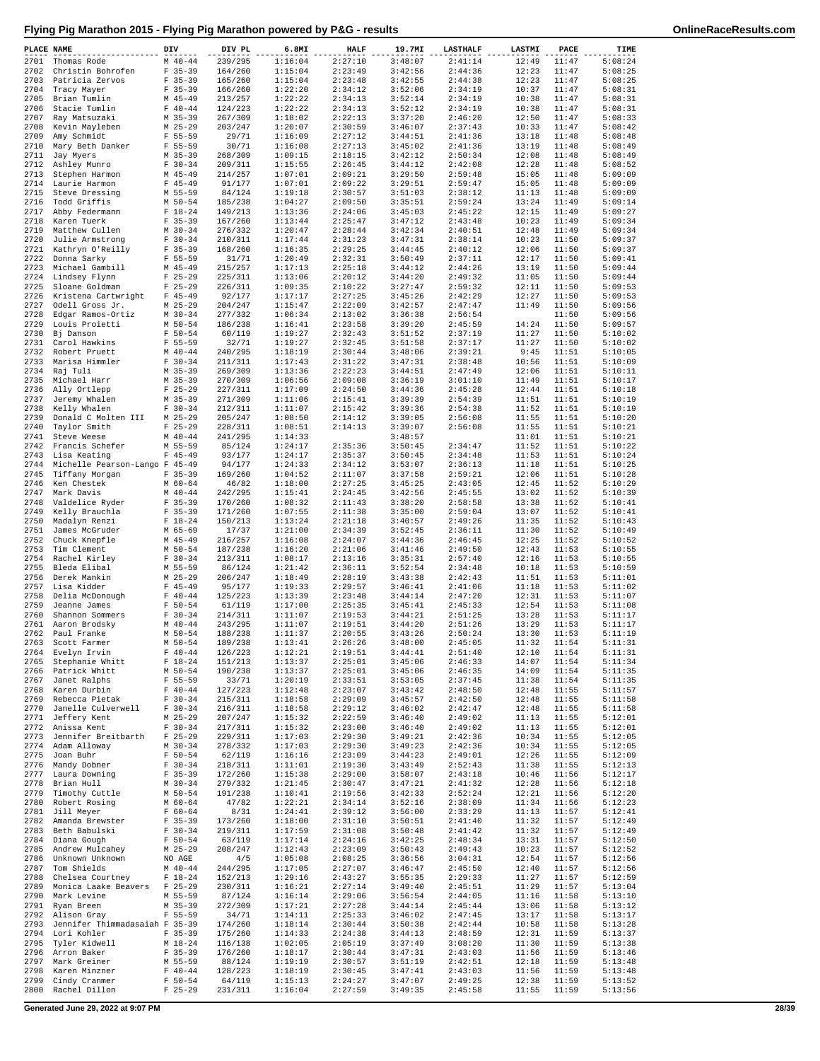# Flying Pig Marathon 2015 - Flying Pig Marathon powered by P&G - results

OnlineRaceResults.com

| PLACE | NAME | DIV | DIV PL | 6.8MI | HALF | 19.7MI | LASTHALF | LASTMI | PACE | TIME |
|---|---|---|---|---|---|---|---|---|---|---|
| 2701 | Thomas Rode | M 40-44 | 239/295 | 1:16:04 | 2:27:10 | 3:48:07 | 2:41:14 | 12:49 | 11:47 | 5:08:24 |
| 2702 | Christin Bohrofen | F 35-39 | 164/260 | 1:15:04 | 2:23:49 | 3:42:56 | 2:44:36 | 12:23 | 11:47 | 5:08:25 |
| 2703 | Patricia Zervos | F 35-39 | 165/260 | 1:15:04 | 2:23:48 | 3:42:55 | 2:44:38 | 12:23 | 11:47 | 5:08:25 |
| 2704 | Tracy Mayer | F 35-39 | 166/260 | 1:22:20 | 2:34:12 | 3:52:06 | 2:34:19 | 10:37 | 11:47 | 5:08:31 |
| 2705 | Brian Tumlin | M 45-49 | 213/257 | 1:22:22 | 2:34:13 | 3:52:14 | 2:34:19 | 10:38 | 11:47 | 5:08:31 |
| 2706 | Stacie Tumlin | F 40-44 | 124/223 | 1:22:22 | 2:34:13 | 3:52:12 | 2:34:19 | 10:38 | 11:47 | 5:08:31 |
| 2707 | Ray Matsuzaki | M 35-39 | 267/309 | 1:18:02 | 2:22:13 | 3:37:20 | 2:46:20 | 12:50 | 11:47 | 5:08:33 |
| 2708 | Kevin Mayleben | M 25-29 | 203/247 | 1:20:07 | 2:30:59 | 3:46:07 | 2:37:43 | 10:33 | 11:47 | 5:08:42 |
| 2709 | Amy Schmidt | F 55-59 | 29/71 | 1:16:09 | 2:27:12 | 3:44:51 | 2:41:36 | 13:18 | 11:48 | 5:08:48 |
| 2710 | Mary Beth Danker | F 55-59 | 30/71 | 1:16:08 | 2:27:13 | 3:45:02 | 2:41:36 | 13:19 | 11:48 | 5:08:49 |
| 2711 | Jay Myers | M 35-39 | 268/309 | 1:09:15 | 2:18:15 | 3:42:12 | 2:50:34 | 12:08 | 11:48 | 5:08:49 |
| 2712 | Ashley Munro | F 30-34 | 209/311 | 1:15:55 | 2:26:45 | 3:44:12 | 2:42:08 | 12:28 | 11:48 | 5:08:52 |
| 2713 | Stephen Harmon | M 45-49 | 214/257 | 1:07:01 | 2:09:21 | 3:29:50 | 2:59:48 | 15:05 | 11:48 | 5:09:09 |
| 2714 | Laurie Harmon | F 45-49 | 91/177 | 1:07:01 | 2:09:22 | 3:29:51 | 2:59:47 | 15:05 | 11:48 | 5:09:09 |
| 2715 | Steve Dressing | M 55-59 | 84/124 | 1:19:18 | 2:30:57 | 3:51:03 | 2:38:12 | 11:13 | 11:48 | 5:09:09 |
| 2716 | Todd Griffis | M 50-54 | 185/238 | 1:04:27 | 2:09:50 | 3:35:51 | 2:59:24 | 13:24 | 11:49 | 5:09:14 |
| 2717 | Abby Federmann | F 18-24 | 149/213 | 1:13:36 | 2:24:06 | 3:45:03 | 2:45:22 | 12:15 | 11:49 | 5:09:27 |
| 2718 | Karen Tuerk | F 35-39 | 167/260 | 1:13:44 | 2:25:47 | 3:47:12 | 2:43:48 | 10:23 | 11:49 | 5:09:34 |
| 2719 | Matthew Cullen | M 30-34 | 276/332 | 1:20:47 | 2:28:44 | 3:42:34 | 2:40:51 | 12:48 | 11:49 | 5:09:34 |
| 2720 | Julie Armstrong | F 30-34 | 210/311 | 1:17:44 | 2:31:23 | 3:47:31 | 2:38:14 | 10:23 | 11:50 | 5:09:37 |
| 2721 | Kathryn O'Reilly | F 35-39 | 168/260 | 1:16:35 | 2:29:25 | 3:44:45 | 2:40:12 | 12:06 | 11:50 | 5:09:37 |
| 2722 | Donna Sarky | F 55-59 | 31/71 | 1:20:49 | 2:32:31 | 3:50:49 | 2:37:11 | 12:17 | 11:50 | 5:09:41 |
| 2723 | Michael Gambill | M 45-49 | 215/257 | 1:17:13 | 2:25:18 | 3:44:12 | 2:44:26 | 13:19 | 11:50 | 5:09:44 |
| 2724 | Lindsey Flynn | F 25-29 | 225/311 | 1:13:06 | 2:20:12 | 3:44:20 | 2:49:32 | 11:05 | 11:50 | 5:09:44 |
| 2725 | Sloane Goldman | F 25-29 | 226/311 | 1:09:35 | 2:10:22 | 3:27:47 | 2:59:32 | 12:11 | 11:50 | 5:09:53 |
| 2726 | Kristena Cartwright | F 45-49 | 92/177 | 1:17:17 | 2:27:25 | 3:45:26 | 2:42:29 | 12:27 | 11:50 | 5:09:53 |
| 2727 | Odell Gross Jr. | M 25-29 | 204/247 | 1:15:47 | 2:22:09 | 3:42:57 | 2:47:47 | 11:49 | 11:50 | 5:09:56 |
| 2728 | Edgar Ramos-Ortiz | M 30-34 | 277/332 | 1:06:34 | 2:13:02 | 3:36:38 | 2:56:54 | | 11:50 | 5:09:56 |
| 2729 | Louis Proietti | M 50-54 | 186/238 | 1:16:41 | 2:23:58 | 3:39:20 | 2:45:59 | 14:24 | 11:50 | 5:09:57 |
| 2730 | Bj Danson | F 50-54 | 60/119 | 1:19:27 | 2:32:43 | 3:51:52 | 2:37:19 | 11:27 | 11:50 | 5:10:02 |
| 2731 | Carol Hawkins | F 55-59 | 32/71 | 1:19:27 | 2:32:45 | 3:51:58 | 2:37:17 | 11:27 | 11:50 | 5:10:02 |
| 2732 | Robert Pruett | M 40-44 | 240/295 | 1:18:19 | 2:30:44 | 3:48:06 | 2:39:21 | 9:45 | 11:51 | 5:10:05 |
| 2733 | Marisa Himmler | F 30-34 | 211/311 | 1:17:43 | 2:31:22 | 3:47:31 | 2:38:48 | 10:56 | 11:51 | 5:10:09 |
| 2734 | Raj Tuli | M 35-39 | 269/309 | 1:13:36 | 2:22:23 | 3:44:51 | 2:47:49 | 12:06 | 11:51 | 5:10:11 |
| 2735 | Michael Harr | M 35-39 | 270/309 | 1:06:56 | 2:09:08 | 3:36:19 | 3:01:10 | 11:49 | 11:51 | 5:10:17 |
| 2736 | Ally Ortlepp | F 25-29 | 227/311 | 1:17:09 | 2:24:50 | 3:44:36 | 2:45:28 | 12:44 | 11:51 | 5:10:18 |
| 2737 | Jeremy Whalen | M 35-39 | 271/309 | 1:11:06 | 2:15:41 | 3:39:39 | 2:54:39 | 11:51 | 11:51 | 5:10:19 |
| 2738 | Kelly Whalen | F 30-34 | 212/311 | 1:11:07 | 2:15:42 | 3:39:36 | 2:54:38 | 11:52 | 11:51 | 5:10:19 |
| 2739 | Donald C Molten III | M 25-29 | 205/247 | 1:08:50 | 2:14:12 | 3:39:05 | 2:56:08 | 11:55 | 11:51 | 5:10:20 |
| 2740 | Taylor Smith | F 25-29 | 228/311 | 1:08:51 | 2:14:13 | 3:39:07 | 2:56:08 | 11:55 | 11:51 | 5:10:21 |
| 2741 | Steve Weese | M 40-44 | 241/295 | 1:14:33 | | 3:48:57 | | 11:01 | 11:51 | 5:10:21 |
| 2742 | Francis Schefer | M 55-59 | 85/124 | 1:24:17 | 2:35:36 | 3:50:45 | 2:34:47 | 11:52 | 11:51 | 5:10:22 |
| 2743 | Lisa Keating | F 45-49 | 93/177 | 1:24:17 | 2:35:37 | 3:50:45 | 2:34:48 | 11:53 | 11:51 | 5:10:24 |
| 2744 | Michelle Pearson-Lango | F 45-49 | 94/177 | 1:24:33 | 2:34:12 | 3:53:07 | 2:36:13 | 11:18 | 11:51 | 5:10:25 |
| 2745 | Tiffany Morgan | F 35-39 | 169/260 | 1:04:52 | 2:11:07 | 3:37:58 | 2:59:21 | 12:06 | 11:51 | 5:10:28 |
| 2746 | Ken Chestek | M 60-64 | 46/82 | 1:18:00 | 2:27:25 | 3:45:25 | 2:43:05 | 12:45 | 11:52 | 5:10:29 |
| 2747 | Mark Davis | M 40-44 | 242/295 | 1:15:41 | 2:24:45 | 3:42:56 | 2:45:55 | 13:02 | 11:52 | 5:10:39 |
| 2748 | Valdelice Ryder | F 35-39 | 170/260 | 1:08:32 | 2:11:43 | 3:38:20 | 2:58:58 | 13:38 | 11:52 | 5:10:41 |
| 2749 | Kelly Brauchla | F 35-39 | 171/260 | 1:07:55 | 2:11:38 | 3:35:00 | 2:59:04 | 13:07 | 11:52 | 5:10:41 |
| 2750 | Madalyn Renzi | F 18-24 | 150/213 | 1:13:24 | 2:21:18 | 3:40:57 | 2:49:26 | 11:35 | 11:52 | 5:10:43 |
| 2751 | James McGruder | M 65-69 | 17/37 | 1:21:00 | 2:34:39 | 3:52:45 | 2:36:11 | 11:30 | 11:52 | 5:10:49 |
| 2752 | Chuck Knepfle | M 45-49 | 216/257 | 1:16:08 | 2:24:07 | 3:44:36 | 2:46:45 | 12:25 | 11:52 | 5:10:52 |
| 2753 | Tim Clement | M 50-54 | 187/238 | 1:16:20 | 2:21:06 | 3:41:46 | 2:49:50 | 12:43 | 11:53 | 5:10:55 |
| 2754 | Rachel Kirley | F 30-34 | 213/311 | 1:08:17 | 2:13:16 | 3:35:31 | 2:57:40 | 12:16 | 11:53 | 5:10:55 |
| 2755 | Bleda Elibal | M 55-59 | 86/124 | 1:21:42 | 2:36:11 | 3:52:54 | 2:34:48 | 10:18 | 11:53 | 5:10:59 |
| 2756 | Derek Mankin | M 25-29 | 206/247 | 1:18:49 | 2:28:19 | 3:43:38 | 2:42:43 | 11:51 | 11:53 | 5:11:01 |
| 2757 | Lisa Kidder | F 45-49 | 95/177 | 1:19:33 | 2:29:57 | 3:46:41 | 2:41:06 | 11:18 | 11:53 | 5:11:02 |
| 2758 | Delia McDonough | F 40-44 | 125/223 | 1:13:39 | 2:23:48 | 3:44:14 | 2:47:20 | 12:31 | 11:53 | 5:11:07 |
| 2759 | Jeanne James | F 50-54 | 61/119 | 1:17:00 | 2:25:35 | 3:45:41 | 2:45:33 | 12:54 | 11:53 | 5:11:08 |
| 2760 | Shannon Sommers | F 30-34 | 214/311 | 1:11:07 | 2:19:53 | 3:44:21 | 2:51:25 | 13:28 | 11:53 | 5:11:17 |
| 2761 | Aaron Brodsky | M 40-44 | 243/295 | 1:11:07 | 2:19:51 | 3:44:20 | 2:51:26 | 13:29 | 11:53 | 5:11:17 |
| 2762 | Paul Franke | M 50-54 | 188/238 | 1:11:37 | 2:20:55 | 3:43:26 | 2:50:24 | 13:30 | 11:53 | 5:11:19 |
| 2763 | Scott Farmer | M 50-54 | 189/238 | 1:13:41 | 2:26:26 | 3:48:00 | 2:45:05 | 11:32 | 11:54 | 5:11:31 |
| 2764 | Evelyn Irvin | F 40-44 | 126/223 | 1:12:21 | 2:19:51 | 3:44:41 | 2:51:40 | 12:10 | 11:54 | 5:11:31 |
| 2765 | Stephanie Whitt | F 18-24 | 151/213 | 1:13:37 | 2:25:01 | 3:45:06 | 2:46:33 | 14:07 | 11:54 | 5:11:34 |
| 2766 | Patrick Whitt | M 50-54 | 190/238 | 1:13:37 | 2:25:01 | 3:45:06 | 2:46:35 | 14:09 | 11:54 | 5:11:35 |
| 2767 | Janet Ralphs | F 55-59 | 33/71 | 1:20:19 | 2:33:51 | 3:53:05 | 2:37:45 | 11:38 | 11:54 | 5:11:35 |
| 2768 | Karen Durbin | F 40-44 | 127/223 | 1:12:48 | 2:23:07 | 3:43:42 | 2:48:50 | 12:48 | 11:55 | 5:11:57 |
| 2769 | Rebecca Pietak | F 30-34 | 215/311 | 1:18:58 | 2:29:09 | 3:45:57 | 2:42:50 | 12:48 | 11:55 | 5:11:58 |
| 2770 | Janelle Culverwell | F 30-34 | 216/311 | 1:18:58 | 2:29:12 | 3:46:02 | 2:42:47 | 12:48 | 11:55 | 5:11:58 |
| 2771 | Jeffery Kent | M 25-29 | 207/247 | 1:15:32 | 2:22:59 | 3:46:40 | 2:49:02 | 11:13 | 11:55 | 5:12:01 |
| 2772 | Anissa Kent | F 30-34 | 217/311 | 1:15:32 | 2:23:00 | 3:46:40 | 2:49:02 | 11:13 | 11:55 | 5:12:01 |
| 2773 | Jennifer Breitbarth | F 25-29 | 229/311 | 1:17:03 | 2:29:30 | 3:49:21 | 2:42:36 | 10:34 | 11:55 | 5:12:05 |
| 2774 | Adam Alloway | M 30-34 | 278/332 | 1:17:03 | 2:29:30 | 3:49:23 | 2:42:36 | 10:34 | 11:55 | 5:12:05 |
| 2775 | Joan Buhr | F 50-54 | 62/119 | 1:16:16 | 2:23:09 | 3:44:23 | 2:49:01 | 12:26 | 11:55 | 5:12:09 |
| 2776 | Mandy Dobner | F 30-34 | 218/311 | 1:11:01 | 2:19:30 | 3:43:49 | 2:52:43 | 11:38 | 11:55 | 5:12:13 |
| 2777 | Laura Downing | F 35-39 | 172/260 | 1:15:38 | 2:29:00 | 3:58:07 | 2:43:18 | 10:46 | 11:56 | 5:12:17 |
| 2778 | Brian Hull | M 30-34 | 279/332 | 1:21:45 | 2:30:47 | 3:47:21 | 2:41:32 | 12:28 | 11:56 | 5:12:18 |
| 2779 | Timothy Cuttle | M 50-54 | 191/238 | 1:10:41 | 2:19:56 | 3:42:33 | 2:52:24 | 12:21 | 11:56 | 5:12:20 |
| 2780 | Robert Rosing | M 60-64 | 47/82 | 1:22:21 | 2:34:14 | 3:52:16 | 2:38:09 | 11:34 | 11:56 | 5:12:23 |
| 2781 | Jill Meyer | F 60-64 | 8/31 | 1:24:41 | 2:39:12 | 3:56:00 | 2:33:29 | 11:13 | 11:57 | 5:12:41 |
| 2782 | Amanda Brewster | F 35-39 | 173/260 | 1:18:00 | 2:31:10 | 3:50:51 | 2:41:40 | 11:32 | 11:57 | 5:12:49 |
| 2783 | Beth Babulski | F 30-34 | 219/311 | 1:17:59 | 2:31:08 | 3:50:48 | 2:41:42 | 11:32 | 11:57 | 5:12:49 |
| 2784 | Diana Gough | F 50-54 | 63/119 | 1:17:14 | 2:24:16 | 3:42:25 | 2:48:34 | 13:31 | 11:57 | 5:12:50 |
| 2785 | Andrew Mulcahey | M 25-29 | 208/247 | 1:12:43 | 2:23:09 | 3:50:43 | 2:49:43 | 10:23 | 11:57 | 5:12:52 |
| 2786 | Unknown Unknown | NO AGE | 4/5 | 1:05:08 | 2:08:25 | 3:36:56 | 3:04:31 | 12:54 | 11:57 | 5:12:56 |
| 2787 | Tom Shields | M 40-44 | 244/295 | 1:17:05 | 2:27:07 | 3:46:47 | 2:45:50 | 12:40 | 11:57 | 5:12:56 |
| 2788 | Chelsea Courtney | F 18-24 | 152/213 | 1:29:16 | 2:43:27 | 3:55:35 | 2:29:33 | 11:27 | 11:57 | 5:12:59 |
| 2789 | Monica Laake Beavers | F 25-29 | 230/311 | 1:16:21 | 2:27:14 | 3:49:40 | 2:45:51 | 11:29 | 11:57 | 5:13:04 |
| 2790 | Mark Levine | M 55-59 | 87/124 | 1:16:14 | 2:29:06 | 3:56:54 | 2:44:05 | 11:16 | 11:58 | 5:13:10 |
| 2791 | Ryan Breen | M 35-39 | 272/309 | 1:17:21 | 2:27:28 | 3:44:14 | 2:45:44 | 13:06 | 11:58 | 5:13:12 |
| 2792 | Alison Gray | F 55-59 | 34/71 | 1:14:11 | 2:25:33 | 3:46:02 | 2:47:45 | 13:17 | 11:58 | 5:13:17 |
| 2793 | Jennifer Thimmadasaiah | F 35-39 | 174/260 | 1:18:14 | 2:30:44 | 3:50:38 | 2:42:44 | 10:58 | 11:58 | 5:13:28 |
| 2794 | Lori Kohler | F 35-39 | 175/260 | 1:14:33 | 2:24:38 | 3:44:13 | 2:48:59 | 12:31 | 11:59 | 5:13:37 |
| 2795 | Tyler Kidwell | M 18-24 | 116/138 | 1:02:05 | 2:05:19 | 3:37:49 | 3:08:20 | 11:30 | 11:59 | 5:13:38 |
| 2796 | Arron Baker | F 35-39 | 176/260 | 1:18:17 | 2:30:44 | 3:47:31 | 2:43:03 | 11:56 | 11:59 | 5:13:46 |
| 2797 | Mark Greiner | M 55-59 | 88/124 | 1:19:19 | 2:30:57 | 3:51:19 | 2:42:51 | 12:18 | 11:59 | 5:13:48 |
| 2798 | Karen Minzner | F 40-44 | 128/223 | 1:18:19 | 2:30:45 | 3:47:41 | 2:43:03 | 11:56 | 11:59 | 5:13:48 |
| 2799 | Cindy Cranmer | F 50-54 | 64/119 | 1:15:13 | 2:24:27 | 3:47:07 | 2:49:25 | 12:38 | 11:59 | 5:13:52 |
| 2800 | Rachel Dillon | F 25-29 | 231/311 | 1:16:04 | 2:27:59 | 3:49:35 | 2:45:58 | 11:55 | 11:59 | 5:13:56 |

Generated June 29, 2022 at 9:07 PM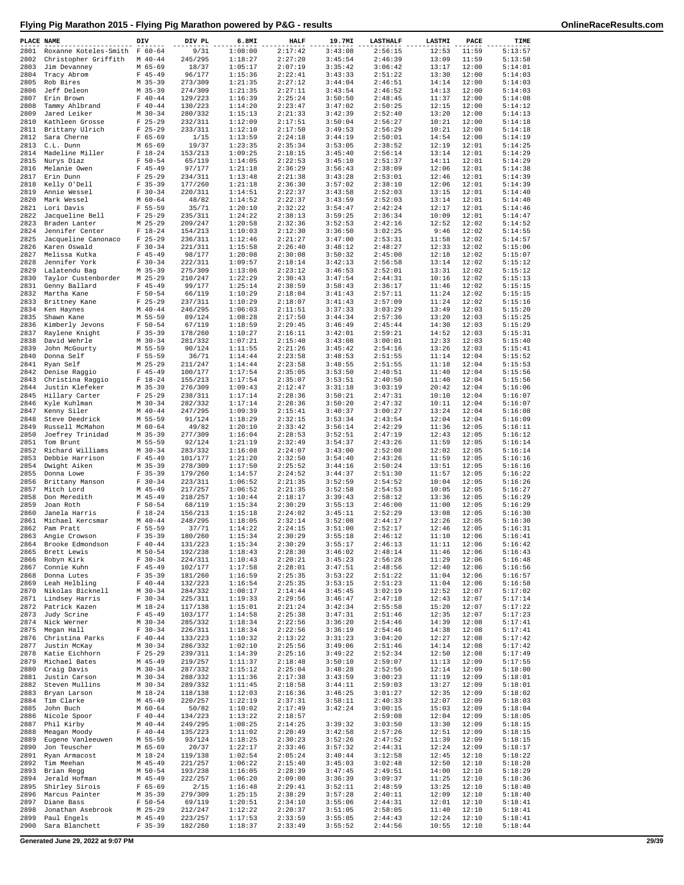# Flying Pig Marathon 2015 - Flying Pig Marathon powered by P&G - results

| PLACE | NAME | DIV | DIV PL | 6.8MI | HALF | 19.7MI | LASTHALF | LASTMI | PACE | TIME |
|---|---|---|---|---|---|---|---|---|---|---|
| 2801 | Roxanne Koteles-Smith | F 60-64 | 9/31 | 1:08:00 | 2:17:42 | 3:43:08 | 2:56:15 | 12:53 | 11:59 | 5:13:57 |
| 2802 | Christopher Griffith | M 40-44 | 245/295 | 1:18:27 | 2:27:20 | 3:45:54 | 2:46:39 | 13:09 | 11:59 | 5:13:58 |
| 2803 | Jim Devanney | M 65-69 | 18/37 | 1:05:17 | 2:07:19 | 3:35:42 | 3:06:42 | 13:17 | 12:00 | 5:14:01 |
| 2804 | Tracy Abrom | F 45-49 | 96/177 | 1:15:36 | 2:22:41 | 3:43:33 | 2:51:22 | 13:30 | 12:00 | 5:14:03 |
| 2805 | Rob Bires | M 35-39 | 273/309 | 1:21:35 | 2:27:12 | 3:44:04 | 2:46:51 | 14:14 | 12:00 | 5:14:03 |
| 2806 | Jeff Deleon | M 35-39 | 274/309 | 1:21:35 | 2:27:11 | 3:43:54 | 2:46:52 | 14:13 | 12:00 | 5:14:03 |
| 2807 | Erin Brown | F 40-44 | 129/223 | 1:16:39 | 2:25:24 | 3:50:50 | 2:48:45 | 11:37 | 12:00 | 5:14:08 |
| 2808 | Tammy Ahlbrand | F 40-44 | 130/223 | 1:14:20 | 2:23:47 | 3:47:02 | 2:50:25 | 12:15 | 12:00 | 5:14:12 |
| 2809 | Jared Leiker | M 30-34 | 280/332 | 1:15:13 | 2:21:33 | 3:42:39 | 2:52:40 | 13:20 | 12:00 | 5:14:13 |
| 2810 | Kathleen Grosse | F 25-29 | 232/311 | 1:12:09 | 2:17:51 | 3:50:04 | 2:56:27 | 10:21 | 12:00 | 5:14:18 |
| 2811 | Brittany Ulrich | F 25-29 | 233/311 | 1:12:10 | 2:17:50 | 3:49:53 | 2:56:29 | 10:21 | 12:00 | 5:14:18 |
| 2812 | Sara Cherne | F 65-69 | 1/15 | 1:13:59 | 2:24:18 | 3:44:19 | 2:50:01 | 14:54 | 12:00 | 5:14:19 |
| 2813 | C.L. Dunn | M 65-69 | 19/37 | 1:23:35 | 2:35:34 | 3:53:05 | 2:38:52 | 12:19 | 12:01 | 5:14:25 |
| 2814 | Madeline Miller | F 18-24 | 153/213 | 1:09:25 | 2:18:15 | 3:45:40 | 2:56:14 | 13:14 | 12:01 | 5:14:29 |
| 2815 | Nurys Diaz | F 50-54 | 65/119 | 1:14:05 | 2:22:53 | 3:45:10 | 2:51:37 | 14:11 | 12:01 | 5:14:29 |
| 2816 | Melanie Owen | F 45-49 | 97/177 | 1:21:18 | 2:36:29 | 3:56:43 | 2:38:09 | 12:06 | 12:01 | 5:14:38 |
| 2817 | Erin Dunn | F 25-29 | 234/311 | 1:13:48 | 2:21:38 | 3:43:28 | 2:53:01 | 12:46 | 12:01 | 5:14:39 |
| 2818 | Kelly O'Dell | F 35-39 | 177/260 | 1:21:18 | 2:36:30 | 3:57:02 | 2:38:10 | 12:06 | 12:01 | 5:14:39 |
| 2819 | Annie Wessel | F 30-34 | 220/311 | 1:14:51 | 2:22:37 | 3:43:58 | 2:52:03 | 13:15 | 12:01 | 5:14:40 |
| 2820 | Mark Wessel | M 60-64 | 48/82 | 1:14:52 | 2:22:37 | 3:43:59 | 2:52:03 | 13:14 | 12:01 | 5:14:40 |
| 2821 | Lori Davis | F 55-59 | 35/71 | 1:20:10 | 2:32:22 | 3:54:47 | 2:42:24 | 12:17 | 12:01 | 5:14:46 |
| 2822 | Jacqueline Bell | F 25-29 | 235/311 | 1:24:22 | 2:38:13 | 3:59:25 | 2:36:34 | 10:09 | 12:01 | 5:14:47 |
| 2823 | Braden Lanter | M 25-29 | 209/247 | 1:20:58 | 2:32:36 | 3:52:53 | 2:42:16 | 12:52 | 12:02 | 5:14:52 |
| 2824 | Jennifer Center | F 18-24 | 154/213 | 1:10:03 | 2:12:30 | 3:36:50 | 3:02:25 | 9:46 | 12:02 | 5:14:55 |
| 2825 | Jacqueline Canonaco | F 25-29 | 236/311 | 1:12:46 | 2:21:27 | 3:47:00 | 2:53:31 | 11:58 | 12:02 | 5:14:57 |
| 2826 | Karen Oswald | F 30-34 | 221/311 | 1:15:58 | 2:26:40 | 3:48:12 | 2:48:27 | 12:33 | 12:02 | 5:15:06 |
| 2827 | Melissa Kutka | F 45-49 | 98/177 | 1:20:08 | 2:30:08 | 3:50:32 | 2:45:00 | 12:18 | 12:02 | 5:15:07 |
| 2828 | Jennifer York | F 30-34 | 222/311 | 1:09:57 | 2:18:14 | 3:42:13 | 2:56:58 | 13:14 | 12:02 | 5:15:12 |
| 2829 | Lalatendu Bag | M 35-39 | 275/309 | 1:13:06 | 2:23:12 | 3:46:53 | 2:52:01 | 13:31 | 12:02 | 5:15:12 |
| 2830 | Taylor Custenborder | M 25-29 | 210/247 | 1:22:29 | 2:30:43 | 3:47:54 | 2:44:31 | 10:16 | 12:02 | 5:15:13 |
| 2831 | Genny Ballard | F 45-49 | 99/177 | 1:25:14 | 2:38:59 | 3:58:43 | 2:36:17 | 11:46 | 12:02 | 5:15:15 |
| 2832 | Martha Kane | F 50-54 | 66/119 | 1:10:29 | 2:18:04 | 3:41:43 | 2:57:11 | 11:24 | 12:02 | 5:15:15 |
| 2833 | Brittney Kane | F 25-29 | 237/311 | 1:10:29 | 2:18:07 | 3:41:43 | 2:57:09 | 11:24 | 12:02 | 5:15:16 |
| 2834 | Ken Haynes | M 40-44 | 246/295 | 1:06:03 | 2:11:51 | 3:37:33 | 3:03:29 | 13:49 | 12:03 | 5:15:20 |
| 2835 | Shawn Kane | M 55-59 | 89/124 | 1:08:28 | 2:17:50 | 3:44:34 | 2:57:36 | 13:20 | 12:03 | 5:15:25 |
| 2836 | Kimberly Jevons | F 50-54 | 67/119 | 1:18:59 | 2:29:45 | 3:46:49 | 2:45:44 | 14:30 | 12:03 | 5:15:29 |
| 2837 | Raylene Knight | F 35-39 | 178/260 | 1:10:27 | 2:16:11 | 3:42:01 | 2:59:21 | 14:52 | 12:03 | 5:15:31 |
| 2838 | David Wehrle | M 30-34 | 281/332 | 1:07:21 | 2:15:40 | 3:43:08 | 3:00:01 | 12:33 | 12:03 | 5:15:40 |
| 2839 | John McGourty | M 55-59 | 90/124 | 1:11:55 | 2:21:26 | 3:45:42 | 2:54:16 | 13:26 | 12:03 | 5:15:41 |
| 2840 | Donna Self | F 55-59 | 36/71 | 1:14:44 | 2:23:58 | 3:48:53 | 2:51:55 | 11:14 | 12:04 | 5:15:52 |
| 2841 | Ryan Self | M 25-29 | 211/247 | 1:14:44 | 2:23:58 | 3:48:55 | 2:51:55 | 11:18 | 12:04 | 5:15:53 |
| 2842 | Denise Raggio | F 45-49 | 100/177 | 1:17:54 | 2:35:05 | 3:53:50 | 2:40:51 | 11:40 | 12:04 | 5:15:56 |
| 2843 | Christina Raggio | F 18-24 | 155/213 | 1:17:54 | 2:35:07 | 3:53:51 | 2:40:50 | 11:40 | 12:04 | 5:15:56 |
| 2844 | Justin Klefeker | M 35-39 | 276/309 | 1:09:43 | 2:12:47 | 3:31:18 | 3:03:19 | 20:42 | 12:04 | 5:16:06 |
| 2845 | Hillary Carter | F 25-29 | 238/311 | 1:17:14 | 2:28:36 | 3:50:21 | 2:47:31 | 10:10 | 12:04 | 5:16:07 |
| 2846 | Kyle Kuhlman | M 30-34 | 282/332 | 1:17:14 | 2:28:36 | 3:50:20 | 2:47:32 | 10:11 | 12:04 | 5:16:07 |
| 2847 | Kenny Siler | M 40-44 | 247/295 | 1:09:39 | 2:15:41 | 3:40:37 | 3:00:27 | 13:24 | 12:04 | 5:16:08 |
| 2848 | Steve Deedrick | M 55-59 | 91/124 | 1:18:29 | 2:32:15 | 3:53:34 | 2:43:54 | 12:04 | 12:04 | 5:16:09 |
| 2849 | Russell McMahon | M 60-64 | 49/82 | 1:20:10 | 2:33:42 | 3:56:14 | 2:42:29 | 11:36 | 12:05 | 5:16:11 |
| 2850 | Joefrey Trinidad | M 35-39 | 277/309 | 1:16:04 | 2:28:53 | 3:52:51 | 2:47:19 | 12:43 | 12:05 | 5:16:12 |
| 2851 | Tom Brunt | M 55-59 | 92/124 | 1:21:19 | 2:32:49 | 3:54:37 | 2:43:26 | 11:59 | 12:05 | 5:16:14 |
| 2852 | Richard Williams | M 30-34 | 283/332 | 1:16:08 | 2:24:07 | 3:43:00 | 2:52:08 | 12:02 | 12:05 | 5:16:14 |
| 2853 | Debbie Harrison | F 45-49 | 101/177 | 1:21:20 | 2:32:50 | 3:54:40 | 2:43:26 | 11:59 | 12:05 | 5:16:16 |
| 2854 | Dwight Aiken | M 35-39 | 278/309 | 1:17:50 | 2:25:52 | 3:44:16 | 2:50:24 | 13:51 | 12:05 | 5:16:16 |
| 2855 | Donna Lowe | F 35-39 | 179/260 | 1:14:57 | 2:24:52 | 3:44:37 | 2:51:30 | 11:57 | 12:05 | 5:16:22 |
| 2856 | Brittany Manson | F 30-34 | 223/311 | 1:06:52 | 2:21:35 | 3:52:59 | 2:54:52 | 10:04 | 12:05 | 5:16:26 |
| 2857 | Mitch Lord | M 45-49 | 217/257 | 1:06:52 | 2:21:35 | 3:52:58 | 2:54:53 | 10:05 | 12:05 | 5:16:27 |
| 2858 | Don Meredith | M 45-49 | 218/257 | 1:10:44 | 2:18:17 | 3:39:43 | 2:58:12 | 13:36 | 12:05 | 5:16:29 |
| 2859 | Joan Roth | F 50-54 | 68/119 | 1:15:34 | 2:30:29 | 3:55:13 | 2:46:00 | 11:00 | 12:05 | 5:16:29 |
| 2860 | Janela Harris | F 18-24 | 156/213 | 1:15:18 | 2:24:02 | 3:45:11 | 2:52:29 | 13:08 | 12:05 | 5:16:30 |
| 2861 | Michael Kercsmar | M 40-44 | 248/295 | 1:18:05 | 2:32:14 | 3:52:08 | 2:44:17 | 12:26 | 12:05 | 5:16:30 |
| 2862 | Pam Pratt | F 55-59 | 37/71 | 1:14:22 | 2:24:15 | 3:51:00 | 2:52:17 | 12:46 | 12:05 | 5:16:31 |
| 2863 | Angie Crowson | F 35-39 | 180/260 | 1:15:34 | 2:30:29 | 3:55:18 | 2:46:12 | 11:10 | 12:06 | 5:16:41 |
| 2864 | Brooke Edmondson | F 40-44 | 131/223 | 1:15:34 | 2:30:29 | 3:55:17 | 2:46:13 | 11:11 | 12:06 | 5:16:42 |
| 2865 | Brett Lewis | M 50-54 | 192/238 | 1:18:43 | 2:28:30 | 3:46:02 | 2:48:14 | 11:46 | 12:06 | 5:16:43 |
| 2866 | Robyn Kirk | F 30-34 | 224/311 | 1:10:43 | 2:20:21 | 3:45:23 | 2:56:28 | 11:29 | 12:06 | 5:16:48 |
| 2867 | Connie Kuhn | F 45-49 | 102/177 | 1:17:58 | 2:28:01 | 3:47:51 | 2:48:56 | 12:40 | 12:06 | 5:16:56 |
| 2868 | Donna Lutes | F 35-39 | 181/260 | 1:16:59 | 2:25:35 | 3:53:22 | 2:51:22 | 11:04 | 12:06 | 5:16:57 |
| 2869 | Leah Helbling | F 40-44 | 132/223 | 1:16:54 | 2:25:35 | 3:53:15 | 2:51:23 | 11:04 | 12:06 | 5:16:58 |
| 2870 | Nikolas Bicknell | M 30-34 | 284/332 | 1:08:17 | 2:14:44 | 3:45:45 | 3:02:19 | 12:52 | 12:07 | 5:17:02 |
| 2871 | Lindsey Harris | F 30-34 | 225/311 | 1:19:33 | 2:29:56 | 3:46:47 | 2:47:18 | 12:43 | 12:07 | 5:17:14 |
| 2872 | Patrick Kazen | M 18-24 | 117/138 | 1:15:01 | 2:21:24 | 3:42:34 | 2:55:58 | 15:20 | 12:07 | 5:17:22 |
| 2873 | Judy Scrine | F 45-49 | 103/177 | 1:14:58 | 2:25:38 | 3:47:31 | 2:51:46 | 12:35 | 12:07 | 5:17:23 |
| 2874 | Nick Werner | M 30-34 | 285/332 | 1:18:34 | 2:22:56 | 3:36:20 | 2:54:46 | 14:39 | 12:08 | 5:17:41 |
| 2875 | Megan Hall | F 30-34 | 226/311 | 1:18:34 | 2:22:56 | 3:36:19 | 2:54:46 | 14:38 | 12:08 | 5:17:41 |
| 2876 | Christina Parks | F 40-44 | 133/223 | 1:10:32 | 2:13:22 | 3:31:23 | 3:04:20 | 12:27 | 12:08 | 5:17:42 |
| 2877 | Justin McKay | M 30-34 | 286/332 | 1:02:10 | 2:25:56 | 3:49:06 | 2:51:46 | 14:14 | 12:08 | 5:17:42 |
| 2878 | Katie Eichhorn | F 25-29 | 239/311 | 1:14:39 | 2:25:16 | 3:49:22 | 2:52:34 | 12:50 | 12:08 | 5:17:49 |
| 2879 | Michael Bates | M 45-49 | 219/257 | 1:11:37 | 2:18:48 | 3:50:10 | 2:59:07 | 11:13 | 12:09 | 5:17:55 |
| 2880 | Craig Davis | M 30-34 | 287/332 | 1:15:12 | 2:25:04 | 3:48:28 | 2:52:56 | 12:14 | 12:09 | 5:18:00 |
| 2881 | Justin Carson | M 30-34 | 288/332 | 1:11:36 | 2:17:38 | 3:43:59 | 3:00:23 | 11:19 | 12:09 | 5:18:01 |
| 2882 | Steven Mullins | M 30-34 | 289/332 | 1:11:45 | 2:18:58 | 3:44:11 | 2:59:03 | 13:27 | 12:09 | 5:18:01 |
| 2883 | Bryan Larson | M 18-24 | 118/138 | 1:12:03 | 2:16:36 | 3:46:25 | 3:01:27 | 12:35 | 12:09 | 5:18:02 |
| 2884 | Tim Clarke | M 45-49 | 220/257 | 1:22:19 | 2:37:31 | 3:58:11 | 2:40:33 | 12:07 | 12:09 | 5:18:03 |
| 2885 | John Buch | M 60-64 | 50/82 | 1:10:02 | 2:17:49 | 3:42:24 | 3:00:15 | 15:03 | 12:09 | 5:18:04 |
| 2886 | Nicole Spoor | F 40-44 | 134/223 | 1:13:22 | 2:18:57 | | 2:59:08 | 12:04 | 12:09 | 5:18:05 |
| 2887 | Phil Kirby | M 40-44 | 249/295 | 1:08:25 | 2:14:25 | 3:39:32 | 3:03:50 | 13:30 | 12:09 | 5:18:15 |
| 2888 | Meagan Moody | F 40-44 | 135/223 | 1:11:02 | 2:20:49 | 3:42:58 | 2:57:26 | 12:51 | 12:09 | 5:18:15 |
| 2889 | Eugene Vanleeuwen | M 55-59 | 93/124 | 1:18:25 | 2:30:23 | 3:52:26 | 2:47:52 | 11:39 | 12:09 | 5:18:15 |
| 2890 | Jon Teuscher | M 65-69 | 20/37 | 1:22:17 | 2:33:46 | 3:57:32 | 2:44:31 | 12:24 | 12:09 | 5:18:17 |
| 2891 | Ryan Armacost | M 18-24 | 119/138 | 1:02:54 | 2:05:24 | 3:40:44 | 3:12:58 | 12:45 | 12:10 | 5:18:22 |
| 2892 | Tim Meehan | M 45-49 | 221/257 | 1:06:22 | 2:15:40 | 3:45:03 | 3:02:48 | 12:50 | 12:10 | 5:18:28 |
| 2893 | Brian Regg | M 50-54 | 193/238 | 1:16:05 | 2:28:39 | 3:47:45 | 2:49:51 | 14:00 | 12:10 | 5:18:29 |
| 2894 | Jerald Hofman | M 45-49 | 222/257 | 1:06:20 | 2:09:00 | 3:36:39 | 3:09:37 | 11:25 | 12:10 | 5:18:36 |
| 2895 | Shirley Sirois | F 65-69 | 2/15 | 1:16:48 | 2:29:41 | 3:52:11 | 2:48:59 | 13:25 | 12:10 | 5:18:40 |
| 2896 | Marcus Painter | M 35-39 | 279/309 | 1:25:15 | 2:38:29 | 3:57:28 | 2:40:11 | 12:09 | 12:10 | 5:18:40 |
| 2897 | Diane Bass | F 50-54 | 69/119 | 1:20:51 | 2:34:10 | 3:55:06 | 2:44:31 | 12:01 | 12:10 | 5:18:41 |
| 2898 | Jonathan Asebrook | M 25-29 | 212/247 | 1:12:22 | 2:20:37 | 3:51:05 | 2:58:05 | 11:40 | 12:10 | 5:18:41 |
| 2899 | Paul Engels | M 45-49 | 223/257 | 1:17:53 | 2:33:59 | 3:55:05 | 2:44:43 | 12:24 | 12:10 | 5:18:41 |
| 2900 | Sara Blanchett | F 35-39 | 182/260 | 1:18:37 | 2:33:49 | 3:55:52 | 2:44:56 | 10:55 | 12:10 | 5:18:44 |

Generated June 29, 2022 at 9:07 PM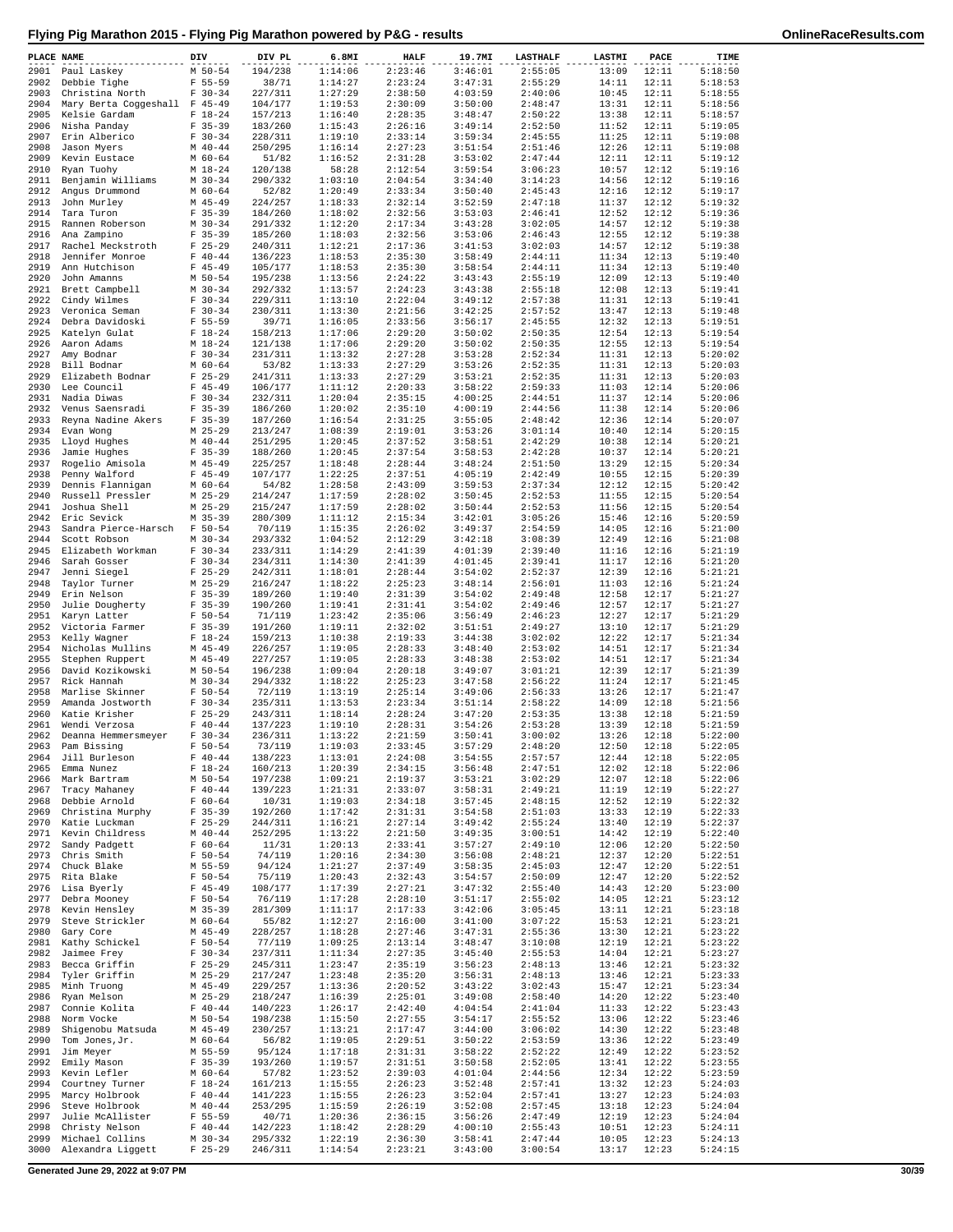# Flying Pig Marathon 2015 - Flying Pig Marathon powered by P&G - results

| PLACE | NAME | DIV | DIV PL | 6.8MI | HALF | 19.7MI | LASTHALF | LASTMI | PACE | TIME |
|---|---|---|---|---|---|---|---|---|---|---|
| 2901 | Paul Laskey | M 50-54 | 194/238 | 1:14:06 | 2:23:46 | 3:46:01 | 2:55:05 | 13:09 | 12:11 | 5:18:50 |
| 2902 | Debbie Tighe | F 55-59 | 38/71 | 1:14:27 | 2:23:24 | 3:47:31 | 2:55:29 | 14:11 | 12:11 | 5:18:53 |
| 2903 | Christina North | F 30-34 | 227/311 | 1:27:29 | 2:38:50 | 4:03:59 | 2:40:06 | 10:45 | 12:11 | 5:18:55 |
| 2904 | Mary Berta Coggeshall | F 45-49 | 104/177 | 1:19:53 | 2:30:09 | 3:50:00 | 2:48:47 | 13:31 | 12:11 | 5:18:56 |
| 2905 | Kelsie Gardam | F 18-24 | 157/213 | 1:16:40 | 2:28:35 | 3:48:47 | 2:50:22 | 13:38 | 12:11 | 5:18:57 |
| 2906 | Nisha Panday | F 35-39 | 183/260 | 1:15:43 | 2:26:16 | 3:49:14 | 2:52:50 | 11:52 | 12:11 | 5:19:05 |
| 2907 | Erin Alberico | F 30-34 | 228/311 | 1:19:10 | 2:33:14 | 3:59:34 | 2:45:55 | 11:25 | 12:11 | 5:19:08 |
| 2908 | Jason Myers | M 40-44 | 250/295 | 1:16:14 | 2:27:23 | 3:51:54 | 2:51:46 | 12:26 | 12:11 | 5:19:08 |
| 2909 | Kevin Eustace | M 60-64 | 51/82 | 1:16:52 | 2:31:28 | 3:53:02 | 2:47:44 | 12:11 | 12:11 | 5:19:12 |
| 2910 | Ryan Tuohy | M 18-24 | 120/138 | 58:28 | 2:12:54 | 3:59:54 | 3:06:23 | 10:57 | 12:12 | 5:19:16 |
| 2911 | Benjamin Williams | M 30-34 | 290/332 | 1:03:10 | 2:04:54 | 3:34:40 | 3:14:23 | 14:56 | 12:12 | 5:19:16 |
| 2912 | Angus Drummond | M 60-64 | 52/82 | 1:20:49 | 2:33:34 | 3:50:40 | 2:45:43 | 12:16 | 12:12 | 5:19:17 |
| 2913 | John Murley | M 45-49 | 224/257 | 1:18:33 | 2:32:14 | 3:52:59 | 2:47:18 | 11:37 | 12:12 | 5:19:32 |
| 2914 | Tara Turon | F 35-39 | 184/260 | 1:18:02 | 2:32:56 | 3:53:03 | 2:46:41 | 12:52 | 12:12 | 5:19:36 |
| 2915 | Rannen Roberson | M 30-34 | 291/332 | 1:12:20 | 2:17:34 | 3:43:28 | 3:02:05 | 14:57 | 12:12 | 5:19:38 |
| 2916 | Ana Zampino | F 35-39 | 185/260 | 1:18:03 | 2:32:56 | 3:53:06 | 2:46:43 | 12:55 | 12:12 | 5:19:38 |
| 2917 | Rachel Meckstroth | F 25-29 | 240/311 | 1:12:21 | 2:17:36 | 3:41:53 | 3:02:03 | 14:57 | 12:12 | 5:19:38 |
| 2918 | Jennifer Monroe | F 40-44 | 136/223 | 1:18:53 | 2:35:30 | 3:58:49 | 2:44:11 | 11:34 | 12:13 | 5:19:40 |
| 2919 | Ann Hutchison | F 45-49 | 105/177 | 1:18:53 | 2:35:30 | 3:58:54 | 2:44:11 | 11:34 | 12:13 | 5:19:40 |
| 2920 | John Amanns | M 50-54 | 195/238 | 1:13:56 | 2:24:22 | 3:43:43 | 2:55:19 | 12:09 | 12:13 | 5:19:40 |
| 2921 | Brett Campbell | M 30-34 | 292/332 | 1:13:57 | 2:24:23 | 3:43:38 | 2:55:18 | 12:08 | 12:13 | 5:19:41 |
| 2922 | Cindy Wilmes | F 30-34 | 229/311 | 1:13:10 | 2:22:04 | 3:49:12 | 2:57:38 | 11:31 | 12:13 | 5:19:41 |
| 2923 | Veronica Seman | F 30-34 | 230/311 | 1:13:30 | 2:21:56 | 3:42:25 | 2:57:52 | 13:47 | 12:13 | 5:19:48 |
| 2924 | Debra Davidoski | F 55-59 | 39/71 | 1:16:05 | 2:33:56 | 3:56:17 | 2:45:55 | 12:32 | 12:13 | 5:19:51 |
| 2925 | Katelyn Gulat | F 18-24 | 158/213 | 1:17:06 | 2:29:20 | 3:50:02 | 2:50:35 | 12:54 | 12:13 | 5:19:54 |
| 2926 | Aaron Adams | M 18-24 | 121/138 | 1:17:06 | 2:29:20 | 3:50:02 | 2:50:35 | 12:55 | 12:13 | 5:19:54 |
| 2927 | Amy Bodnar | F 30-34 | 231/311 | 1:13:32 | 2:27:28 | 3:53:28 | 2:52:34 | 11:31 | 12:13 | 5:20:02 |
| 2928 | Bill Bodnar | M 60-64 | 53/82 | 1:13:33 | 2:27:29 | 3:53:26 | 2:52:35 | 11:31 | 12:13 | 5:20:03 |
| 2929 | Elizabeth Bodnar | F 25-29 | 241/311 | 1:13:33 | 2:27:29 | 3:53:21 | 2:52:35 | 11:31 | 12:13 | 5:20:03 |
| 2930 | Lee Council | F 45-49 | 106/177 | 1:11:12 | 2:20:33 | 3:58:22 | 2:59:33 | 11:03 | 12:14 | 5:20:06 |
| 2931 | Nadia Diwas | F 30-34 | 232/311 | 1:20:04 | 2:35:15 | 4:00:25 | 2:44:51 | 11:37 | 12:14 | 5:20:06 |
| 2932 | Venus Saensradi | F 35-39 | 186/260 | 1:20:02 | 2:35:10 | 4:00:19 | 2:44:56 | 11:38 | 12:14 | 5:20:06 |
| 2933 | Reyna Nadine Akers | F 35-39 | 187/260 | 1:16:54 | 2:31:25 | 3:55:05 | 2:48:42 | 12:36 | 12:14 | 5:20:07 |
| 2934 | Evan Wong | M 25-29 | 213/247 | 1:08:39 | 2:19:01 | 3:53:26 | 3:01:14 | 10:40 | 12:14 | 5:20:15 |
| 2935 | Lloyd Hughes | M 40-44 | 251/295 | 1:20:45 | 2:37:52 | 3:58:51 | 2:42:29 | 10:38 | 12:14 | 5:20:21 |
| 2936 | Jamie Hughes | F 35-39 | 188/260 | 1:20:45 | 2:37:54 | 3:58:53 | 2:42:28 | 10:37 | 12:14 | 5:20:21 |
| 2937 | Rogelio Amisola | M 45-49 | 225/257 | 1:18:48 | 2:28:44 | 3:48:24 | 2:51:50 | 13:29 | 12:15 | 5:20:34 |
| 2938 | Penny Walford | F 45-49 | 107/177 | 1:22:25 | 2:37:51 | 4:05:19 | 2:42:49 | 10:55 | 12:15 | 5:20:39 |
| 2939 | Dennis Flannigan | M 60-64 | 54/82 | 1:28:58 | 2:43:09 | 3:59:53 | 2:37:34 | 12:12 | 12:15 | 5:20:42 |
| 2940 | Russell Pressler | M 25-29 | 214/247 | 1:17:59 | 2:28:02 | 3:50:45 | 2:52:53 | 11:55 | 12:15 | 5:20:54 |
| 2941 | Joshua Shell | M 25-29 | 215/247 | 1:17:59 | 2:28:02 | 3:50:44 | 2:52:53 | 11:56 | 12:15 | 5:20:54 |
| 2942 | Eric Sevick | M 35-39 | 280/309 | 1:11:12 | 2:15:34 | 3:42:01 | 3:05:26 | 15:46 | 12:16 | 5:20:59 |
| 2943 | Sandra Pierce-Harsch | F 50-54 | 70/119 | 1:15:35 | 2:26:02 | 3:49:37 | 2:54:59 | 14:05 | 12:16 | 5:21:00 |
| 2944 | Scott Robson | M 30-34 | 293/332 | 1:04:52 | 2:12:29 | 3:42:18 | 3:08:39 | 12:49 | 12:16 | 5:21:08 |
| 2945 | Elizabeth Workman | F 30-34 | 233/311 | 1:14:29 | 2:41:39 | 4:01:39 | 2:39:40 | 11:16 | 12:16 | 5:21:19 |
| 2946 | Sarah Gosser | F 30-34 | 234/311 | 1:14:30 | 2:41:39 | 4:01:45 | 2:39:41 | 11:17 | 12:16 | 5:21:20 |
| 2947 | Jenni Siegel | F 25-29 | 242/311 | 1:18:01 | 2:28:44 | 3:54:02 | 2:52:37 | 12:39 | 12:16 | 5:21:21 |
| 2948 | Taylor Turner | M 25-29 | 216/247 | 1:18:22 | 2:25:23 | 3:48:14 | 2:56:01 | 11:03 | 12:16 | 5:21:24 |
| 2949 | Erin Nelson | F 35-39 | 189/260 | 1:19:40 | 2:31:39 | 3:54:02 | 2:49:48 | 12:58 | 12:17 | 5:21:27 |
| 2950 | Julie Dougherty | F 35-39 | 190/260 | 1:19:41 | 2:31:41 | 3:54:02 | 2:49:46 | 12:57 | 12:17 | 5:21:27 |
| 2951 | Karyn Latter | F 50-54 | 71/119 | 1:23:42 | 2:35:06 | 3:56:49 | 2:46:23 | 12:27 | 12:17 | 5:21:29 |
| 2952 | Victoria Farmer | F 35-39 | 191/260 | 1:19:11 | 2:32:02 | 3:51:51 | 2:49:27 | 13:10 | 12:17 | 5:21:29 |
| 2953 | Kelly Wagner | F 18-24 | 159/213 | 1:10:38 | 2:19:33 | 3:44:38 | 3:02:02 | 12:22 | 12:17 | 5:21:34 |
| 2954 | Nicholas Mullins | M 45-49 | 226/257 | 1:19:05 | 2:28:33 | 3:48:40 | 2:53:02 | 14:51 | 12:17 | 5:21:34 |
| 2955 | Stephen Ruppert | M 45-49 | 227/257 | 1:19:05 | 2:28:33 | 3:48:38 | 2:53:02 | 14:51 | 12:17 | 5:21:34 |
| 2956 | David Kozikowski | M 50-54 | 196/238 | 1:09:04 | 2:20:18 | 3:49:07 | 3:01:21 | 12:39 | 12:17 | 5:21:39 |
| 2957 | Rick Hannah | M 30-34 | 294/332 | 1:18:22 | 2:25:23 | 3:47:58 | 2:56:22 | 11:24 | 12:17 | 5:21:45 |
| 2958 | Marlise Skinner | F 50-54 | 72/119 | 1:13:19 | 2:25:14 | 3:49:06 | 2:56:33 | 13:26 | 12:17 | 5:21:47 |
| 2959 | Amanda Jostworth | F 30-34 | 235/311 | 1:13:53 | 2:23:34 | 3:51:14 | 2:58:22 | 14:09 | 12:18 | 5:21:56 |
| 2960 | Katie Krisher | F 25-29 | 243/311 | 1:18:14 | 2:28:24 | 3:47:20 | 2:53:35 | 13:38 | 12:18 | 5:21:59 |
| 2961 | Wendi Verzosa | F 40-44 | 137/223 | 1:19:10 | 2:28:31 | 3:54:26 | 2:53:28 | 13:39 | 12:18 | 5:21:59 |
| 2962 | Deanna Hemmersmeyer | F 30-34 | 236/311 | 1:13:22 | 2:21:59 | 3:50:41 | 3:00:02 | 13:26 | 12:18 | 5:22:00 |
| 2963 | Pam Bissing | F 50-54 | 73/119 | 1:19:03 | 2:33:45 | 3:57:29 | 2:48:20 | 12:50 | 12:18 | 5:22:05 |
| 2964 | Jill Burleson | F 40-44 | 138/223 | 1:13:01 | 2:24:08 | 3:54:55 | 2:57:57 | 12:44 | 12:18 | 5:22:05 |
| 2965 | Emma Nunez | F 18-24 | 160/213 | 1:20:39 | 2:34:15 | 3:56:48 | 2:47:51 | 12:02 | 12:18 | 5:22:06 |
| 2966 | Mark Bartram | M 50-54 | 197/238 | 1:09:21 | 2:19:37 | 3:53:21 | 3:02:29 | 12:07 | 12:18 | 5:22:06 |
| 2967 | Tracy Mahaney | F 40-44 | 139/223 | 1:21:31 | 2:33:07 | 3:58:31 | 2:49:21 | 11:19 | 12:19 | 5:22:27 |
| 2968 | Debbie Arnold | F 60-64 | 10/31 | 1:19:03 | 2:34:18 | 3:57:45 | 2:48:15 | 12:52 | 12:19 | 5:22:32 |
| 2969 | Christina Murphy | F 35-39 | 192/260 | 1:17:42 | 2:31:31 | 3:54:58 | 2:51:03 | 13:33 | 12:19 | 5:22:33 |
| 2970 | Katie Luckman | F 25-29 | 244/311 | 1:16:21 | 2:27:14 | 3:49:42 | 2:55:24 | 13:40 | 12:19 | 5:22:37 |
| 2971 | Kevin Childress | M 40-44 | 252/295 | 1:13:22 | 2:21:50 | 3:49:35 | 3:00:51 | 14:42 | 12:19 | 5:22:40 |
| 2972 | Sandy Padgett | F 60-64 | 11/31 | 1:20:13 | 2:33:41 | 3:57:27 | 2:49:10 | 12:06 | 12:20 | 5:22:50 |
| 2973 | Chris Smith | F 50-54 | 74/119 | 1:20:16 | 2:34:30 | 3:56:08 | 2:48:21 | 12:37 | 12:20 | 5:22:51 |
| 2974 | Chuck Blake | M 55-59 | 94/124 | 1:21:27 | 2:37:49 | 3:58:35 | 2:45:03 | 12:47 | 12:20 | 5:22:51 |
| 2975 | Rita Blake | F 50-54 | 75/119 | 1:20:43 | 2:32:43 | 3:54:57 | 2:50:09 | 12:47 | 12:20 | 5:22:52 |
| 2976 | Lisa Byerly | F 45-49 | 108/177 | 1:17:39 | 2:27:21 | 3:47:32 | 2:55:40 | 14:43 | 12:20 | 5:23:00 |
| 2977 | Debra Mooney | F 50-54 | 76/119 | 1:17:28 | 2:28:10 | 3:51:17 | 2:55:02 | 14:05 | 12:21 | 5:23:12 |
| 2978 | Kevin Hensley | M 35-39 | 281/309 | 1:11:17 | 2:17:33 | 3:42:06 | 3:05:45 | 13:11 | 12:21 | 5:23:18 |
| 2979 | Steve Strickler | M 60-64 | 55/82 | 1:12:27 | 2:16:00 | 3:41:00 | 3:07:22 | 15:53 | 12:21 | 5:23:21 |
| 2980 | Gary Core | M 45-49 | 228/257 | 1:18:28 | 2:27:46 | 3:47:31 | 2:55:36 | 13:30 | 12:21 | 5:23:22 |
| 2981 | Kathy Schickel | F 50-54 | 77/119 | 1:09:25 | 2:13:14 | 3:48:47 | 3:10:08 | 12:19 | 12:21 | 5:23:22 |
| 2982 | Jaimee Frey | F 30-34 | 237/311 | 1:11:34 | 2:27:35 | 3:45:40 | 2:55:53 | 14:04 | 12:21 | 5:23:27 |
| 2983 | Becca Griffin | F 25-29 | 245/311 | 1:23:47 | 2:35:19 | 3:56:23 | 2:48:13 | 13:46 | 12:21 | 5:23:32 |
| 2984 | Tyler Griffin | M 25-29 | 217/247 | 1:23:48 | 2:35:20 | 3:56:31 | 2:48:13 | 13:46 | 12:21 | 5:23:33 |
| 2985 | Minh Truong | M 45-49 | 229/257 | 1:13:36 | 2:20:52 | 3:43:22 | 3:02:43 | 15:47 | 12:21 | 5:23:34 |
| 2986 | Ryan Melson | M 25-29 | 218/247 | 1:16:39 | 2:25:01 | 3:49:08 | 2:58:40 | 14:20 | 12:22 | 5:23:40 |
| 2987 | Connie Kolita | F 40-44 | 140/223 | 1:26:17 | 2:42:40 | 4:04:54 | 2:41:04 | 11:33 | 12:22 | 5:23:43 |
| 2988 | Norm Vocke | M 50-54 | 198/238 | 1:15:50 | 2:27:55 | 3:54:17 | 2:55:52 | 13:06 | 12:22 | 5:23:46 |
| 2989 | Shigenobu Matsuda | M 45-49 | 230/257 | 1:13:21 | 2:17:47 | 3:44:00 | 3:06:02 | 14:30 | 12:22 | 5:23:48 |
| 2990 | Tom Jones,Jr. | M 60-64 | 56/82 | 1:19:05 | 2:29:51 | 3:50:22 | 2:53:59 | 13:36 | 12:22 | 5:23:49 |
| 2991 | Jim Meyer | M 55-59 | 95/124 | 1:17:18 | 2:31:31 | 3:58:22 | 2:52:22 | 12:49 | 12:22 | 5:23:52 |
| 2992 | Emily Mason | F 35-39 | 193/260 | 1:19:57 | 2:31:51 | 3:50:58 | 2:52:05 | 13:41 | 12:22 | 5:23:55 |
| 2993 | Kevin Lefler | M 60-64 | 57/82 | 1:23:52 | 2:39:03 | 4:01:04 | 2:44:56 | 12:34 | 12:22 | 5:23:59 |
| 2994 | Courtney Turner | F 18-24 | 161/213 | 1:15:55 | 2:26:23 | 3:52:48 | 2:57:41 | 13:32 | 12:23 | 5:24:03 |
| 2995 | Marcy Holbrook | F 40-44 | 141/223 | 1:15:55 | 2:26:23 | 3:52:04 | 2:57:41 | 13:27 | 12:23 | 5:24:03 |
| 2996 | Steve Holbrook | M 40-44 | 253/295 | 1:15:59 | 2:26:19 | 3:52:08 | 2:57:45 | 13:18 | 12:23 | 5:24:04 |
| 2997 | Julie McAllister | F 55-59 | 40/71 | 1:20:36 | 2:36:15 | 3:56:26 | 2:47:49 | 12:19 | 12:23 | 5:24:04 |
| 2998 | Christy Nelson | F 40-44 | 142/223 | 1:18:42 | 2:28:29 | 4:00:10 | 2:55:43 | 10:51 | 12:23 | 5:24:11 |
| 2999 | Michael Collins | M 30-34 | 295/332 | 1:22:19 | 2:36:30 | 3:58:41 | 2:47:44 | 10:05 | 12:23 | 5:24:13 |
| 3000 | Alexandra Liggett | F 25-29 | 246/311 | 1:14:54 | 2:23:21 | 3:43:00 | 3:00:54 | 13:17 | 12:23 | 5:24:15 |

Generated June 29, 2022 at 9:07 PM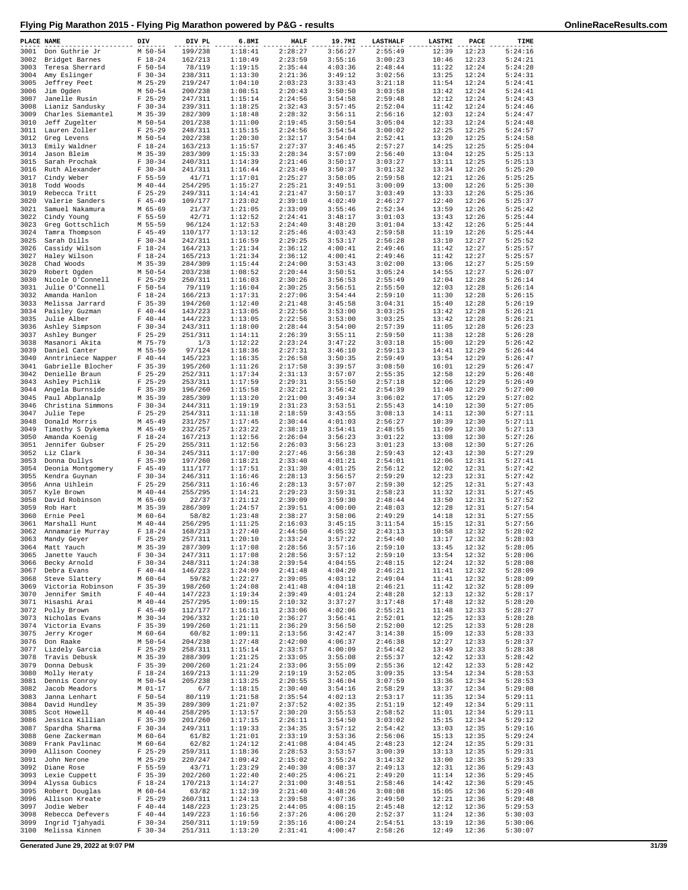# Flying Pig Marathon 2015 - Flying Pig Marathon powered by P&G - results

| PLACE | NAME | DIV | DIV PL | 6.8MI | HALF | 19.7MI | LASTHALF | LASTMI | PACE | TIME |
|---|---|---|---|---|---|---|---|---|---|---|
| 3001 | Don Guthrie Jr | M 50-54 | 199/238 | 1:18:41 | 2:28:27 | 3:56:27 | 2:55:49 | 12:39 | 12:23 | 5:24:16 |
| 3002 | Bridget Barnes | F 18-24 | 162/213 | 1:10:49 | 2:23:59 | 3:55:16 | 3:00:23 | 10:46 | 12:23 | 5:24:21 |
| 3003 | Teresa Sherrard | F 50-54 | 78/119 | 1:19:15 | 2:35:44 | 4:03:36 | 2:48:44 | 11:22 | 12:24 | 5:24:28 |
| 3004 | Amy Eslinger | F 30-34 | 238/311 | 1:13:30 | 2:21:36 | 3:49:12 | 3:02:56 | 13:25 | 12:24 | 5:24:31 |
| 3005 | Jeffrey Peet | M 25-29 | 219/247 | 1:04:10 | 2:03:23 | 3:33:43 | 3:21:18 | 11:54 | 12:24 | 5:24:41 |
| 3006 | Jim Ogden | M 50-54 | 200/238 | 1:08:51 | 2:20:43 | 3:50:50 | 3:03:58 | 13:42 | 12:24 | 5:24:41 |
| 3007 | Janelle Rusin | F 25-29 | 247/311 | 1:15:14 | 2:24:56 | 3:54:58 | 2:59:48 | 12:12 | 12:24 | 5:24:43 |
| 3008 | Lianiz Sandusky | F 30-34 | 239/311 | 1:18:25 | 2:32:43 | 3:57:45 | 2:52:04 | 11:42 | 12:24 | 5:24:46 |
| 3009 | Charles Siemantel | M 35-39 | 282/309 | 1:18:48 | 2:28:32 | 3:56:11 | 2:56:16 | 12:03 | 12:24 | 5:24:47 |
| 3010 | Jeff Zugelter | M 50-54 | 201/238 | 1:11:00 | 2:19:45 | 3:50:54 | 3:05:04 | 12:33 | 12:24 | 5:24:48 |
| 3011 | Lauren Zoller | F 25-29 | 248/311 | 1:15:15 | 2:24:56 | 3:54:54 | 3:00:02 | 12:25 | 12:25 | 5:24:57 |
| 3012 | Greg Levens | M 50-54 | 202/238 | 1:20:30 | 2:32:17 | 3:54:04 | 2:52:41 | 13:20 | 12:25 | 5:24:58 |
| 3013 | Emily Waldner | F 18-24 | 163/213 | 1:15:57 | 2:27:37 | 3:46:45 | 2:57:27 | 14:25 | 12:25 | 5:25:04 |
| 3014 | Jason Bleim | M 35-39 | 283/309 | 1:15:33 | 2:28:34 | 3:57:09 | 2:56:40 | 13:04 | 12:25 | 5:25:13 |
| 3015 | Sarah Prochak | F 30-34 | 240/311 | 1:14:39 | 2:21:46 | 3:50:17 | 3:03:27 | 13:11 | 12:25 | 5:25:13 |
| 3016 | Ruth Alexander | F 30-34 | 241/311 | 1:16:44 | 2:23:49 | 3:50:37 | 3:01:32 | 13:34 | 12:26 | 5:25:20 |
| 3017 | Cindy Weber | F 55-59 | 41/71 | 1:17:01 | 2:25:27 | 3:58:05 | 2:59:58 | 12:21 | 12:26 | 5:25:25 |
| 3018 | Todd Woods | M 40-44 | 254/295 | 1:15:27 | 2:25:21 | 3:49:51 | 3:00:09 | 13:00 | 12:26 | 5:25:30 |
| 3019 | Rebecca Tritt | F 25-29 | 249/311 | 1:14:41 | 2:21:47 | 3:50:17 | 3:03:49 | 13:33 | 12:26 | 5:25:36 |
| 3020 | Valerie Sanders | F 45-49 | 109/177 | 1:23:02 | 2:39:10 | 4:02:49 | 2:46:27 | 12:40 | 12:26 | 5:25:37 |
| 3021 | Samuel Nakamura | M 65-69 | 21/37 | 1:21:05 | 2:33:09 | 3:55:46 | 2:52:34 | 13:59 | 12:26 | 5:25:42 |
| 3022 | Cindy Young | F 55-59 | 42/71 | 1:12:52 | 2:24:41 | 3:48:17 | 3:01:03 | 13:43 | 12:26 | 5:25:44 |
| 3023 | Greg Gottschlich | M 55-59 | 96/124 | 1:12:53 | 2:24:40 | 3:48:20 | 3:01:04 | 13:42 | 12:26 | 5:25:44 |
| 3024 | Tamra Thompson | F 45-49 | 110/177 | 1:13:12 | 2:25:46 | 4:03:43 | 2:59:58 | 11:19 | 12:26 | 5:25:44 |
| 3025 | Sarah Dills | F 30-34 | 242/311 | 1:16:59 | 2:29:25 | 3:53:17 | 2:56:28 | 13:10 | 12:27 | 5:25:52 |
| 3026 | Cassidy Wilson | F 18-24 | 164/213 | 1:21:34 | 2:36:12 | 4:00:41 | 2:49:46 | 11:42 | 12:27 | 5:25:57 |
| 3027 | Haley Wilson | F 18-24 | 165/213 | 1:21:34 | 2:36:12 | 4:00:41 | 2:49:46 | 11:42 | 12:27 | 5:25:57 |
| 3028 | Chad Woods | M 35-39 | 284/309 | 1:15:44 | 2:24:00 | 3:53:43 | 3:02:00 | 13:06 | 12:27 | 5:25:59 |
| 3029 | Robert Ogden | M 50-54 | 203/238 | 1:08:52 | 2:20:44 | 3:50:51 | 3:05:24 | 14:55 | 12:27 | 5:26:07 |
| 3030 | Nicole O'Connell | F 25-29 | 250/311 | 1:16:03 | 2:30:26 | 3:56:53 | 2:55:49 | 12:04 | 12:28 | 5:26:14 |
| 3031 | Julie O'Connell | F 50-54 | 79/119 | 1:16:04 | 2:30:25 | 3:56:51 | 2:55:50 | 12:03 | 12:28 | 5:26:14 |
| 3032 | Amanda Hanlon | F 18-24 | 166/213 | 1:17:31 | 2:27:06 | 3:54:44 | 2:59:10 | 11:30 | 12:28 | 5:26:15 |
| 3033 | Melissa Jarrard | F 35-39 | 194/260 | 1:12:40 | 2:21:48 | 3:45:58 | 3:04:31 | 15:40 | 12:28 | 5:26:19 |
| 3034 | Paisley Guzman | F 40-44 | 143/223 | 1:13:05 | 2:22:56 | 3:53:00 | 3:03:25 | 13:42 | 12:28 | 5:26:21 |
| 3035 | Julie Alber | F 40-44 | 144/223 | 1:13:05 | 2:22:56 | 3:53:00 | 3:03:25 | 13:42 | 12:28 | 5:26:21 |
| 3036 | Ashley Simpson | F 30-34 | 243/311 | 1:18:00 | 2:28:44 | 3:54:00 | 2:57:39 | 11:05 | 12:28 | 5:26:23 |
| 3037 | Ashley Bunger | F 25-29 | 251/311 | 1:14:11 | 2:26:39 | 3:55:11 | 2:59:50 | 11:38 | 12:28 | 5:26:28 |
| 3038 | Masanori Akita | M 75-79 | 1/3 | 1:12:22 | 2:23:24 | 3:47:22 | 3:03:18 | 15:00 | 12:29 | 5:26:42 |
| 3039 | Daniel Canter | M 55-59 | 97/124 | 1:18:36 | 2:27:31 | 3:46:10 | 2:59:13 | 14:41 | 12:29 | 5:26:44 |
| 3040 | Anntriniece Napper | F 40-44 | 145/223 | 1:16:35 | 2:26:58 | 3:50:35 | 2:59:49 | 13:54 | 12:29 | 5:26:47 |
| 3041 | Gabrielle Blocher | F 35-39 | 195/260 | 1:11:26 | 2:17:58 | 3:39:57 | 3:08:50 | 16:01 | 12:29 | 5:26:47 |
| 3042 | Denielle Braun | F 25-29 | 252/311 | 1:17:34 | 2:31:13 | 3:57:07 | 2:55:35 | 12:58 | 12:29 | 5:26:48 |
| 3043 | Ashley Pichlik | F 25-29 | 253/311 | 1:17:59 | 2:29:31 | 3:55:50 | 2:57:18 | 12:06 | 12:29 | 5:26:49 |
| 3044 | Angela Burnside | F 35-39 | 196/260 | 1:15:58 | 2:32:21 | 3:56:42 | 2:54:39 | 11:40 | 12:29 | 5:27:00 |
| 3045 | Paul Abplanalp | M 35-39 | 285/309 | 1:13:20 | 2:21:00 | 3:49:34 | 3:06:02 | 17:05 | 12:29 | 5:27:02 |
| 3046 | Christina Simmons | F 30-34 | 244/311 | 1:19:19 | 2:31:23 | 3:53:51 | 2:55:43 | 14:10 | 12:30 | 5:27:05 |
| 3047 | Julie Tepe | F 25-29 | 254/311 | 1:11:18 | 2:18:59 | 3:43:55 | 3:08:13 | 14:11 | 12:30 | 5:27:11 |
| 3048 | Donald Morris | M 45-49 | 231/257 | 1:17:45 | 2:30:44 | 4:01:03 | 2:56:27 | 10:39 | 12:30 | 5:27:11 |
| 3049 | Timothy S Dykema | M 45-49 | 232/257 | 1:23:22 | 2:38:19 | 3:54:41 | 2:48:55 | 11:09 | 12:30 | 5:27:13 |
| 3050 | Amanda Koenig | F 18-24 | 167/213 | 1:12:56 | 2:26:04 | 3:56:23 | 3:01:22 | 13:08 | 12:30 | 5:27:26 |
| 3051 | Jennifer Gubser | F 25-29 | 255/311 | 1:12:56 | 2:26:03 | 3:56:23 | 3:01:23 | 13:08 | 12:30 | 5:27:26 |
| 3052 | Liz Clark | F 30-34 | 245/311 | 1:17:00 | 2:27:46 | 3:56:38 | 2:59:43 | 12:43 | 12:30 | 5:27:29 |
| 3053 | Donna Dullys | F 35-39 | 197/260 | 1:18:21 | 2:33:40 | 4:01:21 | 2:54:01 | 12:06 | 12:31 | 5:27:41 |
| 3054 | Deonia Montgomery | F 45-49 | 111/177 | 1:17:51 | 2:31:30 | 4:01:25 | 2:56:12 | 12:02 | 12:31 | 5:27:42 |
| 3055 | Kendra Guynan | F 30-34 | 246/311 | 1:16:46 | 2:28:13 | 3:56:57 | 2:59:29 | 12:23 | 12:31 | 5:27:42 |
| 3056 | Anna Uihlein | F 25-29 | 256/311 | 1:16:46 | 2:28:13 | 3:57:07 | 2:59:30 | 12:25 | 12:31 | 5:27:43 |
| 3057 | Kyle Brown | M 40-44 | 255/295 | 1:14:21 | 2:29:23 | 3:59:31 | 2:58:23 | 11:32 | 12:31 | 5:27:45 |
| 3058 | David Robinson | M 65-69 | 22/37 | 1:21:12 | 2:39:09 | 3:59:30 | 2:48:44 | 13:50 | 12:31 | 5:27:52 |
| 3059 | Rob Hart | M 35-39 | 286/309 | 1:24:57 | 2:39:51 | 4:00:00 | 2:48:03 | 12:28 | 12:31 | 5:27:54 |
| 3060 | Ernie Peel | M 60-64 | 58/82 | 1:23:48 | 2:38:27 | 3:58:06 | 2:49:29 | 14:18 | 12:31 | 5:27:55 |
| 3061 | Marshall Hunt | M 40-44 | 256/295 | 1:11:25 | 2:16:03 | 3:45:15 | 3:11:54 | 15:15 | 12:31 | 5:27:56 |
| 3062 | Annamarie Murray | F 18-24 | 168/213 | 1:27:40 | 2:44:50 | 4:05:32 | 2:43:13 | 10:58 | 12:32 | 5:28:02 |
| 3063 | Mandy Geyer | F 25-29 | 257/311 | 1:20:10 | 2:33:24 | 3:57:22 | 2:54:40 | 13:17 | 12:32 | 5:28:03 |
| 3064 | Matt Yauch | M 35-39 | 287/309 | 1:17:08 | 2:28:56 | 3:57:16 | 2:59:10 | 13:45 | 12:32 | 5:28:05 |
| 3065 | Janette Yauch | F 30-34 | 247/311 | 1:17:08 | 2:28:56 | 3:57:12 | 2:59:10 | 13:54 | 12:32 | 5:28:06 |
| 3066 | Becky Arnold | F 30-34 | 248/311 | 1:24:38 | 2:39:54 | 4:04:55 | 2:48:15 | 12:24 | 12:32 | 5:28:08 |
| 3067 | Debra Evans | F 40-44 | 146/223 | 1:24:09 | 2:41:48 | 4:04:20 | 2:46:21 | 11:41 | 12:32 | 5:28:09 |
| 3068 | Steve Slattery | M 60-64 | 59/82 | 1:22:27 | 2:39:05 | 4:03:12 | 2:49:04 | 11:41 | 12:32 | 5:28:09 |
| 3069 | Victoria Robinson | F 35-39 | 198/260 | 1:24:08 | 2:41:48 | 4:04:18 | 2:46:21 | 11:42 | 12:32 | 5:28:09 |
| 3070 | Jennifer Smith | F 40-44 | 147/223 | 1:19:34 | 2:39:49 | 4:01:24 | 2:48:28 | 12:13 | 12:32 | 5:28:17 |
| 3071 | Hisashi Arai | M 40-44 | 257/295 | 1:09:15 | 2:10:32 | 3:37:27 | 3:17:48 | 17:48 | 12:32 | 5:28:20 |
| 3072 | Polly Brown | F 45-49 | 112/177 | 1:16:11 | 2:33:06 | 4:02:06 | 2:55:21 | 11:48 | 12:33 | 5:28:27 |
| 3073 | Nicholas Evans | M 30-34 | 296/332 | 1:21:10 | 2:36:27 | 3:56:41 | 2:52:01 | 12:25 | 12:33 | 5:28:28 |
| 3074 | Victoria Evans | F 35-39 | 199/260 | 1:21:11 | 2:36:29 | 3:56:50 | 2:52:00 | 12:25 | 12:33 | 5:28:28 |
| 3075 | Jerry Kroger | M 60-64 | 60/82 | 1:09:11 | 2:13:56 | 3:42:47 | 3:14:38 | 15:09 | 12:33 | 5:28:33 |
| 3076 | Don Raake | M 50-54 | 204/238 | 1:27:48 | 2:42:00 | 4:06:37 | 2:46:38 | 12:27 | 12:33 | 5:28:37 |
| 3077 | Lizdely Garcia | F 25-29 | 258/311 | 1:15:14 | 2:33:57 | 4:00:09 | 2:54:42 | 13:49 | 12:33 | 5:28:38 |
| 3078 | Travis Debusk | M 35-39 | 288/309 | 1:21:25 | 2:33:05 | 3:55:08 | 2:55:37 | 12:42 | 12:33 | 5:28:42 |
| 3079 | Donna Debusk | F 35-39 | 200/260 | 1:21:24 | 2:33:06 | 3:55:09 | 2:55:36 | 12:42 | 12:33 | 5:28:42 |
| 3080 | Molly Heraty | F 18-24 | 169/213 | 1:11:29 | 2:19:19 | 3:52:05 | 3:09:35 | 13:54 | 12:34 | 5:28:53 |
| 3081 | Dennis Conroy | M 50-54 | 205/238 | 1:13:25 | 2:20:55 | 3:46:04 | 3:07:59 | 13:36 | 12:34 | 5:28:53 |
| 3082 | Jacob Meadors | M 01-17 | 6/7 | 1:18:15 | 2:30:40 | 3:54:16 | 2:58:29 | 13:37 | 12:34 | 5:29:08 |
| 3083 | Janna Lenhart | F 50-54 | 80/119 | 1:21:58 | 2:35:54 | 4:02:13 | 2:53:17 | 11:35 | 12:34 | 5:29:11 |
| 3084 | David Hundley | M 35-39 | 289/309 | 1:21:07 | 2:37:52 | 4:02:35 | 2:51:19 | 12:49 | 12:34 | 5:29:11 |
| 3085 | Scot Howell | M 40-44 | 258/295 | 1:13:57 | 2:30:20 | 3:55:53 | 2:58:52 | 11:01 | 12:34 | 5:29:11 |
| 3086 | Jessica Killian | F 35-39 | 201/260 | 1:17:15 | 2:26:11 | 3:54:50 | 3:03:02 | 15:15 | 12:34 | 5:29:12 |
| 3087 | Spardha Sharma | F 30-34 | 249/311 | 1:19:33 | 2:34:35 | 3:57:12 | 2:54:42 | 13:03 | 12:35 | 5:29:16 |
| 3088 | Gene Zackerman | M 60-64 | 61/82 | 1:21:01 | 2:33:19 | 3:53:36 | 2:56:06 | 15:13 | 12:35 | 5:29:24 |
| 3089 | Frank Pavlinac | M 60-64 | 62/82 | 1:24:12 | 2:41:08 | 4:04:45 | 2:48:23 | 12:24 | 12:35 | 5:29:31 |
| 3090 | Allison Cooney | F 25-29 | 259/311 | 1:18:36 | 2:28:53 | 3:53:57 | 3:00:39 | 13:13 | 12:35 | 5:29:31 |
| 3091 | John Nerone | M 25-29 | 220/247 | 1:09:42 | 2:15:02 | 3:55:24 | 3:14:32 | 13:00 | 12:35 | 5:29:33 |
| 3092 | Diane Rose | F 55-59 | 43/71 | 1:23:29 | 2:40:30 | 4:08:37 | 2:49:13 | 12:31 | 12:36 | 5:29:43 |
| 3093 | Lexie Cuppett | F 35-39 | 202/260 | 1:22:40 | 2:40:25 | 4:06:21 | 2:49:20 | 11:14 | 12:36 | 5:29:45 |
| 3094 | Alyssa Gubics | F 18-24 | 170/213 | 1:14:27 | 2:31:00 | 3:48:51 | 2:58:46 | 14:42 | 12:36 | 5:29:45 |
| 3095 | Robert Douglas | M 60-64 | 63/82 | 1:12:39 | 2:21:40 | 3:48:26 | 3:08:08 | 15:05 | 12:36 | 5:29:48 |
| 3096 | Allison Kreate | F 25-29 | 260/311 | 1:24:13 | 2:39:58 | 4:07:36 | 2:49:50 | 12:21 | 12:36 | 5:29:48 |
| 3097 | Jodie Weber | F 40-44 | 148/223 | 1:23:25 | 2:44:05 | 4:08:15 | 2:45:48 | 12:12 | 12:36 | 5:29:53 |
| 3098 | Rebecca Defevers | F 40-44 | 149/223 | 1:16:56 | 2:37:26 | 4:06:20 | 2:52:37 | 11:24 | 12:36 | 5:30:03 |
| 3099 | Ingrid Tjahyadi | F 30-34 | 250/311 | 1:19:59 | 2:35:16 | 4:00:24 | 2:54:51 | 13:19 | 12:36 | 5:30:06 |
| 3100 | Melissa Kinnen | F 30-34 | 251/311 | 1:13:20 | 2:31:41 | 4:00:47 | 2:58:26 | 12:49 | 12:36 | 5:30:07 |

Generated June 29, 2022 at 9:07 PM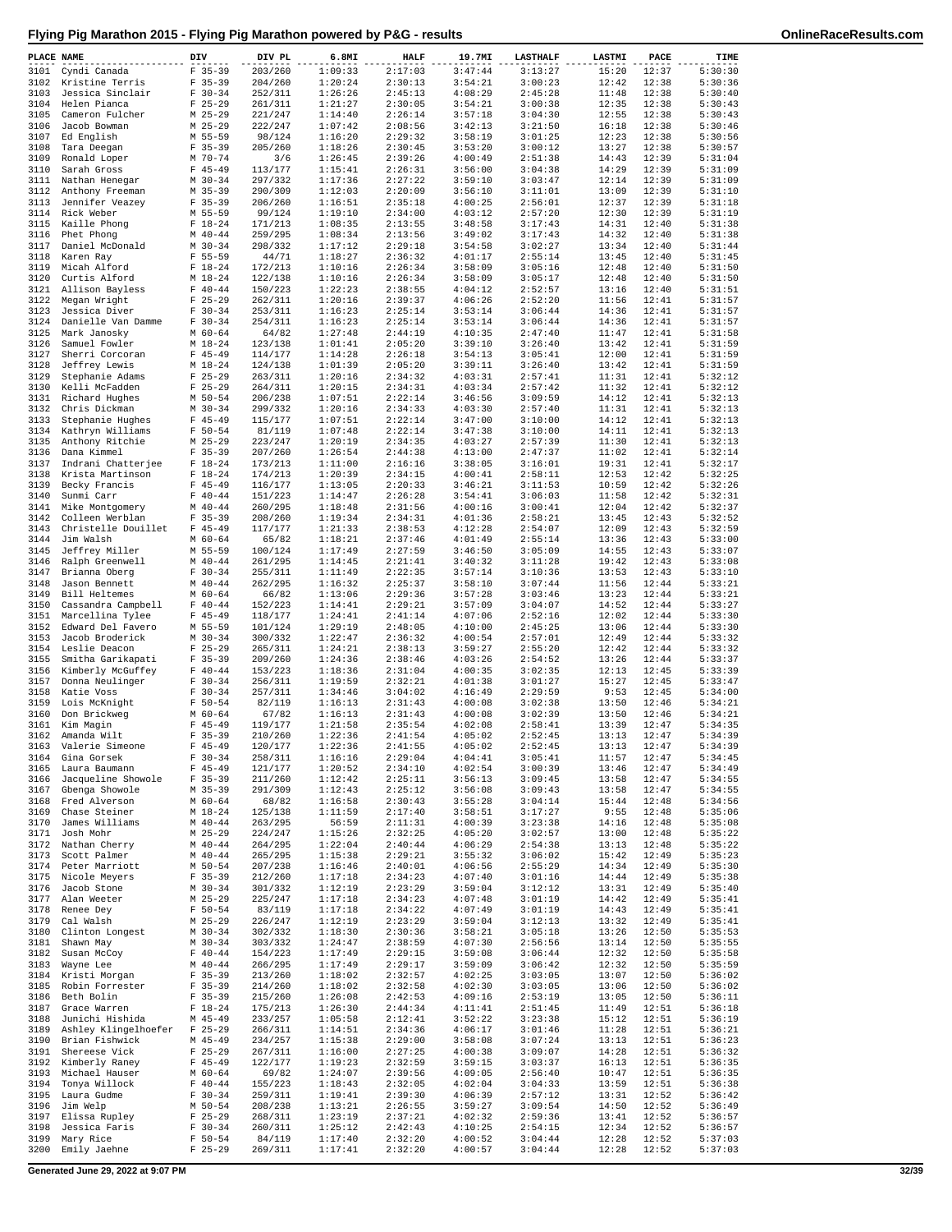# Flying Pig Marathon 2015 - Flying Pig Marathon powered by P&G - results

| PLACE | NAME | DIV | DIV PL | 6.8MI | HALF | 19.7MI | LASTHALF | LASTMI | PACE | TIME |
|---|---|---|---|---|---|---|---|---|---|---|
| 3101 | Cyndi Canada | F 35-39 | 203/260 | 1:09:33 | 2:17:03 | 3:47:44 | 3:13:27 | 15:20 | 12:37 | 5:30:30 |
| 3102 | Kristine Terris | F 35-39 | 204/260 | 1:20:24 | 2:30:13 | 3:54:21 | 3:00:23 | 12:42 | 12:38 | 5:30:36 |
| 3103 | Jessica Sinclair | F 30-34 | 252/311 | 1:26:26 | 2:45:13 | 4:08:29 | 2:45:28 | 11:48 | 12:38 | 5:30:40 |
| 3104 | Helen Pianca | F 25-29 | 261/311 | 1:21:27 | 2:30:05 | 3:54:21 | 3:00:38 | 12:35 | 12:38 | 5:30:43 |
| 3105 | Cameron Fulcher | M 25-29 | 221/247 | 1:14:40 | 2:26:14 | 3:57:18 | 3:04:30 | 12:55 | 12:38 | 5:30:43 |
| 3106 | Jacob Bowman | M 25-29 | 222/247 | 1:07:42 | 2:08:56 | 3:12:13 | 3:21:50 | 16:18 | 12:38 | 5:30:46 |
| 3107 | Ed English | M 55-59 | 98/124 | 1:16:20 | 2:29:32 | 3:58:19 | 3:01:25 | 12:23 | 12:38 | 5:30:56 |
| 3108 | Tara Deegan | F 35-39 | 205/260 | 1:18:26 | 2:30:45 | 3:53:20 | 3:00:12 | 13:27 | 12:38 | 5:30:57 |
| 3109 | Ronald Loper | M 70-74 | 3/6 | 1:26:45 | 2:39:26 | 4:00:49 | 2:51:38 | 14:43 | 12:39 | 5:31:04 |
| 3110 | Sarah Gross | F 45-49 | 113/177 | 1:15:41 | 2:26:31 | 3:56:00 | 3:04:38 | 14:29 | 12:39 | 5:31:09 |
| 3111 | Nathan Henegar | M 30-34 | 297/332 | 1:17:36 | 2:27:22 | 3:59:10 | 3:03:47 | 12:14 | 12:39 | 5:31:09 |
| 3112 | Anthony Freeman | M 35-39 | 290/309 | 1:12:03 | 2:20:09 | 3:56:10 | 3:11:01 | 13:09 | 12:39 | 5:31:10 |
| 3113 | Jennifer Veazey | F 35-39 | 206/260 | 1:16:51 | 2:35:18 | 4:00:25 | 2:56:01 | 12:37 | 12:39 | 5:31:18 |
| 3114 | Rick Weber | M 55-59 | 99/124 | 1:19:10 | 2:34:00 | 4:03:12 | 2:57:20 | 12:30 | 12:39 | 5:31:19 |
| 3115 | Kaille Phong | F 18-24 | 171/213 | 1:08:35 | 2:13:55 | 3:48:58 | 3:17:43 | 14:31 | 12:40 | 5:31:38 |
| 3116 | Phet Phong | M 40-44 | 259/295 | 1:08:34 | 2:13:56 | 3:49:02 | 3:17:43 | 14:32 | 12:40 | 5:31:38 |
| 3117 | Daniel McDonald | M 30-34 | 298/332 | 1:17:12 | 2:29:18 | 3:54:58 | 3:02:27 | 13:34 | 12:40 | 5:31:44 |
| 3118 | Karen Ray | F 55-59 | 44/71 | 1:18:27 | 2:36:32 | 4:01:17 | 2:55:14 | 13:45 | 12:40 | 5:31:45 |
| 3119 | Micah Alford | F 18-24 | 172/213 | 1:10:16 | 2:26:34 | 3:58:09 | 3:05:16 | 12:48 | 12:40 | 5:31:50 |
| 3120 | Curtis Alford | M 18-24 | 122/138 | 1:10:16 | 2:26:34 | 3:58:09 | 3:05:17 | 12:48 | 12:40 | 5:31:50 |
| 3121 | Allison Bayless | F 40-44 | 150/223 | 1:22:23 | 2:38:55 | 4:04:12 | 2:52:57 | 13:16 | 12:40 | 5:31:51 |
| 3122 | Megan Wright | F 25-29 | 262/311 | 1:20:16 | 2:39:37 | 4:06:26 | 2:52:20 | 11:56 | 12:41 | 5:31:57 |
| 3123 | Jessica Diver | F 30-34 | 253/311 | 1:16:23 | 2:25:14 | 3:53:14 | 3:06:44 | 14:36 | 12:41 | 5:31:57 |
| 3124 | Danielle Van Damme | F 30-34 | 254/311 | 1:16:23 | 2:25:14 | 3:53:14 | 3:06:44 | 14:36 | 12:41 | 5:31:57 |
| 3125 | Mark Janosky | M 60-64 | 64/82 | 1:27:48 | 2:44:19 | 4:10:35 | 2:47:40 | 11:47 | 12:41 | 5:31:58 |
| 3126 | Samuel Fowler | M 18-24 | 123/138 | 1:01:41 | 2:05:20 | 3:39:10 | 3:26:40 | 13:42 | 12:41 | 5:31:59 |
| 3127 | Sherri Corcoran | F 45-49 | 114/177 | 1:14:28 | 2:26:18 | 3:54:13 | 3:05:41 | 12:00 | 12:41 | 5:31:59 |
| 3128 | Jeffrey Lewis | M 18-24 | 124/138 | 1:01:39 | 2:05:20 | 3:39:11 | 3:26:40 | 13:42 | 12:41 | 5:31:59 |
| 3129 | Stephanie Adams | F 25-29 | 263/311 | 1:20:16 | 2:34:32 | 4:03:31 | 2:57:41 | 11:31 | 12:41 | 5:32:12 |
| 3130 | Kelli McFadden | F 25-29 | 264/311 | 1:20:15 | 2:34:31 | 4:03:34 | 2:57:42 | 11:32 | 12:41 | 5:32:12 |
| 3131 | Richard Hughes | M 50-54 | 206/238 | 1:07:51 | 2:22:14 | 3:46:56 | 3:09:59 | 14:12 | 12:41 | 5:32:13 |
| 3132 | Chris Dickman | M 30-34 | 299/332 | 1:20:16 | 2:34:33 | 4:03:30 | 2:57:40 | 11:31 | 12:41 | 5:32:13 |
| 3133 | Stephanie Hughes | F 45-49 | 115/177 | 1:07:51 | 2:22:14 | 3:47:00 | 3:10:00 | 14:12 | 12:41 | 5:32:13 |
| 3134 | Kathryn Williams | F 50-54 | 81/119 | 1:07:48 | 2:22:14 | 3:47:38 | 3:10:00 | 14:11 | 12:41 | 5:32:13 |
| 3135 | Anthony Ritchie | M 25-29 | 223/247 | 1:20:19 | 2:34:35 | 4:03:27 | 2:57:39 | 11:30 | 12:41 | 5:32:13 |
| 3136 | Dana Kimmel | F 35-39 | 207/260 | 1:26:54 | 2:44:38 | 4:13:00 | 2:47:37 | 11:02 | 12:41 | 5:32:14 |
| 3137 | Indrani Chatterjee | F 18-24 | 173/213 | 1:11:00 | 2:16:16 | 3:38:05 | 3:16:01 | 19:31 | 12:41 | 5:32:17 |
| 3138 | Krista Martinson | F 18-24 | 174/213 | 1:20:39 | 2:34:15 | 4:00:41 | 2:58:11 | 12:53 | 12:42 | 5:32:25 |
| 3139 | Becky Francis | F 45-49 | 116/177 | 1:13:05 | 2:20:33 | 3:46:21 | 3:11:53 | 10:59 | 12:42 | 5:32:26 |
| 3140 | Sunmi Carr | F 40-44 | 151/223 | 1:14:47 | 2:26:28 | 3:54:41 | 3:06:03 | 11:58 | 12:42 | 5:32:31 |
| 3141 | Mike Montgomery | M 40-44 | 260/295 | 1:18:48 | 2:31:56 | 4:00:16 | 3:00:41 | 12:04 | 12:42 | 5:32:37 |
| 3142 | Colleen Werblan | F 35-39 | 208/260 | 1:19:34 | 2:34:31 | 4:01:36 | 2:58:21 | 13:45 | 12:43 | 5:32:52 |
| 3143 | Christelle Douillet | F 45-49 | 117/177 | 1:21:33 | 2:38:53 | 4:12:28 | 2:54:07 | 12:09 | 12:43 | 5:32:59 |
| 3144 | Jim Walsh | M 60-64 | 65/82 | 1:18:21 | 2:37:46 | 4:01:49 | 2:55:14 | 13:36 | 12:43 | 5:33:00 |
| 3145 | Jeffrey Miller | M 55-59 | 100/124 | 1:17:49 | 2:27:59 | 3:46:50 | 3:05:09 | 14:55 | 12:43 | 5:33:07 |
| 3146 | Ralph Greenwell | M 40-44 | 261/295 | 1:14:45 | 2:21:41 | 3:40:32 | 3:11:28 | 19:42 | 12:43 | 5:33:08 |
| 3147 | Brianna Oberg | F 30-34 | 255/311 | 1:11:49 | 2:22:35 | 3:57:14 | 3:10:36 | 13:53 | 12:43 | 5:33:10 |
| 3148 | Jason Bennett | M 40-44 | 262/295 | 1:16:32 | 2:25:37 | 3:58:10 | 3:07:44 | 11:56 | 12:44 | 5:33:21 |
| 3149 | Bill Heltemes | M 60-64 | 66/82 | 1:13:06 | 2:29:36 | 3:57:28 | 3:03:46 | 13:23 | 12:44 | 5:33:21 |
| 3150 | Cassandra Campbell | F 40-44 | 152/223 | 1:14:41 | 2:29:21 | 3:57:09 | 3:04:07 | 14:52 | 12:44 | 5:33:27 |
| 3151 | Marcellina Tylee | F 45-49 | 118/177 | 1:24:41 | 2:41:14 | 4:07:06 | 2:52:16 | 12:02 | 12:44 | 5:33:30 |
| 3152 | Edward Del Favero | M 55-59 | 101/124 | 1:29:19 | 2:48:05 | 4:10:00 | 2:45:25 | 13:06 | 12:44 | 5:33:30 |
| 3153 | Jacob Broderick | M 30-34 | 300/332 | 1:22:47 | 2:36:32 | 4:00:54 | 2:57:01 | 12:49 | 12:44 | 5:33:32 |
| 3154 | Leslie Deacon | F 25-29 | 265/311 | 1:24:21 | 2:38:13 | 3:59:27 | 2:55:20 | 12:42 | 12:44 | 5:33:32 |
| 3155 | Smitha Garikapati | F 35-39 | 209/260 | 1:24:36 | 2:38:46 | 4:03:26 | 2:54:52 | 13:26 | 12:44 | 5:33:37 |
| 3156 | Kimberly McGuffey | F 40-44 | 153/223 | 1:18:36 | 2:31:04 | 4:00:35 | 3:02:35 | 12:13 | 12:45 | 5:33:39 |
| 3157 | Donna Neulinger | F 30-34 | 256/311 | 1:19:59 | 2:32:21 | 4:01:38 | 3:01:27 | 15:27 | 12:45 | 5:33:47 |
| 3158 | Katie Voss | F 30-34 | 257/311 | 1:34:46 | 3:04:02 | 4:16:49 | 2:29:59 | 9:53 | 12:45 | 5:34:00 |
| 3159 | Lois McKnight | F 50-54 | 82/119 | 1:16:13 | 2:31:43 | 4:00:08 | 3:02:38 | 13:50 | 12:46 | 5:34:21 |
| 3160 | Don Brickweg | M 60-64 | 67/82 | 1:16:13 | 2:31:43 | 4:00:08 | 3:02:39 | 13:50 | 12:46 | 5:34:21 |
| 3161 | Kim Magin | F 45-49 | 119/177 | 1:21:58 | 2:35:54 | 4:02:08 | 2:58:41 | 13:39 | 12:47 | 5:34:35 |
| 3162 | Amanda Wilt | F 35-39 | 210/260 | 1:22:36 | 2:41:54 | 4:05:02 | 2:52:45 | 13:13 | 12:47 | 5:34:39 |
| 3163 | Valerie Simeone | F 45-49 | 120/177 | 1:22:36 | 2:41:55 | 4:05:02 | 2:52:45 | 13:13 | 12:47 | 5:34:39 |
| 3164 | Gina Gorsek | F 30-34 | 258/311 | 1:16:16 | 2:29:04 | 4:04:41 | 3:05:41 | 11:57 | 12:47 | 5:34:45 |
| 3165 | Laura Baumann | F 45-49 | 121/177 | 1:20:52 | 2:34:10 | 4:02:54 | 3:00:39 | 13:46 | 12:47 | 5:34:49 |
| 3166 | Jacqueline Showole | F 35-39 | 211/260 | 1:12:42 | 2:25:11 | 3:56:13 | 3:09:45 | 13:58 | 12:47 | 5:34:55 |
| 3167 | Gbenga Showole | M 35-39 | 291/309 | 1:12:43 | 2:25:12 | 3:56:08 | 3:09:43 | 13:58 | 12:47 | 5:34:55 |
| 3168 | Fred Alverson | M 60-64 | 68/82 | 1:16:58 | 2:30:43 | 3:55:28 | 3:04:14 | 15:44 | 12:48 | 5:34:56 |
| 3169 | Chase Steiner | M 18-24 | 125/138 | 1:11:59 | 2:17:40 | 3:58:51 | 3:17:27 | 9:55 | 12:48 | 5:35:06 |
| 3170 | James Williams | M 40-44 | 263/295 | 56:59 | 2:11:31 | 4:00:39 | 3:23:38 | 14:16 | 12:48 | 5:35:08 |
| 3171 | Josh Mohr | M 25-29 | 224/247 | 1:15:26 | 2:32:25 | 4:05:20 | 3:02:57 | 13:00 | 12:48 | 5:35:22 |
| 3172 | Nathan Cherry | M 40-44 | 264/295 | 1:22:04 | 2:40:44 | 4:06:29 | 2:54:38 | 13:13 | 12:48 | 5:35:22 |
| 3173 | Scott Palmer | M 40-44 | 265/295 | 1:15:38 | 2:29:21 | 3:55:32 | 3:06:02 | 15:42 | 12:49 | 5:35:23 |
| 3174 | Peter Marriott | M 50-54 | 207/238 | 1:16:46 | 2:40:01 | 4:06:56 | 2:55:29 | 14:34 | 12:49 | 5:35:30 |
| 3175 | Nicole Meyers | F 35-39 | 212/260 | 1:17:18 | 2:34:23 | 4:07:40 | 3:01:16 | 14:44 | 12:49 | 5:35:38 |
| 3176 | Jacob Stone | M 30-34 | 301/332 | 1:12:19 | 2:23:29 | 3:59:04 | 3:12:12 | 13:31 | 12:49 | 5:35:40 |
| 3177 | Alan Weeter | M 25-29 | 225/247 | 1:17:18 | 2:34:23 | 4:07:48 | 3:01:19 | 14:42 | 12:49 | 5:35:41 |
| 3178 | Renee Dey | F 50-54 | 83/119 | 1:17:18 | 2:34:22 | 4:07:49 | 3:01:19 | 14:43 | 12:49 | 5:35:41 |
| 3179 | Cal Walsh | M 25-29 | 226/247 | 1:12:19 | 2:23:29 | 3:59:04 | 3:12:13 | 13:32 | 12:49 | 5:35:41 |
| 3180 | Clinton Longest | M 30-34 | 302/332 | 1:18:30 | 2:30:36 | 3:58:21 | 3:05:18 | 13:26 | 12:50 | 5:35:53 |
| 3181 | Shawn May | M 30-34 | 303/332 | 1:24:47 | 2:38:59 | 4:07:30 | 2:56:56 | 13:14 | 12:50 | 5:35:55 |
| 3182 | Susan McCoy | F 40-44 | 154/223 | 1:17:49 | 2:29:15 | 3:59:08 | 3:06:44 | 12:32 | 12:50 | 5:35:58 |
| 3183 | Wayne Lee | M 40-44 | 266/295 | 1:17:49 | 2:29:17 | 3:59:09 | 3:06:42 | 12:32 | 12:50 | 5:35:59 |
| 3184 | Kristi Morgan | F 35-39 | 213/260 | 1:18:02 | 2:32:57 | 4:02:25 | 3:03:05 | 13:07 | 12:50 | 5:36:02 |
| 3185 | Robin Forrester | F 35-39 | 214/260 | 1:18:02 | 2:32:58 | 4:02:30 | 3:03:05 | 13:06 | 12:50 | 5:36:02 |
| 3186 | Beth Bolin | F 35-39 | 215/260 | 1:26:08 | 2:42:53 | 4:09:16 | 2:53:19 | 13:05 | 12:50 | 5:36:11 |
| 3187 | Grace Warren | F 18-24 | 175/213 | 1:26:30 | 2:44:34 | 4:11:41 | 2:51:45 | 11:49 | 12:51 | 5:36:18 |
| 3188 | Junichi Hishida | M 45-49 | 233/257 | 1:05:58 | 2:12:41 | 3:52:22 | 3:23:38 | 15:12 | 12:51 | 5:36:19 |
| 3189 | Ashley Klingelhoefer | F 25-29 | 266/311 | 1:14:51 | 2:34:36 | 4:06:17 | 3:01:46 | 11:28 | 12:51 | 5:36:21 |
| 3190 | Brian Fishwick | M 45-49 | 234/257 | 1:15:38 | 2:29:00 | 3:58:08 | 3:07:24 | 13:13 | 12:51 | 5:36:23 |
| 3191 | Shereese Vick | F 25-29 | 267/311 | 1:16:00 | 2:27:25 | 4:00:38 | 3:09:07 | 14:28 | 12:51 | 5:36:32 |
| 3192 | Kimberly Raney | F 45-49 | 122/177 | 1:19:23 | 2:32:59 | 3:59:15 | 3:03:37 | 16:13 | 12:51 | 5:36:35 |
| 3193 | Michael Hauser | M 60-64 | 69/82 | 1:24:07 | 2:39:56 | 4:09:05 | 2:56:40 | 10:47 | 12:51 | 5:36:35 |
| 3194 | Tonya Willock | F 40-44 | 155/223 | 1:18:43 | 2:32:05 | 4:02:04 | 3:04:33 | 13:59 | 12:51 | 5:36:38 |
| 3195 | Laura Gudme | F 30-34 | 259/311 | 1:19:41 | 2:39:30 | 4:06:39 | 2:57:12 | 13:31 | 12:52 | 5:36:42 |
| 3196 | Jim Welp | M 50-54 | 208/238 | 1:13:21 | 2:26:55 | 3:59:27 | 3:09:54 | 14:50 | 12:52 | 5:36:49 |
| 3197 | Elissa Rupley | F 25-29 | 268/311 | 1:23:19 | 2:37:21 | 4:02:32 | 2:59:36 | 13:41 | 12:52 | 5:36:57 |
| 3198 | Jessica Faris | F 30-34 | 260/311 | 1:25:12 | 2:42:43 | 4:10:25 | 2:54:15 | 12:34 | 12:52 | 5:36:57 |
| 3199 | Mary Rice | F 50-54 | 84/119 | 1:17:40 | 2:32:20 | 4:00:52 | 3:04:44 | 12:28 | 12:52 | 5:37:03 |
| 3200 | Emily Jaehne | F 25-29 | 269/311 | 1:17:41 | 2:32:20 | 4:00:57 | 3:04:44 | 12:28 | 12:52 | 5:37:03 |

Generated June 29, 2022 at 9:07 PM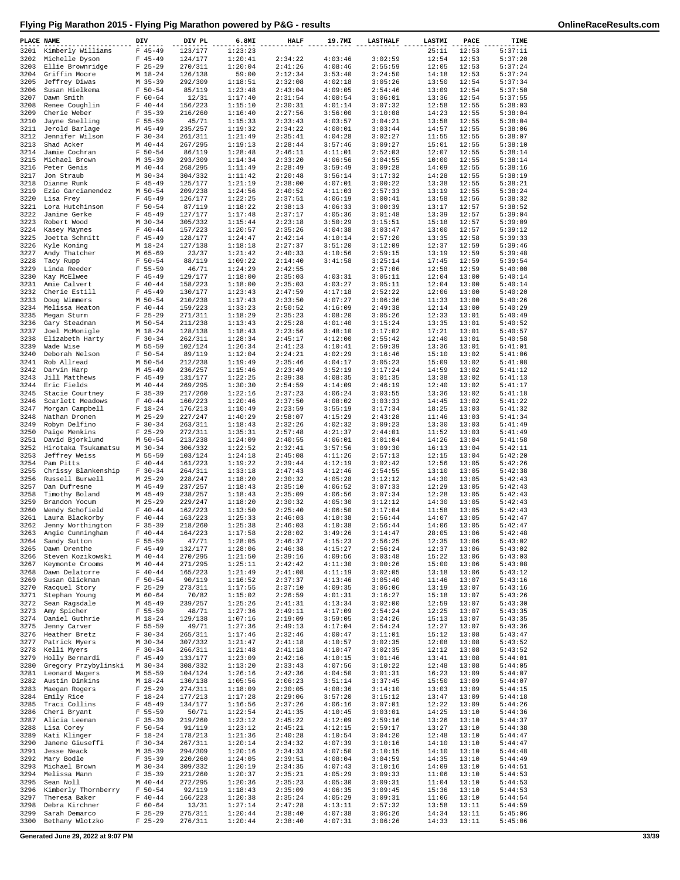# Flying Pig Marathon 2015 - Flying Pig Marathon powered by P&G - results

OnlineRaceResults.com

| PLACE | NAME | DIV | DIV PL | 6.8MI | HALF | 19.7MI | LASTHALF | LASTMI | PACE | TIME |
|---|---|---|---|---|---|---|---|---|---|---|
| 3201 | Kimberly Williams | F 45-49 | 123/177 | 1:23:23 | | | | 25:11 | 12:53 | 5:37:11 |
| 3202 | Michelle Dyson | F 45-49 | 124/177 | 1:20:41 | 2:34:22 | 4:03:46 | 3:02:59 | 12:54 | 12:53 | 5:37:20 |
| 3203 | Ellie Brownridge | F 25-29 | 270/311 | 1:20:04 | 2:41:26 | 4:08:46 | 2:55:59 | 12:05 | 12:53 | 5:37:24 |
| 3204 | Griffin Moore | M 18-24 | 126/138 | 59:00 | 2:12:34 | 3:53:40 | 3:24:50 | 14:18 | 12:53 | 5:37:24 |
| 3205 | Jeffrey Diwas | M 35-39 | 292/309 | 1:18:51 | 2:32:08 | 4:02:18 | 3:05:26 | 13:50 | 12:54 | 5:37:34 |
| 3206 | Susan Hielkema | F 50-54 | 85/119 | 1:23:48 | 2:43:04 | 4:09:05 | 2:54:46 | 13:09 | 12:54 | 5:37:50 |
| 3207 | Dawn Smith | F 60-64 | 12/31 | 1:17:40 | 2:31:54 | 4:00:54 | 3:06:01 | 13:36 | 12:54 | 5:37:55 |
| 3208 | Renee Coughlin | F 40-44 | 156/223 | 1:15:10 | 2:30:31 | 4:01:14 | 3:07:32 | 12:58 | 12:55 | 5:38:03 |
| 3209 | Cherie Weber | F 35-39 | 216/260 | 1:16:40 | 2:27:56 | 3:56:00 | 3:10:08 | 14:23 | 12:55 | 5:38:04 |
| 3210 | Jayne Snelling | F 55-59 | 45/71 | 1:15:33 | 2:33:43 | 4:03:57 | 3:04:21 | 13:58 | 12:55 | 5:38:04 |
| 3211 | Jerold Barlage | M 45-49 | 235/257 | 1:19:32 | 2:34:22 | 4:00:01 | 3:03:44 | 14:57 | 12:55 | 5:38:06 |
| 3212 | Jennifer Wilson | F 30-34 | 261/311 | 1:21:49 | 2:35:41 | 4:04:28 | 3:02:27 | 11:55 | 12:55 | 5:38:07 |
| 3213 | Shad Acker | M 40-44 | 267/295 | 1:19:13 | 2:28:44 | 3:57:46 | 3:09:27 | 15:01 | 12:55 | 5:38:10 |
| 3214 | Jamie Cochran | F 50-54 | 86/119 | 1:28:48 | 2:46:11 | 4:11:01 | 2:52:03 | 12:07 | 12:55 | 5:38:14 |
| 3215 | Michael Brown | M 35-39 | 293/309 | 1:14:34 | 2:33:20 | 4:06:56 | 3:04:55 | 10:00 | 12:55 | 5:38:14 |
| 3216 | Peter Genis | M 40-44 | 268/295 | 1:11:49 | 2:28:49 | 3:59:49 | 3:09:28 | 14:09 | 12:55 | 5:38:16 |
| 3217 | Jon Straub | M 30-34 | 304/332 | 1:11:42 | 2:20:48 | 3:56:14 | 3:17:32 | 14:28 | 12:55 | 5:38:19 |
| 3218 | Dianne Runk | F 45-49 | 125/177 | 1:21:19 | 2:38:00 | 4:07:01 | 3:00:22 | 13:38 | 12:55 | 5:38:21 |
| 3219 | Ezio Garciamendez | M 50-54 | 209/238 | 1:24:56 | 2:40:52 | 4:11:03 | 2:57:33 | 13:19 | 12:55 | 5:38:24 |
| 3220 | Lisa Frey | F 45-49 | 126/177 | 1:22:25 | 2:37:51 | 4:06:19 | 3:00:41 | 13:58 | 12:56 | 5:38:32 |
| 3221 | Lora Hutchinson | F 50-54 | 87/119 | 1:18:22 | 2:38:13 | 4:06:33 | 3:00:39 | 13:17 | 12:57 | 5:38:52 |
| 3222 | Janine Gerke | F 45-49 | 127/177 | 1:17:48 | 2:37:17 | 4:05:36 | 3:01:48 | 13:39 | 12:57 | 5:39:04 |
| 3223 | Robert Wood | M 30-34 | 305/332 | 1:15:44 | 2:23:18 | 3:50:29 | 3:15:51 | 15:18 | 12:57 | 5:39:09 |
| 3224 | Kasey Maynes | F 40-44 | 157/223 | 1:20:57 | 2:35:26 | 4:04:38 | 3:03:47 | 13:00 | 12:57 | 5:39:12 |
| 3225 | Joetta Schmitt | F 45-49 | 128/177 | 1:24:47 | 2:42:14 | 4:10:14 | 2:57:20 | 13:35 | 12:58 | 5:39:33 |
| 3226 | Kyle Koning | M 18-24 | 127/138 | 1:18:18 | 2:27:37 | 3:51:20 | 3:12:09 | 12:37 | 12:59 | 5:39:46 |
| 3227 | Andy Thatcher | M 65-69 | 23/37 | 1:21:42 | 2:40:33 | 4:10:56 | 2:59:15 | 13:19 | 12:59 | 5:39:48 |
| 3228 | Tacy Rupp | F 50-54 | 88/119 | 1:09:22 | 2:14:40 | 3:41:58 | 3:25:14 | 17:45 | 12:59 | 5:39:54 |
| 3229 | Linda Reeder | F 55-59 | 46/71 | 1:24:29 | 2:42:55 | | 2:57:06 | 12:58 | 12:59 | 5:40:00 |
| 3230 | Kay McElwee | F 45-49 | 129/177 | 1:18:00 | 2:35:03 | 4:03:31 | 3:05:11 | 12:04 | 13:00 | 5:40:14 |
| 3231 | Amie Calvert | F 40-44 | 158/223 | 1:18:00 | 2:35:03 | 4:03:27 | 3:05:11 | 12:04 | 13:00 | 5:40:14 |
| 3232 | Cherie Estill | F 45-49 | 130/177 | 1:23:43 | 2:47:59 | 4:17:18 | 2:52:22 | 12:06 | 13:00 | 5:40:20 |
| 3233 | Doug Wimmers | M 50-54 | 210/238 | 1:17:43 | 2:33:50 | 4:07:27 | 3:06:36 | 11:33 | 13:00 | 5:40:26 |
| 3234 | Melissa Heaton | F 40-44 | 159/223 | 1:33:23 | 2:50:52 | 4:16:09 | 2:49:38 | 12:14 | 13:00 | 5:40:29 |
| 3235 | Megan Sturm | F 25-29 | 271/311 | 1:18:29 | 2:35:23 | 4:08:20 | 3:05:26 | 12:33 | 13:01 | 5:40:49 |
| 3236 | Gary Steadman | M 50-54 | 211/238 | 1:13:43 | 2:25:28 | 4:01:40 | 3:15:24 | 13:35 | 13:01 | 5:40:52 |
| 3237 | Joel McMonigle | M 18-24 | 128/138 | 1:18:43 | 2:23:56 | 3:48:10 | 3:17:02 | 17:21 | 13:01 | 5:40:57 |
| 3238 | Elizabeth Harty | F 30-34 | 262/311 | 1:28:34 | 2:45:17 | 4:12:00 | 2:55:42 | 12:40 | 13:01 | 5:40:58 |
| 3239 | Wade Wise | M 55-59 | 102/124 | 1:26:34 | 2:41:23 | 4:10:41 | 2:59:39 | 13:36 | 13:01 | 5:41:01 |
| 3240 | Deborah Nelson | F 50-54 | 89/119 | 1:12:04 | 2:24:21 | 4:02:29 | 3:16:46 | 15:10 | 13:02 | 5:41:06 |
| 3241 | Rob Allread | M 50-54 | 212/238 | 1:19:49 | 2:35:46 | 4:04:17 | 3:05:23 | 15:09 | 13:02 | 5:41:08 |
| 3242 | Darvin Harp | M 45-49 | 236/257 | 1:15:46 | 2:23:49 | 3:52:19 | 3:17:24 | 14:59 | 13:02 | 5:41:12 |
| 3243 | Jill Matthews | F 45-49 | 131/177 | 1:22:25 | 2:39:38 | 4:08:35 | 3:01:35 | 13:38 | 13:02 | 5:41:13 |
| 3244 | Eric Fields | M 40-44 | 269/295 | 1:30:30 | 2:54:59 | 4:21:09 | 2:46:19 | 12:40 | 13:02 | 5:41:17 |
| 3245 | Stacie Courtney | F 35-39 | 217/260 | 1:22:16 | 2:37:23 | 4:06:24 | 3:03:55 | 13:36 | 13:02 | 5:41:18 |
| 3246 | Scarlett Meadows | F 40-44 | 160/223 | 1:20:46 | 2:37:50 | 4:08:02 | 3:03:33 | 14:45 | 13:02 | 5:41:22 |
| 3247 | Morgan Campbell | F 18-24 | 176/213 | 1:10:49 | 2:23:59 | 3:55:19 | 3:17:34 | 18:25 | 13:03 | 5:41:32 |
| 3248 | Nathan Dronen | M 25-29 | 227/247 | 1:40:29 | 2:58:07 | 4:15:29 | 2:43:28 | 11:46 | 13:03 | 5:41:34 |
| 3249 | Robyn Delfino | F 30-34 | 263/311 | 1:18:43 | 2:32:26 | 4:02:32 | 3:09:23 | 13:30 | 13:03 | 5:41:49 |
| 3250 | Paige Menkins | F 25-29 | 272/311 | 1:35:31 | 2:57:48 | 4:21:37 | 2:44:01 | 11:52 | 13:03 | 5:41:49 |
| 3251 | David Bjorklund | M 50-54 | 213/238 | 1:24:09 | 2:40:55 | 4:06:01 | 3:01:04 | 14:26 | 13:04 | 5:41:58 |
| 3252 | Hirotaka Tsukamatsu | M 30-34 | 306/332 | 1:22:52 | 2:32:41 | 3:57:56 | 3:09:30 | 16:13 | 13:04 | 5:42:11 |
| 3253 | Jeffrey Weiss | M 55-59 | 103/124 | 1:24:18 | 2:45:08 | 4:11:26 | 2:57:13 | 12:15 | 13:04 | 5:42:20 |
| 3254 | Pam Pitts | F 40-44 | 161/223 | 1:19:22 | 2:39:44 | 4:12:19 | 3:02:42 | 12:56 | 13:05 | 5:42:26 |
| 3255 | Chrissy Blankenship | F 30-34 | 264/311 | 1:33:18 | 2:47:43 | 4:12:46 | 2:54:55 | 13:10 | 13:05 | 5:42:38 |
| 3256 | Russell Burwell | M 25-29 | 228/247 | 1:18:20 | 2:30:32 | 4:05:28 | 3:12:12 | 14:30 | 13:05 | 5:42:43 |
| 3257 | Dan Dufresne | M 45-49 | 237/257 | 1:18:43 | 2:35:10 | 4:06:52 | 3:07:33 | 12:29 | 13:05 | 5:42:43 |
| 3258 | Timothy Boland | M 45-49 | 238/257 | 1:18:43 | 2:35:09 | 4:06:56 | 3:07:34 | 12:28 | 13:05 | 5:42:43 |
| 3259 | Brandon Yocum | M 25-29 | 229/247 | 1:18:20 | 2:30:32 | 4:05:30 | 3:12:12 | 14:30 | 13:05 | 5:42:43 |
| 3260 | Wendy Schofield | F 40-44 | 162/223 | 1:13:50 | 2:25:40 | 4:06:50 | 3:17:04 | 11:58 | 13:05 | 5:42:43 |
| 3261 | Laura Blackorby | F 40-44 | 163/223 | 1:25:33 | 2:46:03 | 4:10:38 | 2:56:44 | 14:07 | 13:05 | 5:42:47 |
| 3262 | Jenny Worthington | F 35-39 | 218/260 | 1:25:38 | 2:46:03 | 4:10:38 | 2:56:44 | 14:06 | 13:05 | 5:42:47 |
| 3263 | Angie Cunningham | F 40-44 | 164/223 | 1:17:58 | 2:28:02 | 3:49:26 | 3:14:47 | 28:05 | 13:06 | 5:42:48 |
| 3264 | Sandy Sutton | F 55-59 | 47/71 | 1:28:05 | 2:46:37 | 4:15:23 | 2:56:25 | 12:35 | 13:06 | 5:43:02 |
| 3265 | Dawn Drenthe | F 45-49 | 132/177 | 1:28:06 | 2:46:38 | 4:15:27 | 2:56:24 | 12:37 | 13:06 | 5:43:02 |
| 3266 | Steven Kozikowski | M 40-44 | 270/295 | 1:21:50 | 2:39:16 | 4:09:56 | 3:03:48 | 15:22 | 13:06 | 5:43:03 |
| 3267 | Keymonte Crooms | M 40-44 | 271/295 | 1:25:11 | 2:42:42 | 4:11:30 | 3:00:26 | 15:00 | 13:06 | 5:43:08 |
| 3268 | Dawn Delatorre | F 40-44 | 165/223 | 1:21:49 | 2:41:08 | 4:11:19 | 3:02:05 | 13:18 | 13:06 | 5:43:12 |
| 3269 | Susan Glickman | F 50-54 | 90/119 | 1:16:52 | 2:37:37 | 4:13:46 | 3:05:40 | 11:46 | 13:07 | 5:43:16 |
| 3270 | Racquel Story | F 25-29 | 273/311 | 1:17:55 | 2:37:10 | 4:09:35 | 3:06:06 | 13:19 | 13:07 | 5:43:16 |
| 3271 | Stephan Young | M 60-64 | 70/82 | 1:15:02 | 2:26:59 | 4:01:31 | 3:16:27 | 15:18 | 13:07 | 5:43:26 |
| 3272 | Sean Ragsdale | M 45-49 | 239/257 | 1:25:26 | 2:41:31 | 4:13:34 | 3:02:00 | 12:59 | 13:07 | 5:43:30 |
| 3273 | Amy Spicher | F 55-59 | 48/71 | 1:27:36 | 2:49:11 | 4:17:09 | 2:54:24 | 12:25 | 13:07 | 5:43:35 |
| 3274 | Daniel Guthrie | M 18-24 | 129/138 | 1:07:16 | 2:19:09 | 3:59:05 | 3:24:26 | 15:13 | 13:07 | 5:43:35 |
| 3275 | Jenny Carver | F 55-59 | 49/71 | 1:27:36 | 2:49:13 | 4:17:04 | 2:54:24 | 12:27 | 13:07 | 5:43:36 |
| 3276 | Heather Bretz | F 30-34 | 265/311 | 1:17:46 | 2:32:46 | 4:00:47 | 3:11:01 | 15:12 | 13:08 | 5:43:47 |
| 3277 | Patrick Myers | M 30-34 | 307/332 | 1:21:47 | 2:41:18 | 4:10:57 | 3:02:35 | 12:08 | 13:08 | 5:43:52 |
| 3278 | Kelli Myers | F 30-34 | 266/311 | 1:21:48 | 2:41:18 | 4:10:47 | 3:02:35 | 12:12 | 13:08 | 5:43:52 |
| 3279 | Holly Bernardi | F 45-49 | 133/177 | 1:23:09 | 2:42:16 | 4:10:15 | 3:01:46 | 13:41 | 13:08 | 5:44:01 |
| 3280 | Gregory Przybylinski | M 30-34 | 308/332 | 1:13:20 | 2:33:43 | 4:07:56 | 3:10:22 | 12:48 | 13:08 | 5:44:05 |
| 3281 | Leonard Wagers | M 55-59 | 104/124 | 1:26:16 | 2:42:36 | 4:04:50 | 3:01:31 | 16:23 | 13:09 | 5:44:07 |
| 3282 | Austin Dinkins | M 18-24 | 130/138 | 1:05:56 | 2:06:23 | 3:51:14 | 3:37:45 | 15:50 | 13:09 | 5:44:07 |
| 3283 | Maegan Rogers | F 25-29 | 274/311 | 1:18:09 | 2:30:05 | 4:08:36 | 3:14:10 | 13:03 | 13:09 | 5:44:15 |
| 3284 | Emily Rice | F 18-24 | 177/213 | 1:17:28 | 2:29:06 | 3:57:20 | 3:15:12 | 13:47 | 13:09 | 5:44:18 |
| 3285 | Traci Collins | F 45-49 | 134/177 | 1:16:56 | 2:37:26 | 4:06:16 | 3:07:01 | 12:22 | 13:09 | 5:44:26 |
| 3286 | Cheri Bryant | F 55-59 | 50/71 | 1:22:54 | 2:41:35 | 4:10:45 | 3:03:01 | 14:25 | 13:10 | 5:44:36 |
| 3287 | Alicia Leeman | F 35-39 | 219/260 | 1:23:12 | 2:45:22 | 4:12:09 | 2:59:16 | 13:26 | 13:10 | 5:44:37 |
| 3288 | Lisa Corey | F 50-54 | 91/119 | 1:23:12 | 2:45:21 | 4:12:15 | 2:59:17 | 13:27 | 13:10 | 5:44:38 |
| 3289 | Kati Klinger | F 18-24 | 178/213 | 1:21:36 | 2:40:28 | 4:10:54 | 3:04:20 | 12:48 | 13:10 | 5:44:47 |
| 3290 | Janene Giuseffi | F 30-34 | 267/311 | 1:20:14 | 2:34:32 | 4:07:39 | 3:10:16 | 14:10 | 13:10 | 5:44:47 |
| 3291 | Jesse Neack | M 35-39 | 294/309 | 1:20:16 | 2:34:33 | 4:07:50 | 3:10:15 | 14:10 | 13:10 | 5:44:48 |
| 3292 | Mary Bodle | F 35-39 | 220/260 | 1:24:05 | 2:39:51 | 4:08:04 | 3:04:59 | 14:35 | 13:10 | 5:44:49 |
| 3293 | Michael Brown | M 30-34 | 309/332 | 1:20:19 | 2:34:35 | 4:07:43 | 3:10:16 | 14:09 | 13:10 | 5:44:51 |
| 3294 | Melissa Mann | F 35-39 | 221/260 | 1:20:37 | 2:35:21 | 4:05:29 | 3:09:33 | 11:06 | 13:10 | 5:44:53 |
| 3295 | Sean Noll | M 40-44 | 272/295 | 1:20:36 | 2:35:23 | 4:05:30 | 3:09:31 | 11:04 | 13:10 | 5:44:53 |
| 3296 | Kimberly Thornberry | F 50-54 | 92/119 | 1:18:43 | 2:35:09 | 4:06:35 | 3:09:45 | 15:36 | 13:10 | 5:44:53 |
| 3297 | Theresa Baker | F 40-44 | 166/223 | 1:20:38 | 2:35:24 | 4:05:29 | 3:09:31 | 11:06 | 13:10 | 5:44:54 |
| 3298 | Debra Kirchner | F 60-64 | 13/31 | 1:27:14 | 2:47:28 | 4:13:11 | 2:57:32 | 13:58 | 13:11 | 5:44:59 |
| 3299 | Sarah Demarco | F 25-29 | 275/311 | 1:20:44 | 2:38:40 | 4:07:38 | 3:06:26 | 14:34 | 13:11 | 5:45:06 |
| 3300 | Bethany Wlotzko | F 25-29 | 276/311 | 1:20:44 | 2:38:40 | 4:07:31 | 3:06:26 | 14:33 | 13:11 | 5:45:06 |

Generated June 29, 2022 at 9:07 PM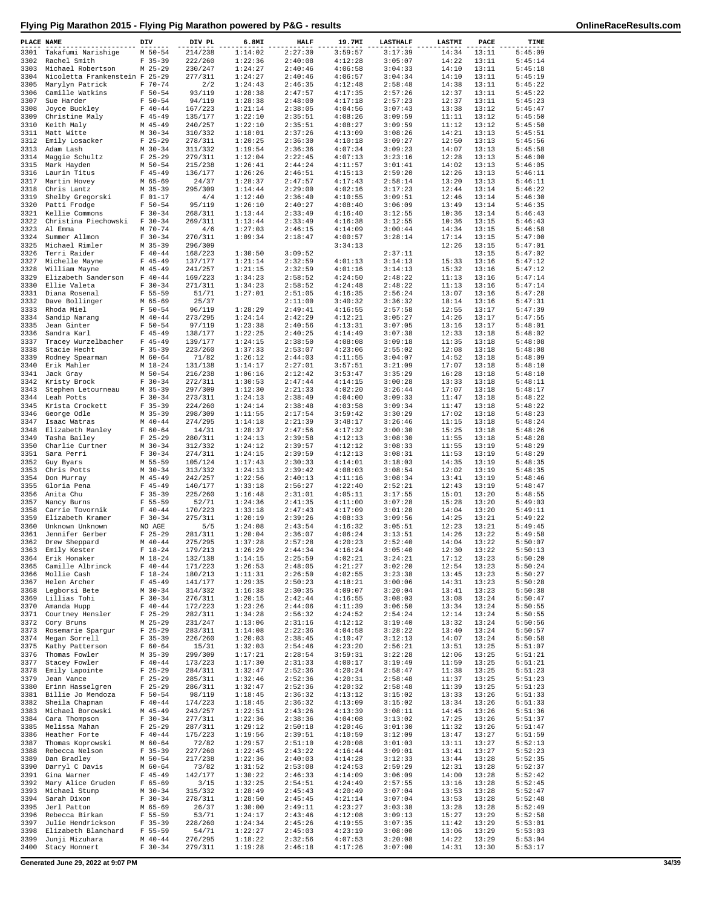| PLACE | NAME | DIV | DIV PL | 6.8MI | HALF | 19.7MI | LASTHALF | LASTMI | PACE | TIME |
|---|---|---|---|---|---|---|---|---|---|---|
| 3301 | Takafumi Narishige | M 50-54 | 214/238 | 1:14:02 | 2:27:30 | 3:59:57 | 3:17:39 | 14:34 | 13:11 | 5:45:09 |
| 3302 | Rachel Smith | F 35-39 | 222/260 | 1:22:36 | 2:40:08 | 4:12:28 | 3:05:07 | 14:22 | 13:11 | 5:45:14 |
| 3303 | Michael Robertson | M 25-29 | 230/247 | 1:24:27 | 2:40:46 | 4:06:58 | 3:04:33 | 14:10 | 13:11 | 5:45:18 |
| 3304 | Nicoletta Frankenstein | F 25-29 | 277/311 | 1:24:27 | 2:40:46 | 4:06:57 | 3:04:34 | 14:10 | 13:11 | 5:45:19 |
| 3305 | Marylyn Patrick | F 70-74 | 2/2 | 1:24:43 | 2:46:35 | 4:12:48 | 2:58:48 | 14:38 | 13:11 | 5:45:22 |
| 3306 | Camille Watkins | F 50-54 | 93/119 | 1:28:38 | 2:47:57 | 4:17:35 | 2:57:26 | 12:37 | 13:11 | 5:45:22 |
| 3307 | Sue Harder | F 50-54 | 94/119 | 1:28:38 | 2:48:00 | 4:17:18 | 2:57:23 | 12:37 | 13:11 | 5:45:23 |
| 3308 | Joyce Buckley | F 40-44 | 167/223 | 1:21:14 | 2:38:05 | 4:04:56 | 3:07:43 | 13:38 | 13:12 | 5:45:47 |
| 3309 | Christine Maly | F 45-49 | 135/177 | 1:22:10 | 2:35:51 | 4:08:26 | 3:09:59 | 11:11 | 13:12 | 5:45:50 |
| 3310 | Keith Maly | M 45-49 | 240/257 | 1:22:10 | 2:35:51 | 4:08:27 | 3:09:59 | 11:12 | 13:12 | 5:45:50 |
| 3311 | Matt Witte | M 30-34 | 310/332 | 1:18:01 | 2:37:26 | 4:13:09 | 3:08:26 | 14:21 | 13:13 | 5:45:51 |
| 3312 | Emily Losacker | F 25-29 | 278/311 | 1:20:25 | 2:36:30 | 4:10:18 | 3:09:27 | 12:50 | 13:13 | 5:45:56 |
| 3313 | Adam Lash | M 30-34 | 311/332 | 1:19:54 | 2:36:36 | 4:07:34 | 3:09:23 | 14:07 | 13:13 | 5:45:58 |
| 3314 | Maggie Schultz | F 25-29 | 279/311 | 1:12:04 | 2:22:45 | 4:07:13 | 3:23:16 | 12:28 | 13:13 | 5:46:00 |
| 3315 | Mark Hayden | M 50-54 | 215/238 | 1:26:41 | 2:44:24 | 4:11:57 | 3:01:41 | 14:02 | 13:13 | 5:46:05 |
| 3316 | Laurin Titus | F 45-49 | 136/177 | 1:26:26 | 2:46:51 | 4:15:13 | 2:59:20 | 12:26 | 13:13 | 5:46:11 |
| 3317 | Martin Hovey | M 65-69 | 24/37 | 1:28:37 | 2:47:57 | 4:17:43 | 2:58:14 | 13:20 | 13:13 | 5:46:11 |
| 3318 | Chris Lantz | M 35-39 | 295/309 | 1:14:44 | 2:29:00 | 4:02:16 | 3:17:23 | 12:44 | 13:14 | 5:46:22 |
| 3319 | Shelby Gregorski | F 01-17 | 4/4 | 1:12:40 | 2:36:40 | 4:10:55 | 3:09:51 | 12:46 | 13:14 | 5:46:30 |
| 3320 | Patti Frodge | F 50-54 | 95/119 | 1:26:10 | 2:40:27 | 4:08:40 | 3:06:09 | 13:49 | 13:14 | 5:46:35 |
| 3321 | Kellie Commons | F 30-34 | 268/311 | 1:13:44 | 2:33:49 | 4:16:40 | 3:12:55 | 10:36 | 13:14 | 5:46:43 |
| 3322 | Christina Piechowski | F 30-34 | 269/311 | 1:13:44 | 2:33:49 | 4:16:38 | 3:12:55 | 10:36 | 13:15 | 5:46:43 |
| 3323 | Al Emma | M 70-74 | 4/6 | 1:27:03 | 2:46:15 | 4:14:09 | 3:00:44 | 14:34 | 13:15 | 5:46:58 |
| 3324 | Summer Allmon | F 30-34 | 270/311 | 1:09:34 | 2:18:47 | 4:00:57 | 3:28:14 | 17:14 | 13:15 | 5:47:00 |
| 3325 | Michael Rimler | M 35-39 | 296/309 | | | 3:34:13 | | 12:26 | 13:15 | 5:47:01 |
| 3326 | Terri Raider | F 40-44 | 168/223 | 1:30:50 | 3:09:52 | | 2:37:11 | | 13:15 | 5:47:02 |
| 3327 | Michelle Mayne | F 45-49 | 137/177 | 1:21:14 | 2:32:59 | 4:01:13 | 3:14:13 | 15:33 | 13:16 | 5:47:12 |
| 3328 | William Mayne | M 45-49 | 241/257 | 1:21:15 | 2:32:59 | 4:01:16 | 3:14:13 | 15:32 | 13:16 | 5:47:12 |
| 3329 | Elizabeth Sanderson | F 40-44 | 169/223 | 1:34:23 | 2:58:52 | 4:24:50 | 2:48:22 | 11:13 | 13:16 | 5:47:14 |
| 3330 | Ellie Valeta | F 30-34 | 271/311 | 1:34:23 | 2:58:52 | 4:24:48 | 2:48:22 | 11:13 | 13:16 | 5:47:14 |
| 3331 | Diana Rosenal | F 55-59 | 51/71 | 1:27:01 | 2:51:05 | 4:16:35 | 2:56:24 | 13:07 | 13:16 | 5:47:28 |
| 3332 | Dave Bollinger | M 65-69 | 25/37 | | 2:11:00 | 3:40:32 | 3:36:32 | 18:14 | 13:16 | 5:47:31 |
| 3333 | Rhoda Miel | F 50-54 | 96/119 | 1:28:29 | 2:49:41 | 4:16:55 | 2:57:58 | 12:55 | 13:17 | 5:47:39 |
| 3334 | Sandip Narang | M 40-44 | 273/295 | 1:24:14 | 2:42:29 | 4:12:21 | 3:05:27 | 14:26 | 13:17 | 5:47:55 |
| 3335 | Jean Ginter | F 50-54 | 97/119 | 1:23:38 | 2:40:56 | 4:13:31 | 3:07:05 | 13:16 | 13:17 | 5:48:01 |
| 3336 | Sandra Karl | F 45-49 | 138/177 | 1:22:25 | 2:40:25 | 4:14:49 | 3:07:38 | 12:33 | 13:18 | 5:48:02 |
| 3337 | Tracey Wurzelbacher | F 45-49 | 139/177 | 1:24:15 | 2:38:50 | 4:08:08 | 3:09:18 | 11:35 | 13:18 | 5:48:08 |
| 3338 | Stacie Hecht | F 35-39 | 223/260 | 1:37:33 | 2:53:07 | 4:23:06 | 2:55:02 | 12:08 | 13:18 | 5:48:08 |
| 3339 | Rodney Spearman | M 60-64 | 71/82 | 1:26:12 | 2:44:03 | 4:11:55 | 3:04:07 | 14:52 | 13:18 | 5:48:09 |
| 3340 | Erik Mahler | M 18-24 | 131/138 | 1:14:17 | 2:27:01 | 3:57:51 | 3:21:09 | 17:07 | 13:18 | 5:48:10 |
| 3341 | Jack Gray | M 50-54 | 216/238 | 1:06:16 | 2:12:42 | 3:53:47 | 3:35:29 | 16:28 | 13:18 | 5:48:10 |
| 3342 | Kristy Brock | F 30-34 | 272/311 | 1:30:53 | 2:47:44 | 4:14:15 | 3:00:28 | 13:33 | 13:18 | 5:48:11 |
| 3343 | Stephen Letourneau | M 35-39 | 297/309 | 1:12:30 | 2:21:33 | 4:02:20 | 3:26:44 | 17:07 | 13:18 | 5:48:17 |
| 3344 | Leah Potts | F 30-34 | 273/311 | 1:24:13 | 2:38:49 | 4:04:00 | 3:09:33 | 11:47 | 13:18 | 5:48:22 |
| 3345 | Krista Crockett | F 35-39 | 224/260 | 1:24:14 | 2:38:48 | 4:03:58 | 3:09:34 | 11:47 | 13:18 | 5:48:22 |
| 3346 | George Odle | M 35-39 | 298/309 | 1:11:55 | 2:17:54 | 3:59:42 | 3:30:29 | 17:02 | 13:18 | 5:48:23 |
| 3347 | Isaac Watras | M 40-44 | 274/295 | 1:14:18 | 2:21:39 | 3:48:17 | 3:26:46 | 11:15 | 13:18 | 5:48:24 |
| 3348 | Elizabeth Manley | F 60-64 | 14/31 | 1:28:37 | 2:47:56 | 4:17:32 | 3:00:30 | 15:25 | 13:18 | 5:48:26 |
| 3349 | Tasha Bailey | F 25-29 | 280/311 | 1:24:13 | 2:39:58 | 4:12:13 | 3:08:30 | 11:55 | 13:18 | 5:48:28 |
| 3350 | Charlie Curtner | M 30-34 | 312/332 | 1:24:12 | 2:39:57 | 4:12:12 | 3:08:33 | 11:55 | 13:19 | 5:48:29 |
| 3351 | Sara Perri | F 30-34 | 274/311 | 1:24:15 | 2:39:59 | 4:12:13 | 3:08:31 | 11:53 | 13:19 | 5:48:29 |
| 3352 | Guy Byars | M 55-59 | 105/124 | 1:17:43 | 2:30:33 | 4:14:01 | 3:18:03 | 14:35 | 13:19 | 5:48:35 |
| 3353 | Chris Potts | M 30-34 | 313/332 | 1:24:13 | 2:39:42 | 4:08:03 | 3:08:54 | 12:02 | 13:19 | 5:48:35 |
| 3354 | Don Murray | M 45-49 | 242/257 | 1:22:56 | 2:40:13 | 4:11:16 | 3:08:34 | 13:41 | 13:19 | 5:48:46 |
| 3355 | Gloria Pena | F 45-49 | 140/177 | 1:33:18 | 2:56:27 | 4:22:40 | 2:52:21 | 12:43 | 13:19 | 5:48:47 |
| 3356 | Anita Chu | F 35-39 | 225/260 | 1:16:48 | 2:31:01 | 4:05:11 | 3:17:55 | 15:01 | 13:20 | 5:48:55 |
| 3357 | Nancy Burns | F 55-59 | 52/71 | 1:24:36 | 2:41:35 | 4:11:00 | 3:07:28 | 15:28 | 13:20 | 5:49:03 |
| 3358 | Carrie Tovornik | F 40-44 | 170/223 | 1:33:18 | 2:47:43 | 4:17:09 | 3:01:28 | 14:04 | 13:20 | 5:49:11 |
| 3359 | Elizabeth Kramer | F 30-34 | 275/311 | 1:20:19 | 2:39:26 | 4:08:33 | 3:09:56 | 14:25 | 13:21 | 5:49:22 |
| 3360 | Unknown Unknown | NO AGE | 5/5 | 1:24:08 | 2:43:54 | 4:16:32 | 3:05:51 | 12:23 | 13:21 | 5:49:45 |
| 3361 | Jennifer Gerber | F 25-29 | 281/311 | 1:20:04 | 2:36:07 | 4:06:24 | 3:13:51 | 14:26 | 13:22 | 5:49:58 |
| 3362 | Drew Sheppard | M 40-44 | 275/295 | 1:37:28 | 2:57:28 | 4:20:23 | 2:52:40 | 14:04 | 13:22 | 5:50:07 |
| 3363 | Emily Kester | F 18-24 | 179/213 | 1:26:29 | 2:44:34 | 4:16:24 | 3:05:40 | 12:30 | 13:22 | 5:50:13 |
| 3364 | Erik Honaker | M 18-24 | 132/138 | 1:14:15 | 2:25:59 | 4:02:21 | 3:24:21 | 17:12 | 13:23 | 5:50:20 |
| 3365 | Camille Albrinck | F 40-44 | 171/223 | 1:26:53 | 2:48:05 | 4:21:27 | 3:02:20 | 12:54 | 13:23 | 5:50:24 |
| 3366 | Mollie Cash | F 18-24 | 180/213 | 1:11:31 | 2:26:50 | 4:02:55 | 3:23:38 | 13:45 | 13:23 | 5:50:27 |
| 3367 | Helen Archer | F 45-49 | 141/177 | 1:29:35 | 2:50:23 | 4:18:21 | 3:00:06 | 14:31 | 13:23 | 5:50:28 |
| 3368 | Legborsi Bete | M 30-34 | 314/332 | 1:16:38 | 2:30:35 | 4:09:07 | 3:20:04 | 13:41 | 13:23 | 5:50:38 |
| 3369 | Lillias Tohi | F 30-34 | 276/311 | 1:20:15 | 2:42:44 | 4:16:55 | 3:08:03 | 13:08 | 13:24 | 5:50:47 |
| 3370 | Amanda Hupp | F 40-44 | 172/223 | 1:23:26 | 2:44:06 | 4:11:39 | 3:06:50 | 13:34 | 13:24 | 5:50:55 |
| 3371 | Courtney Hensler | F 25-29 | 282/311 | 1:34:28 | 2:56:32 | 4:24:52 | 2:54:24 | 12:14 | 13:24 | 5:50:55 |
| 3372 | Cory Bruns | M 25-29 | 231/247 | 1:13:06 | 2:31:16 | 4:12:12 | 3:19:40 | 13:32 | 13:24 | 5:50:56 |
| 3373 | Rosemarie Spargur | F 25-29 | 283/311 | 1:14:08 | 2:22:36 | 4:04:58 | 3:28:22 | 13:40 | 13:24 | 5:50:57 |
| 3374 | Megan Sorrell | F 35-39 | 226/260 | 1:20:03 | 2:38:45 | 4:10:47 | 3:12:13 | 14:07 | 13:24 | 5:50:58 |
| 3375 | Kathy Patterson | F 60-64 | 15/31 | 1:32:03 | 2:54:46 | 4:23:20 | 2:56:21 | 13:51 | 13:25 | 5:51:07 |
| 3376 | Thomas Fowler | M 35-39 | 299/309 | 1:17:21 | 2:28:54 | 3:59:31 | 3:22:28 | 12:06 | 13:25 | 5:51:21 |
| 3377 | Stacey Fowler | F 40-44 | 173/223 | 1:17:30 | 2:31:33 | 4:00:17 | 3:19:49 | 11:59 | 13:25 | 5:51:21 |
| 3378 | Emily Lapointe | F 25-29 | 284/311 | 1:32:47 | 2:52:36 | 4:20:24 | 2:58:47 | 11:38 | 13:25 | 5:51:23 |
| 3379 | Jean Vance | F 25-29 | 285/311 | 1:32:46 | 2:52:36 | 4:20:31 | 2:58:48 | 11:37 | 13:25 | 5:51:23 |
| 3380 | Erinn Hasselgren | F 25-29 | 286/311 | 1:32:47 | 2:52:36 | 4:20:32 | 2:58:48 | 11:39 | 13:25 | 5:51:23 |
| 3381 | Billie Jo Mendoza | F 50-54 | 98/119 | 1:18:45 | 2:36:32 | 4:13:12 | 3:15:02 | 13:33 | 13:26 | 5:51:33 |
| 3382 | Sheila Chapman | F 40-44 | 174/223 | 1:18:45 | 2:36:32 | 4:13:09 | 3:15:02 | 13:34 | 13:26 | 5:51:33 |
| 3383 | Michael Borowski | M 45-49 | 243/257 | 1:22:51 | 2:43:26 | 4:13:39 | 3:08:11 | 14:45 | 13:26 | 5:51:36 |
| 3384 | Cara Thompson | F 30-34 | 277/311 | 1:22:36 | 2:38:36 | 4:04:08 | 3:13:02 | 17:25 | 13:26 | 5:51:37 |
| 3385 | Melissa Mahan | F 25-29 | 287/311 | 1:29:12 | 2:50:18 | 4:20:46 | 3:01:30 | 11:32 | 13:26 | 5:51:47 |
| 3386 | Heather Forte | F 40-44 | 175/223 | 1:19:56 | 2:39:51 | 4:10:59 | 3:12:09 | 13:47 | 13:27 | 5:51:59 |
| 3387 | Thomas Koprowski | M 60-64 | 72/82 | 1:29:57 | 2:51:10 | 4:20:08 | 3:01:03 | 13:11 | 13:27 | 5:52:13 |
| 3388 | Rebecca Nelson | F 35-39 | 227/260 | 1:22:45 | 2:43:22 | 4:16:44 | 3:09:01 | 13:41 | 13:27 | 5:52:23 |
| 3389 | Dan Bradley | M 50-54 | 217/238 | 1:22:36 | 2:40:03 | 4:14:28 | 3:12:33 | 13:44 | 13:28 | 5:52:35 |
| 3390 | Darryl C Davis | M 60-64 | 73/82 | 1:31:52 | 2:53:08 | 4:24:53 | 2:59:29 | 12:31 | 13:28 | 5:52:37 |
| 3391 | Gina Warner | F 45-49 | 142/177 | 1:30:22 | 2:46:33 | 4:14:09 | 3:06:09 | 14:00 | 13:28 | 5:52:42 |
| 3392 | Mary Alice Gruden | F 65-69 | 3/15 | 1:32:25 | 2:54:51 | 4:24:49 | 2:57:55 | 13:16 | 13:28 | 5:52:45 |
| 3393 | Michael Stump | M 30-34 | 315/332 | 1:28:49 | 2:45:43 | 4:20:49 | 3:07:04 | 13:53 | 13:28 | 5:52:47 |
| 3394 | Sarah Dixon | F 30-34 | 278/311 | 1:28:50 | 2:45:45 | 4:21:14 | 3:07:04 | 13:53 | 13:28 | 5:52:48 |
| 3395 | Jerl Patton | M 65-69 | 26/37 | 1:30:00 | 2:49:11 | 4:23:27 | 3:03:38 | 13:28 | 13:28 | 5:52:49 |
| 3396 | Rebecca Birkan | F 55-59 | 53/71 | 1:24:17 | 2:43:46 | 4:12:08 | 3:09:13 | 15:27 | 13:29 | 5:52:58 |
| 3397 | Julie Hendrickson | F 35-39 | 228/260 | 1:24:34 | 2:45:26 | 4:19:55 | 3:07:35 | 11:42 | 13:29 | 5:53:01 |
| 3398 | Elizabeth Blanchard | F 55-59 | 54/71 | 1:22:27 | 2:45:03 | 4:23:19 | 3:08:00 | 13:06 | 13:29 | 5:53:03 |
| 3399 | Junji Mizuhara | M 40-44 | 276/295 | 1:18:22 | 2:32:56 | 4:07:53 | 3:20:08 | 14:22 | 13:29 | 5:53:04 |
| 3400 | Stacy Honnert | F 30-34 | 279/311 | 1:19:28 | 2:46:18 | 4:17:26 | 3:07:00 | 14:31 | 13:30 | 5:53:17 |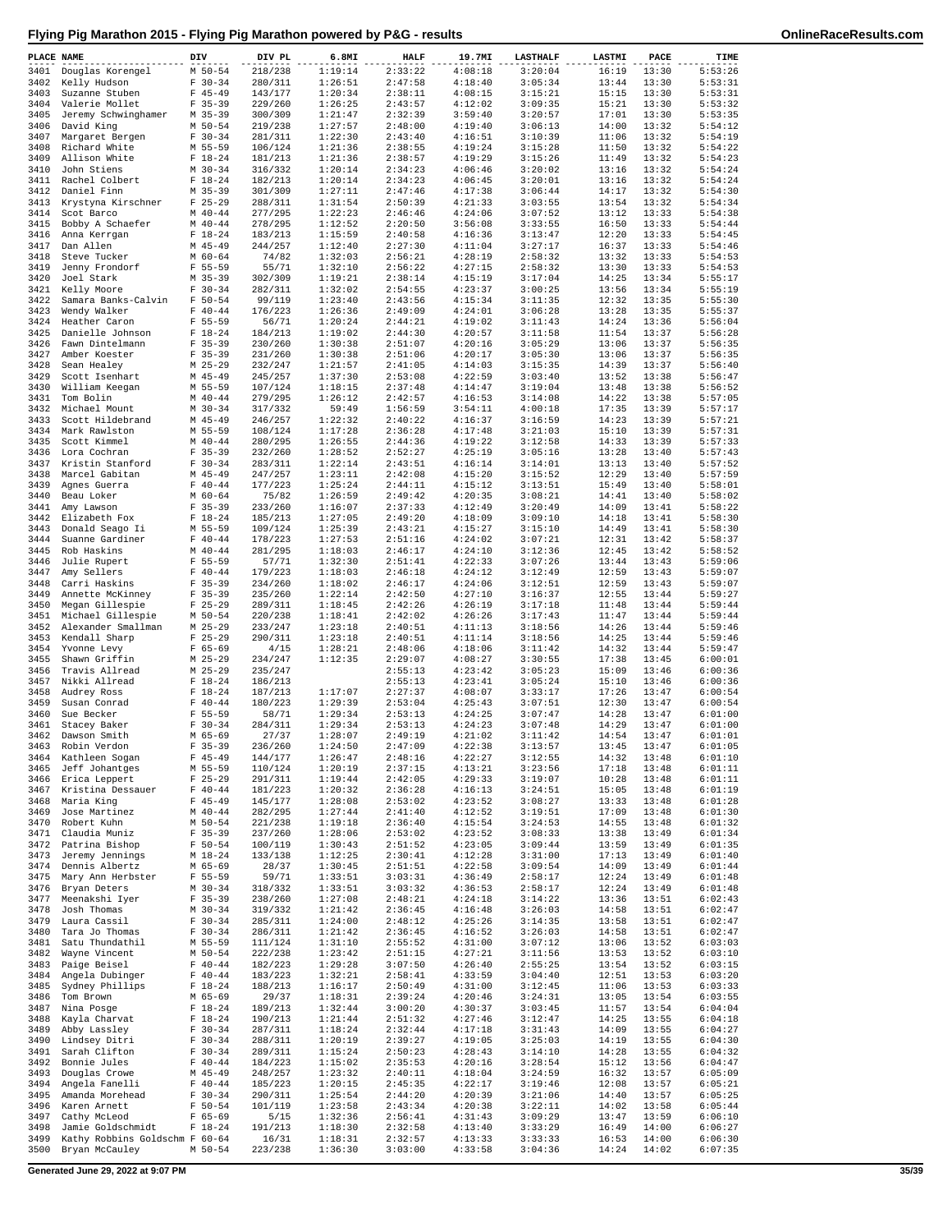## Flying Pig Marathon 2015 - Flying Pig Marathon powered by P&G - results

| PLACE | NAME | DIV | DIV PL | 6.8MI | HALF | 19.7MI | LASTHALF | LASTMI | PACE | TIME |
|---|---|---|---|---|---|---|---|---|---|---|
| 3401 | Douglas Korengel | M 50-54 | 218/238 | 1:19:14 | 2:33:22 | 4:08:18 | 3:20:04 | 16:19 | 13:30 | 5:53:26 |
| 3402 | Kelly Hudson | F 30-34 | 280/311 | 1:26:51 | 2:47:58 | 4:18:40 | 3:05:34 | 13:44 | 13:30 | 5:53:31 |
| 3403 | Suzanne Stuben | F 45-49 | 143/177 | 1:20:34 | 2:38:11 | 4:08:15 | 3:15:21 | 15:15 | 13:30 | 5:53:31 |
| 3404 | Valerie Mollet | F 35-39 | 229/260 | 1:26:25 | 2:43:57 | 4:12:02 | 3:09:35 | 15:21 | 13:30 | 5:53:32 |
| 3405 | Jeremy Schwinghamer | M 35-39 | 300/309 | 1:21:47 | 2:32:39 | 3:59:40 | 3:20:57 | 17:01 | 13:30 | 5:53:35 |
| 3406 | David King | M 50-54 | 219/238 | 1:27:57 | 2:48:00 | 4:19:40 | 3:06:13 | 14:00 | 13:32 | 5:54:12 |
| 3407 | Margaret Bergen | F 30-34 | 281/311 | 1:22:30 | 2:43:40 | 4:16:51 | 3:10:39 | 11:06 | 13:32 | 5:54:19 |
| 3408 | Richard White | M 55-59 | 106/124 | 1:21:36 | 2:38:55 | 4:19:24 | 3:15:28 | 11:50 | 13:32 | 5:54:22 |
| 3409 | Allison White | F 18-24 | 181/213 | 1:21:36 | 2:38:57 | 4:19:29 | 3:15:26 | 11:49 | 13:32 | 5:54:23 |
| 3410 | John Stiens | M 30-34 | 316/332 | 1:20:14 | 2:34:23 | 4:06:46 | 3:20:02 | 13:16 | 13:32 | 5:54:24 |
| 3411 | Rachel Colbert | F 18-24 | 182/213 | 1:20:14 | 2:34:23 | 4:06:45 | 3:20:01 | 13:16 | 13:32 | 5:54:24 |
| 3412 | Daniel Finn | M 35-39 | 301/309 | 1:27:11 | 2:47:46 | 4:17:38 | 3:06:44 | 14:17 | 13:32 | 5:54:30 |
| 3413 | Krystyna Kirschner | F 25-29 | 288/311 | 1:31:54 | 2:50:39 | 4:21:33 | 3:03:55 | 13:54 | 13:32 | 5:54:34 |
| 3414 | Scot Barco | M 40-44 | 277/295 | 1:22:23 | 2:46:46 | 4:24:06 | 3:07:52 | 13:12 | 13:32 | 5:54:38 |
| 3415 | Bobby A Schaefer | M 40-44 | 278/295 | 1:12:52 | 2:20:50 | 3:56:08 | 3:33:55 | 16:50 | 13:33 | 5:54:44 |
| 3416 | Anna Kerrgan | F 18-24 | 183/213 | 1:15:59 | 2:40:58 | 4:16:36 | 3:13:47 | 12:20 | 13:33 | 5:54:45 |
| 3417 | Dan Allen | M 45-49 | 244/257 | 1:12:40 | 2:27:30 | 4:11:04 | 3:27:17 | 16:37 | 13:33 | 5:54:46 |
| 3418 | Steve Tucker | M 60-64 | 74/82 | 1:32:03 | 2:56:21 | 4:28:19 | 2:58:32 | 13:32 | 13:33 | 5:54:53 |
| 3419 | Jenny Frondorf | F 55-59 | 55/71 | 1:32:10 | 2:56:22 | 4:27:15 | 2:58:32 | 13:30 | 13:33 | 5:54:53 |
| 3420 | Joel Stark | M 35-39 | 302/309 | 1:19:21 | 2:38:14 | 4:15:19 | 3:17:04 | 14:25 | 13:34 | 5:55:17 |
| 3421 | Kelly Moore | F 30-34 | 282/311 | 1:32:02 | 2:54:55 | 4:23:37 | 3:00:25 | 13:56 | 13:34 | 5:55:19 |
| 3422 | Samara Banks-Calvin | F 50-54 | 99/119 | 1:23:40 | 2:43:56 | 4:15:34 | 3:11:35 | 12:32 | 13:35 | 5:55:30 |
| 3423 | Wendy Walker | F 40-44 | 176/223 | 1:26:36 | 2:49:09 | 4:24:01 | 3:06:28 | 13:28 | 13:35 | 5:55:37 |
| 3424 | Heather Caron | F 55-59 | 56/71 | 1:20:24 | 2:44:21 | 4:19:02 | 3:11:43 | 14:24 | 13:36 | 5:56:04 |
| 3425 | Danielle Johnson | F 18-24 | 184/213 | 1:19:02 | 2:41:30 | 4:20:57 | 3:11:58 | 11:54 | 13:37 | 5:56:28 |
| 3426 | Fawn Dintelmann | F 35-39 | 230/260 | 1:30:38 | 2:51:07 | 4:20:16 | 3:05:29 | 13:06 | 13:37 | 5:56:35 |
| 3427 | Amber Koester | F 35-39 | 231/260 | 1:30:38 | 2:51:06 | 4:20:17 | 3:05:30 | 13:06 | 13:37 | 5:56:35 |
| 3428 | Sean Healey | M 25-29 | 232/247 | 1:21:57 | 2:41:05 | 4:14:03 | 3:15:35 | 14:39 | 13:37 | 5:56:40 |
| 3429 | Scott Isenhart | M 45-49 | 245/257 | 1:37:30 | 2:53:08 | 4:22:59 | 3:03:40 | 13:52 | 13:38 | 5:56:47 |
| 3430 | William Keegan | M 55-59 | 107/124 | 1:18:15 | 2:37:48 | 4:14:47 | 3:19:04 | 13:48 | 13:38 | 5:56:52 |
| 3431 | Tom Bolin | M 40-44 | 279/295 | 1:26:12 | 2:42:57 | 4:16:53 | 3:14:08 | 14:22 | 13:38 | 5:57:05 |
| 3432 | Michael Mount | M 30-34 | 317/332 | 59:49 | 1:56:59 | 3:54:11 | 4:00:18 | 17:35 | 13:39 | 5:57:17 |
| 3433 | Scott Hildebrand | M 45-49 | 246/257 | 1:22:32 | 2:40:22 | 4:16:37 | 3:16:59 | 14:23 | 13:39 | 5:57:21 |
| 3434 | Mark Rawlston | M 55-59 | 108/124 | 1:17:28 | 2:36:28 | 4:17:48 | 3:21:03 | 15:10 | 13:39 | 5:57:31 |
| 3435 | Scott Kimmel | M 40-44 | 280/295 | 1:26:55 | 2:44:36 | 4:19:22 | 3:12:58 | 14:33 | 13:39 | 5:57:33 |
| 3436 | Lora Cochran | F 35-39 | 232/260 | 1:28:52 | 2:52:27 | 4:25:19 | 3:05:16 | 13:28 | 13:40 | 5:57:43 |
| 3437 | Kristin Stanford | F 30-34 | 283/311 | 1:22:14 | 2:43:51 | 4:16:14 | 3:14:01 | 13:13 | 13:40 | 5:57:52 |
| 3438 | Marcel Gabitan | M 45-49 | 247/257 | 1:23:11 | 2:42:08 | 4:15:20 | 3:15:52 | 12:29 | 13:40 | 5:57:59 |
| 3439 | Agnes Guerra | F 40-44 | 177/223 | 1:25:24 | 2:44:11 | 4:15:12 | 3:13:51 | 15:49 | 13:40 | 5:58:01 |
| 3440 | Beau Loker | M 60-64 | 75/82 | 1:26:59 | 2:49:42 | 4:20:35 | 3:08:21 | 14:41 | 13:40 | 5:58:02 |
| 3441 | Amy Lawson | F 35-39 | 233/260 | 1:16:07 | 2:37:33 | 4:12:49 | 3:20:49 | 14:09 | 13:41 | 5:58:22 |
| 3442 | Elizabeth Fox | F 18-24 | 185/213 | 1:27:05 | 2:49:20 | 4:18:09 | 3:09:10 | 14:18 | 13:41 | 5:58:30 |
| 3443 | Donald Seago Ii | M 55-59 | 109/124 | 1:25:39 | 2:43:21 | 4:15:27 | 3:15:10 | 14:49 | 13:41 | 5:58:30 |
| 3444 | Suanne Gardiner | F 40-44 | 178/223 | 1:27:53 | 2:51:16 | 4:24:02 | 3:07:21 | 12:31 | 13:42 | 5:58:37 |
| 3445 | Rob Haskins | M 40-44 | 281/295 | 1:18:03 | 2:46:17 | 4:24:10 | 3:12:36 | 12:45 | 13:42 | 5:58:52 |
| 3446 | Julie Rupert | F 55-59 | 57/71 | 1:32:30 | 2:51:41 | 4:22:33 | 3:07:26 | 13:44 | 13:43 | 5:59:06 |
| 3447 | Amy Sellers | F 40-44 | 179/223 | 1:18:03 | 2:46:18 | 4:24:12 | 3:12:49 | 12:59 | 13:43 | 5:59:07 |
| 3448 | Carri Haskins | F 35-39 | 234/260 | 1:18:02 | 2:46:17 | 4:24:06 | 3:12:51 | 12:59 | 13:43 | 5:59:07 |
| 3449 | Annette McKinney | F 35-39 | 235/260 | 1:22:14 | 2:42:50 | 4:27:10 | 3:16:37 | 12:55 | 13:44 | 5:59:27 |
| 3450 | Megan Gillespie | F 25-29 | 289/311 | 1:18:45 | 2:42:26 | 4:26:19 | 3:17:18 | 11:48 | 13:44 | 5:59:44 |
| 3451 | Michael Gillespie | M 50-54 | 220/238 | 1:18:41 | 2:42:02 | 4:26:26 | 3:17:43 | 11:47 | 13:44 | 5:59:44 |
| 3452 | Alexander Smallman | M 25-29 | 233/247 | 1:23:18 | 2:40:51 | 4:11:13 | 3:18:56 | 14:26 | 13:44 | 5:59:46 |
| 3453 | Kendall Sharp | F 25-29 | 290/311 | 1:23:18 | 2:40:51 | 4:11:14 | 3:18:56 | 14:25 | 13:44 | 5:59:46 |
| 3454 | Yvonne Levy | F 65-69 | 4/15 | 1:28:21 | 2:48:06 | 4:18:06 | 3:11:42 | 14:32 | 13:44 | 5:59:47 |
| 3455 | Shawn Griffin | M 25-29 | 234/247 | 1:12:35 | 2:29:07 | 4:08:27 | 3:30:55 | 17:38 | 13:45 | 6:00:01 |
| 3456 | Travis Allread | M 25-29 | 235/247 | | 2:55:13 | 4:23:42 | 3:05:23 | 15:09 | 13:46 | 6:00:36 |
| 3457 | Nikki Allread | F 18-24 | 186/213 | | 2:55:13 | 4:23:41 | 3:05:24 | 15:10 | 13:46 | 6:00:36 |
| 3458 | Audrey Ross | F 18-24 | 187/213 | 1:17:07 | 2:27:37 | 4:08:07 | 3:33:17 | 17:26 | 13:47 | 6:00:54 |
| 3459 | Susan Conrad | F 40-44 | 180/223 | 1:29:39 | 2:53:04 | 4:25:43 | 3:07:51 | 12:30 | 13:47 | 6:00:54 |
| 3460 | Sue Becker | F 55-59 | 58/71 | 1:29:34 | 2:53:13 | 4:24:25 | 3:07:47 | 14:28 | 13:47 | 6:01:00 |
| 3461 | Stacey Baker | F 30-34 | 284/311 | 1:29:34 | 2:53:13 | 4:24:23 | 3:07:48 | 14:29 | 13:47 | 6:01:00 |
| 3462 | Dawson Smith | M 65-69 | 27/37 | 1:28:07 | 2:49:19 | 4:21:02 | 3:11:42 | 14:54 | 13:47 | 6:01:01 |
| 3463 | Robin Verdon | F 35-39 | 236/260 | 1:24:50 | 2:47:09 | 4:22:38 | 3:13:57 | 13:45 | 13:47 | 6:01:05 |
| 3464 | Kathleen Sogan | F 45-49 | 144/177 | 1:26:47 | 2:48:16 | 4:22:27 | 3:12:55 | 14:32 | 13:48 | 6:01:10 |
| 3465 | Jeff Johantges | M 55-59 | 110/124 | 1:20:19 | 2:37:15 | 4:13:21 | 3:23:56 | 17:18 | 13:48 | 6:01:11 |
| 3466 | Erica Leppert | F 25-29 | 291/311 | 1:19:44 | 2:42:05 | 4:29:33 | 3:19:07 | 10:28 | 13:48 | 6:01:11 |
| 3467 | Kristina Dessauer | F 40-44 | 181/223 | 1:20:32 | 2:36:28 | 4:16:13 | 3:24:51 | 15:05 | 13:48 | 6:01:19 |
| 3468 | Maria King | F 45-49 | 145/177 | 1:28:08 | 2:53:02 | 4:23:52 | 3:08:27 | 13:33 | 13:48 | 6:01:28 |
| 3469 | Jose Martinez | M 40-44 | 282/295 | 1:27:44 | 2:41:40 | 4:12:52 | 3:19:51 | 17:09 | 13:48 | 6:01:30 |
| 3470 | Robert Kuhn | M 50-54 | 221/238 | 1:19:18 | 2:36:40 | 4:15:54 | 3:24:53 | 14:55 | 13:48 | 6:01:32 |
| 3471 | Claudia Muniz | F 35-39 | 237/260 | 1:28:06 | 2:53:02 | 4:23:52 | 3:08:33 | 13:38 | 13:49 | 6:01:34 |
| 3472 | Patrina Bishop | F 50-54 | 100/119 | 1:30:43 | 2:51:52 | 4:23:05 | 3:09:44 | 13:59 | 13:49 | 6:01:35 |
| 3473 | Jeremy Jennings | M 18-24 | 133/138 | 1:12:25 | 2:30:41 | 4:12:28 | 3:31:00 | 17:13 | 13:49 | 6:01:40 |
| 3474 | Dennis Albertz | M 65-69 | 28/37 | 1:30:45 | 2:51:51 | 4:22:58 | 3:09:54 | 14:09 | 13:49 | 6:01:44 |
| 3475 | Mary Ann Herbster | F 55-59 | 59/71 | 1:33:51 | 3:03:31 | 4:36:49 | 2:58:17 | 12:24 | 13:49 | 6:01:48 |
| 3476 | Bryan Deters | M 30-34 | 318/332 | 1:33:51 | 3:03:32 | 4:36:53 | 2:58:17 | 12:24 | 13:49 | 6:01:48 |
| 3477 | Meenakshi Iyer | F 35-39 | 238/260 | 1:27:08 | 2:48:21 | 4:24:18 | 3:14:22 | 13:36 | 13:51 | 6:02:43 |
| 3478 | Josh Thomas | M 30-34 | 319/332 | 1:21:42 | 2:36:45 | 4:16:48 | 3:26:03 | 14:58 | 13:51 | 6:02:47 |
| 3479 | Laura Cassil | F 30-34 | 285/311 | 1:24:00 | 2:48:12 | 4:25:26 | 3:14:35 | 13:58 | 13:51 | 6:02:47 |
| 3480 | Tara Jo Thomas | F 30-34 | 286/311 | 1:21:42 | 2:36:45 | 4:16:52 | 3:26:03 | 14:58 | 13:51 | 6:02:47 |
| 3481 | Satu Thundathil | M 55-59 | 111/124 | 1:31:10 | 2:55:52 | 4:31:00 | 3:07:12 | 13:06 | 13:52 | 6:03:03 |
| 3482 | Wayne Vincent | M 50-54 | 222/238 | 1:23:42 | 2:51:15 | 4:27:21 | 3:11:56 | 13:53 | 13:52 | 6:03:10 |
| 3483 | Paige Beisel | F 40-44 | 182/223 | 1:29:28 | 3:07:50 | 4:26:40 | 2:55:25 | 13:54 | 13:52 | 6:03:15 |
| 3484 | Angela Dubinger | F 40-44 | 183/223 | 1:32:21 | 2:58:41 | 4:33:59 | 3:04:40 | 12:51 | 13:53 | 6:03:20 |
| 3485 | Sydney Phillips | F 18-24 | 188/213 | 1:16:17 | 2:50:49 | 4:31:00 | 3:12:45 | 11:06 | 13:53 | 6:03:33 |
| 3486 | Tom Brown | M 65-69 | 29/37 | 1:18:31 | 2:39:24 | 4:20:46 | 3:24:31 | 13:05 | 13:54 | 6:03:55 |
| 3487 | Nina Posge | F 18-24 | 189/213 | 1:32:44 | 3:00:20 | 4:30:37 | 3:03:45 | 11:57 | 13:54 | 6:04:04 |
| 3488 | Kayla Charvat | F 18-24 | 190/213 | 1:21:44 | 2:51:32 | 4:27:46 | 3:12:47 | 14:25 | 13:55 | 6:04:18 |
| 3489 | Abby Lassley | F 30-34 | 287/311 | 1:18:24 | 2:32:44 | 4:17:18 | 3:31:43 | 14:09 | 13:55 | 6:04:27 |
| 3490 | Lindsey Ditri | F 30-34 | 288/311 | 1:20:19 | 2:39:27 | 4:19:05 | 3:25:03 | 14:19 | 13:55 | 6:04:30 |
| 3491 | Sarah Clifton | F 30-34 | 289/311 | 1:15:24 | 2:50:23 | 4:28:43 | 3:14:10 | 14:28 | 13:55 | 6:04:32 |
| 3492 | Bonnie Jules | F 40-44 | 184/223 | 1:15:02 | 2:35:53 | 4:20:16 | 3:28:54 | 15:12 | 13:56 | 6:04:47 |
| 3493 | Douglas Crowe | M 45-49 | 248/257 | 1:23:32 | 2:40:11 | 4:18:04 | 3:24:59 | 16:32 | 13:57 | 6:05:09 |
| 3494 | Angela Fanelli | F 40-44 | 185/223 | 1:20:15 | 2:45:35 | 4:22:17 | 3:19:46 | 12:08 | 13:57 | 6:05:21 |
| 3495 | Amanda Morehead | F 30-34 | 290/311 | 1:25:54 | 2:44:20 | 4:20:39 | 3:21:06 | 14:40 | 13:57 | 6:05:25 |
| 3496 | Karen Arnett | F 50-54 | 101/119 | 1:23:58 | 2:43:34 | 4:20:38 | 3:22:11 | 14:02 | 13:58 | 6:05:44 |
| 3497 | Cathy McLeod | F 65-69 | 5/15 | 1:32:36 | 2:56:41 | 4:31:43 | 3:09:29 | 13:47 | 13:59 | 6:06:10 |
| 3498 | Jamie Goldschmidt | F 18-24 | 191/213 | 1:18:30 | 2:32:58 | 4:13:40 | 3:33:29 | 16:49 | 14:00 | 6:06:27 |
| 3499 | Kathy Robbins Goldschm | F 60-64 | 16/31 | 1:18:31 | 2:32:57 | 4:13:33 | 3:33:33 | 16:53 | 14:00 | 6:06:30 |
| 3500 | Bryan McCauley | M 50-54 | 223/238 | 1:36:30 | 3:03:00 | 4:33:58 | 3:04:36 | 14:24 | 14:02 | 6:07:35 |

Generated June 29, 2022 at 9:07 PM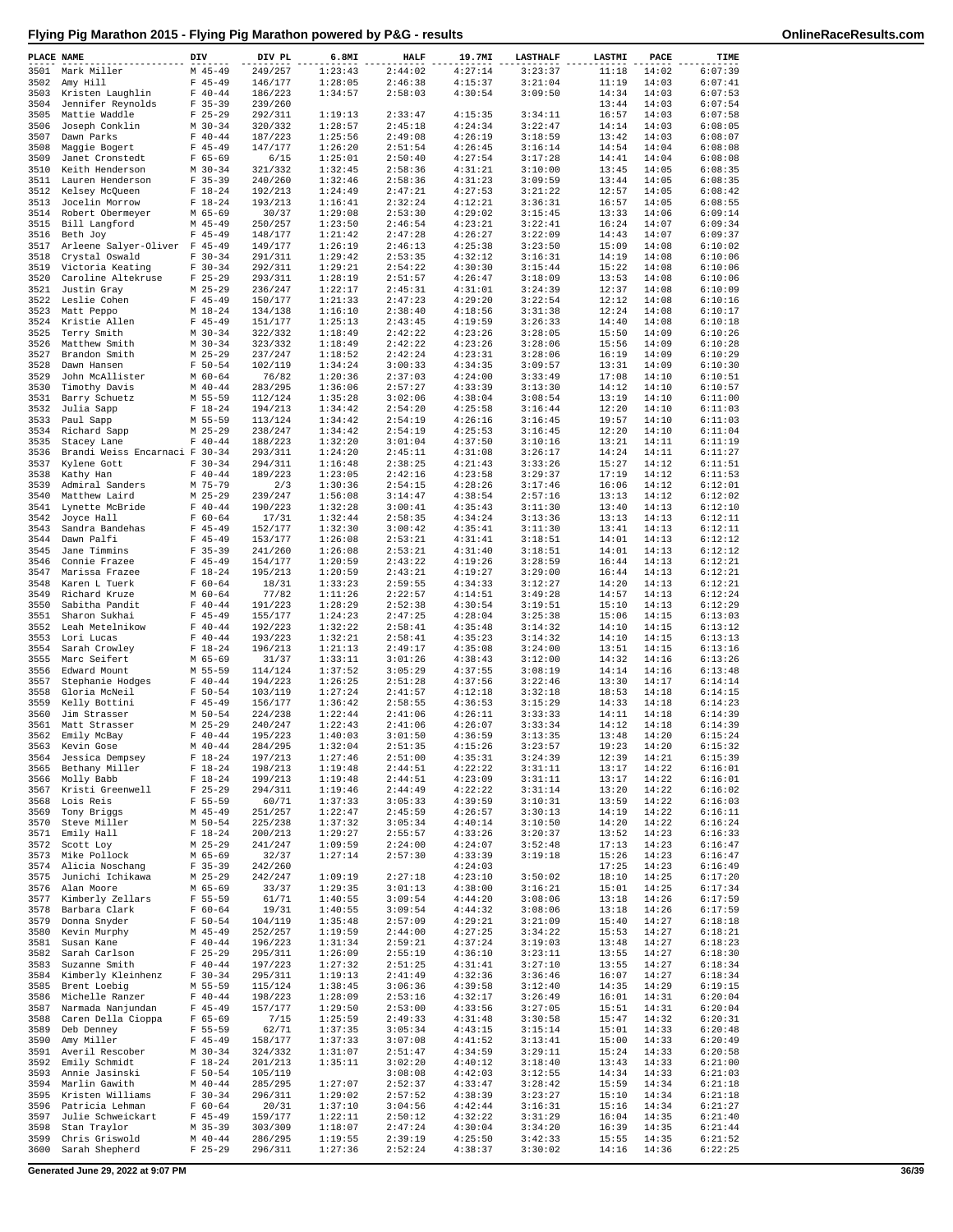# Flying Pig Marathon 2015 - Flying Pig Marathon powered by P&G - results

| PLACE | NAME | DIV | DIV PL | 6.8MI | HALF | 19.7MI | LASTHALF | LASTMI | PACE | TIME |
|---|---|---|---|---|---|---|---|---|---|---|
| 3501 | Mark Miller | M 45-49 | 249/257 | 1:23:43 | 2:44:02 | 4:27:14 | 3:23:37 | 11:18 | 14:02 | 6:07:39 |
| 3502 | Amy Hill | F 45-49 | 146/177 | 1:28:05 | 2:46:38 | 4:15:37 | 3:21:04 | 11:19 | 14:03 | 6:07:41 |
| 3503 | Kristen Laughlin | F 40-44 | 186/223 | 1:34:57 | 2:58:03 | 4:30:54 | 3:09:50 | 14:34 | 14:03 | 6:07:53 |
| 3504 | Jennifer Reynolds | F 35-39 | 239/260 | | | | | 13:44 | 14:03 | 6:07:54 |
| 3505 | Mattie Waddle | F 25-29 | 292/311 | 1:19:13 | 2:33:47 | 4:15:35 | 3:34:11 | 16:57 | 14:03 | 6:07:58 |
| 3506 | Joseph Conklin | M 30-34 | 320/332 | 1:28:57 | 2:45:18 | 4:24:34 | 3:22:47 | 14:14 | 14:03 | 6:08:05 |
| 3507 | Dawn Parks | F 40-44 | 187/223 | 1:25:56 | 2:49:08 | 4:26:19 | 3:18:59 | 13:42 | 14:03 | 6:08:07 |
| 3508 | Maggie Bogert | F 45-49 | 147/177 | 1:26:20 | 2:51:54 | 4:26:45 | 3:16:14 | 14:54 | 14:04 | 6:08:08 |
| 3509 | Janet Cronstedt | F 65-69 | 6/15 | 1:25:01 | 2:50:40 | 4:27:54 | 3:17:28 | 14:41 | 14:04 | 6:08:08 |
| 3510 | Keith Henderson | M 30-34 | 321/332 | 1:32:45 | 2:58:36 | 4:31:21 | 3:10:00 | 13:45 | 14:05 | 6:08:35 |
| 3511 | Lauren Henderson | F 35-39 | 240/260 | 1:32:46 | 2:58:36 | 4:31:23 | 3:09:59 | 13:44 | 14:05 | 6:08:35 |
| 3512 | Kelsey McQueen | F 18-24 | 192/213 | 1:24:49 | 2:47:21 | 4:27:53 | 3:21:22 | 12:57 | 14:05 | 6:08:42 |
| 3513 | Jocelin Morrow | F 18-24 | 193/213 | 1:16:41 | 2:32:24 | 4:12:21 | 3:36:31 | 16:57 | 14:05 | 6:08:55 |
| 3514 | Robert Obermeyer | M 65-69 | 30/37 | 1:29:08 | 2:53:30 | 4:29:02 | 3:15:45 | 13:33 | 14:06 | 6:09:14 |
| 3515 | Bill Langford | M 45-49 | 250/257 | 1:23:50 | 2:46:54 | 4:23:21 | 3:22:41 | 16:24 | 14:07 | 6:09:34 |
| 3516 | Beth Joy | F 45-49 | 148/177 | 1:21:42 | 2:47:28 | 4:26:27 | 3:22:09 | 14:43 | 14:07 | 6:09:37 |
| 3517 | Arleene Salyer-Oliver | F 45-49 | 149/177 | 1:26:19 | 2:46:13 | 4:25:38 | 3:23:50 | 15:09 | 14:08 | 6:10:02 |
| 3518 | Crystal Oswald | F 30-34 | 291/311 | 1:29:42 | 2:53:35 | 4:32:12 | 3:16:31 | 14:19 | 14:08 | 6:10:06 |
| 3519 | Victoria Keating | F 30-34 | 292/311 | 1:29:21 | 2:54:22 | 4:30:30 | 3:15:44 | 15:22 | 14:08 | 6:10:06 |
| 3520 | Caroline Altekruse | F 25-29 | 293/311 | 1:28:19 | 2:51:57 | 4:26:47 | 3:18:09 | 13:53 | 14:08 | 6:10:06 |
| 3521 | Justin Gray | M 25-29 | 236/247 | 1:22:17 | 2:45:31 | 4:31:01 | 3:24:39 | 12:37 | 14:08 | 6:10:09 |
| 3522 | Leslie Cohen | F 45-49 | 150/177 | 1:21:33 | 2:47:23 | 4:29:20 | 3:22:54 | 12:12 | 14:08 | 6:10:16 |
| 3523 | Matt Peppo | M 18-24 | 134/138 | 1:16:10 | 2:38:40 | 4:18:56 | 3:31:38 | 12:24 | 14:08 | 6:10:17 |
| 3524 | Kristie Allen | F 45-49 | 151/177 | 1:25:13 | 2:43:45 | 4:19:59 | 3:26:33 | 14:40 | 14:08 | 6:10:18 |
| 3525 | Terry Smith | M 30-34 | 322/332 | 1:18:49 | 2:42:22 | 4:23:26 | 3:28:05 | 15:50 | 14:09 | 6:10:26 |
| 3526 | Matthew Smith | M 30-34 | 323/332 | 1:18:49 | 2:42:22 | 4:23:26 | 3:28:06 | 15:56 | 14:09 | 6:10:28 |
| 3527 | Brandon Smith | M 25-29 | 237/247 | 1:18:52 | 2:42:24 | 4:23:31 | 3:28:06 | 16:19 | 14:09 | 6:10:29 |
| 3528 | Dawn Hansen | F 50-54 | 102/119 | 1:34:24 | 3:00:33 | 4:34:35 | 3:09:57 | 13:31 | 14:09 | 6:10:30 |
| 3529 | John McAllister | M 60-64 | 76/82 | 1:20:36 | 2:37:03 | 4:24:00 | 3:33:49 | 17:08 | 14:10 | 6:10:51 |
| 3530 | Timothy Davis | M 40-44 | 283/295 | 1:36:06 | 2:57:27 | 4:33:39 | 3:13:30 | 14:12 | 14:10 | 6:10:57 |
| 3531 | Barry Schuetz | M 55-59 | 112/124 | 1:35:28 | 3:02:06 | 4:38:04 | 3:08:54 | 13:19 | 14:10 | 6:11:00 |
| 3532 | Julia Sapp | F 18-24 | 194/213 | 1:34:42 | 2:54:20 | 4:25:58 | 3:16:44 | 12:20 | 14:10 | 6:11:03 |
| 3533 | Paul Sapp | M 55-59 | 113/124 | 1:34:42 | 2:54:19 | 4:26:16 | 3:16:45 | 19:57 | 14:10 | 6:11:03 |
| 3534 | Richard Sapp | M 25-29 | 238/247 | 1:34:42 | 2:54:19 | 4:25:53 | 3:16:45 | 12:20 | 14:10 | 6:11:04 |
| 3535 | Stacey Lane | F 40-44 | 188/223 | 1:32:20 | 3:01:04 | 4:37:50 | 3:10:16 | 13:21 | 14:11 | 6:11:19 |
| 3536 | Brandi Weiss Encarnaci | F 30-34 | 293/311 | 1:24:20 | 2:45:11 | 4:31:08 | 3:26:17 | 14:24 | 14:11 | 6:11:27 |
| 3537 | Kylene Gott | F 30-34 | 294/311 | 1:16:48 | 2:38:25 | 4:21:43 | 3:33:26 | 15:27 | 14:12 | 6:11:51 |
| 3538 | Kathy Han | F 40-44 | 189/223 | 1:23:05 | 2:42:16 | 4:23:58 | 3:29:37 | 17:19 | 14:12 | 6:11:53 |
| 3539 | Admiral Sanders | M 75-79 | 2/3 | 1:30:36 | 2:54:15 | 4:28:26 | 3:17:46 | 16:06 | 14:12 | 6:12:01 |
| 3540 | Matthew Laird | M 25-29 | 239/247 | 1:56:08 | 3:14:47 | 4:38:54 | 2:57:16 | 13:13 | 14:12 | 6:12:02 |
| 3541 | Lynette McBride | F 40-44 | 190/223 | 1:32:28 | 3:00:41 | 4:35:43 | 3:11:30 | 13:40 | 14:13 | 6:12:10 |
| 3542 | Joyce Hall | F 60-64 | 17/31 | 1:32:44 | 2:58:35 | 4:34:24 | 3:13:36 | 13:13 | 14:13 | 6:12:11 |
| 3543 | Sandra Bandehas | F 45-49 | 152/177 | 1:32:30 | 3:00:42 | 4:35:41 | 3:11:30 | 13:41 | 14:13 | 6:12:11 |
| 3544 | Dawn Palfi | F 45-49 | 153/177 | 1:26:08 | 2:53:21 | 4:31:41 | 3:18:51 | 14:01 | 14:13 | 6:12:12 |
| 3545 | Jane Timmins | F 35-39 | 241/260 | 1:26:08 | 2:53:21 | 4:31:40 | 3:18:51 | 14:01 | 14:13 | 6:12:12 |
| 3546 | Connie Frazee | F 45-49 | 154/177 | 1:20:59 | 2:43:22 | 4:19:26 | 3:28:59 | 16:44 | 14:13 | 6:12:21 |
| 3547 | Marissa Frazee | F 18-24 | 195/213 | 1:20:59 | 2:43:21 | 4:19:27 | 3:29:00 | 16:44 | 14:13 | 6:12:21 |
| 3548 | Karen L Tuerk | F 60-64 | 18/31 | 1:33:23 | 2:59:55 | 4:34:33 | 3:12:27 | 14:20 | 14:13 | 6:12:21 |
| 3549 | Richard Kruze | M 60-64 | 77/82 | 1:11:26 | 2:22:57 | 4:14:51 | 3:49:28 | 14:57 | 14:13 | 6:12:24 |
| 3550 | Sabitha Pandit | F 40-44 | 191/223 | 1:28:29 | 2:52:38 | 4:30:54 | 3:19:51 | 15:10 | 14:13 | 6:12:29 |
| 3551 | Sharon Sukhai | F 45-49 | 155/177 | 1:24:23 | 2:47:25 | 4:28:04 | 3:25:38 | 15:06 | 14:15 | 6:13:03 |
| 3552 | Leah Metelnikow | F 40-44 | 192/223 | 1:32:22 | 2:58:41 | 4:35:48 | 3:14:32 | 14:10 | 14:15 | 6:13:12 |
| 3553 | Lori Lucas | F 40-44 | 193/223 | 1:32:21 | 2:58:41 | 4:35:23 | 3:14:32 | 14:10 | 14:15 | 6:13:13 |
| 3554 | Sarah Crowley | F 18-24 | 196/213 | 1:21:13 | 2:49:17 | 4:35:08 | 3:24:00 | 13:51 | 14:15 | 6:13:16 |
| 3555 | Marc Seifert | M 65-69 | 31/37 | 1:33:11 | 3:01:26 | 4:38:43 | 3:12:00 | 14:32 | 14:16 | 6:13:26 |
| 3556 | Edward Mount | M 55-59 | 114/124 | 1:37:52 | 3:05:29 | 4:37:55 | 3:08:19 | 14:14 | 14:16 | 6:13:48 |
| 3557 | Stephanie Hodges | F 40-44 | 194/223 | 1:26:25 | 2:51:28 | 4:37:56 | 3:22:46 | 13:30 | 14:17 | 6:14:14 |
| 3558 | Gloria McNeil | F 50-54 | 103/119 | 1:27:24 | 2:41:57 | 4:12:18 | 3:32:18 | 18:53 | 14:18 | 6:14:15 |
| 3559 | Kelly Bottini | F 45-49 | 156/177 | 1:36:42 | 2:58:55 | 4:36:53 | 3:15:29 | 14:33 | 14:18 | 6:14:23 |
| 3560 | Jim Strasser | M 50-54 | 224/238 | 1:22:44 | 2:41:06 | 4:26:11 | 3:33:33 | 14:11 | 14:18 | 6:14:39 |
| 3561 | Matt Strasser | M 25-29 | 240/247 | 1:22:43 | 2:41:06 | 4:26:07 | 3:33:34 | 14:12 | 14:18 | 6:14:39 |
| 3562 | Emily McBay | F 40-44 | 195/223 | 1:40:03 | 3:01:50 | 4:36:59 | 3:13:35 | 13:48 | 14:20 | 6:15:24 |
| 3563 | Kevin Gose | M 40-44 | 284/295 | 1:32:04 | 2:51:35 | 4:15:26 | 3:23:57 | 19:23 | 14:20 | 6:15:32 |
| 3564 | Jessica Dempsey | F 18-24 | 197/213 | 1:27:46 | 2:51:00 | 4:35:31 | 3:24:39 | 12:39 | 14:21 | 6:15:39 |
| 3565 | Bethany Miller | F 18-24 | 198/213 | 1:19:48 | 2:44:51 | 4:22:22 | 3:31:11 | 13:17 | 14:22 | 6:16:01 |
| 3566 | Molly Babb | F 18-24 | 199/213 | 1:19:48 | 2:44:51 | 4:23:09 | 3:31:11 | 13:17 | 14:22 | 6:16:01 |
| 3567 | Kristi Greenwell | F 25-29 | 294/311 | 1:19:46 | 2:44:49 | 4:22:22 | 3:31:14 | 13:20 | 14:22 | 6:16:02 |
| 3568 | Lois Reis | F 55-59 | 60/71 | 1:37:33 | 3:05:33 | 4:39:59 | 3:10:31 | 13:59 | 14:22 | 6:16:03 |
| 3569 | Tony Briggs | M 45-49 | 251/257 | 1:22:47 | 2:45:59 | 4:26:57 | 3:30:13 | 14:19 | 14:22 | 6:16:11 |
| 3570 | Steve Miller | M 50-54 | 225/238 | 1:37:32 | 3:05:34 | 4:40:14 | 3:10:50 | 14:20 | 14:22 | 6:16:24 |
| 3571 | Emily Hall | F 18-24 | 200/213 | 1:29:27 | 2:55:57 | 4:33:26 | 3:20:37 | 13:52 | 14:23 | 6:16:33 |
| 3572 | Scott Loy | M 25-29 | 241/247 | 1:09:59 | 2:24:00 | 4:24:07 | 3:52:48 | 17:13 | 14:23 | 6:16:47 |
| 3573 | Mike Pollock | M 65-69 | 32/37 | 1:27:14 | 2:57:30 | 4:33:39 | 3:19:18 | 15:26 | 14:23 | 6:16:47 |
| 3574 | Alicia Noschang | F 35-39 | 242/260 | | | 4:24:03 | | 17:25 | 14:23 | 6:16:49 |
| 3575 | Junichi Ichikawa | M 25-29 | 242/247 | 1:09:19 | 2:27:18 | 4:23:10 | 3:50:02 | 18:10 | 14:25 | 6:17:20 |
| 3576 | Alan Moore | M 65-69 | 33/37 | 1:29:35 | 3:01:13 | 4:38:00 | 3:16:21 | 15:01 | 14:25 | 6:17:34 |
| 3577 | Kimberly Zellars | F 55-59 | 61/71 | 1:40:55 | 3:09:54 | 4:44:20 | 3:08:06 | 13:18 | 14:26 | 6:17:59 |
| 3578 | Barbara Clark | F 60-64 | 19/31 | 1:40:55 | 3:09:54 | 4:44:32 | 3:08:06 | 13:18 | 14:26 | 6:17:59 |
| 3579 | Donna Snyder | F 50-54 | 104/119 | 1:35:48 | 2:57:09 | 4:29:21 | 3:21:09 | 15:40 | 14:27 | 6:18:18 |
| 3580 | Kevin Murphy | M 45-49 | 252/257 | 1:19:59 | 2:44:00 | 4:27:25 | 3:34:22 | 15:53 | 14:27 | 6:18:21 |
| 3581 | Susan Kane | F 40-44 | 196/223 | 1:31:34 | 2:59:21 | 4:37:24 | 3:19:03 | 13:48 | 14:27 | 6:18:23 |
| 3582 | Sarah Carlson | F 25-29 | 295/311 | 1:26:09 | 2:55:19 | 4:36:10 | 3:23:11 | 13:55 | 14:27 | 6:18:30 |
| 3583 | Suzanne Smith | F 40-44 | 197/223 | 1:27:32 | 2:51:25 | 4:31:41 | 3:27:10 | 13:55 | 14:27 | 6:18:34 |
| 3584 | Kimberly Kleinhenz | F 30-34 | 295/311 | 1:19:13 | 2:41:49 | 4:32:36 | 3:36:46 | 16:07 | 14:27 | 6:18:34 |
| 3585 | Brent Loebig | M 55-59 | 115/124 | 1:38:45 | 3:06:36 | 4:39:58 | 3:12:40 | 14:35 | 14:29 | 6:19:15 |
| 3586 | Michelle Ranzer | F 40-44 | 198/223 | 1:28:09 | 2:53:16 | 4:32:17 | 3:26:49 | 16:01 | 14:31 | 6:20:04 |
| 3587 | Narmada Nanjundan | F 45-49 | 157/177 | 1:29:50 | 2:53:00 | 4:33:56 | 3:27:05 | 15:51 | 14:31 | 6:20:04 |
| 3588 | Caren Della Cioppa | F 65-69 | 7/15 | 1:25:59 | 2:49:33 | 4:31:48 | 3:30:58 | 15:47 | 14:32 | 6:20:31 |
| 3589 | Deb Denney | F 55-59 | 62/71 | 1:37:35 | 3:05:34 | 4:43:15 | 3:15:14 | 15:01 | 14:33 | 6:20:48 |
| 3590 | Amy Miller | F 45-49 | 158/177 | 1:37:33 | 3:07:08 | 4:41:52 | 3:13:41 | 15:00 | 14:33 | 6:20:49 |
| 3591 | Averil Rescober | M 30-34 | 324/332 | 1:31:07 | 2:51:47 | 4:34:59 | 3:29:11 | 15:24 | 14:33 | 6:20:58 |
| 3592 | Emily Schmidt | F 18-24 | 201/213 | 1:35:11 | 3:02:20 | 4:40:12 | 3:18:40 | 13:43 | 14:33 | 6:21:00 |
| 3593 | Annie Jasinski | F 50-54 | 105/119 | | 3:08:08 | 4:42:03 | 3:12:55 | 14:34 | 14:33 | 6:21:03 |
| 3594 | Marlin Gawith | M 40-44 | 285/295 | 1:27:07 | 2:52:37 | 4:33:47 | 3:28:42 | 15:59 | 14:34 | 6:21:18 |
| 3595 | Kristen Williams | F 30-34 | 296/311 | 1:29:02 | 2:57:52 | 4:38:39 | 3:23:27 | 15:10 | 14:34 | 6:21:18 |
| 3596 | Patricia Lehman | F 60-64 | 20/31 | 1:37:10 | 3:04:56 | 4:42:44 | 3:16:31 | 15:16 | 14:34 | 6:21:27 |
| 3597 | Julie Schweickart | F 45-49 | 159/177 | 1:22:11 | 2:50:12 | 4:32:22 | 3:31:29 | 16:04 | 14:35 | 6:21:40 |
| 3598 | Stan Traylor | M 35-39 | 303/309 | 1:18:07 | 2:47:24 | 4:30:04 | 3:34:20 | 16:39 | 14:35 | 6:21:44 |
| 3599 | Chris Griswold | M 40-44 | 286/295 | 1:19:55 | 2:39:19 | 4:25:50 | 3:42:33 | 15:55 | 14:35 | 6:21:52 |
| 3600 | Sarah Shepherd | F 25-29 | 296/311 | 1:27:36 | 2:52:24 | 4:38:37 | 3:30:02 | 14:16 | 14:36 | 6:22:25 |

Generated June 29, 2022 at 9:07 PM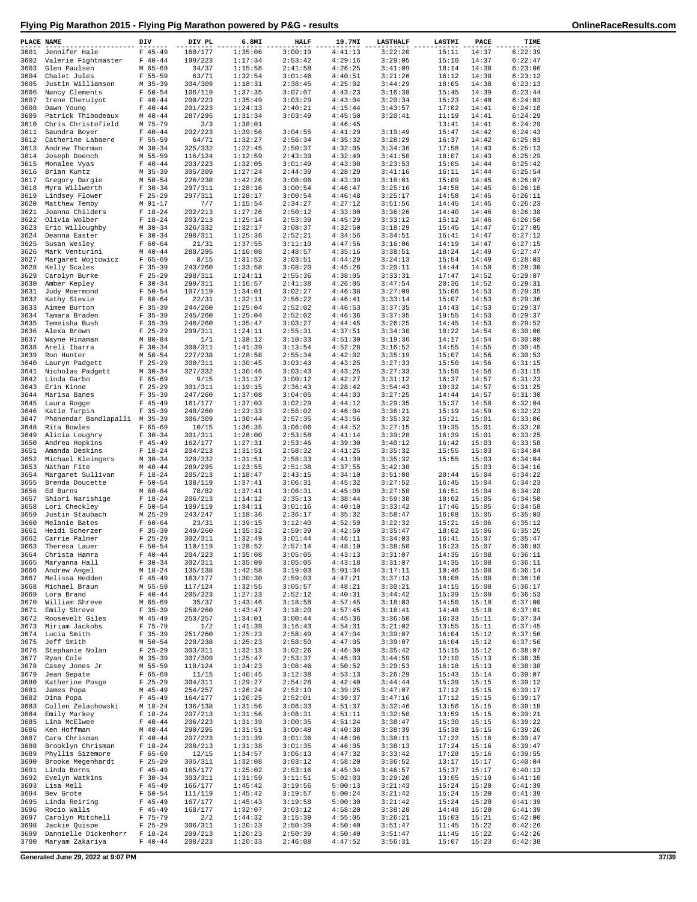# Flying Pig Marathon 2015 - Flying Pig Marathon powered by P&G - results

| PLACE | NAME | DIV | DIV PL | 6.8MI | HALF | 19.7MI | LASTHALF | LASTMI | PACE | TIME |
|---|---|---|---|---|---|---|---|---|---|---|
| 3601 | Jennifer Hale | F 45-49 | 160/177 | 1:35:06 | 3:00:19 | 4:41:13 | 3:22:20 | 15:11 | 14:37 | 6:22:39 |
| 3602 | Valerie Fightmaster | F 40-44 | 199/223 | 1:17:34 | 2:53:42 | 4:29:16 | 3:29:05 | 15:10 | 14:37 | 6:22:47 |
| 3603 | Glen Paulsen | M 65-69 | 34/37 | 1:15:58 | 2:41:58 | 4:26:25 | 3:41:09 | 18:14 | 14:38 | 6:23:06 |
| 3604 | Chalet Jules | F 55-59 | 63/71 | 1:32:54 | 3:01:46 | 4:40:51 | 3:21:26 | 16:12 | 14:38 | 6:23:12 |
| 3605 | Justin Williamson | M 35-39 | 304/309 | 1:18:31 | 2:38:45 | 4:25:02 | 3:44:29 | 18:05 | 14:38 | 6:23:13 |
| 3606 | Nancy Clements | F 50-54 | 106/119 | 1:37:35 | 3:07:07 | 4:43:23 | 3:16:38 | 15:45 | 14:39 | 6:23:44 |
| 3607 | Irene Cheruiyot | F 40-44 | 200/223 | 1:35:49 | 3:03:29 | 4:43:04 | 3:20:34 | 15:23 | 14:40 | 6:24:03 |
| 3608 | Dawn Young | F 40-44 | 201/223 | 1:24:13 | 2:40:21 | 4:15:44 | 3:43:57 | 17:02 | 14:41 | 6:24:18 |
| 3609 | Patrick Thibodeaux | M 40-44 | 287/295 | 1:31:34 | 3:03:49 | 4:45:50 | 3:20:41 | 11:19 | 14:41 | 6:24:29 |
| 3610 | Chris Christofield | M 75-79 | 3/3 | 1:38:01 | | 4:46:45 | | 13:41 | 14:41 | 6:24:29 |
| 3611 | Saundra Boyer | F 40-44 | 202/223 | 1:39:56 | 3:04:55 | 4:41:29 | 3:19:49 | 15:47 | 14:42 | 6:24:43 |
| 3612 | Catherine Labaere | F 55-59 | 64/71 | 1:32:27 | 2:56:34 | 4:35:32 | 3:28:29 | 16:37 | 14:42 | 6:25:03 |
| 3613 | Andrew Thorman | M 30-34 | 325/332 | 1:22:45 | 2:50:37 | 4:32:05 | 3:34:36 | 17:58 | 14:43 | 6:25:13 |
| 3614 | Joseph Doench | M 55-59 | 116/124 | 1:12:59 | 2:43:39 | 4:32:49 | 3:41:50 | 18:07 | 14:43 | 6:25:29 |
| 3615 | Monalee Vyas | F 40-44 | 203/223 | 1:32:05 | 3:01:49 | 4:43:08 | 3:23:53 | 15:05 | 14:44 | 6:25:42 |
| 3616 | Brian Kuntz | M 35-39 | 305/309 | 1:27:24 | 2:44:39 | 4:28:29 | 3:41:16 | 16:11 | 14:44 | 6:25:54 |
| 3617 | Gregory Dargie | M 50-54 | 226/238 | 1:42:26 | 3:08:06 | 4:43:39 | 3:18:01 | 15:09 | 14:45 | 6:26:07 |
| 3618 | Myra Willwerth | F 30-34 | 297/311 | 1:28:16 | 3:00:54 | 4:46:47 | 3:25:16 | 14:58 | 14:45 | 6:26:10 |
| 3619 | Lindsey Flower | F 25-29 | 297/311 | 1:28:17 | 3:00:54 | 4:46:48 | 3:25:17 | 14:58 | 14:45 | 6:26:11 |
| 3620 | Matthew Temby | M 01-17 | 7/7 | 1:15:54 | 2:34:27 | 4:27:12 | 3:51:56 | 14:45 | 14:45 | 6:26:23 |
| 3621 | Joanna Childers | F 18-24 | 202/213 | 1:27:26 | 2:50:12 | 4:33:00 | 3:36:26 | 14:40 | 14:46 | 6:26:38 |
| 3622 | Olivia Wolber | F 18-24 | 203/213 | 1:25:14 | 2:53:39 | 4:45:29 | 3:33:12 | 15:12 | 14:46 | 6:26:50 |
| 3623 | Eric Willoughby | M 30-34 | 326/332 | 1:32:17 | 3:08:37 | 4:32:50 | 3:18:29 | 15:45 | 14:47 | 6:27:05 |
| 3624 | Deanna Easter | F 30-34 | 298/311 | 1:25:36 | 2:52:21 | 4:34:56 | 3:34:51 | 15:41 | 14:47 | 6:27:12 |
| 3625 | Susan Wesley | F 60-64 | 21/31 | 1:37:55 | 3:11:10 | 4:47:56 | 3:16:06 | 14:19 | 14:47 | 6:27:15 |
| 3626 | Mark Venturini | M 40-44 | 288/295 | 1:16:08 | 2:48:57 | 4:35:16 | 3:38:51 | 18:24 | 14:49 | 6:27:47 |
| 3627 | Margaret Wojtowicz | F 65-69 | 8/15 | 1:31:52 | 3:03:51 | 4:44:29 | 3:24:13 | 15:54 | 14:49 | 6:28:03 |
| 3628 | Kelly Scales | F 35-39 | 243/260 | 1:33:58 | 3:08:20 | 4:45:26 | 3:20:11 | 14:44 | 14:50 | 6:28:30 |
| 3629 | Carolyn Burke | F 25-29 | 298/311 | 1:24:11 | 2:55:36 | 4:38:05 | 3:33:31 | 17:47 | 14:52 | 6:29:07 |
| 3630 | Amber Kepley | F 30-34 | 299/311 | 1:16:57 | 2:41:38 | 4:26:05 | 3:47:54 | 20:36 | 14:52 | 6:29:31 |
| 3631 | Judy Moermond | F 50-54 | 107/119 | 1:34:01 | 3:02:27 | 4:46:38 | 3:27:09 | 15:06 | 14:53 | 6:29:35 |
| 3632 | Kathy Stevie | F 60-64 | 22/31 | 1:32:11 | 2:56:22 | 4:46:41 | 3:33:14 | 15:07 | 14:53 | 6:29:36 |
| 3633 | Aimee Burton | F 35-39 | 244/260 | 1:25:04 | 2:52:02 | 4:46:53 | 3:37:35 | 14:43 | 14:53 | 6:29:37 |
| 3634 | Tamara Braden | F 35-39 | 245/260 | 1:25:04 | 2:52:02 | 4:46:36 | 3:37:35 | 19:55 | 14:53 | 6:29:37 |
| 3635 | Temeisha Bush | F 35-39 | 246/260 | 1:35:47 | 3:03:27 | 4:44:45 | 3:26:25 | 14:45 | 14:53 | 6:29:52 |
| 3636 | Alexa Brown | F 25-29 | 299/311 | 1:24:11 | 2:55:31 | 4:37:51 | 3:34:30 | 18:22 | 14:54 | 6:30:00 |
| 3637 | Wayne Hinaman | M 80-84 | 1/1 | 1:38:12 | 3:10:33 | 4:51:30 | 3:19:36 | 14:17 | 14:54 | 6:30:08 |
| 3638 | Areli Ibarra | F 30-34 | 300/311 | 1:41:39 | 3:13:54 | 4:52:28 | 3:16:52 | 14:55 | 14:55 | 6:30:45 |
| 3639 | Ron Hunter | M 50-54 | 227/238 | 1:28:58 | 2:55:34 | 4:42:02 | 3:35:19 | 15:07 | 14:56 | 6:30:53 |
| 3640 | Lauryn Padgett | F 25-29 | 300/311 | 1:30:45 | 3:03:43 | 4:43:25 | 3:27:33 | 15:50 | 14:56 | 6:31:15 |
| 3641 | Nicholas Padgett | M 30-34 | 327/332 | 1:30:46 | 3:03:43 | 4:43:25 | 3:27:33 | 15:50 | 14:56 | 6:31:15 |
| 3642 | Linda Garbo | F 65-69 | 9/15 | 1:31:37 | 3:00:12 | 4:42:27 | 3:31:12 | 16:37 | 14:57 | 6:31:23 |
| 3643 | Erin Kinne | F 25-29 | 301/311 | 1:19:15 | 2:36:43 | 4:28:42 | 3:54:43 | 10:32 | 14:57 | 6:31:25 |
| 3644 | Marisa Banes | F 35-39 | 247/260 | 1:37:08 | 3:04:05 | 4:44:03 | 3:27:25 | 14:44 | 14:57 | 6:31:30 |
| 3645 | Laura Rogge | F 45-49 | 161/177 | 1:37:03 | 3:02:29 | 4:44:12 | 3:29:35 | 15:37 | 14:58 | 6:32:04 |
| 3646 | Katie Turpin | F 35-39 | 248/260 | 1:23:33 | 2:56:02 | 4:46:04 | 3:36:21 | 15:19 | 14:59 | 6:32:23 |
| 3647 | Phanendar Bandlapalli | M 35-39 | 306/309 | 1:30:44 | 2:57:35 | 4:43:56 | 3:35:32 | 15:21 | 15:01 | 6:33:06 |
| 3648 | Rita Bowles | F 65-69 | 10/15 | 1:36:35 | 3:06:06 | 4:44:52 | 3:27:15 | 19:35 | 15:01 | 6:33:20 |
| 3649 | Alicia Loughry | F 30-34 | 301/311 | 1:28:00 | 2:53:58 | 4:41:14 | 3:39:28 | 16:39 | 15:01 | 6:33:25 |
| 3650 | Andrea Hopkins | F 45-49 | 162/177 | 1:27:31 | 2:53:46 | 4:39:30 | 3:40:12 | 16:42 | 15:03 | 6:33:58 |
| 3651 | Amanda Deskins | F 18-24 | 204/213 | 1:31:51 | 2:58:32 | 4:41:25 | 3:35:32 | 15:55 | 15:03 | 6:34:04 |
| 3652 | Michael Kleingers | M 30-34 | 328/332 | 1:31:51 | 2:58:33 | 4:41:39 | 3:35:32 | 15:55 | 15:03 | 6:34:04 |
| 3653 | Nathan Fite | M 40-44 | 289/295 | 1:23:55 | 2:51:38 | 4:37:55 | 3:42:38 | | 15:03 | 6:34:16 |
| 3654 | Margaret Sullivan | F 18-24 | 205/213 | 1:18:47 | 2:43:15 | 4:34:10 | 3:51:08 | 20:44 | 15:04 | 6:34:22 |
| 3655 | Brenda Doucette | F 50-54 | 108/119 | 1:37:41 | 3:06:31 | 4:45:32 | 3:27:52 | 16:45 | 15:04 | 6:34:23 |
| 3656 | Ed Burns | M 60-64 | 78/82 | 1:37:41 | 3:06:31 | 4:45:09 | 3:27:58 | 16:51 | 15:04 | 6:34:28 |
| 3657 | Shiori Narishige | F 18-24 | 206/213 | 1:14:12 | 2:35:13 | 4:38:44 | 3:59:38 | 18:02 | 15:05 | 6:34:50 |
| 3658 | Lori Checkley | F 50-54 | 109/119 | 1:34:11 | 3:01:16 | 4:40:10 | 3:33:42 | 17:46 | 15:05 | 6:34:58 |
| 3659 | Justin Staubach | M 25-29 | 243/247 | 1:18:36 | 2:36:17 | 4:35:32 | 3:58:47 | 16:08 | 15:05 | 6:35:03 |
| 3660 | Melanie Bates | F 60-64 | 23/31 | 1:39:15 | 3:12:40 | 4:52:59 | 3:22:32 | 15:21 | 15:06 | 6:35:12 |
| 3661 | Heidi Scherzer | F 35-39 | 249/260 | 1:35:32 | 2:59:39 | 4:42:50 | 3:35:47 | 18:02 | 15:06 | 6:35:25 |
| 3662 | Carrie Palmer | F 25-29 | 302/311 | 1:32:49 | 3:01:44 | 4:46:11 | 3:34:03 | 16:41 | 15:07 | 6:35:47 |
| 3663 | Theresa Lauer | F 50-54 | 110/119 | 1:28:52 | 2:57:14 | 4:48:10 | 3:38:50 | 16:23 | 15:07 | 6:36:03 |
| 3664 | Christa Hamra | F 40-44 | 204/223 | 1:35:08 | 3:05:05 | 4:43:13 | 3:31:07 | 14:35 | 15:08 | 6:36:11 |
| 3665 | Maryanna Hall | F 30-34 | 302/311 | 1:35:09 | 3:05:05 | 4:43:18 | 3:31:07 | 14:35 | 15:08 | 6:36:11 |
| 3666 | Andrew Angel | M 18-24 | 135/138 | 1:42:58 | 3:19:03 | 5:01:34 | 3:17:11 | 10:46 | 15:08 | 6:36:14 |
| 3667 | Melissa Hedden | F 45-49 | 163/177 | 1:30:30 | 2:59:03 | 4:47:21 | 3:37:13 | 16:08 | 15:08 | 6:36:16 |
| 3668 | Michael Braun | M 55-59 | 117/124 | 1:32:55 | 3:05:57 | 4:48:21 | 3:30:21 | 14:15 | 15:08 | 6:36:17 |
| 3669 | Lora Brand | F 40-44 | 205/223 | 1:27:23 | 2:52:12 | 4:40:31 | 3:44:42 | 15:39 | 15:09 | 6:36:53 |
| 3670 | William Shreve | M 65-69 | 35/37 | 1:43:46 | 3:18:58 | 4:57:45 | 3:18:03 | 14:50 | 15:10 | 6:37:00 |
| 3671 | Emily Shreve | F 35-39 | 250/260 | 1:43:47 | 3:18:20 | 4:57:45 | 3:18:41 | 14:48 | 15:10 | 6:37:01 |
| 3672 | Roosevelt Giles | M 45-49 | 253/257 | 1:34:01 | 3:00:44 | 4:45:36 | 3:36:50 | 16:33 | 15:11 | 6:37:34 |
| 3673 | Miriam Jackobs | F 75-79 | 1/2 | 1:41:39 | 3:16:43 | 4:54:31 | 3:21:02 | 13:55 | 15:11 | 6:37:45 |
| 3674 | Lucia Smith | F 35-39 | 251/260 | 1:25:23 | 2:58:49 | 4:47:04 | 3:39:07 | 16:04 | 15:12 | 6:37:56 |
| 3675 | Jeff Smith | M 50-54 | 228/238 | 1:25:23 | 2:58:50 | 4:47:05 | 3:39:07 | 16:04 | 15:12 | 6:37:56 |
| 3676 | Stephanie Nolan | F 25-29 | 303/311 | 1:32:13 | 3:02:26 | 4:46:30 | 3:35:42 | 15:15 | 15:12 | 6:38:07 |
| 3677 | Ryan Cole | M 35-39 | 307/309 | 1:25:47 | 2:53:37 | 4:45:03 | 3:44:59 | 12:10 | 15:13 | 6:38:35 |
| 3678 | Casey Jones Jr | M 55-59 | 118/124 | 1:34:23 | 3:08:46 | 4:50:52 | 3:29:53 | 16:18 | 15:13 | 6:38:38 |
| 3679 | Jean Sepate | F 65-69 | 11/15 | 1:40:45 | 3:12:38 | 4:53:13 | 3:26:29 | 15:43 | 15:14 | 6:39:07 |
| 3680 | Katherine Posge | F 25-29 | 304/311 | 1:29:27 | 2:54:28 | 4:42:40 | 3:44:44 | 15:39 | 15:15 | 6:39:12 |
| 3681 | James Popa | M 45-49 | 254/257 | 1:26:24 | 2:52:10 | 4:39:25 | 3:47:07 | 17:12 | 15:15 | 6:39:17 |
| 3682 | Dina Popa | F 45-49 | 164/177 | 1:26:25 | 2:52:01 | 4:39:37 | 3:47:16 | 17:12 | 15:15 | 6:39:17 |
| 3683 | Cullen Zelachowski | M 18-24 | 136/138 | 1:31:56 | 3:06:33 | 4:51:37 | 3:32:46 | 13:56 | 15:15 | 6:39:18 |
| 3684 | Emily Markey | F 18-24 | 207/213 | 1:31:56 | 3:06:31 | 4:51:11 | 3:32:50 | 13:59 | 15:15 | 6:39:21 |
| 3685 | Lina McElwee | F 40-44 | 206/223 | 1:31:39 | 3:00:35 | 4:51:24 | 3:38:47 | 15:30 | 15:15 | 6:39:22 |
| 3686 | Ken Hoffman | M 40-44 | 290/295 | 1:31:51 | 3:00:48 | 4:40:38 | 3:38:39 | 15:38 | 15:15 | 6:39:26 |
| 3687 | Cara Chrisman | F 40-44 | 207/223 | 1:31:39 | 3:01:36 | 4:46:06 | 3:38:11 | 17:22 | 15:16 | 6:39:47 |
| 3688 | Brooklyn Chrisman | F 18-24 | 208/213 | 1:31:38 | 3:01:35 | 4:46:05 | 3:38:13 | 17:24 | 15:16 | 6:39:47 |
| 3689 | Phyllis Sizemore | F 65-69 | 12/15 | 1:34:57 | 3:06:13 | 4:47:32 | 3:33:42 | 17:28 | 15:16 | 6:39:55 |
| 3690 | Brooke Megenhardt | F 25-29 | 305/311 | 1:32:08 | 3:03:12 | 4:58:20 | 3:36:52 | 13:17 | 15:17 | 6:40:04 |
| 3691 | Linda Borns | F 45-49 | 165/177 | 1:25:02 | 2:53:16 | 4:45:34 | 3:46:57 | 15:37 | 15:17 | 6:40:13 |
| 3692 | Evelyn Watkins | F 30-34 | 303/311 | 1:31:59 | 3:11:51 | 5:02:03 | 3:29:20 | 13:05 | 15:19 | 6:41:10 |
| 3693 | Lisa Mell | F 45-49 | 166/177 | 1:45:42 | 3:19:56 | 5:00:13 | 3:21:43 | 15:24 | 15:20 | 6:41:39 |
| 3694 | Bev Grote | F 50-54 | 111/119 | 1:45:42 | 3:19:57 | 5:00:24 | 3:21:42 | 15:24 | 15:20 | 6:41:39 |
| 3695 | Linda Reiring | F 45-49 | 167/177 | 1:45:43 | 3:19:58 | 5:00:30 | 3:21:42 | 15:24 | 15:20 | 6:41:39 |
| 3696 | Rocio Walls | F 45-49 | 168/177 | 1:32:07 | 3:03:12 | 4:58:20 | 3:38:28 | 14:48 | 15:20 | 6:41:39 |
| 3697 | Carolyn Mitchell | F 75-79 | 2/2 | 1:44:32 | 3:15:39 | 4:55:05 | 3:26:21 | 15:03 | 15:21 | 6:42:00 |
| 3698 | Jackie Quispe | F 25-29 | 306/311 | 1:20:23 | 2:50:39 | 4:50:40 | 3:51:47 | 11:45 | 15:22 | 6:42:26 |
| 3699 | Dannielle Dickenherr | F 18-24 | 209/213 | 1:20:23 | 2:50:39 | 4:50:40 | 3:51:47 | 11:45 | 15:22 | 6:42:26 |
| 3700 | Maryam Zakariya | F 40-44 | 208/223 | 1:20:33 | 2:46:08 | 4:47:52 | 3:56:31 | 15:07 | 15:23 | 6:42:38 |

Generated June 29, 2022 at 9:07 PM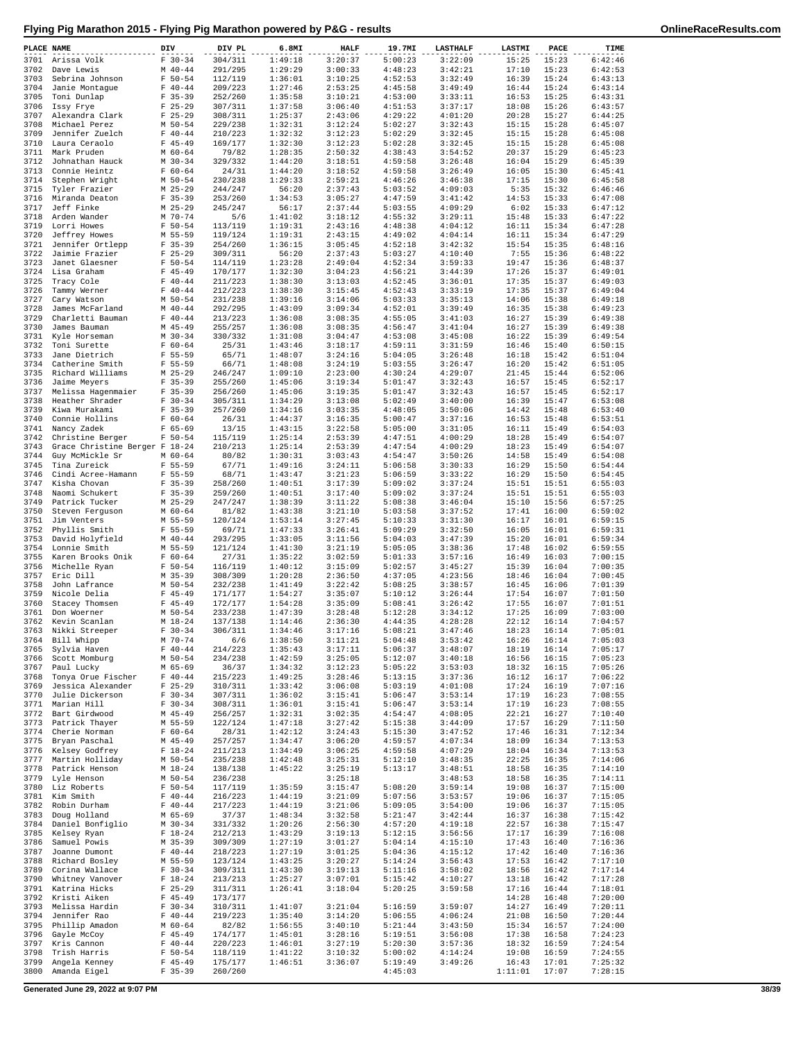# Flying Pig Marathon 2015 - Flying Pig Marathon powered by P&G - results

| PLACE | NAME | DIV | DIV PL | 6.8MI | HALF | 19.7MI | LASTHALF | LASTMI | PACE | TIME |
|---|---|---|---|---|---|---|---|---|---|---|
| 3701 | Arissa Volk | F 30-34 | 304/311 | 1:49:18 | 3:20:37 | 5:00:23 | 3:22:09 | 15:25 | 15:23 | 6:42:46 |
| 3702 | Dave Lewis | M 40-44 | 291/295 | 1:29:29 | 3:00:33 | 4:48:23 | 3:42:21 | 17:10 | 15:23 | 6:42:53 |
| 3703 | Sebrina Johnson | F 50-54 | 112/119 | 1:36:01 | 3:10:25 | 4:52:53 | 3:32:49 | 16:39 | 15:24 | 6:43:13 |
| 3704 | Janie Montague | F 40-44 | 209/223 | 1:27:46 | 2:53:25 | 4:45:58 | 3:49:49 | 16:44 | 15:24 | 6:43:14 |
| 3705 | Toni Dunlap | F 35-39 | 252/260 | 1:35:58 | 3:10:21 | 4:53:00 | 3:33:11 | 16:53 | 15:25 | 6:43:31 |
| 3706 | Issy Frye | F 25-29 | 307/311 | 1:37:58 | 3:06:40 | 4:51:53 | 3:37:17 | 18:08 | 15:26 | 6:43:57 |
| 3707 | Alexandra Clark | F 25-29 | 308/311 | 1:25:37 | 2:43:06 | 4:29:22 | 4:01:20 | 20:28 | 15:27 | 6:44:25 |
| 3708 | Michael Perez | M 50-54 | 229/238 | 1:32:31 | 3:12:24 | 5:02:27 | 3:32:43 | 15:15 | 15:28 | 6:45:07 |
| 3709 | Jennifer Zuelch | F 40-44 | 210/223 | 1:32:32 | 3:12:23 | 5:02:29 | 3:32:45 | 15:15 | 15:28 | 6:45:08 |
| 3710 | Laura Ceraolo | F 45-49 | 169/177 | 1:32:30 | 3:12:23 | 5:02:28 | 3:32:45 | 15:15 | 15:28 | 6:45:08 |
| 3711 | Mark Pruden | M 60-64 | 79/82 | 1:28:35 | 2:50:32 | 4:38:43 | 3:54:52 | 20:37 | 15:29 | 6:45:23 |
| 3712 | Johnathan Hauck | M 30-34 | 329/332 | 1:44:20 | 3:18:51 | 4:59:58 | 3:26:48 | 16:04 | 15:29 | 6:45:39 |
| 3713 | Connie Heintz | F 60-64 | 24/31 | 1:44:20 | 3:18:52 | 4:59:58 | 3:26:49 | 16:05 | 15:30 | 6:45:41 |
| 3714 | Stephen Wright | M 50-54 | 230/238 | 1:29:33 | 2:59:21 | 4:46:26 | 3:46:38 | 17:15 | 15:30 | 6:45:58 |
| 3715 | Tyler Frazier | M 25-29 | 244/247 | 56:20 | 2:37:43 | 5:03:52 | 4:09:03 | 5:35 | 15:32 | 6:46:46 |
| 3716 | Miranda Deaton | F 35-39 | 253/260 | 1:34:53 | 3:05:27 | 4:47:59 | 3:41:42 | 14:53 | 15:33 | 6:47:08 |
| 3717 | Jeff Finke | M 25-29 | 245/247 | 56:17 | 2:37:44 | 5:03:55 | 4:09:29 | 6:02 | 15:33 | 6:47:12 |
| 3718 | Arden Wander | M 70-74 | 5/6 | 1:41:02 | 3:18:12 | 4:55:32 | 3:29:11 | 15:48 | 15:33 | 6:47:22 |
| 3719 | Lorri Howes | F 50-54 | 113/119 | 1:19:31 | 2:43:16 | 4:48:38 | 4:04:12 | 16:11 | 15:34 | 6:47:28 |
| 3720 | Jeffrey Howes | M 55-59 | 119/124 | 1:19:31 | 2:43:15 | 4:49:02 | 4:04:14 | 16:11 | 15:34 | 6:47:29 |
| 3721 | Jennifer Ortlepp | F 35-39 | 254/260 | 1:36:15 | 3:05:45 | 4:52:18 | 3:42:32 | 15:54 | 15:35 | 6:48:16 |
| 3722 | Jaimie Frazier | F 25-29 | 309/311 | 56:20 | 2:37:43 | 5:03:27 | 4:10:40 | 7:55 | 15:36 | 6:48:22 |
| 3723 | Janet Glaesner | F 50-54 | 114/119 | 1:23:28 | 2:49:04 | 4:52:34 | 3:59:33 | 19:47 | 15:36 | 6:48:37 |
| 3724 | Lisa Graham | F 45-49 | 170/177 | 1:32:30 | 3:04:23 | 4:56:21 | 3:44:39 | 17:26 | 15:37 | 6:49:01 |
| 3725 | Tracy Cole | F 40-44 | 211/223 | 1:38:30 | 3:13:03 | 4:52:45 | 3:36:01 | 17:35 | 15:37 | 6:49:03 |
| 3726 | Tammy Werner | F 40-44 | 212/223 | 1:38:30 | 3:15:45 | 4:52:43 | 3:33:19 | 17:35 | 15:37 | 6:49:04 |
| 3727 | Cary Watson | M 50-54 | 231/238 | 1:39:16 | 3:14:06 | 5:03:33 | 3:35:13 | 14:06 | 15:38 | 6:49:18 |
| 3728 | James McFarland | M 40-44 | 292/295 | 1:43:09 | 3:09:34 | 4:52:01 | 3:39:49 | 16:35 | 15:38 | 6:49:23 |
| 3729 | Charletti Bauman | F 40-44 | 213/223 | 1:36:08 | 3:08:35 | 4:55:05 | 3:41:03 | 16:27 | 15:39 | 6:49:38 |
| 3730 | James Bauman | M 45-49 | 255/257 | 1:36:08 | 3:08:35 | 4:56:47 | 3:41:04 | 16:27 | 15:39 | 6:49:38 |
| 3731 | Kyle Horseman | M 30-34 | 330/332 | 1:31:08 | 3:04:47 | 4:53:08 | 3:45:08 | 16:22 | 15:39 | 6:49:54 |
| 3732 | Toni Surette | F 60-64 | 25/31 | 1:43:46 | 3:18:17 | 4:59:11 | 3:31:59 | 16:46 | 15:40 | 6:50:15 |
| 3733 | Jane Dietrich | F 55-59 | 65/71 | 1:48:07 | 3:24:16 | 5:04:05 | 3:26:48 | 16:18 | 15:42 | 6:51:04 |
| 3734 | Catherine Smith | F 55-59 | 66/71 | 1:48:08 | 3:24:19 | 5:03:55 | 3:26:47 | 16:20 | 15:42 | 6:51:05 |
| 3735 | Richard Williams | M 25-29 | 246/247 | 1:09:10 | 2:23:00 | 4:30:24 | 4:29:07 | 21:45 | 15:44 | 6:52:06 |
| 3736 | Jaime Meyers | F 35-39 | 255/260 | 1:45:06 | 3:19:34 | 5:01:47 | 3:32:43 | 16:57 | 15:45 | 6:52:17 |
| 3737 | Melissa Hagenmaier | F 35-39 | 256/260 | 1:45:06 | 3:19:35 | 5:01:47 | 3:32:43 | 16:57 | 15:45 | 6:52:17 |
| 3738 | Heather Shrader | F 30-34 | 305/311 | 1:34:29 | 3:13:08 | 5:02:49 | 3:40:00 | 16:39 | 15:47 | 6:53:08 |
| 3739 | Kiwa Murakami | F 35-39 | 257/260 | 1:34:16 | 3:03:35 | 4:48:05 | 3:50:06 | 14:42 | 15:48 | 6:53:40 |
| 3740 | Connie Hollins | F 60-64 | 26/31 | 1:44:37 | 3:16:35 | 5:00:47 | 3:37:16 | 16:53 | 15:48 | 6:53:51 |
| 3741 | Nancy Zadek | F 65-69 | 13/15 | 1:43:15 | 3:22:58 | 5:05:00 | 3:31:05 | 16:11 | 15:49 | 6:54:03 |
| 3742 | Christine Berger | F 50-54 | 115/119 | 1:25:14 | 2:53:39 | 4:47:51 | 4:00:29 | 18:28 | 15:49 | 6:54:07 |
| 3743 | Grace Christine Berger | F 18-24 | 210/213 | 1:25:14 | 2:53:39 | 4:47:54 | 4:00:29 | 18:23 | 15:49 | 6:54:07 |
| 3744 | Guy McMickle Sr | M 60-64 | 80/82 | 1:30:31 | 3:03:43 | 4:54:47 | 3:50:26 | 14:58 | 15:49 | 6:54:08 |
| 3745 | Tina Zureick | F 55-59 | 67/71 | 1:49:16 | 3:24:11 | 5:06:58 | 3:30:33 | 16:29 | 15:50 | 6:54:44 |
| 3746 | Cindi Acree-Hamann | F 55-59 | 68/71 | 1:43:47 | 3:21:23 | 5:06:59 | 3:33:22 | 16:29 | 15:50 | 6:54:45 |
| 3747 | Kisha Chovan | F 35-39 | 258/260 | 1:40:51 | 3:17:39 | 5:09:02 | 3:37:24 | 15:51 | 15:51 | 6:55:03 |
| 3748 | Naomi Schukert | F 35-39 | 259/260 | 1:40:51 | 3:17:40 | 5:09:02 | 3:37:24 | 15:51 | 15:51 | 6:55:03 |
| 3749 | Patrick Tucker | M 25-29 | 247/247 | 1:38:39 | 3:11:22 | 5:08:38 | 3:46:04 | 15:10 | 15:56 | 6:57:25 |
| 3750 | Steven Ferguson | M 60-64 | 81/82 | 1:43:38 | 3:21:10 | 5:03:58 | 3:37:52 | 17:41 | 16:00 | 6:59:02 |
| 3751 | Jim Venters | M 55-59 | 120/124 | 1:53:14 | 3:27:45 | 5:10:33 | 3:31:30 | 16:17 | 16:01 | 6:59:15 |
| 3752 | Phyllis Smith | F 55-59 | 69/71 | 1:47:33 | 3:26:41 | 5:09:29 | 3:32:50 | 16:05 | 16:01 | 6:59:31 |
| 3753 | David Holyfield | M 40-44 | 293/295 | 1:33:05 | 3:11:56 | 5:04:03 | 3:47:39 | 15:20 | 16:01 | 6:59:34 |
| 3754 | Lonnie Smith | M 55-59 | 121/124 | 1:41:30 | 3:21:19 | 5:05:05 | 3:38:36 | 17:48 | 16:02 | 6:59:55 |
| 3755 | Karen Brooks Onik | F 60-64 | 27/31 | 1:35:22 | 3:02:59 | 5:01:33 | 3:57:16 | 16:49 | 16:03 | 7:00:15 |
| 3756 | Michelle Ryan | F 50-54 | 116/119 | 1:40:12 | 3:15:09 | 5:02:57 | 3:45:27 | 15:39 | 16:04 | 7:00:35 |
| 3757 | Eric Dill | M 35-39 | 308/309 | 1:20:28 | 2:36:50 | 4:37:05 | 4:23:56 | 18:46 | 16:04 | 7:00:45 |
| 3758 | John Lafrance | M 50-54 | 232/238 | 1:41:49 | 3:22:42 | 5:08:25 | 3:38:57 | 16:45 | 16:06 | 7:01:39 |
| 3759 | Nicole Delia | F 45-49 | 171/177 | 1:54:27 | 3:35:07 | 5:10:12 | 3:26:44 | 17:54 | 16:07 | 7:01:50 |
| 3760 | Stacey Thomsen | F 45-49 | 172/177 | 1:54:28 | 3:35:09 | 5:08:41 | 3:26:42 | 17:55 | 16:07 | 7:01:51 |
| 3761 | Don Woerner | M 50-54 | 233/238 | 1:47:39 | 3:28:48 | 5:12:28 | 3:34:12 | 17:25 | 16:09 | 7:03:00 |
| 3762 | Kevin Scanlan | M 18-24 | 137/138 | 1:14:46 | 2:36:30 | 4:44:35 | 4:28:28 | 22:12 | 16:14 | 7:04:57 |
| 3763 | Nikki Streeper | F 30-34 | 306/311 | 1:34:46 | 3:17:16 | 5:08:21 | 3:47:46 | 18:23 | 16:14 | 7:05:01 |
| 3764 | Bill Whipp | M 70-74 | 6/6 | 1:38:50 | 3:11:21 | 5:04:48 | 3:53:42 | 16:26 | 16:14 | 7:05:03 |
| 3765 | Sylvia Haven | F 40-44 | 214/223 | 1:35:43 | 3:17:11 | 5:06:37 | 3:48:07 | 18:19 | 16:14 | 7:05:17 |
| 3766 | Scott Momburg | M 50-54 | 234/238 | 1:42:59 | 3:25:05 | 5:12:07 | 3:40:18 | 16:56 | 16:15 | 7:05:23 |
| 3767 | Paul Lucky | M 65-69 | 36/37 | 1:34:32 | 3:12:23 | 5:05:22 | 3:53:03 | 18:32 | 16:15 | 7:05:26 |
| 3768 | Tonya Orue Fischer | F 40-44 | 215/223 | 1:49:25 | 3:28:46 | 5:13:15 | 3:37:36 | 16:12 | 16:17 | 7:06:22 |
| 3769 | Jessica Alexander | F 25-29 | 310/311 | 1:33:42 | 3:06:08 | 5:03:19 | 4:01:08 | 17:24 | 16:19 | 7:07:16 |
| 3770 | Julie Dickerson | F 30-34 | 307/311 | 1:36:02 | 3:15:41 | 5:06:47 | 3:53:14 | 17:19 | 16:23 | 7:08:55 |
| 3771 | Marian Hill | F 30-34 | 308/311 | 1:36:01 | 3:15:41 | 5:06:47 | 3:53:14 | 17:19 | 16:23 | 7:08:55 |
| 3772 | Bart Girdwood | M 45-49 | 256/257 | 1:32:31 | 3:02:35 | 4:54:47 | 4:08:05 | 22:21 | 16:27 | 7:10:40 |
| 3773 | Patrick Thayer | M 55-59 | 122/124 | 1:47:18 | 3:27:42 | 5:15:38 | 3:44:09 | 17:57 | 16:29 | 7:11:50 |
| 3774 | Cherie Norman | F 60-64 | 28/31 | 1:42:12 | 3:24:43 | 5:15:30 | 3:47:52 | 17:46 | 16:31 | 7:12:34 |
| 3775 | Bryan Paschal | M 45-49 | 257/257 | 1:34:47 | 3:06:20 | 4:59:57 | 4:07:34 | 18:09 | 16:34 | 7:13:53 |
| 3776 | Kelsey Godfrey | F 18-24 | 211/213 | 1:34:49 | 3:06:25 | 4:59:58 | 4:07:29 | 18:04 | 16:34 | 7:13:53 |
| 3777 | Martin Holliday | M 50-54 | 235/238 | 1:42:48 | 3:25:31 | 5:12:10 | 3:48:35 | 22:25 | 16:35 | 7:14:06 |
| 3778 | Patrick Henson | M 18-24 | 138/138 | 1:45:22 | 3:25:19 | 5:13:17 | 3:48:51 | 18:58 | 16:35 | 7:14:10 |
| 3779 | Lyle Henson | M 50-54 | 236/238 | | 3:25:18 | | 3:48:53 | 18:58 | 16:35 | 7:14:11 |
| 3780 | Liz Roberts | F 50-54 | 117/119 | 1:35:59 | 3:15:47 | 5:08:20 | 3:59:14 | 19:08 | 16:37 | 7:15:00 |
| 3781 | Kim Smith | F 40-44 | 216/223 | 1:44:19 | 3:21:09 | 5:07:56 | 3:53:57 | 19:06 | 16:37 | 7:15:05 |
| 3782 | Robin Durham | F 40-44 | 217/223 | 1:44:19 | 3:21:06 | 5:09:05 | 3:54:00 | 19:06 | 16:37 | 7:15:05 |
| 3783 | Doug Holland | M 65-69 | 37/37 | 1:48:34 | 3:32:58 | 5:21:47 | 3:42:44 | 16:37 | 16:38 | 7:15:42 |
| 3784 | Daniel Bonfiglio | M 30-34 | 331/332 | 1:20:26 | 2:56:30 | 4:57:20 | 4:19:18 | 22:57 | 16:38 | 7:15:47 |
| 3785 | Kelsey Ryan | F 18-24 | 212/213 | 1:43:29 | 3:19:13 | 5:12:15 | 3:56:56 | 17:17 | 16:39 | 7:16:08 |
| 3786 | Samuel Powis | M 35-39 | 309/309 | 1:27:19 | 3:01:27 | 5:04:14 | 4:15:10 | 17:43 | 16:40 | 7:16:36 |
| 3787 | Joanne Dumont | F 40-44 | 218/223 | 1:27:19 | 3:01:25 | 5:04:36 | 4:15:12 | 17:42 | 16:40 | 7:16:36 |
| 3788 | Richard Bosley | M 55-59 | 123/124 | 1:43:25 | 3:20:27 | 5:14:24 | 3:56:43 | 17:53 | 16:42 | 7:17:10 |
| 3789 | Corina Wallace | F 30-34 | 309/311 | 1:43:30 | 3:19:13 | 5:11:16 | 3:58:02 | 18:56 | 16:42 | 7:17:14 |
| 3790 | Whitney Vanover | F 18-24 | 213/213 | 1:25:27 | 3:07:01 | 5:15:42 | 4:10:27 | 13:18 | 16:42 | 7:17:28 |
| 3791 | Katrina Hicks | F 25-29 | 311/311 | 1:26:41 | 3:18:04 | 5:20:25 | 3:59:58 | 17:16 | 16:44 | 7:18:01 |
| 3792 | Kristi Aiken | F 45-49 | 173/177 | | | | | 14:28 | 16:48 | 7:20:00 |
| 3793 | Melissa Hardin | F 30-34 | 310/311 | 1:41:07 | 3:21:04 | 5:16:59 | 3:59:07 | 14:27 | 16:49 | 7:20:11 |
| 3794 | Jennifer Rao | F 40-44 | 219/223 | 1:35:40 | 3:14:20 | 5:06:55 | 4:06:24 | 21:08 | 16:50 | 7:20:44 |
| 3795 | Phillip Amadon | M 60-64 | 82/82 | 1:56:55 | 3:40:10 | 5:21:44 | 3:43:50 | 15:34 | 16:57 | 7:24:00 |
| 3796 | Gayle McCoy | F 45-49 | 174/177 | 1:45:01 | 3:28:16 | 5:19:51 | 3:56:08 | 17:38 | 16:58 | 7:24:23 |
| 3797 | Kris Cannon | F 40-44 | 220/223 | 1:46:01 | 3:27:19 | 5:20:30 | 3:57:36 | 18:32 | 16:59 | 7:24:54 |
| 3798 | Trish Harris | F 50-54 | 118/119 | 1:41:22 | 3:10:32 | 5:00:02 | 4:14:24 | 19:08 | 16:59 | 7:24:55 |
| 3799 | Angela Kenney | F 45-49 | 175/177 | 1:46:51 | 3:36:07 | 5:19:49 | 3:49:26 | 16:43 | 17:01 | 7:25:32 |
| 3800 | Amanda Eigel | F 35-39 | 260/260 | | | 4:45:03 | | 1:11:01 | 17:07 | 7:28:15 |

Generated June 29, 2022 at 9:07 PM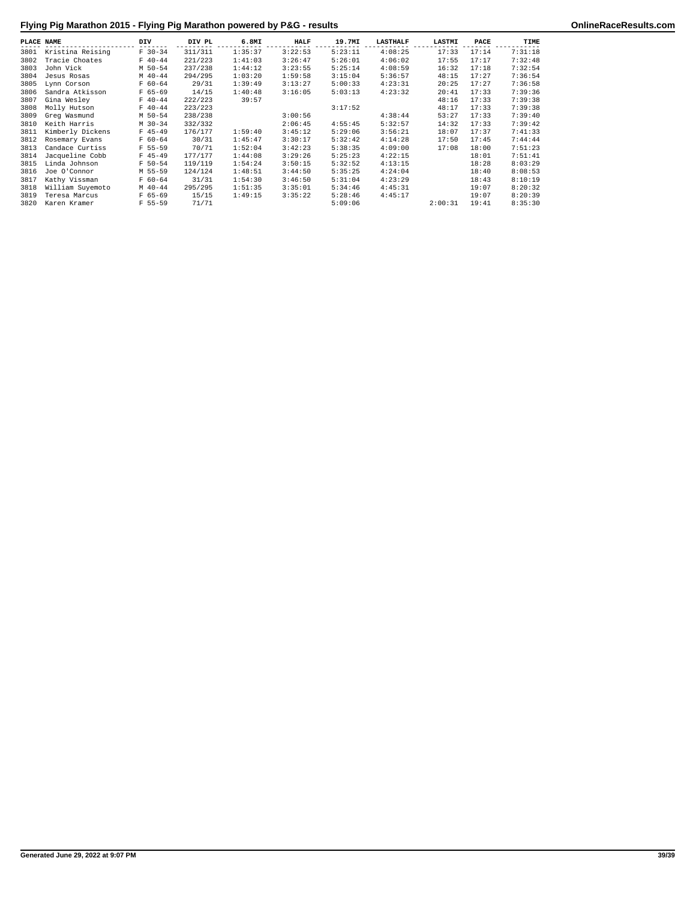| PLACE | NAME | DIV | DIV PL | 6.8MI | HALF | 19.7MI | LASTHALF | LASTMI | PACE | TIME |
|---|---|---|---|---|---|---|---|---|---|---|
| 3801 | Kristina Reising | F 30-34 | 311/311 | 1:35:37 | 3:22:53 | 5:23:11 | 4:08:25 | 17:33 | 17:14 | 7:31:18 |
| 3802 | Tracie Choates | F 40-44 | 221/223 | 1:41:03 | 3:26:47 | 5:26:01 | 4:06:02 | 17:55 | 17:17 | 7:32:48 |
| 3803 | John Vick | M 50-54 | 237/238 | 1:44:12 | 3:23:55 | 5:25:14 | 4:08:59 | 16:32 | 17:18 | 7:32:54 |
| 3804 | Jesus Rosas | M 40-44 | 294/295 | 1:03:20 | 1:59:58 | 3:15:04 | 5:36:57 | 48:15 | 17:27 | 7:36:54 |
| 3805 | Lynn Corson | F 60-64 | 29/31 | 1:39:49 | 3:13:27 | 5:00:33 | 4:23:31 | 20:25 | 17:27 | 7:36:58 |
| 3806 | Sandra Atkisson | F 65-69 | 14/15 | 1:40:48 | 3:16:05 | 5:03:13 | 4:23:32 | 20:41 | 17:33 | 7:39:36 |
| 3807 | Gina Wesley | F 40-44 | 222/223 | 39:57 | | | | 48:16 | 17:33 | 7:39:38 |
| 3808 | Molly Hutson | F 40-44 | 223/223 | | | 3:17:52 | | 48:17 | 17:33 | 7:39:38 |
| 3809 | Greg Wasmund | M 50-54 | 238/238 | | 3:00:56 | | 4:38:44 | 53:27 | 17:33 | 7:39:40 |
| 3810 | Keith Harris | M 30-34 | 332/332 | | 2:06:45 | 4:55:45 | 5:32:57 | 14:32 | 17:33 | 7:39:42 |
| 3811 | Kimberly Dickens | F 45-49 | 176/177 | 1:59:40 | 3:45:12 | 5:29:06 | 3:56:21 | 18:07 | 17:37 | 7:41:33 |
| 3812 | Rosemary Evans | F 60-64 | 30/31 | 1:45:47 | 3:30:17 | 5:32:42 | 4:14:28 | 17:50 | 17:45 | 7:44:44 |
| 3813 | Candace Curtiss | F 55-59 | 70/71 | 1:52:04 | 3:42:23 | 5:38:35 | 4:09:00 | 17:08 | 18:00 | 7:51:23 |
| 3814 | Jacqueline Cobb | F 45-49 | 177/177 | 1:44:08 | 3:29:26 | 5:25:23 | 4:22:15 | | 18:01 | 7:51:41 |
| 3815 | Linda Johnson | F 50-54 | 119/119 | 1:54:24 | 3:50:15 | 5:32:52 | 4:13:15 | | 18:28 | 8:03:29 |
| 3816 | Joe O'Connor | M 55-59 | 124/124 | 1:48:51 | 3:44:50 | 5:35:25 | 4:24:04 | | 18:40 | 8:08:53 |
| 3817 | Kathy Vissman | F 60-64 | 31/31 | 1:54:30 | 3:46:50 | 5:31:04 | 4:23:29 | | 18:43 | 8:10:19 |
| 3818 | William Suyemoto | M 40-44 | 295/295 | 1:51:35 | 3:35:01 | 5:34:46 | 4:45:31 | | 19:07 | 8:20:32 |
| 3819 | Teresa Marcus | F 65-69 | 15/15 | 1:49:15 | 3:35:22 | 5:28:46 | 4:45:17 | | 19:07 | 8:20:39 |
| 3820 | Karen Kramer | F 55-59 | 71/71 | | | 5:09:06 | | 2:00:31 | 19:41 | 8:35:30 |